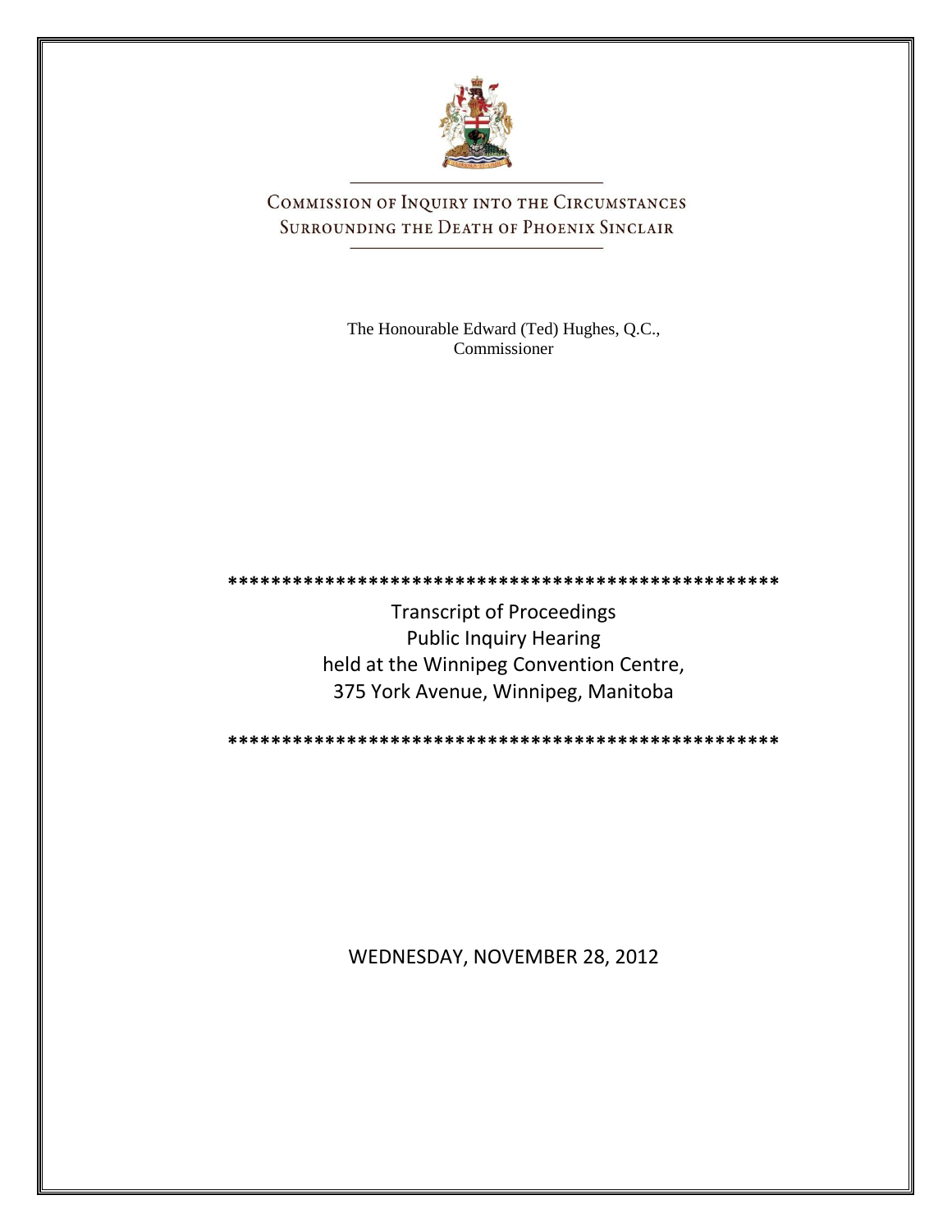# COMMISSION OF INQUIRY INTO THE CIRCUMSTANCES SURROUNDING THE DEATH OF PHOENIX SINCLAIR

The Honourable Edward (Ted) Hughes, Q.C.,
Commissioner

\*\*\*\*\*\*\*\*\*\*\*\*\*\*\*\*\*\*\*\*\*\*\*\*\*\*\*\*\*\*\*\*\*\*\*\*\*\*\*\*\*\*\*\*\*\*\*\*\*\*\*

Transcript of Proceedings
Public Inquiry Hearing
held at the Winnipeg Convention Centre,
375 York Avenue, Winnipeg, Manitoba

\*\*\*\*\*\*\*\*\*\*\*\*\*\*\*\*\*\*\*\*\*\*\*\*\*\*\*\*\*\*\*\*\*\*\*\*\*\*\*\*\*\*\*\*\*\*\*\*\*\*\*

WEDNESDAY, NOVEMBER 28, 2012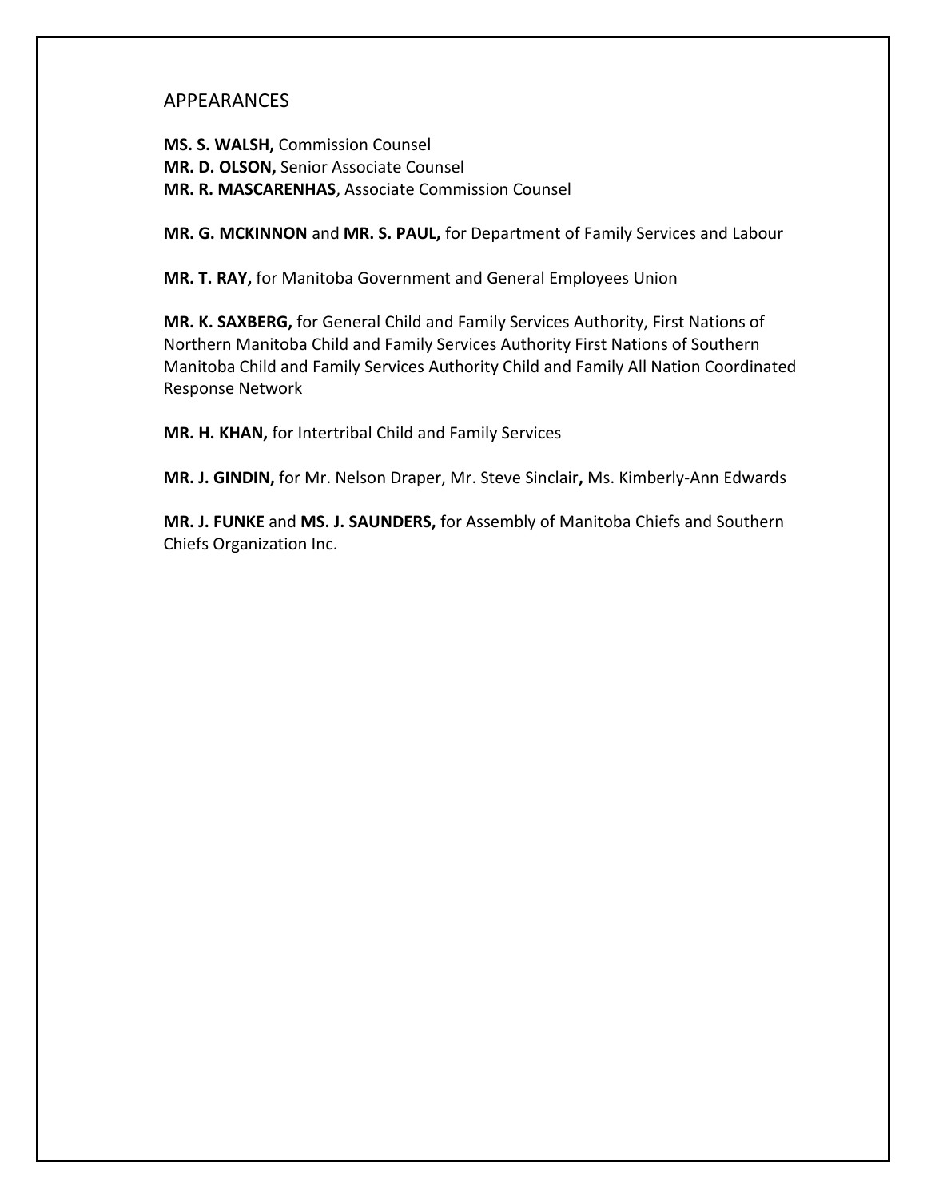## APPEARANCES

**MS. S. WALSH,** Commission Counsel
**MR. D. OLSON,** Senior Associate Counsel
**MR. R. MASCARENHAS**, Associate Commission Counsel

**MR. G. MCKINNON** and **MR. S. PAUL,** for Department of Family Services and Labour

**MR. T. RAY,** for Manitoba Government and General Employees Union

**MR. K. SAXBERG,** for General Child and Family Services Authority, First Nations of Northern Manitoba Child and Family Services Authority First Nations of Southern Manitoba Child and Family Services Authority Child and Family All Nation Coordinated Response Network

**MR. H. KHAN,** for Intertribal Child and Family Services

**MR. J. GINDIN,** for Mr. Nelson Draper, Mr. Steve Sinclair**,** Ms. Kimberly-Ann Edwards

**MR. J. FUNKE** and **MS. J. SAUNDERS,** for Assembly of Manitoba Chiefs and Southern Chiefs Organization Inc.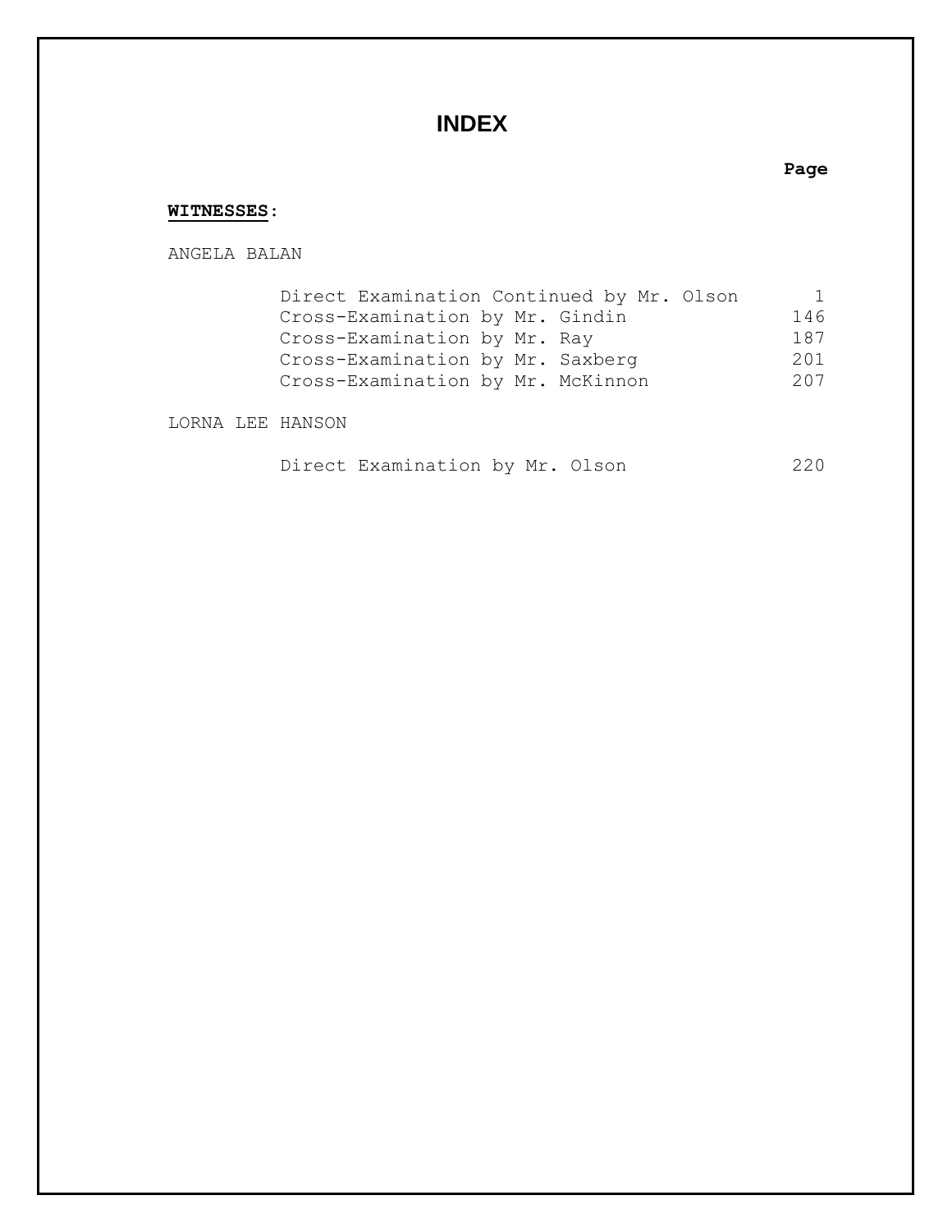# INDEX

| | Page |
|---|---|
| **WITNESSES**: | |
| ANGELA BALAN | |
| Direct Examination Continued by Mr. Olson | 1 |
| Cross-Examination by Mr. Gindin | 146 |
| Cross-Examination by Mr. Ray | 187 |
| Cross-Examination by Mr. Saxberg | 201 |
| Cross-Examination by Mr. McKinnon | 207 |
| LORNA LEE HANSON | |
| Direct Examination by Mr. Olson | 220 |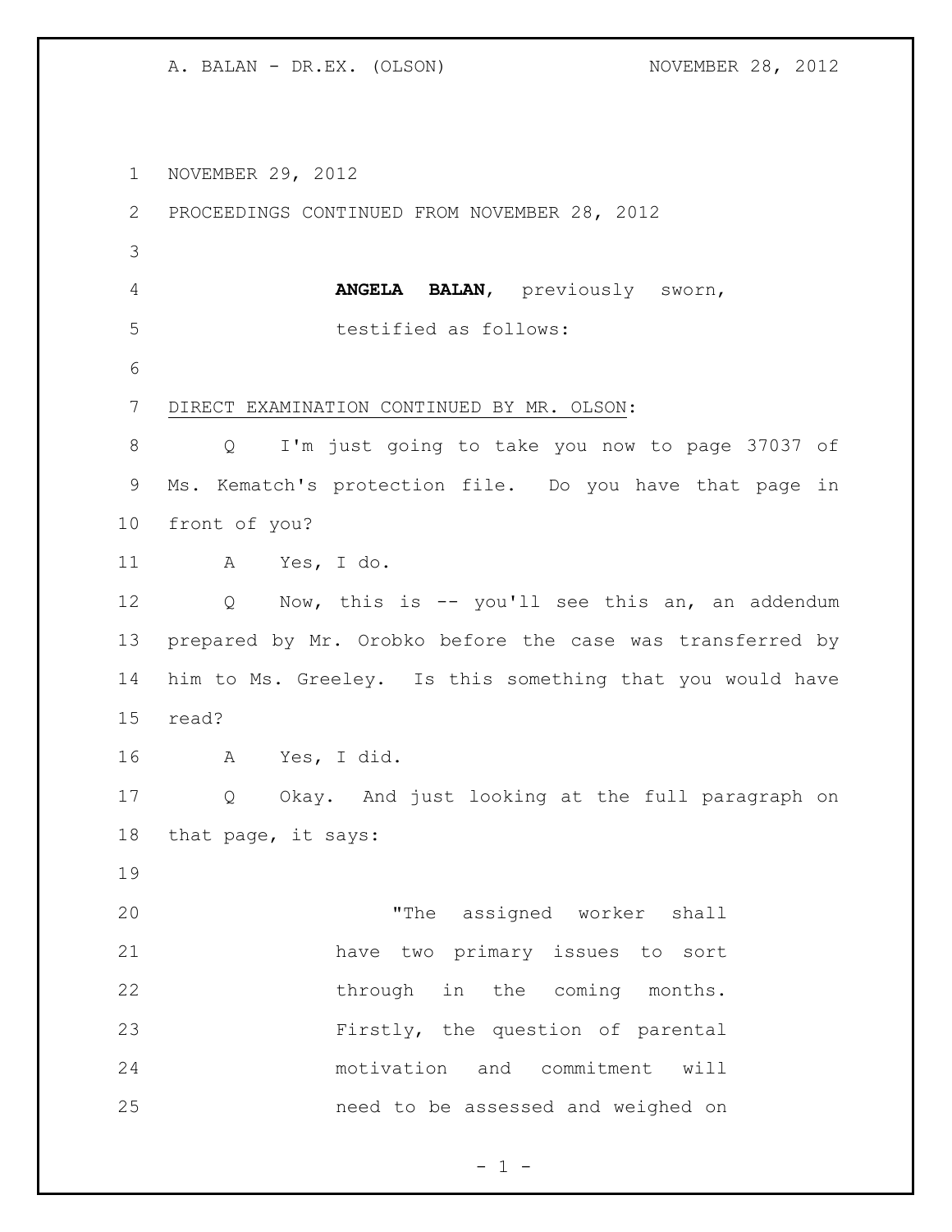NOVEMBER 29, 2012

PROCEEDINGS CONTINUED FROM NOVEMBER 28, 2012

**ANGELA BALAN**, previously sworn, testified as follows:

DIRECT EXAMINATION CONTINUED BY MR. OLSON:

Q I'm just going to take you now to page 37037 of Ms. Kematch's protection file. Do you have that page in front of you?

A Yes, I do.

Q Now, this is -- you'll see this an, an addendum prepared by Mr. Orobko before the case was transferred by him to Ms. Greeley. Is this something that you would have read?

A Yes, I did.

Q Okay. And just looking at the full paragraph on that page, it says:

> "The assigned worker shall have two primary issues to sort through in the coming months. Firstly, the question of parental motivation and commitment will need to be assessed and weighed on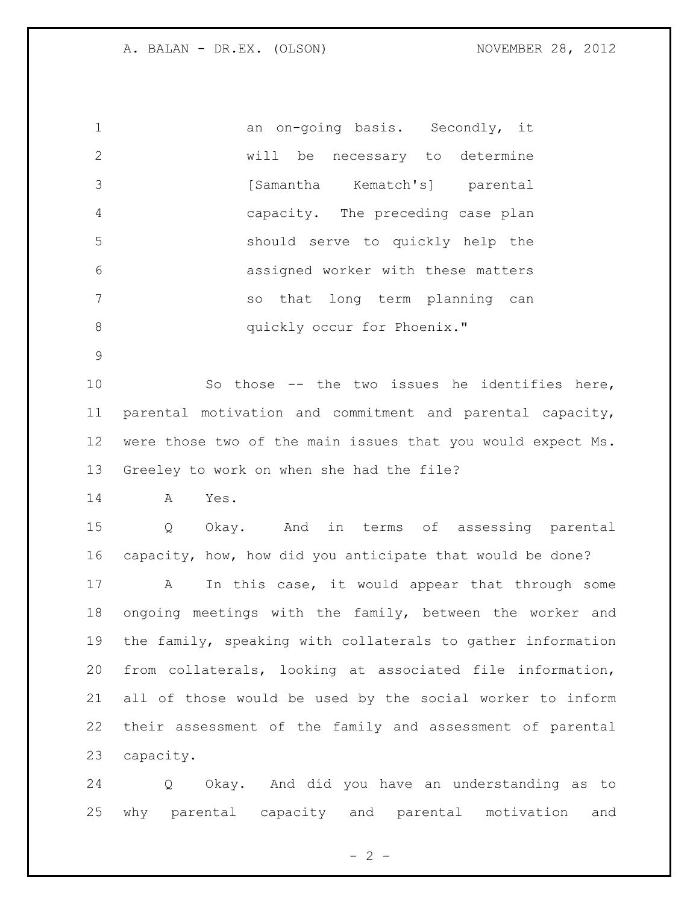an on-going basis. Secondly, it will be necessary to determine [Samantha Kematch's] parental capacity. The preceding case plan should serve to quickly help the assigned worker with these matters so that long term planning can quickly occur for Phoenix."

So those -- the two issues he identifies here, parental motivation and commitment and parental capacity, were those two of the main issues that you would expect Ms. Greeley to work on when she had the file?

A Yes.

Q Okay. And in terms of assessing parental capacity, how, how did you anticipate that would be done?

A In this case, it would appear that through some ongoing meetings with the family, between the worker and the family, speaking with collaterals to gather information from collaterals, looking at associated file information, all of those would be used by the social worker to inform their assessment of the family and assessment of parental capacity.

Q Okay. And did you have an understanding as to why parental capacity and parental motivation and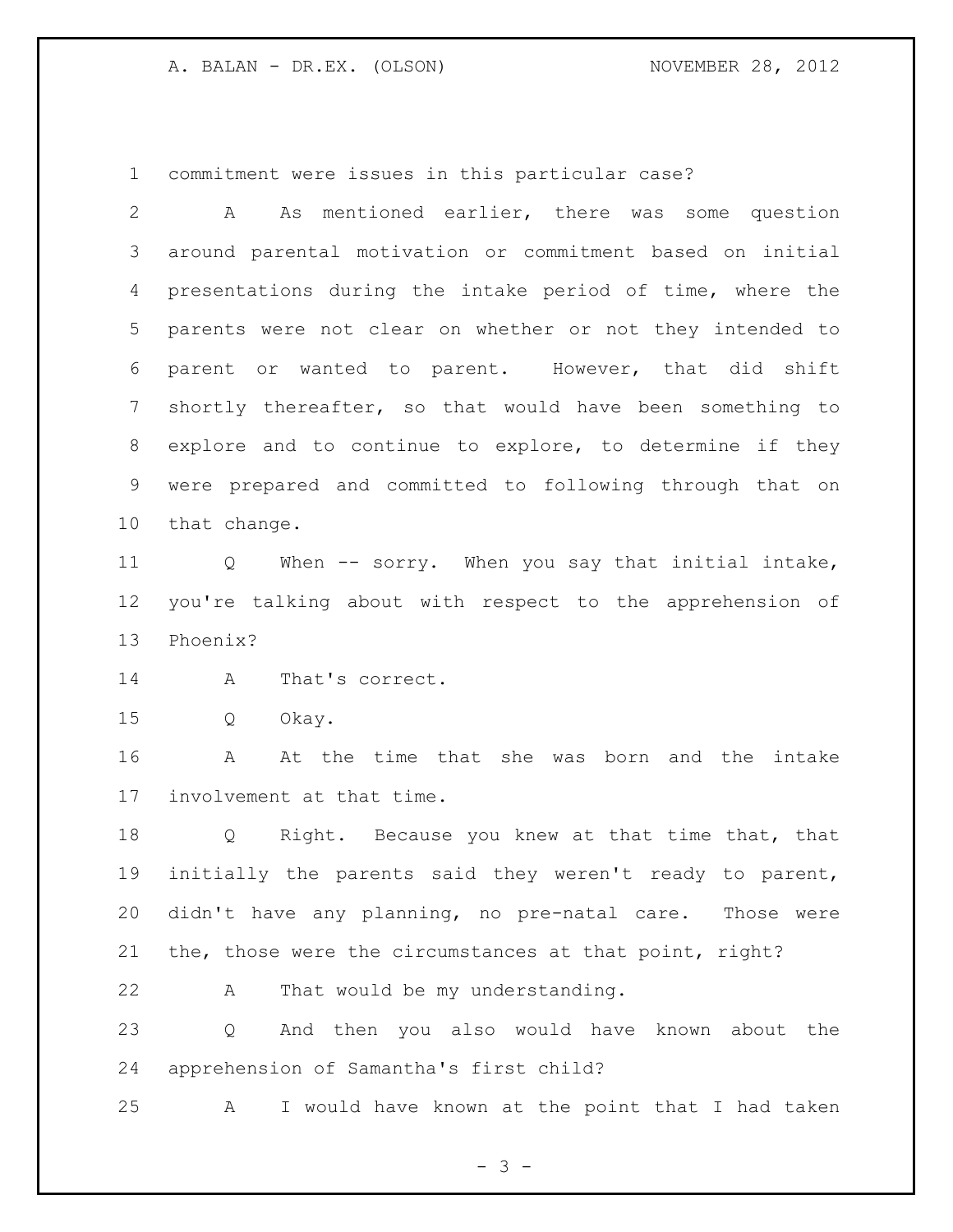commitment were issues in this particular case?

A As mentioned earlier, there was some question around parental motivation or commitment based on initial presentations during the intake period of time, where the parents were not clear on whether or not they intended to parent or wanted to parent. However, that did shift shortly thereafter, so that would have been something to explore and to continue to explore, to determine if they were prepared and committed to following through that on that change.

Q When -- sorry. When you say that initial intake, you're talking about with respect to the apprehension of Phoenix?

A That's correct.

Q Okay.

A At the time that she was born and the intake involvement at that time.

Q Right. Because you knew at that time that, that initially the parents said they weren't ready to parent, didn't have any planning, no pre-natal care. Those were the, those were the circumstances at that point, right?

A That would be my understanding.

Q And then you also would have known about the apprehension of Samantha's first child?

A I would have known at the point that I had taken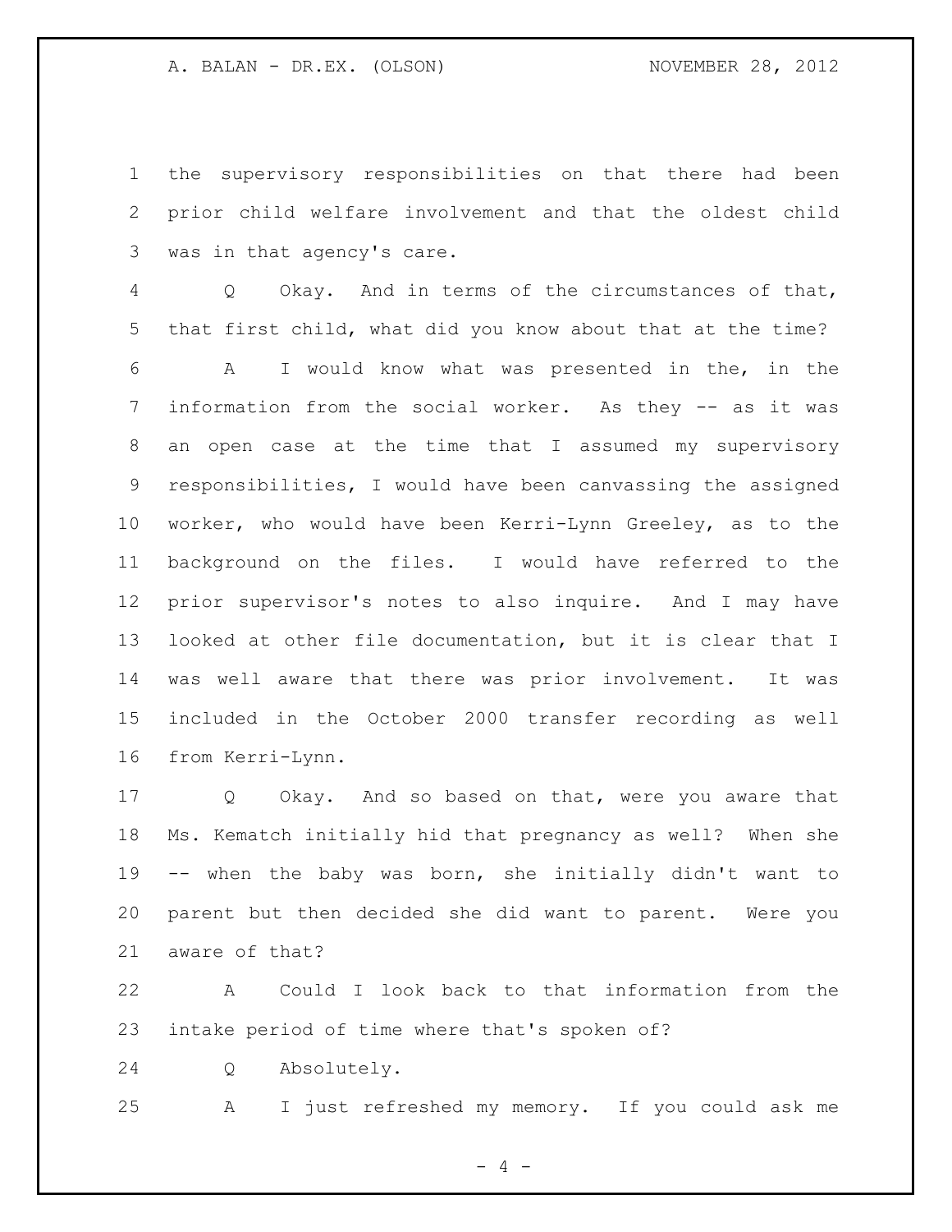the supervisory responsibilities on that there had been prior child welfare involvement and that the oldest child was in that agency's care.

Q Okay. And in terms of the circumstances of that, that first child, what did you know about that at the time?

A I would know what was presented in the, in the information from the social worker. As they -- as it was an open case at the time that I assumed my supervisory responsibilities, I would have been canvassing the assigned worker, who would have been Kerri-Lynn Greeley, as to the background on the files. I would have referred to the prior supervisor's notes to also inquire. And I may have looked at other file documentation, but it is clear that I was well aware that there was prior involvement. It was included in the October 2000 transfer recording as well from Kerri-Lynn.

Q Okay. And so based on that, were you aware that Ms. Kematch initially hid that pregnancy as well? When she -- when the baby was born, she initially didn't want to parent but then decided she did want to parent. Were you aware of that?

A Could I look back to that information from the intake period of time where that's spoken of?

Q Absolutely.

A I just refreshed my memory. If you could ask me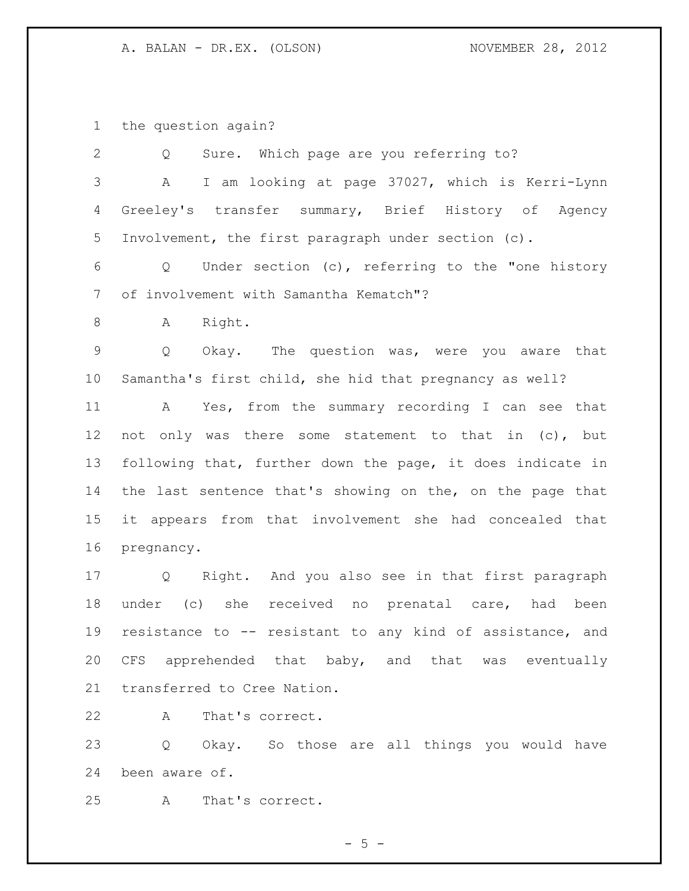the question again?

Q Sure. Which page are you referring to?

A I am looking at page 37027, which is Kerri-Lynn Greeley's transfer summary, Brief History of Agency Involvement, the first paragraph under section (c).

Q Under section (c), referring to the "one history of involvement with Samantha Kematch"?

A Right.

Q Okay. The question was, were you aware that Samantha's first child, she hid that pregnancy as well?

A Yes, from the summary recording I can see that not only was there some statement to that in (c), but following that, further down the page, it does indicate in the last sentence that's showing on the, on the page that it appears from that involvement she had concealed that pregnancy.

Q Right. And you also see in that first paragraph under (c) she received no prenatal care, had been resistance to -- resistant to any kind of assistance, and CFS apprehended that baby, and that was eventually transferred to Cree Nation.

A That's correct.

Q Okay. So those are all things you would have been aware of.

A That's correct.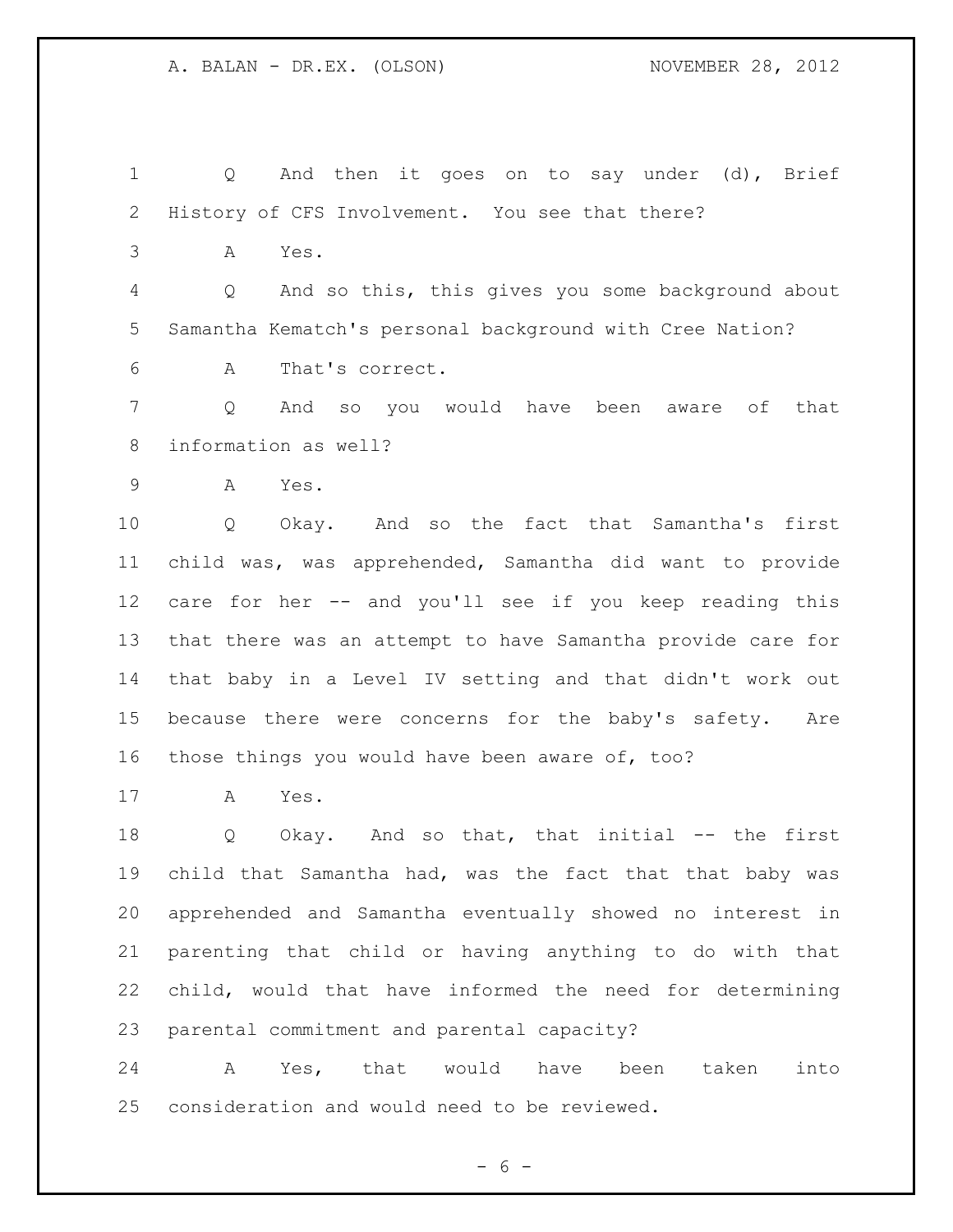Q And then it goes on to say under (d), Brief History of CFS Involvement. You see that there?

A Yes.

Q And so this, this gives you some background about Samantha Kematch's personal background with Cree Nation?

A That's correct.

Q And so you would have been aware of that information as well?

A Yes.

Q Okay. And so the fact that Samantha's first child was, was apprehended, Samantha did want to provide care for her -- and you'll see if you keep reading this that there was an attempt to have Samantha provide care for that baby in a Level IV setting and that didn't work out because there were concerns for the baby's safety. Are those things you would have been aware of, too?

A Yes.

Q Okay. And so that, that initial -- the first child that Samantha had, was the fact that that baby was apprehended and Samantha eventually showed no interest in parenting that child or having anything to do with that child, would that have informed the need for determining parental commitment and parental capacity?

A Yes, that would have been taken into consideration and would need to be reviewed.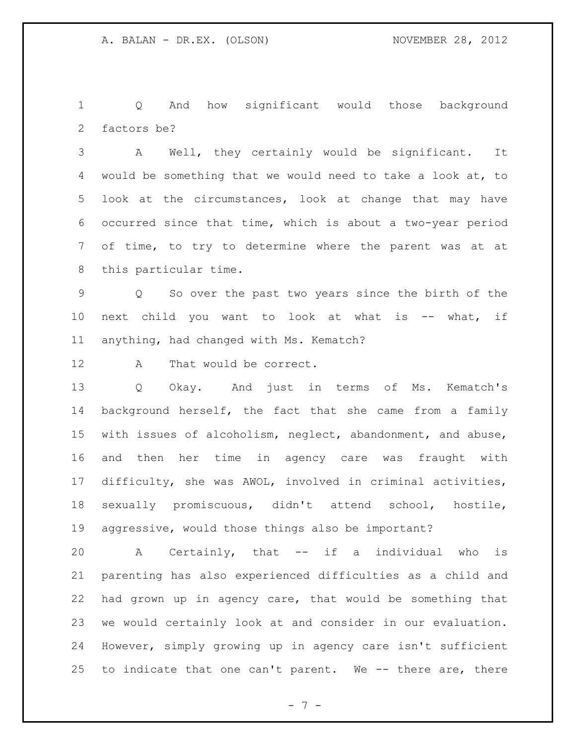Q And how significant would those background factors be?

A Well, they certainly would be significant. It would be something that we would need to take a look at, to look at the circumstances, look at change that may have occurred since that time, which is about a two-year period of time, to try to determine where the parent was at at this particular time.

Q So over the past two years since the birth of the next child you want to look at what is -- what, if anything, had changed with Ms. Kematch?

A That would be correct.

Q Okay. And just in terms of Ms. Kematch's background herself, the fact that she came from a family with issues of alcoholism, neglect, abandonment, and abuse, and then her time in agency care was fraught with difficulty, she was AWOL, involved in criminal activities, sexually promiscuous, didn't attend school, hostile, aggressive, would those things also be important?

A Certainly, that -- if a individual who is parenting has also experienced difficulties as a child and had grown up in agency care, that would be something that we would certainly look at and consider in our evaluation. However, simply growing up in agency care isn't sufficient to indicate that one can't parent. We -- there are, there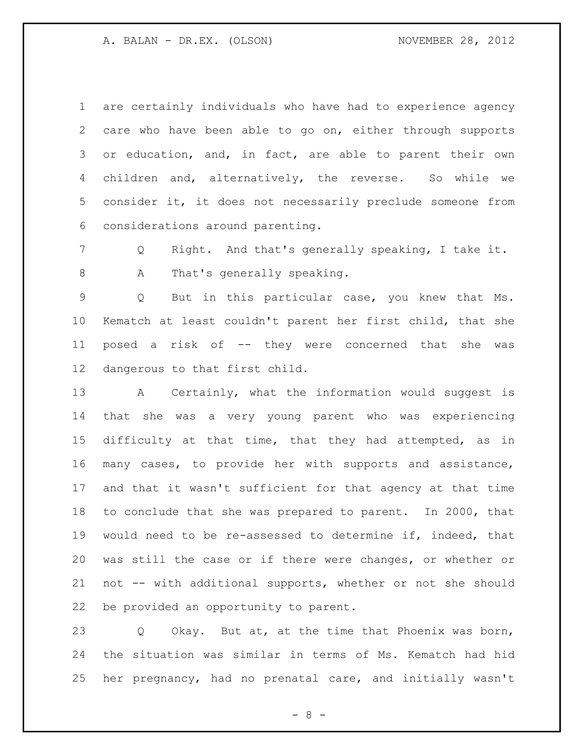are certainly individuals who have had to experience agency care who have been able to go on, either through supports or education, and, in fact, are able to parent their own children and, alternatively, the reverse. So while we consider it, it does not necessarily preclude someone from considerations around parenting.

Q Right. And that's generally speaking, I take it.

A That's generally speaking.

Q But in this particular case, you knew that Ms. Kematch at least couldn't parent her first child, that she posed a risk of -- they were concerned that she was dangerous to that first child.

A Certainly, what the information would suggest is that she was a very young parent who was experiencing difficulty at that time, that they had attempted, as in many cases, to provide her with supports and assistance, and that it wasn't sufficient for that agency at that time to conclude that she was prepared to parent. In 2000, that would need to be re-assessed to determine if, indeed, that was still the case or if there were changes, or whether or not -- with additional supports, whether or not she should be provided an opportunity to parent.

Q Okay. But at, at the time that Phoenix was born, the situation was similar in terms of Ms. Kematch had hid her pregnancy, had no prenatal care, and initially wasn't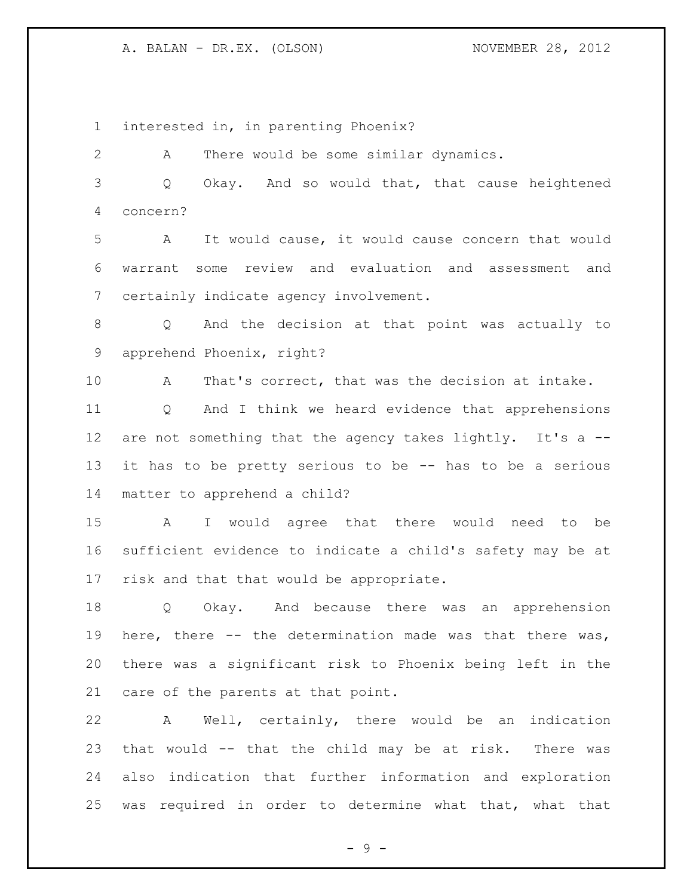interested in, in parenting Phoenix?

A There would be some similar dynamics.

Q Okay. And so would that, that cause heightened concern?

A It would cause, it would cause concern that would warrant some review and evaluation and assessment and certainly indicate agency involvement.

Q And the decision at that point was actually to apprehend Phoenix, right?

A That's correct, that was the decision at intake.

Q And I think we heard evidence that apprehensions are not something that the agency takes lightly. It's a -- it has to be pretty serious to be -- has to be a serious matter to apprehend a child?

A I would agree that there would need to be sufficient evidence to indicate a child's safety may be at risk and that that would be appropriate.

Q Okay. And because there was an apprehension here, there -- the determination made was that there was, there was a significant risk to Phoenix being left in the care of the parents at that point.

A Well, certainly, there would be an indication that would -- that the child may be at risk. There was also indication that further information and exploration was required in order to determine what that, what that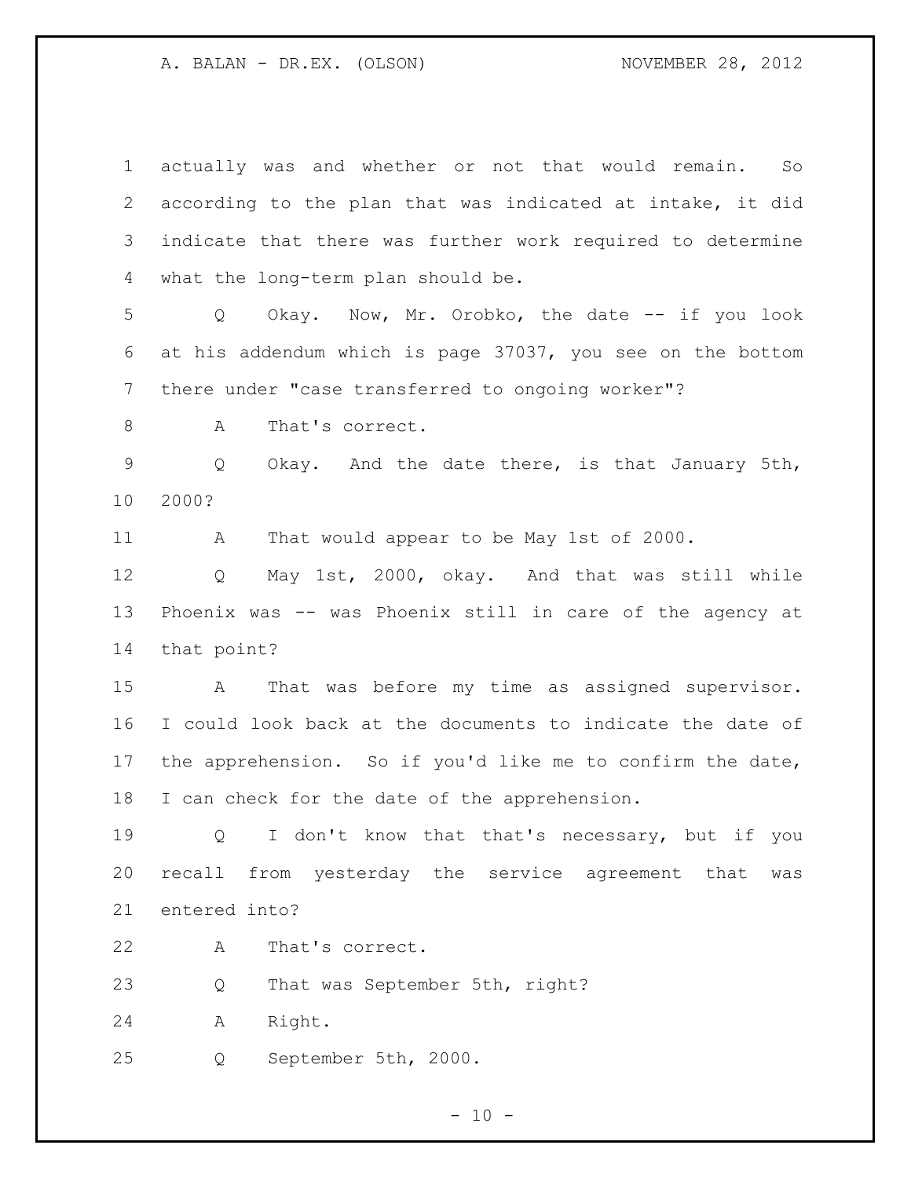actually was and whether or not that would remain. So according to the plan that was indicated at intake, it did indicate that there was further work required to determine what the long-term plan should be.

Q Okay. Now, Mr. Orobko, the date -- if you look at his addendum which is page 37037, you see on the bottom there under "case transferred to ongoing worker"?

A That's correct.

Q Okay. And the date there, is that January 5th, 2000?

A That would appear to be May 1st of 2000.

Q May 1st, 2000, okay. And that was still while Phoenix was -- was Phoenix still in care of the agency at that point?

A That was before my time as assigned supervisor. I could look back at the documents to indicate the date of the apprehension. So if you'd like me to confirm the date, I can check for the date of the apprehension.

Q I don't know that that's necessary, but if you recall from yesterday the service agreement that was entered into?

A That's correct.

Q That was September 5th, right?

A Right.

Q September 5th, 2000.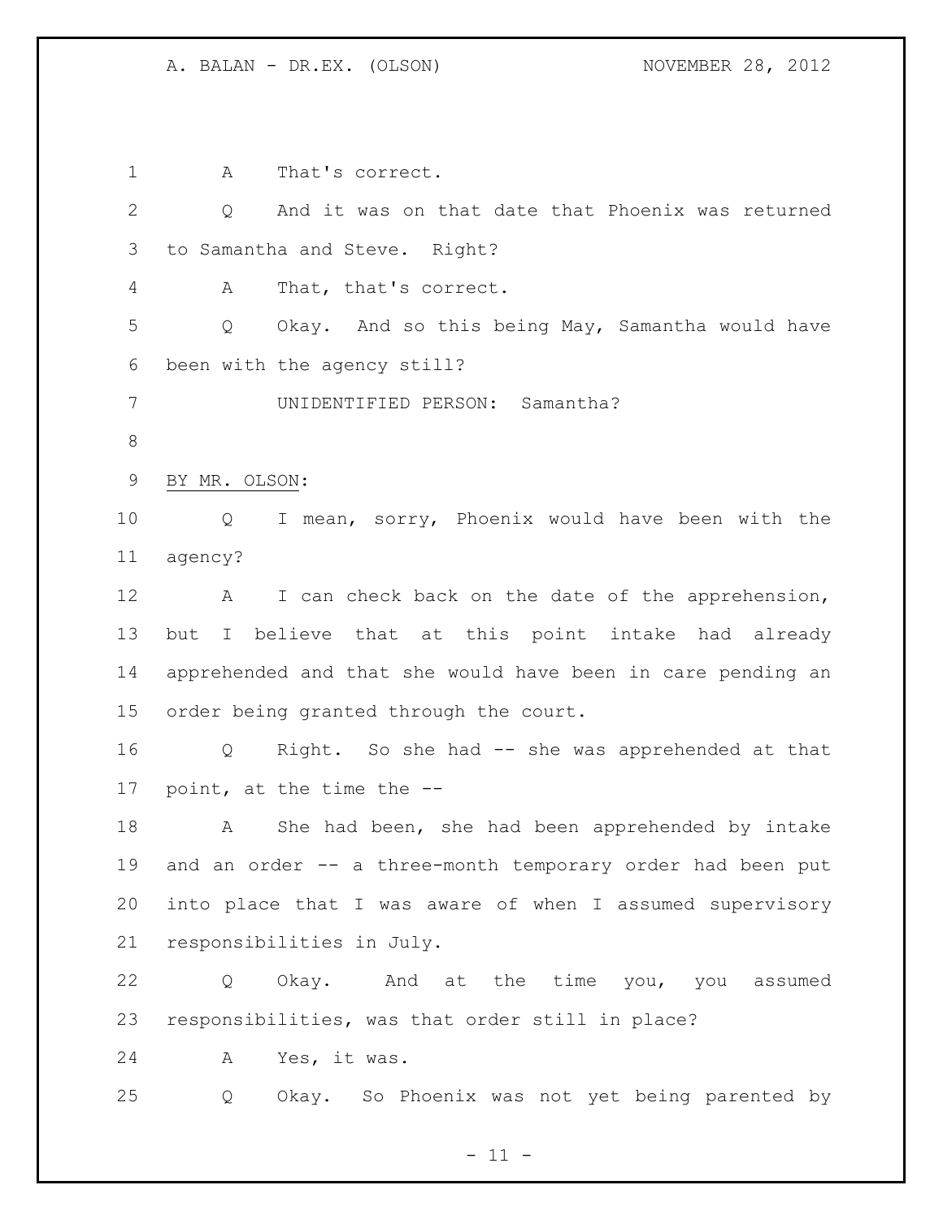A That's correct.

Q And it was on that date that Phoenix was returned to Samantha and Steve. Right?

A That, that's correct.

Q Okay. And so this being May, Samantha would have been with the agency still?

UNIDENTIFIED PERSON: Samantha?

BY MR. OLSON:

Q I mean, sorry, Phoenix would have been with the agency?

A I can check back on the date of the apprehension, but I believe that at this point intake had already apprehended and that she would have been in care pending an order being granted through the court.

Q Right. So she had -- she was apprehended at that point, at the time the --

A She had been, she had been apprehended by intake and an order -- a three-month temporary order had been put into place that I was aware of when I assumed supervisory responsibilities in July.

Q Okay. And at the time you, you assumed responsibilities, was that order still in place?

A Yes, it was.

Q Okay. So Phoenix was not yet being parented by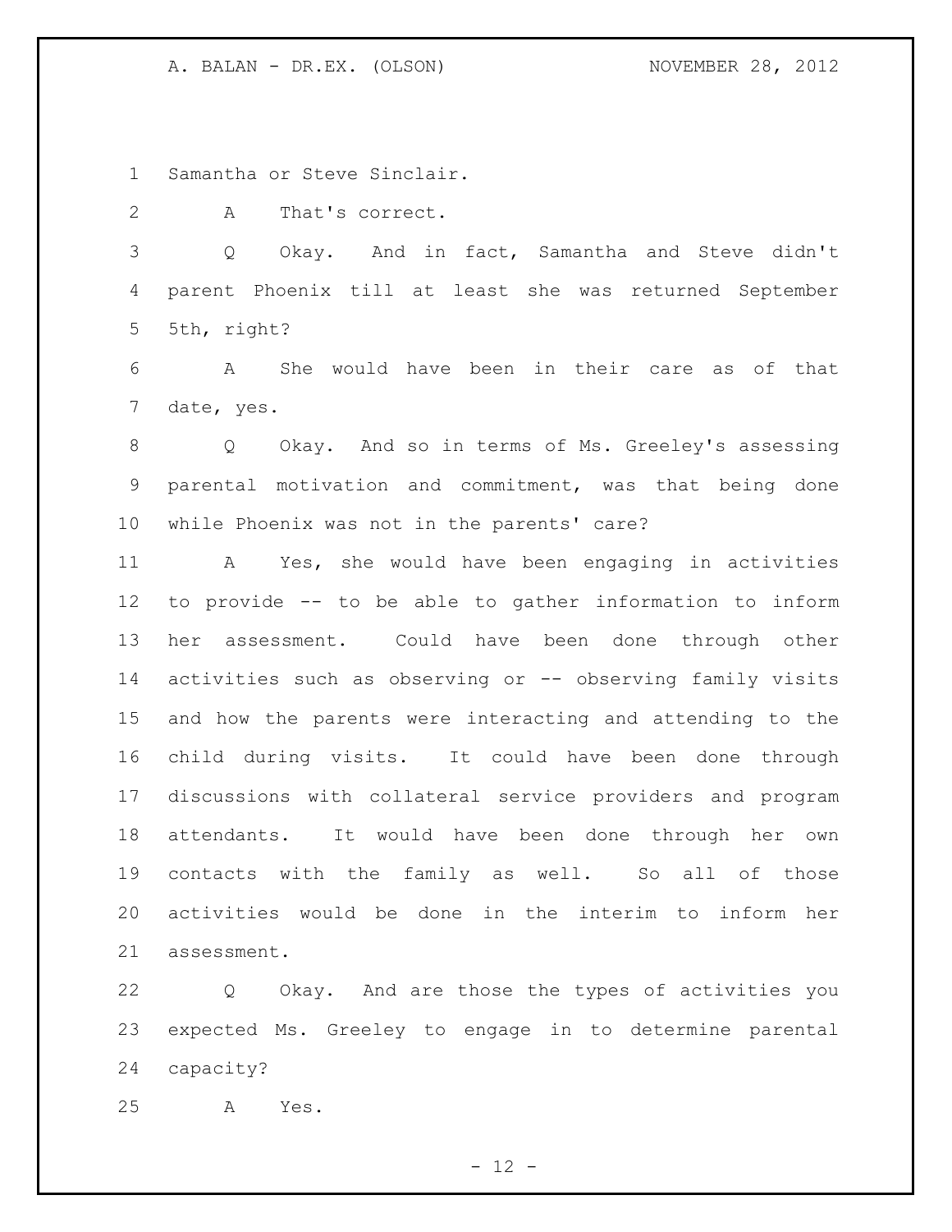Samantha or Steve Sinclair.

A That's correct.

Q Okay. And in fact, Samantha and Steve didn't parent Phoenix till at least she was returned September 5th, right?

A She would have been in their care as of that date, yes.

Q Okay. And so in terms of Ms. Greeley's assessing parental motivation and commitment, was that being done while Phoenix was not in the parents' care?

A Yes, she would have been engaging in activities to provide -- to be able to gather information to inform her assessment. Could have been done through other activities such as observing or -- observing family visits and how the parents were interacting and attending to the child during visits. It could have been done through discussions with collateral service providers and program attendants. It would have been done through her own contacts with the family as well. So all of those activities would be done in the interim to inform her assessment.

Q Okay. And are those the types of activities you expected Ms. Greeley to engage in to determine parental capacity?

A Yes.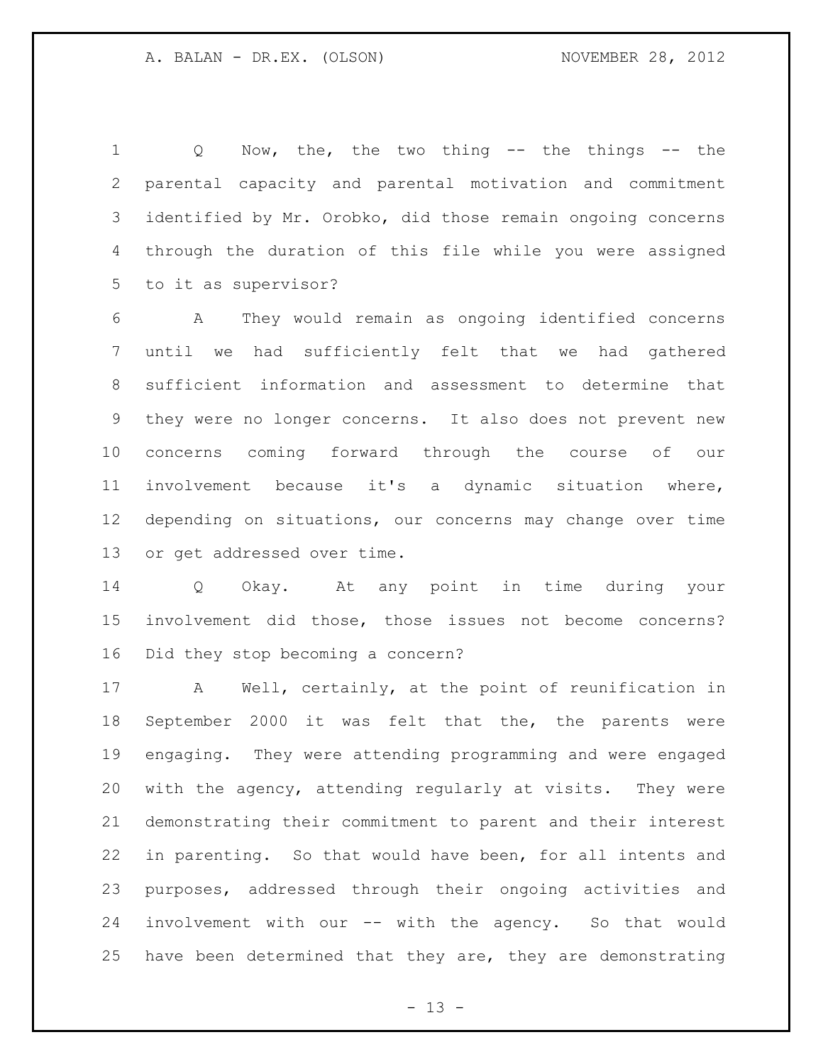Q Now, the, the two thing -- the things -- the parental capacity and parental motivation and commitment identified by Mr. Orobko, did those remain ongoing concerns through the duration of this file while you were assigned to it as supervisor?

A They would remain as ongoing identified concerns until we had sufficiently felt that we had gathered sufficient information and assessment to determine that they were no longer concerns. It also does not prevent new concerns coming forward through the course of our involvement because it's a dynamic situation where, depending on situations, our concerns may change over time or get addressed over time.

Q Okay. At any point in time during your involvement did those, those issues not become concerns? Did they stop becoming a concern?

A Well, certainly, at the point of reunification in September 2000 it was felt that the, the parents were engaging. They were attending programming and were engaged with the agency, attending regularly at visits. They were demonstrating their commitment to parent and their interest in parenting. So that would have been, for all intents and purposes, addressed through their ongoing activities and involvement with our -- with the agency. So that would have been determined that they are, they are demonstrating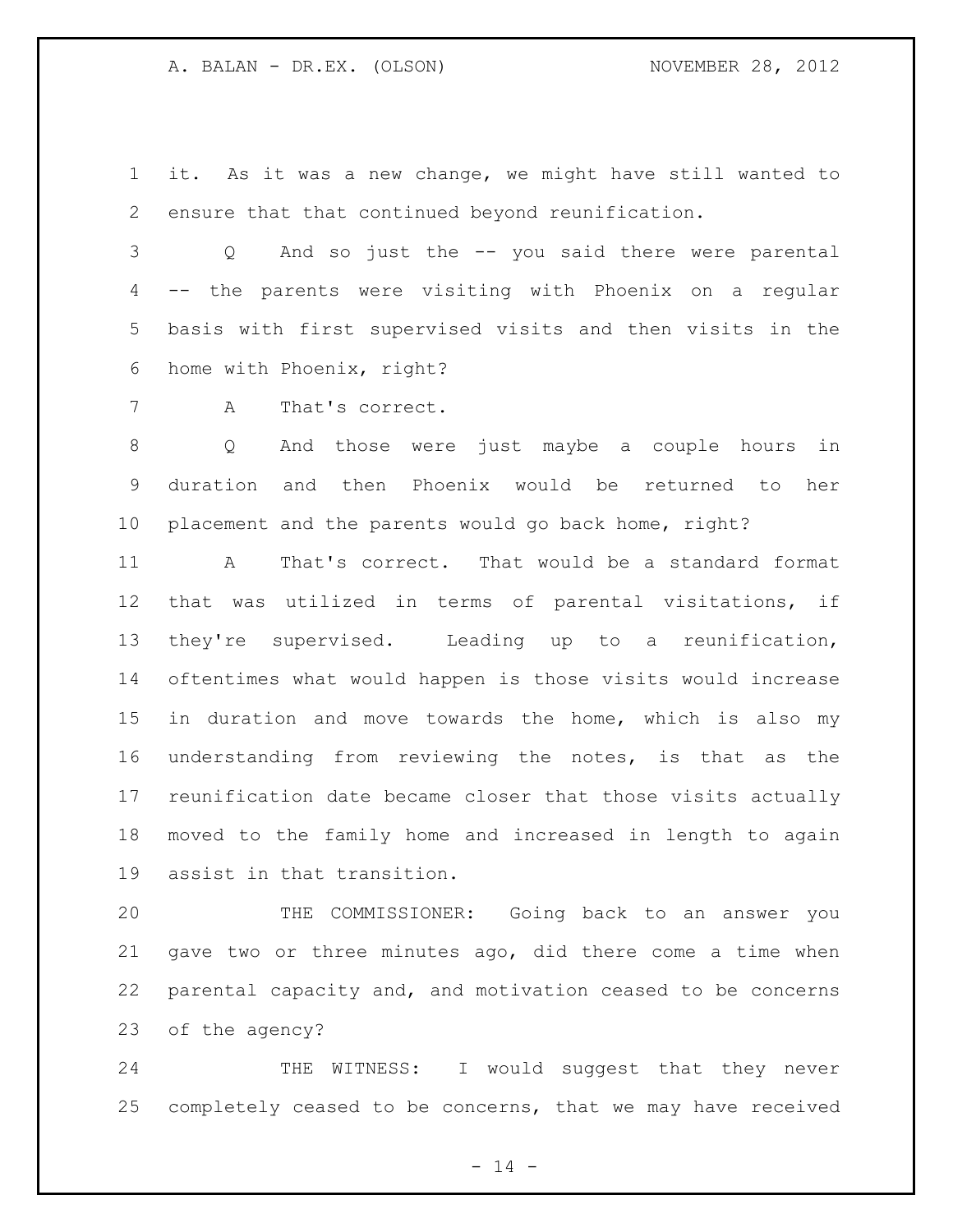it. As it was a new change, we might have still wanted to ensure that that continued beyond reunification.

Q And so just the -- you said there were parental -- the parents were visiting with Phoenix on a regular basis with first supervised visits and then visits in the home with Phoenix, right?

A That's correct.

Q And those were just maybe a couple hours in duration and then Phoenix would be returned to her placement and the parents would go back home, right?

A That's correct. That would be a standard format that was utilized in terms of parental visitations, if they're supervised. Leading up to a reunification, oftentimes what would happen is those visits would increase in duration and move towards the home, which is also my understanding from reviewing the notes, is that as the reunification date became closer that those visits actually moved to the family home and increased in length to again assist in that transition.

THE COMMISSIONER: Going back to an answer you gave two or three minutes ago, did there come a time when parental capacity and, and motivation ceased to be concerns of the agency?

THE WITNESS: I would suggest that they never completely ceased to be concerns, that we may have received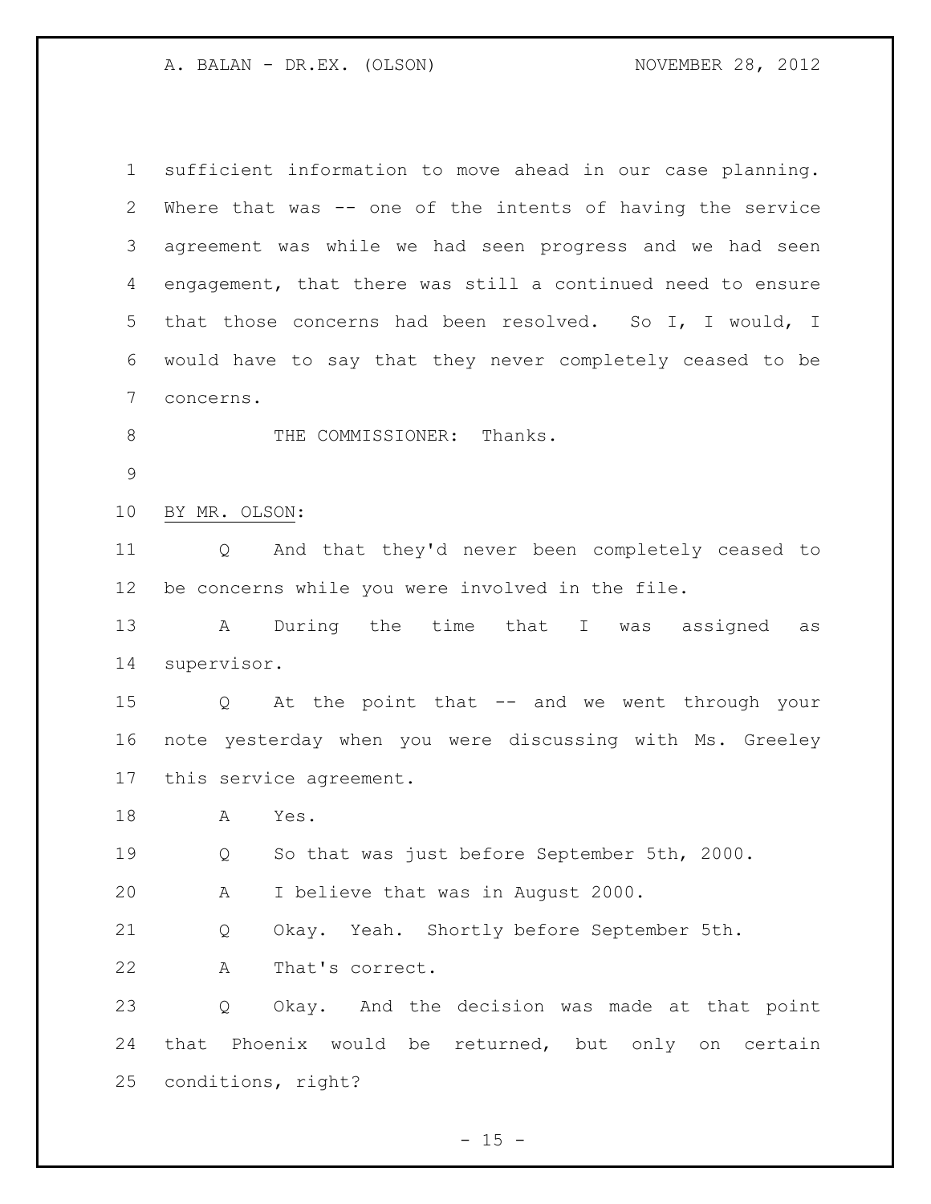sufficient information to move ahead in our case planning. Where that was -- one of the intents of having the service agreement was while we had seen progress and we had seen engagement, that there was still a continued need to ensure that those concerns had been resolved. So I, I would, I would have to say that they never completely ceased to be concerns.

THE COMMISSIONER: Thanks.

BY MR. OLSON:

Q And that they'd never been completely ceased to be concerns while you were involved in the file.

A During the time that I was assigned as supervisor.

Q At the point that -- and we went through your note yesterday when you were discussing with Ms. Greeley this service agreement.

A Yes.

Q So that was just before September 5th, 2000.

A I believe that was in August 2000.

Q Okay. Yeah. Shortly before September 5th.

A That's correct.

Q Okay. And the decision was made at that point that Phoenix would be returned, but only on certain conditions, right?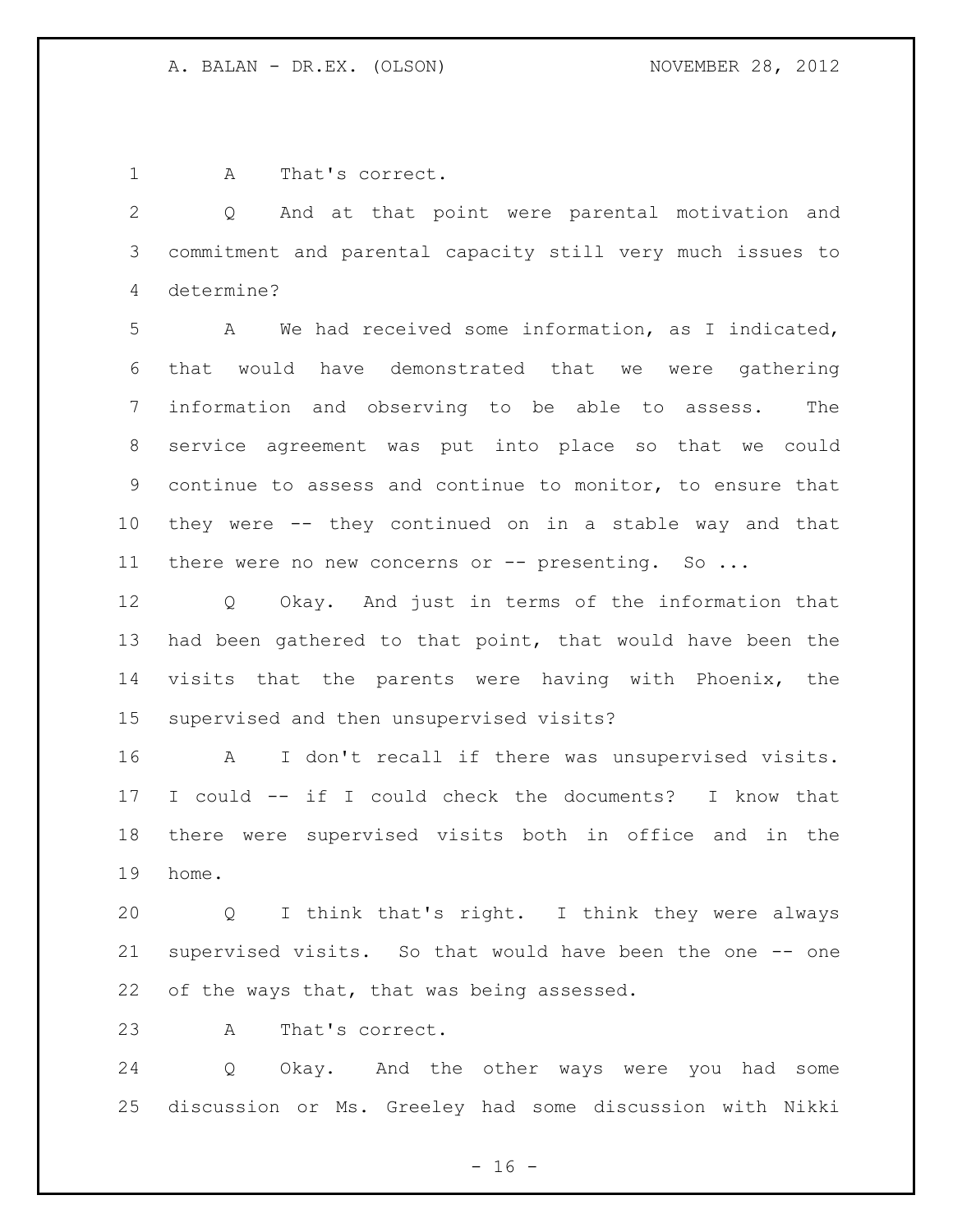A That's correct.

Q And at that point were parental motivation and commitment and parental capacity still very much issues to determine?

A We had received some information, as I indicated, that would have demonstrated that we were gathering information and observing to be able to assess. The service agreement was put into place so that we could continue to assess and continue to monitor, to ensure that they were -- they continued on in a stable way and that there were no new concerns or -- presenting. So ...

Q Okay. And just in terms of the information that had been gathered to that point, that would have been the visits that the parents were having with Phoenix, the supervised and then unsupervised visits?

A I don't recall if there was unsupervised visits. I could -- if I could check the documents? I know that there were supervised visits both in office and in the home.

Q I think that's right. I think they were always supervised visits. So that would have been the one -- one of the ways that, that was being assessed.

A That's correct.

Q Okay. And the other ways were you had some discussion or Ms. Greeley had some discussion with Nikki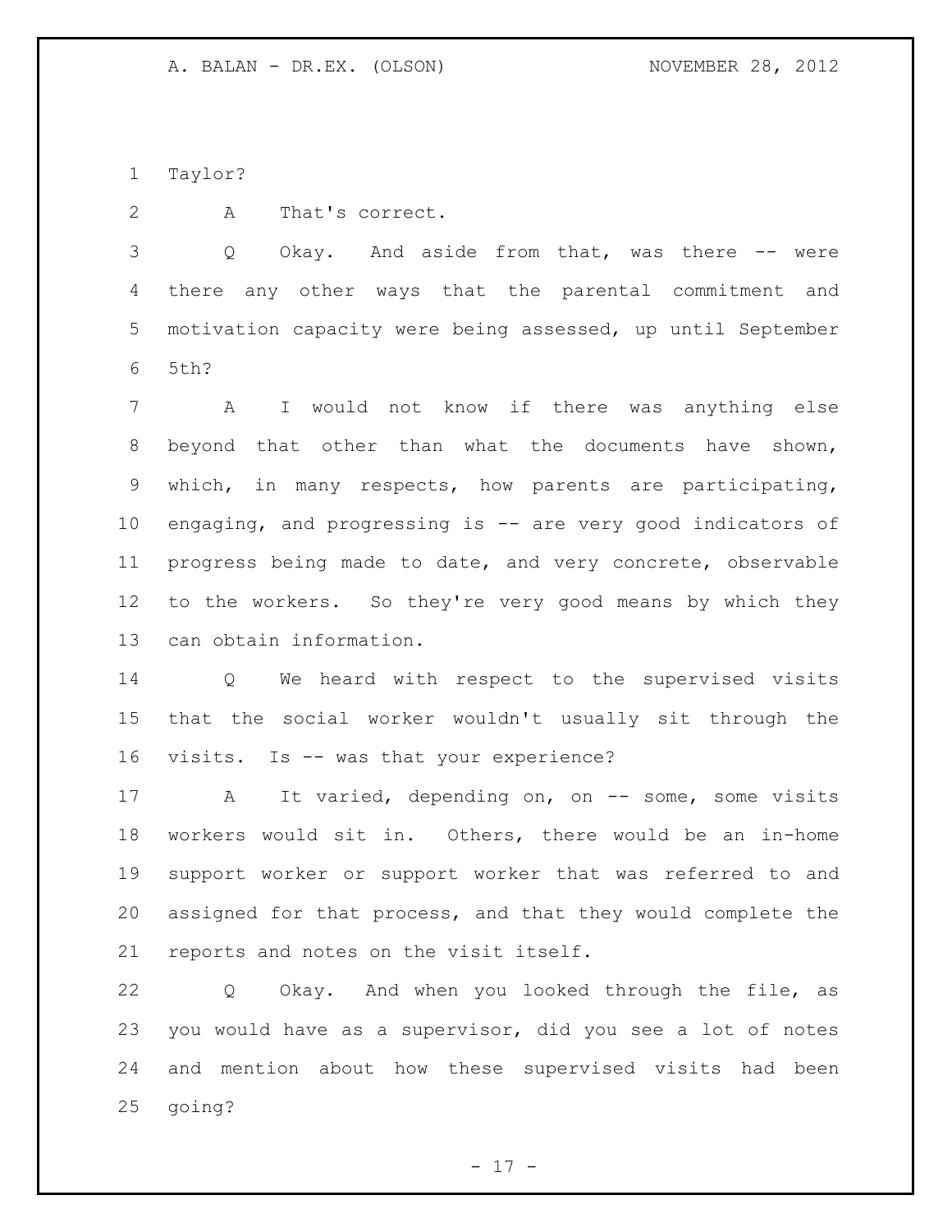Taylor?

A That's correct.

Q Okay. And aside from that, was there -- were there any other ways that the parental commitment and motivation capacity were being assessed, up until September 5th?

A I would not know if there was anything else beyond that other than what the documents have shown, which, in many respects, how parents are participating, engaging, and progressing is -- are very good indicators of progress being made to date, and very concrete, observable to the workers. So they're very good means by which they can obtain information.

Q We heard with respect to the supervised visits that the social worker wouldn't usually sit through the visits. Is -- was that your experience?

A It varied, depending on, on -- some, some visits workers would sit in. Others, there would be an in-home support worker or support worker that was referred to and assigned for that process, and that they would complete the reports and notes on the visit itself.

Q Okay. And when you looked through the file, as you would have as a supervisor, did you see a lot of notes and mention about how these supervised visits had been going?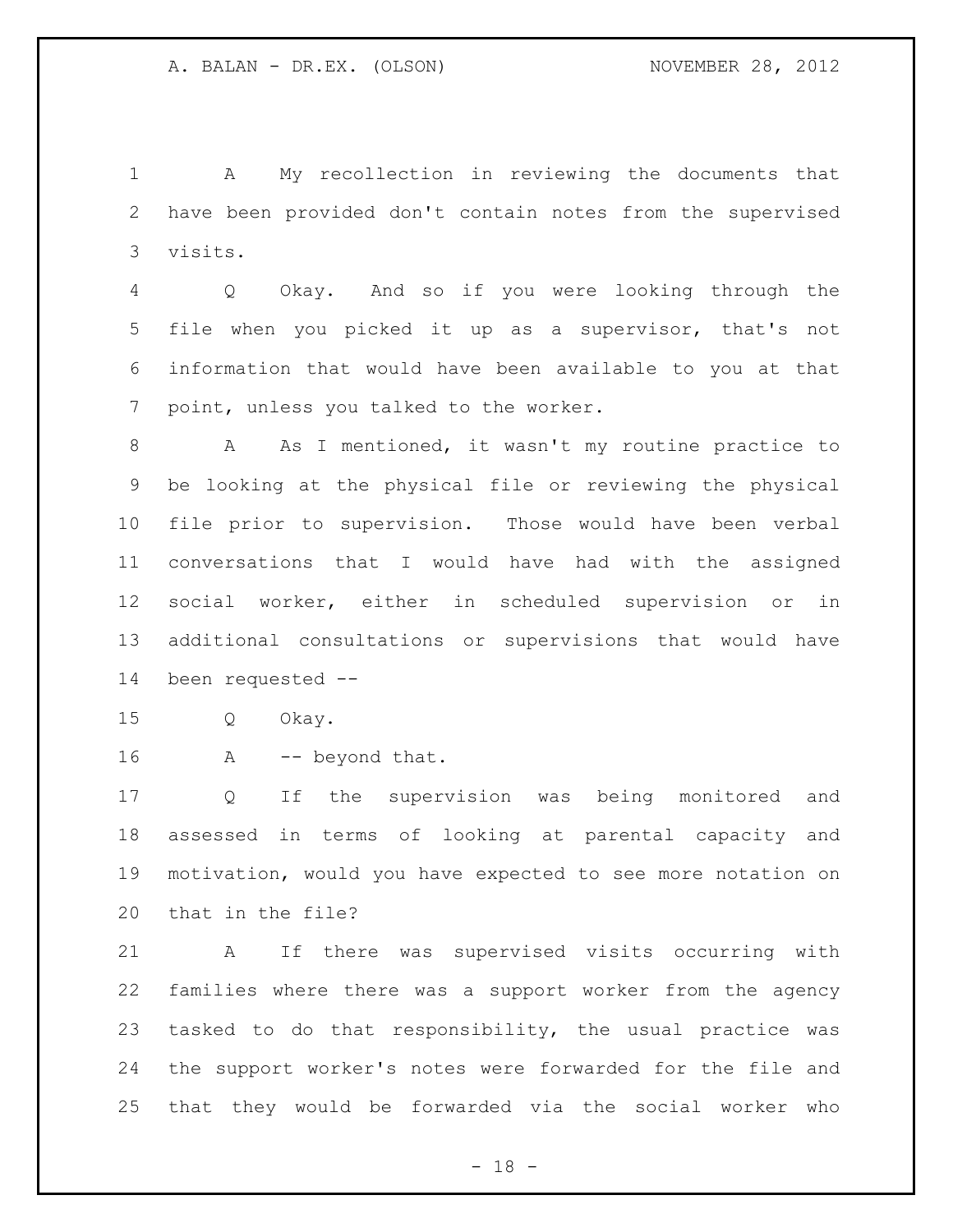A My recollection in reviewing the documents that have been provided don't contain notes from the supervised visits.

Q Okay. And so if you were looking through the file when you picked it up as a supervisor, that's not information that would have been available to you at that point, unless you talked to the worker.

A As I mentioned, it wasn't my routine practice to be looking at the physical file or reviewing the physical file prior to supervision. Those would have been verbal conversations that I would have had with the assigned social worker, either in scheduled supervision or in additional consultations or supervisions that would have been requested --

Q Okay.

A -- beyond that.

Q If the supervision was being monitored and assessed in terms of looking at parental capacity and motivation, would you have expected to see more notation on that in the file?

A If there was supervised visits occurring with families where there was a support worker from the agency tasked to do that responsibility, the usual practice was the support worker's notes were forwarded for the file and that they would be forwarded via the social worker who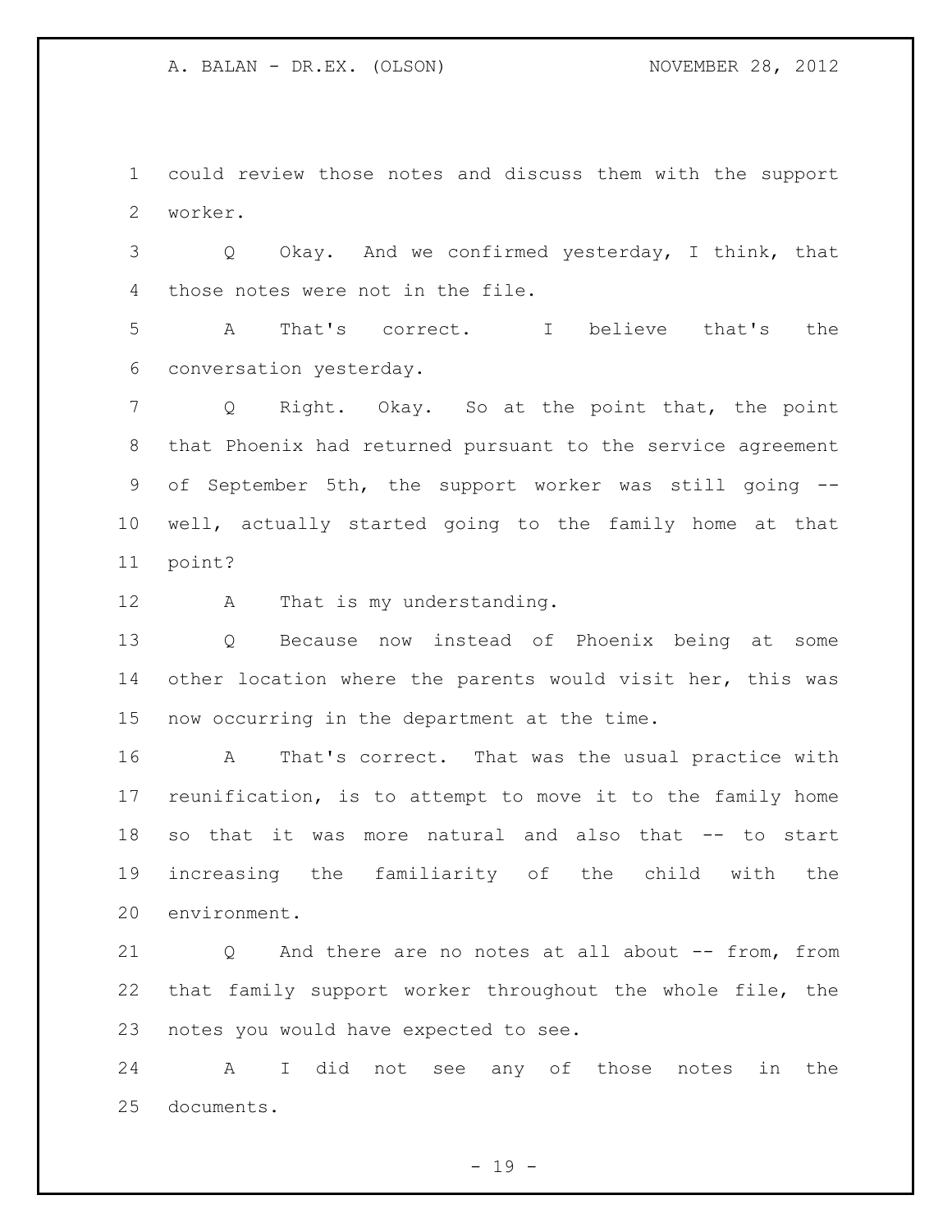could review those notes and discuss them with the support worker.

Q Okay. And we confirmed yesterday, I think, that those notes were not in the file.

A That's correct. I believe that's the conversation yesterday.

Q Right. Okay. So at the point that, the point that Phoenix had returned pursuant to the service agreement of September 5th, the support worker was still going -- well, actually started going to the family home at that point?

A That is my understanding.

Q Because now instead of Phoenix being at some other location where the parents would visit her, this was now occurring in the department at the time.

A That's correct. That was the usual practice with reunification, is to attempt to move it to the family home so that it was more natural and also that -- to start increasing the familiarity of the child with the environment.

Q And there are no notes at all about -- from, from that family support worker throughout the whole file, the notes you would have expected to see.

A I did not see any of those notes in the documents.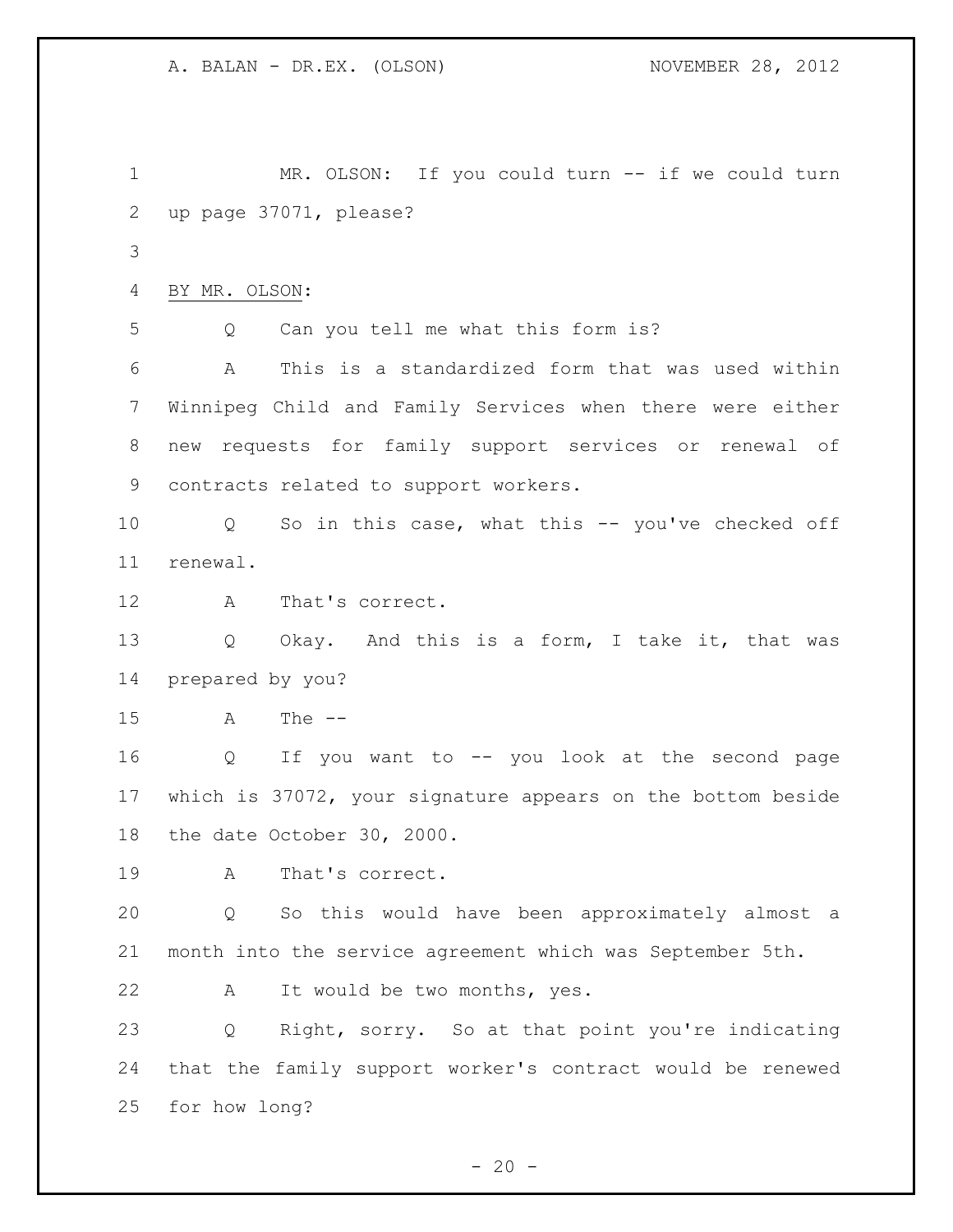MR. OLSON: If you could turn -- if we could turn up page 37071, please?

BY MR. OLSON:

Q Can you tell me what this form is?

A This is a standardized form that was used within Winnipeg Child and Family Services when there were either new requests for family support services or renewal of contracts related to support workers.

Q So in this case, what this -- you've checked off renewal.

A That's correct.

Q Okay. And this is a form, I take it, that was prepared by you?

A The --

Q If you want to -- you look at the second page which is 37072, your signature appears on the bottom beside the date October 30, 2000.

A That's correct.

Q So this would have been approximately almost a month into the service agreement which was September 5th.

A It would be two months, yes.

Q Right, sorry. So at that point you're indicating that the family support worker's contract would be renewed for how long?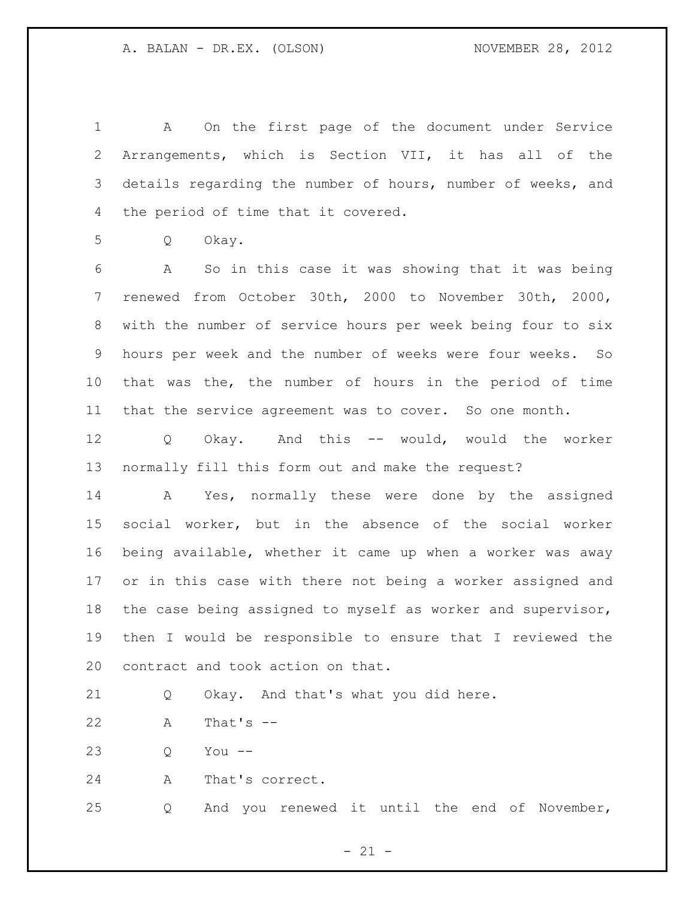A On the first page of the document under Service Arrangements, which is Section VII, it has all of the details regarding the number of hours, number of weeks, and the period of time that it covered.

Q Okay.

A So in this case it was showing that it was being renewed from October 30th, 2000 to November 30th, 2000, with the number of service hours per week being four to six hours per week and the number of weeks were four weeks. So that was the, the number of hours in the period of time that the service agreement was to cover. So one month.

Q Okay. And this -- would, would the worker normally fill this form out and make the request?

A Yes, normally these were done by the assigned social worker, but in the absence of the social worker being available, whether it came up when a worker was away or in this case with there not being a worker assigned and the case being assigned to myself as worker and supervisor, then I would be responsible to ensure that I reviewed the contract and took action on that.

Q Okay. And that's what you did here.

A That's --

Q You --

A That's correct.

Q And you renewed it until the end of November,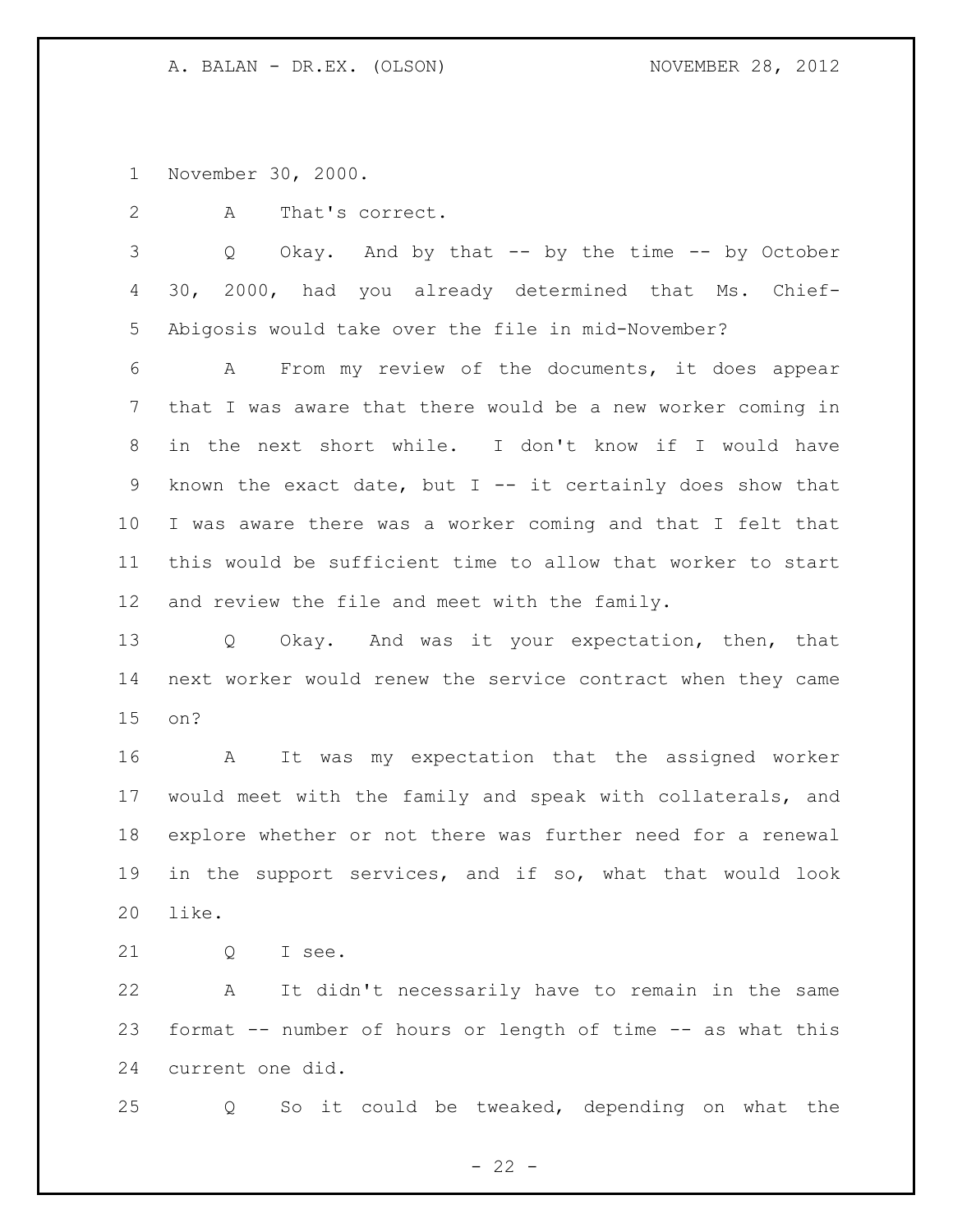November 30, 2000.

A That's correct.

Q Okay. And by that -- by the time -- by October 30, 2000, had you already determined that Ms. Chief-Abigosis would take over the file in mid-November?

A From my review of the documents, it does appear that I was aware that there would be a new worker coming in in the next short while. I don't know if I would have known the exact date, but I -- it certainly does show that I was aware there was a worker coming and that I felt that this would be sufficient time to allow that worker to start and review the file and meet with the family.

Q Okay. And was it your expectation, then, that next worker would renew the service contract when they came on?

A It was my expectation that the assigned worker would meet with the family and speak with collaterals, and explore whether or not there was further need for a renewal in the support services, and if so, what that would look like.

Q I see.

A It didn't necessarily have to remain in the same format -- number of hours or length of time -- as what this current one did.

Q So it could be tweaked, depending on what the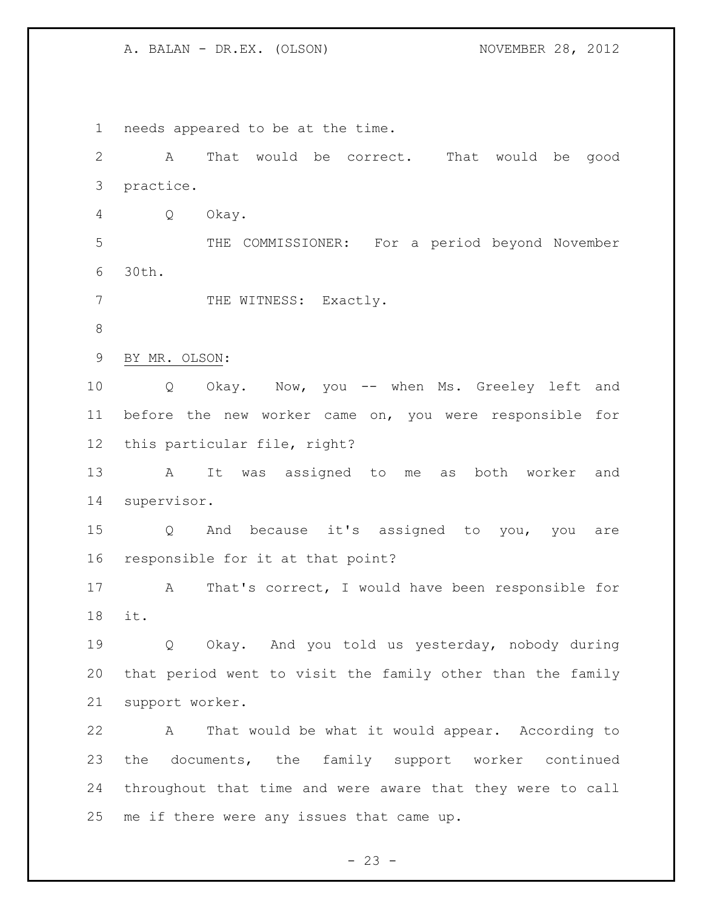needs appeared to be at the time.

A That would be correct. That would be good practice.

Q Okay.

THE COMMISSIONER: For a period beyond November 30th.

THE WITNESS: Exactly.

BY MR. OLSON:

Q Okay. Now, you -- when Ms. Greeley left and before the new worker came on, you were responsible for this particular file, right?

A It was assigned to me as both worker and supervisor.

Q And because it's assigned to you, you are responsible for it at that point?

A That's correct, I would have been responsible for it.

Q Okay. And you told us yesterday, nobody during that period went to visit the family other than the family support worker.

A That would be what it would appear. According to the documents, the family support worker continued throughout that time and were aware that they were to call me if there were any issues that came up.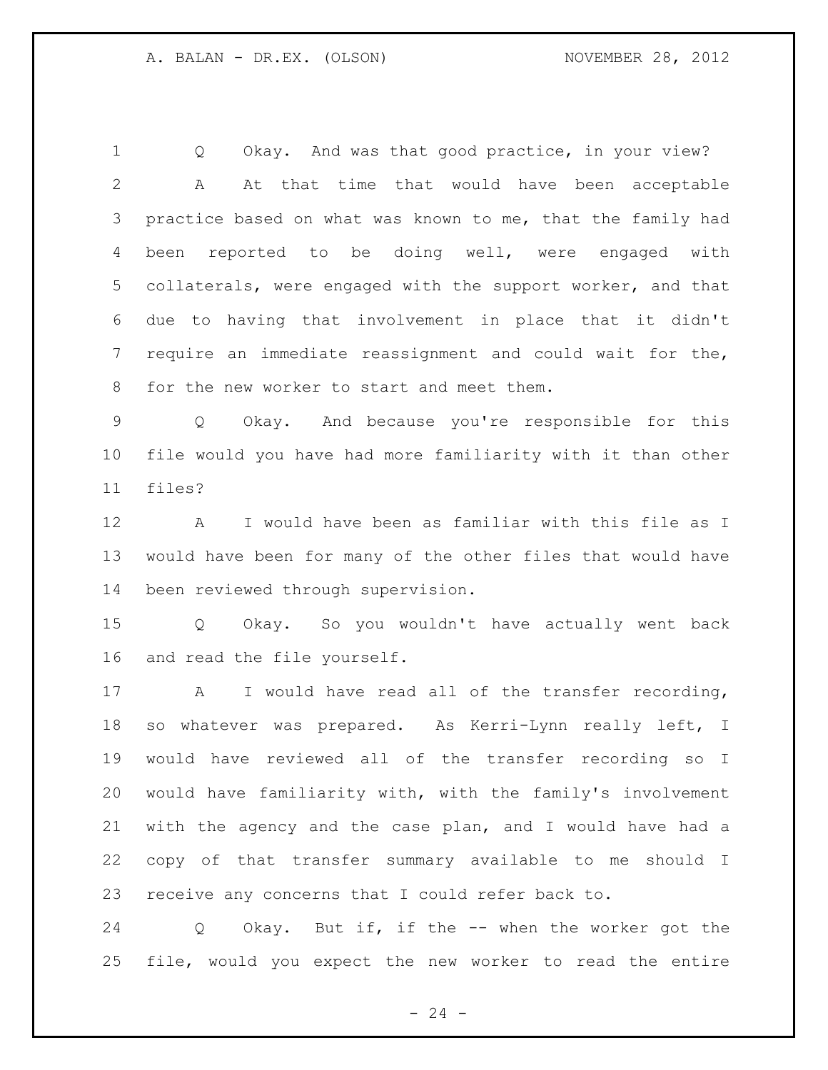Q Okay. And was that good practice, in your view?

A At that time that would have been acceptable practice based on what was known to me, that the family had been reported to be doing well, were engaged with collaterals, were engaged with the support worker, and that due to having that involvement in place that it didn't require an immediate reassignment and could wait for the, for the new worker to start and meet them.

Q Okay. And because you're responsible for this file would you have had more familiarity with it than other files?

A I would have been as familiar with this file as I would have been for many of the other files that would have been reviewed through supervision.

Q Okay. So you wouldn't have actually went back and read the file yourself.

A I would have read all of the transfer recording, so whatever was prepared. As Kerri-Lynn really left, I would have reviewed all of the transfer recording so I would have familiarity with, with the family's involvement with the agency and the case plan, and I would have had a copy of that transfer summary available to me should I receive any concerns that I could refer back to.

Q Okay. But if, if the -- when the worker got the file, would you expect the new worker to read the entire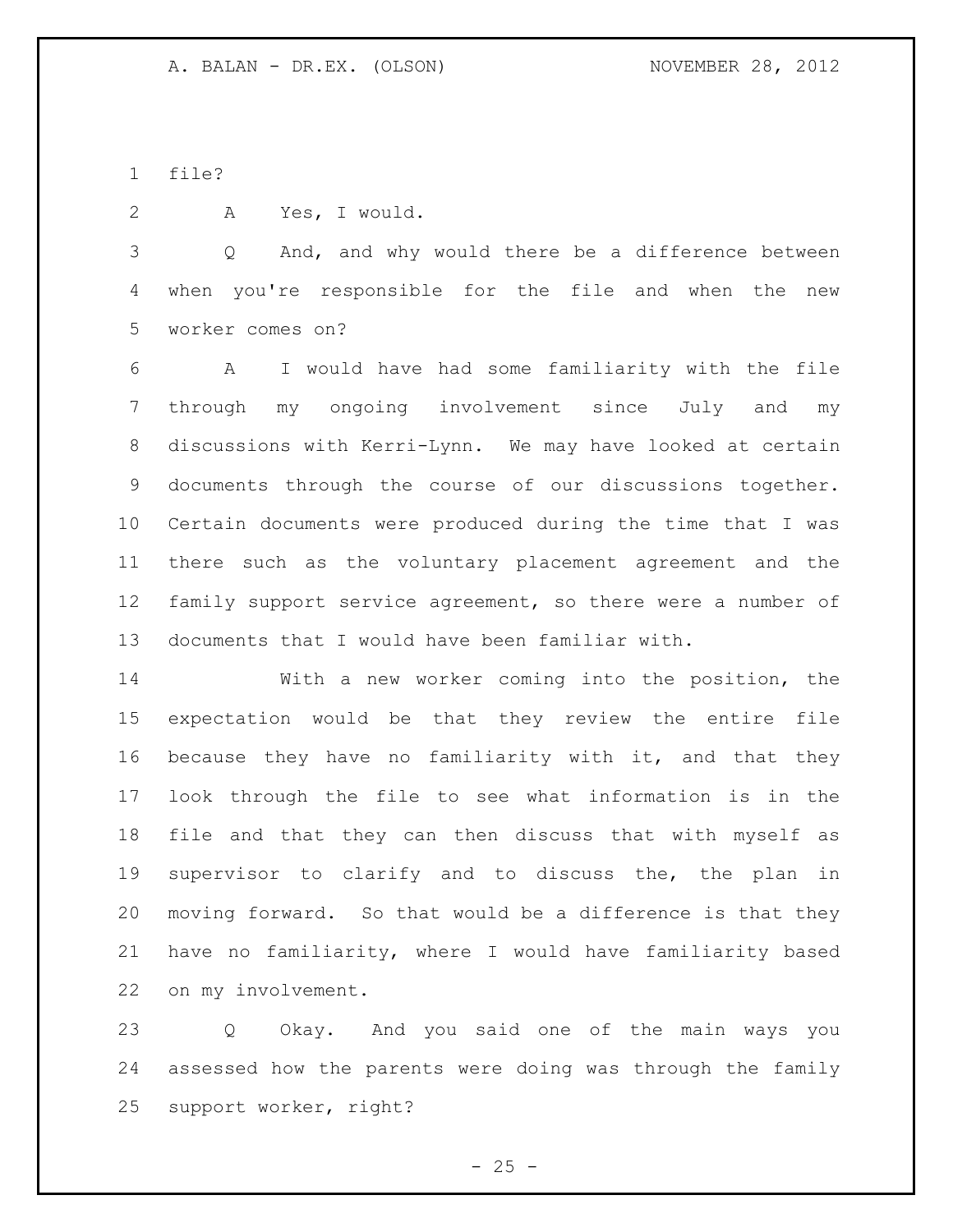file?

A Yes, I would.

Q And, and why would there be a difference between when you're responsible for the file and when the new worker comes on?

A I would have had some familiarity with the file through my ongoing involvement since July and my discussions with Kerri-Lynn. We may have looked at certain documents through the course of our discussions together. Certain documents were produced during the time that I was there such as the voluntary placement agreement and the family support service agreement, so there were a number of documents that I would have been familiar with.

With a new worker coming into the position, the expectation would be that they review the entire file because they have no familiarity with it, and that they look through the file to see what information is in the file and that they can then discuss that with myself as supervisor to clarify and to discuss the, the plan in moving forward. So that would be a difference is that they have no familiarity, where I would have familiarity based on my involvement.

Q Okay. And you said one of the main ways you assessed how the parents were doing was through the family support worker, right?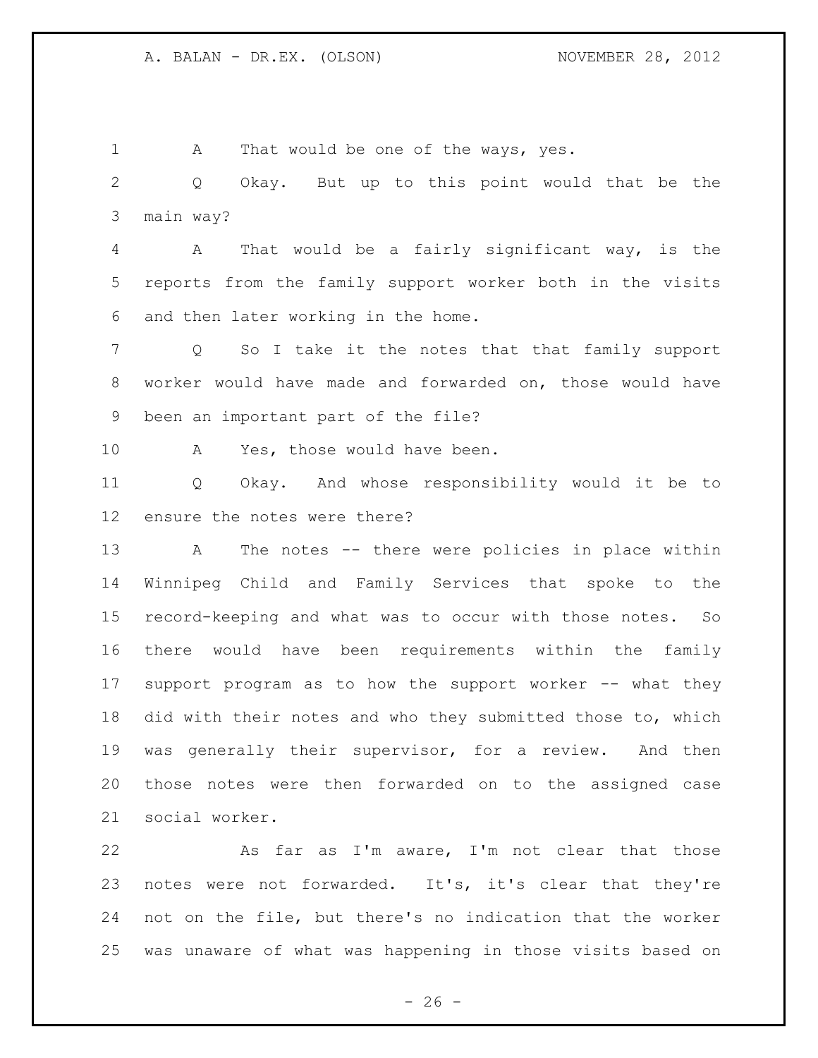A That would be one of the ways, yes.

Q Okay. But up to this point would that be the main way?

A That would be a fairly significant way, is the reports from the family support worker both in the visits and then later working in the home.

Q So I take it the notes that that family support worker would have made and forwarded on, those would have been an important part of the file?

A Yes, those would have been.

Q Okay. And whose responsibility would it be to ensure the notes were there?

A The notes -- there were policies in place within Winnipeg Child and Family Services that spoke to the record-keeping and what was to occur with those notes. So there would have been requirements within the family support program as to how the support worker -- what they did with their notes and who they submitted those to, which was generally their supervisor, for a review. And then those notes were then forwarded on to the assigned case social worker.

As far as I'm aware, I'm not clear that those notes were not forwarded. It's, it's clear that they're not on the file, but there's no indication that the worker was unaware of what was happening in those visits based on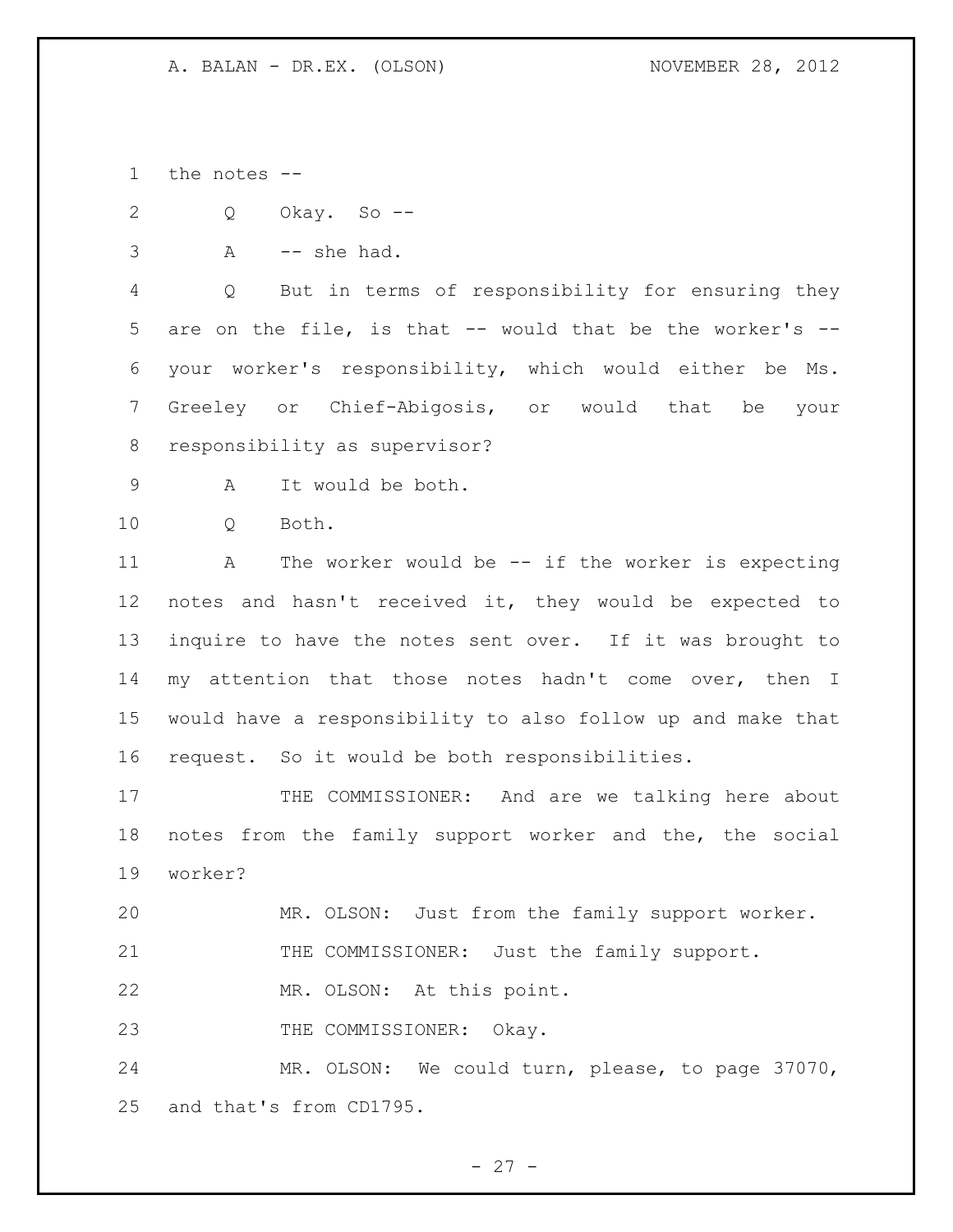the notes --

Q Okay. So --

A -- she had.

Q But in terms of responsibility for ensuring they are on the file, is that -- would that be the worker's -- your worker's responsibility, which would either be Ms. Greeley or Chief-Abigosis, or would that be your responsibility as supervisor?

A It would be both.

Q Both.

A The worker would be -- if the worker is expecting notes and hasn't received it, they would be expected to inquire to have the notes sent over. If it was brought to my attention that those notes hadn't come over, then I would have a responsibility to also follow up and make that request. So it would be both responsibilities.

THE COMMISSIONER: And are we talking here about notes from the family support worker and the, the social worker?

MR. OLSON: Just from the family support worker.

THE COMMISSIONER: Just the family support.

MR. OLSON: At this point.

THE COMMISSIONER: Okay.

MR. OLSON: We could turn, please, to page 37070, and that's from CD1795.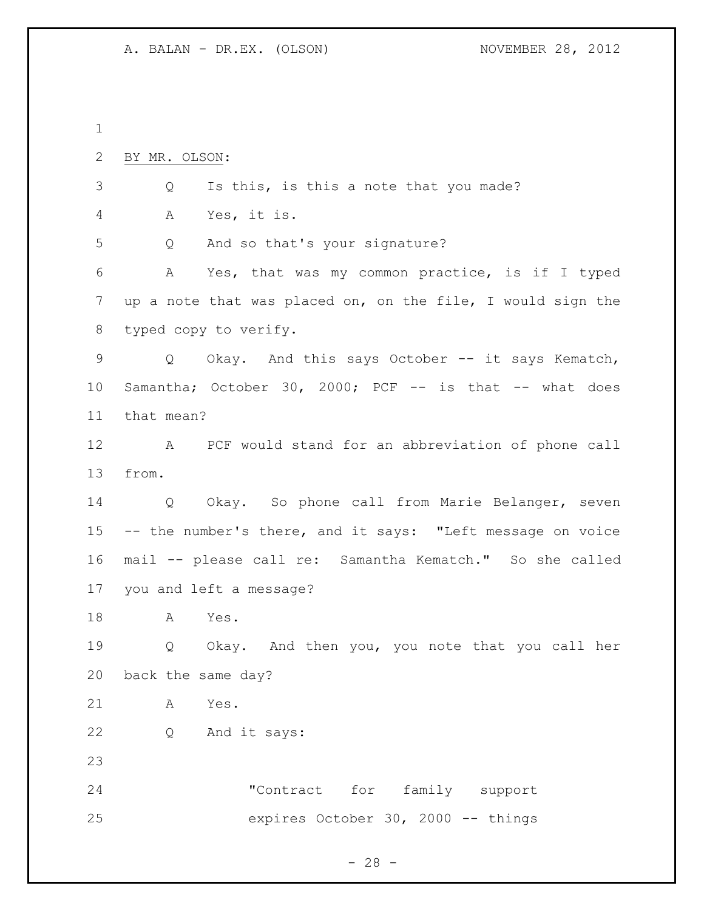BY MR. OLSON:

Q Is this, is this a note that you made?

A Yes, it is.

Q And so that's your signature?

A Yes, that was my common practice, is if I typed up a note that was placed on, on the file, I would sign the typed copy to verify.

Q Okay. And this says October -- it says Kematch, Samantha; October 30, 2000; PCF -- is that -- what does that mean?

A PCF would stand for an abbreviation of phone call from.

Q Okay. So phone call from Marie Belanger, seven -- the number's there, and it says: "Left message on voice mail -- please call re: Samantha Kematch." So she called you and left a message?

A Yes.

Q Okay. And then you, you note that you call her back the same day?

A Yes.

Q And it says:

> "Contract for family support expires October 30, 2000 -- things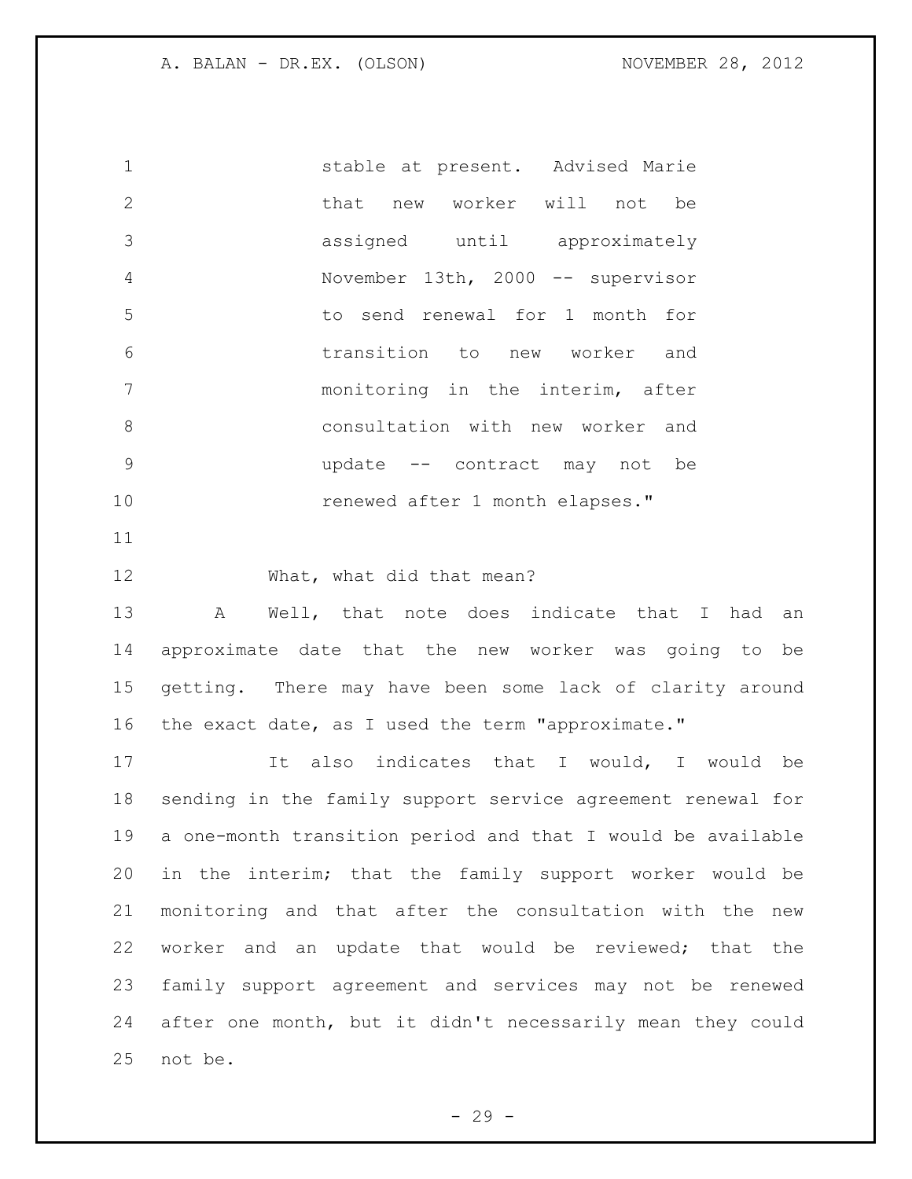"stable at present. Advised Marie that new worker will not be assigned until approximately November 13th, 2000 -- supervisor to send renewal for 1 month for transition to new worker and monitoring in the interim, after consultation with new worker and update -- contract may not be renewed after 1 month elapses."

What, what did that mean?

A Well, that note does indicate that I had an approximate date that the new worker was going to be getting. There may have been some lack of clarity around the exact date, as I used the term "approximate."

It also indicates that I would, I would be sending in the family support service agreement renewal for a one-month transition period and that I would be available in the interim; that the family support worker would be monitoring and that after the consultation with the new worker and an update that would be reviewed; that the family support agreement and services may not be renewed after one month, but it didn't necessarily mean they could not be.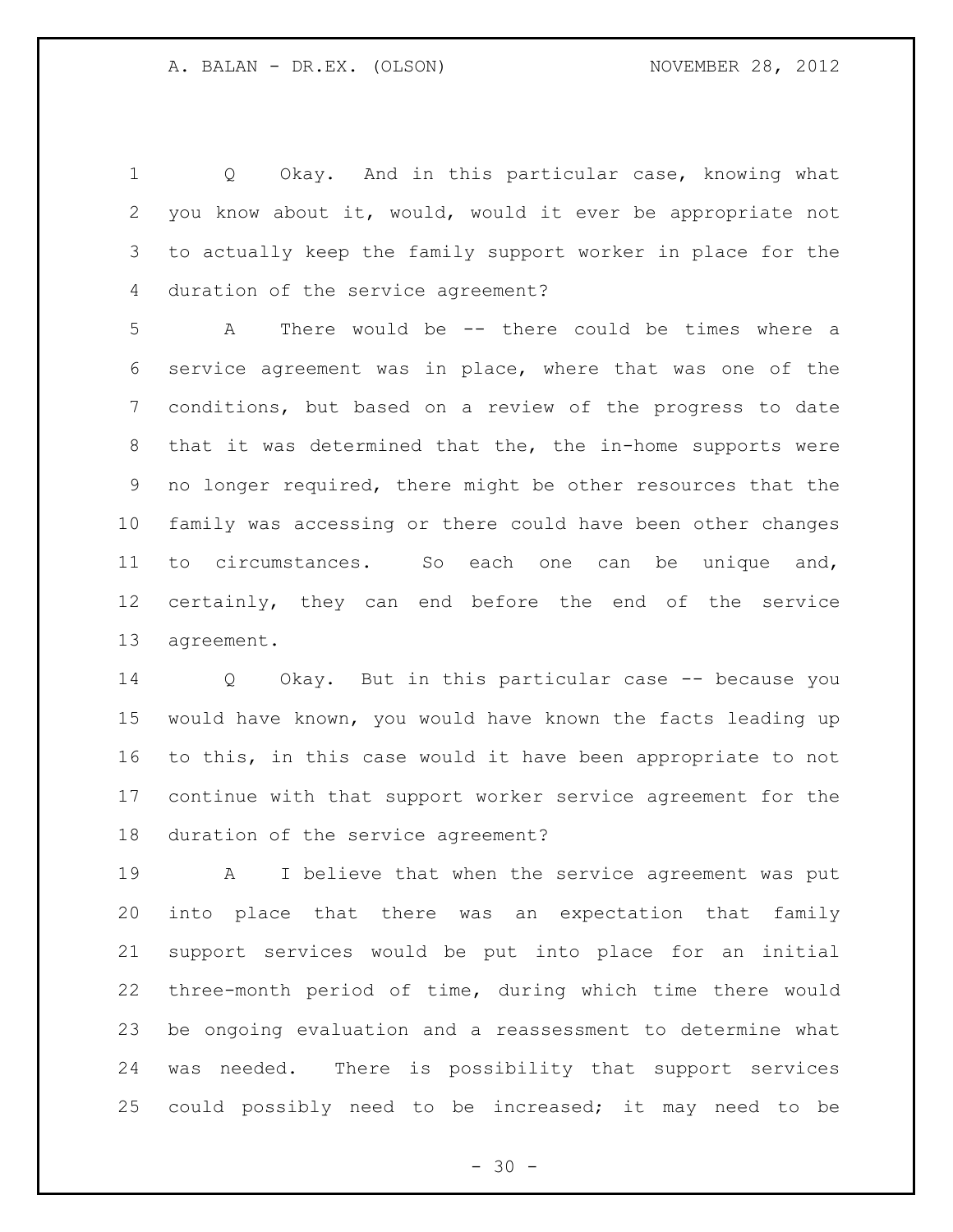Q Okay. And in this particular case, knowing what you know about it, would, would it ever be appropriate not to actually keep the family support worker in place for the duration of the service agreement?

A There would be -- there could be times where a service agreement was in place, where that was one of the conditions, but based on a review of the progress to date that it was determined that the, the in-home supports were no longer required, there might be other resources that the family was accessing or there could have been other changes to circumstances. So each one can be unique and, certainly, they can end before the end of the service agreement.

Q Okay. But in this particular case -- because you would have known, you would have known the facts leading up to this, in this case would it have been appropriate to not continue with that support worker service agreement for the duration of the service agreement?

A I believe that when the service agreement was put into place that there was an expectation that family support services would be put into place for an initial three-month period of time, during which time there would be ongoing evaluation and a reassessment to determine what was needed. There is possibility that support services could possibly need to be increased; it may need to be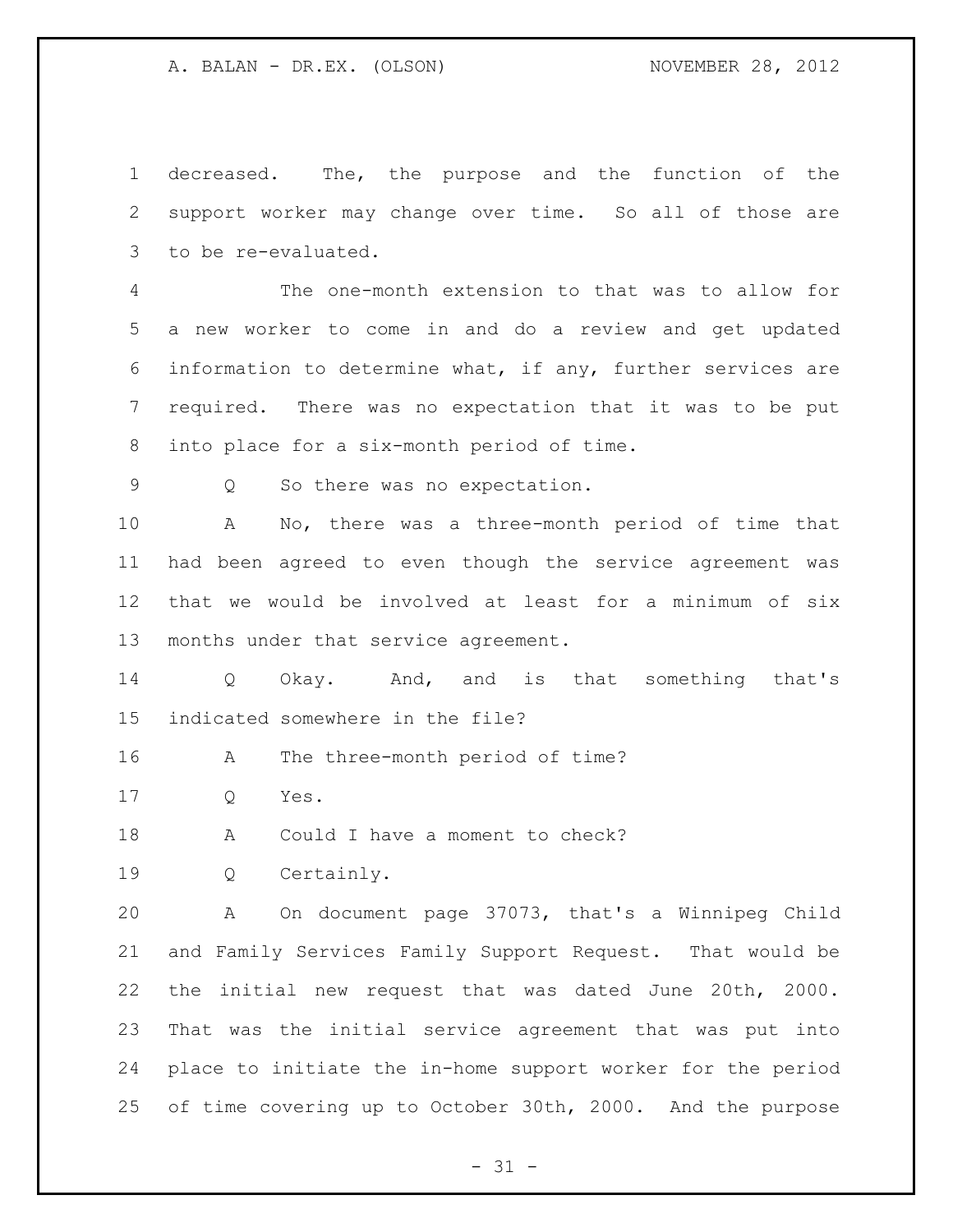decreased. The, the purpose and the function of the support worker may change over time. So all of those are to be re-evaluated.

The one-month extension to that was to allow for a new worker to come in and do a review and get updated information to determine what, if any, further services are required. There was no expectation that it was to be put into place for a six-month period of time.

Q So there was no expectation.

A No, there was a three-month period of time that had been agreed to even though the service agreement was that we would be involved at least for a minimum of six months under that service agreement.

Q Okay. And, and is that something that's indicated somewhere in the file?

A The three-month period of time?

Q Yes.

A Could I have a moment to check?

Q Certainly.

A On document page 37073, that's a Winnipeg Child and Family Services Family Support Request. That would be the initial new request that was dated June 20th, 2000. That was the initial service agreement that was put into place to initiate the in-home support worker for the period of time covering up to October 30th, 2000. And the purpose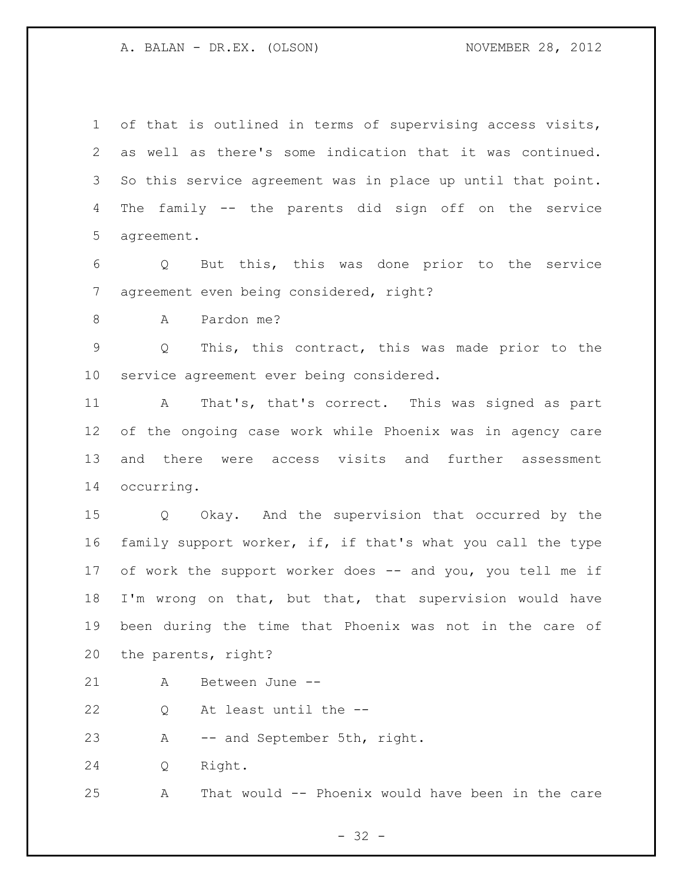of that is outlined in terms of supervising access visits, as well as there's some indication that it was continued. So this service agreement was in place up until that point. The family -- the parents did sign off on the service agreement.

Q But this, this was done prior to the service agreement even being considered, right?

A Pardon me?

Q This, this contract, this was made prior to the service agreement ever being considered.

A That's, that's correct. This was signed as part of the ongoing case work while Phoenix was in agency care and there were access visits and further assessment occurring.

Q Okay. And the supervision that occurred by the family support worker, if, if that's what you call the type of work the support worker does -- and you, you tell me if I'm wrong on that, but that, that supervision would have been during the time that Phoenix was not in the care of the parents, right?

A Between June --

Q At least until the --

A -- and September 5th, right.

Q Right.

A That would -- Phoenix would have been in the care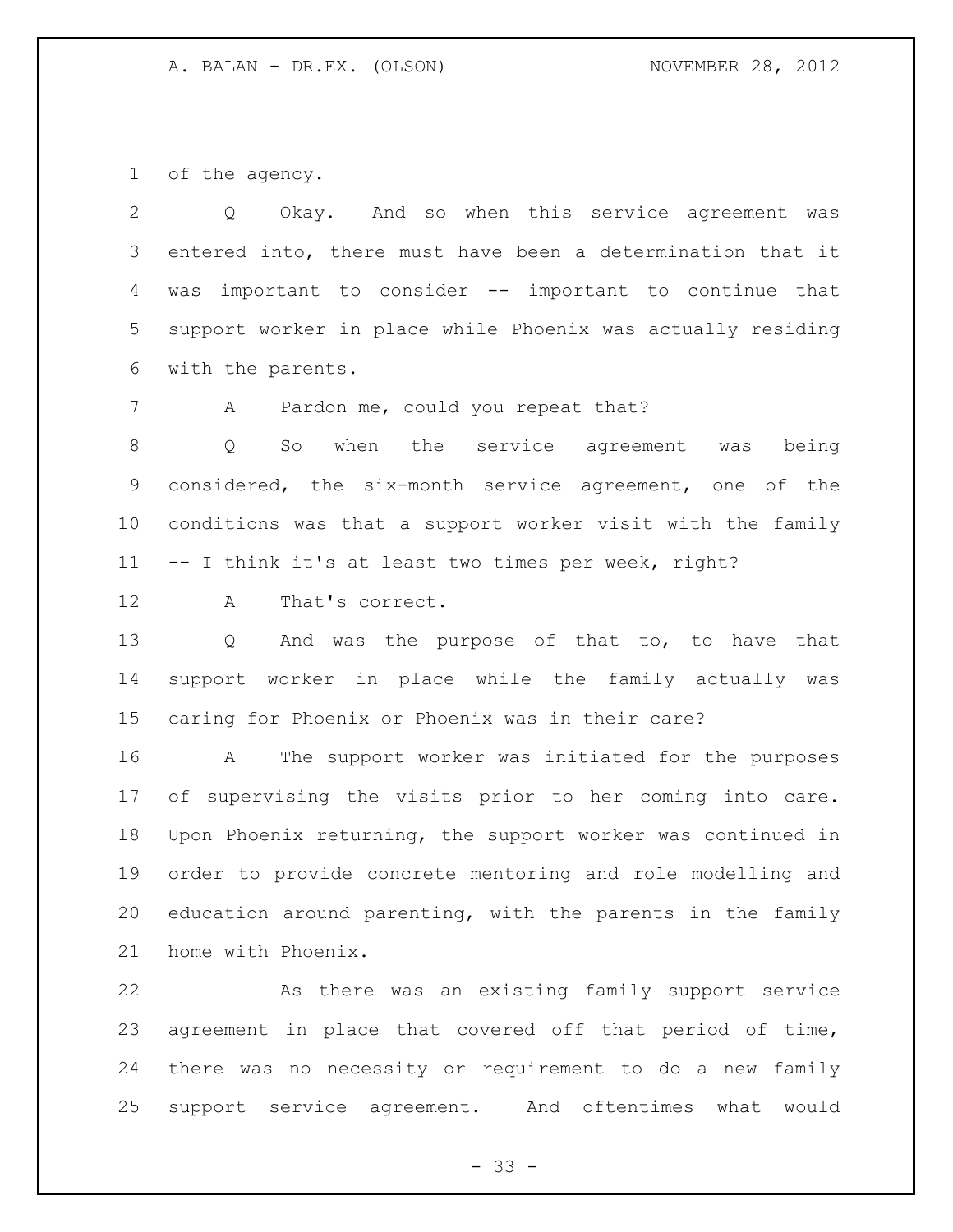of the agency.

Q Okay. And so when this service agreement was entered into, there must have been a determination that it was important to consider -- important to continue that support worker in place while Phoenix was actually residing with the parents.

A Pardon me, could you repeat that?

Q So when the service agreement was being considered, the six-month service agreement, one of the conditions was that a support worker visit with the family -- I think it's at least two times per week, right?

A That's correct.

Q And was the purpose of that to, to have that support worker in place while the family actually was caring for Phoenix or Phoenix was in their care?

A The support worker was initiated for the purposes of supervising the visits prior to her coming into care. Upon Phoenix returning, the support worker was continued in order to provide concrete mentoring and role modelling and education around parenting, with the parents in the family home with Phoenix.

As there was an existing family support service agreement in place that covered off that period of time, there was no necessity or requirement to do a new family support service agreement. And oftentimes what would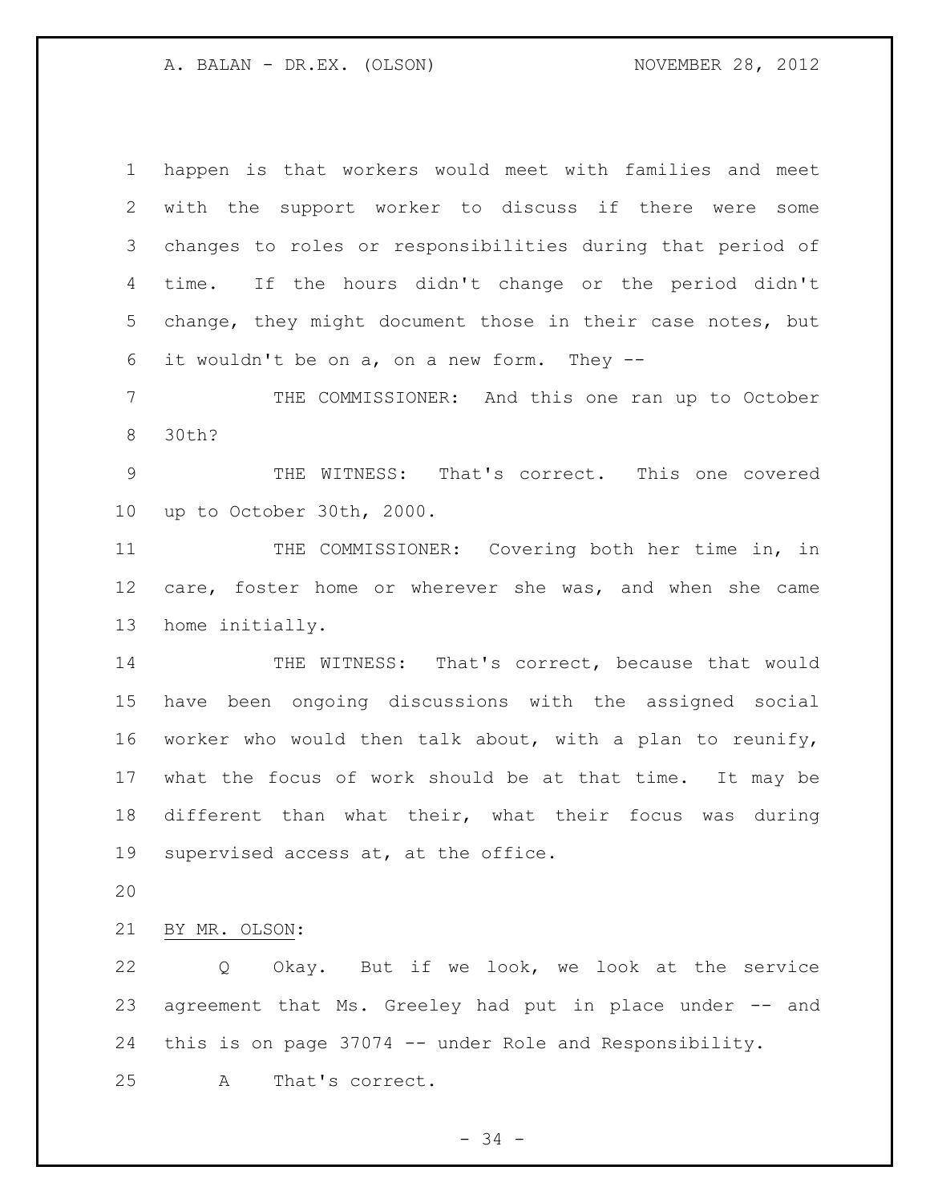happen is that workers would meet with families and meet with the support worker to discuss if there were some changes to roles or responsibilities during that period of time. If the hours didn't change or the period didn't change, they might document those in their case notes, but it wouldn't be on a, on a new form. They --

THE COMMISSIONER: And this one ran up to October 30th?

THE WITNESS: That's correct. This one covered up to October 30th, 2000.

THE COMMISSIONER: Covering both her time in, in care, foster home or wherever she was, and when she came home initially.

THE WITNESS: That's correct, because that would have been ongoing discussions with the assigned social worker who would then talk about, with a plan to reunify, what the focus of work should be at that time. It may be different than what their, what their focus was during supervised access at, at the office.

BY MR. OLSON:

Q Okay. But if we look, we look at the service agreement that Ms. Greeley had put in place under -- and this is on page 37074 -- under Role and Responsibility.

A That's correct.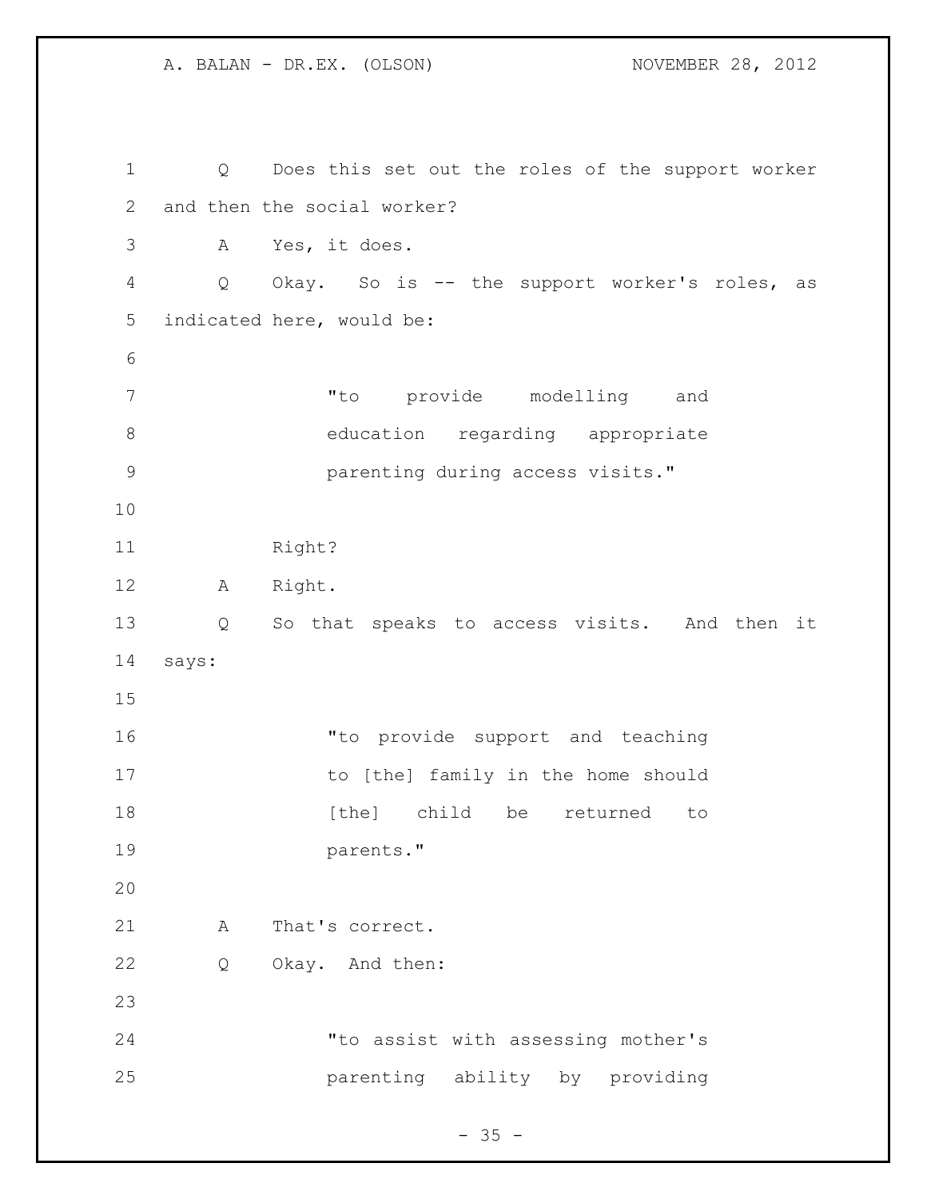Q Does this set out the roles of the support worker and then the social worker?

A Yes, it does.

Q Okay. So is -- the support worker's roles, as indicated here, would be:

> "to provide modelling and education regarding appropriate parenting during access visits."

Right?

A Right.

Q So that speaks to access visits. And then it says:

> "to provide support and teaching to [the] family in the home should [the] child be returned to parents."

A That's correct.

Q Okay. And then:

> "to assist with assessing mother's parenting ability by providing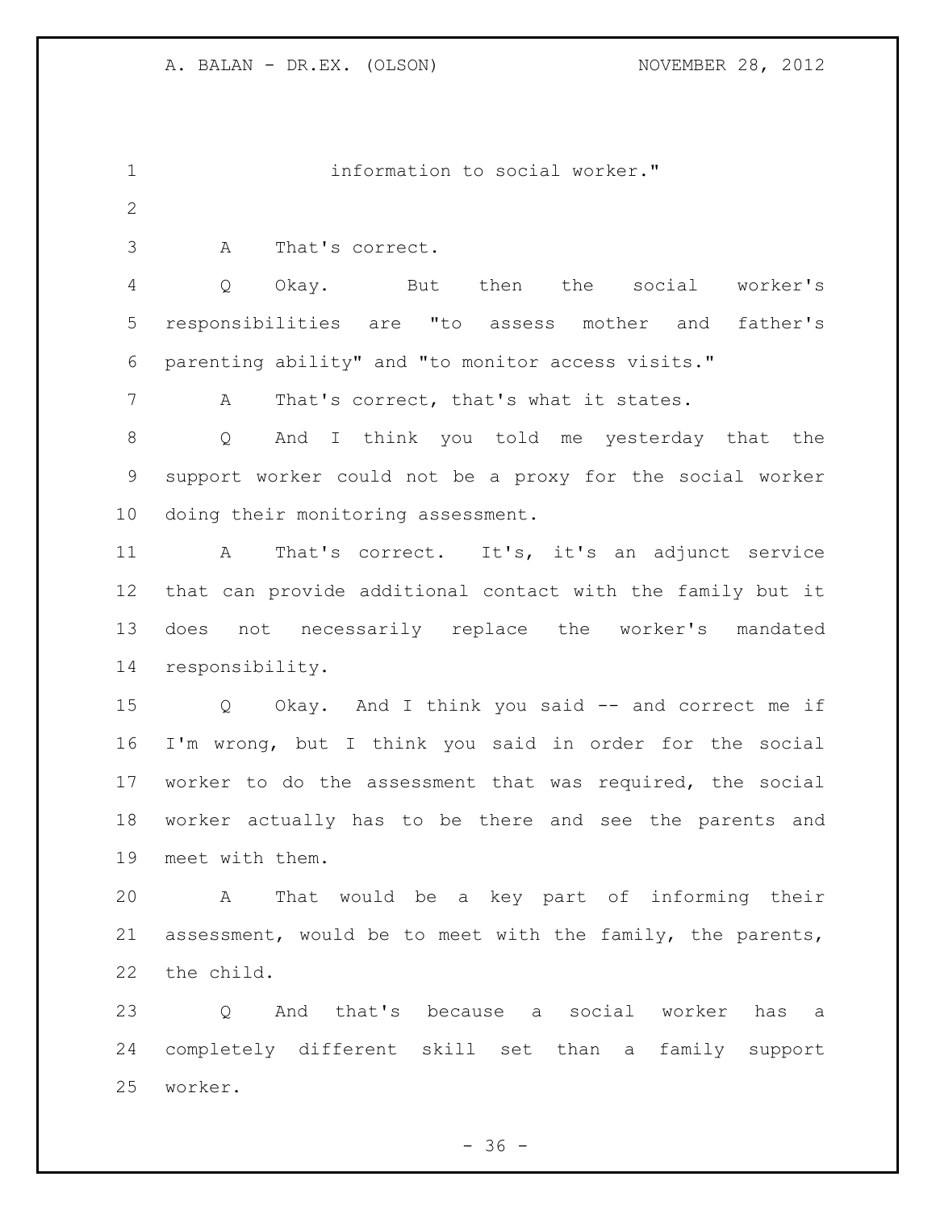information to social worker."

A That's correct.

Q Okay. But then the social worker's responsibilities are "to assess mother and father's parenting ability" and "to monitor access visits."

A That's correct, that's what it states.

Q And I think you told me yesterday that the support worker could not be a proxy for the social worker doing their monitoring assessment.

A That's correct. It's, it's an adjunct service that can provide additional contact with the family but it does not necessarily replace the worker's mandated responsibility.

Q Okay. And I think you said -- and correct me if I'm wrong, but I think you said in order for the social worker to do the assessment that was required, the social worker actually has to be there and see the parents and meet with them.

A That would be a key part of informing their assessment, would be to meet with the family, the parents, the child.

Q And that's because a social worker has a completely different skill set than a family support worker.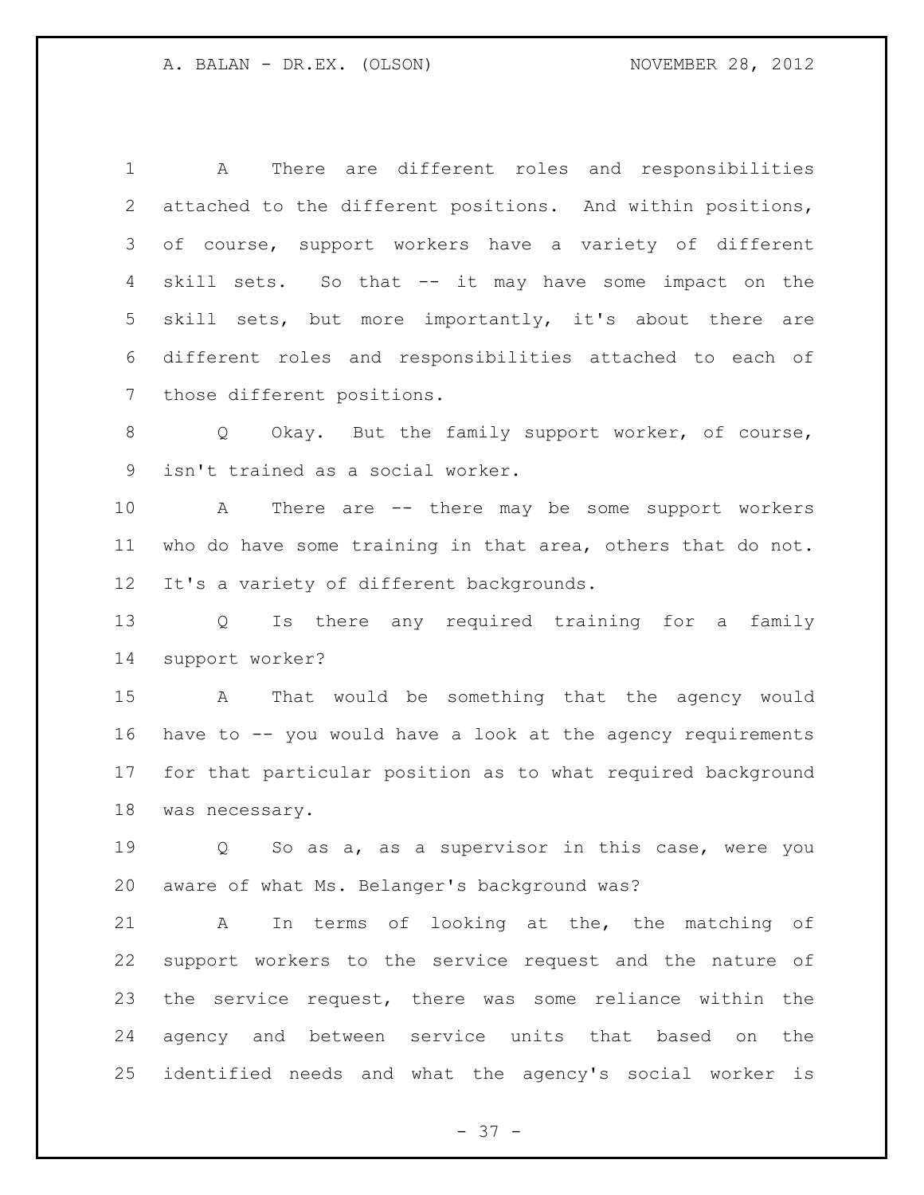A There are different roles and responsibilities attached to the different positions. And within positions, of course, support workers have a variety of different skill sets. So that -- it may have some impact on the skill sets, but more importantly, it's about there are different roles and responsibilities attached to each of those different positions.

Q Okay. But the family support worker, of course, isn't trained as a social worker.

A There are -- there may be some support workers who do have some training in that area, others that do not. It's a variety of different backgrounds.

Q Is there any required training for a family support worker?

A That would be something that the agency would have to -- you would have a look at the agency requirements for that particular position as to what required background was necessary.

Q So as a, as a supervisor in this case, were you aware of what Ms. Belanger's background was?

A In terms of looking at the, the matching of support workers to the service request and the nature of the service request, there was some reliance within the agency and between service units that based on the identified needs and what the agency's social worker is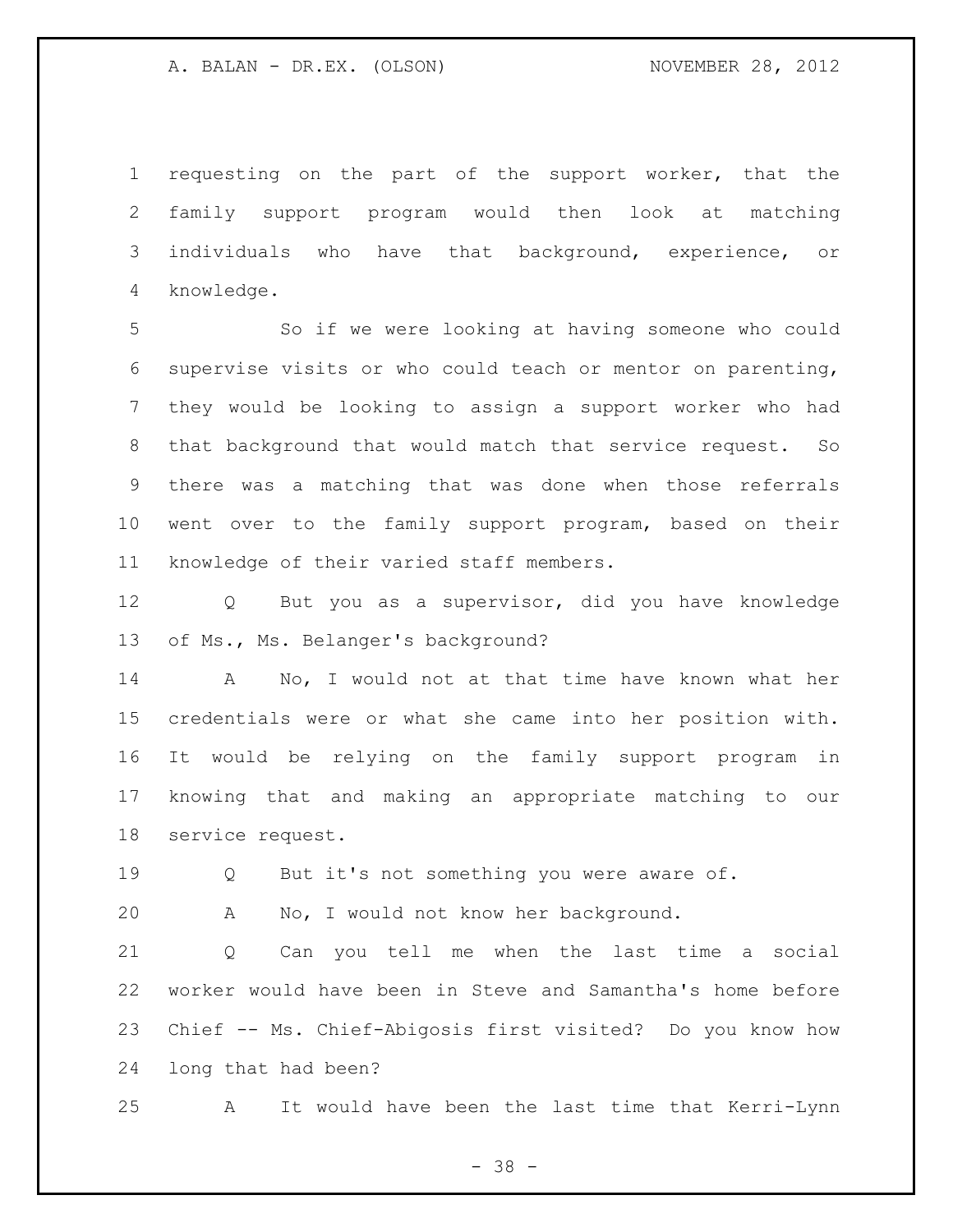requesting on the part of the support worker, that the family support program would then look at matching individuals who have that background, experience, or knowledge.

So if we were looking at having someone who could supervise visits or who could teach or mentor on parenting, they would be looking to assign a support worker who had that background that would match that service request. So there was a matching that was done when those referrals went over to the family support program, based on their knowledge of their varied staff members.

Q But you as a supervisor, did you have knowledge of Ms., Ms. Belanger's background?

A No, I would not at that time have known what her credentials were or what she came into her position with. It would be relying on the family support program in knowing that and making an appropriate matching to our service request.

Q But it's not something you were aware of.

A No, I would not know her background.

Q Can you tell me when the last time a social worker would have been in Steve and Samantha's home before Chief -- Ms. Chief-Abigosis first visited? Do you know how long that had been?

A It would have been the last time that Kerri-Lynn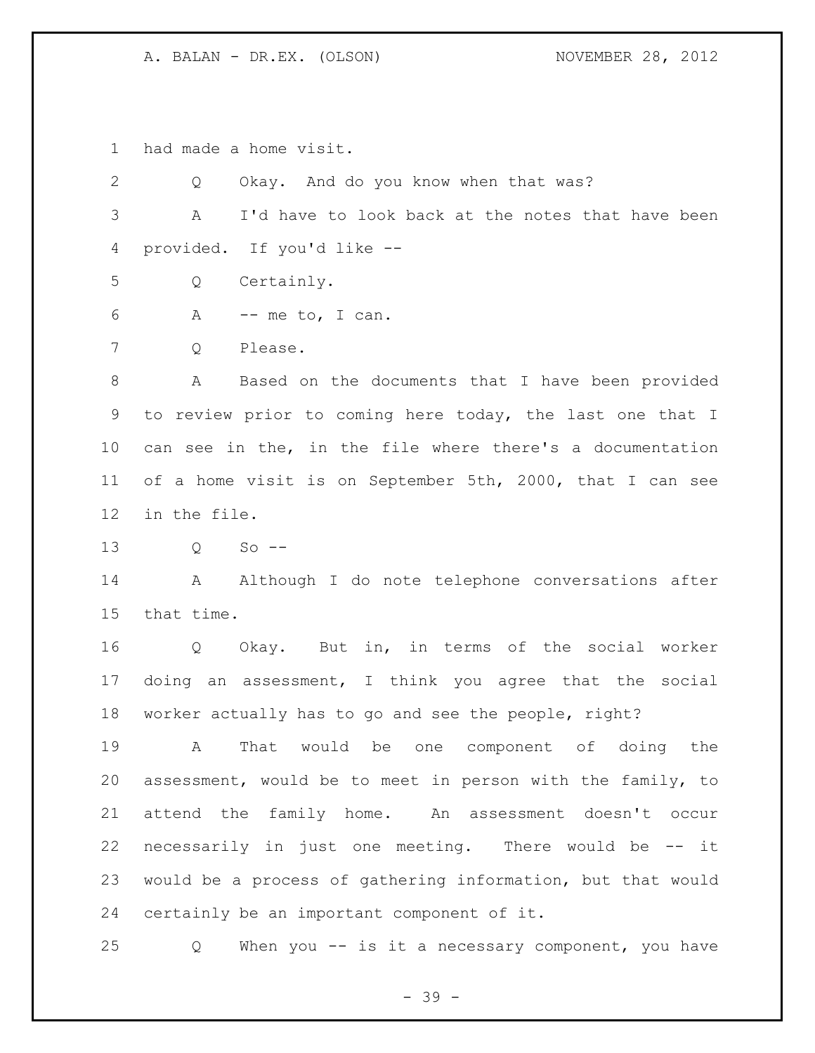had made a home visit.

Q Okay. And do you know when that was?

A I'd have to look back at the notes that have been provided. If you'd like --

Q Certainly.

A -- me to, I can.

Q Please.

A Based on the documents that I have been provided to review prior to coming here today, the last one that I can see in the, in the file where there's a documentation of a home visit is on September 5th, 2000, that I can see in the file.

Q So --

A Although I do note telephone conversations after that time.

Q Okay. But in, in terms of the social worker doing an assessment, I think you agree that the social worker actually has to go and see the people, right?

A That would be one component of doing the assessment, would be to meet in person with the family, to attend the family home. An assessment doesn't occur necessarily in just one meeting. There would be -- it would be a process of gathering information, but that would certainly be an important component of it.

Q When you -- is it a necessary component, you have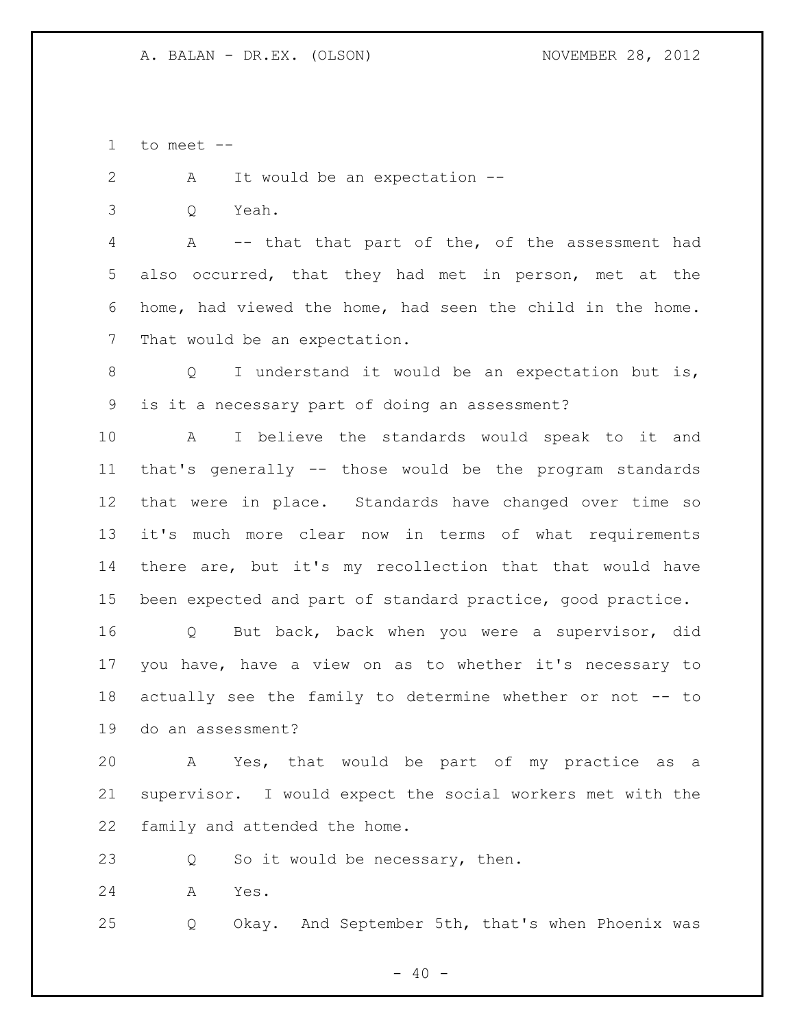to meet --

A It would be an expectation --

Q Yeah.

A -- that that part of the, of the assessment had also occurred, that they had met in person, met at the home, had viewed the home, had seen the child in the home. That would be an expectation.

Q I understand it would be an expectation but is, is it a necessary part of doing an assessment?

A I believe the standards would speak to it and that's generally -- those would be the program standards that were in place. Standards have changed over time so it's much more clear now in terms of what requirements there are, but it's my recollection that that would have been expected and part of standard practice, good practice.

Q But back, back when you were a supervisor, did you have, have a view on as to whether it's necessary to actually see the family to determine whether or not -- to do an assessment?

A Yes, that would be part of my practice as a supervisor. I would expect the social workers met with the family and attended the home.

Q So it would be necessary, then.

A Yes.

Q Okay. And September 5th, that's when Phoenix was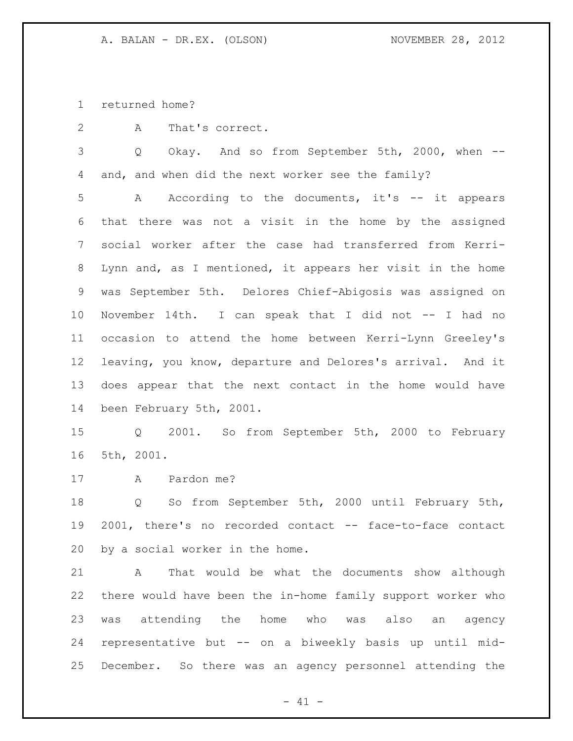returned home?

A That's correct.

Q Okay. And so from September 5th, 2000, when -- and, and when did the next worker see the family?

A According to the documents, it's -- it appears that there was not a visit in the home by the assigned social worker after the case had transferred from Kerri-Lynn and, as I mentioned, it appears her visit in the home was September 5th. Delores Chief-Abigosis was assigned on November 14th. I can speak that I did not -- I had no occasion to attend the home between Kerri-Lynn Greeley's leaving, you know, departure and Delores's arrival. And it does appear that the next contact in the home would have been February 5th, 2001.

Q 2001. So from September 5th, 2000 to February 5th, 2001.

A Pardon me?

Q So from September 5th, 2000 until February 5th, 2001, there's no recorded contact -- face-to-face contact by a social worker in the home.

A That would be what the documents show although there would have been the in-home family support worker who was attending the home who was also an agency representative but -- on a biweekly basis up until mid-December. So there was an agency personnel attending the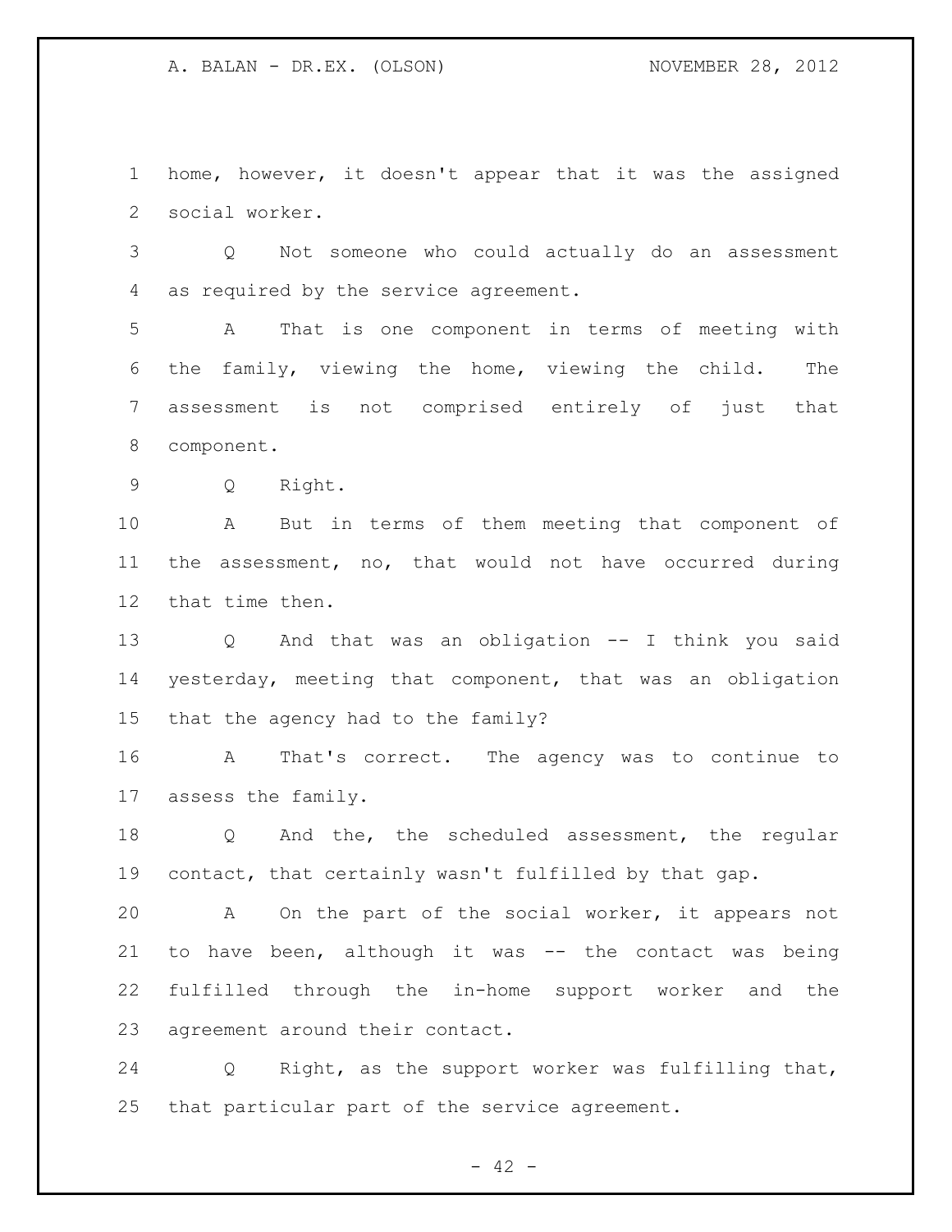home, however, it doesn't appear that it was the assigned social worker.

Q Not someone who could actually do an assessment as required by the service agreement.

A That is one component in terms of meeting with the family, viewing the home, viewing the child. The assessment is not comprised entirely of just that component.

Q Right.

A But in terms of them meeting that component of the assessment, no, that would not have occurred during that time then.

Q And that was an obligation -- I think you said yesterday, meeting that component, that was an obligation that the agency had to the family?

A That's correct. The agency was to continue to assess the family.

Q And the, the scheduled assessment, the regular contact, that certainly wasn't fulfilled by that gap.

A On the part of the social worker, it appears not to have been, although it was -- the contact was being fulfilled through the in-home support worker and the agreement around their contact.

Q Right, as the support worker was fulfilling that, that particular part of the service agreement.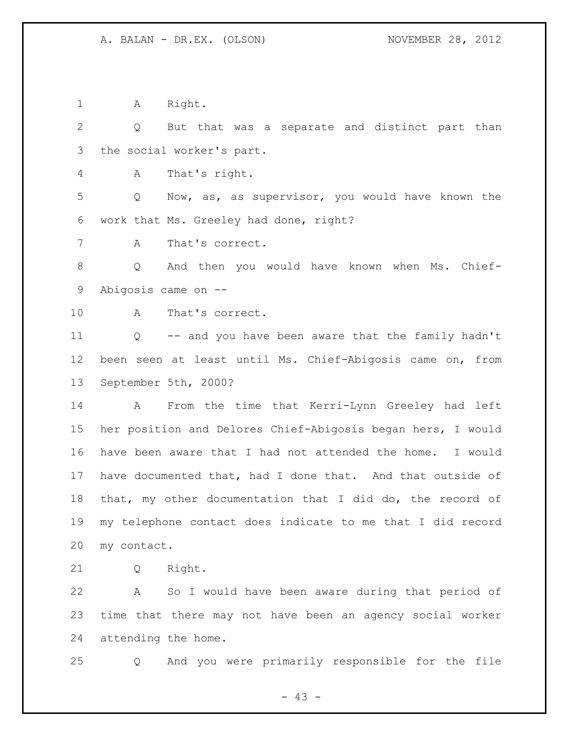A Right.

Q But that was a separate and distinct part than the social worker's part.

A That's right.

Q Now, as, as supervisor, you would have known the work that Ms. Greeley had done, right?

A That's correct.

Q And then you would have known when Ms. Chief-Abigosis came on --

A That's correct.

Q -- and you have been aware that the family hadn't been seen at least until Ms. Chief-Abigosis came on, from September 5th, 2000?

A From the time that Kerri-Lynn Greeley had left her position and Delores Chief-Abigosis began hers, I would have been aware that I had not attended the home. I would have documented that, had I done that. And that outside of that, my other documentation that I did do, the record of my telephone contact does indicate to me that I did record my contact.

Q Right.

A So I would have been aware during that period of time that there may not have been an agency social worker attending the home.

Q And you were primarily responsible for the file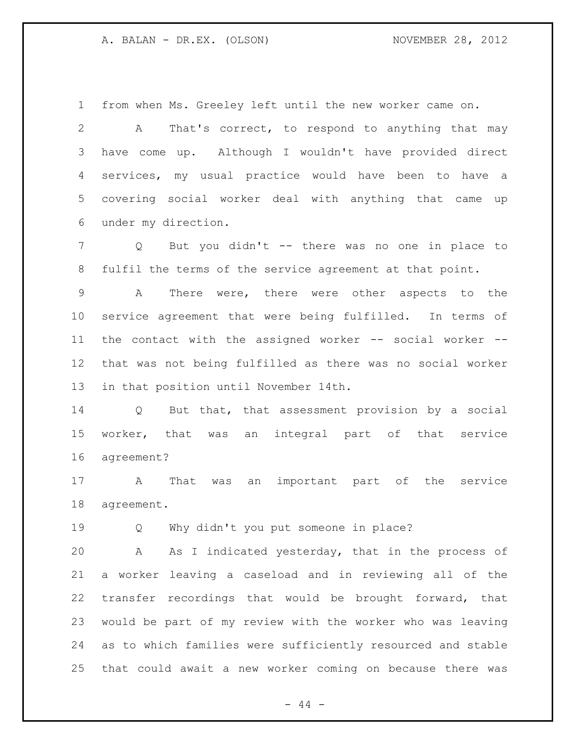from when Ms. Greeley left until the new worker came on.

A That's correct, to respond to anything that may have come up. Although I wouldn't have provided direct services, my usual practice would have been to have a covering social worker deal with anything that came up under my direction.

Q But you didn't -- there was no one in place to fulfil the terms of the service agreement at that point.

A There were, there were other aspects to the service agreement that were being fulfilled. In terms of the contact with the assigned worker -- social worker -- that was not being fulfilled as there was no social worker in that position until November 14th.

Q But that, that assessment provision by a social worker, that was an integral part of that service agreement?

A That was an important part of the service agreement.

Q Why didn't you put someone in place?

A As I indicated yesterday, that in the process of a worker leaving a caseload and in reviewing all of the transfer recordings that would be brought forward, that would be part of my review with the worker who was leaving as to which families were sufficiently resourced and stable that could await a new worker coming on because there was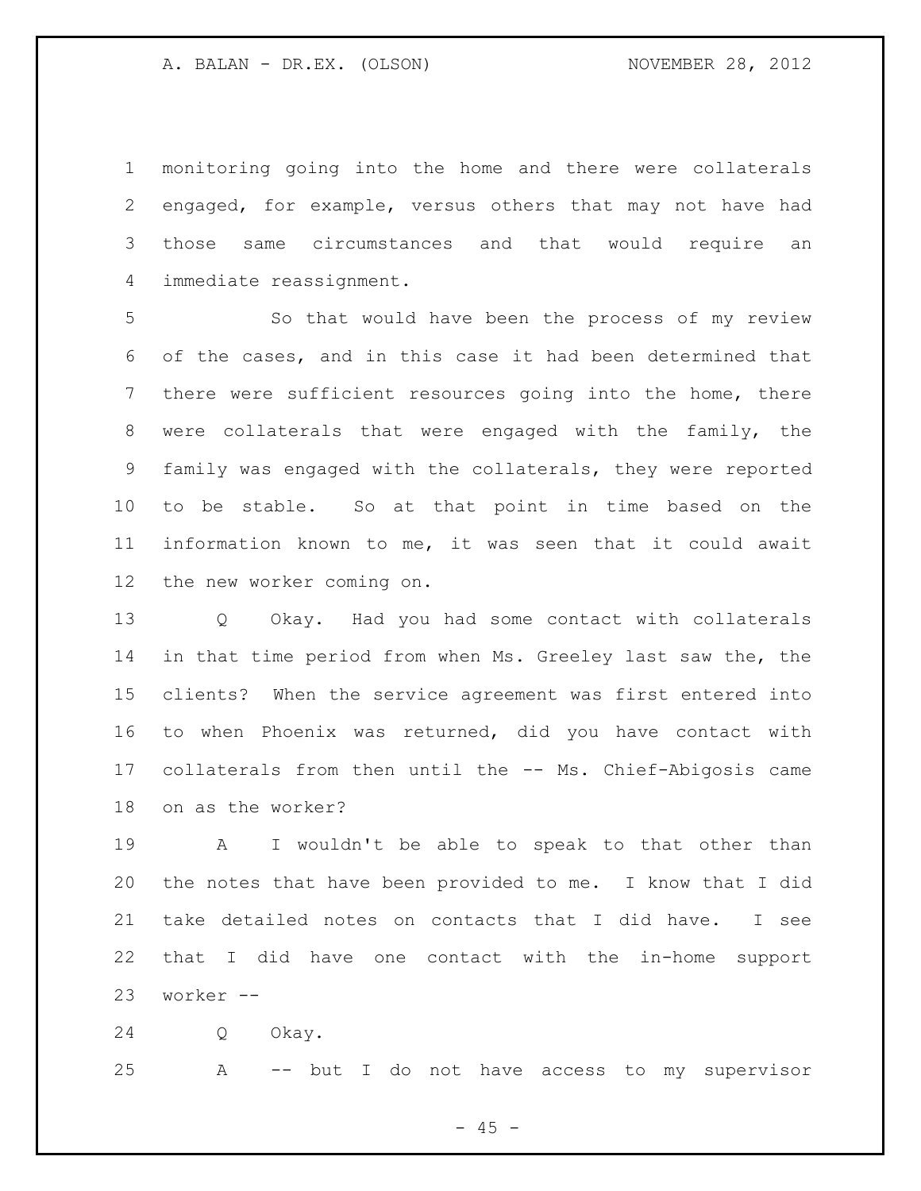monitoring going into the home and there were collaterals engaged, for example, versus others that may not have had those same circumstances and that would require an immediate reassignment.

So that would have been the process of my review of the cases, and in this case it had been determined that there were sufficient resources going into the home, there were collaterals that were engaged with the family, the family was engaged with the collaterals, they were reported to be stable. So at that point in time based on the information known to me, it was seen that it could await the new worker coming on.

Q Okay. Had you had some contact with collaterals in that time period from when Ms. Greeley last saw the, the clients? When the service agreement was first entered into to when Phoenix was returned, did you have contact with collaterals from then until the -- Ms. Chief-Abigosis came on as the worker?

A I wouldn't be able to speak to that other than the notes that have been provided to me. I know that I did take detailed notes on contacts that I did have. I see that I did have one contact with the in-home support worker --

Q Okay.

A -- but I do not have access to my supervisor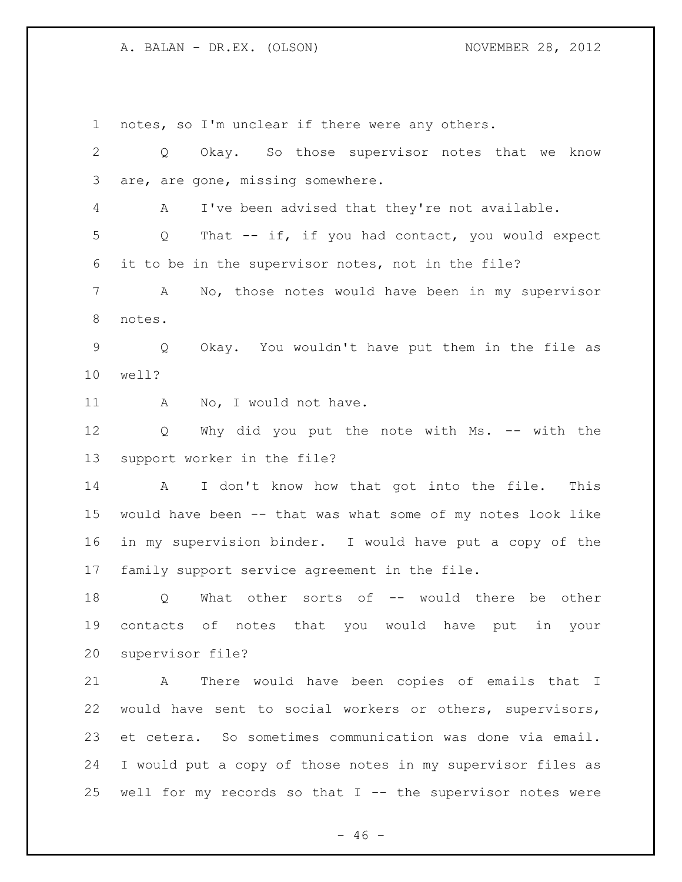notes, so I'm unclear if there were any others.

Q Okay. So those supervisor notes that we know are, are gone, missing somewhere.

A I've been advised that they're not available.

Q That -- if, if you had contact, you would expect it to be in the supervisor notes, not in the file?

A No, those notes would have been in my supervisor notes.

Q Okay. You wouldn't have put them in the file as well?

A No, I would not have.

Q Why did you put the note with Ms. -- with the support worker in the file?

A I don't know how that got into the file. This would have been -- that was what some of my notes look like in my supervision binder. I would have put a copy of the family support service agreement in the file.

Q What other sorts of -- would there be other contacts of notes that you would have put in your supervisor file?

A There would have been copies of emails that I would have sent to social workers or others, supervisors, et cetera. So sometimes communication was done via email. I would put a copy of those notes in my supervisor files as well for my records so that I -- the supervisor notes were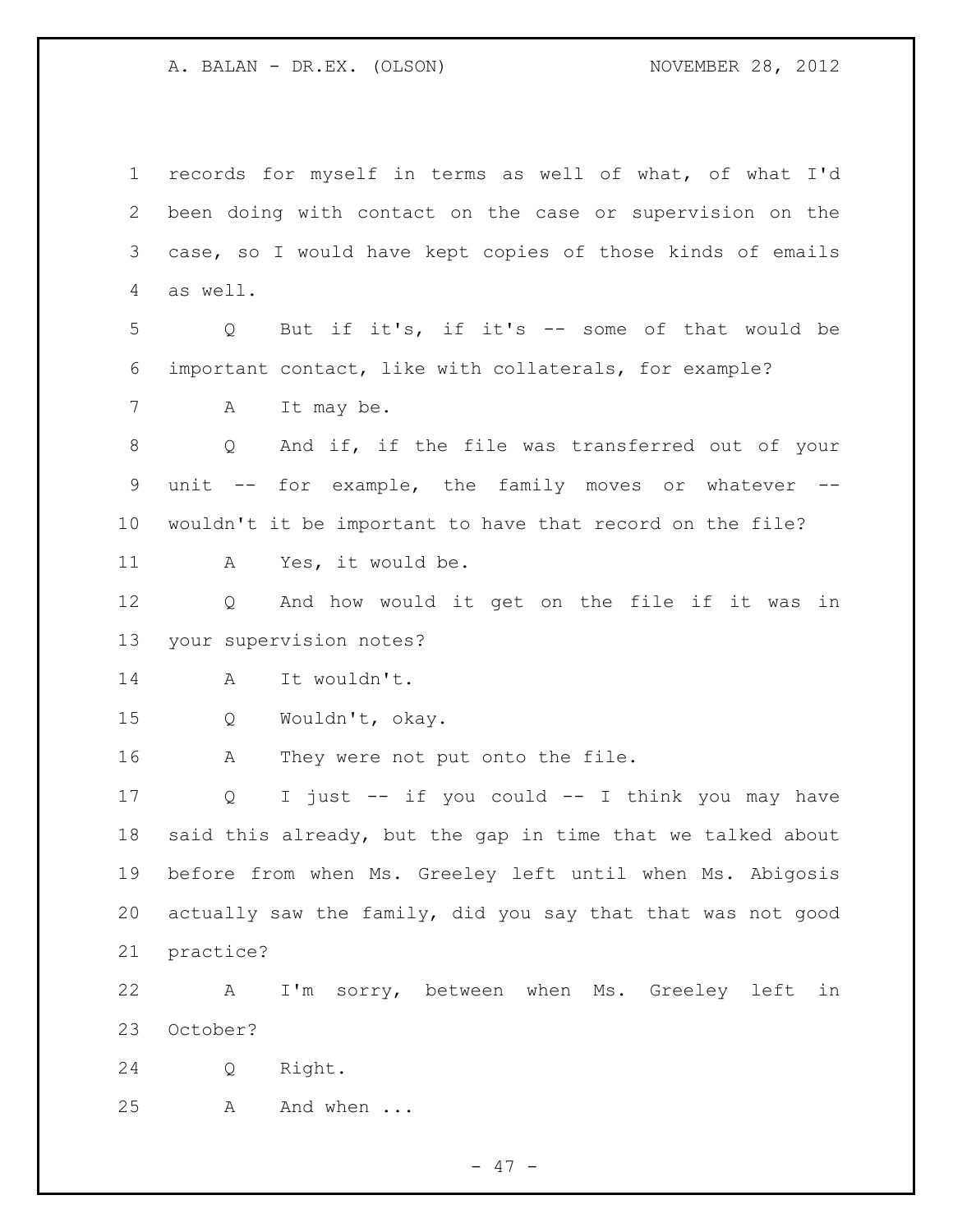records for myself in terms as well of what, of what I'd been doing with contact on the case or supervision on the case, so I would have kept copies of those kinds of emails as well.

Q But if it's, if it's -- some of that would be important contact, like with collaterals, for example?

A It may be.

Q And if, if the file was transferred out of your unit -- for example, the family moves or whatever -- wouldn't it be important to have that record on the file?

A Yes, it would be.

Q And how would it get on the file if it was in your supervision notes?

A It wouldn't.

Q Wouldn't, okay.

A They were not put onto the file.

Q I just -- if you could -- I think you may have said this already, but the gap in time that we talked about before from when Ms. Greeley left until when Ms. Abigosis actually saw the family, did you say that that was not good practice?

A I'm sorry, between when Ms. Greeley left in October?

Q Right.

A And when ...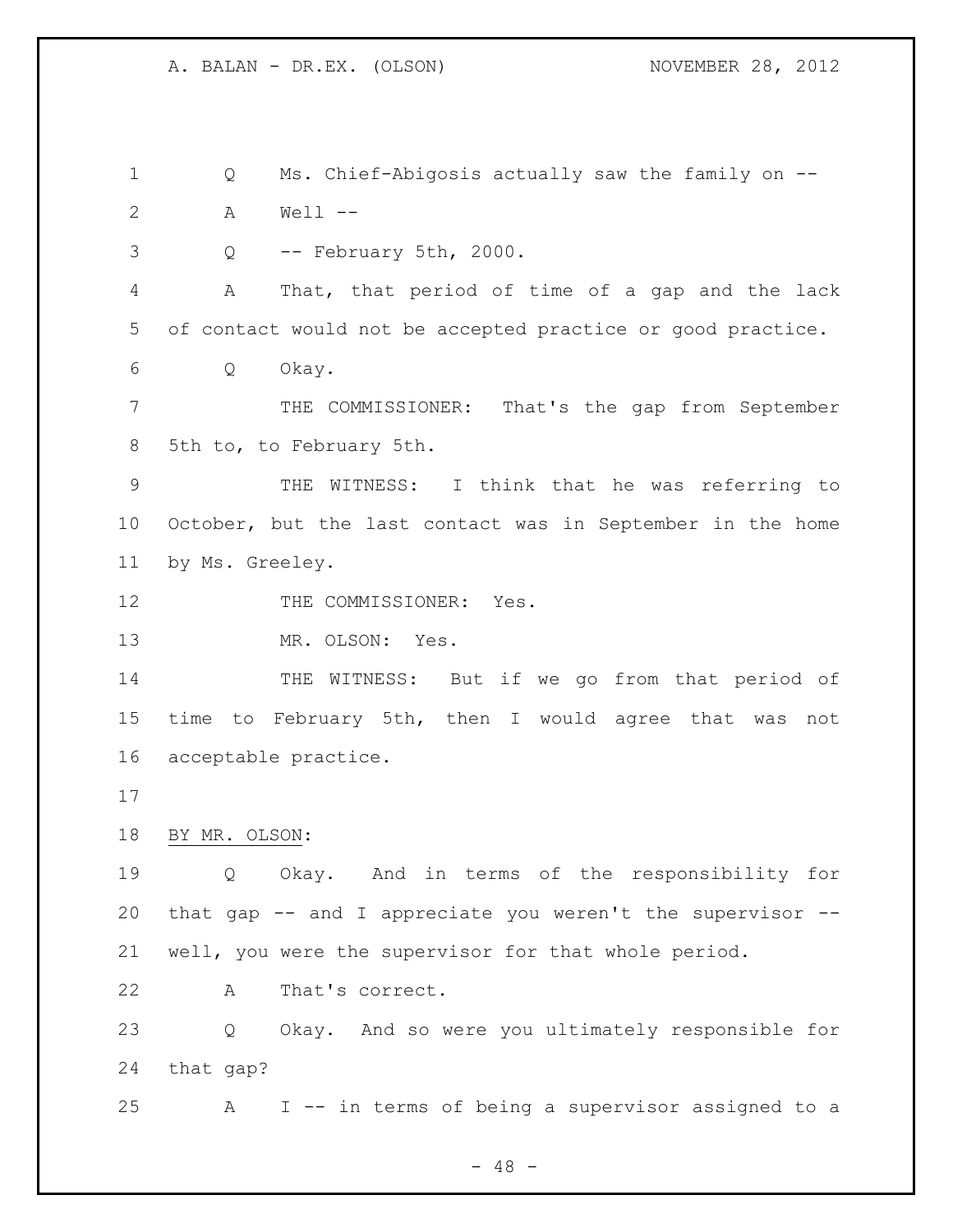Q Ms. Chief-Abigosis actually saw the family on --

A Well --

Q -- February 5th, 2000.

A That, that period of time of a gap and the lack of contact would not be accepted practice or good practice.

Q Okay.

THE COMMISSIONER: That's the gap from September 5th to, to February 5th.

THE WITNESS: I think that he was referring to October, but the last contact was in September in the home by Ms. Greeley.

THE COMMISSIONER: Yes.

MR. OLSON: Yes.

THE WITNESS: But if we go from that period of time to February 5th, then I would agree that was not acceptable practice.

BY MR. OLSON:

Q Okay. And in terms of the responsibility for that gap -- and I appreciate you weren't the supervisor -- well, you were the supervisor for that whole period.

A That's correct.

Q Okay. And so were you ultimately responsible for that gap?

A I -- in terms of being a supervisor assigned to a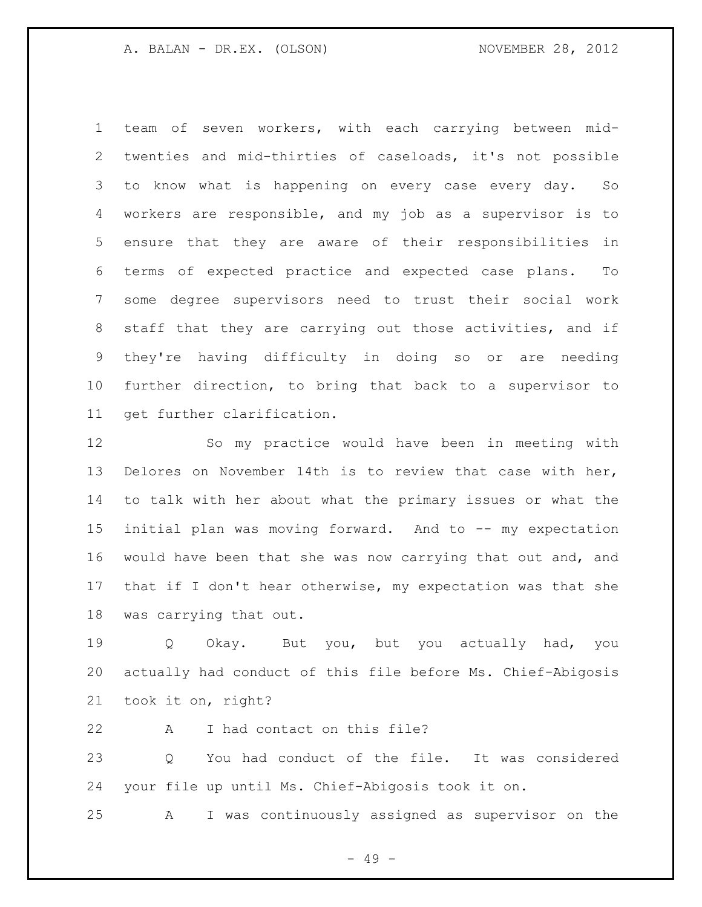team of seven workers, with each carrying between mid-twenties and mid-thirties of caseloads, it's not possible to know what is happening on every case every day. So workers are responsible, and my job as a supervisor is to ensure that they are aware of their responsibilities in terms of expected practice and expected case plans. To some degree supervisors need to trust their social work staff that they are carrying out those activities, and if they're having difficulty in doing so or are needing further direction, to bring that back to a supervisor to get further clarification.

So my practice would have been in meeting with Delores on November 14th is to review that case with her, to talk with her about what the primary issues or what the initial plan was moving forward. And to -- my expectation would have been that she was now carrying that out and, and that if I don't hear otherwise, my expectation was that she was carrying that out.

Q Okay. But you, but you actually had, you actually had conduct of this file before Ms. Chief-Abigosis took it on, right?

A I had contact on this file?

Q You had conduct of the file. It was considered your file up until Ms. Chief-Abigosis took it on.

A I was continuously assigned as supervisor on the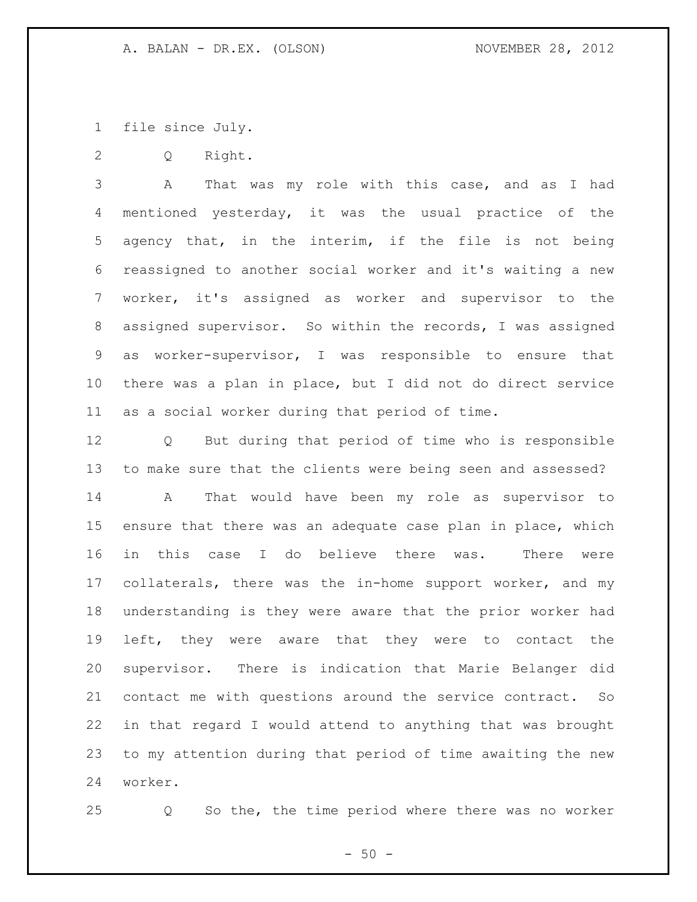file since July.

Q Right.

A That was my role with this case, and as I had mentioned yesterday, it was the usual practice of the agency that, in the interim, if the file is not being reassigned to another social worker and it's waiting a new worker, it's assigned as worker and supervisor to the assigned supervisor. So within the records, I was assigned as worker-supervisor, I was responsible to ensure that there was a plan in place, but I did not do direct service as a social worker during that period of time.

Q But during that period of time who is responsible to make sure that the clients were being seen and assessed?

A That would have been my role as supervisor to ensure that there was an adequate case plan in place, which in this case I do believe there was. There were collaterals, there was the in-home support worker, and my understanding is they were aware that the prior worker had left, they were aware that they were to contact the supervisor. There is indication that Marie Belanger did contact me with questions around the service contract. So in that regard I would attend to anything that was brought to my attention during that period of time awaiting the new worker.

Q So the, the time period where there was no worker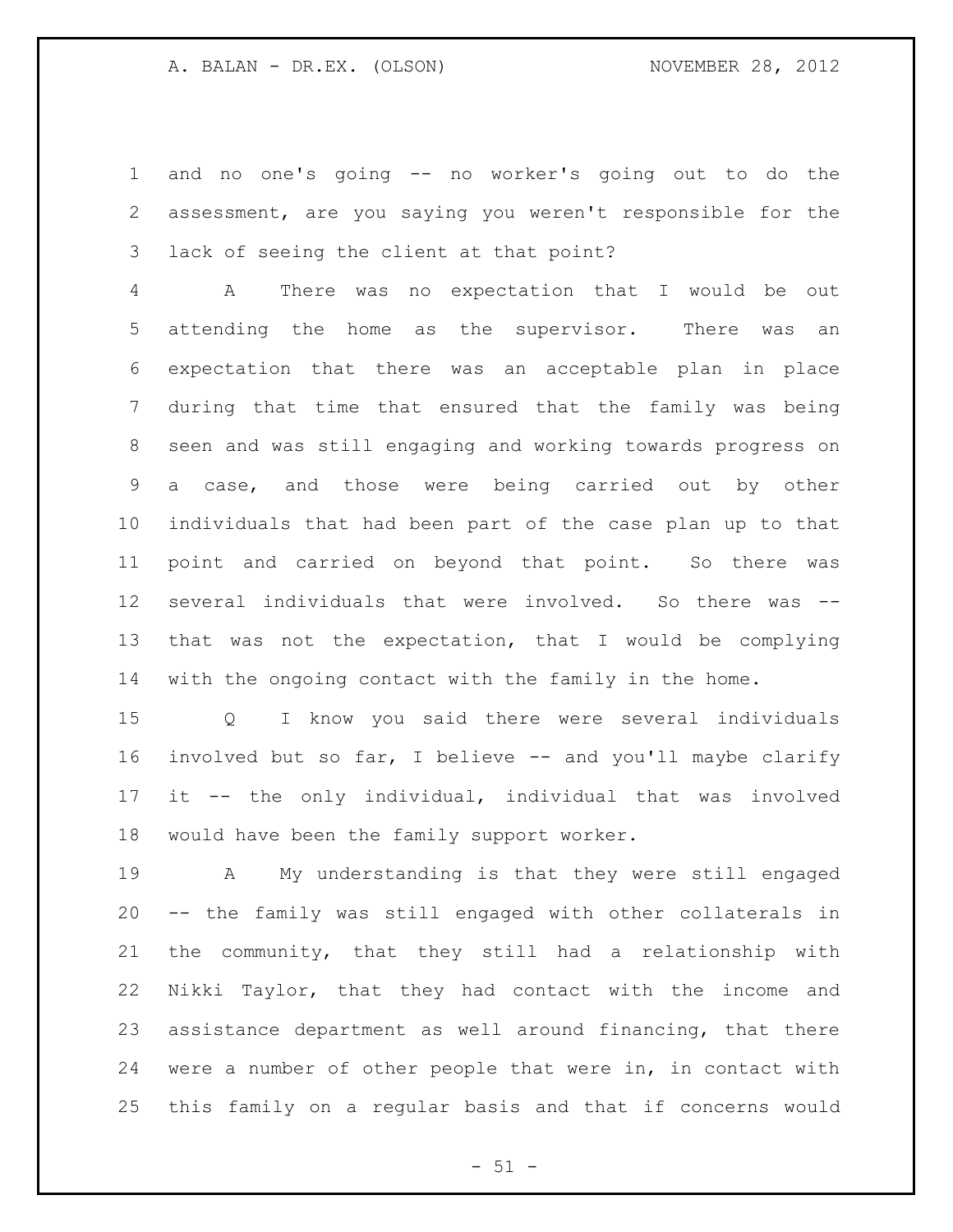and no one's going -- no worker's going out to do the assessment, are you saying you weren't responsible for the lack of seeing the client at that point?

A There was no expectation that I would be out attending the home as the supervisor. There was an expectation that there was an acceptable plan in place during that time that ensured that the family was being seen and was still engaging and working towards progress on a case, and those were being carried out by other individuals that had been part of the case plan up to that point and carried on beyond that point. So there was several individuals that were involved. So there was -- that was not the expectation, that I would be complying with the ongoing contact with the family in the home.

Q I know you said there were several individuals involved but so far, I believe -- and you'll maybe clarify it -- the only individual, individual that was involved would have been the family support worker.

A My understanding is that they were still engaged -- the family was still engaged with other collaterals in the community, that they still had a relationship with Nikki Taylor, that they had contact with the income and assistance department as well around financing, that there were a number of other people that were in, in contact with this family on a regular basis and that if concerns would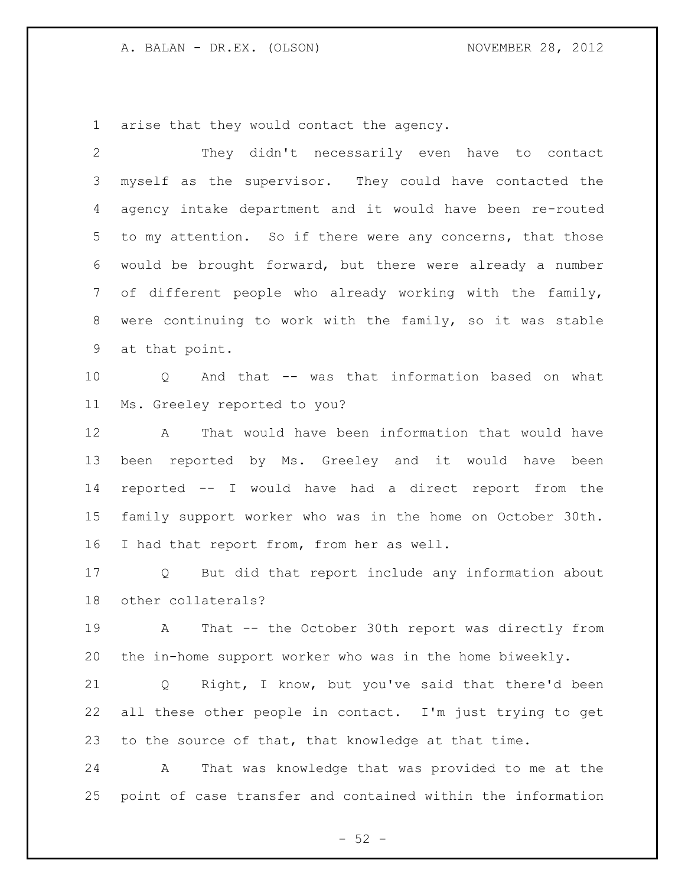arise that they would contact the agency.

They didn't necessarily even have to contact myself as the supervisor. They could have contacted the agency intake department and it would have been re-routed to my attention. So if there were any concerns, that those would be brought forward, but there were already a number of different people who already working with the family, were continuing to work with the family, so it was stable at that point.

Q And that -- was that information based on what Ms. Greeley reported to you?

A That would have been information that would have been reported by Ms. Greeley and it would have been reported -- I would have had a direct report from the family support worker who was in the home on October 30th. I had that report from, from her as well.

Q But did that report include any information about other collaterals?

A That -- the October 30th report was directly from the in-home support worker who was in the home biweekly.

Q Right, I know, but you've said that there'd been all these other people in contact. I'm just trying to get to the source of that, that knowledge at that time.

A That was knowledge that was provided to me at the point of case transfer and contained within the information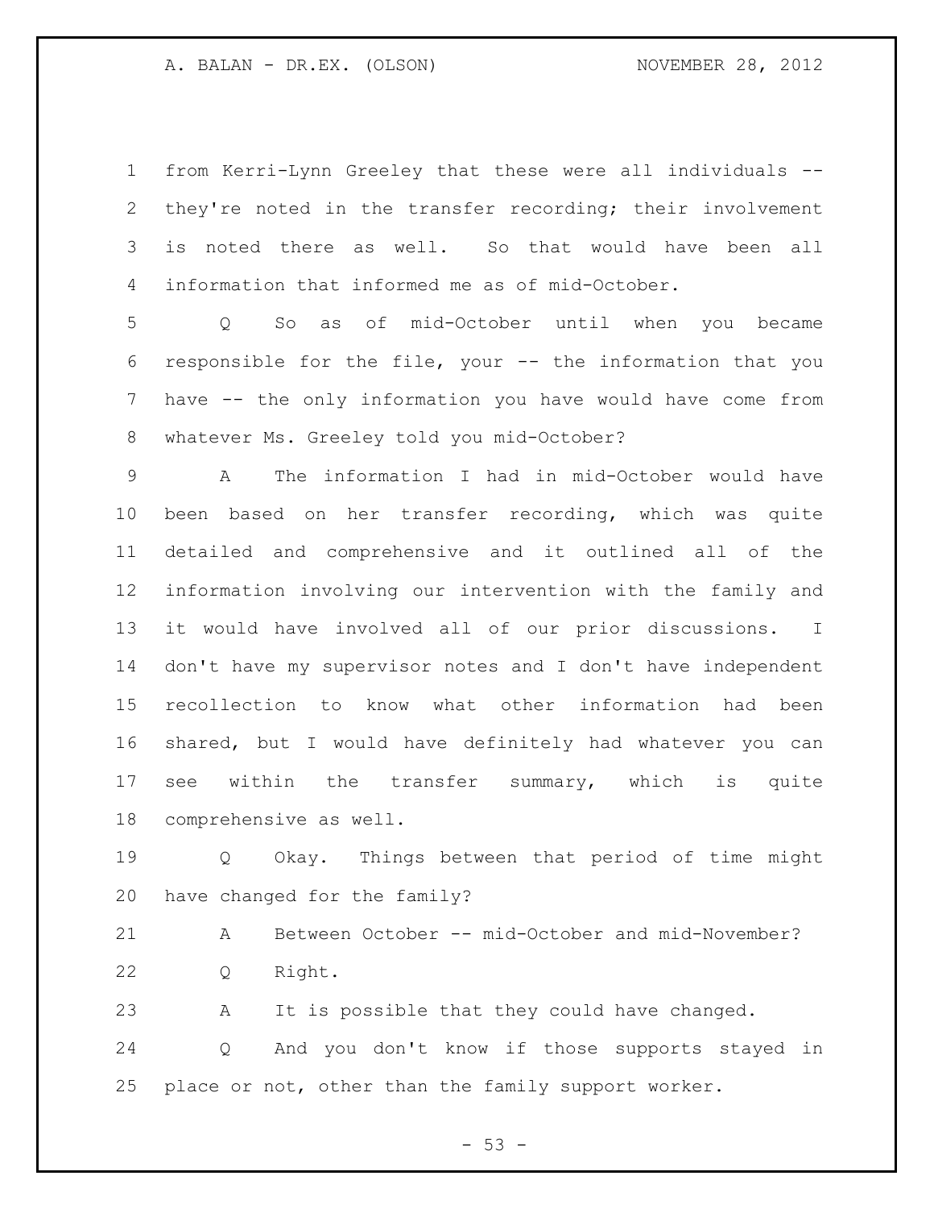from Kerri-Lynn Greeley that these were all individuals -- they're noted in the transfer recording; their involvement is noted there as well. So that would have been all information that informed me as of mid-October.

Q So as of mid-October until when you became responsible for the file, your -- the information that you have -- the only information you have would have come from whatever Ms. Greeley told you mid-October?

A The information I had in mid-October would have been based on her transfer recording, which was quite detailed and comprehensive and it outlined all of the information involving our intervention with the family and it would have involved all of our prior discussions. I don't have my supervisor notes and I don't have independent recollection to know what other information had been shared, but I would have definitely had whatever you can see within the transfer summary, which is quite comprehensive as well.

Q Okay. Things between that period of time might have changed for the family?

A Between October -- mid-October and mid-November?

Q Right.

A It is possible that they could have changed.

Q And you don't know if those supports stayed in place or not, other than the family support worker.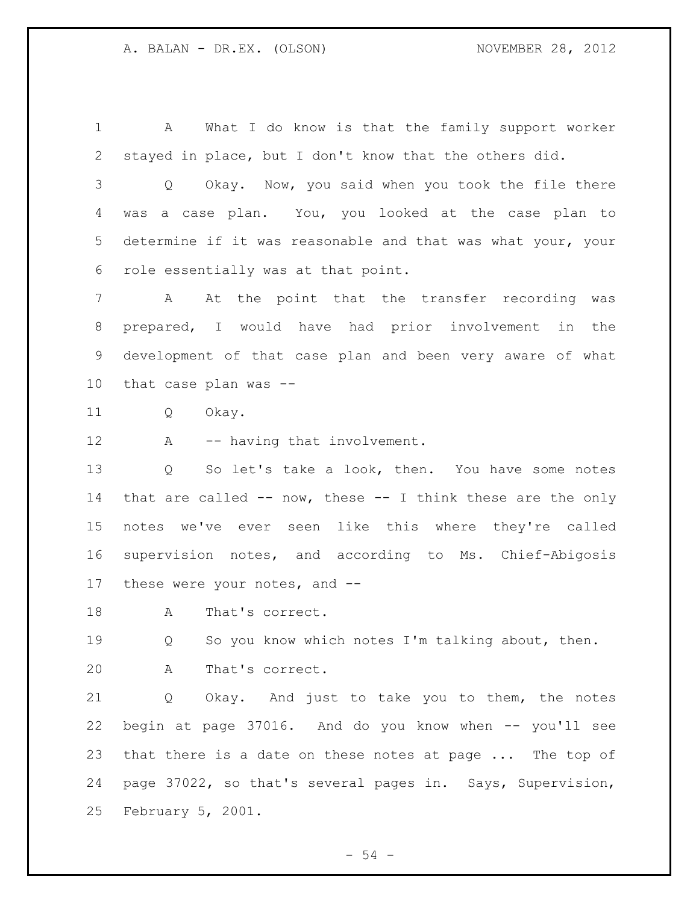A What I do know is that the family support worker stayed in place, but I don't know that the others did.

Q Okay. Now, you said when you took the file there was a case plan. You, you looked at the case plan to determine if it was reasonable and that was what your, your role essentially was at that point.

A At the point that the transfer recording was prepared, I would have had prior involvement in the development of that case plan and been very aware of what that case plan was --

Q Okay.

A -- having that involvement.

Q So let's take a look, then. You have some notes that are called -- now, these -- I think these are the only notes we've ever seen like this where they're called supervision notes, and according to Ms. Chief-Abigosis these were your notes, and --

A That's correct.

Q So you know which notes I'm talking about, then.

A That's correct.

Q Okay. And just to take you to them, the notes begin at page 37016. And do you know when -- you'll see that there is a date on these notes at page ... The top of page 37022, so that's several pages in. Says, Supervision, February 5, 2001.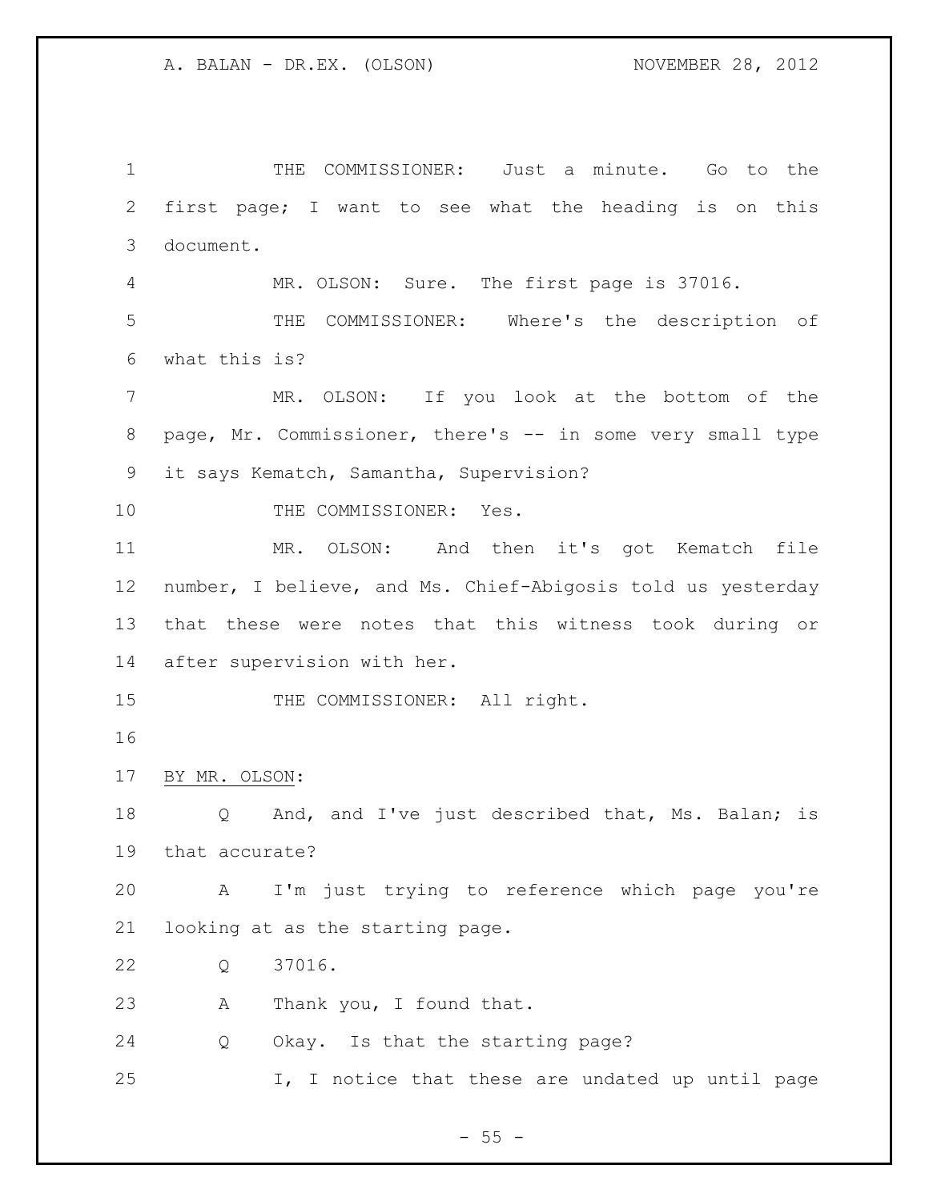THE COMMISSIONER: Just a minute. Go to the first page; I want to see what the heading is on this document.

MR. OLSON: Sure. The first page is 37016.

THE COMMISSIONER: Where's the description of what this is?

MR. OLSON: If you look at the bottom of the page, Mr. Commissioner, there's -- in some very small type it says Kematch, Samantha, Supervision?

THE COMMISSIONER: Yes.

MR. OLSON: And then it's got Kematch file number, I believe, and Ms. Chief-Abigosis told us yesterday that these were notes that this witness took during or after supervision with her.

THE COMMISSIONER: All right.

BY MR. OLSON:

Q And, and I've just described that, Ms. Balan; is that accurate?

A I'm just trying to reference which page you're looking at as the starting page.

Q 37016.

A Thank you, I found that.

Q Okay. Is that the starting page?

I, I notice that these are undated up until page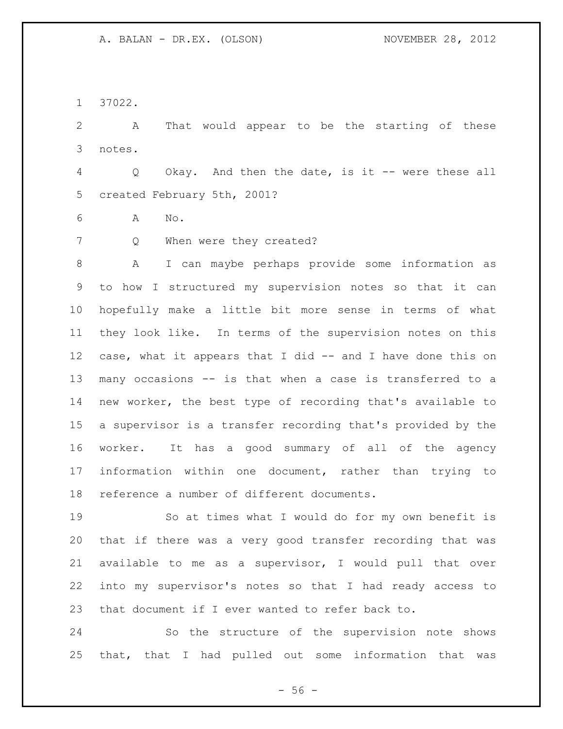37022.

A That would appear to be the starting of these notes.

Q Okay. And then the date, is it -- were these all created February 5th, 2001?

A No.

Q When were they created?

A I can maybe perhaps provide some information as to how I structured my supervision notes so that it can hopefully make a little bit more sense in terms of what they look like. In terms of the supervision notes on this case, what it appears that I did -- and I have done this on many occasions -- is that when a case is transferred to a new worker, the best type of recording that's available to a supervisor is a transfer recording that's provided by the worker. It has a good summary of all of the agency information within one document, rather than trying to reference a number of different documents.

So at times what I would do for my own benefit is that if there was a very good transfer recording that was available to me as a supervisor, I would pull that over into my supervisor's notes so that I had ready access to that document if I ever wanted to refer back to.

So the structure of the supervision note shows that, that I had pulled out some information that was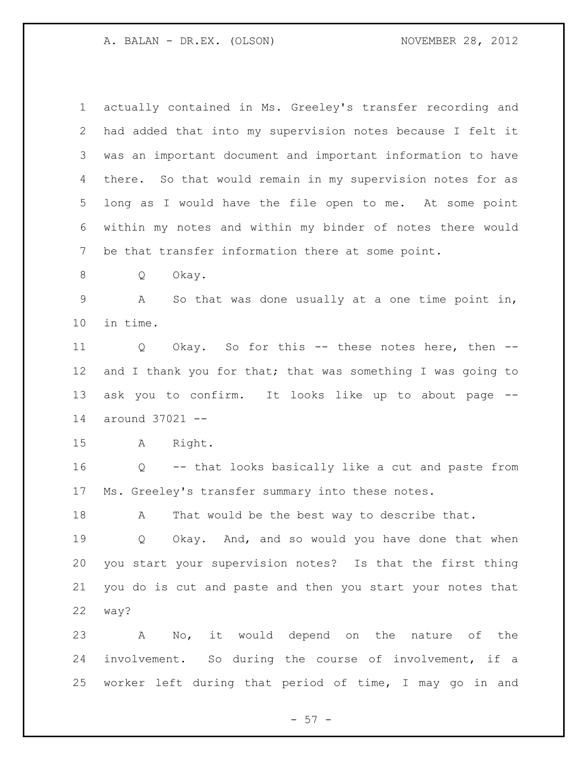actually contained in Ms. Greeley's transfer recording and had added that into my supervision notes because I felt it was an important document and important information to have there. So that would remain in my supervision notes for as long as I would have the file open to me. At some point within my notes and within my binder of notes there would be that transfer information there at some point.

Q Okay.

A So that was done usually at a one time point in, in time.

Q Okay. So for this -- these notes here, then -- and I thank you for that; that was something I was going to ask you to confirm. It looks like up to about page -- around 37021 --

A Right.

Q -- that looks basically like a cut and paste from Ms. Greeley's transfer summary into these notes.

A That would be the best way to describe that.

Q Okay. And, and so would you have done that when you start your supervision notes? Is that the first thing you do is cut and paste and then you start your notes that way?

A No, it would depend on the nature of the involvement. So during the course of involvement, if a worker left during that period of time, I may go in and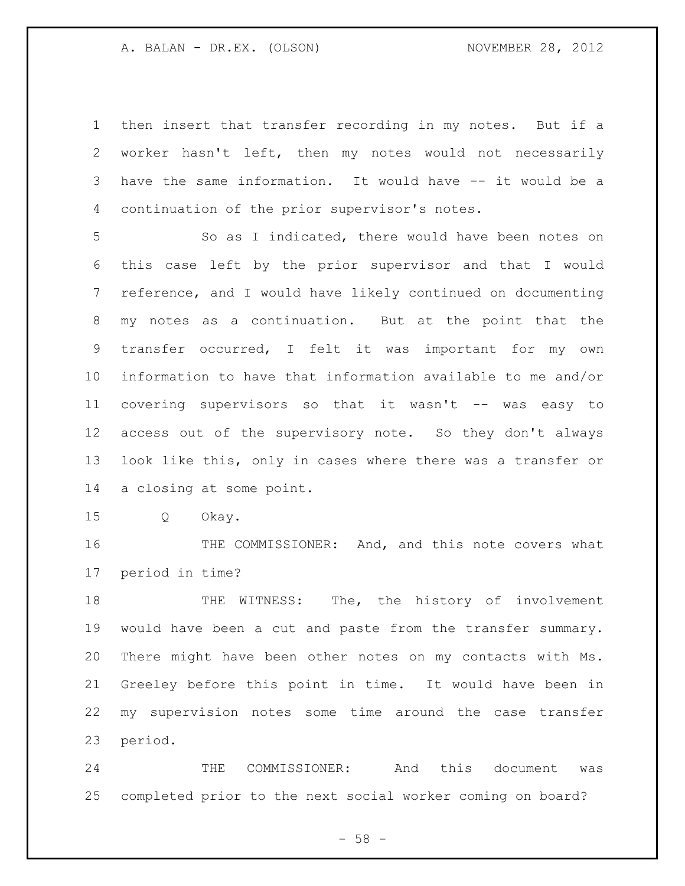then insert that transfer recording in my notes. But if a worker hasn't left, then my notes would not necessarily have the same information. It would have -- it would be a continuation of the prior supervisor's notes.

So as I indicated, there would have been notes on this case left by the prior supervisor and that I would reference, and I would have likely continued on documenting my notes as a continuation. But at the point that the transfer occurred, I felt it was important for my own information to have that information available to me and/or covering supervisors so that it wasn't -- was easy to access out of the supervisory note. So they don't always look like this, only in cases where there was a transfer or a closing at some point.

Q Okay.

THE COMMISSIONER: And, and this note covers what period in time?

THE WITNESS: The, the history of involvement would have been a cut and paste from the transfer summary. There might have been other notes on my contacts with Ms. Greeley before this point in time. It would have been in my supervision notes some time around the case transfer period.

THE COMMISSIONER: And this document was completed prior to the next social worker coming on board?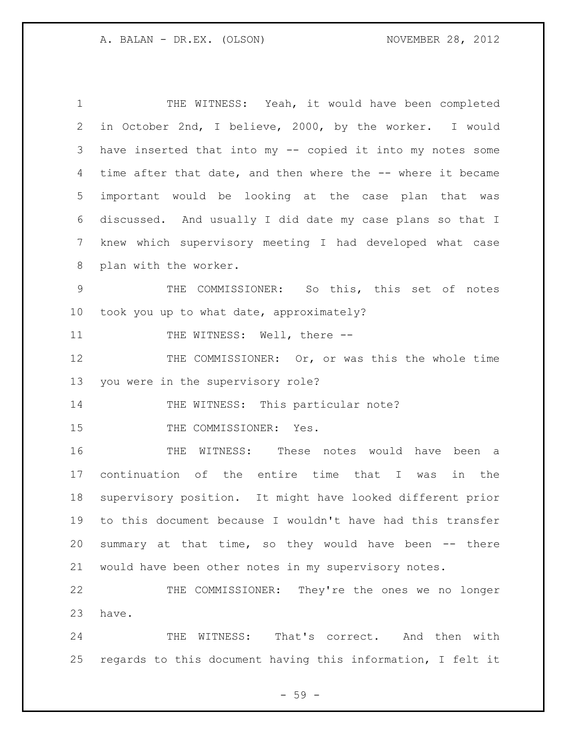THE WITNESS: Yeah, it would have been completed in October 2nd, I believe, 2000, by the worker. I would have inserted that into my -- copied it into my notes some time after that date, and then where the -- where it became important would be looking at the case plan that was discussed. And usually I did date my case plans so that I knew which supervisory meeting I had developed what case plan with the worker.

THE COMMISSIONER: So this, this set of notes took you up to what date, approximately?

THE WITNESS: Well, there --

THE COMMISSIONER: Or, or was this the whole time you were in the supervisory role?

THE WITNESS: This particular note?

THE COMMISSIONER: Yes.

THE WITNESS: These notes would have been a continuation of the entire time that I was in the supervisory position. It might have looked different prior to this document because I wouldn't have had this transfer summary at that time, so they would have been -- there would have been other notes in my supervisory notes.

THE COMMISSIONER: They're the ones we no longer have.

THE WITNESS: That's correct. And then with regards to this document having this information, I felt it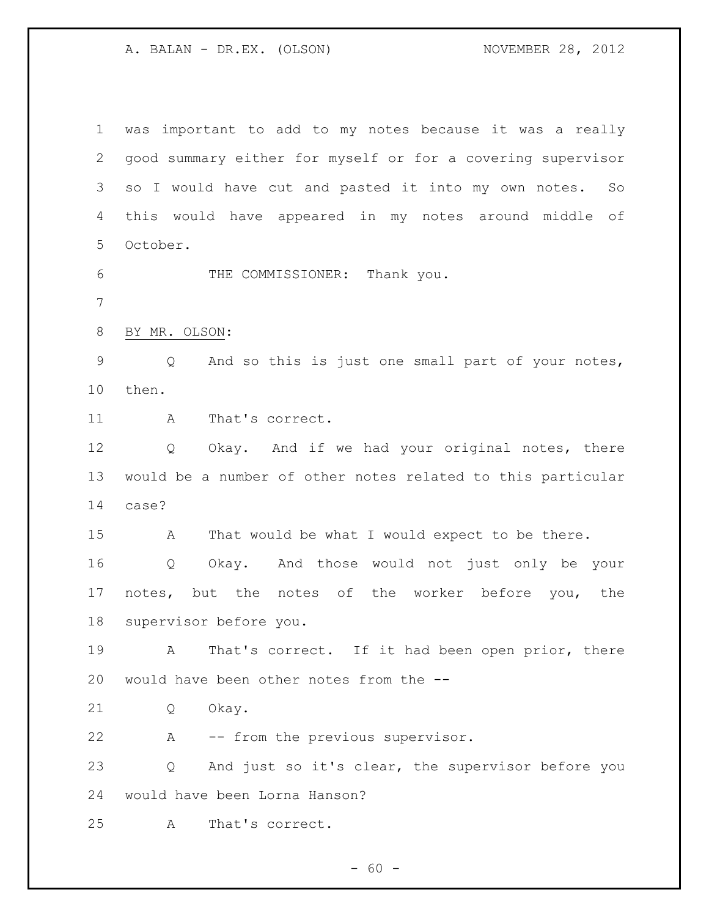was important to add to my notes because it was a really good summary either for myself or for a covering supervisor so I would have cut and pasted it into my own notes. So this would have appeared in my notes around middle of October.

THE COMMISSIONER: Thank you.

BY MR. OLSON:

Q And so this is just one small part of your notes, then.

A That's correct.

Q Okay. And if we had your original notes, there would be a number of other notes related to this particular case?

A That would be what I would expect to be there.

Q Okay. And those would not just only be your notes, but the notes of the worker before you, the supervisor before you.

A That's correct. If it had been open prior, there would have been other notes from the --

Q Okay.

A -- from the previous supervisor.

Q And just so it's clear, the supervisor before you would have been Lorna Hanson?

A That's correct.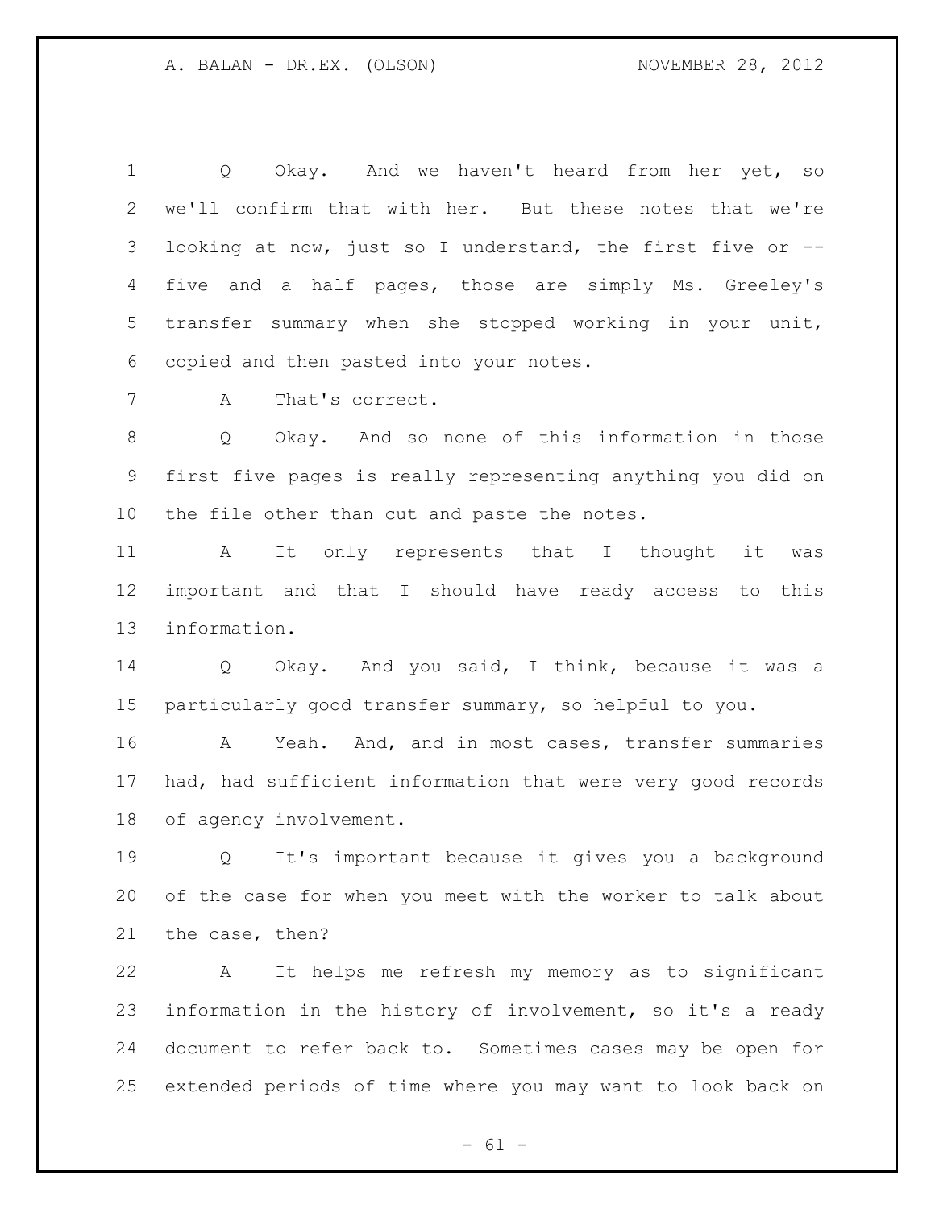Q Okay. And we haven't heard from her yet, so we'll confirm that with her. But these notes that we're looking at now, just so I understand, the first five or -- five and a half pages, those are simply Ms. Greeley's transfer summary when she stopped working in your unit, copied and then pasted into your notes.

A That's correct.

Q Okay. And so none of this information in those first five pages is really representing anything you did on the file other than cut and paste the notes.

A It only represents that I thought it was important and that I should have ready access to this information.

Q Okay. And you said, I think, because it was a particularly good transfer summary, so helpful to you.

A Yeah. And, and in most cases, transfer summaries had, had sufficient information that were very good records of agency involvement.

Q It's important because it gives you a background of the case for when you meet with the worker to talk about the case, then?

A It helps me refresh my memory as to significant information in the history of involvement, so it's a ready document to refer back to. Sometimes cases may be open for extended periods of time where you may want to look back on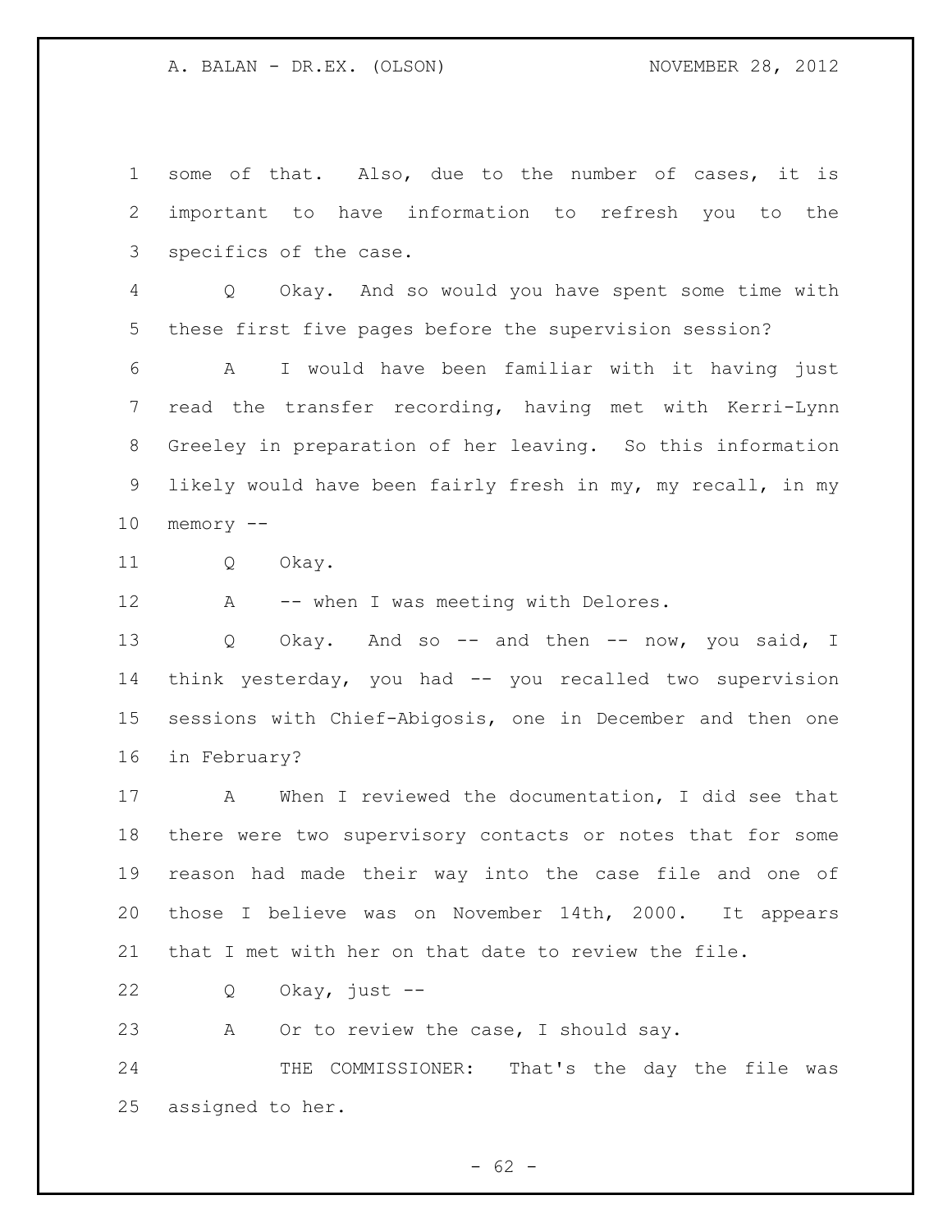some of that. Also, due to the number of cases, it is important to have information to refresh you to the specifics of the case.

Q Okay. And so would you have spent some time with these first five pages before the supervision session?

A I would have been familiar with it having just read the transfer recording, having met with Kerri-Lynn Greeley in preparation of her leaving. So this information likely would have been fairly fresh in my, my recall, in my memory --

Q Okay.

A -- when I was meeting with Delores.

Q Okay. And so -- and then -- now, you said, I think yesterday, you had -- you recalled two supervision sessions with Chief-Abigosis, one in December and then one in February?

A When I reviewed the documentation, I did see that there were two supervisory contacts or notes that for some reason had made their way into the case file and one of those I believe was on November 14th, 2000. It appears that I met with her on that date to review the file.

Q Okay, just --

A Or to review the case, I should say.

THE COMMISSIONER: That's the day the file was assigned to her.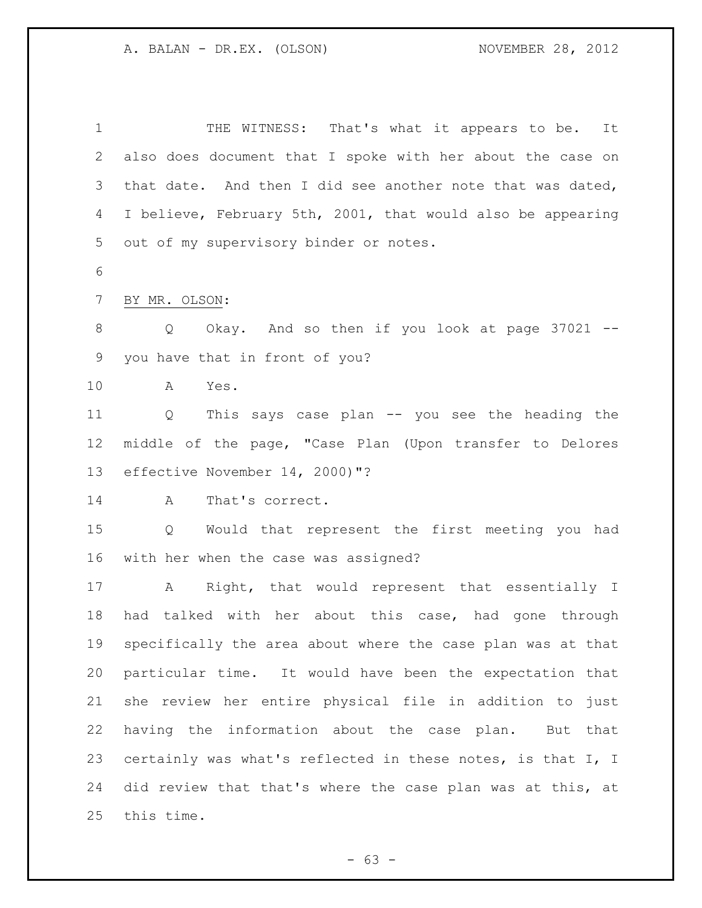THE WITNESS: That's what it appears to be. It also does document that I spoke with her about the case on that date. And then I did see another note that was dated, I believe, February 5th, 2001, that would also be appearing out of my supervisory binder or notes.

BY MR. OLSON:

Q Okay. And so then if you look at page 37021 -- you have that in front of you?

A Yes.

Q This says case plan -- you see the heading the middle of the page, "Case Plan (Upon transfer to Delores effective November 14, 2000)"?

A That's correct.

Q Would that represent the first meeting you had with her when the case was assigned?

A Right, that would represent that essentially I had talked with her about this case, had gone through specifically the area about where the case plan was at that particular time. It would have been the expectation that she review her entire physical file in addition to just having the information about the case plan. But that certainly was what's reflected in these notes, is that I, I did review that that's where the case plan was at this, at this time.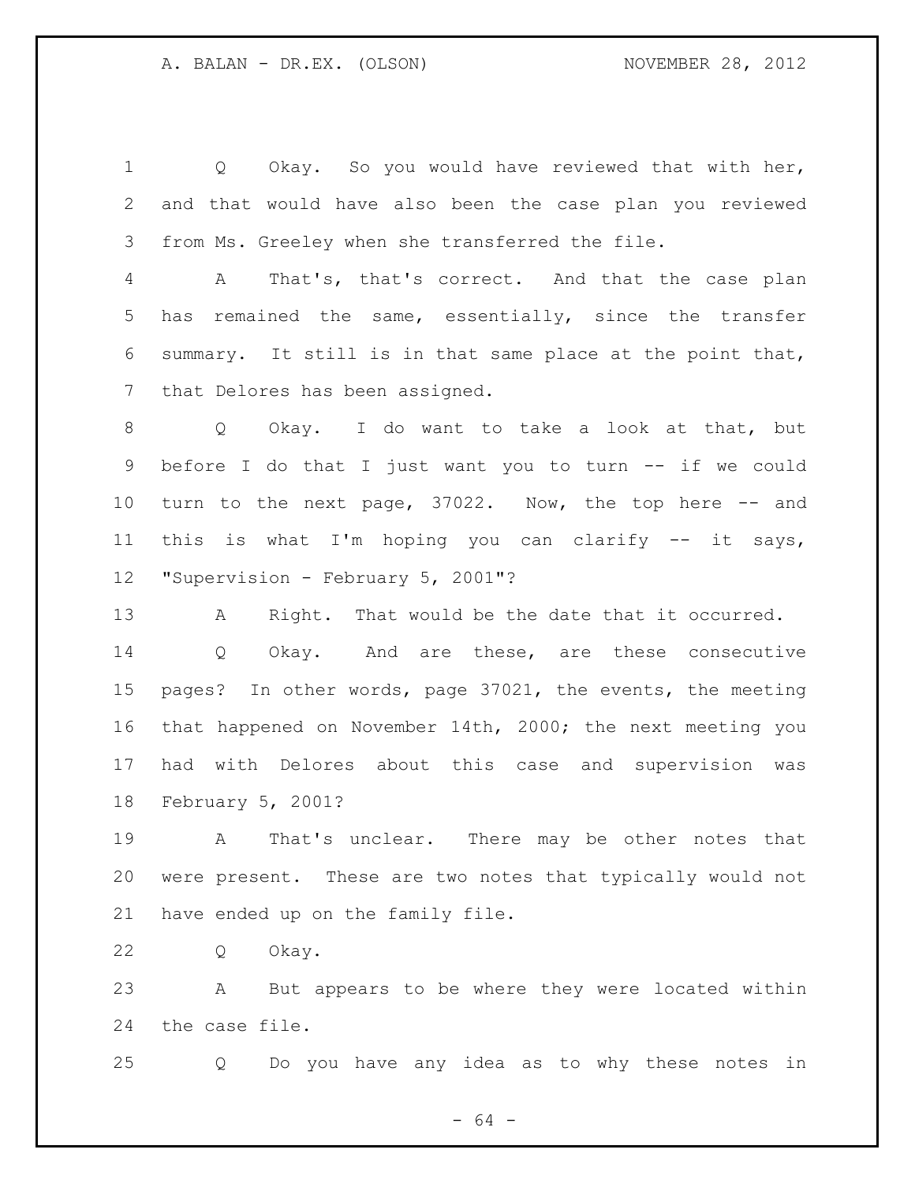Q Okay. So you would have reviewed that with her, and that would have also been the case plan you reviewed from Ms. Greeley when she transferred the file.

A That's, that's correct. And that the case plan has remained the same, essentially, since the transfer summary. It still is in that same place at the point that, that Delores has been assigned.

Q Okay. I do want to take a look at that, but before I do that I just want you to turn -- if we could turn to the next page, 37022. Now, the top here -- and this is what I'm hoping you can clarify -- it says, "Supervision - February 5, 2001"?

A Right. That would be the date that it occurred.

Q Okay. And are these, are these consecutive pages? In other words, page 37021, the events, the meeting that happened on November 14th, 2000; the next meeting you had with Delores about this case and supervision was February 5, 2001?

A That's unclear. There may be other notes that were present. These are two notes that typically would not have ended up on the family file.

Q Okay.

A But appears to be where they were located within the case file.

Q Do you have any idea as to why these notes in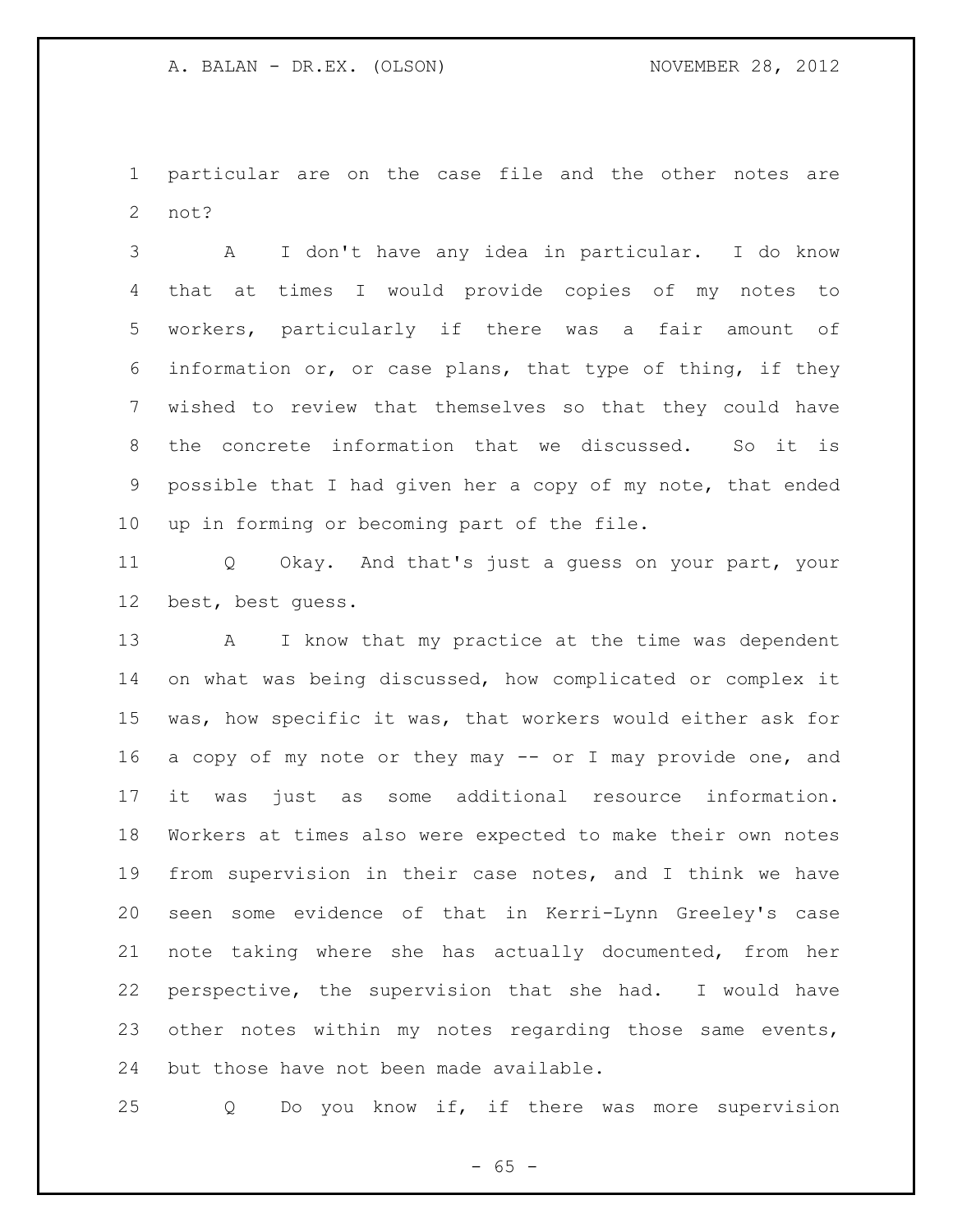particular are on the case file and the other notes are not?

A I don't have any idea in particular. I do know that at times I would provide copies of my notes to workers, particularly if there was a fair amount of information or, or case plans, that type of thing, if they wished to review that themselves so that they could have the concrete information that we discussed. So it is possible that I had given her a copy of my note, that ended up in forming or becoming part of the file.

Q Okay. And that's just a guess on your part, your best, best guess.

A I know that my practice at the time was dependent on what was being discussed, how complicated or complex it was, how specific it was, that workers would either ask for a copy of my note or they may -- or I may provide one, and it was just as some additional resource information. Workers at times also were expected to make their own notes from supervision in their case notes, and I think we have seen some evidence of that in Kerri-Lynn Greeley's case note taking where she has actually documented, from her perspective, the supervision that she had. I would have other notes within my notes regarding those same events, but those have not been made available.

Q Do you know if, if there was more supervision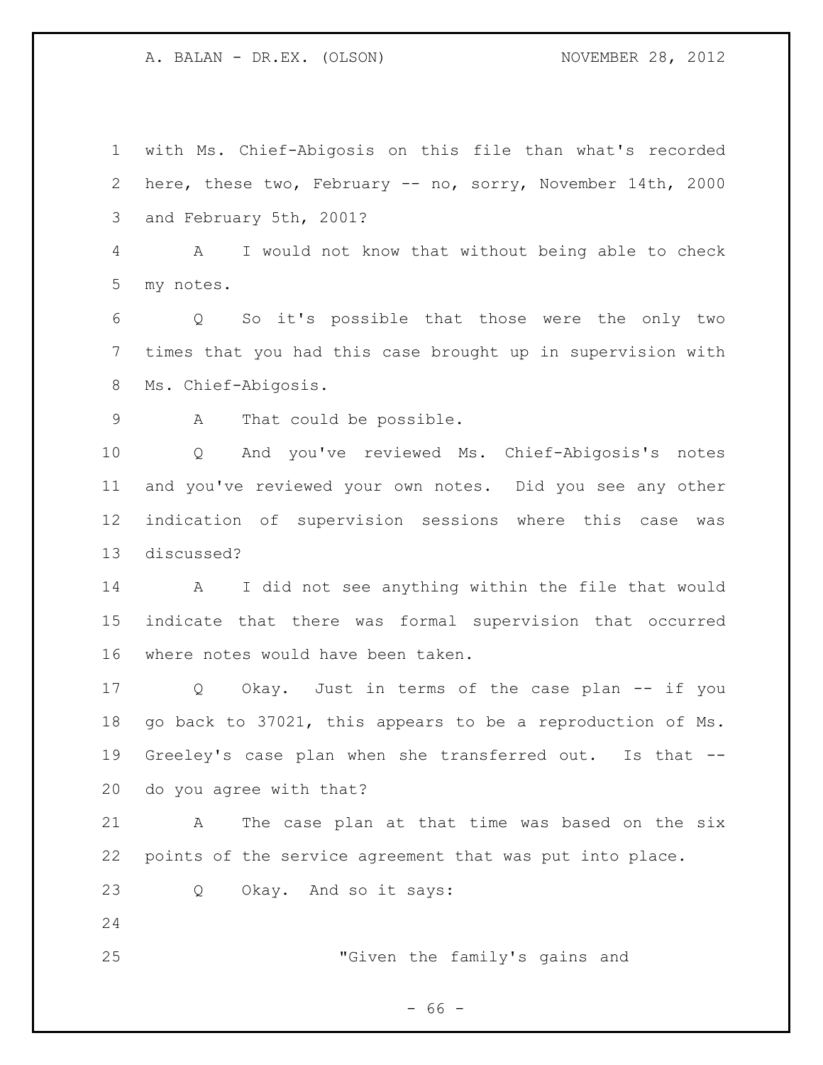with Ms. Chief-Abigosis on this file than what's recorded here, these two, February -- no, sorry, November 14th, 2000 and February 5th, 2001?

A I would not know that without being able to check my notes.

Q So it's possible that those were the only two times that you had this case brought up in supervision with Ms. Chief-Abigosis.

A That could be possible.

Q And you've reviewed Ms. Chief-Abigosis's notes and you've reviewed your own notes. Did you see any other indication of supervision sessions where this case was discussed?

A I did not see anything within the file that would indicate that there was formal supervision that occurred where notes would have been taken.

Q Okay. Just in terms of the case plan -- if you go back to 37021, this appears to be a reproduction of Ms. Greeley's case plan when she transferred out. Is that -- do you agree with that?

A The case plan at that time was based on the six points of the service agreement that was put into place.

Q Okay. And so it says:

> "Given the family's gains and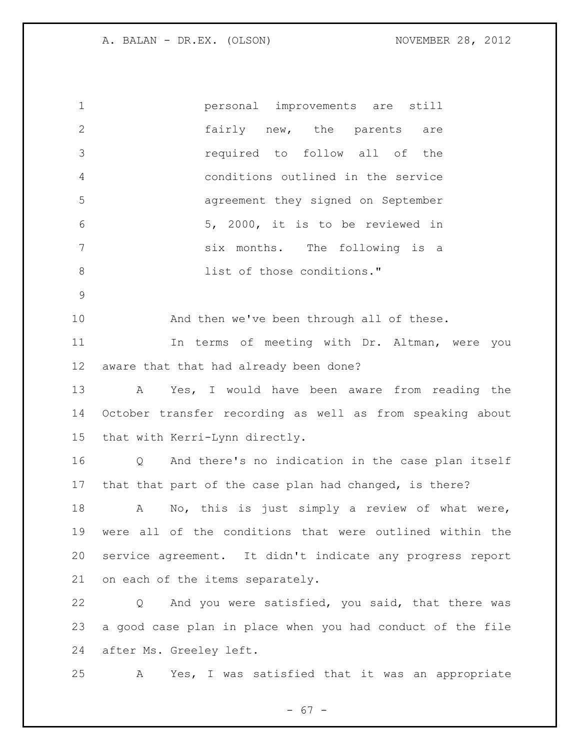personal improvements are still fairly new, the parents are required to follow all of the conditions outlined in the service agreement they signed on September 5, 2000, it is to be reviewed in six months. The following is a list of those conditions."

And then we've been through all of these.

In terms of meeting with Dr. Altman, were you aware that that had already been done?

A Yes, I would have been aware from reading the October transfer recording as well as from speaking about that with Kerri-Lynn directly.

Q And there's no indication in the case plan itself that that part of the case plan had changed, is there?

A No, this is just simply a review of what were, were all of the conditions that were outlined within the service agreement. It didn't indicate any progress report on each of the items separately.

Q And you were satisfied, you said, that there was a good case plan in place when you had conduct of the file after Ms. Greeley left.

A Yes, I was satisfied that it was an appropriate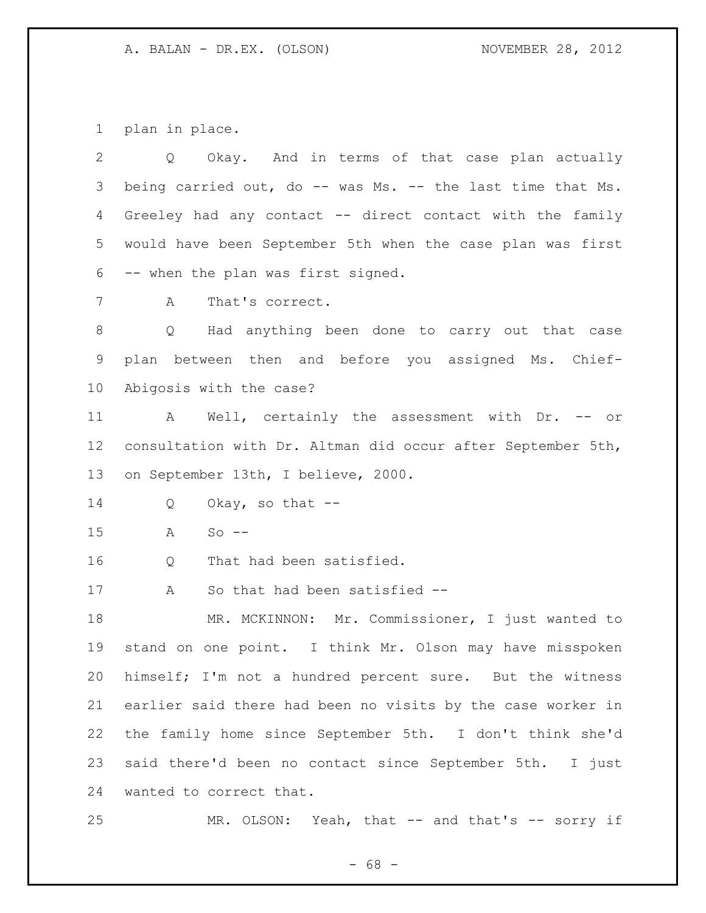plan in place.

Q Okay. And in terms of that case plan actually being carried out, do -- was Ms. -- the last time that Ms. Greeley had any contact -- direct contact with the family would have been September 5th when the case plan was first -- when the plan was first signed.

A That's correct.

Q Had anything been done to carry out that case plan between then and before you assigned Ms. Chief-Abigosis with the case?

A Well, certainly the assessment with Dr. -- or consultation with Dr. Altman did occur after September 5th, on September 13th, I believe, 2000.

Q Okay, so that --

A So --

Q That had been satisfied.

A So that had been satisfied --

MR. MCKINNON: Mr. Commissioner, I just wanted to stand on one point. I think Mr. Olson may have misspoken himself; I'm not a hundred percent sure. But the witness earlier said there had been no visits by the case worker in the family home since September 5th. I don't think she'd said there'd been no contact since September 5th. I just wanted to correct that.

MR. OLSON: Yeah, that -- and that's -- sorry if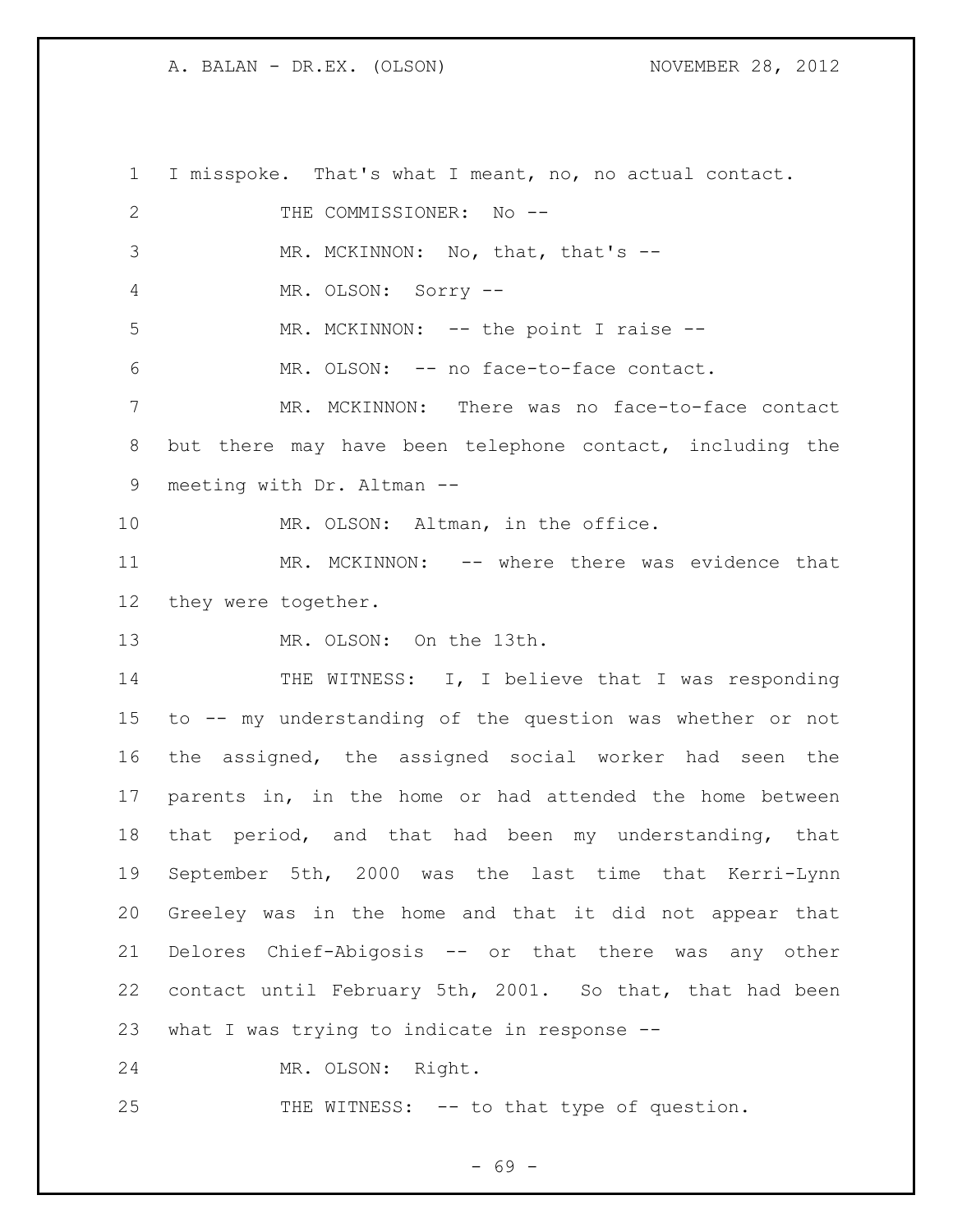I misspoke. That's what I meant, no, no actual contact.

THE COMMISSIONER: No --

MR. MCKINNON: No, that, that's --

MR. OLSON: Sorry --

MR. MCKINNON: -- the point I raise --

MR. OLSON: -- no face-to-face contact.

MR. MCKINNON: There was no face-to-face contact but there may have been telephone contact, including the meeting with Dr. Altman --

MR. OLSON: Altman, in the office.

MR. MCKINNON: -- where there was evidence that they were together.

MR. OLSON: On the 13th.

THE WITNESS: I, I believe that I was responding to -- my understanding of the question was whether or not the assigned, the assigned social worker had seen the parents in, in the home or had attended the home between that period, and that had been my understanding, that September 5th, 2000 was the last time that Kerri-Lynn Greeley was in the home and that it did not appear that Delores Chief-Abigosis -- or that there was any other contact until February 5th, 2001. So that, that had been what I was trying to indicate in response --

MR. OLSON: Right.

THE WITNESS: -- to that type of question.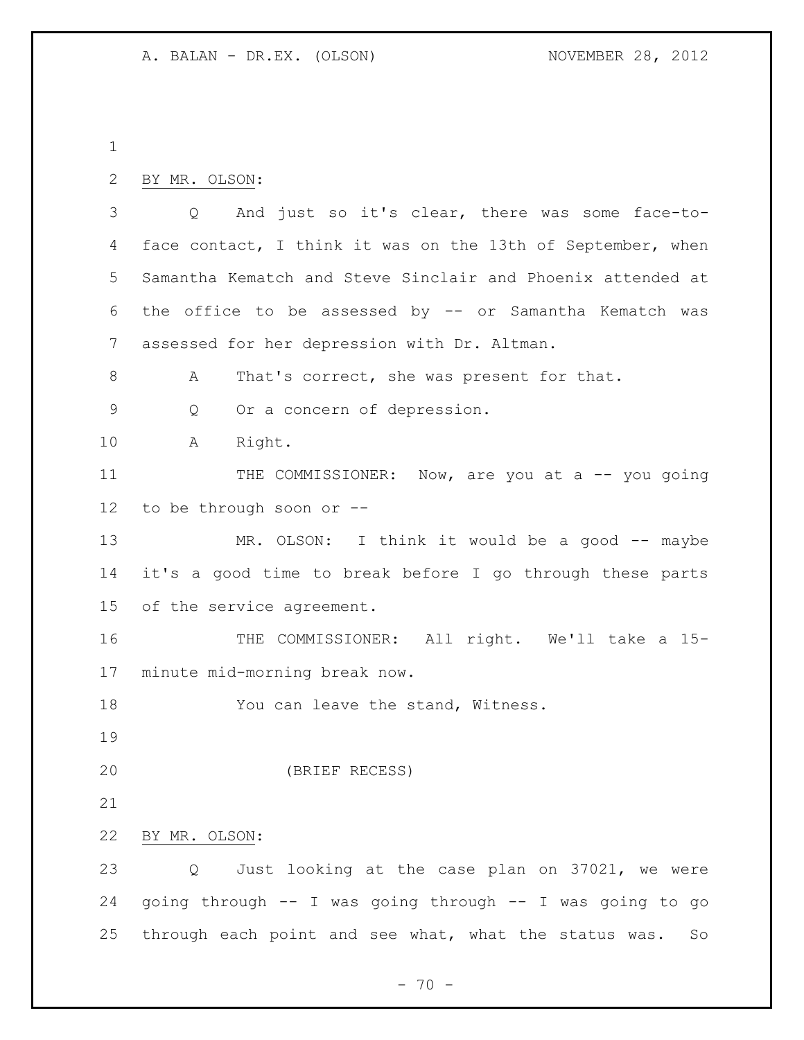BY MR. OLSON:

Q And just so it's clear, there was some face-to-face contact, I think it was on the 13th of September, when Samantha Kematch and Steve Sinclair and Phoenix attended at the office to be assessed by -- or Samantha Kematch was assessed for her depression with Dr. Altman.

A That's correct, she was present for that.

Q Or a concern of depression.

A Right.

THE COMMISSIONER: Now, are you at a -- you going to be through soon or --

MR. OLSON: I think it would be a good -- maybe it's a good time to break before I go through these parts of the service agreement.

THE COMMISSIONER: All right. We'll take a 15-minute mid-morning break now.

You can leave the stand, Witness.

(BRIEF RECESS)

BY MR. OLSON:

Q Just looking at the case plan on 37021, we were going through -- I was going through -- I was going to go through each point and see what, what the status was. So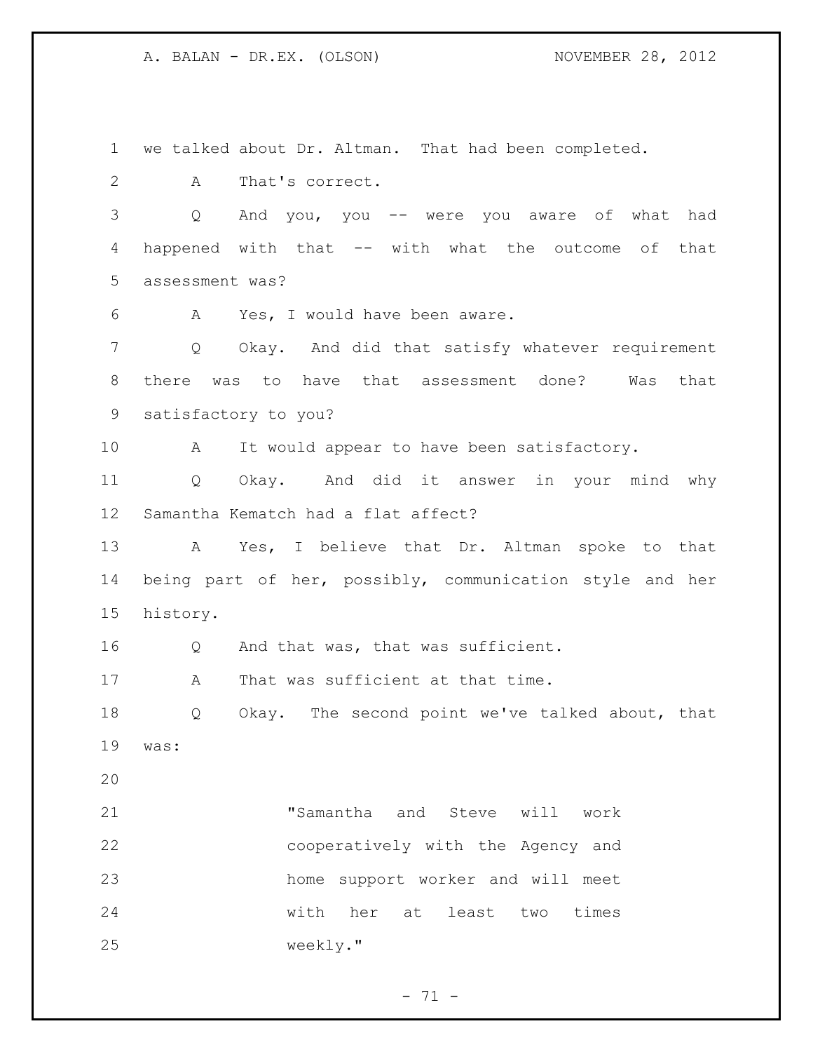we talked about Dr. Altman. That had been completed.

A That's correct.

Q And you, you -- were you aware of what had happened with that -- with what the outcome of that assessment was?

A Yes, I would have been aware.

Q Okay. And did that satisfy whatever requirement there was to have that assessment done? Was that satisfactory to you?

A It would appear to have been satisfactory.

Q Okay. And did it answer in your mind why Samantha Kematch had a flat affect?

A Yes, I believe that Dr. Altman spoke to that being part of her, possibly, communication style and her history.

Q And that was, that was sufficient.

A That was sufficient at that time.

Q Okay. The second point we've talked about, that was:

> "Samantha and Steve will work cooperatively with the Agency and home support worker and will meet with her at least two times weekly."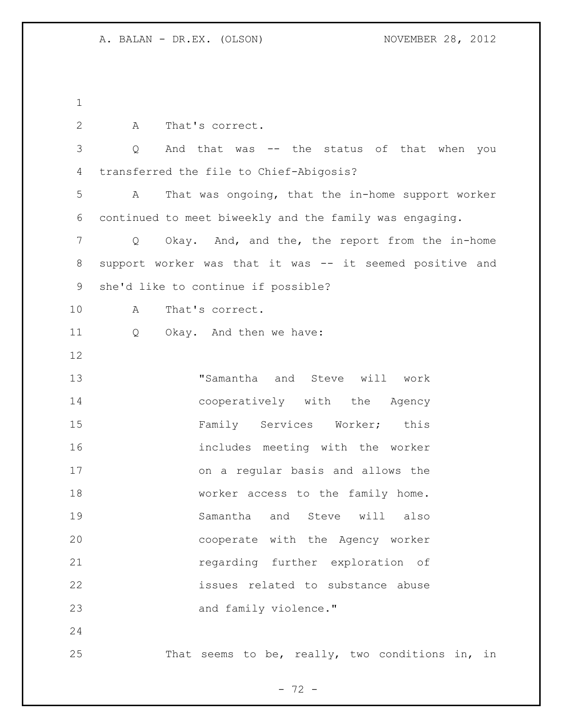A That's correct.

Q And that was -- the status of that when you transferred the file to Chief-Abigosis?

A That was ongoing, that the in-home support worker continued to meet biweekly and the family was engaging.

Q Okay. And, and the, the report from the in-home support worker was that it was -- it seemed positive and she'd like to continue if possible?

A That's correct.

Q Okay. And then we have:

> "Samantha and Steve will work cooperatively with the Agency Family Services Worker; this includes meeting with the worker on a regular basis and allows the worker access to the family home. Samantha and Steve will also cooperate with the Agency worker regarding further exploration of issues related to substance abuse and family violence."

That seems to be, really, two conditions in, in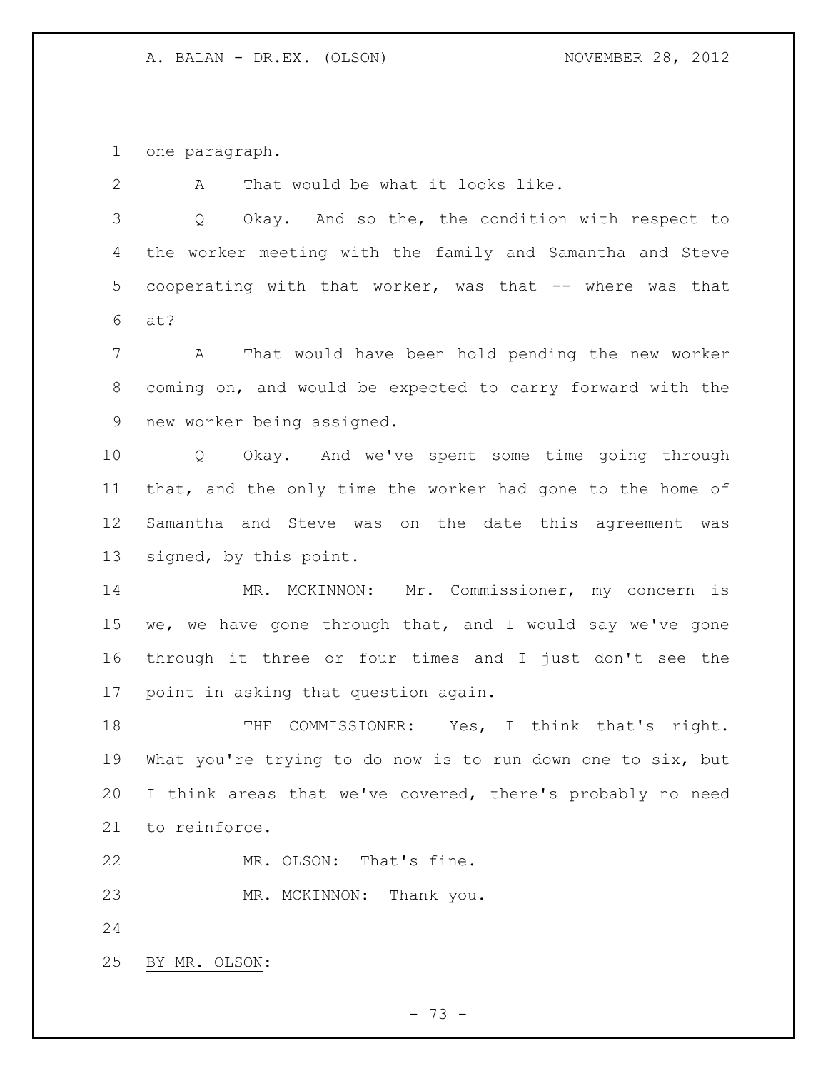one paragraph.

A That would be what it looks like.

Q Okay. And so the, the condition with respect to the worker meeting with the family and Samantha and Steve cooperating with that worker, was that -- where was that at?

A That would have been hold pending the new worker coming on, and would be expected to carry forward with the new worker being assigned.

Q Okay. And we've spent some time going through that, and the only time the worker had gone to the home of Samantha and Steve was on the date this agreement was signed, by this point.

MR. MCKINNON: Mr. Commissioner, my concern is we, we have gone through that, and I would say we've gone through it three or four times and I just don't see the point in asking that question again.

THE COMMISSIONER: Yes, I think that's right. What you're trying to do now is to run down one to six, but I think areas that we've covered, there's probably no need to reinforce.

MR. OLSON: That's fine.

MR. MCKINNON: Thank you.

BY MR. OLSON: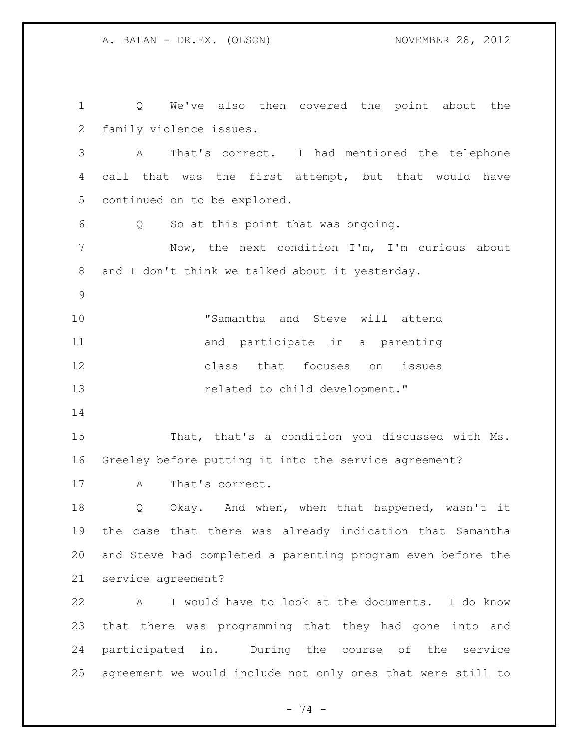Q We've also then covered the point about the family violence issues.

A That's correct. I had mentioned the telephone call that was the first attempt, but that would have continued on to be explored.

Q So at this point that was ongoing.

Now, the next condition I'm, I'm curious about and I don't think we talked about it yesterday.

> "Samantha and Steve will attend and participate in a parenting class that focuses on issues related to child development."

That, that's a condition you discussed with Ms. Greeley before putting it into the service agreement?

A That's correct.

Q Okay. And when, when that happened, wasn't it the case that there was already indication that Samantha and Steve had completed a parenting program even before the service agreement?

A I would have to look at the documents. I do know that there was programming that they had gone into and participated in. During the course of the service agreement we would include not only ones that were still to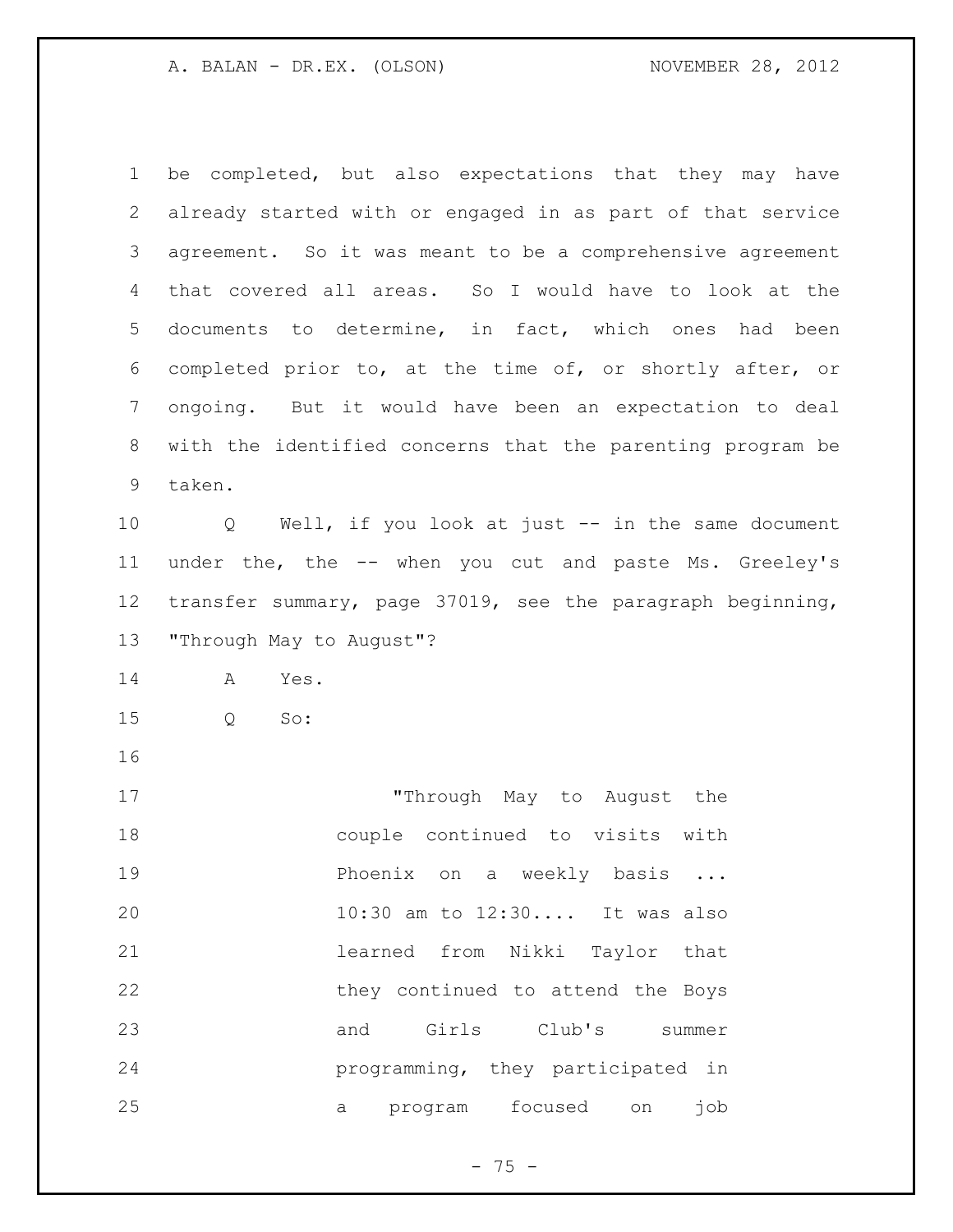be completed, but also expectations that they may have already started with or engaged in as part of that service agreement. So it was meant to be a comprehensive agreement that covered all areas. So I would have to look at the documents to determine, in fact, which ones had been completed prior to, at the time of, or shortly after, or ongoing. But it would have been an expectation to deal with the identified concerns that the parenting program be taken.

Q Well, if you look at just -- in the same document under the, the -- when you cut and paste Ms. Greeley's transfer summary, page 37019, see the paragraph beginning, "Through May to August"?

A Yes.

Q So:

> "Through May to August the couple continued to visits with Phoenix on a weekly basis ... 10:30 am to 12:30.... It was also learned from Nikki Taylor that they continued to attend the Boys and Girls Club's summer programming, they participated in a program focused on job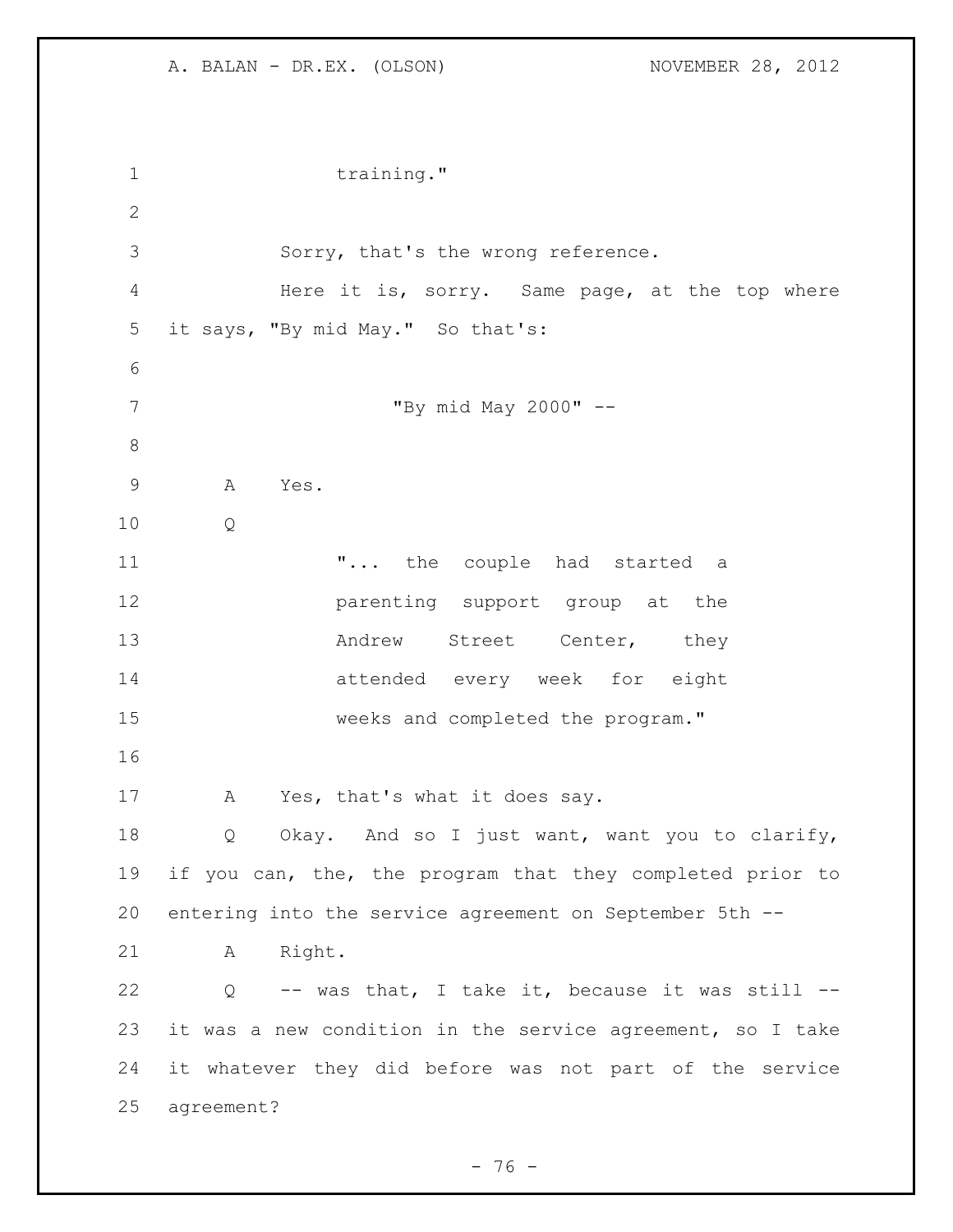training."

Sorry, that's the wrong reference.

Here it is, sorry. Same page, at the top where it says, "By mid May." So that's:

"By mid May 2000" --

A Yes.

Q

"... the couple had started a parenting support group at the Andrew Street Center, they attended every week for eight weeks and completed the program."

A Yes, that's what it does say.

Q Okay. And so I just want, want you to clarify, if you can, the, the program that they completed prior to entering into the service agreement on September 5th --

A Right.

Q -- was that, I take it, because it was still -- it was a new condition in the service agreement, so I take it whatever they did before was not part of the service agreement?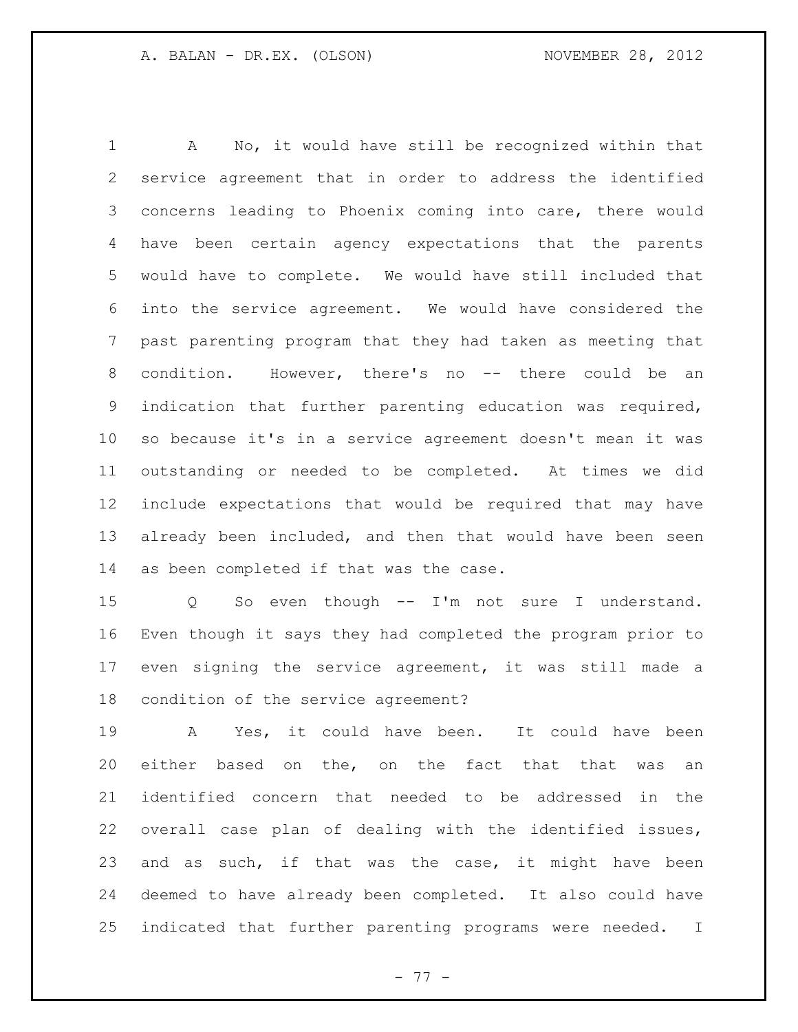A No, it would have still be recognized within that service agreement that in order to address the identified concerns leading to Phoenix coming into care, there would have been certain agency expectations that the parents would have to complete. We would have still included that into the service agreement. We would have considered the past parenting program that they had taken as meeting that condition. However, there's no -- there could be an indication that further parenting education was required, so because it's in a service agreement doesn't mean it was outstanding or needed to be completed. At times we did include expectations that would be required that may have already been included, and then that would have been seen as been completed if that was the case.

Q So even though -- I'm not sure I understand. Even though it says they had completed the program prior to even signing the service agreement, it was still made a condition of the service agreement?

A Yes, it could have been. It could have been either based on the, on the fact that that was an identified concern that needed to be addressed in the overall case plan of dealing with the identified issues, and as such, if that was the case, it might have been deemed to have already been completed. It also could have indicated that further parenting programs were needed. I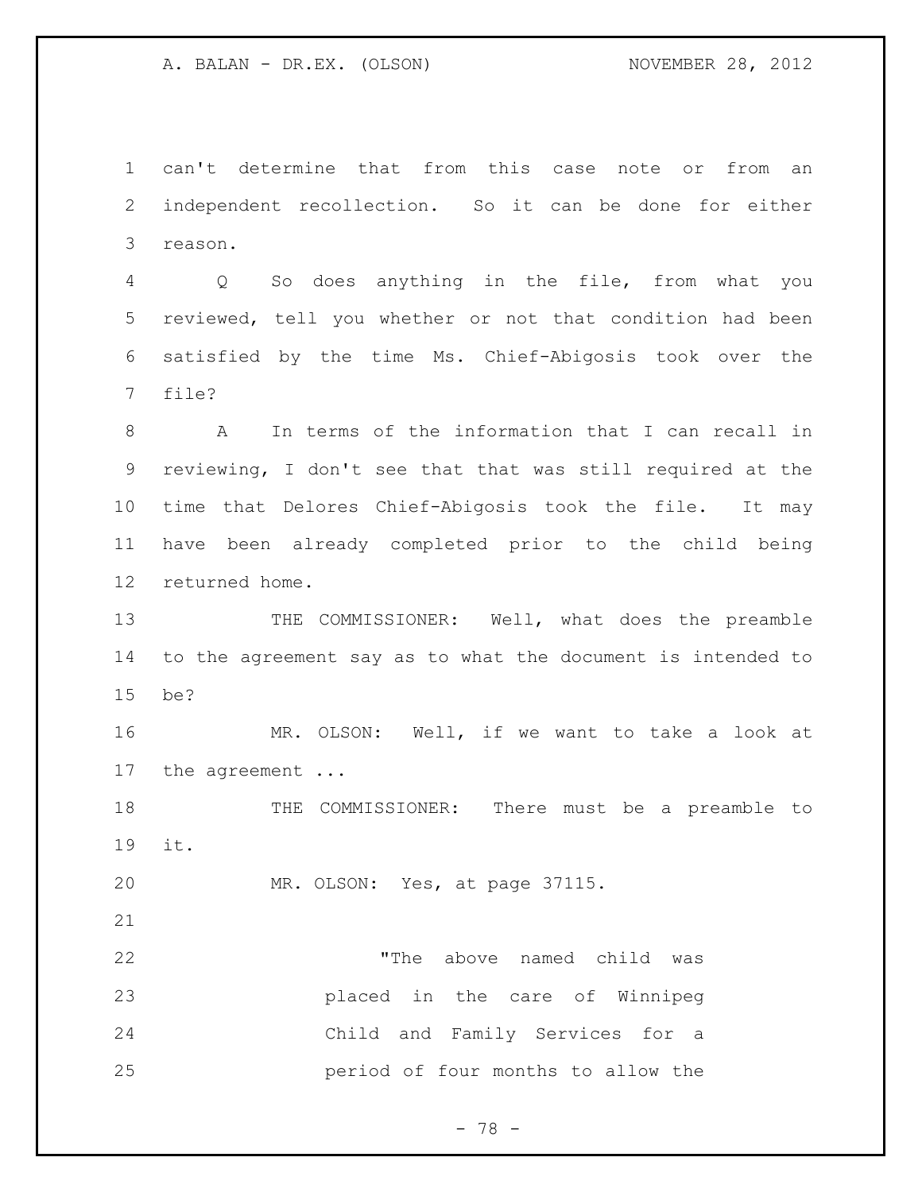can't determine that from this case note or from an independent recollection. So it can be done for either reason.

Q So does anything in the file, from what you reviewed, tell you whether or not that condition had been satisfied by the time Ms. Chief-Abigosis took over the file?

A In terms of the information that I can recall in reviewing, I don't see that that was still required at the time that Delores Chief-Abigosis took the file. It may have been already completed prior to the child being returned home.

THE COMMISSIONER: Well, what does the preamble to the agreement say as to what the document is intended to be?

MR. OLSON: Well, if we want to take a look at the agreement ...

THE COMMISSIONER: There must be a preamble to it.

MR. OLSON: Yes, at page 37115.

> "The above named child was placed in the care of Winnipeg Child and Family Services for a period of four months to allow the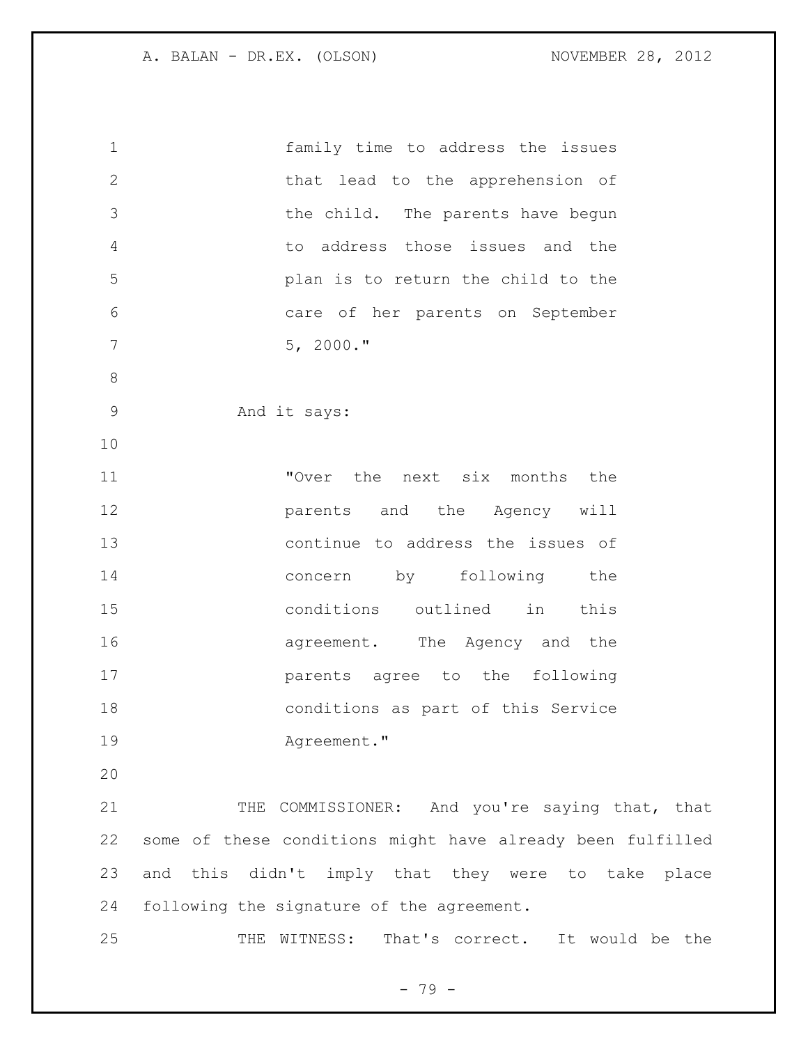family time to address the issues that lead to the apprehension of the child. The parents have begun to address those issues and the plan is to return the child to the care of her parents on September 5, 2000."

And it says:

"Over the next six months the parents and the Agency will continue to address the issues of concern by following the conditions outlined in this agreement. The Agency and the parents agree to the following conditions as part of this Service Agreement."

THE COMMISSIONER: And you're saying that, that some of these conditions might have already been fulfilled and this didn't imply that they were to take place following the signature of the agreement.

THE WITNESS: That's correct. It would be the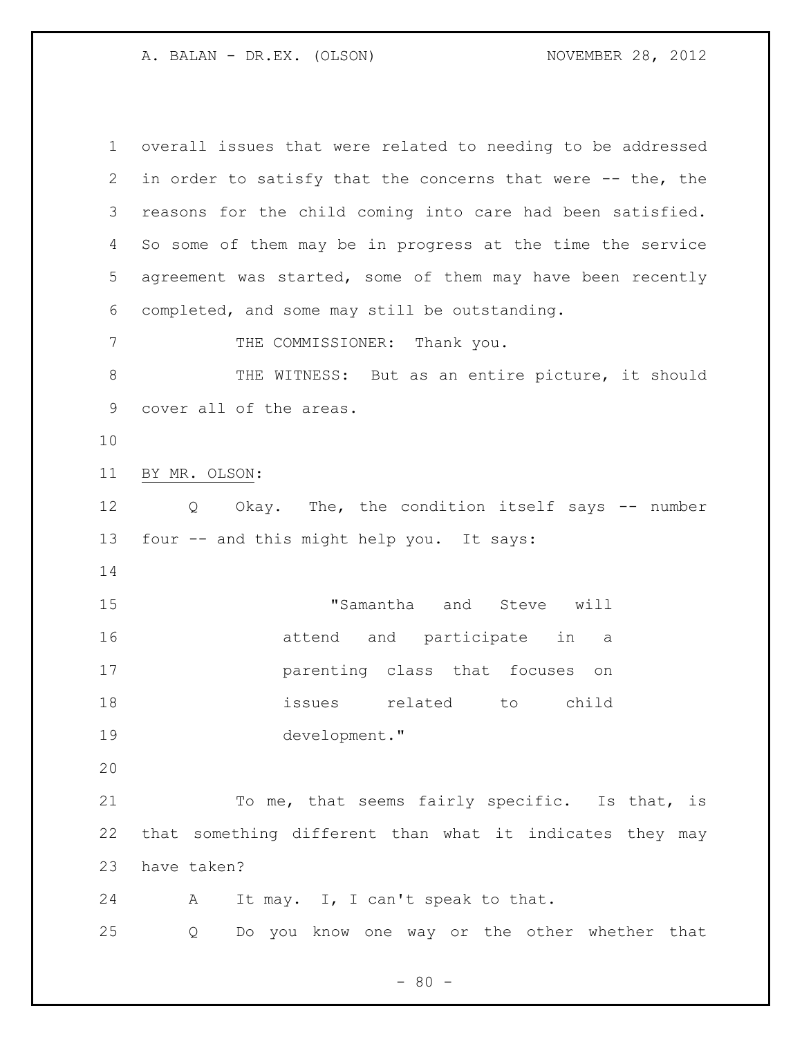overall issues that were related to needing to be addressed in order to satisfy that the concerns that were -- the, the reasons for the child coming into care had been satisfied. So some of them may be in progress at the time the service agreement was started, some of them may have been recently completed, and some may still be outstanding.

THE COMMISSIONER: Thank you.

THE WITNESS: But as an entire picture, it should cover all of the areas.

BY MR. OLSON:

Q Okay. The, the condition itself says -- number four -- and this might help you. It says:

> "Samantha and Steve will attend and participate in a parenting class that focuses on issues related to child development."

To me, that seems fairly specific. Is that, is that something different than what it indicates they may have taken?

A It may. I, I can't speak to that.

Q Do you know one way or the other whether that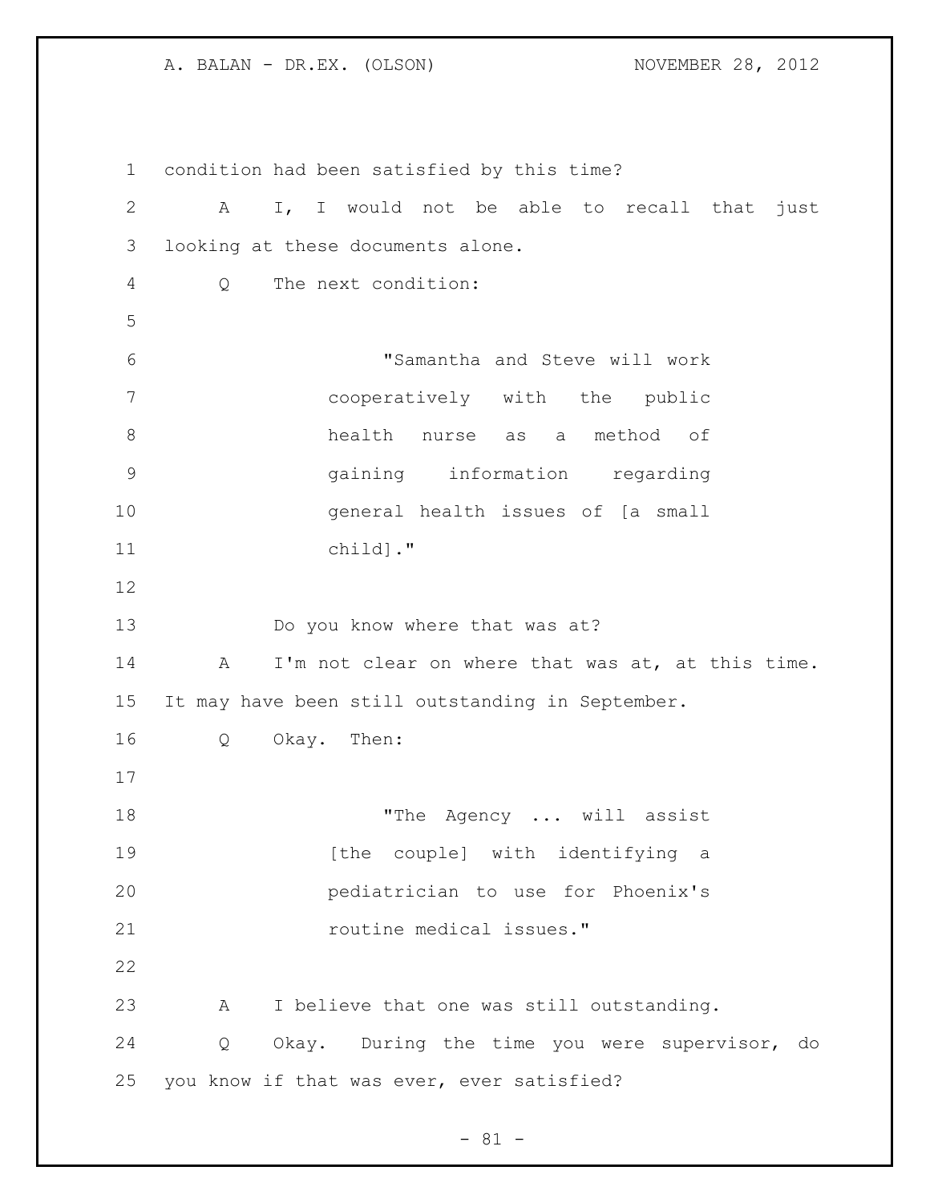condition had been satisfied by this time?

A I, I would not be able to recall that just looking at these documents alone.

Q The next condition:

> "Samantha and Steve will work cooperatively with the public health nurse as a method of gaining information regarding general health issues of [a small child]."

Do you know where that was at?

A I'm not clear on where that was at, at this time. It may have been still outstanding in September.

Q Okay. Then:

> "The Agency ... will assist [the couple] with identifying a pediatrician to use for Phoenix's routine medical issues."

A I believe that one was still outstanding.

Q Okay. During the time you were supervisor, do you know if that was ever, ever satisfied?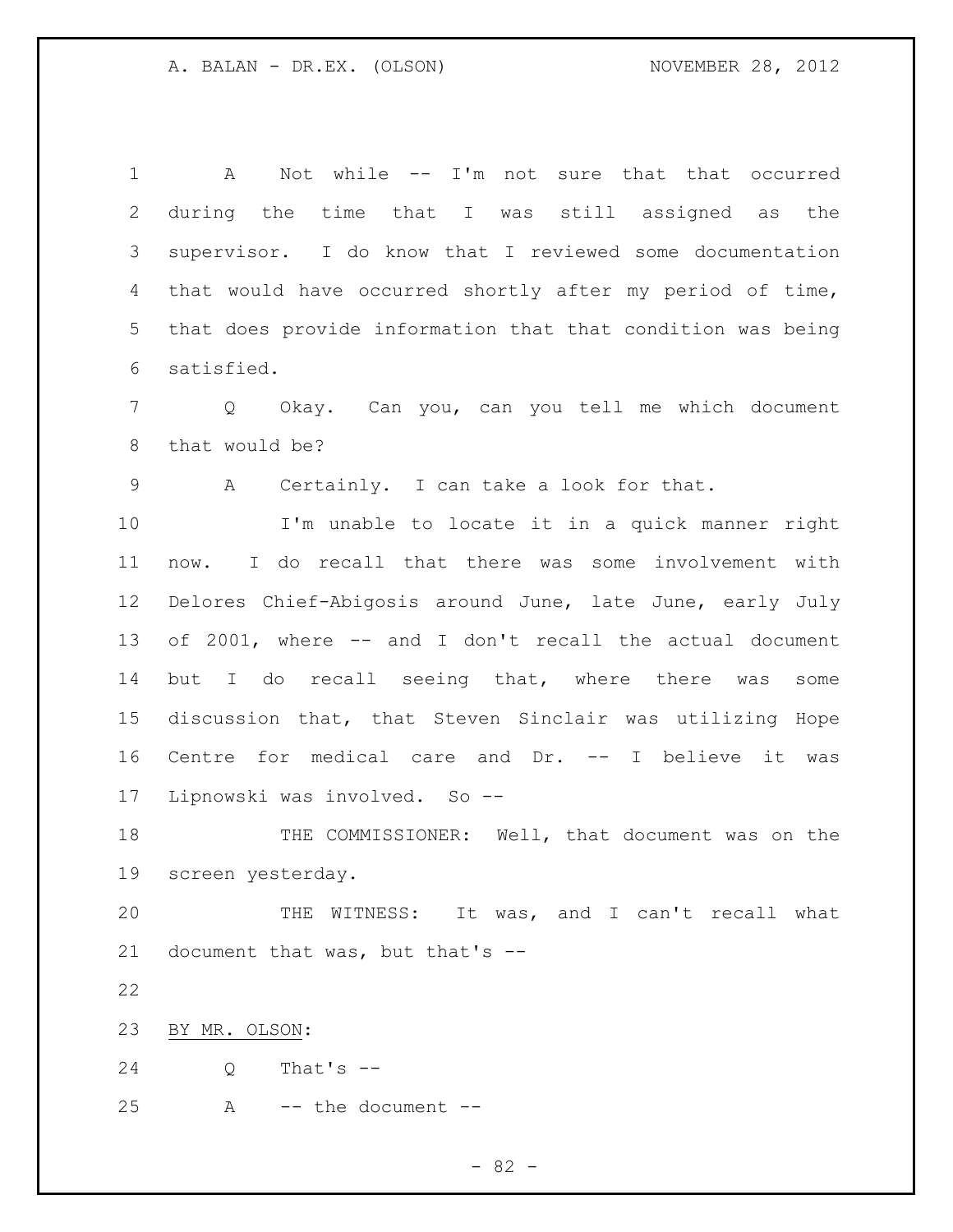A Not while -- I'm not sure that that occurred during the time that I was still assigned as the supervisor. I do know that I reviewed some documentation that would have occurred shortly after my period of time, that does provide information that that condition was being satisfied.

Q Okay. Can you, can you tell me which document that would be?

A Certainly. I can take a look for that.

I'm unable to locate it in a quick manner right now. I do recall that there was some involvement with Delores Chief-Abigosis around June, late June, early July of 2001, where -- and I don't recall the actual document but I do recall seeing that, where there was some discussion that, that Steven Sinclair was utilizing Hope Centre for medical care and Dr. -- I believe it was Lipnowski was involved. So --

THE COMMISSIONER: Well, that document was on the screen yesterday.

THE WITNESS: It was, and I can't recall what document that was, but that's --

BY MR. OLSON:

Q That's --

A -- the document --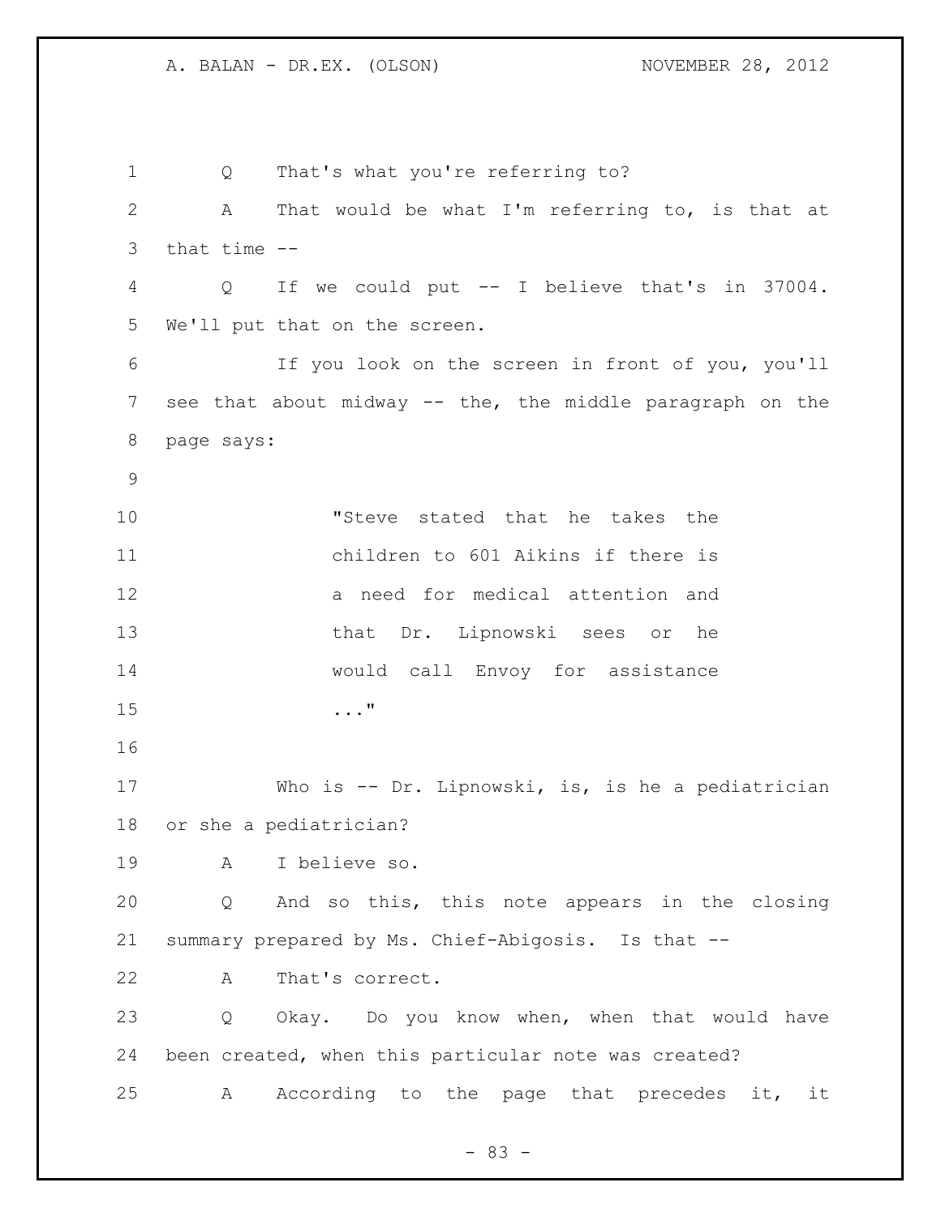Q That's what you're referring to?

A That would be what I'm referring to, is that at that time --

Q If we could put -- I believe that's in 37004. We'll put that on the screen.

If you look on the screen in front of you, you'll see that about midway -- the, the middle paragraph on the page says:

> "Steve stated that he takes the children to 601 Aikins if there is a need for medical attention and that Dr. Lipnowski sees or he would call Envoy for assistance ..."

Who is -- Dr. Lipnowski, is, is he a pediatrician or she a pediatrician?

A I believe so.

Q And so this, this note appears in the closing summary prepared by Ms. Chief-Abigosis. Is that --

A That's correct.

Q Okay. Do you know when, when that would have been created, when this particular note was created?

A According to the page that precedes it, it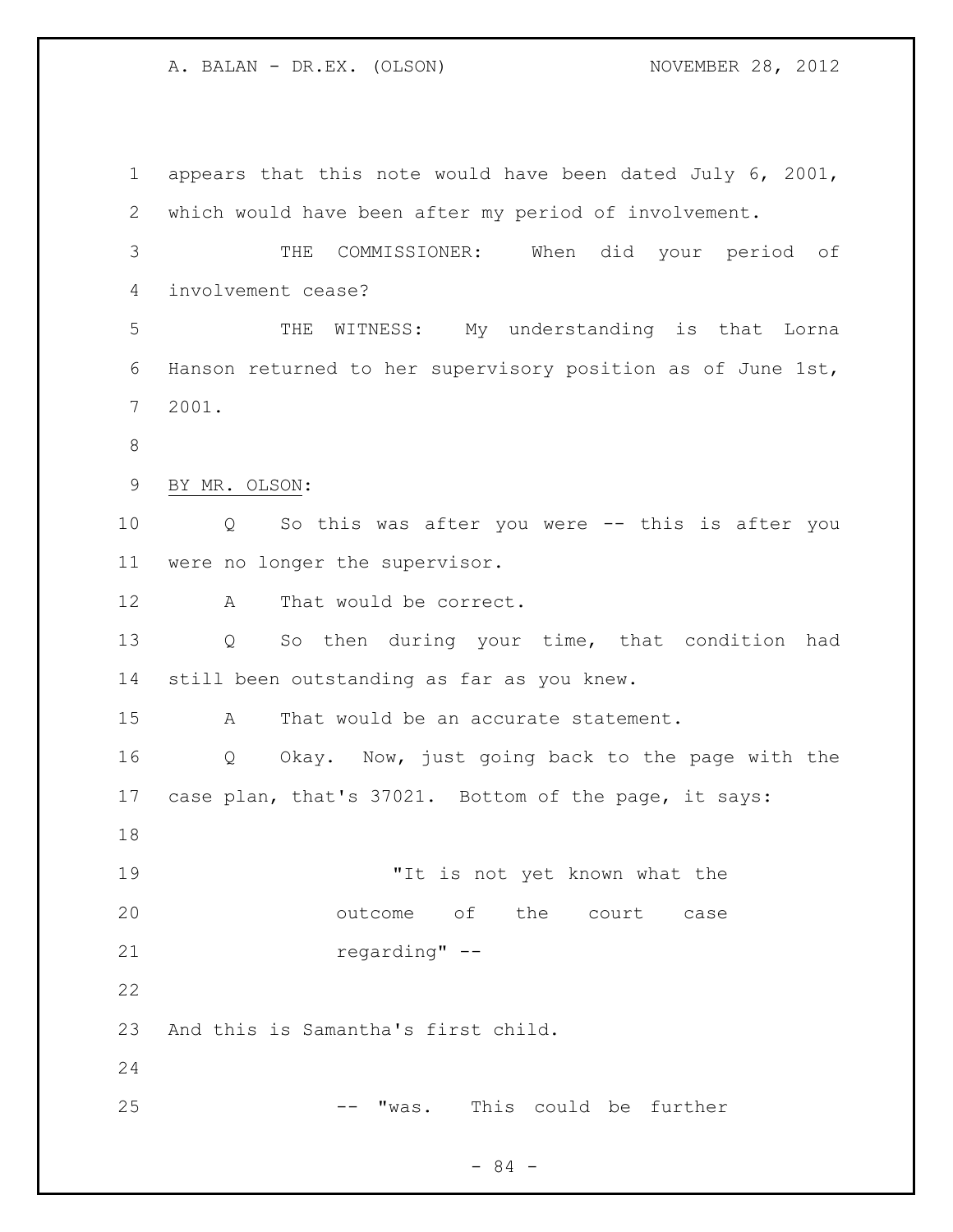appears that this note would have been dated July 6, 2001, which would have been after my period of involvement.

THE COMMISSIONER: When did your period of involvement cease?

THE WITNESS: My understanding is that Lorna Hanson returned to her supervisory position as of June 1st, 2001.

BY MR. OLSON:

Q So this was after you were -- this is after you were no longer the supervisor.

A That would be correct.

Q So then during your time, that condition had still been outstanding as far as you knew.

A That would be an accurate statement.

Q Okay. Now, just going back to the page with the case plan, that's 37021. Bottom of the page, it says:

> "It is not yet known what the outcome of the court case regarding" --

And this is Samantha's first child.

> -- "was. This could be further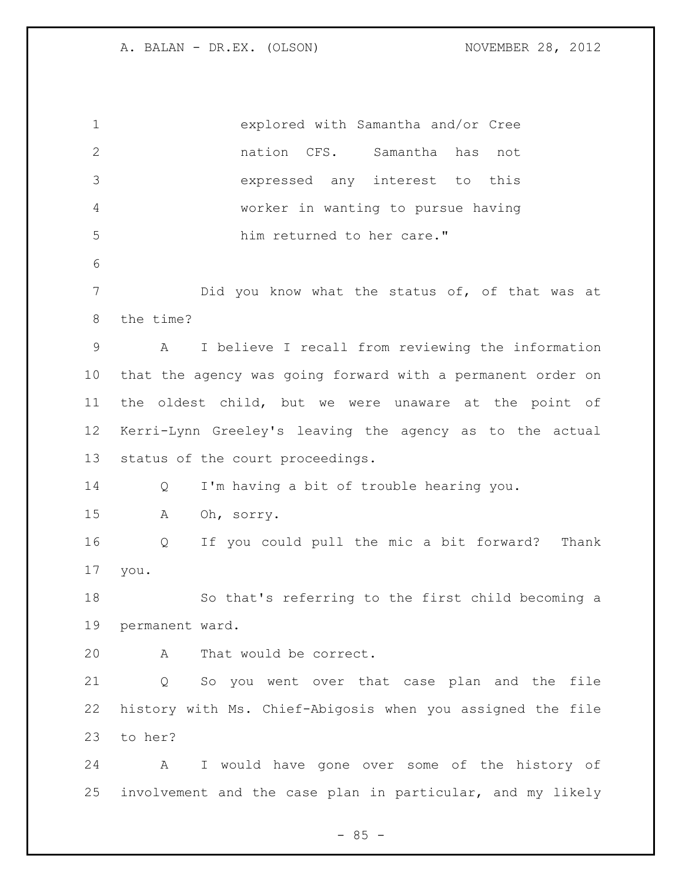explored with Samantha and/or Cree nation CFS. Samantha has not expressed any interest to this worker in wanting to pursue having him returned to her care."

Did you know what the status of, of that was at the time?

A I believe I recall from reviewing the information that the agency was going forward with a permanent order on the oldest child, but we were unaware at the point of Kerri-Lynn Greeley's leaving the agency as to the actual status of the court proceedings.

Q I'm having a bit of trouble hearing you.

A Oh, sorry.

Q If you could pull the mic a bit forward? Thank you.

So that's referring to the first child becoming a permanent ward.

A That would be correct.

Q So you went over that case plan and the file history with Ms. Chief-Abigosis when you assigned the file to her?

A I would have gone over some of the history of involvement and the case plan in particular, and my likely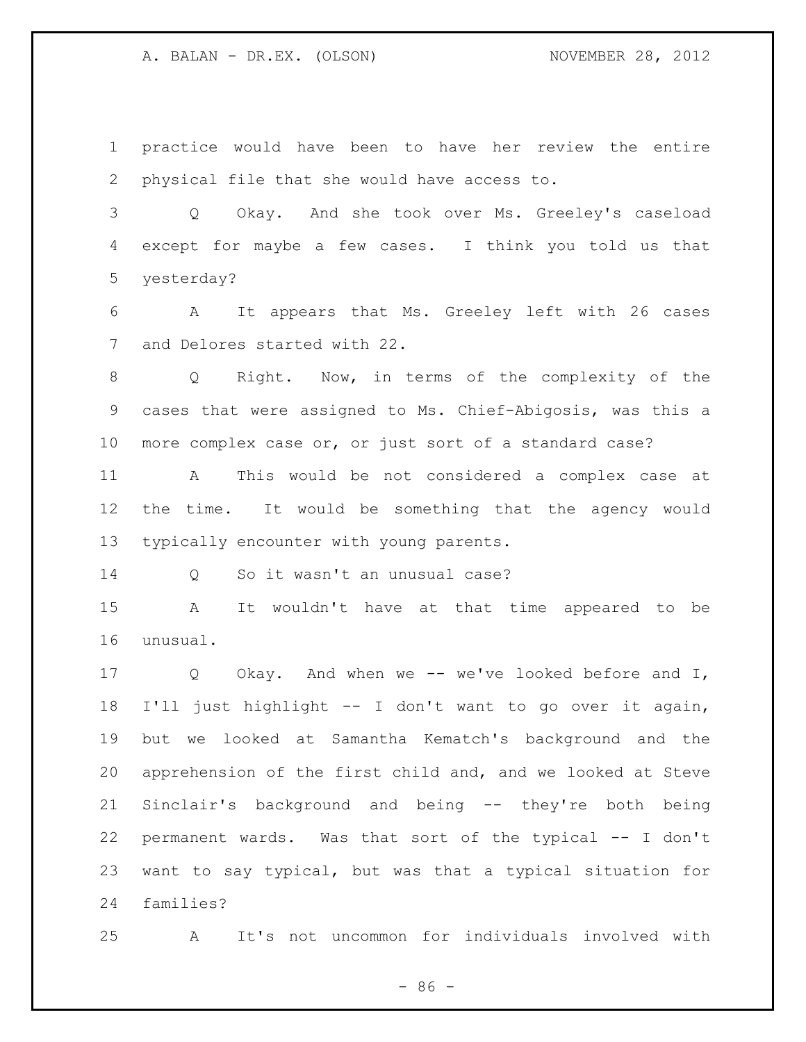practice would have been to have her review the entire physical file that she would have access to.

Q Okay. And she took over Ms. Greeley's caseload except for maybe a few cases. I think you told us that yesterday?

A It appears that Ms. Greeley left with 26 cases and Delores started with 22.

Q Right. Now, in terms of the complexity of the cases that were assigned to Ms. Chief-Abigosis, was this a more complex case or, or just sort of a standard case?

A This would be not considered a complex case at the time. It would be something that the agency would typically encounter with young parents.

Q So it wasn't an unusual case?

A It wouldn't have at that time appeared to be unusual.

Q Okay. And when we -- we've looked before and I, I'll just highlight -- I don't want to go over it again, but we looked at Samantha Kematch's background and the apprehension of the first child and, and we looked at Steve Sinclair's background and being -- they're both being permanent wards. Was that sort of the typical -- I don't want to say typical, but was that a typical situation for families?

A It's not uncommon for individuals involved with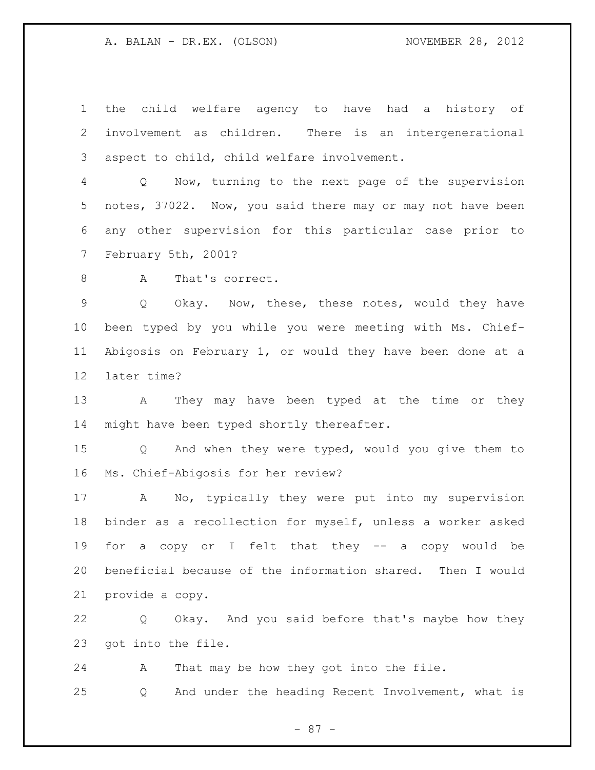the child welfare agency to have had a history of involvement as children. There is an intergenerational aspect to child, child welfare involvement.

Q Now, turning to the next page of the supervision notes, 37022. Now, you said there may or may not have been any other supervision for this particular case prior to February 5th, 2001?

A That's correct.

Q Okay. Now, these, these notes, would they have been typed by you while you were meeting with Ms. Chief-Abigosis on February 1, or would they have been done at a later time?

A They may have been typed at the time or they might have been typed shortly thereafter.

Q And when they were typed, would you give them to Ms. Chief-Abigosis for her review?

A No, typically they were put into my supervision binder as a recollection for myself, unless a worker asked for a copy or I felt that they -- a copy would be beneficial because of the information shared. Then I would provide a copy.

Q Okay. And you said before that's maybe how they got into the file.

A That may be how they got into the file.

Q And under the heading Recent Involvement, what is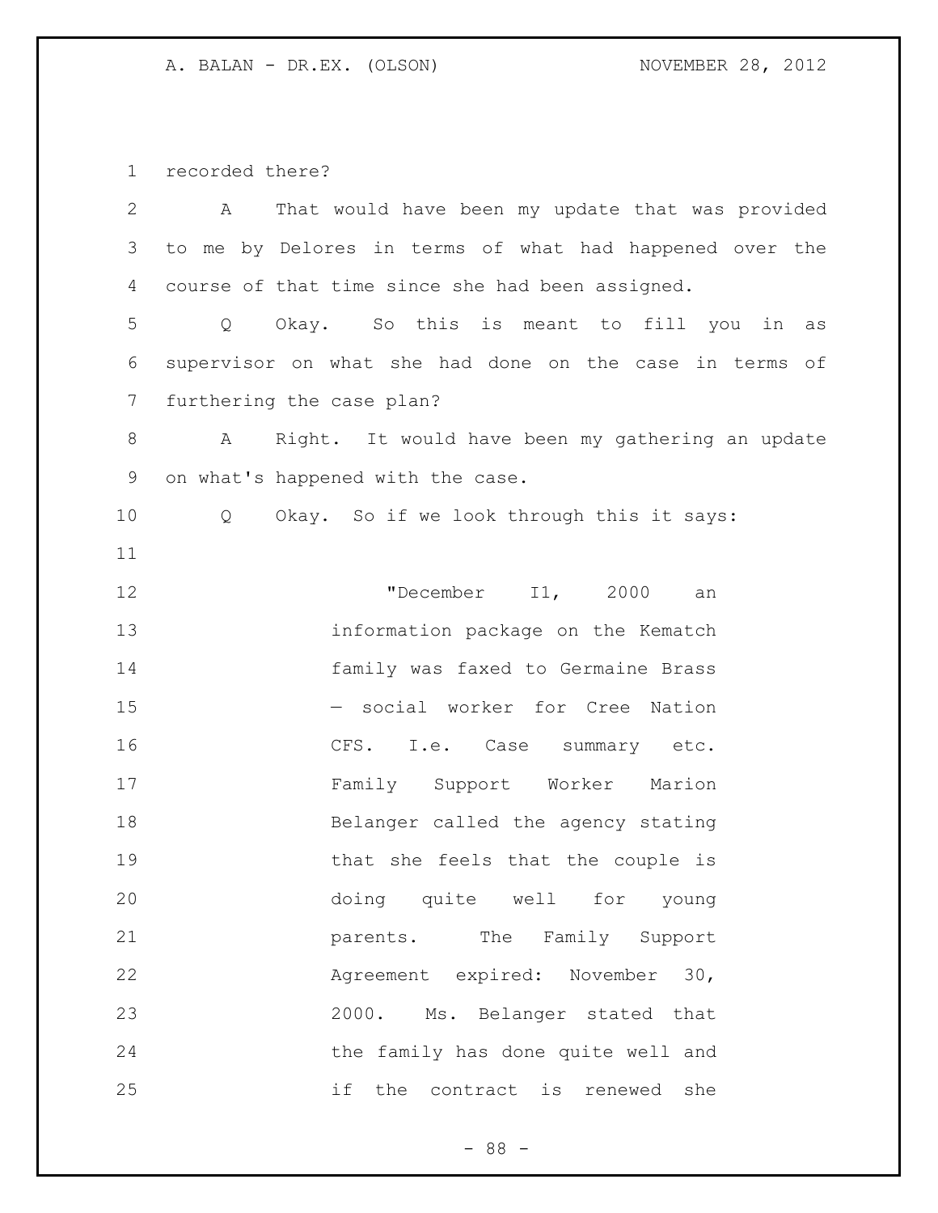recorded there?

A That would have been my update that was provided to me by Delores in terms of what had happened over the course of that time since she had been assigned.

Q Okay. So this is meant to fill you in as supervisor on what she had done on the case in terms of furthering the case plan?

A Right. It would have been my gathering an update on what's happened with the case.

Q Okay. So if we look through this it says:

> "December I1, 2000 an information package on the Kematch family was faxed to Germaine Brass — social worker for Cree Nation CFS. I.e. Case summary etc. Family Support Worker Marion Belanger called the agency stating that she feels that the couple is doing quite well for young parents. The Family Support Agreement expired: November 30, 2000. Ms. Belanger stated that the family has done quite well and if the contract is renewed she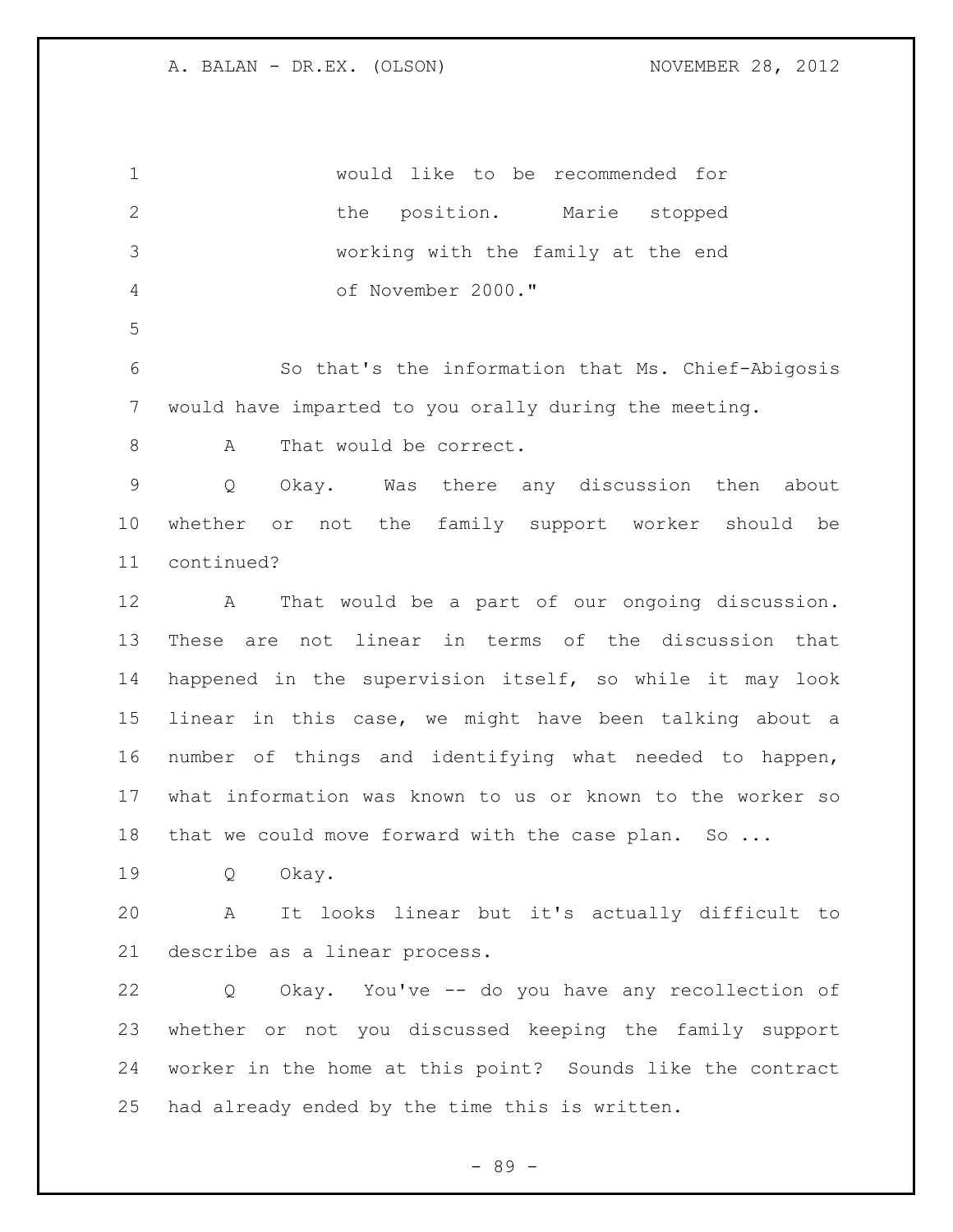would like to be recommended for the position. Marie stopped working with the family at the end of November 2000."

So that's the information that Ms. Chief-Abigosis would have imparted to you orally during the meeting.

A That would be correct.

Q Okay. Was there any discussion then about whether or not the family support worker should be continued?

A That would be a part of our ongoing discussion. These are not linear in terms of the discussion that happened in the supervision itself, so while it may look linear in this case, we might have been talking about a number of things and identifying what needed to happen, what information was known to us or known to the worker so that we could move forward with the case plan. So ...

Q Okay.

A It looks linear but it's actually difficult to describe as a linear process.

Q Okay. You've -- do you have any recollection of whether or not you discussed keeping the family support worker in the home at this point? Sounds like the contract had already ended by the time this is written.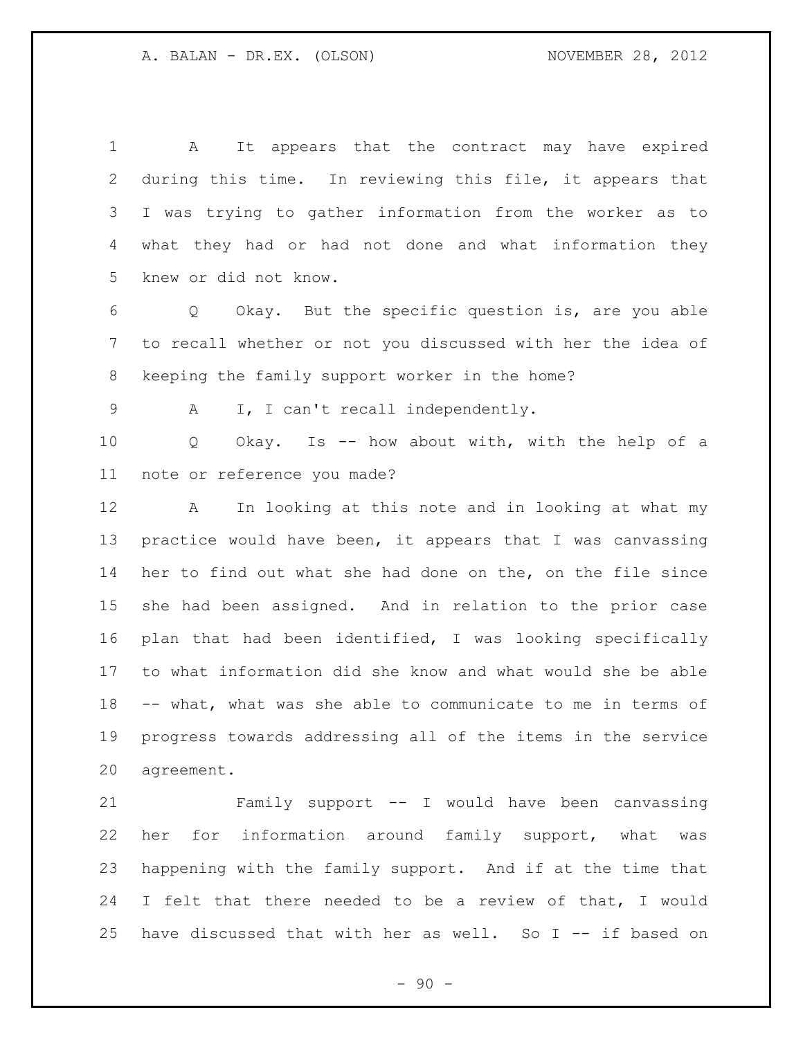A It appears that the contract may have expired during this time. In reviewing this file, it appears that I was trying to gather information from the worker as to what they had or had not done and what information they knew or did not know.

Q Okay. But the specific question is, are you able to recall whether or not you discussed with her the idea of keeping the family support worker in the home?

A I, I can't recall independently.

Q Okay. Is -- how about with, with the help of a note or reference you made?

A In looking at this note and in looking at what my practice would have been, it appears that I was canvassing her to find out what she had done on the, on the file since she had been assigned. And in relation to the prior case plan that had been identified, I was looking specifically to what information did she know and what would she be able -- what, what was she able to communicate to me in terms of progress towards addressing all of the items in the service agreement.

Family support -- I would have been canvassing her for information around family support, what was happening with the family support. And if at the time that I felt that there needed to be a review of that, I would have discussed that with her as well. So I -- if based on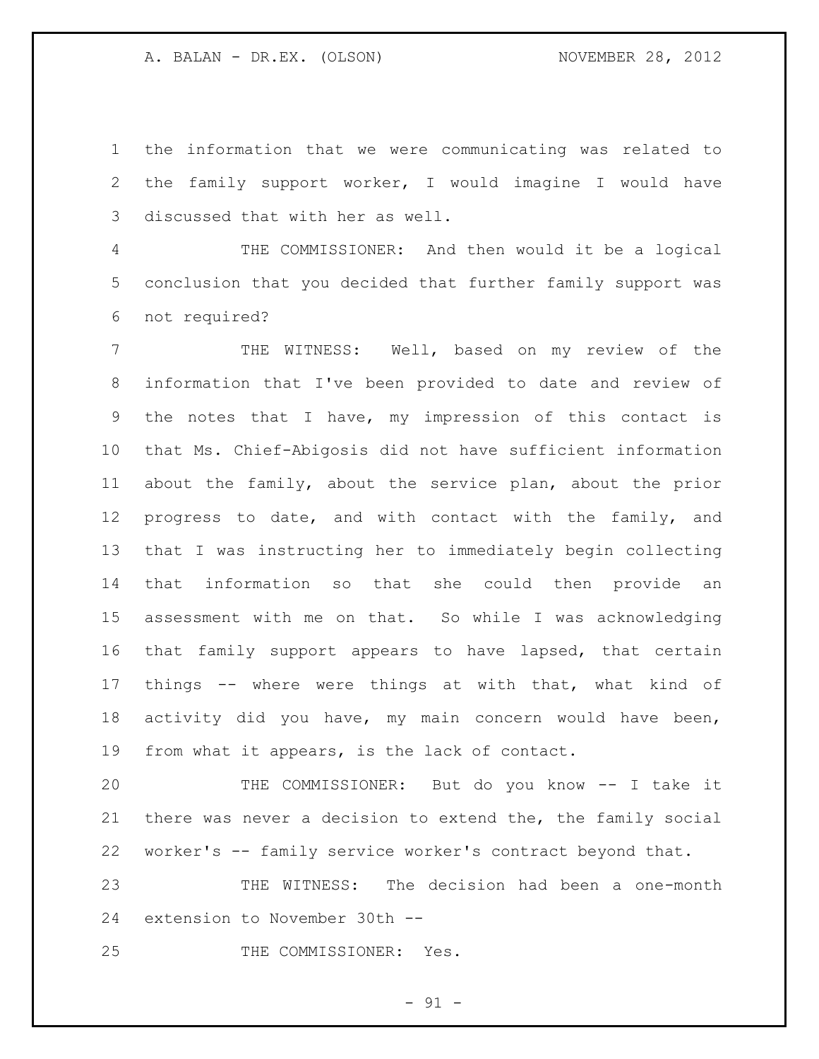the information that we were communicating was related to the family support worker, I would imagine I would have discussed that with her as well.

THE COMMISSIONER: And then would it be a logical conclusion that you decided that further family support was not required?

THE WITNESS: Well, based on my review of the information that I've been provided to date and review of the notes that I have, my impression of this contact is that Ms. Chief-Abigosis did not have sufficient information about the family, about the service plan, about the prior progress to date, and with contact with the family, and that I was instructing her to immediately begin collecting that information so that she could then provide an assessment with me on that. So while I was acknowledging that family support appears to have lapsed, that certain things -- where were things at with that, what kind of activity did you have, my main concern would have been, from what it appears, is the lack of contact.

THE COMMISSIONER: But do you know -- I take it there was never a decision to extend the, the family social worker's -- family service worker's contract beyond that.

THE WITNESS: The decision had been a one-month extension to November 30th --

THE COMMISSIONER: Yes.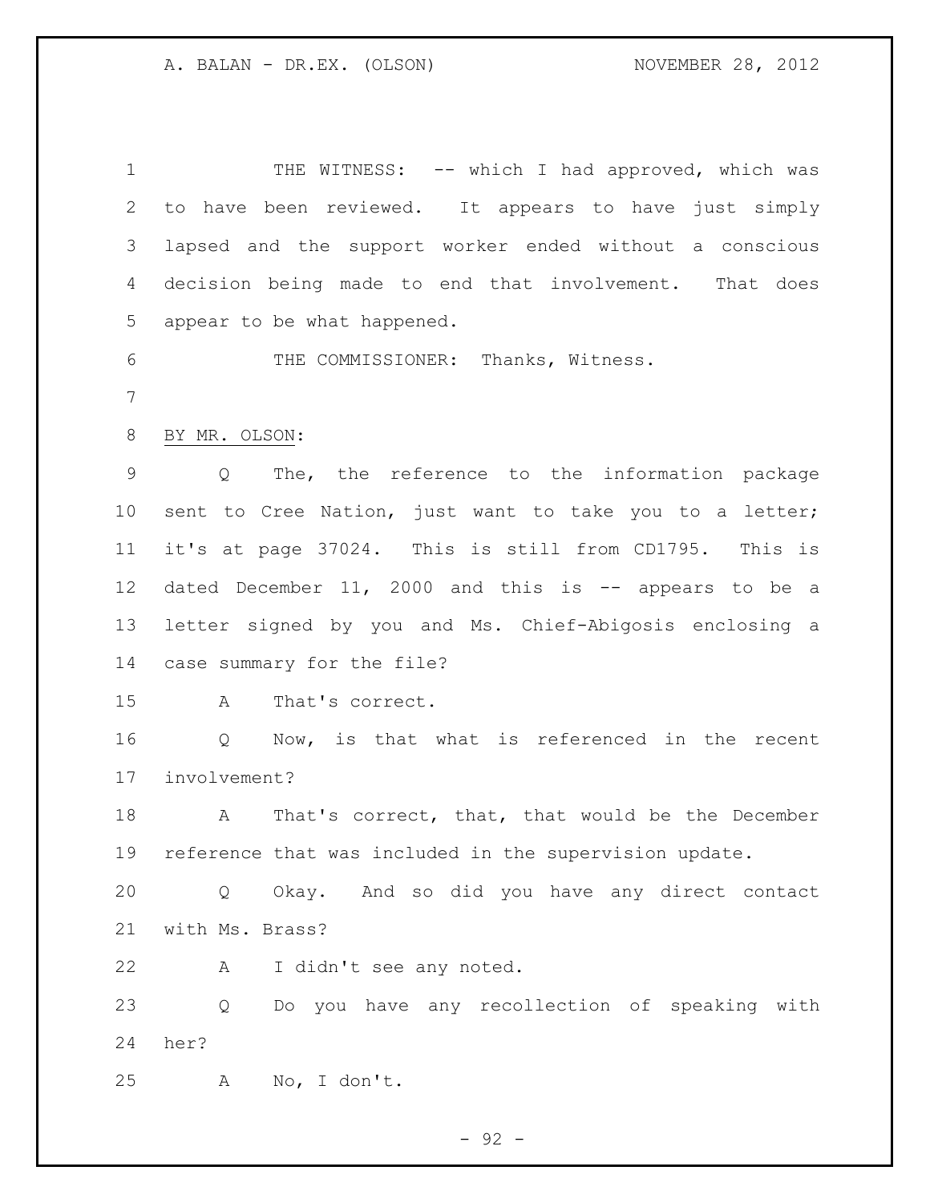THE WITNESS: -- which I had approved, which was to have been reviewed. It appears to have just simply lapsed and the support worker ended without a conscious decision being made to end that involvement. That does appear to be what happened.

THE COMMISSIONER: Thanks, Witness.

BY MR. OLSON:

Q The, the reference to the information package sent to Cree Nation, just want to take you to a letter; it's at page 37024. This is still from CD1795. This is dated December 11, 2000 and this is -- appears to be a letter signed by you and Ms. Chief-Abigosis enclosing a case summary for the file?

A That's correct.

Q Now, is that what is referenced in the recent involvement?

A That's correct, that, that would be the December reference that was included in the supervision update.

Q Okay. And so did you have any direct contact with Ms. Brass?

A I didn't see any noted.

Q Do you have any recollection of speaking with her?

A No, I don't.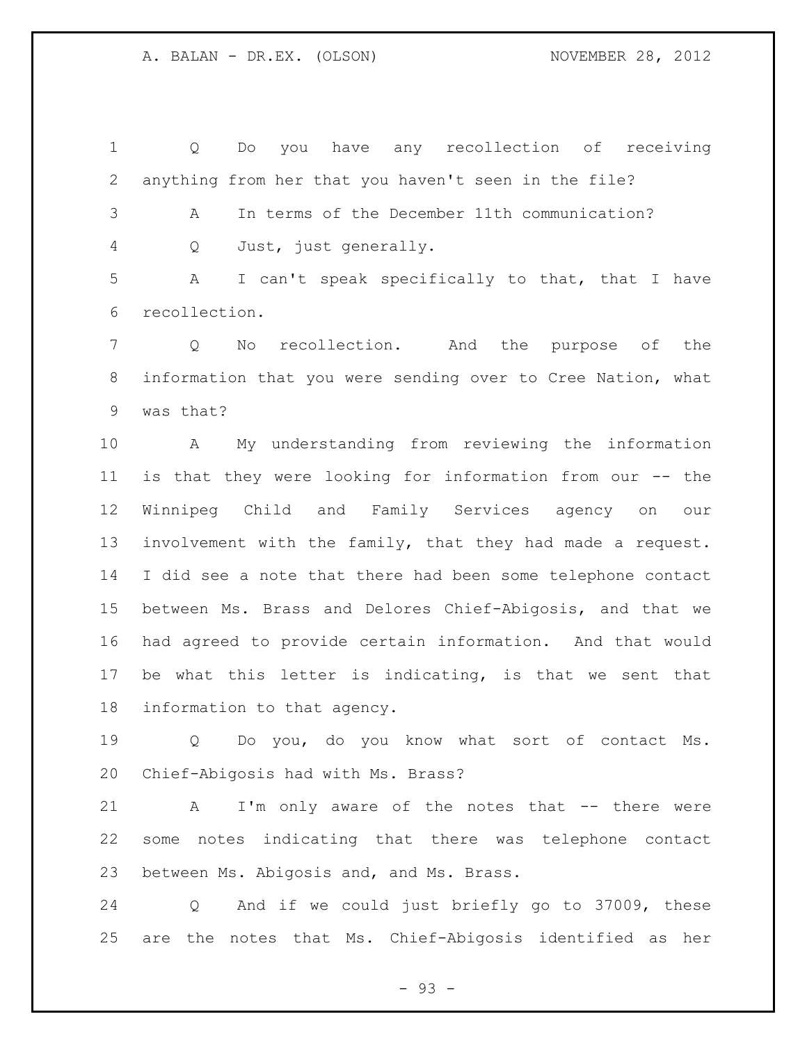Q Do you have any recollection of receiving anything from her that you haven't seen in the file?

A In terms of the December 11th communication?

Q Just, just generally.

A I can't speak specifically to that, that I have recollection.

Q No recollection. And the purpose of the information that you were sending over to Cree Nation, what was that?

A My understanding from reviewing the information is that they were looking for information from our -- the Winnipeg Child and Family Services agency on our involvement with the family, that they had made a request. I did see a note that there had been some telephone contact between Ms. Brass and Delores Chief-Abigosis, and that we had agreed to provide certain information. And that would be what this letter is indicating, is that we sent that information to that agency.

Q Do you, do you know what sort of contact Ms. Chief-Abigosis had with Ms. Brass?

A I'm only aware of the notes that -- there were some notes indicating that there was telephone contact between Ms. Abigosis and, and Ms. Brass.

Q And if we could just briefly go to 37009, these are the notes that Ms. Chief-Abigosis identified as her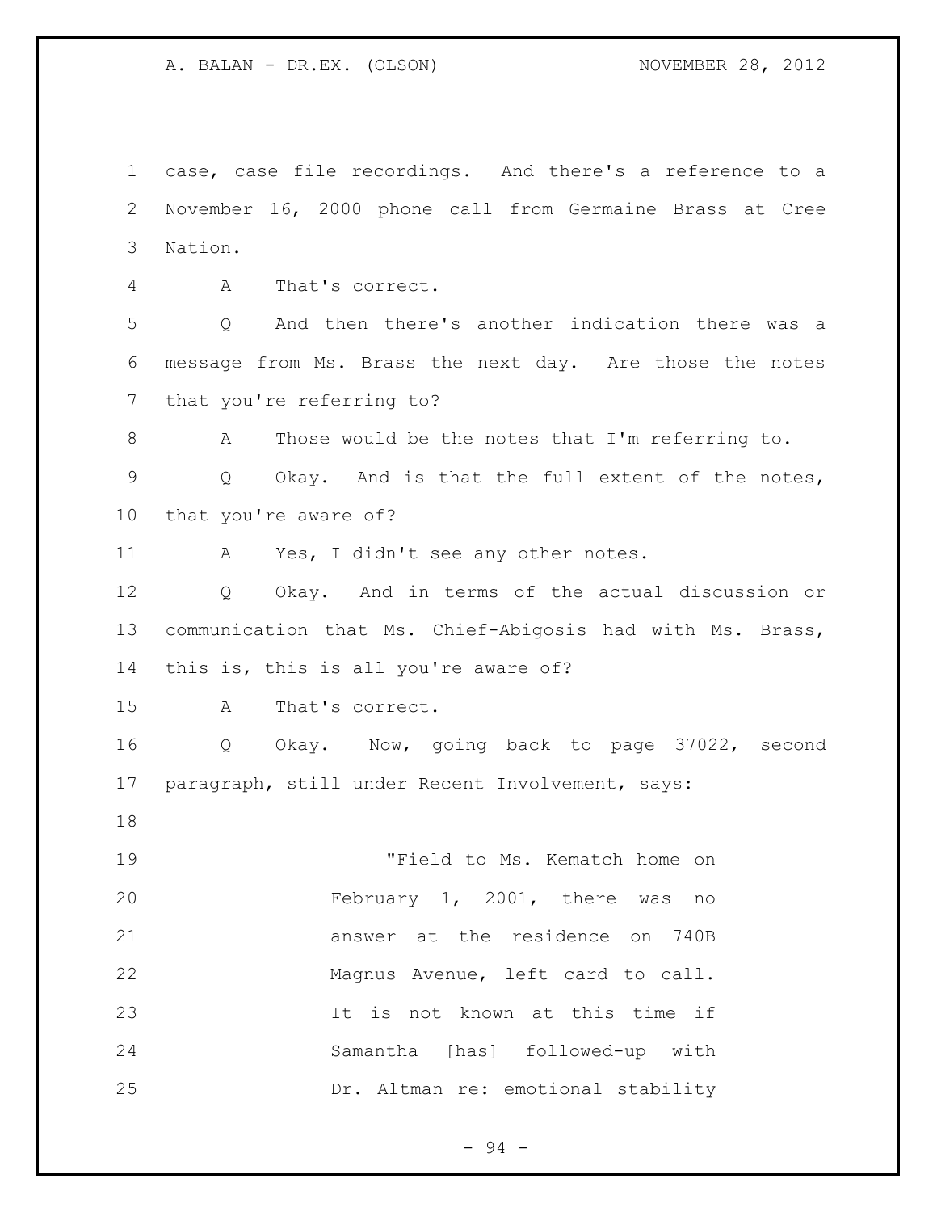case, case file recordings. And there's a reference to a November 16, 2000 phone call from Germaine Brass at Cree Nation.

A That's correct.

Q And then there's another indication there was a message from Ms. Brass the next day. Are those the notes that you're referring to?

A Those would be the notes that I'm referring to.

Q Okay. And is that the full extent of the notes, that you're aware of?

A Yes, I didn't see any other notes.

Q Okay. And in terms of the actual discussion or communication that Ms. Chief-Abigosis had with Ms. Brass, this is, this is all you're aware of?

A That's correct.

Q Okay. Now, going back to page 37022, second paragraph, still under Recent Involvement, says:

> "Field to Ms. Kematch home on February 1, 2001, there was no answer at the residence on 740B Magnus Avenue, left card to call. It is not known at this time if Samantha [has] followed-up with Dr. Altman re: emotional stability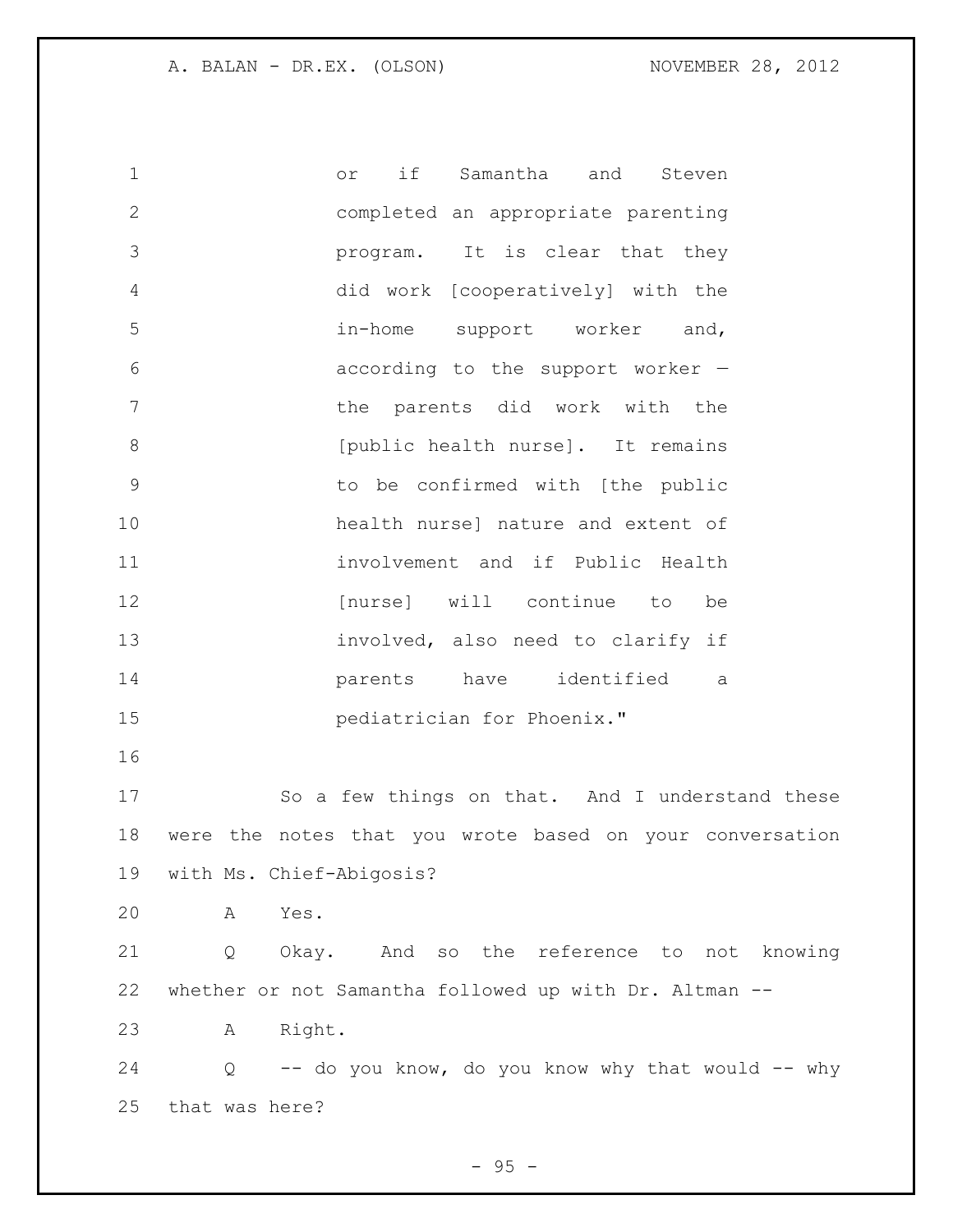or if Samantha and Steven completed an appropriate parenting program. It is clear that they did work [cooperatively] with the in-home support worker and, according to the support worker — the parents did work with the [public health nurse]. It remains to be confirmed with [the public health nurse] nature and extent of involvement and if Public Health [nurse] will continue to be involved, also need to clarify if parents have identified a pediatrician for Phoenix."

So a few things on that. And I understand these were the notes that you wrote based on your conversation with Ms. Chief-Abigosis?

A Yes.

Q Okay. And so the reference to not knowing whether or not Samantha followed up with Dr. Altman --

A Right.

Q -- do you know, do you know why that would -- why that was here?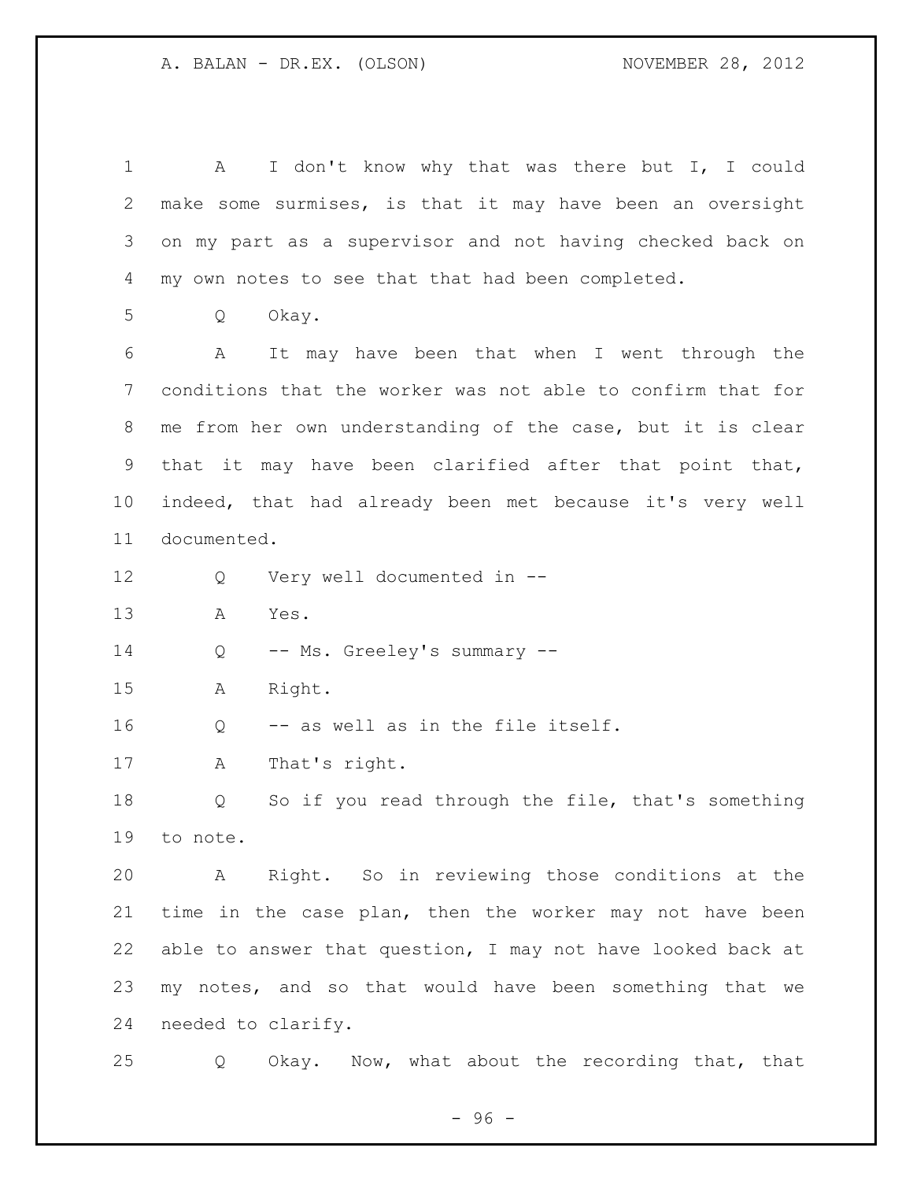A I don't know why that was there but I, I could make some surmises, is that it may have been an oversight on my part as a supervisor and not having checked back on my own notes to see that that had been completed.

Q Okay.

A It may have been that when I went through the conditions that the worker was not able to confirm that for me from her own understanding of the case, but it is clear that it may have been clarified after that point that, indeed, that had already been met because it's very well documented.

Q Very well documented in --

A Yes.

Q -- Ms. Greeley's summary --

A Right.

Q -- as well as in the file itself.

A That's right.

Q So if you read through the file, that's something to note.

A Right. So in reviewing those conditions at the time in the case plan, then the worker may not have been able to answer that question, I may not have looked back at my notes, and so that would have been something that we needed to clarify.

Q Okay. Now, what about the recording that, that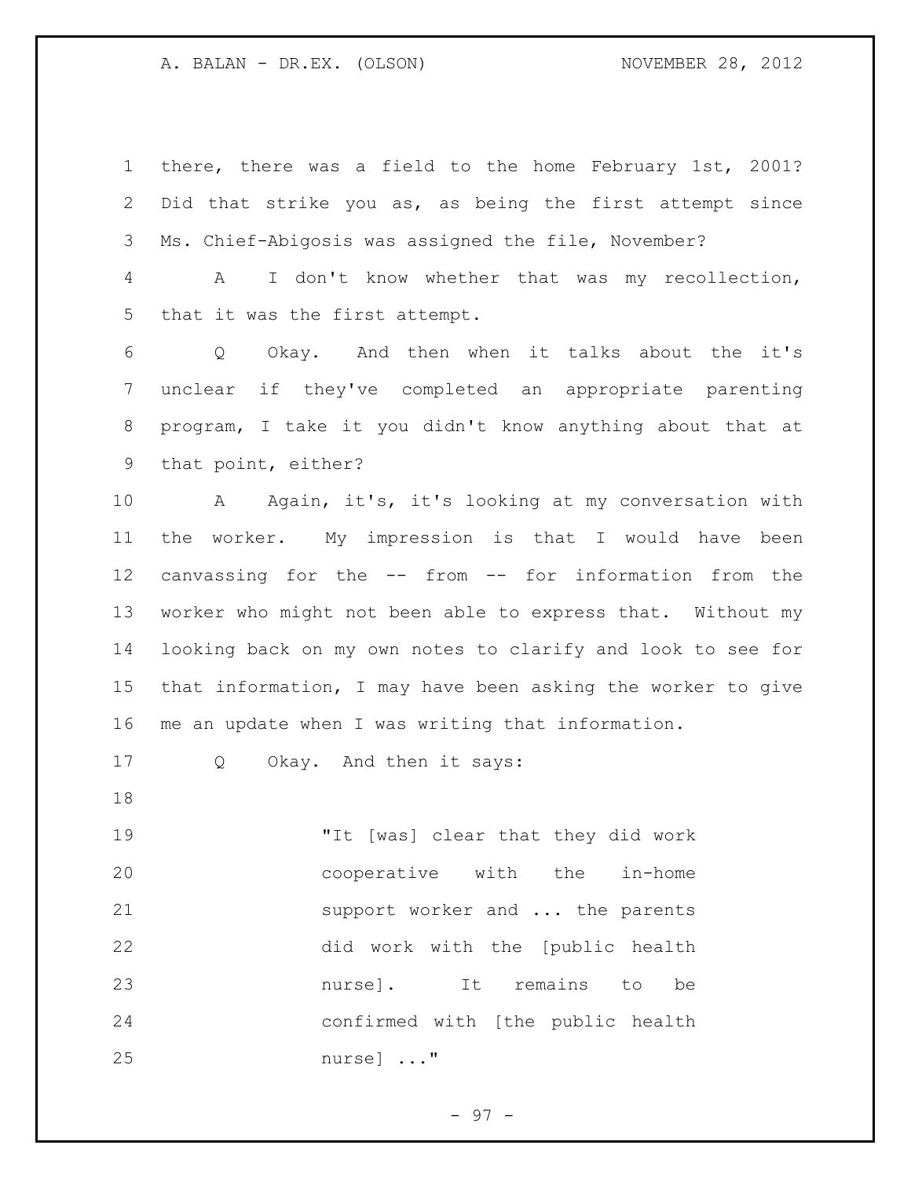there, there was a field to the home February 1st, 2001? Did that strike you as, as being the first attempt since Ms. Chief-Abigosis was assigned the file, November?

A I don't know whether that was my recollection, that it was the first attempt.

Q Okay. And then when it talks about the it's unclear if they've completed an appropriate parenting program, I take it you didn't know anything about that at that point, either?

A Again, it's, it's looking at my conversation with the worker. My impression is that I would have been canvassing for the -- from -- for information from the worker who might not been able to express that. Without my looking back on my own notes to clarify and look to see for that information, I may have been asking the worker to give me an update when I was writing that information.

Q Okay. And then it says:

> "It [was] clear that they did work cooperative with the in-home support worker and ... the parents did work with the [public health nurse]. It remains to be confirmed with [the public health nurse] ..."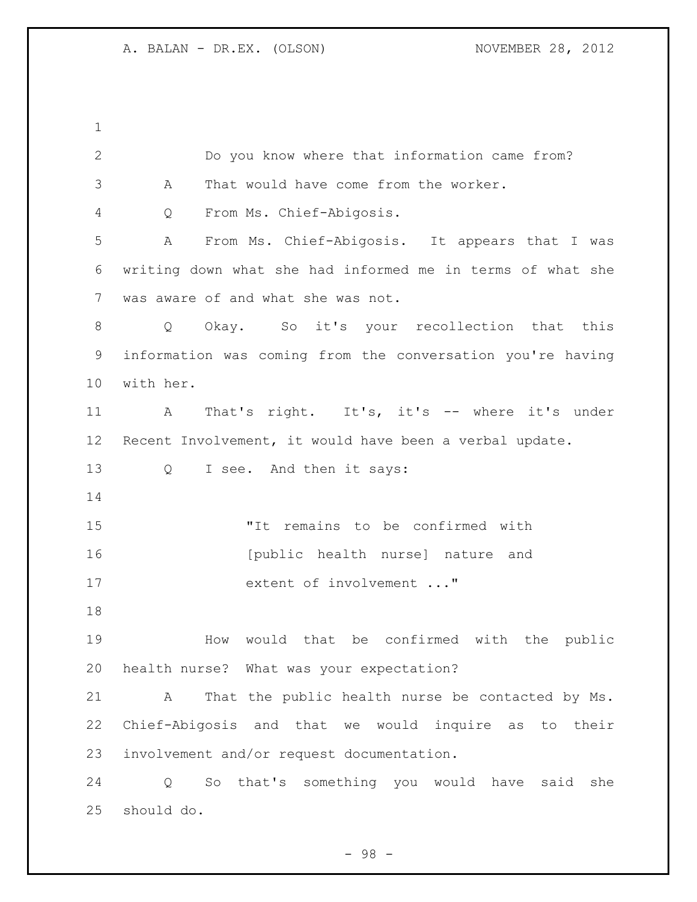Do you know where that information came from?

A That would have come from the worker.

Q From Ms. Chief-Abigosis.

A From Ms. Chief-Abigosis. It appears that I was writing down what she had informed me in terms of what she was aware of and what she was not.

Q Okay. So it's your recollection that this information was coming from the conversation you're having with her.

A That's right. It's, it's -- where it's under Recent Involvement, it would have been a verbal update.

Q I see. And then it says:

> "It remains to be confirmed with [public health nurse] nature and extent of involvement ..."

How would that be confirmed with the public health nurse? What was your expectation?

A That the public health nurse be contacted by Ms. Chief-Abigosis and that we would inquire as to their involvement and/or request documentation.

Q So that's something you would have said she should do.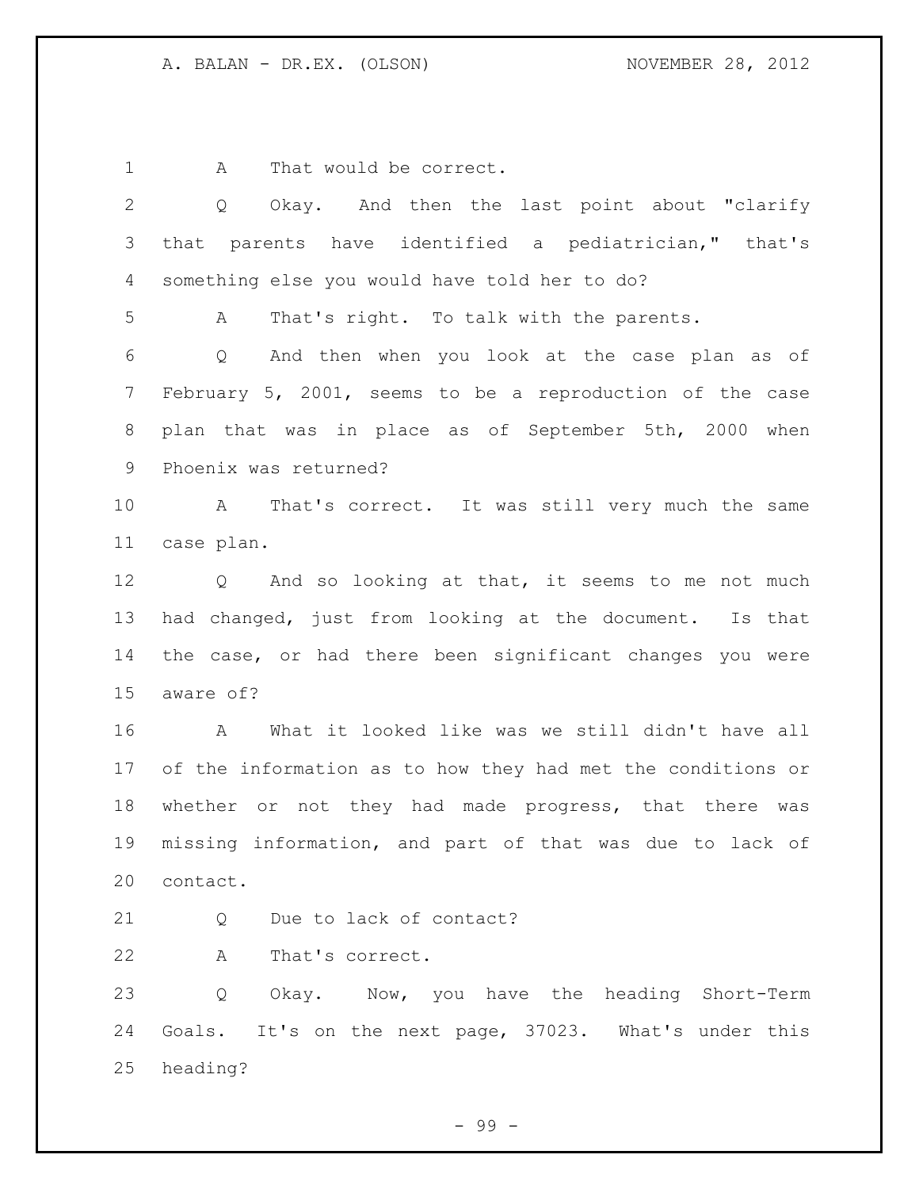A That would be correct.

Q Okay. And then the last point about "clarify that parents have identified a pediatrician," that's something else you would have told her to do?

A That's right. To talk with the parents.

Q And then when you look at the case plan as of February 5, 2001, seems to be a reproduction of the case plan that was in place as of September 5th, 2000 when Phoenix was returned?

A That's correct. It was still very much the same case plan.

Q And so looking at that, it seems to me not much had changed, just from looking at the document. Is that the case, or had there been significant changes you were aware of?

A What it looked like was we still didn't have all of the information as to how they had met the conditions or whether or not they had made progress, that there was missing information, and part of that was due to lack of contact.

Q Due to lack of contact?

A That's correct.

Q Okay. Now, you have the heading Short-Term Goals. It's on the next page, 37023. What's under this heading?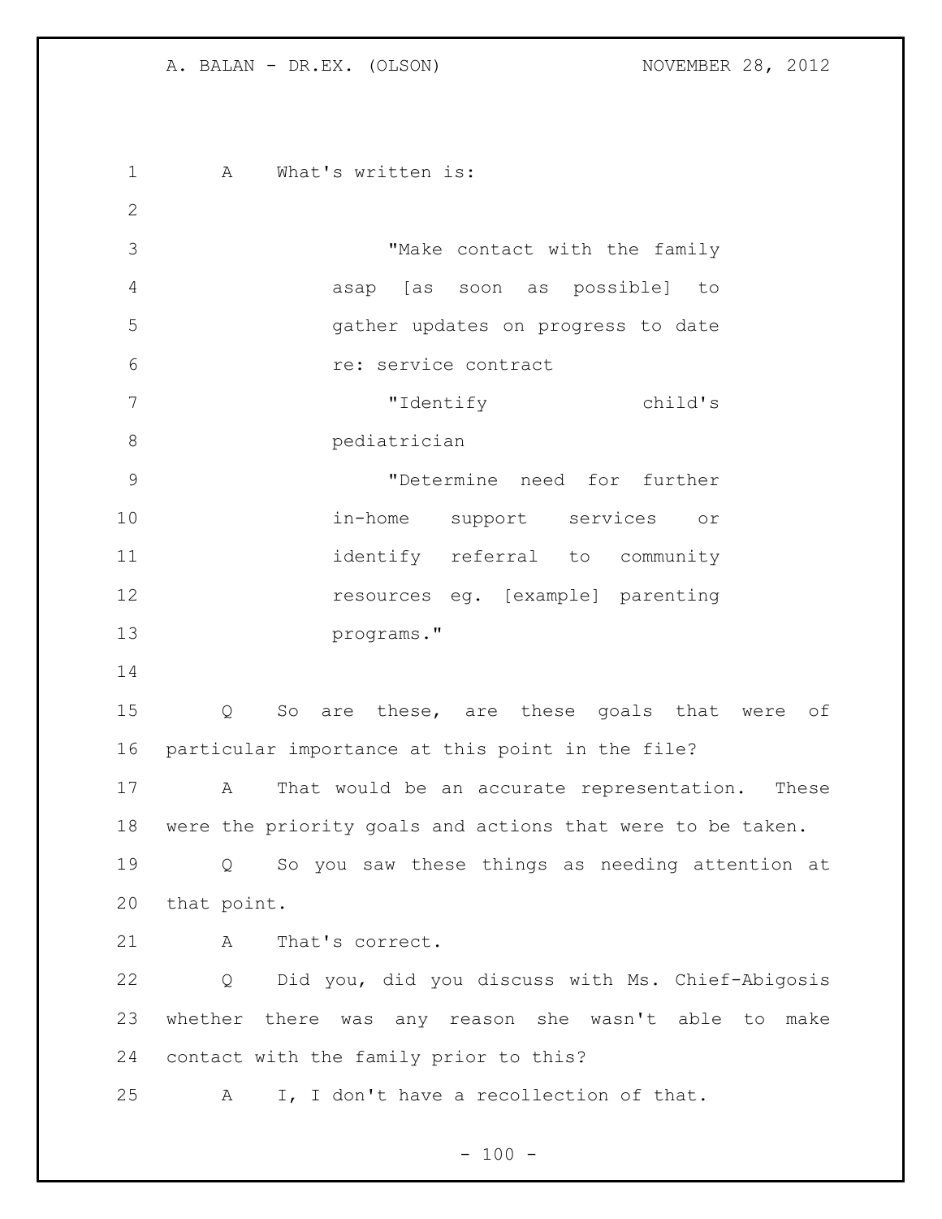A What's written is:

> "Make contact with the family asap [as soon as possible] to gather updates on progress to date re: service contract
>
> "Identify child's pediatrician
>
> "Determine need for further in-home support services or identify referral to community resources eg. [example] parenting programs."

Q So are these, are these goals that were of particular importance at this point in the file?

A That would be an accurate representation. These were the priority goals and actions that were to be taken.

Q So you saw these things as needing attention at that point.

A That's correct.

Q Did you, did you discuss with Ms. Chief-Abigosis whether there was any reason she wasn't able to make contact with the family prior to this?

A I, I don't have a recollection of that.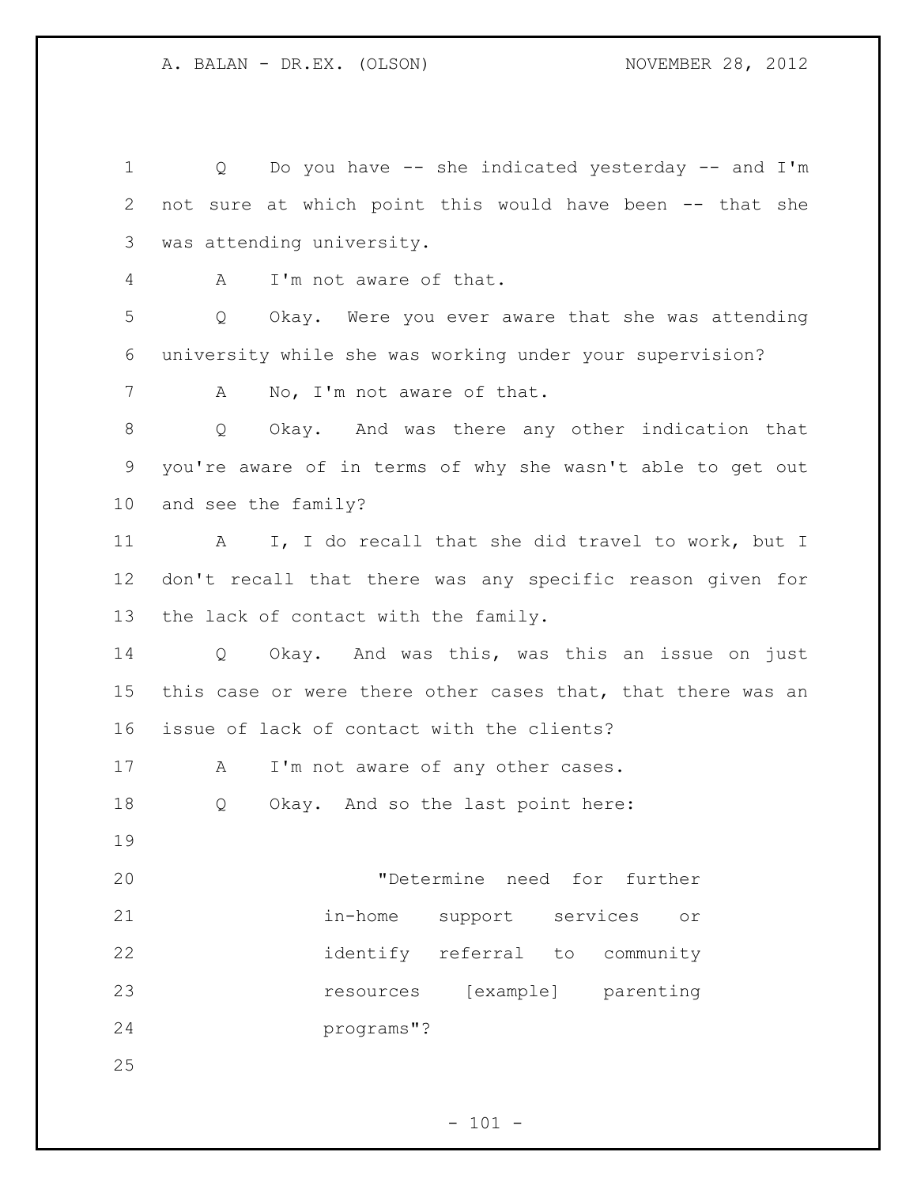Q Do you have -- she indicated yesterday -- and I'm not sure at which point this would have been -- that she was attending university.

A I'm not aware of that.

Q Okay. Were you ever aware that she was attending university while she was working under your supervision?

A No, I'm not aware of that.

Q Okay. And was there any other indication that you're aware of in terms of why she wasn't able to get out and see the family?

A I, I do recall that she did travel to work, but I don't recall that there was any specific reason given for the lack of contact with the family.

Q Okay. And was this, was this an issue on just this case or were there other cases that, that there was an issue of lack of contact with the clients?

A I'm not aware of any other cases.

Q Okay. And so the last point here:

> "Determine need for further in-home support services or identify referral to community resources [example] parenting programs"?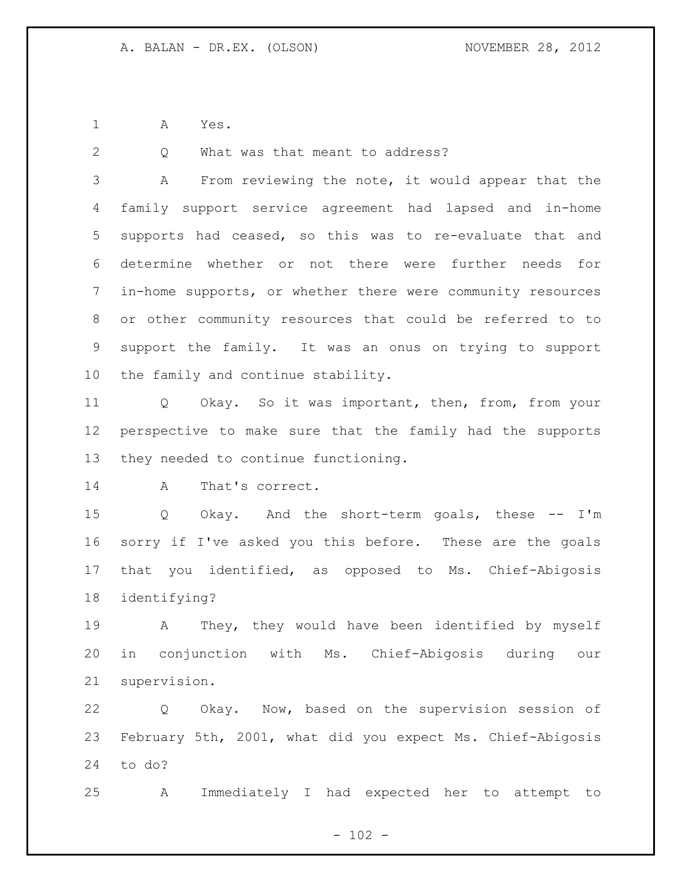A Yes.

Q What was that meant to address?

A From reviewing the note, it would appear that the family support service agreement had lapsed and in-home supports had ceased, so this was to re-evaluate that and determine whether or not there were further needs for in-home supports, or whether there were community resources or other community resources that could be referred to to support the family. It was an onus on trying to support the family and continue stability.

Q Okay. So it was important, then, from, from your perspective to make sure that the family had the supports they needed to continue functioning.

A That's correct.

Q Okay. And the short-term goals, these -- I'm sorry if I've asked you this before. These are the goals that you identified, as opposed to Ms. Chief-Abigosis identifying?

A They, they would have been identified by myself in conjunction with Ms. Chief-Abigosis during our supervision.

Q Okay. Now, based on the supervision session of February 5th, 2001, what did you expect Ms. Chief-Abigosis to do?

A Immediately I had expected her to attempt to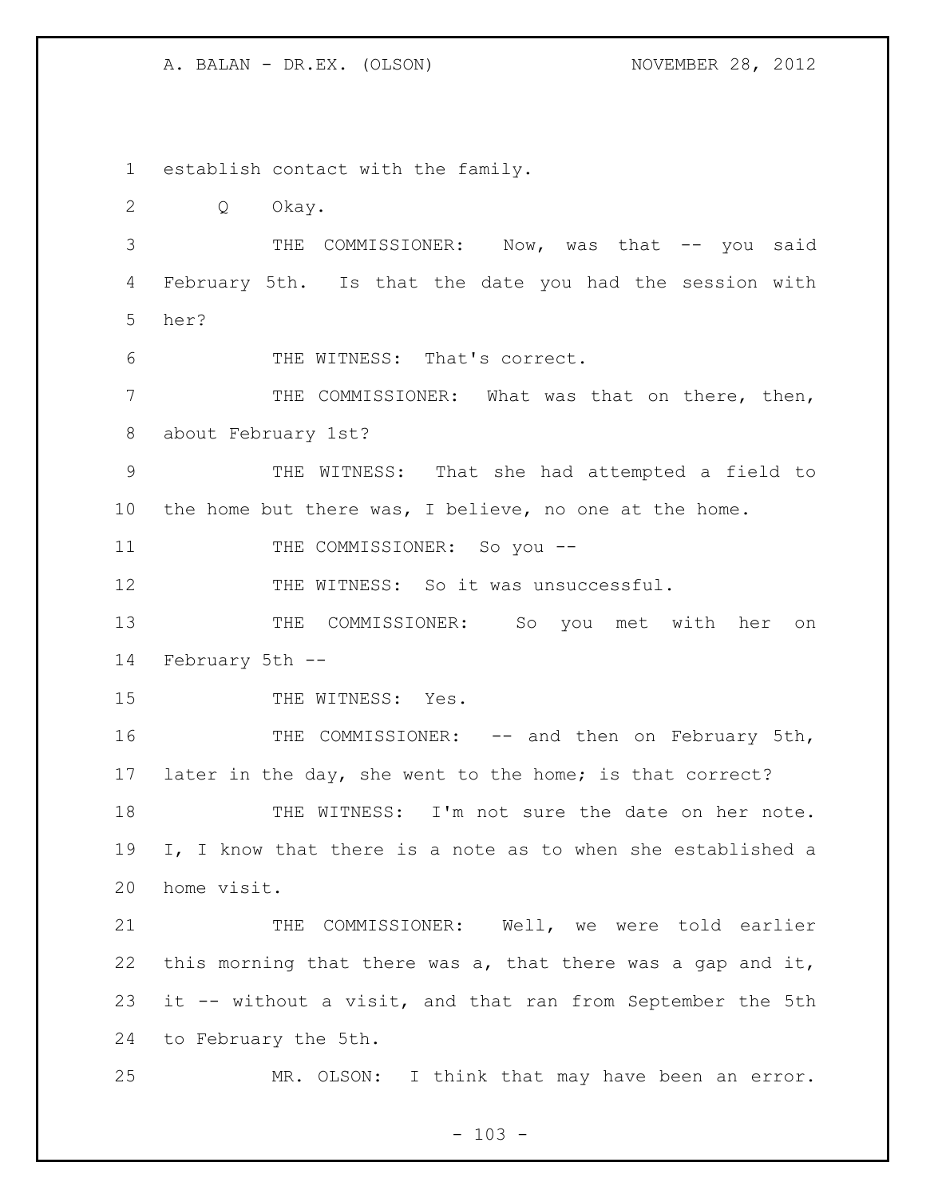establish contact with the family.

Q Okay.

THE COMMISSIONER: Now, was that -- you said February 5th. Is that the date you had the session with her?

THE WITNESS: That's correct.

THE COMMISSIONER: What was that on there, then, about February 1st?

THE WITNESS: That she had attempted a field to the home but there was, I believe, no one at the home.

THE COMMISSIONER: So you --

THE WITNESS: So it was unsuccessful.

THE COMMISSIONER: So you met with her on February 5th --

THE WITNESS: Yes.

THE COMMISSIONER: -- and then on February 5th, later in the day, she went to the home; is that correct?

THE WITNESS: I'm not sure the date on her note. I, I know that there is a note as to when she established a home visit.

THE COMMISSIONER: Well, we were told earlier this morning that there was a, that there was a gap and it, it -- without a visit, and that ran from September the 5th to February the 5th.

MR. OLSON: I think that may have been an error.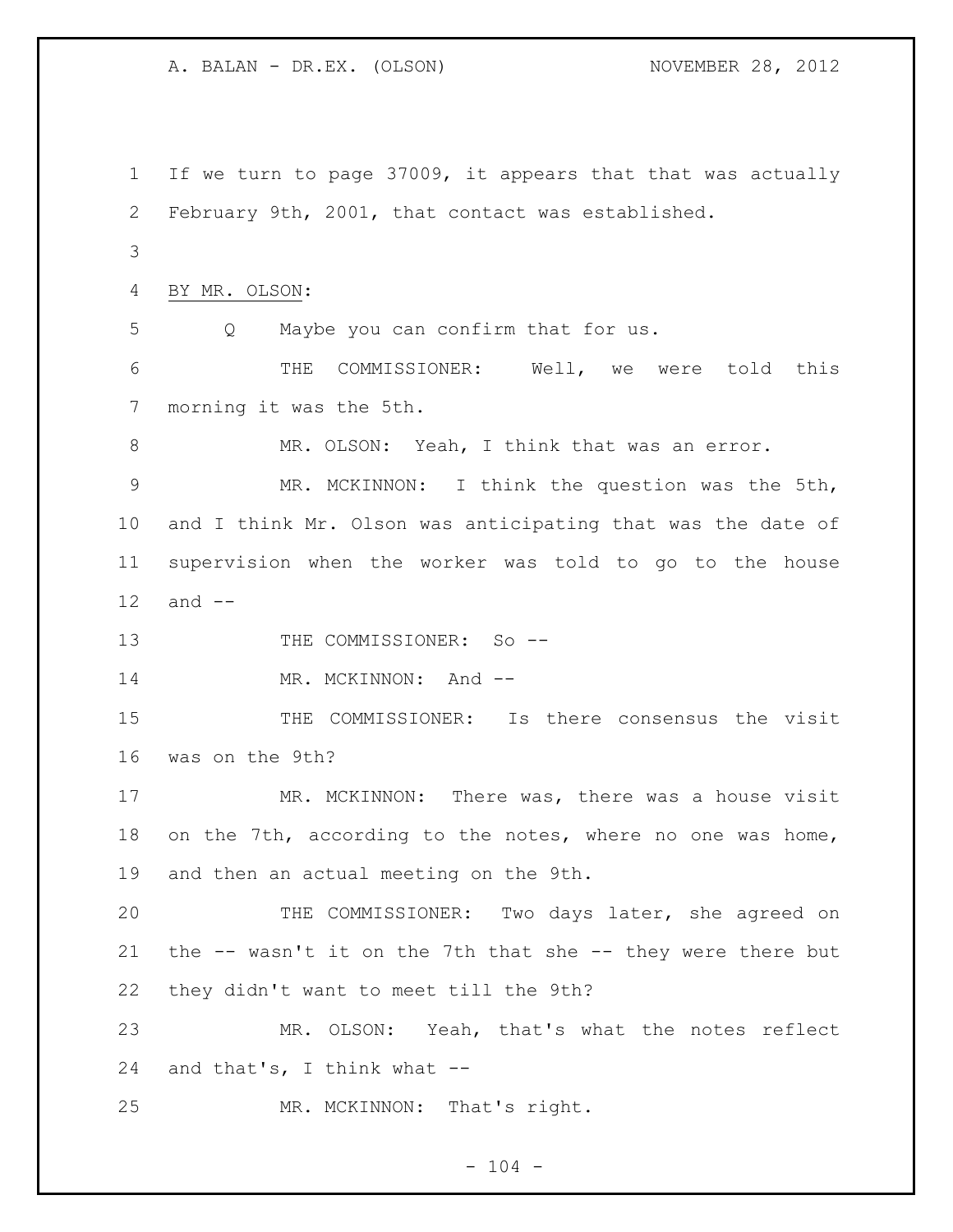If we turn to page 37009, it appears that that was actually February 9th, 2001, that contact was established.

BY MR. OLSON:

Q Maybe you can confirm that for us.

THE COMMISSIONER: Well, we were told this morning it was the 5th.

MR. OLSON: Yeah, I think that was an error.

MR. MCKINNON: I think the question was the 5th, and I think Mr. Olson was anticipating that was the date of supervision when the worker was told to go to the house and --

THE COMMISSIONER: So --

MR. MCKINNON: And --

THE COMMISSIONER: Is there consensus the visit was on the 9th?

MR. MCKINNON: There was, there was a house visit on the 7th, according to the notes, where no one was home, and then an actual meeting on the 9th.

THE COMMISSIONER: Two days later, she agreed on the -- wasn't it on the 7th that she -- they were there but they didn't want to meet till the 9th?

MR. OLSON: Yeah, that's what the notes reflect and that's, I think what --

MR. MCKINNON: That's right.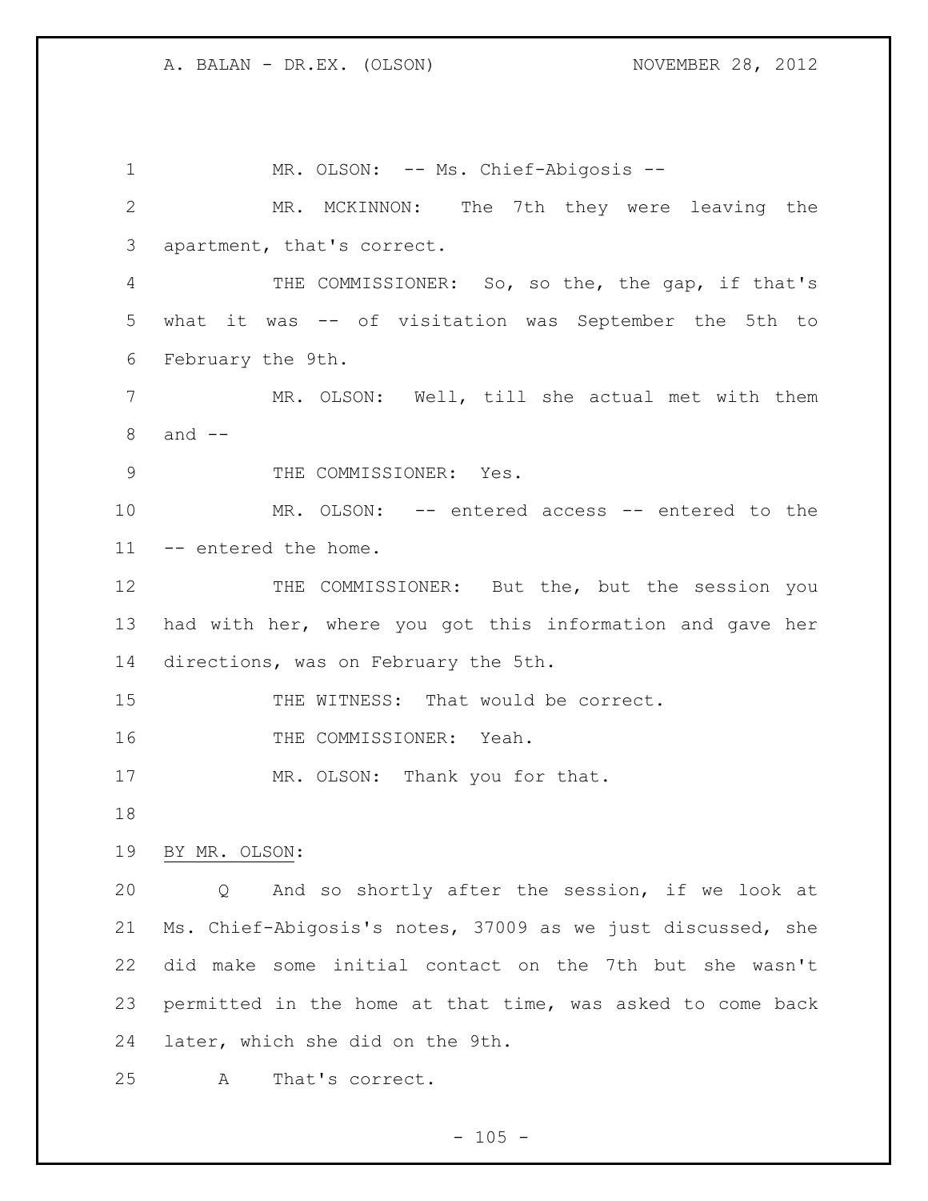MR. OLSON: -- Ms. Chief-Abigosis --

MR. MCKINNON: The 7th they were leaving the apartment, that's correct.

THE COMMISSIONER: So, so the, the gap, if that's what it was -- of visitation was September the 5th to February the 9th.

MR. OLSON: Well, till she actual met with them and --

THE COMMISSIONER: Yes.

MR. OLSON: -- entered access -- entered to the -- entered the home.

THE COMMISSIONER: But the, but the session you had with her, where you got this information and gave her directions, was on February the 5th.

THE WITNESS: That would be correct.

THE COMMISSIONER: Yeah.

MR. OLSON: Thank you for that.

BY MR. OLSON:

Q And so shortly after the session, if we look at Ms. Chief-Abigosis's notes, 37009 as we just discussed, she did make some initial contact on the 7th but she wasn't permitted in the home at that time, was asked to come back later, which she did on the 9th.

A That's correct.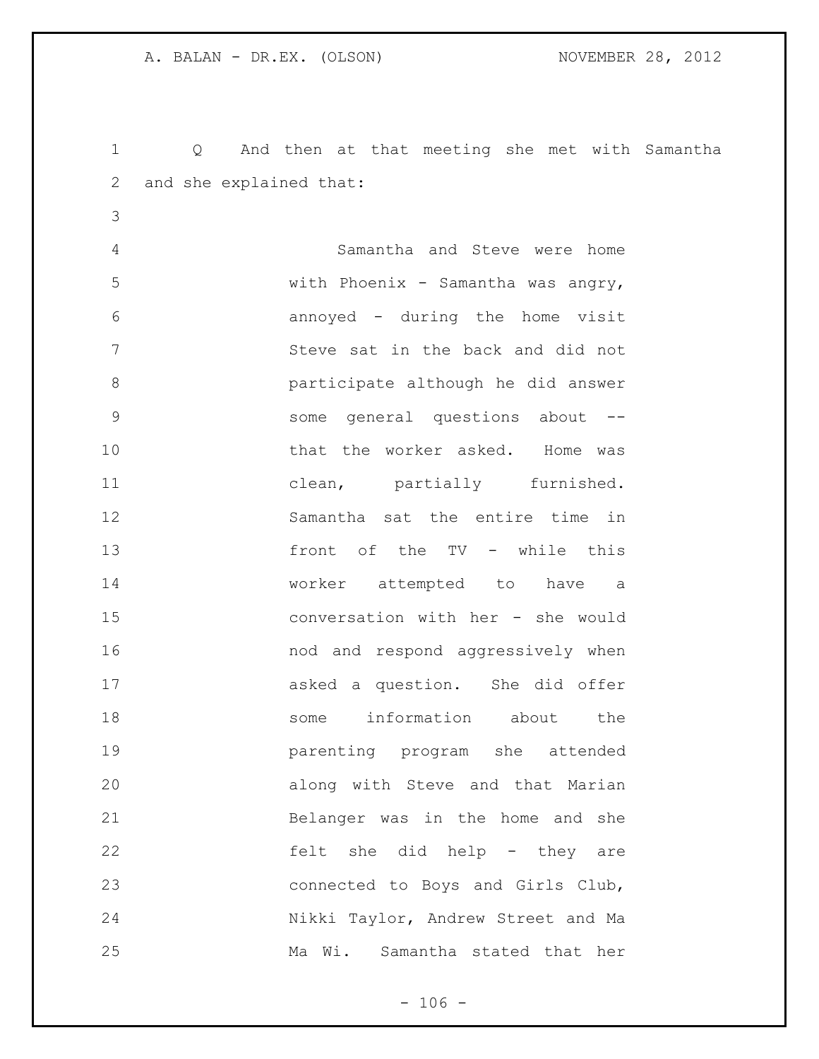Q And then at that meeting she met with Samantha and she explained that:

> Samantha and Steve were home with Phoenix - Samantha was angry, annoyed - during the home visit Steve sat in the back and did not participate although he did answer some general questions about -- that the worker asked. Home was clean, partially furnished. Samantha sat the entire time in front of the TV - while this worker attempted to have a conversation with her - she would nod and respond aggressively when asked a question. She did offer some information about the parenting program she attended along with Steve and that Marian Belanger was in the home and she felt she did help - they are connected to Boys and Girls Club, Nikki Taylor, Andrew Street and Ma Ma Wi. Samantha stated that her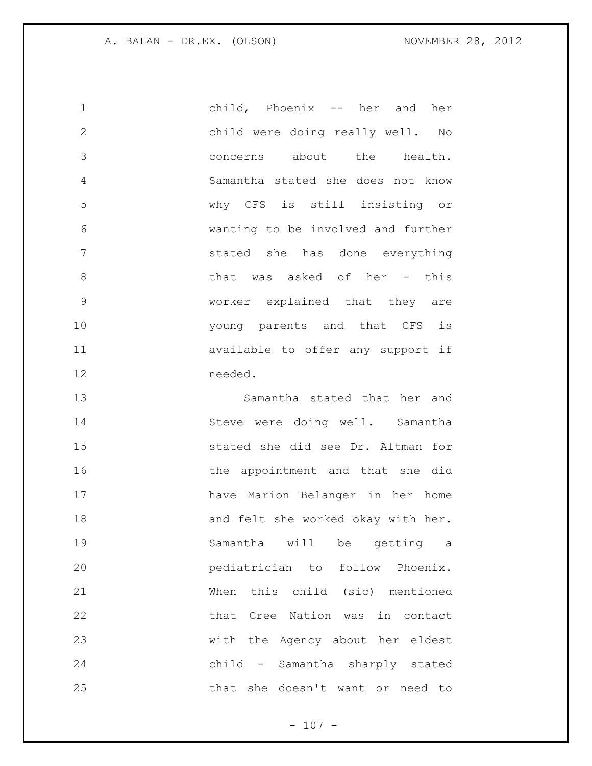child, Phoenix -- her and her child were doing really well. No concerns about the health. Samantha stated she does not know why CFS is still insisting or wanting to be involved and further stated she has done everything that was asked of her - this worker explained that they are young parents and that CFS is available to offer any support if needed.

Samantha stated that her and Steve were doing well. Samantha stated she did see Dr. Altman for the appointment and that she did have Marion Belanger in her home and felt she worked okay with her. Samantha will be getting a pediatrician to follow Phoenix. When this child (sic) mentioned that Cree Nation was in contact with the Agency about her eldest child - Samantha sharply stated that she doesn't want or need to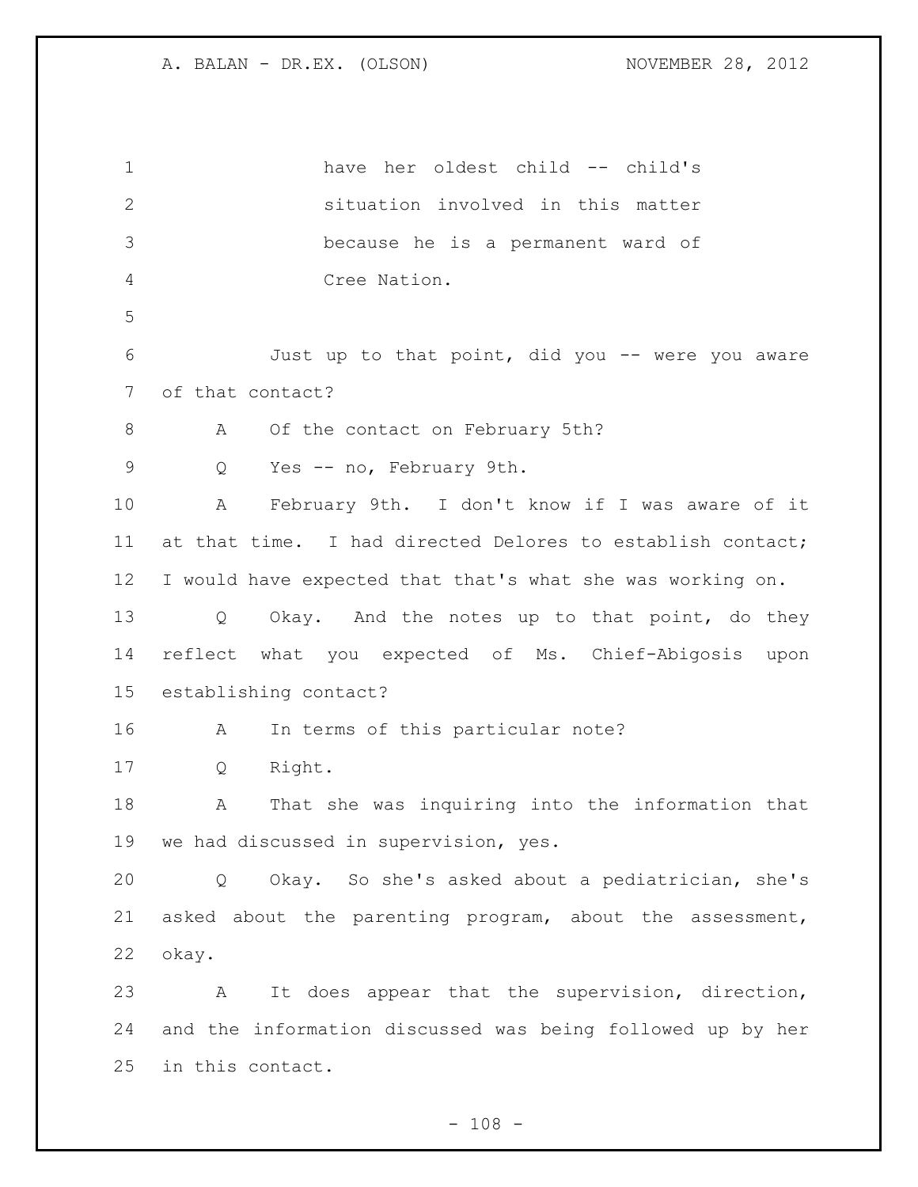have her oldest child -- child's situation involved in this matter because he is a permanent ward of Cree Nation.

Just up to that point, did you -- were you aware of that contact?

A Of the contact on February 5th?

Q Yes -- no, February 9th.

A February 9th. I don't know if I was aware of it at that time. I had directed Delores to establish contact; I would have expected that that's what she was working on.

Q Okay. And the notes up to that point, do they reflect what you expected of Ms. Chief-Abigosis upon establishing contact?

A In terms of this particular note?

Q Right.

A That she was inquiring into the information that we had discussed in supervision, yes.

Q Okay. So she's asked about a pediatrician, she's asked about the parenting program, about the assessment, okay.

A It does appear that the supervision, direction, and the information discussed was being followed up by her in this contact.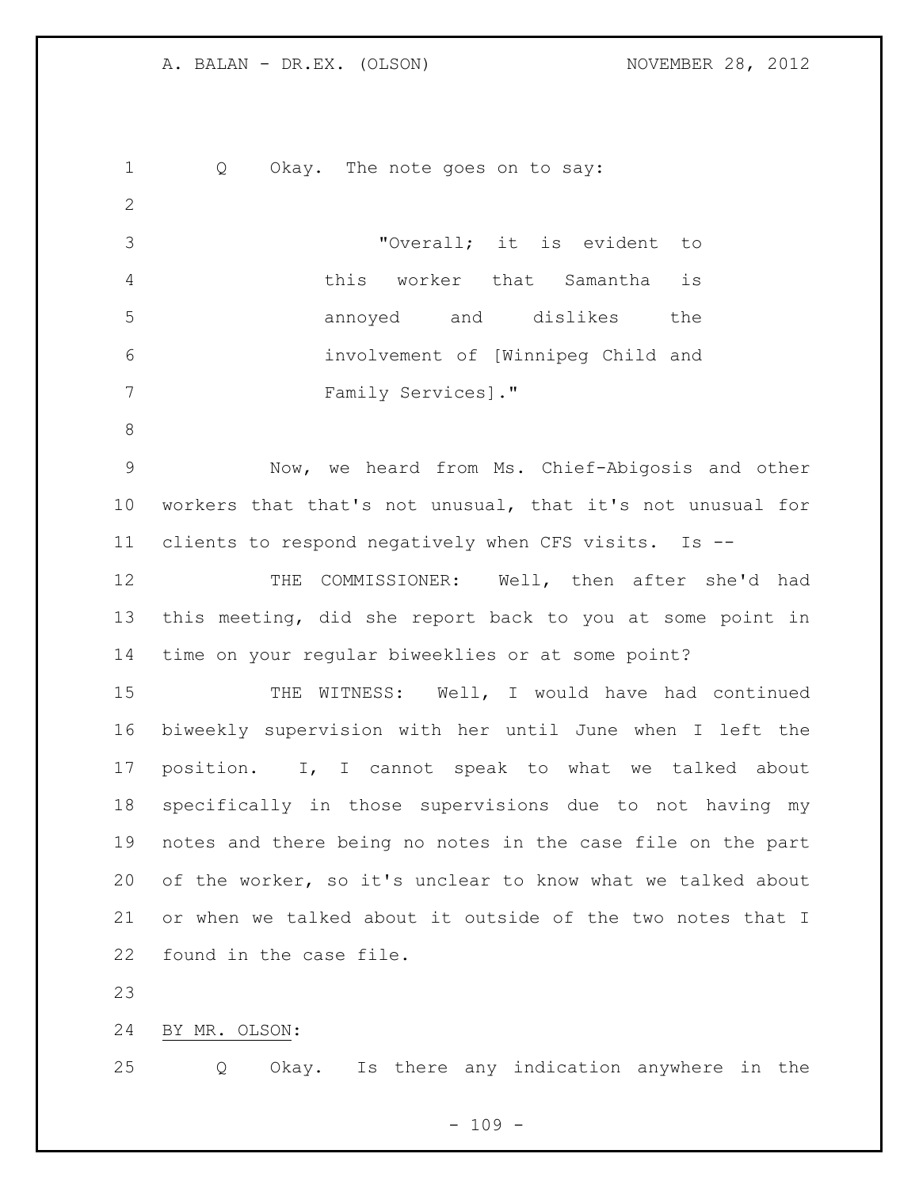Q Okay. The note goes on to say:

> "Overall; it is evident to this worker that Samantha is annoyed and dislikes the involvement of [Winnipeg Child and Family Services]."

Now, we heard from Ms. Chief-Abigosis and other workers that that's not unusual, that it's not unusual for clients to respond negatively when CFS visits. Is --

THE COMMISSIONER: Well, then after she'd had this meeting, did she report back to you at some point in time on your regular biweeklies or at some point?

THE WITNESS: Well, I would have had continued biweekly supervision with her until June when I left the position. I, I cannot speak to what we talked about specifically in those supervisions due to not having my notes and there being no notes in the case file on the part of the worker, so it's unclear to know what we talked about or when we talked about it outside of the two notes that I found in the case file.

BY MR. OLSON:

Q Okay. Is there any indication anywhere in the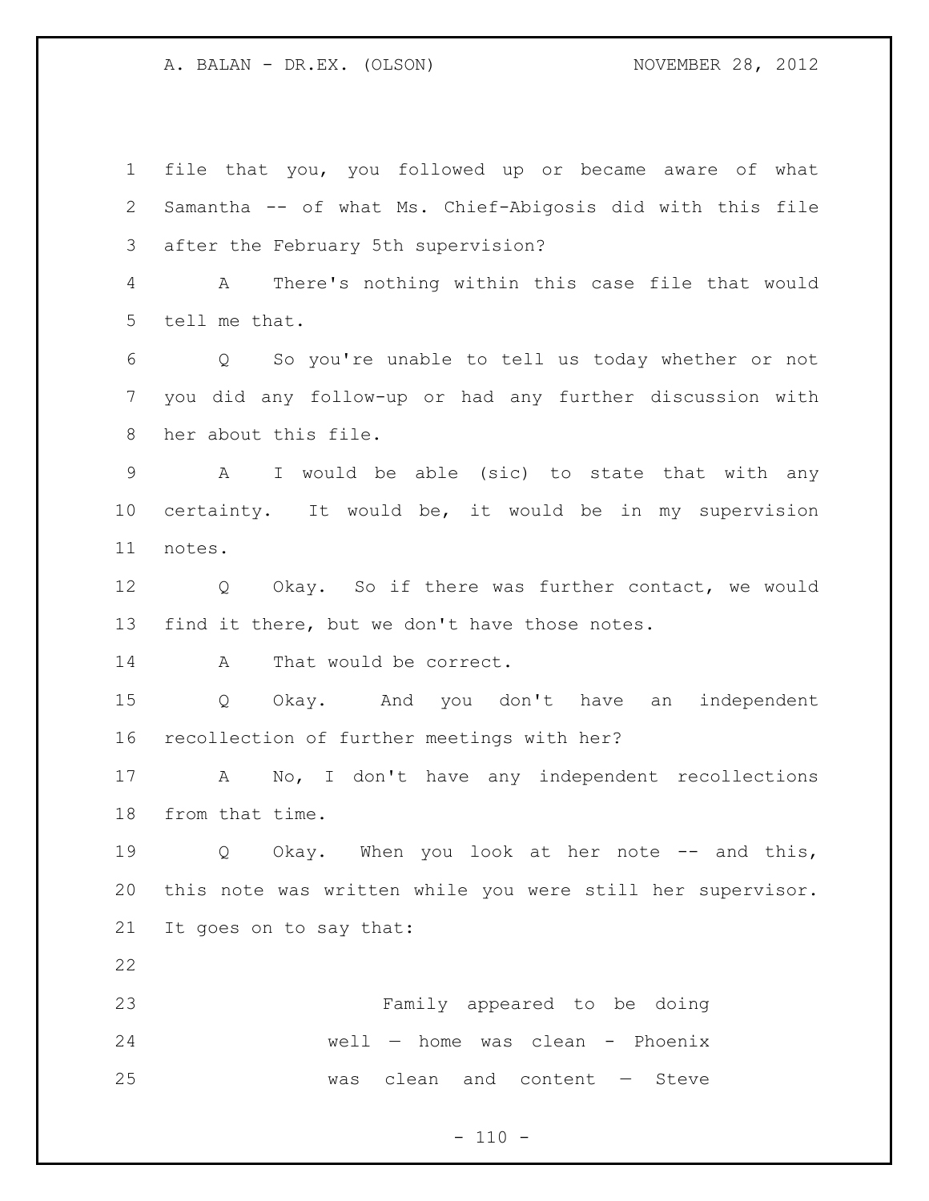file that you, you followed up or became aware of what Samantha -- of what Ms. Chief-Abigosis did with this file after the February 5th supervision?

A There's nothing within this case file that would tell me that.

Q So you're unable to tell us today whether or not you did any follow-up or had any further discussion with her about this file.

A I would be able (sic) to state that with any certainty. It would be, it would be in my supervision notes.

Q Okay. So if there was further contact, we would find it there, but we don't have those notes.

A That would be correct.

Q Okay. And you don't have an independent recollection of further meetings with her?

A No, I don't have any independent recollections from that time.

Q Okay. When you look at her note -- and this, this note was written while you were still her supervisor. It goes on to say that:

> Family appeared to be doing well — home was clean - Phoenix was clean and content — Steve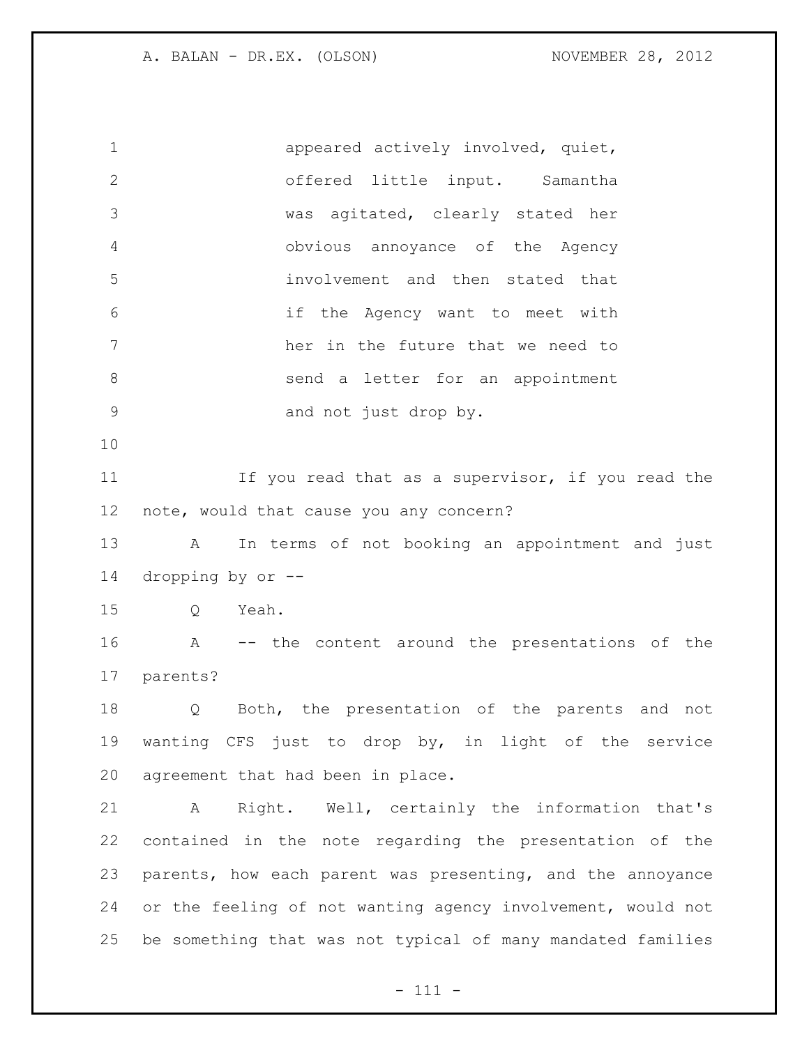> appeared actively involved, quiet, offered little input. Samantha was agitated, clearly stated her obvious annoyance of the Agency involvement and then stated that if the Agency want to meet with her in the future that we need to send a letter for an appointment and not just drop by.

If you read that as a supervisor, if you read the note, would that cause you any concern?

A In terms of not booking an appointment and just dropping by or --

Q Yeah.

A -- the content around the presentations of the parents?

Q Both, the presentation of the parents and not wanting CFS just to drop by, in light of the service agreement that had been in place.

A Right. Well, certainly the information that's contained in the note regarding the presentation of the parents, how each parent was presenting, and the annoyance or the feeling of not wanting agency involvement, would not be something that was not typical of many mandated families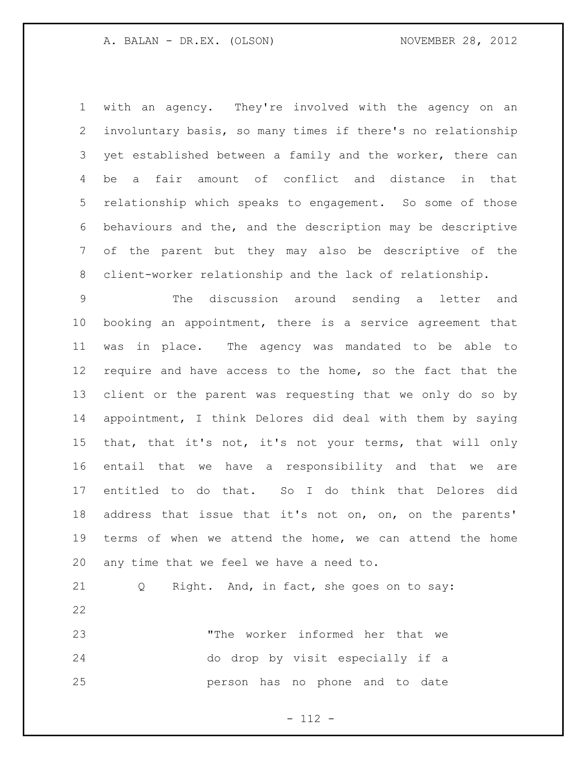with an agency. They're involved with the agency on an involuntary basis, so many times if there's no relationship yet established between a family and the worker, there can be a fair amount of conflict and distance in that relationship which speaks to engagement. So some of those behaviours and the, and the description may be descriptive of the parent but they may also be descriptive of the client-worker relationship and the lack of relationship.

The discussion around sending a letter and booking an appointment, there is a service agreement that was in place. The agency was mandated to be able to require and have access to the home, so the fact that the client or the parent was requesting that we only do so by appointment, I think Delores did deal with them by saying that, that it's not, it's not your terms, that will only entail that we have a responsibility and that we are entitled to do that. So I do think that Delores did address that issue that it's not on, on, on the parents' terms of when we attend the home, we can attend the home any time that we feel we have a need to.

Q Right. And, in fact, she goes on to say:

> "The worker informed her that we do drop by visit especially if a person has no phone and to date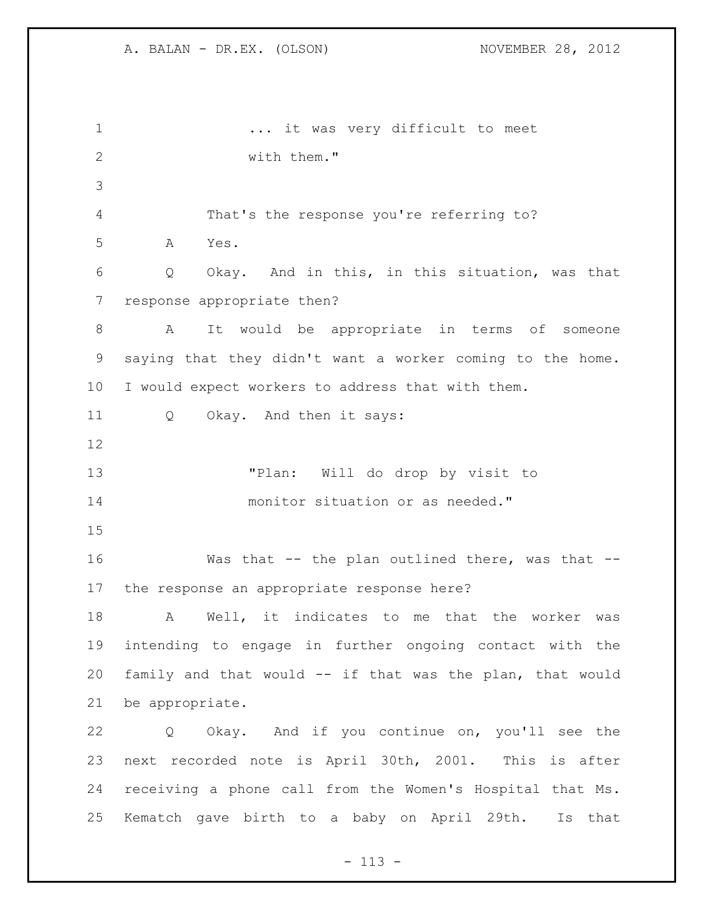... it was very difficult to meet with them."

That's the response you're referring to?

A Yes.

Q Okay. And in this, in this situation, was that response appropriate then?

A It would be appropriate in terms of someone saying that they didn't want a worker coming to the home. I would expect workers to address that with them.

Q Okay. And then it says:

"Plan: Will do drop by visit to monitor situation or as needed."

Was that -- the plan outlined there, was that -- the response an appropriate response here?

A Well, it indicates to me that the worker was intending to engage in further ongoing contact with the family and that would -- if that was the plan, that would be appropriate.

Q Okay. And if you continue on, you'll see the next recorded note is April 30th, 2001. This is after receiving a phone call from the Women's Hospital that Ms. Kematch gave birth to a baby on April 29th. Is that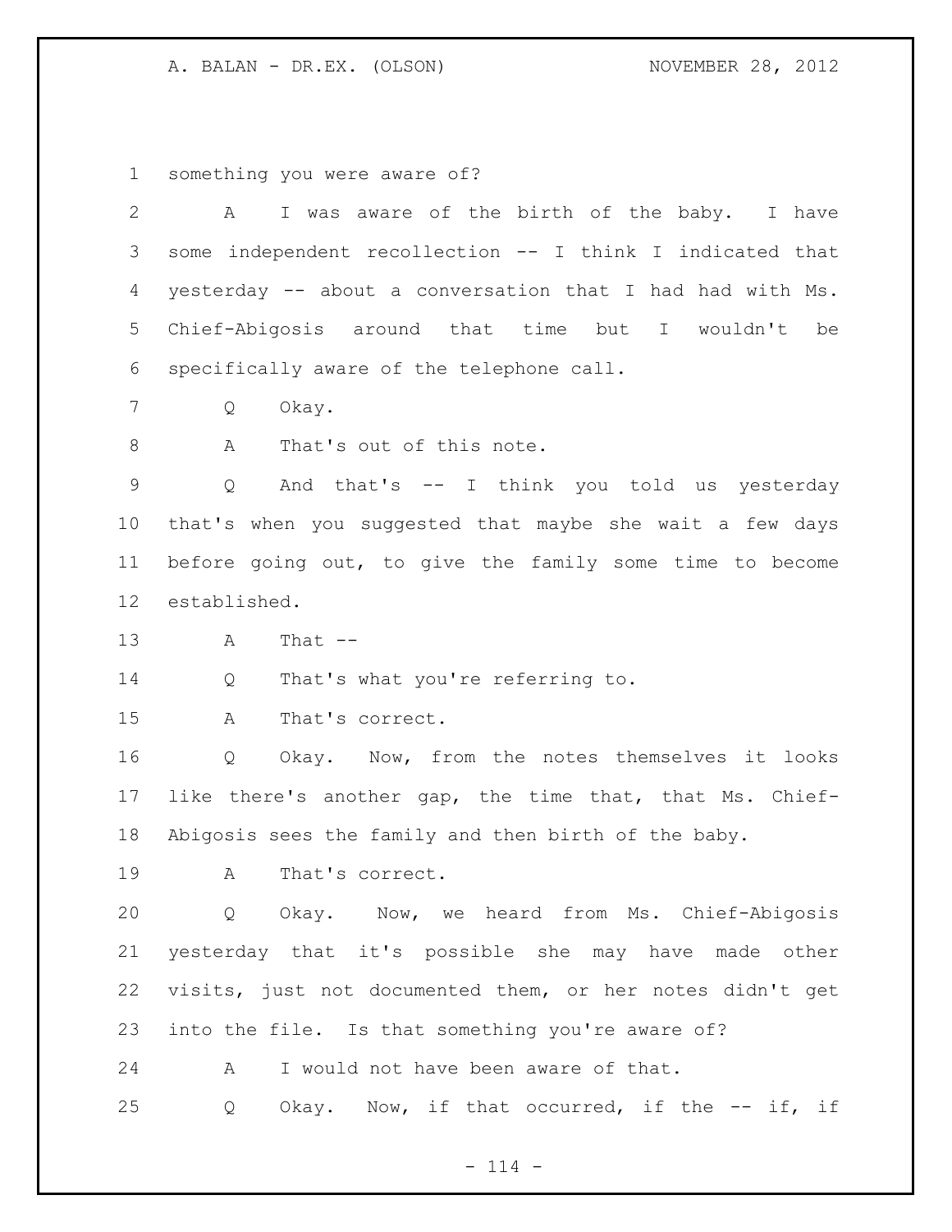something you were aware of?

A I was aware of the birth of the baby. I have some independent recollection -- I think I indicated that yesterday -- about a conversation that I had had with Ms. Chief-Abigosis around that time but I wouldn't be specifically aware of the telephone call.

Q Okay.

A That's out of this note.

Q And that's -- I think you told us yesterday that's when you suggested that maybe she wait a few days before going out, to give the family some time to become established.

A That --

Q That's what you're referring to.

A That's correct.

Q Okay. Now, from the notes themselves it looks like there's another gap, the time that, that Ms. Chief-Abigosis sees the family and then birth of the baby.

A That's correct.

Q Okay. Now, we heard from Ms. Chief-Abigosis yesterday that it's possible she may have made other visits, just not documented them, or her notes didn't get into the file. Is that something you're aware of?

A I would not have been aware of that.

Q Okay. Now, if that occurred, if the -- if, if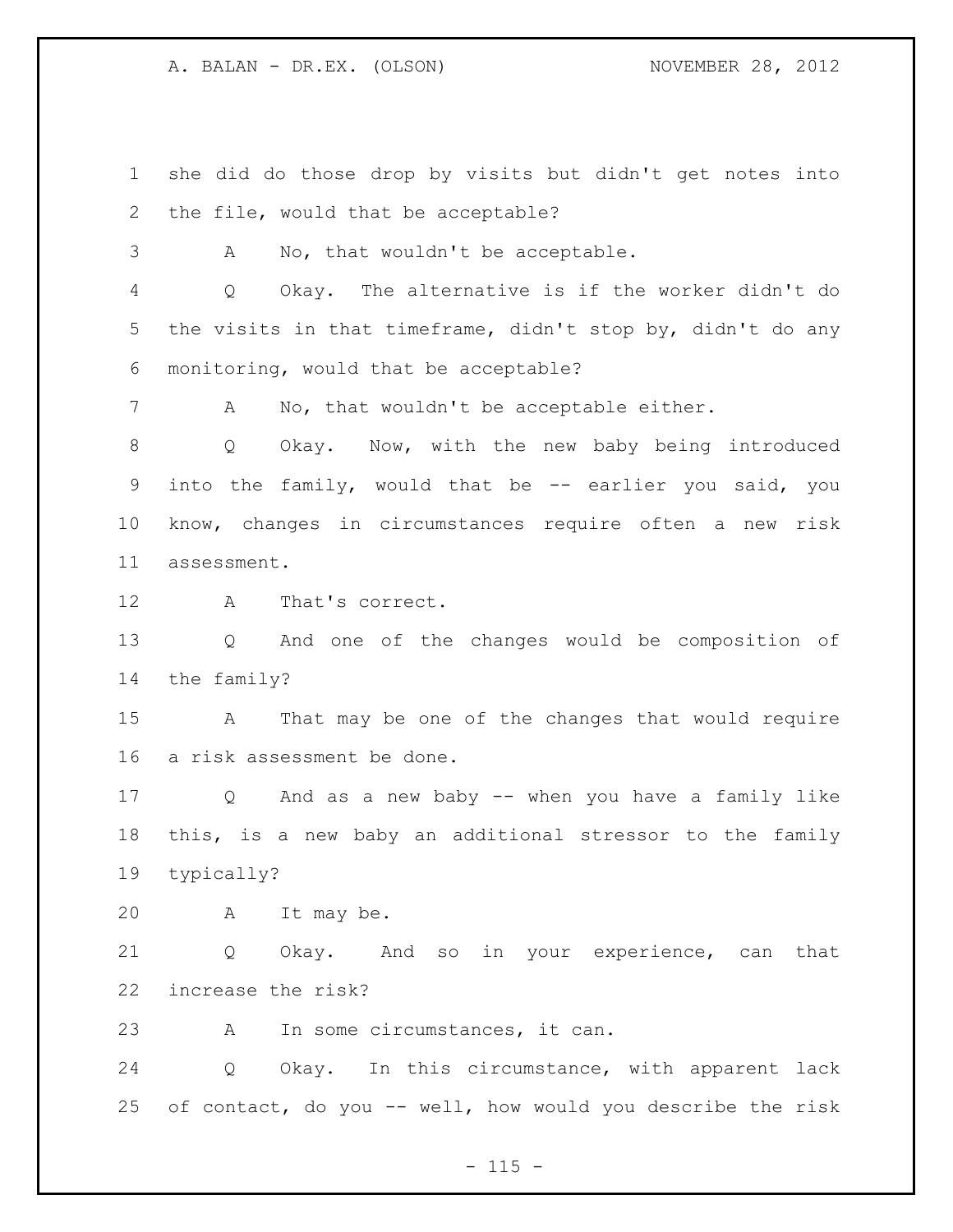she did do those drop by visits but didn't get notes into the file, would that be acceptable?

A No, that wouldn't be acceptable.

Q Okay. The alternative is if the worker didn't do the visits in that timeframe, didn't stop by, didn't do any monitoring, would that be acceptable?

A No, that wouldn't be acceptable either.

Q Okay. Now, with the new baby being introduced into the family, would that be -- earlier you said, you know, changes in circumstances require often a new risk assessment.

A That's correct.

Q And one of the changes would be composition of the family?

A That may be one of the changes that would require a risk assessment be done.

Q And as a new baby -- when you have a family like this, is a new baby an additional stressor to the family typically?

A It may be.

Q Okay. And so in your experience, can that increase the risk?

A In some circumstances, it can.

Q Okay. In this circumstance, with apparent lack of contact, do you -- well, how would you describe the risk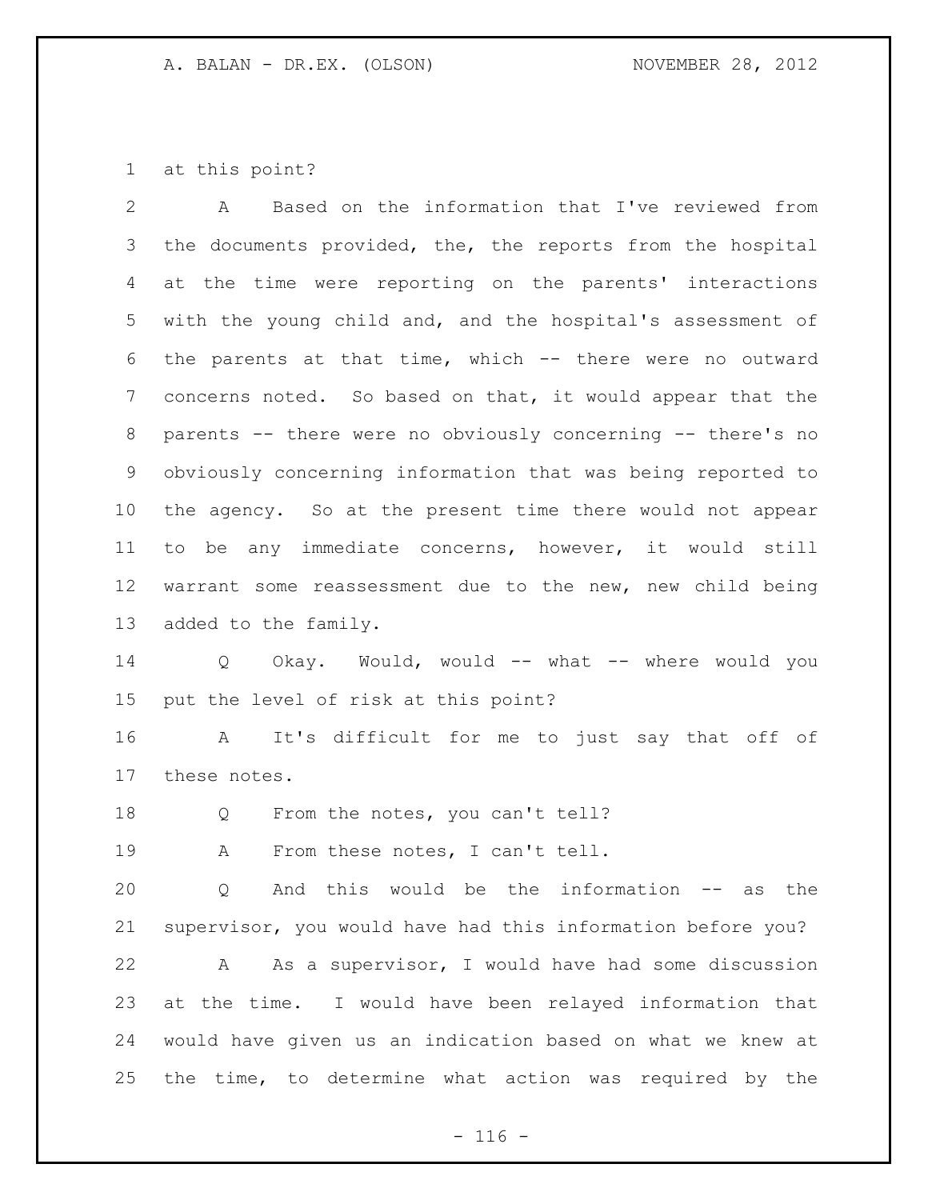at this point?

A Based on the information that I've reviewed from the documents provided, the, the reports from the hospital at the time were reporting on the parents' interactions with the young child and, and the hospital's assessment of the parents at that time, which -- there were no outward concerns noted. So based on that, it would appear that the parents -- there were no obviously concerning -- there's no obviously concerning information that was being reported to the agency. So at the present time there would not appear to be any immediate concerns, however, it would still warrant some reassessment due to the new, new child being added to the family.

Q Okay. Would, would -- what -- where would you put the level of risk at this point?

A It's difficult for me to just say that off of these notes.

Q From the notes, you can't tell?

A From these notes, I can't tell.

Q And this would be the information -- as the supervisor, you would have had this information before you?

A As a supervisor, I would have had some discussion at the time. I would have been relayed information that would have given us an indication based on what we knew at the time, to determine what action was required by the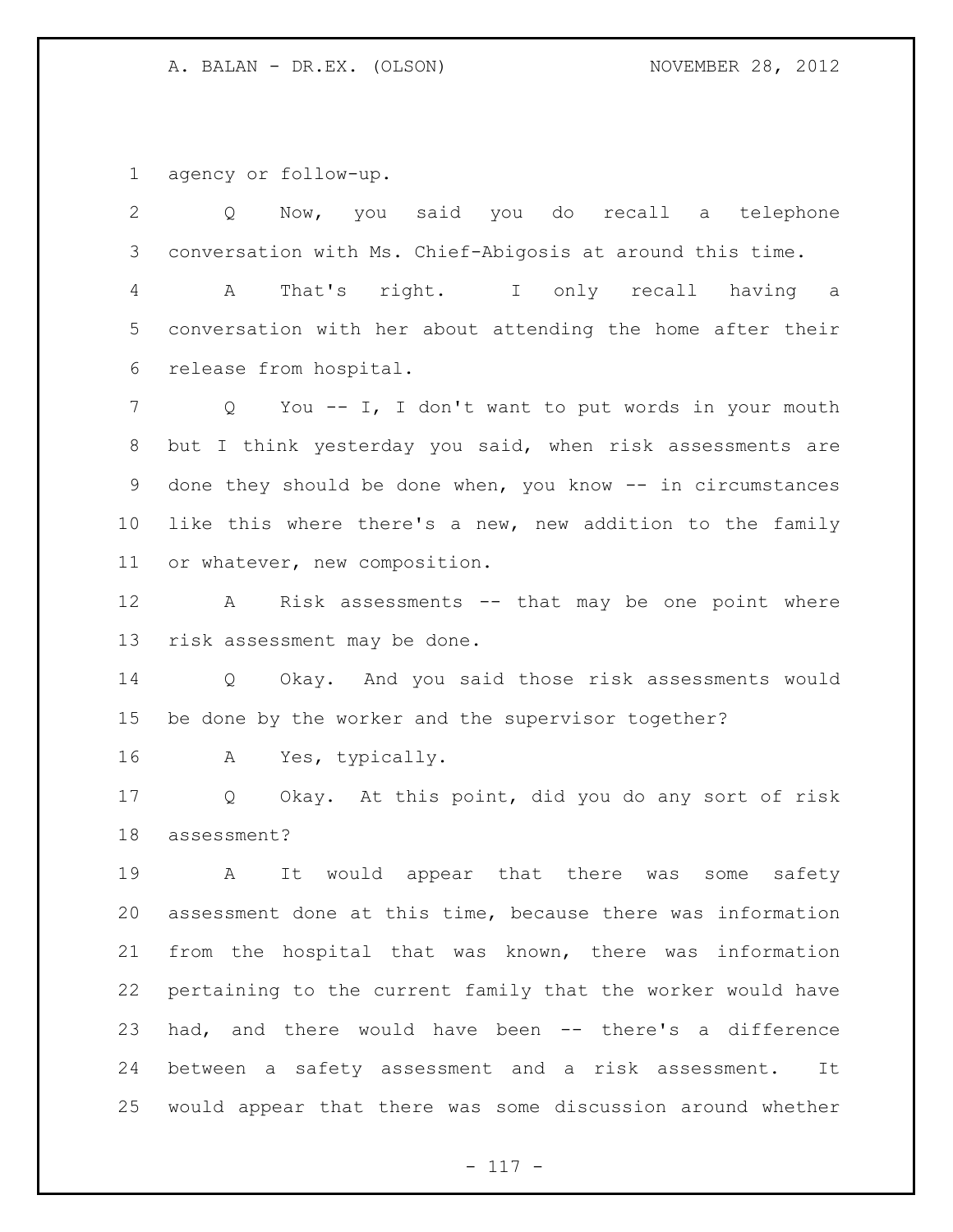agency or follow-up.

Q Now, you said you do recall a telephone conversation with Ms. Chief-Abigosis at around this time.

A That's right. I only recall having a conversation with her about attending the home after their release from hospital.

Q You -- I, I don't want to put words in your mouth but I think yesterday you said, when risk assessments are done they should be done when, you know -- in circumstances like this where there's a new, new addition to the family or whatever, new composition.

A Risk assessments -- that may be one point where risk assessment may be done.

Q Okay. And you said those risk assessments would be done by the worker and the supervisor together?

A Yes, typically.

Q Okay. At this point, did you do any sort of risk assessment?

A It would appear that there was some safety assessment done at this time, because there was information from the hospital that was known, there was information pertaining to the current family that the worker would have had, and there would have been -- there's a difference between a safety assessment and a risk assessment. It would appear that there was some discussion around whether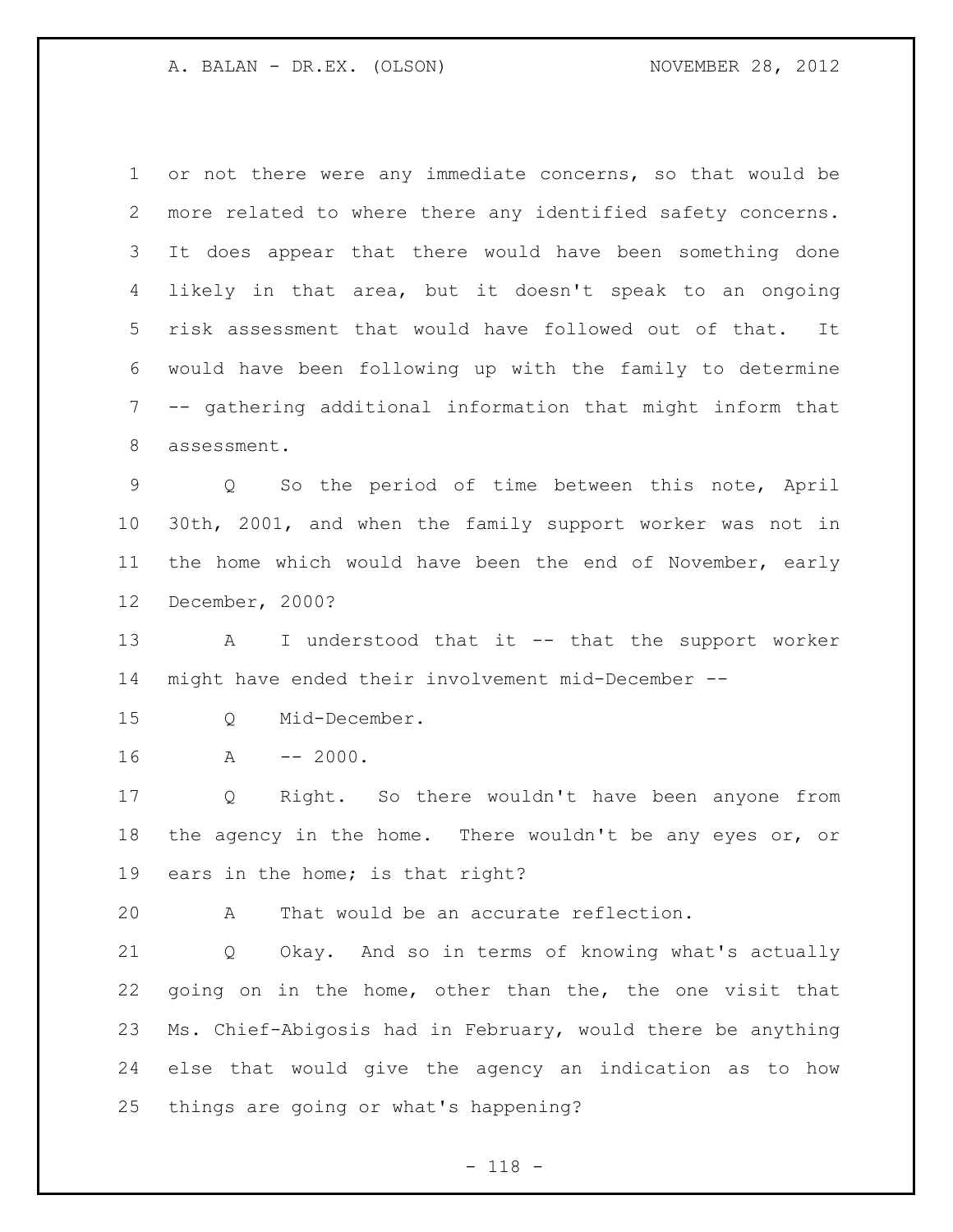or not there were any immediate concerns, so that would be more related to where there any identified safety concerns. It does appear that there would have been something done likely in that area, but it doesn't speak to an ongoing risk assessment that would have followed out of that. It would have been following up with the family to determine -- gathering additional information that might inform that assessment.

Q So the period of time between this note, April 30th, 2001, and when the family support worker was not in the home which would have been the end of November, early December, 2000?

A I understood that it -- that the support worker might have ended their involvement mid-December --

Q Mid-December.

A -- 2000.

Q Right. So there wouldn't have been anyone from the agency in the home. There wouldn't be any eyes or, or ears in the home; is that right?

A That would be an accurate reflection.

Q Okay. And so in terms of knowing what's actually going on in the home, other than the, the one visit that Ms. Chief-Abigosis had in February, would there be anything else that would give the agency an indication as to how things are going or what's happening?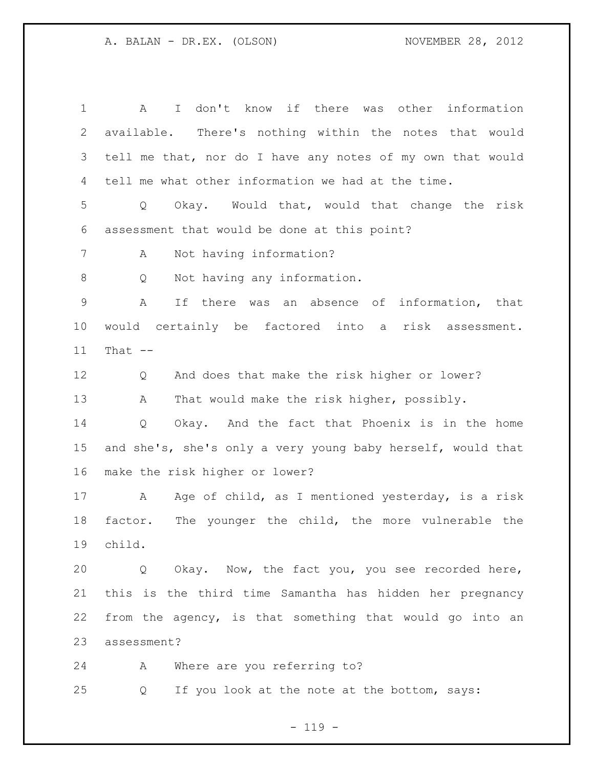A I don't know if there was other information available. There's nothing within the notes that would tell me that, nor do I have any notes of my own that would tell me what other information we had at the time.

Q Okay. Would that, would that change the risk assessment that would be done at this point?

A Not having information?

Q Not having any information.

A If there was an absence of information, that would certainly be factored into a risk assessment. That --

Q And does that make the risk higher or lower?

A That would make the risk higher, possibly.

Q Okay. And the fact that Phoenix is in the home and she's, she's only a very young baby herself, would that make the risk higher or lower?

A Age of child, as I mentioned yesterday, is a risk factor. The younger the child, the more vulnerable the child.

Q Okay. Now, the fact you, you see recorded here, this is the third time Samantha has hidden her pregnancy from the agency, is that something that would go into an assessment?

A Where are you referring to?

Q If you look at the note at the bottom, says: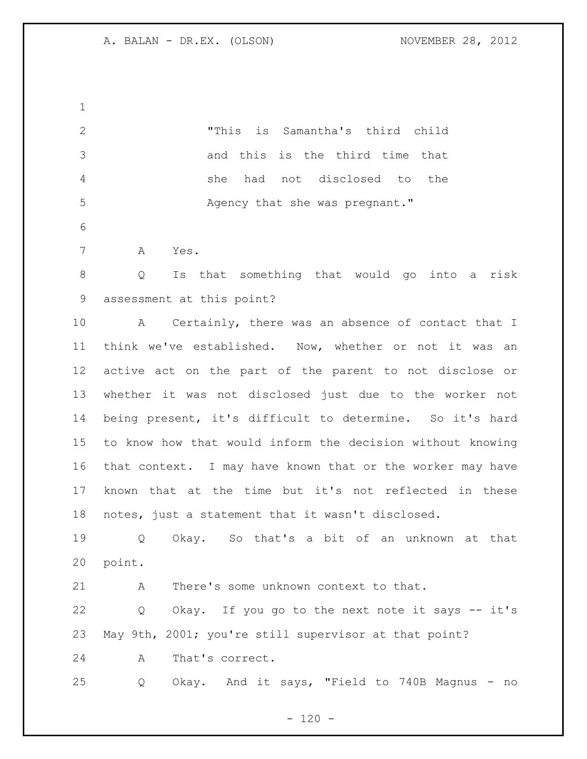"This is Samantha's third child and this is the third time that she had not disclosed to the Agency that she was pregnant."

A Yes.

Q Is that something that would go into a risk assessment at this point?

A Certainly, there was an absence of contact that I think we've established. Now, whether or not it was an active act on the part of the parent to not disclose or whether it was not disclosed just due to the worker not being present, it's difficult to determine. So it's hard to know how that would inform the decision without knowing that context. I may have known that or the worker may have known that at the time but it's not reflected in these notes, just a statement that it wasn't disclosed.

Q Okay. So that's a bit of an unknown at that point.

A There's some unknown context to that.

Q Okay. If you go to the next note it says -- it's May 9th, 2001; you're still supervisor at that point?

A That's correct.

Q Okay. And it says, "Field to 740B Magnus - no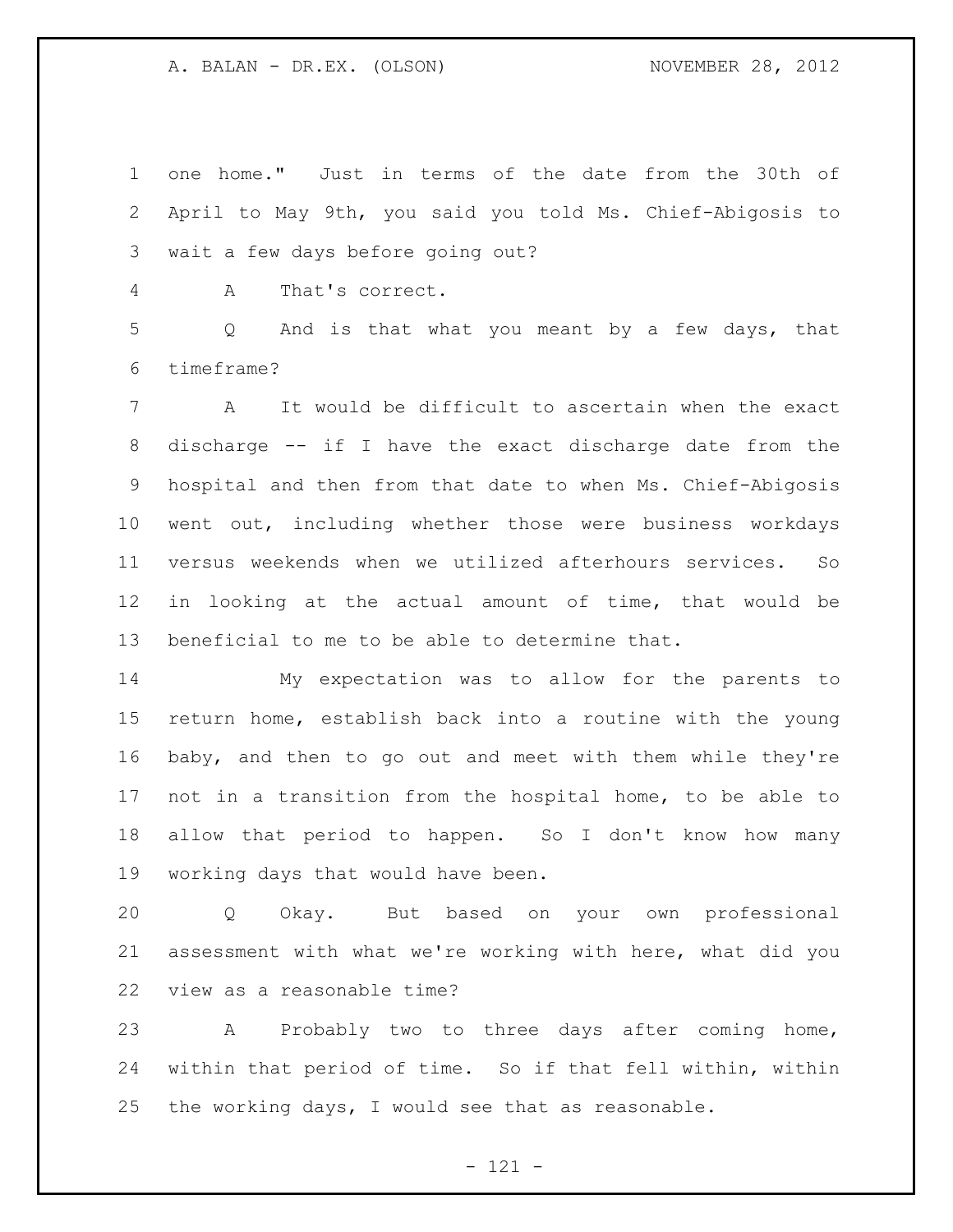one home." Just in terms of the date from the 30th of April to May 9th, you said you told Ms. Chief-Abigosis to wait a few days before going out?

A That's correct.

Q And is that what you meant by a few days, that timeframe?

A It would be difficult to ascertain when the exact discharge -- if I have the exact discharge date from the hospital and then from that date to when Ms. Chief-Abigosis went out, including whether those were business workdays versus weekends when we utilized afterhours services. So in looking at the actual amount of time, that would be beneficial to me to be able to determine that.

My expectation was to allow for the parents to return home, establish back into a routine with the young baby, and then to go out and meet with them while they're not in a transition from the hospital home, to be able to allow that period to happen. So I don't know how many working days that would have been.

Q Okay. But based on your own professional assessment with what we're working with here, what did you view as a reasonable time?

A Probably two to three days after coming home, within that period of time. So if that fell within, within the working days, I would see that as reasonable.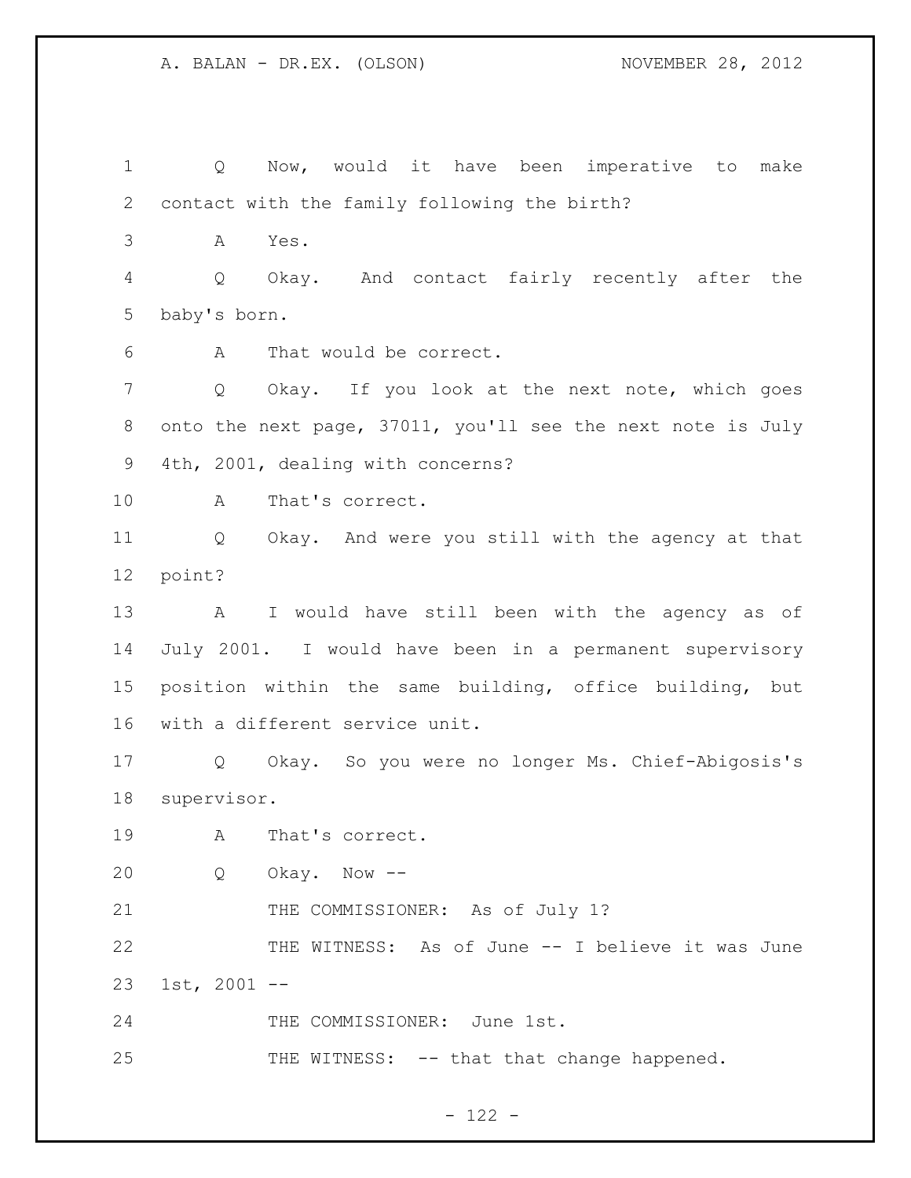Q Now, would it have been imperative to make contact with the family following the birth?

A Yes.

Q Okay. And contact fairly recently after the baby's born.

A That would be correct.

Q Okay. If you look at the next note, which goes onto the next page, 37011, you'll see the next note is July 4th, 2001, dealing with concerns?

A That's correct.

Q Okay. And were you still with the agency at that point?

A I would have still been with the agency as of July 2001. I would have been in a permanent supervisory position within the same building, office building, but with a different service unit.

Q Okay. So you were no longer Ms. Chief-Abigosis's supervisor.

A That's correct.

Q Okay. Now --

THE COMMISSIONER: As of July 1?

THE WITNESS: As of June -- I believe it was June 1st, 2001 --

THE COMMISSIONER: June 1st.

THE WITNESS: -- that that change happened.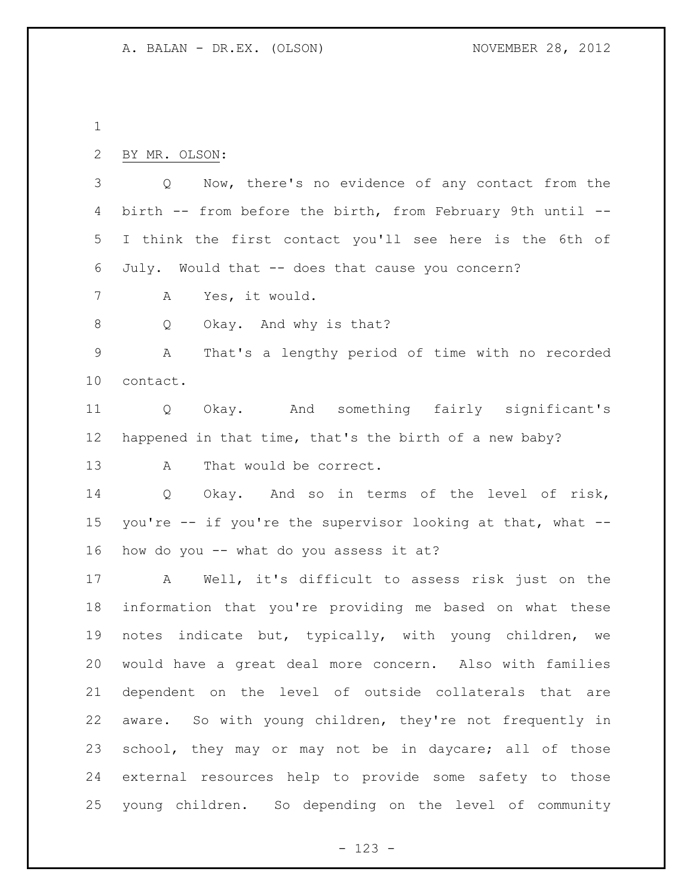BY MR. OLSON:

Q Now, there's no evidence of any contact from the birth -- from before the birth, from February 9th until -- I think the first contact you'll see here is the 6th of July. Would that -- does that cause you concern?

A Yes, it would.

Q Okay. And why is that?

A That's a lengthy period of time with no recorded contact.

Q Okay. And something fairly significant's happened in that time, that's the birth of a new baby?

A That would be correct.

Q Okay. And so in terms of the level of risk, you're -- if you're the supervisor looking at that, what -- how do you -- what do you assess it at?

A Well, it's difficult to assess risk just on the information that you're providing me based on what these notes indicate but, typically, with young children, we would have a great deal more concern. Also with families dependent on the level of outside collaterals that are aware. So with young children, they're not frequently in school, they may or may not be in daycare; all of those external resources help to provide some safety to those young children. So depending on the level of community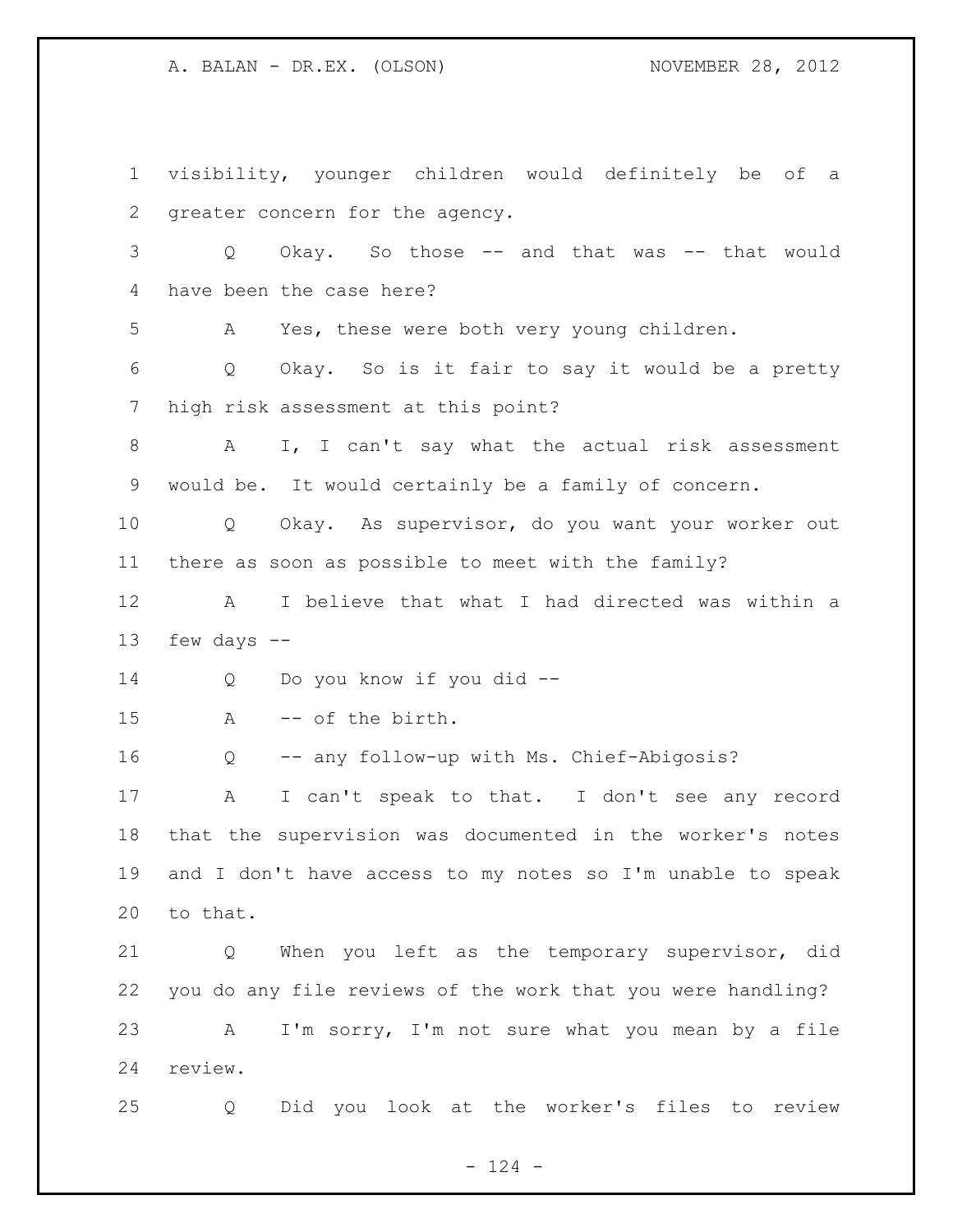visibility, younger children would definitely be of a greater concern for the agency.

Q Okay. So those -- and that was -- that would have been the case here?

A Yes, these were both very young children.

Q Okay. So is it fair to say it would be a pretty high risk assessment at this point?

A I, I can't say what the actual risk assessment would be. It would certainly be a family of concern.

Q Okay. As supervisor, do you want your worker out there as soon as possible to meet with the family?

A I believe that what I had directed was within a few days --

Q Do you know if you did --

A -- of the birth.

Q -- any follow-up with Ms. Chief-Abigosis?

A I can't speak to that. I don't see any record that the supervision was documented in the worker's notes and I don't have access to my notes so I'm unable to speak to that.

Q When you left as the temporary supervisor, did you do any file reviews of the work that you were handling?

A I'm sorry, I'm not sure what you mean by a file review.

Q Did you look at the worker's files to review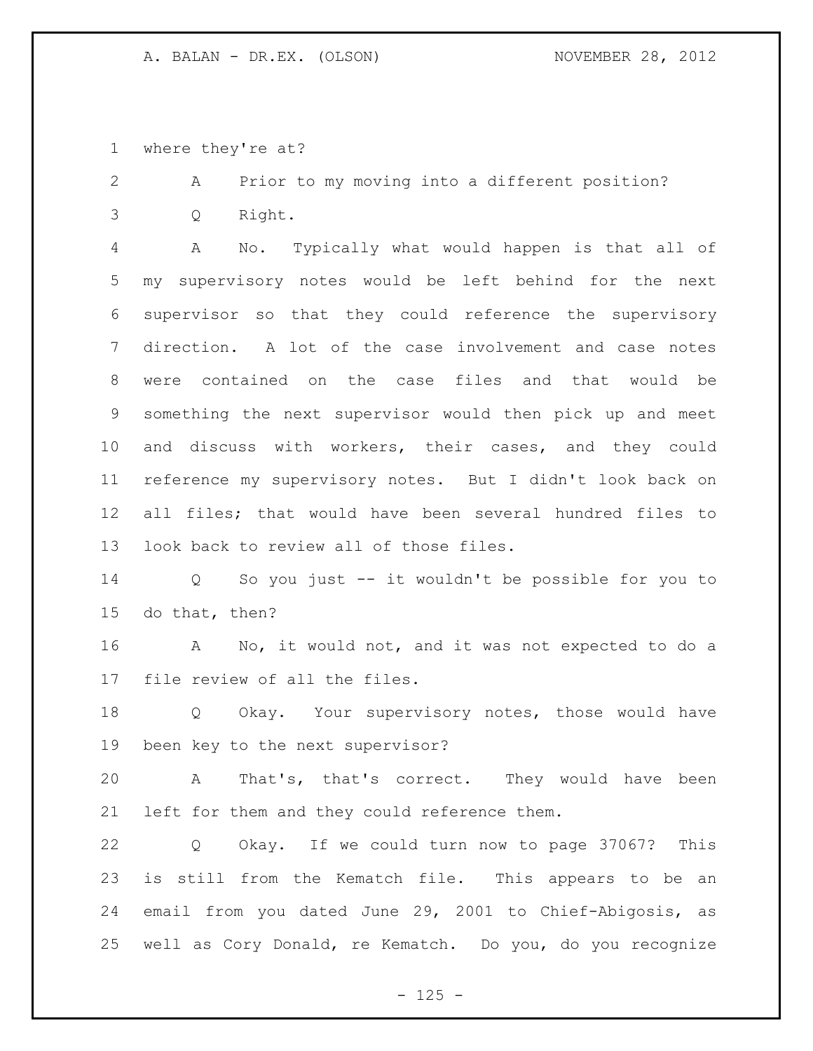where they're at?

A Prior to my moving into a different position?

Q Right.

A No. Typically what would happen is that all of my supervisory notes would be left behind for the next supervisor so that they could reference the supervisory direction. A lot of the case involvement and case notes were contained on the case files and that would be something the next supervisor would then pick up and meet and discuss with workers, their cases, and they could reference my supervisory notes. But I didn't look back on all files; that would have been several hundred files to look back to review all of those files.

Q So you just -- it wouldn't be possible for you to do that, then?

A No, it would not, and it was not expected to do a file review of all the files.

Q Okay. Your supervisory notes, those would have been key to the next supervisor?

A That's, that's correct. They would have been left for them and they could reference them.

Q Okay. If we could turn now to page 37067? This is still from the Kematch file. This appears to be an email from you dated June 29, 2001 to Chief-Abigosis, as well as Cory Donald, re Kematch. Do you, do you recognize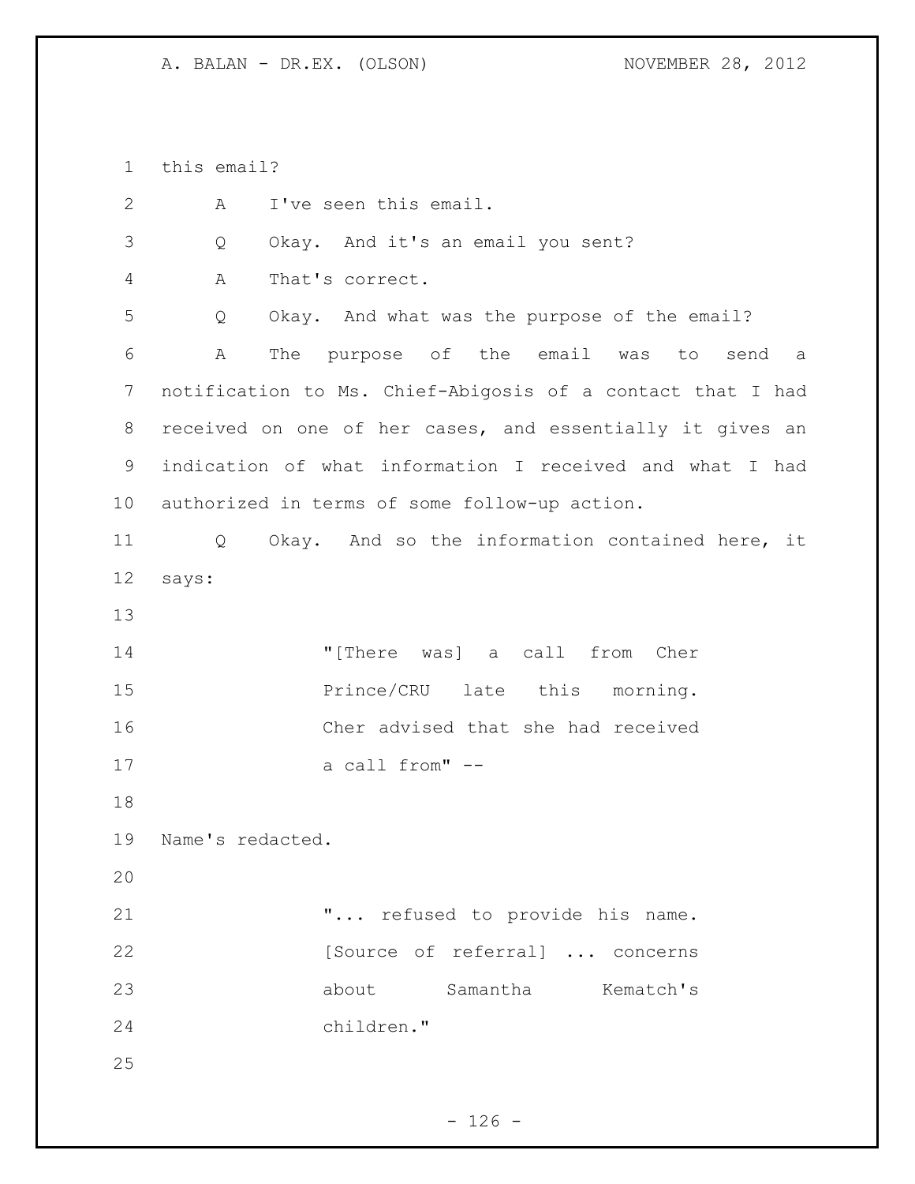this email?

A I've seen this email.

Q Okay. And it's an email you sent?

A That's correct.

Q Okay. And what was the purpose of the email?

A The purpose of the email was to send a notification to Ms. Chief-Abigosis of a contact that I had received on one of her cases, and essentially it gives an indication of what information I received and what I had authorized in terms of some follow-up action.

Q Okay. And so the information contained here, it says:

> "[There was] a call from Cher Prince/CRU late this morning. Cher advised that she had received a call from" --

Name's redacted.

> "... refused to provide his name. [Source of referral] ... concerns about Samantha Kematch's children."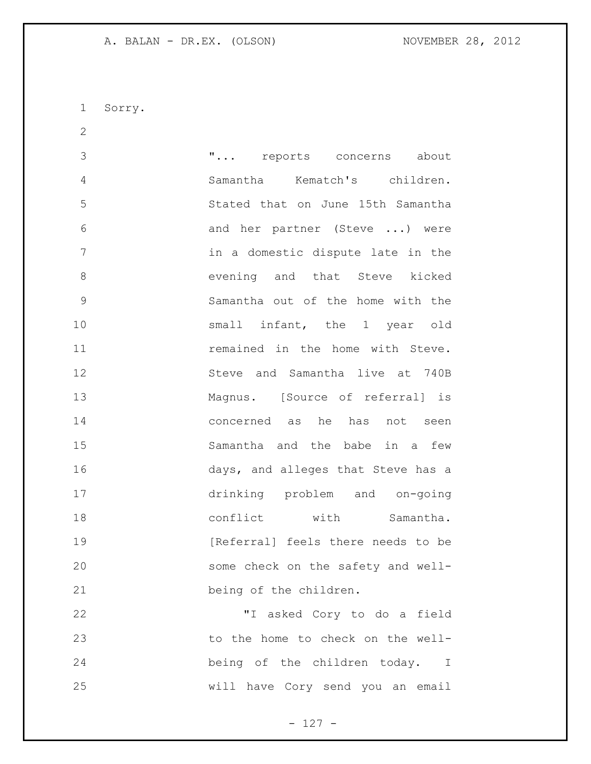Sorry.

> "... reports concerns about Samantha Kematch's children. Stated that on June 15th Samantha and her partner (Steve ...) were in a domestic dispute late in the evening and that Steve kicked Samantha out of the home with the small infant, the 1 year old remained in the home with Steve. Steve and Samantha live at 740B Magnus. [Source of referral] is concerned as he has not seen Samantha and the babe in a few days, and alleges that Steve has a drinking problem and on-going conflict with Samantha. [Referral] feels there needs to be some check on the safety and well-being of the children.
>
> "I asked Cory to do a field to the home to check on the well-being of the children today. I will have Cory send you an email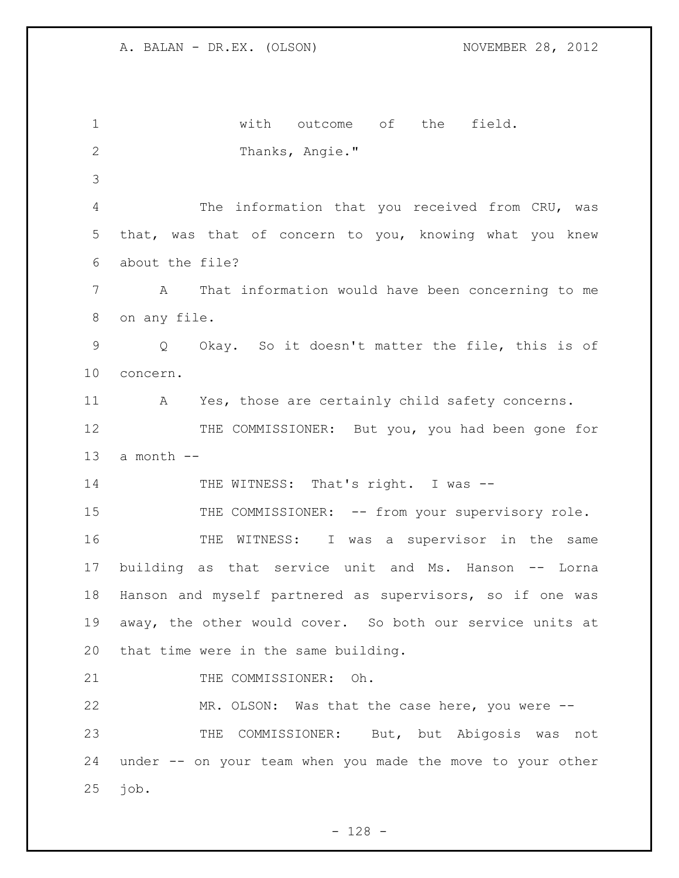with outcome of the field.
Thanks, Angie."

The information that you received from CRU, was that, was that of concern to you, knowing what you knew about the file?

A That information would have been concerning to me on any file.

Q Okay. So it doesn't matter the file, this is of concern.

A Yes, those are certainly child safety concerns.

THE COMMISSIONER: But you, you had been gone for a month --

THE WITNESS: That's right. I was --

THE COMMISSIONER: -- from your supervisory role.

THE WITNESS: I was a supervisor in the same building as that service unit and Ms. Hanson -- Lorna Hanson and myself partnered as supervisors, so if one was away, the other would cover. So both our service units at that time were in the same building.

THE COMMISSIONER: Oh.

MR. OLSON: Was that the case here, you were --

THE COMMISSIONER: But, but Abigosis was not under -- on your team when you made the move to your other job.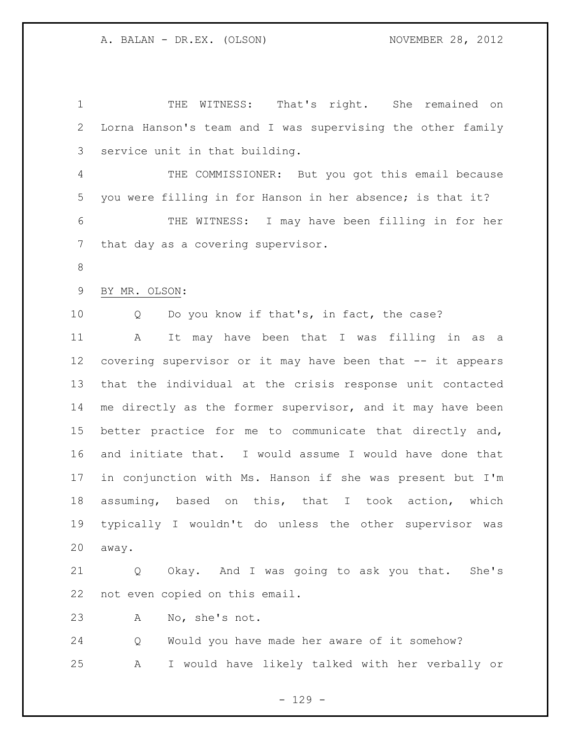THE WITNESS: That's right. She remained on Lorna Hanson's team and I was supervising the other family service unit in that building.

THE COMMISSIONER: But you got this email because you were filling in for Hanson in her absence; is that it?

THE WITNESS: I may have been filling in for her that day as a covering supervisor.

BY MR. OLSON:

Q Do you know if that's, in fact, the case?

A It may have been that I was filling in as a covering supervisor or it may have been that -- it appears that the individual at the crisis response unit contacted me directly as the former supervisor, and it may have been better practice for me to communicate that directly and, and initiate that. I would assume I would have done that in conjunction with Ms. Hanson if she was present but I'm assuming, based on this, that I took action, which typically I wouldn't do unless the other supervisor was away.

Q Okay. And I was going to ask you that. She's not even copied on this email.

A No, she's not.

Q Would you have made her aware of it somehow?

A I would have likely talked with her verbally or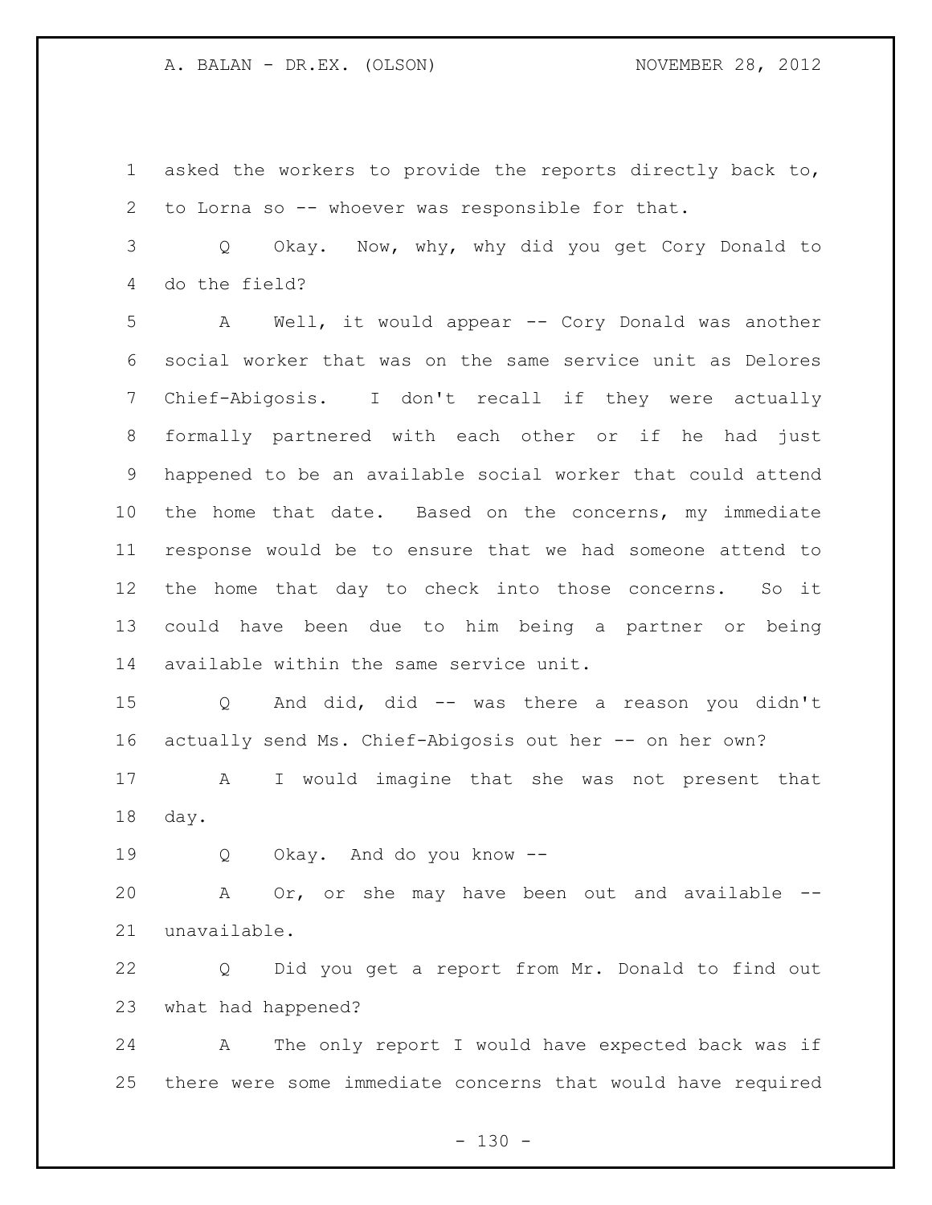asked the workers to provide the reports directly back to, to Lorna so -- whoever was responsible for that.

Q Okay. Now, why, why did you get Cory Donald to do the field?

A Well, it would appear -- Cory Donald was another social worker that was on the same service unit as Delores Chief-Abigosis. I don't recall if they were actually formally partnered with each other or if he had just happened to be an available social worker that could attend the home that date. Based on the concerns, my immediate response would be to ensure that we had someone attend to the home that day to check into those concerns. So it could have been due to him being a partner or being available within the same service unit.

Q And did, did -- was there a reason you didn't actually send Ms. Chief-Abigosis out her -- on her own?

A I would imagine that she was not present that day.

Q Okay. And do you know --

A Or, or she may have been out and available -- unavailable.

Q Did you get a report from Mr. Donald to find out what had happened?

A The only report I would have expected back was if there were some immediate concerns that would have required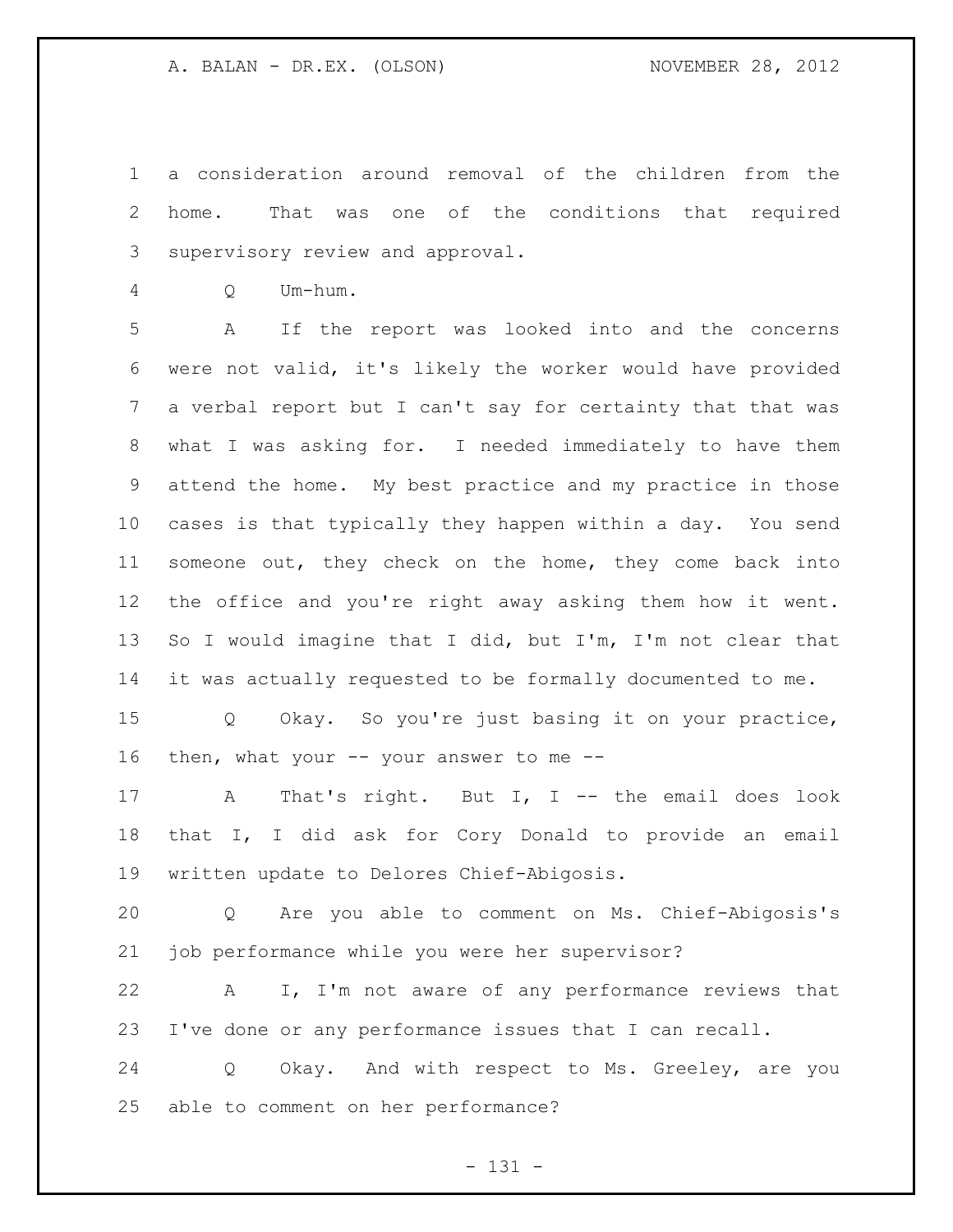a consideration around removal of the children from the home. That was one of the conditions that required supervisory review and approval.

Q Um-hum.

A If the report was looked into and the concerns were not valid, it's likely the worker would have provided a verbal report but I can't say for certainty that that was what I was asking for. I needed immediately to have them attend the home. My best practice and my practice in those cases is that typically they happen within a day. You send someone out, they check on the home, they come back into the office and you're right away asking them how it went. So I would imagine that I did, but I'm, I'm not clear that it was actually requested to be formally documented to me.

Q Okay. So you're just basing it on your practice, then, what your -- your answer to me --

A That's right. But I, I -- the email does look that I, I did ask for Cory Donald to provide an email written update to Delores Chief-Abigosis.

Q Are you able to comment on Ms. Chief-Abigosis's job performance while you were her supervisor?

A I, I'm not aware of any performance reviews that I've done or any performance issues that I can recall.

Q Okay. And with respect to Ms. Greeley, are you able to comment on her performance?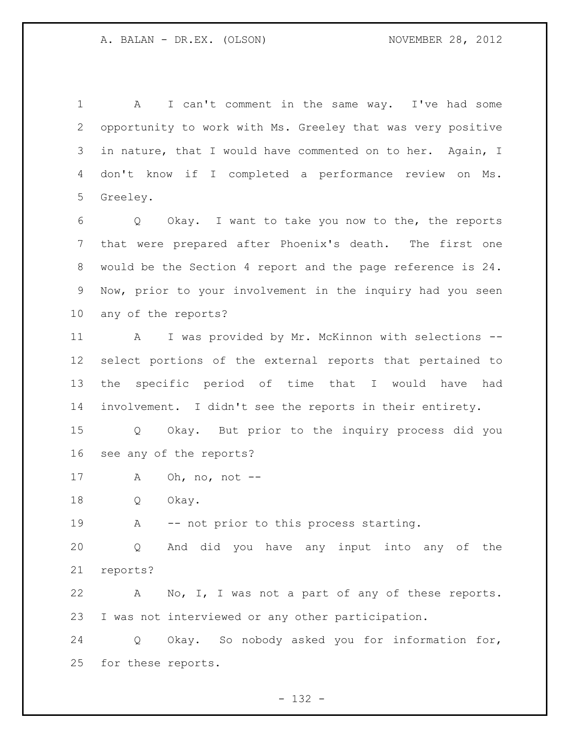A I can't comment in the same way. I've had some opportunity to work with Ms. Greeley that was very positive in nature, that I would have commented on to her. Again, I don't know if I completed a performance review on Ms. Greeley.

Q Okay. I want to take you now to the, the reports that were prepared after Phoenix's death. The first one would be the Section 4 report and the page reference is 24. Now, prior to your involvement in the inquiry had you seen any of the reports?

A I was provided by Mr. McKinnon with selections -- select portions of the external reports that pertained to the specific period of time that I would have had involvement. I didn't see the reports in their entirety.

Q Okay. But prior to the inquiry process did you see any of the reports?

A Oh, no, not --

Q Okay.

A -- not prior to this process starting.

Q And did you have any input into any of the reports?

A No, I, I was not a part of any of these reports. I was not interviewed or any other participation.

Q Okay. So nobody asked you for information for, for these reports.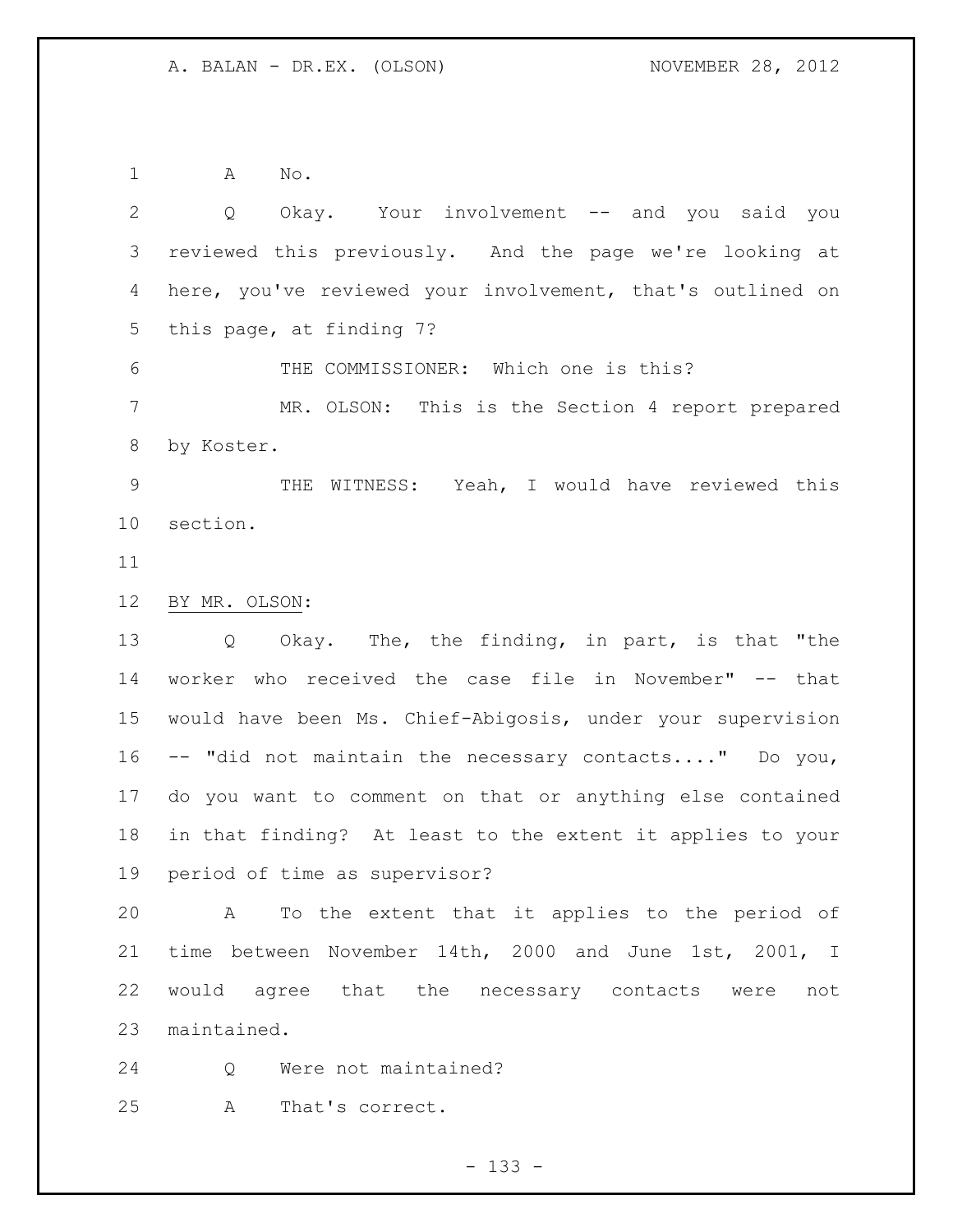A No.

Q Okay. Your involvement -- and you said you reviewed this previously. And the page we're looking at here, you've reviewed your involvement, that's outlined on this page, at finding 7?

THE COMMISSIONER: Which one is this?

MR. OLSON: This is the Section 4 report prepared by Koster.

THE WITNESS: Yeah, I would have reviewed this section.

BY MR. OLSON:

Q Okay. The, the finding, in part, is that "the worker who received the case file in November" -- that would have been Ms. Chief-Abigosis, under your supervision -- "did not maintain the necessary contacts...." Do you, do you want to comment on that or anything else contained in that finding? At least to the extent it applies to your period of time as supervisor?

A To the extent that it applies to the period of time between November 14th, 2000 and June 1st, 2001, I would agree that the necessary contacts were not maintained.

Q Were not maintained?

A That's correct.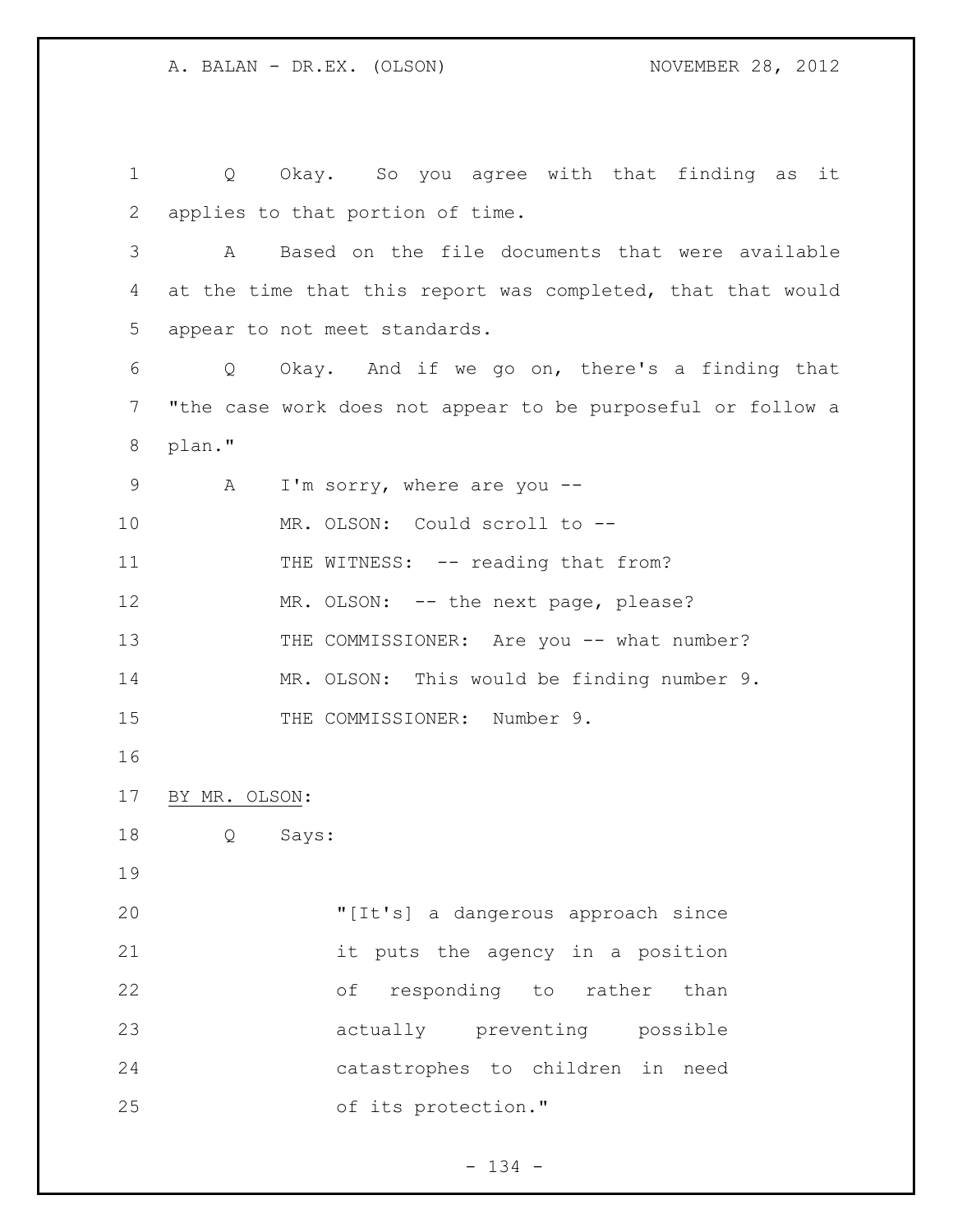Q Okay. So you agree with that finding as it applies to that portion of time.

A Based on the file documents that were available at the time that this report was completed, that that would appear to not meet standards.

Q Okay. And if we go on, there's a finding that "the case work does not appear to be purposeful or follow a plan."

A I'm sorry, where are you --

MR. OLSON: Could scroll to --

THE WITNESS: -- reading that from?

MR. OLSON: -- the next page, please?

THE COMMISSIONER: Are you -- what number?

MR. OLSON: This would be finding number 9.

THE COMMISSIONER: Number 9.

BY MR. OLSON:

Q Says:

> "[It's] a dangerous approach since it puts the agency in a position of responding to rather than actually preventing possible catastrophes to children in need of its protection."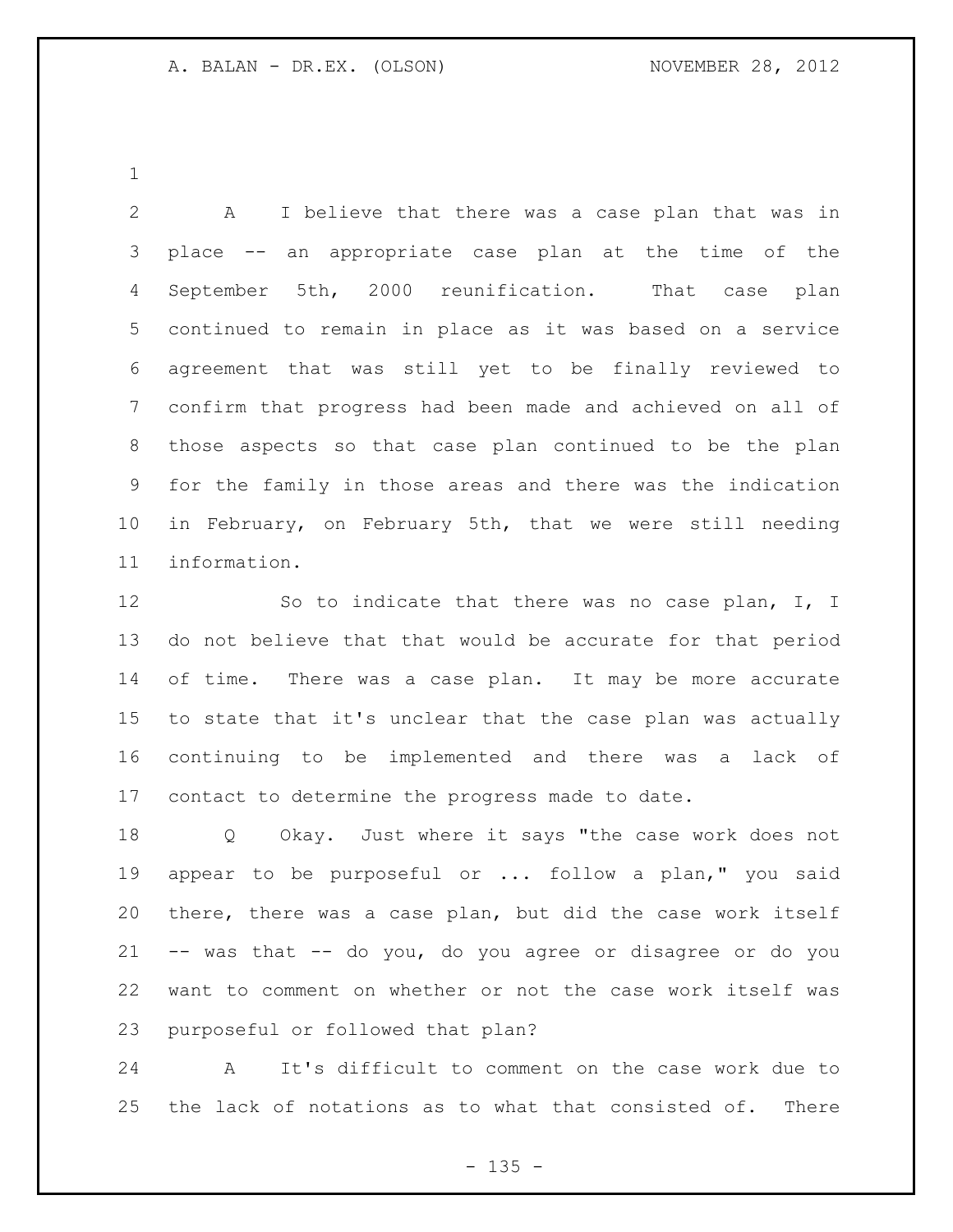A I believe that there was a case plan that was in place -- an appropriate case plan at the time of the September 5th, 2000 reunification. That case plan continued to remain in place as it was based on a service agreement that was still yet to be finally reviewed to confirm that progress had been made and achieved on all of those aspects so that case plan continued to be the plan for the family in those areas and there was the indication in February, on February 5th, that we were still needing information.

So to indicate that there was no case plan, I, I do not believe that that would be accurate for that period of time. There was a case plan. It may be more accurate to state that it's unclear that the case plan was actually continuing to be implemented and there was a lack of contact to determine the progress made to date.

Q Okay. Just where it says "the case work does not appear to be purposeful or ... follow a plan," you said there, there was a case plan, but did the case work itself -- was that -- do you, do you agree or disagree or do you want to comment on whether or not the case work itself was purposeful or followed that plan?

A It's difficult to comment on the case work due to the lack of notations as to what that consisted of. There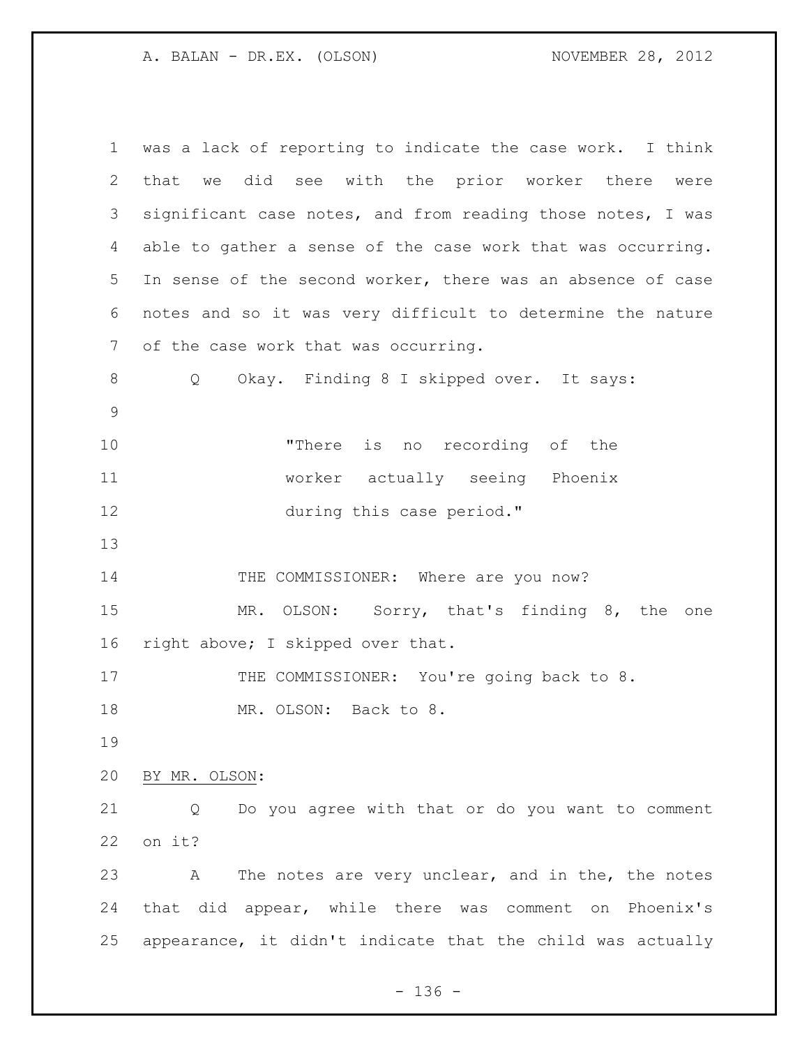was a lack of reporting to indicate the case work. I think that we did see with the prior worker there were significant case notes, and from reading those notes, I was able to gather a sense of the case work that was occurring. In sense of the second worker, there was an absence of case notes and so it was very difficult to determine the nature of the case work that was occurring.

Q Okay. Finding 8 I skipped over. It says:

> "There is no recording of the worker actually seeing Phoenix during this case period."

THE COMMISSIONER: Where are you now?

MR. OLSON: Sorry, that's finding 8, the one right above; I skipped over that.

THE COMMISSIONER: You're going back to 8.

MR. OLSON: Back to 8.

BY MR. OLSON:

Q Do you agree with that or do you want to comment on it?

A The notes are very unclear, and in the, the notes that did appear, while there was comment on Phoenix's appearance, it didn't indicate that the child was actually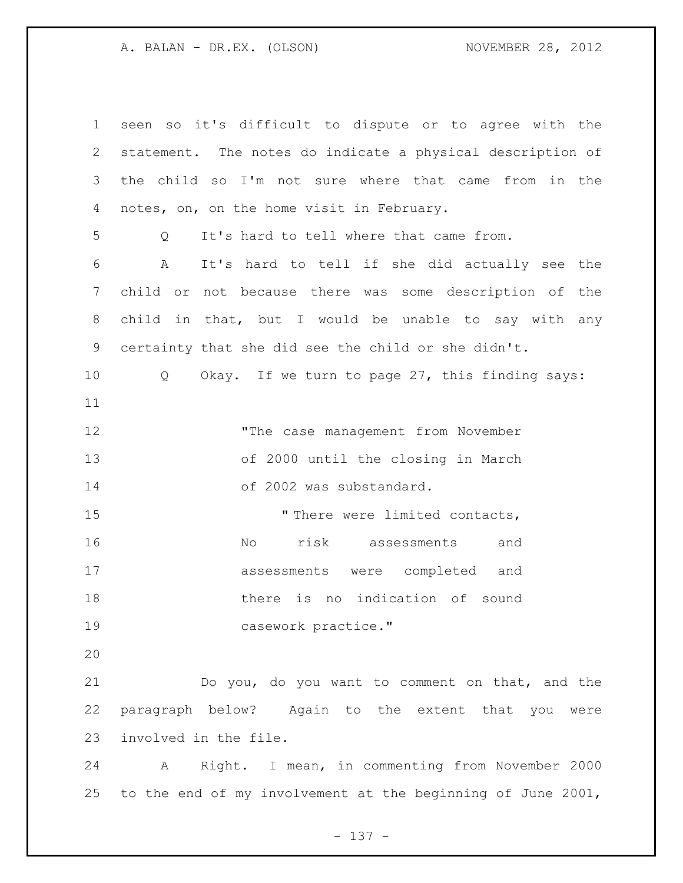seen so it's difficult to dispute or to agree with the statement. The notes do indicate a physical description of the child so I'm not sure where that came from in the notes, on, on the home visit in February.

Q It's hard to tell where that came from.

A It's hard to tell if she did actually see the child or not because there was some description of the child in that, but I would be unable to say with any certainty that she did see the child or she didn't.

Q Okay. If we turn to page 27, this finding says:

> "The case management from November of 2000 until the closing in March of 2002 was substandard.
>
> " There were limited contacts, No risk assessments and assessments were completed and there is no indication of sound casework practice."

Do you, do you want to comment on that, and the paragraph below? Again to the extent that you were involved in the file.

A Right. I mean, in commenting from November 2000 to the end of my involvement at the beginning of June 2001,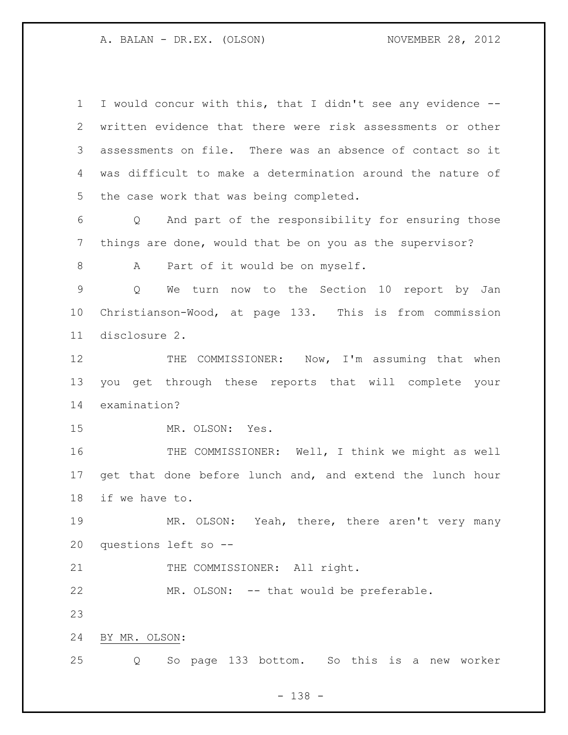I would concur with this, that I didn't see any evidence -- written evidence that there were risk assessments or other assessments on file. There was an absence of contact so it was difficult to make a determination around the nature of the case work that was being completed.

Q And part of the responsibility for ensuring those things are done, would that be on you as the supervisor?

A Part of it would be on myself.

Q We turn now to the Section 10 report by Jan Christianson-Wood, at page 133. This is from commission disclosure 2.

THE COMMISSIONER: Now, I'm assuming that when you get through these reports that will complete your examination?

MR. OLSON: Yes.

THE COMMISSIONER: Well, I think we might as well get that done before lunch and, and extend the lunch hour if we have to.

MR. OLSON: Yeah, there, there aren't very many questions left so --

THE COMMISSIONER: All right.

MR. OLSON: -- that would be preferable.

BY MR. OLSON:

Q So page 133 bottom. So this is a new worker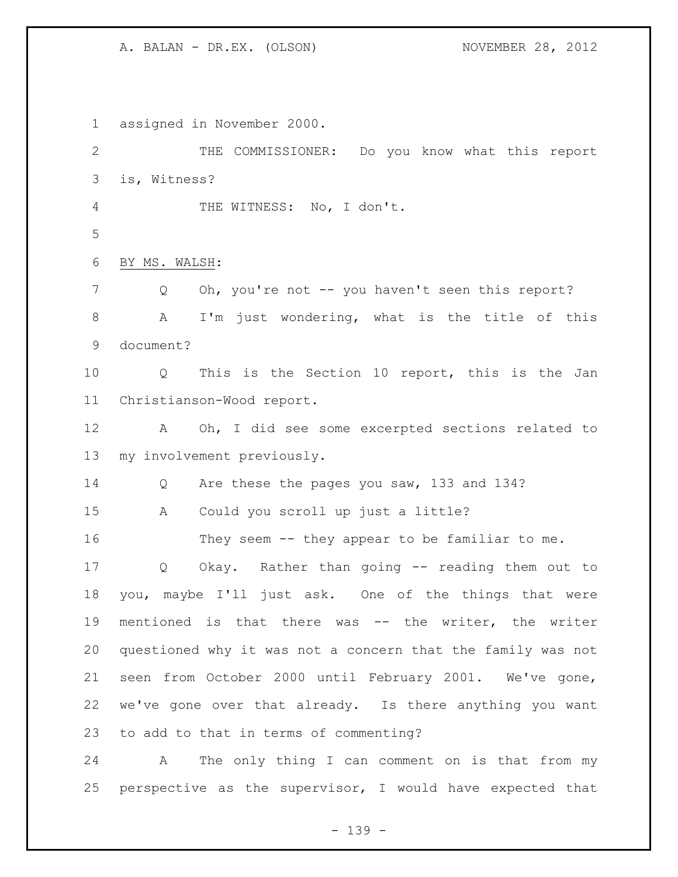assigned in November 2000.

THE COMMISSIONER: Do you know what this report is, Witness?

THE WITNESS: No, I don't.

BY MS. WALSH:

Q Oh, you're not -- you haven't seen this report?

A I'm just wondering, what is the title of this document?

Q This is the Section 10 report, this is the Jan Christianson-Wood report.

A Oh, I did see some excerpted sections related to my involvement previously.

Q Are these the pages you saw, 133 and 134?

A Could you scroll up just a little?

They seem -- they appear to be familiar to me.

Q Okay. Rather than going -- reading them out to you, maybe I'll just ask. One of the things that were mentioned is that there was -- the writer, the writer questioned why it was not a concern that the family was not seen from October 2000 until February 2001. We've gone, we've gone over that already. Is there anything you want to add to that in terms of commenting?

A The only thing I can comment on is that from my perspective as the supervisor, I would have expected that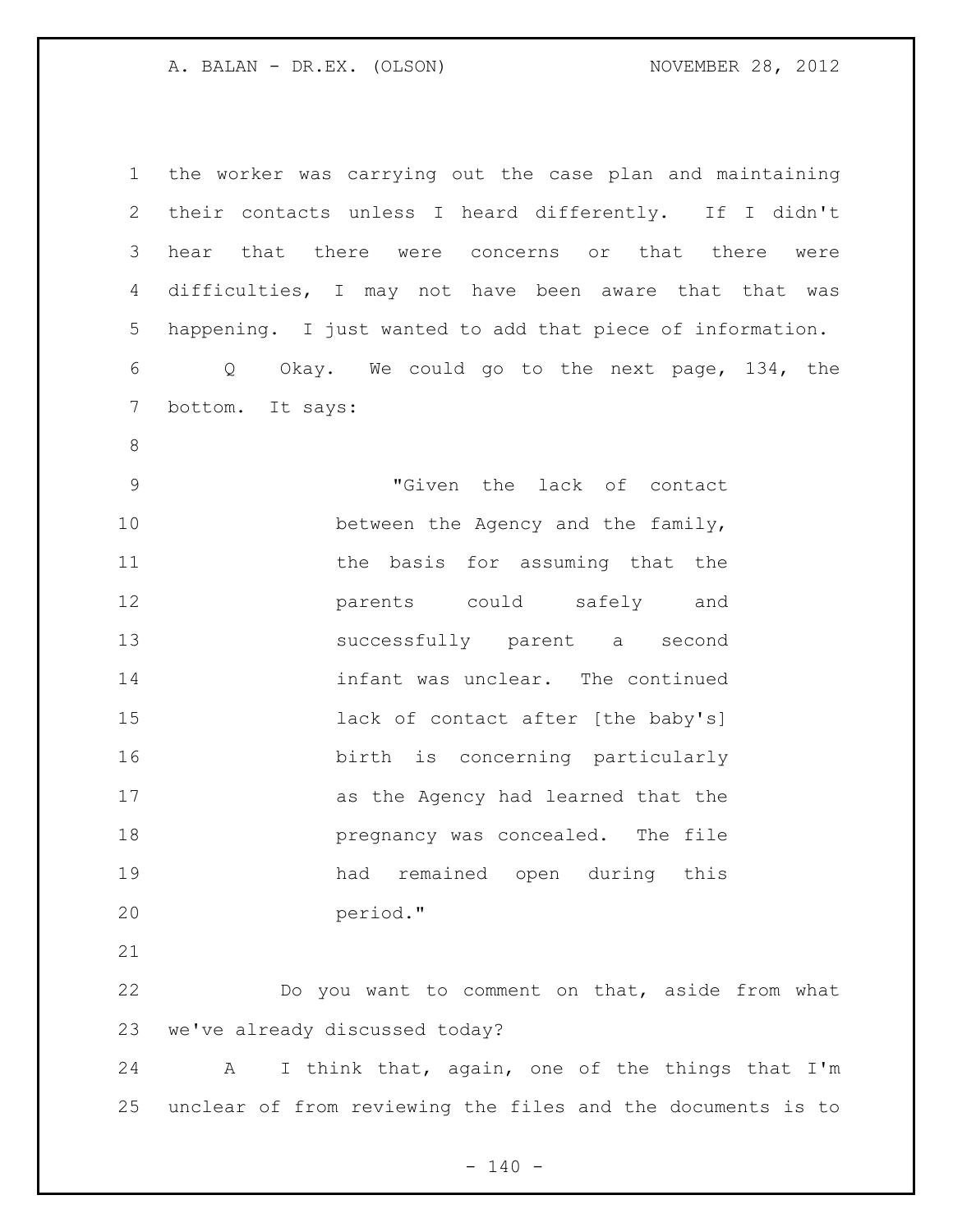the worker was carrying out the case plan and maintaining their contacts unless I heard differently. If I didn't hear that there were concerns or that there were difficulties, I may not have been aware that that was happening. I just wanted to add that piece of information.

Q Okay. We could go to the next page, 134, the bottom. It says:

> "Given the lack of contact between the Agency and the family, the basis for assuming that the parents could safely and successfully parent a second infant was unclear. The continued lack of contact after [the baby's] birth is concerning particularly as the Agency had learned that the pregnancy was concealed. The file had remained open during this period."

Do you want to comment on that, aside from what we've already discussed today?

A I think that, again, one of the things that I'm unclear of from reviewing the files and the documents is to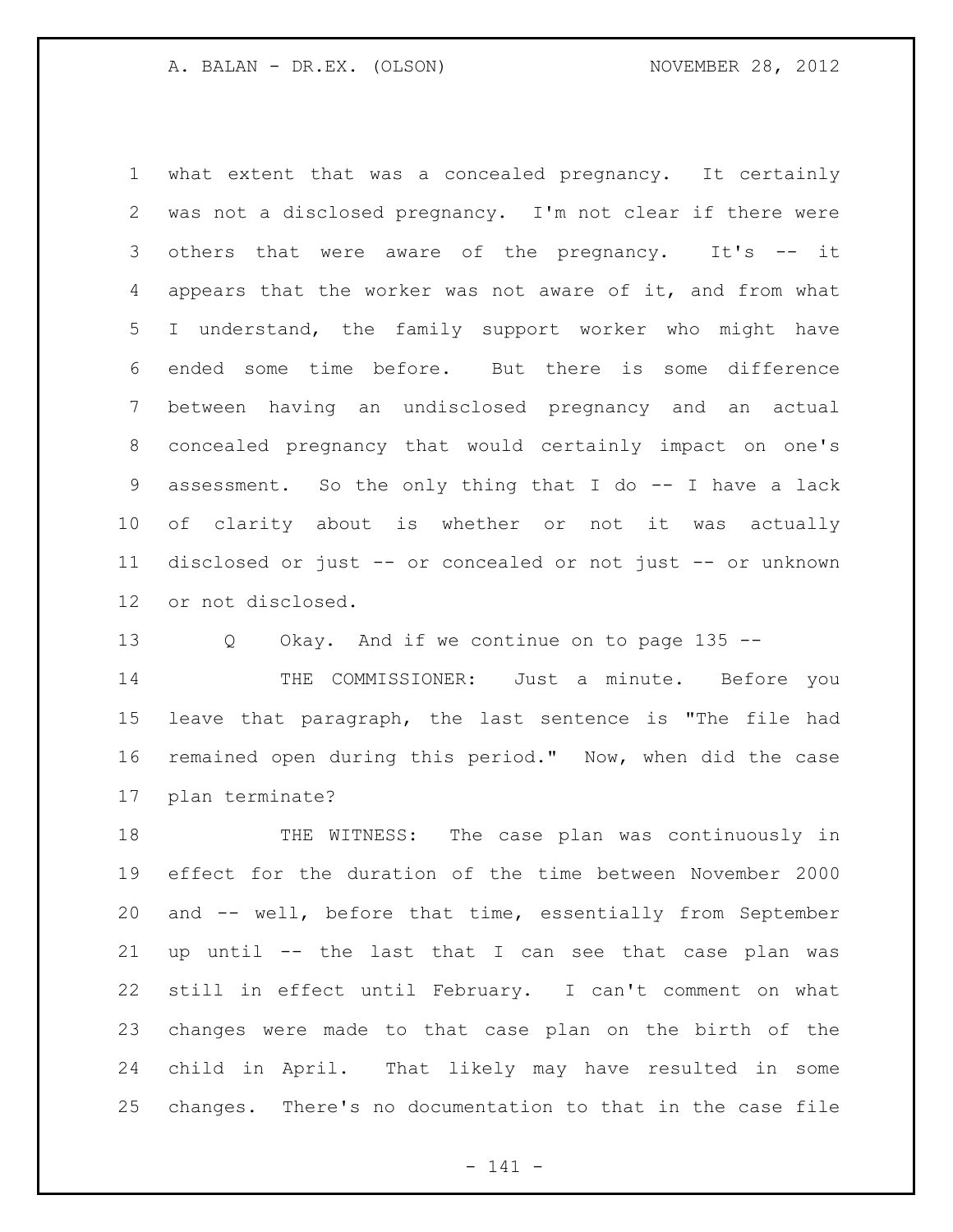what extent that was a concealed pregnancy. It certainly was not a disclosed pregnancy. I'm not clear if there were others that were aware of the pregnancy. It's -- it appears that the worker was not aware of it, and from what I understand, the family support worker who might have ended some time before. But there is some difference between having an undisclosed pregnancy and an actual concealed pregnancy that would certainly impact on one's assessment. So the only thing that I do -- I have a lack of clarity about is whether or not it was actually disclosed or just -- or concealed or not just -- or unknown or not disclosed.

Q Okay. And if we continue on to page 135 --

THE COMMISSIONER: Just a minute. Before you leave that paragraph, the last sentence is "The file had remained open during this period." Now, when did the case plan terminate?

THE WITNESS: The case plan was continuously in effect for the duration of the time between November 2000 and -- well, before that time, essentially from September up until -- the last that I can see that case plan was still in effect until February. I can't comment on what changes were made to that case plan on the birth of the child in April. That likely may have resulted in some changes. There's no documentation to that in the case file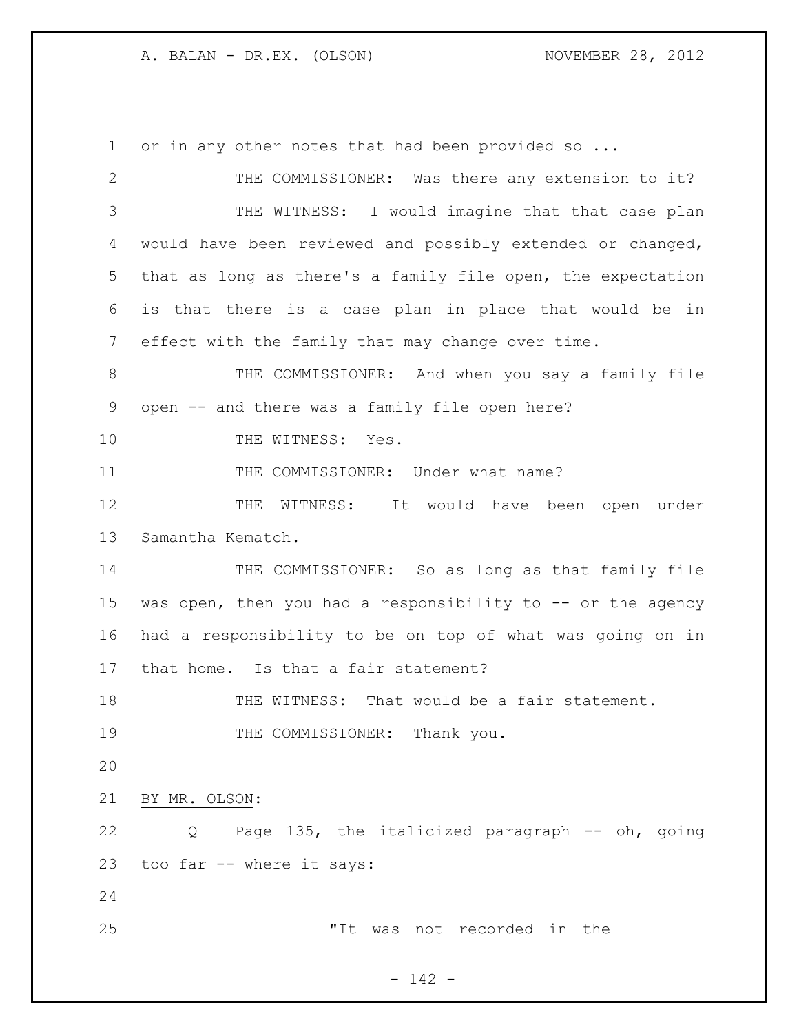or in any other notes that had been provided so ...

THE COMMISSIONER: Was there any extension to it?

THE WITNESS: I would imagine that that case plan would have been reviewed and possibly extended or changed, that as long as there's a family file open, the expectation is that there is a case plan in place that would be in effect with the family that may change over time.

THE COMMISSIONER: And when you say a family file open -- and there was a family file open here?

THE WITNESS: Yes.

THE COMMISSIONER: Under what name?

THE WITNESS: It would have been open under Samantha Kematch.

THE COMMISSIONER: So as long as that family file was open, then you had a responsibility to -- or the agency had a responsibility to be on top of what was going on in that home. Is that a fair statement?

THE WITNESS: That would be a fair statement.

THE COMMISSIONER: Thank you.

BY MR. OLSON:

Q Page 135, the italicized paragraph -- oh, going too far -- where it says:

> "It was not recorded in the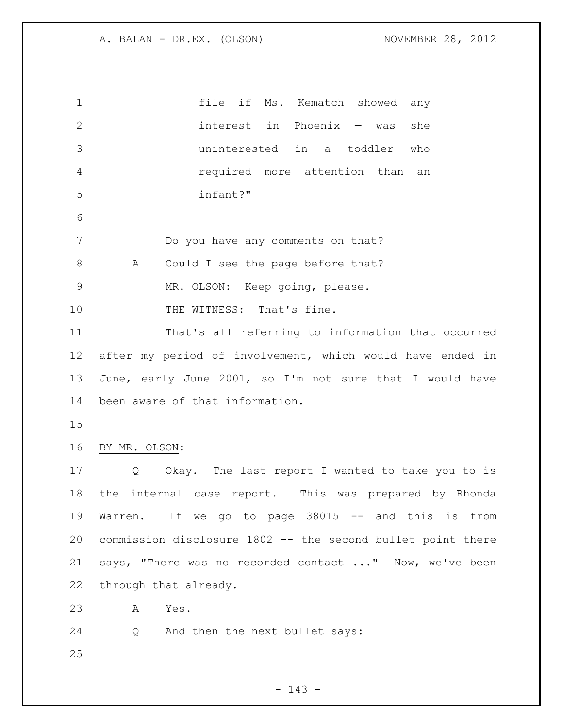file if Ms. Kematch showed any interest in Phoenix — was she uninterested in a toddler who required more attention than an infant?"

Do you have any comments on that?

A Could I see the page before that?

MR. OLSON: Keep going, please.

THE WITNESS: That's fine.

That's all referring to information that occurred after my period of involvement, which would have ended in June, early June 2001, so I'm not sure that I would have been aware of that information.

BY MR. OLSON:

Q Okay. The last report I wanted to take you to is the internal case report. This was prepared by Rhonda Warren. If we go to page 38015 -- and this is from commission disclosure 1802 -- the second bullet point there says, "There was no recorded contact ..." Now, we've been through that already.

A Yes.

Q And then the next bullet says: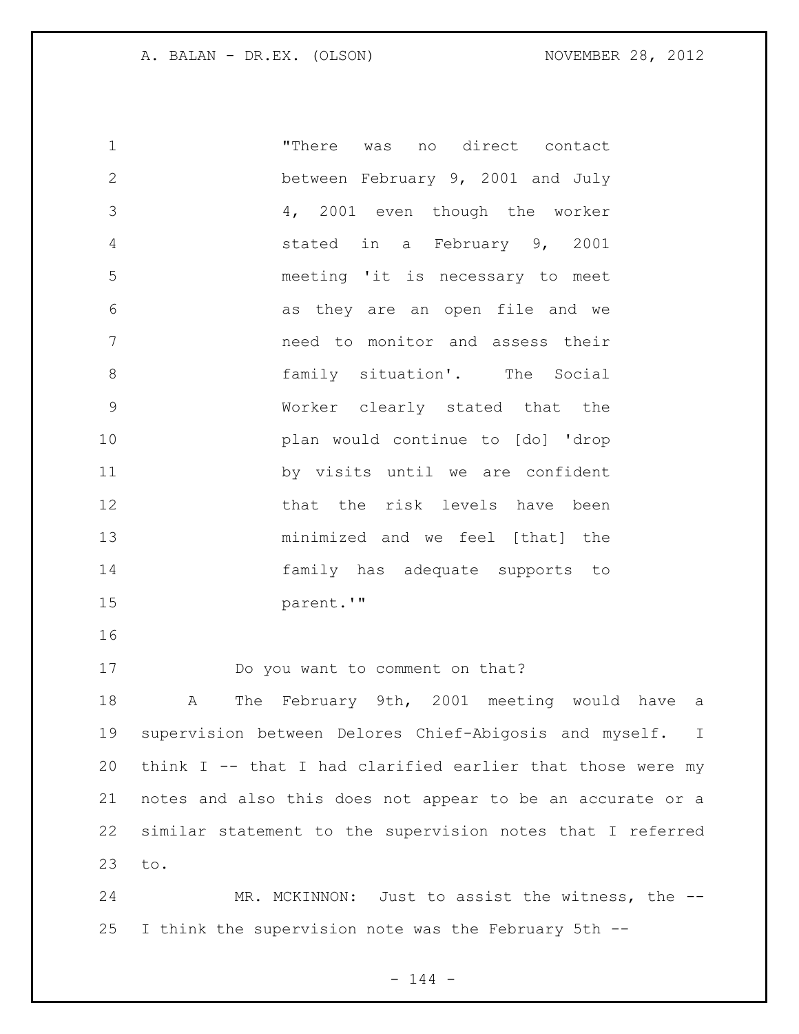"There was no direct contact between February 9, 2001 and July 4, 2001 even though the worker stated in a February 9, 2001 meeting 'it is necessary to meet as they are an open file and we need to monitor and assess their family situation'. The Social Worker clearly stated that the plan would continue to [do] 'drop by visits until we are confident that the risk levels have been minimized and we feel [that] the family has adequate supports to parent.'"

Do you want to comment on that?

A The February 9th, 2001 meeting would have a supervision between Delores Chief-Abigosis and myself. I think I -- that I had clarified earlier that those were my notes and also this does not appear to be an accurate or a similar statement to the supervision notes that I referred to.

MR. MCKINNON: Just to assist the witness, the -- I think the supervision note was the February 5th --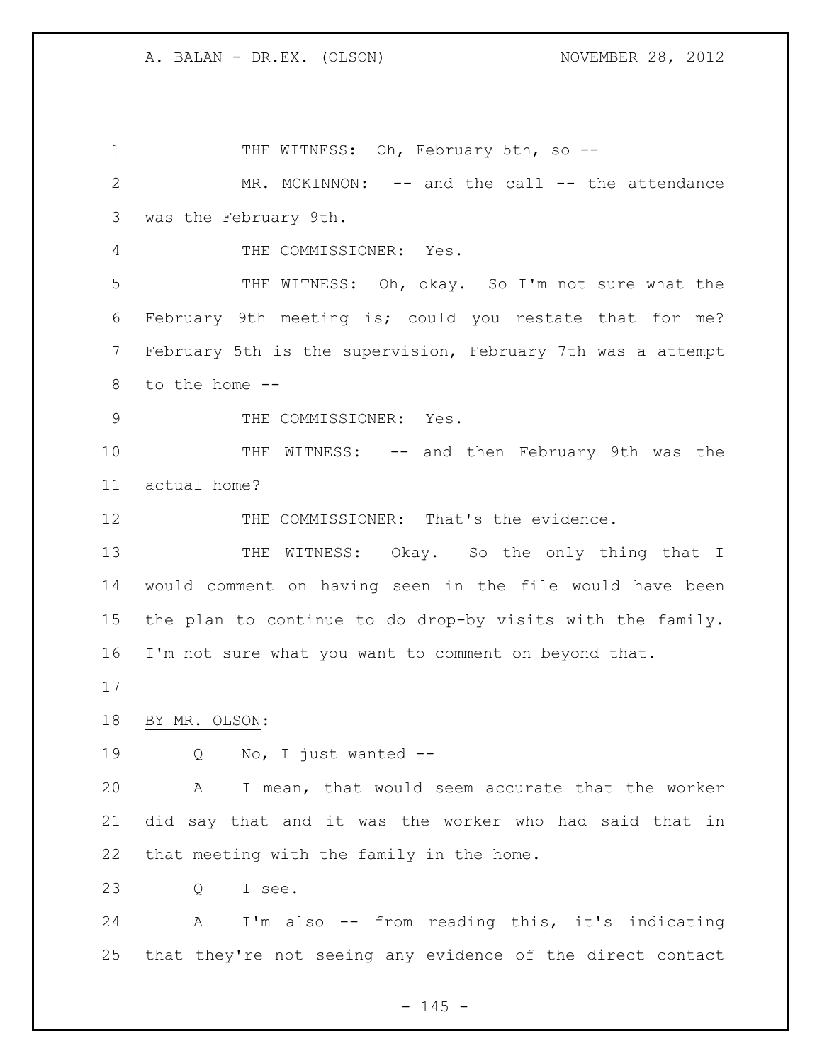THE WITNESS: Oh, February 5th, so --

MR. MCKINNON: -- and the call -- the attendance was the February 9th.

THE COMMISSIONER: Yes.

THE WITNESS: Oh, okay. So I'm not sure what the February 9th meeting is; could you restate that for me? February 5th is the supervision, February 7th was a attempt to the home --

THE COMMISSIONER: Yes.

THE WITNESS: -- and then February 9th was the actual home?

THE COMMISSIONER: That's the evidence.

THE WITNESS: Okay. So the only thing that I would comment on having seen in the file would have been the plan to continue to do drop-by visits with the family. I'm not sure what you want to comment on beyond that.

BY MR. OLSON:

Q No, I just wanted --

A I mean, that would seem accurate that the worker did say that and it was the worker who had said that in that meeting with the family in the home.

Q I see.

A I'm also -- from reading this, it's indicating that they're not seeing any evidence of the direct contact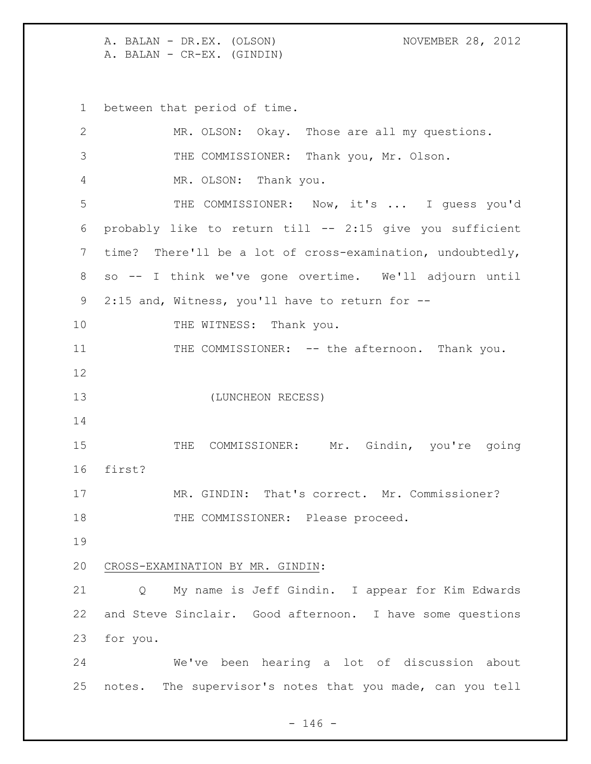between that period of time.

MR. OLSON: Okay. Those are all my questions.

THE COMMISSIONER: Thank you, Mr. Olson.

MR. OLSON: Thank you.

THE COMMISSIONER: Now, it's ... I guess you'd probably like to return till -- 2:15 give you sufficient time? There'll be a lot of cross-examination, undoubtedly, so -- I think we've gone overtime. We'll adjourn until 2:15 and, Witness, you'll have to return for --

THE WITNESS: Thank you.

THE COMMISSIONER: -- the afternoon. Thank you.

(LUNCHEON RECESS)

THE COMMISSIONER: Mr. Gindin, you're going first?

MR. GINDIN: That's correct. Mr. Commissioner?

THE COMMISSIONER: Please proceed.

<u>CROSS-EXAMINATION BY MR. GINDIN</u>:

Q My name is Jeff Gindin. I appear for Kim Edwards and Steve Sinclair. Good afternoon. I have some questions for you.

We've been hearing a lot of discussion about notes. The supervisor's notes that you made, can you tell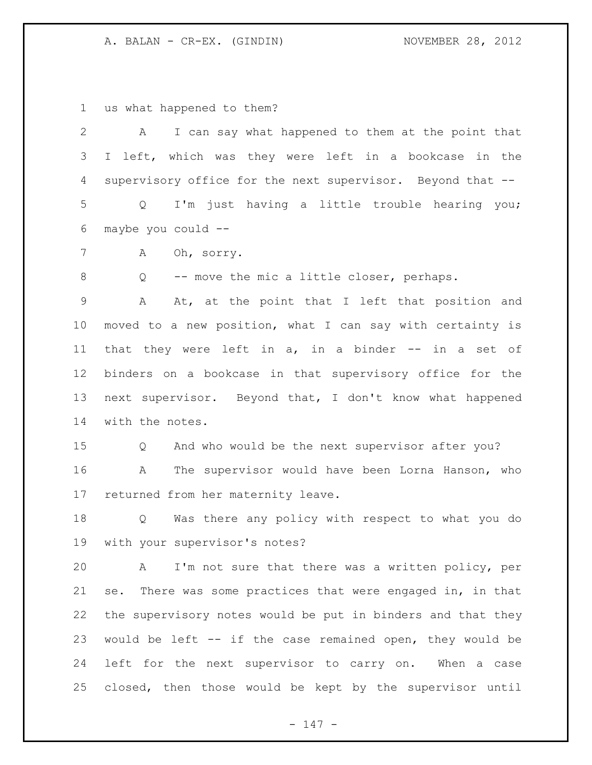us what happened to them?

A I can say what happened to them at the point that I left, which was they were left in a bookcase in the supervisory office for the next supervisor. Beyond that --

Q I'm just having a little trouble hearing you; maybe you could --

A Oh, sorry.

Q -- move the mic a little closer, perhaps.

A At, at the point that I left that position and moved to a new position, what I can say with certainty is that they were left in a, in a binder -- in a set of binders on a bookcase in that supervisory office for the next supervisor. Beyond that, I don't know what happened with the notes.

Q And who would be the next supervisor after you?

A The supervisor would have been Lorna Hanson, who returned from her maternity leave.

Q Was there any policy with respect to what you do with your supervisor's notes?

A I'm not sure that there was a written policy, per se. There was some practices that were engaged in, in that the supervisory notes would be put in binders and that they would be left -- if the case remained open, they would be left for the next supervisor to carry on. When a case closed, then those would be kept by the supervisor until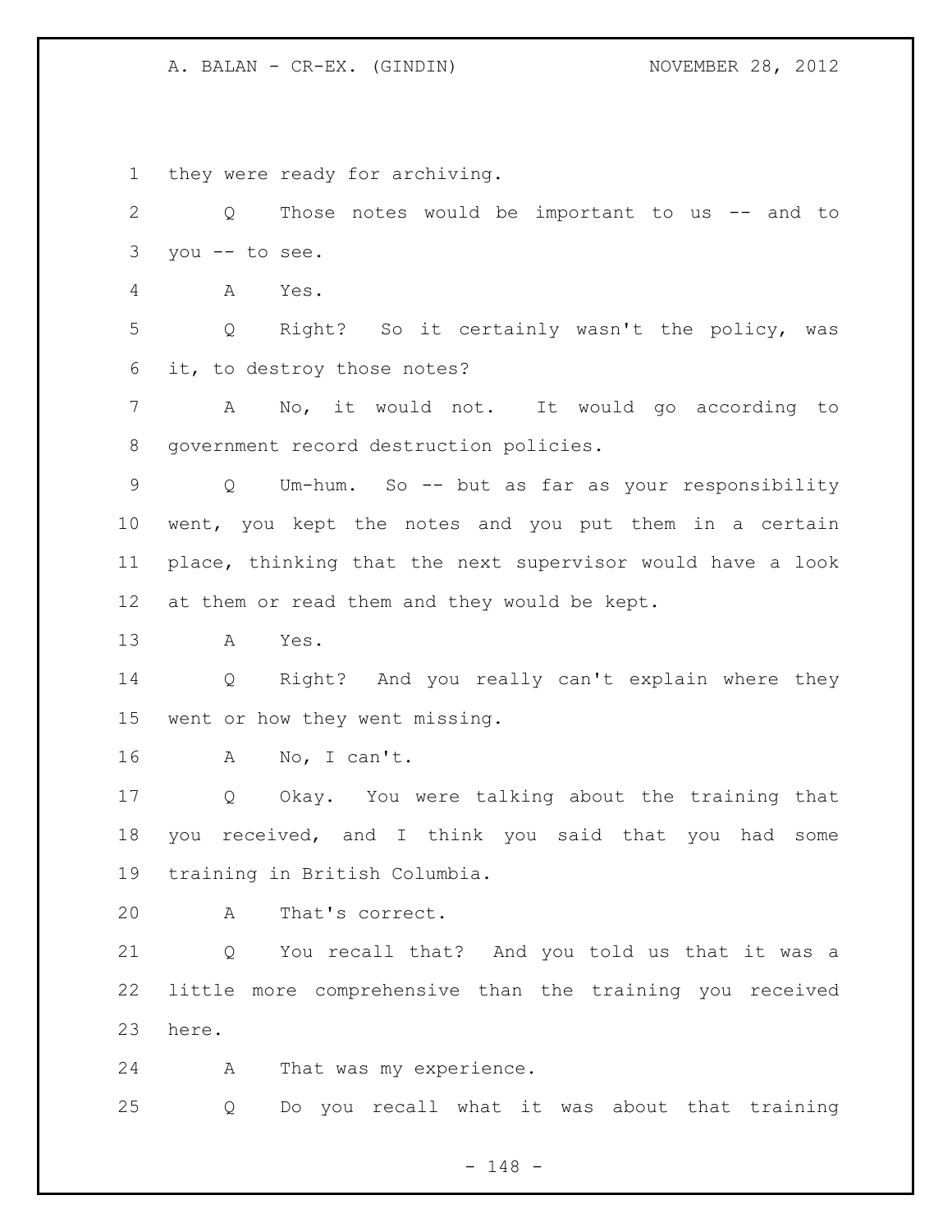they were ready for archiving.

Q Those notes would be important to us -- and to you -- to see.

A Yes.

Q Right? So it certainly wasn't the policy, was it, to destroy those notes?

A No, it would not. It would go according to government record destruction policies.

Q Um-hum. So -- but as far as your responsibility went, you kept the notes and you put them in a certain place, thinking that the next supervisor would have a look at them or read them and they would be kept.

A Yes.

Q Right? And you really can't explain where they went or how they went missing.

A No, I can't.

Q Okay. You were talking about the training that you received, and I think you said that you had some training in British Columbia.

A That's correct.

Q You recall that? And you told us that it was a little more comprehensive than the training you received here.

A That was my experience.

Q Do you recall what it was about that training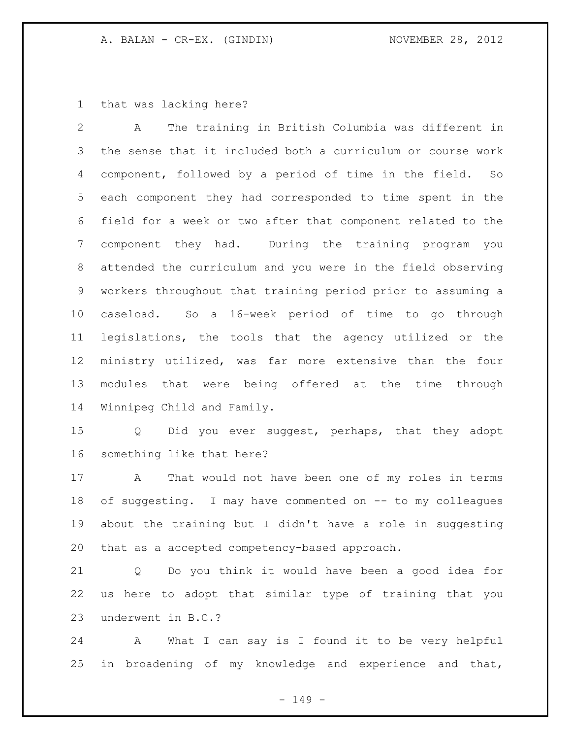that was lacking here?

A The training in British Columbia was different in the sense that it included both a curriculum or course work component, followed by a period of time in the field. So each component they had corresponded to time spent in the field for a week or two after that component related to the component they had. During the training program you attended the curriculum and you were in the field observing workers throughout that training period prior to assuming a caseload. So a 16-week period of time to go through legislations, the tools that the agency utilized or the ministry utilized, was far more extensive than the four modules that were being offered at the time through Winnipeg Child and Family.

Q Did you ever suggest, perhaps, that they adopt something like that here?

A That would not have been one of my roles in terms of suggesting. I may have commented on -- to my colleagues about the training but I didn't have a role in suggesting that as a accepted competency-based approach.

Q Do you think it would have been a good idea for us here to adopt that similar type of training that you underwent in B.C.?

A What I can say is I found it to be very helpful in broadening of my knowledge and experience and that,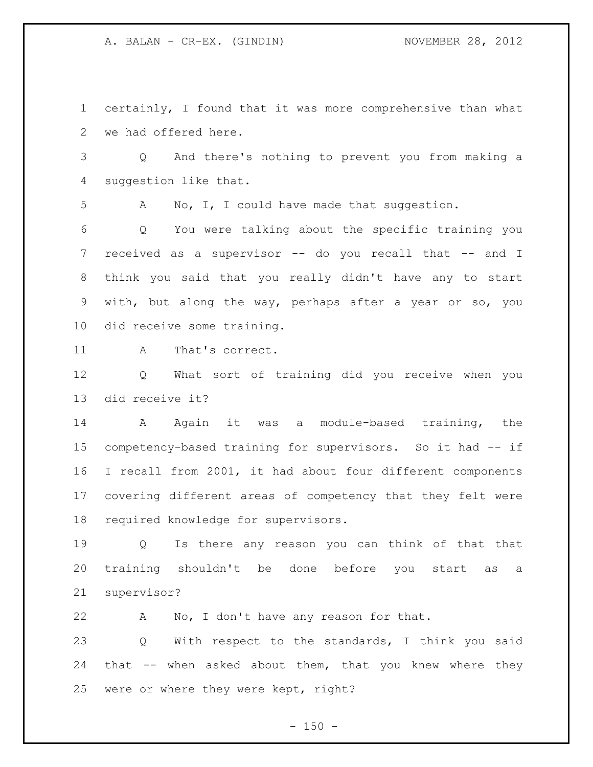certainly, I found that it was more comprehensive than what we had offered here.

Q And there's nothing to prevent you from making a suggestion like that.

A No, I, I could have made that suggestion.

Q You were talking about the specific training you received as a supervisor -- do you recall that -- and I think you said that you really didn't have any to start with, but along the way, perhaps after a year or so, you did receive some training.

A That's correct.

Q What sort of training did you receive when you did receive it?

A Again it was a module-based training, the competency-based training for supervisors. So it had -- if I recall from 2001, it had about four different components covering different areas of competency that they felt were required knowledge for supervisors.

Q Is there any reason you can think of that that training shouldn't be done before you start as a supervisor?

A No, I don't have any reason for that.

Q With respect to the standards, I think you said that -- when asked about them, that you knew where they were or where they were kept, right?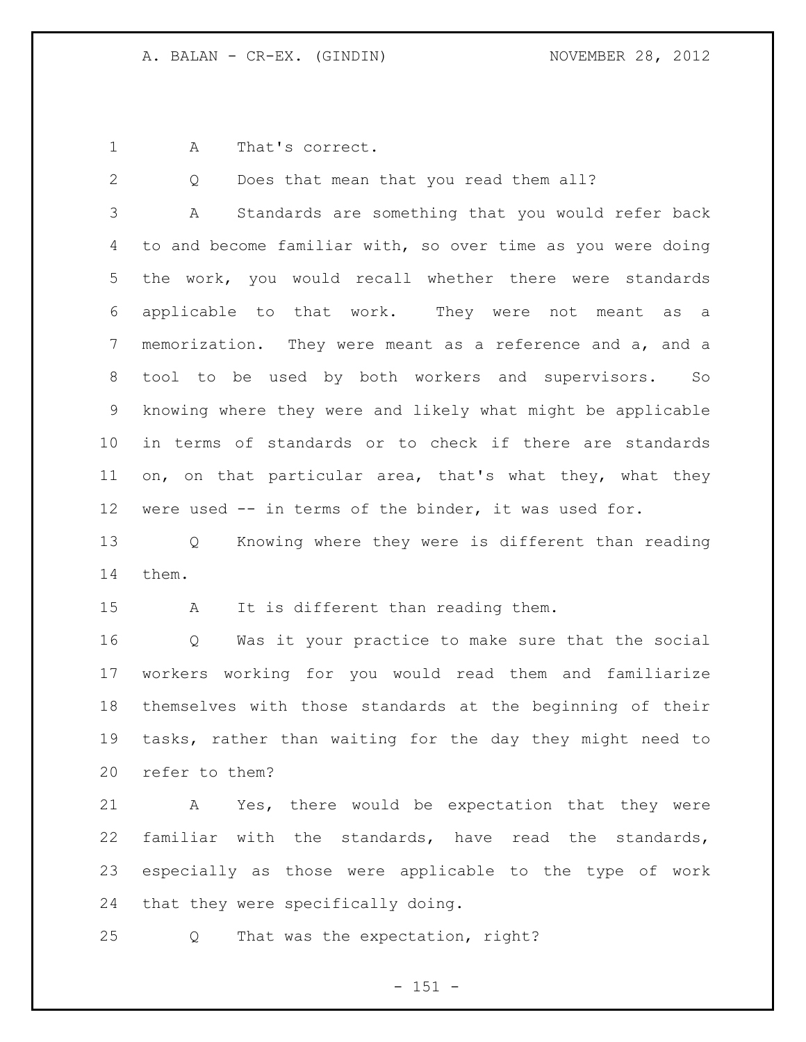A That's correct.

Q Does that mean that you read them all?

A Standards are something that you would refer back to and become familiar with, so over time as you were doing the work, you would recall whether there were standards applicable to that work. They were not meant as a memorization. They were meant as a reference and a, and a tool to be used by both workers and supervisors. So knowing where they were and likely what might be applicable in terms of standards or to check if there are standards on, on that particular area, that's what they, what they were used -- in terms of the binder, it was used for.

Q Knowing where they were is different than reading them.

A It is different than reading them.

Q Was it your practice to make sure that the social workers working for you would read them and familiarize themselves with those standards at the beginning of their tasks, rather than waiting for the day they might need to refer to them?

A Yes, there would be expectation that they were familiar with the standards, have read the standards, especially as those were applicable to the type of work that they were specifically doing.

Q That was the expectation, right?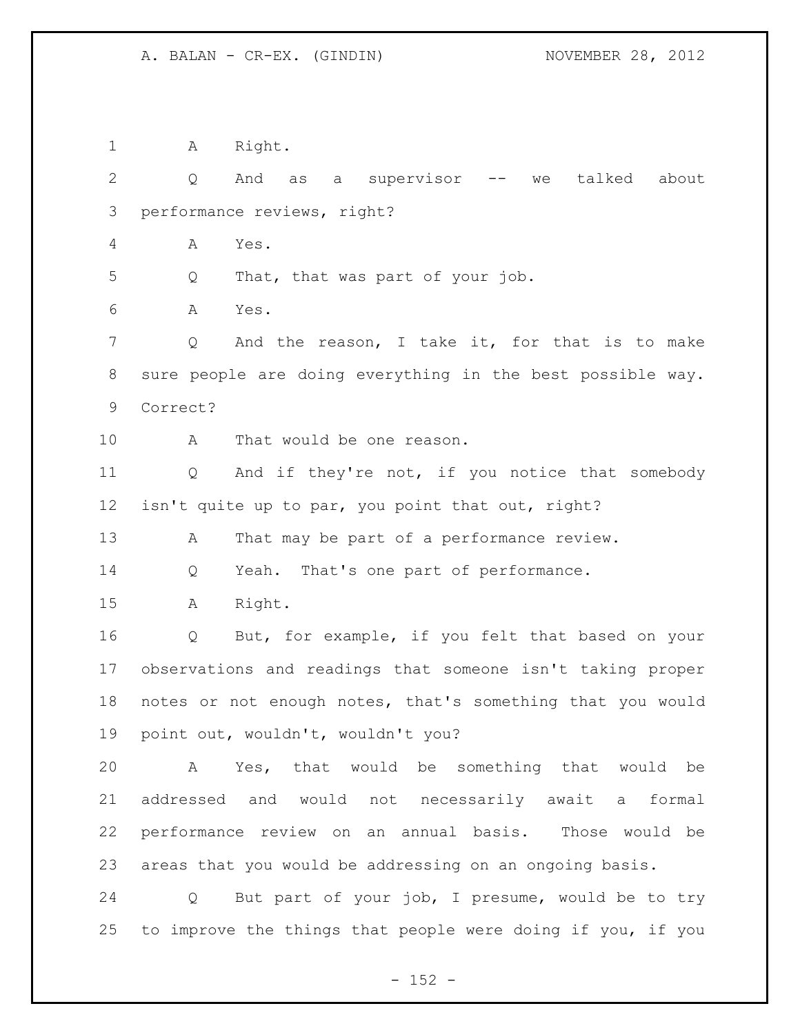A Right.

Q And as a supervisor -- we talked about performance reviews, right?

A Yes.

Q That, that was part of your job.

A Yes.

Q And the reason, I take it, for that is to make sure people are doing everything in the best possible way. Correct?

A That would be one reason.

Q And if they're not, if you notice that somebody isn't quite up to par, you point that out, right?

A That may be part of a performance review.

Q Yeah. That's one part of performance.

A Right.

Q But, for example, if you felt that based on your observations and readings that someone isn't taking proper notes or not enough notes, that's something that you would point out, wouldn't, wouldn't you?

A Yes, that would be something that would be addressed and would not necessarily await a formal performance review on an annual basis. Those would be areas that you would be addressing on an ongoing basis.

Q But part of your job, I presume, would be to try to improve the things that people were doing if you, if you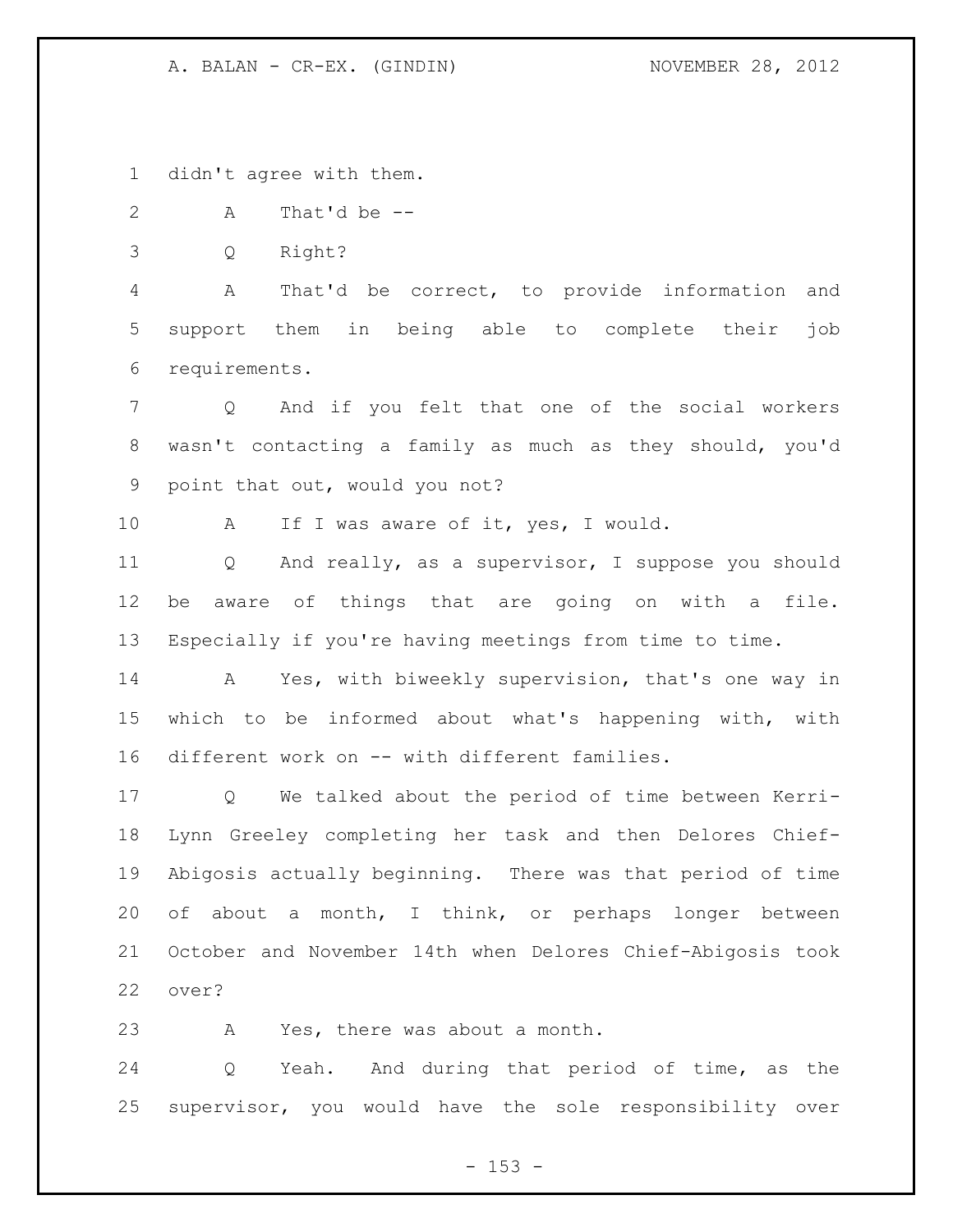didn't agree with them.

A That'd be --

Q Right?

A That'd be correct, to provide information and support them in being able to complete their job requirements.

Q And if you felt that one of the social workers wasn't contacting a family as much as they should, you'd point that out, would you not?

A If I was aware of it, yes, I would.

Q And really, as a supervisor, I suppose you should be aware of things that are going on with a file. Especially if you're having meetings from time to time.

A Yes, with biweekly supervision, that's one way in which to be informed about what's happening with, with different work on -- with different families.

Q We talked about the period of time between Kerri-Lynn Greeley completing her task and then Delores Chief-Abigosis actually beginning. There was that period of time of about a month, I think, or perhaps longer between October and November 14th when Delores Chief-Abigosis took over?

A Yes, there was about a month.

Q Yeah. And during that period of time, as the supervisor, you would have the sole responsibility over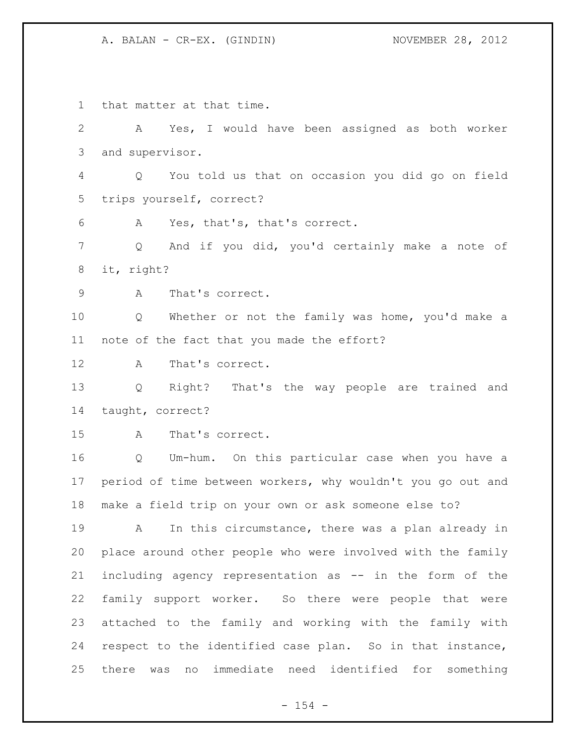that matter at that time.

A Yes, I would have been assigned as both worker and supervisor.

Q You told us that on occasion you did go on field trips yourself, correct?

A Yes, that's, that's correct.

Q And if you did, you'd certainly make a note of it, right?

A That's correct.

Q Whether or not the family was home, you'd make a note of the fact that you made the effort?

A That's correct.

Q Right? That's the way people are trained and taught, correct?

A That's correct.

Q Um-hum. On this particular case when you have a period of time between workers, why wouldn't you go out and make a field trip on your own or ask someone else to?

A In this circumstance, there was a plan already in place around other people who were involved with the family including agency representation as -- in the form of the family support worker. So there were people that were attached to the family and working with the family with respect to the identified case plan. So in that instance, there was no immediate need identified for something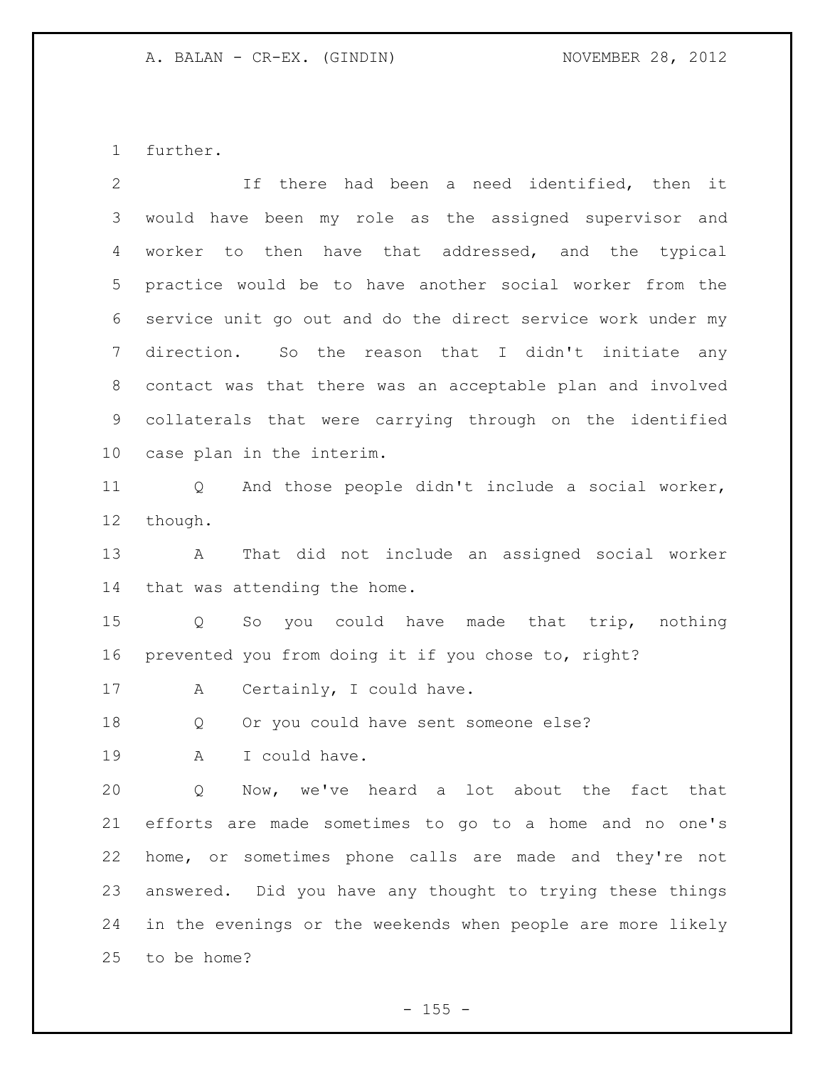further.

If there had been a need identified, then it would have been my role as the assigned supervisor and worker to then have that addressed, and the typical practice would be to have another social worker from the service unit go out and do the direct service work under my direction. So the reason that I didn't initiate any contact was that there was an acceptable plan and involved collaterals that were carrying through on the identified case plan in the interim.

Q And those people didn't include a social worker, though.

A That did not include an assigned social worker that was attending the home.

Q So you could have made that trip, nothing prevented you from doing it if you chose to, right?

A Certainly, I could have.

Q Or you could have sent someone else?

A I could have.

Q Now, we've heard a lot about the fact that efforts are made sometimes to go to a home and no one's home, or sometimes phone calls are made and they're not answered. Did you have any thought to trying these things in the evenings or the weekends when people are more likely to be home?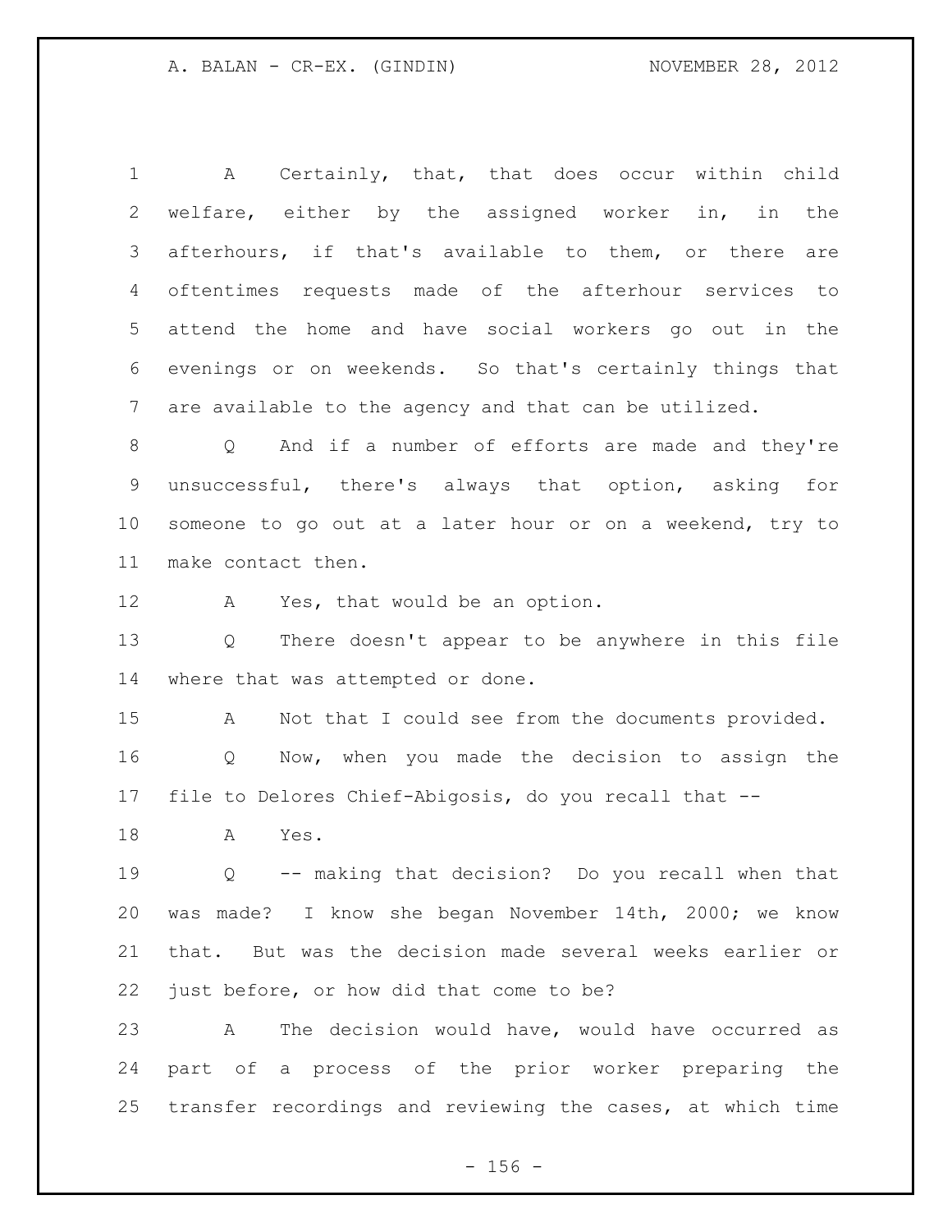A Certainly, that, that does occur within child welfare, either by the assigned worker in, in the afterhours, if that's available to them, or there are oftentimes requests made of the afterhour services to attend the home and have social workers go out in the evenings or on weekends. So that's certainly things that are available to the agency and that can be utilized.

Q And if a number of efforts are made and they're unsuccessful, there's always that option, asking for someone to go out at a later hour or on a weekend, try to make contact then.

A Yes, that would be an option.

Q There doesn't appear to be anywhere in this file where that was attempted or done.

A Not that I could see from the documents provided.

Q Now, when you made the decision to assign the file to Delores Chief-Abigosis, do you recall that --

A Yes.

Q -- making that decision? Do you recall when that was made? I know she began November 14th, 2000; we know that. But was the decision made several weeks earlier or just before, or how did that come to be?

A The decision would have, would have occurred as part of a process of the prior worker preparing the transfer recordings and reviewing the cases, at which time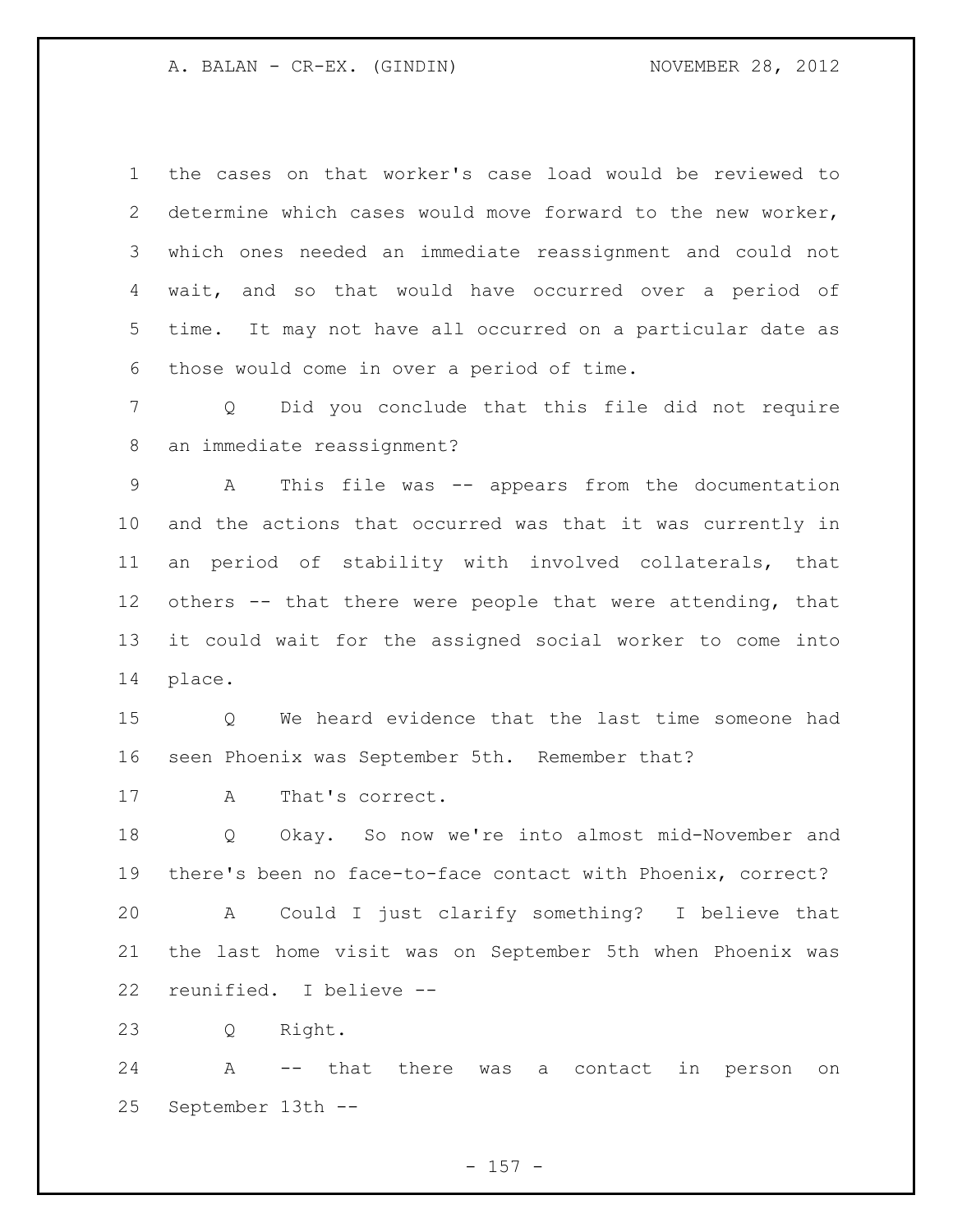the cases on that worker's case load would be reviewed to determine which cases would move forward to the new worker, which ones needed an immediate reassignment and could not wait, and so that would have occurred over a period of time. It may not have all occurred on a particular date as those would come in over a period of time.

Q Did you conclude that this file did not require an immediate reassignment?

A This file was -- appears from the documentation and the actions that occurred was that it was currently in an period of stability with involved collaterals, that others -- that there were people that were attending, that it could wait for the assigned social worker to come into place.

Q We heard evidence that the last time someone had seen Phoenix was September 5th. Remember that?

A That's correct.

Q Okay. So now we're into almost mid-November and there's been no face-to-face contact with Phoenix, correct?

A Could I just clarify something? I believe that the last home visit was on September 5th when Phoenix was reunified. I believe --

Q Right.

A -- that there was a contact in person on September 13th --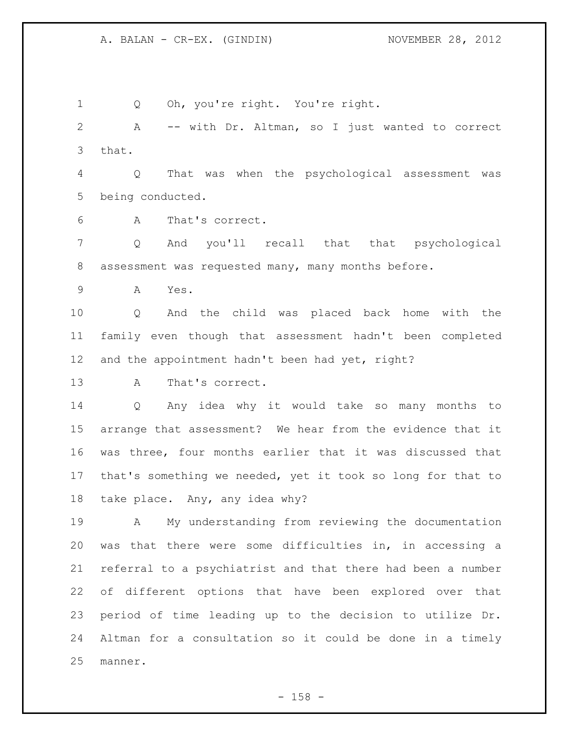Q Oh, you're right. You're right.

A -- with Dr. Altman, so I just wanted to correct that.

Q That was when the psychological assessment was being conducted.

A That's correct.

Q And you'll recall that that psychological assessment was requested many, many months before.

A Yes.

Q And the child was placed back home with the family even though that assessment hadn't been completed and the appointment hadn't been had yet, right?

A That's correct.

Q Any idea why it would take so many months to arrange that assessment? We hear from the evidence that it was three, four months earlier that it was discussed that that's something we needed, yet it took so long for that to take place. Any, any idea why?

A My understanding from reviewing the documentation was that there were some difficulties in, in accessing a referral to a psychiatrist and that there had been a number of different options that have been explored over that period of time leading up to the decision to utilize Dr. Altman for a consultation so it could be done in a timely manner.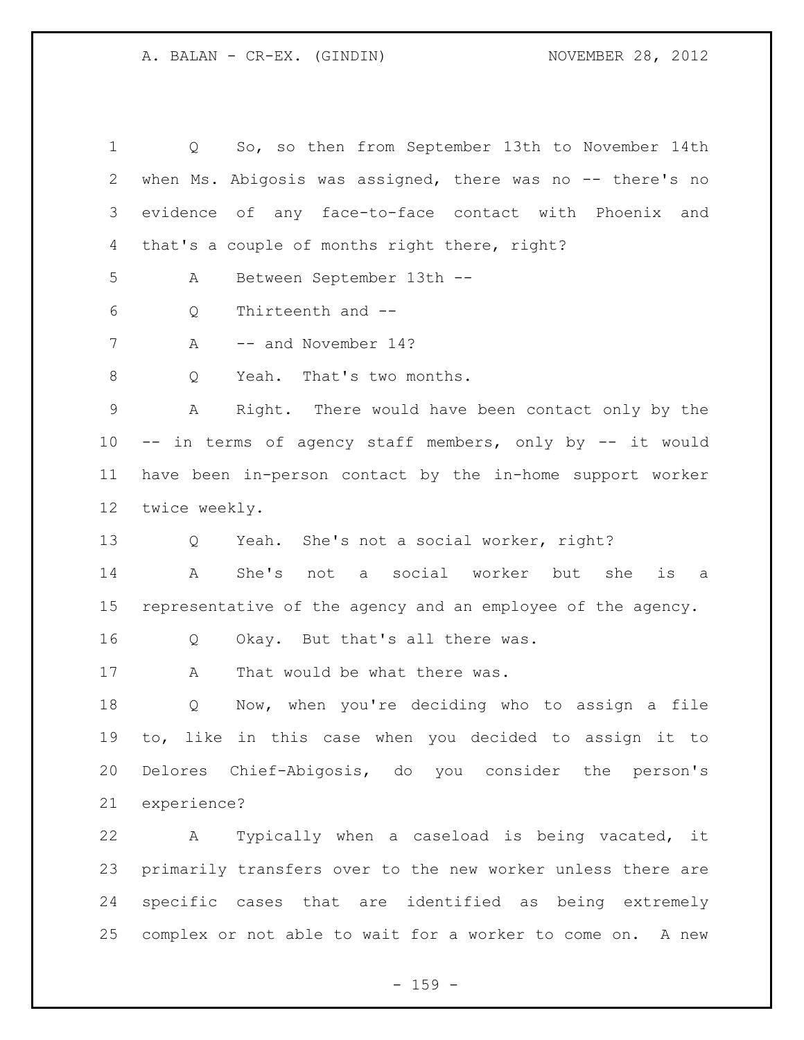Q So, so then from September 13th to November 14th when Ms. Abigosis was assigned, there was no -- there's no evidence of any face-to-face contact with Phoenix and that's a couple of months right there, right?

A Between September 13th --

Q Thirteenth and --

A -- and November 14?

Q Yeah. That's two months.

A Right. There would have been contact only by the -- in terms of agency staff members, only by -- it would have been in-person contact by the in-home support worker twice weekly.

Q Yeah. She's not a social worker, right?

A She's not a social worker but she is a representative of the agency and an employee of the agency.

Q Okay. But that's all there was.

A That would be what there was.

Q Now, when you're deciding who to assign a file to, like in this case when you decided to assign it to Delores Chief-Abigosis, do you consider the person's experience?

A Typically when a caseload is being vacated, it primarily transfers over to the new worker unless there are specific cases that are identified as being extremely complex or not able to wait for a worker to come on. A new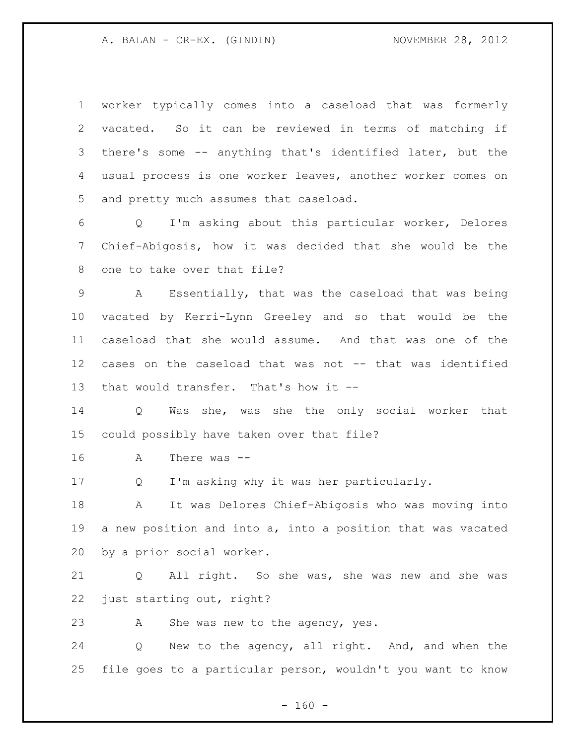worker typically comes into a caseload that was formerly vacated. So it can be reviewed in terms of matching if there's some -- anything that's identified later, but the usual process is one worker leaves, another worker comes on and pretty much assumes that caseload.

Q I'm asking about this particular worker, Delores Chief-Abigosis, how it was decided that she would be the one to take over that file?

A Essentially, that was the caseload that was being vacated by Kerri-Lynn Greeley and so that would be the caseload that she would assume. And that was one of the cases on the caseload that was not -- that was identified that would transfer. That's how it --

Q Was she, was she the only social worker that could possibly have taken over that file?

A There was --

Q I'm asking why it was her particularly.

A It was Delores Chief-Abigosis who was moving into a new position and into a, into a position that was vacated by a prior social worker.

Q All right. So she was, she was new and she was just starting out, right?

A She was new to the agency, yes.

Q New to the agency, all right. And, and when the file goes to a particular person, wouldn't you want to know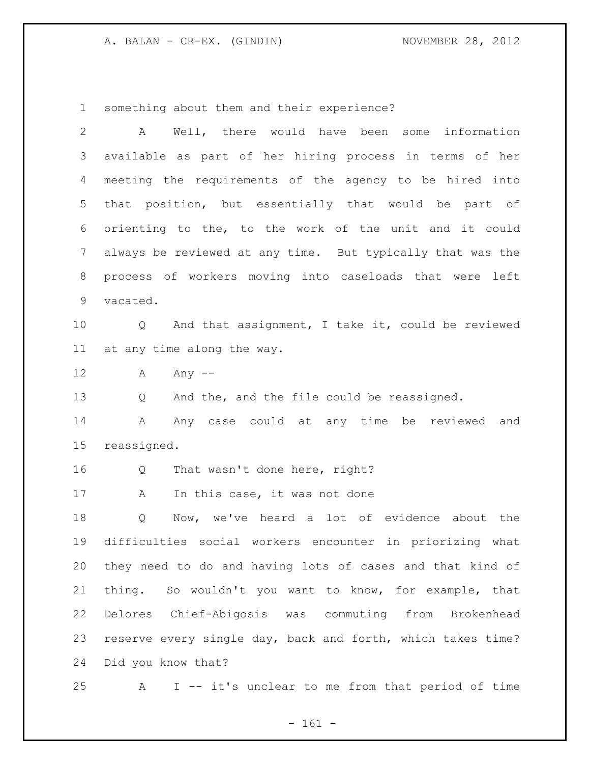something about them and their experience?

A Well, there would have been some information available as part of her hiring process in terms of her meeting the requirements of the agency to be hired into that position, but essentially that would be part of orienting to the, to the work of the unit and it could always be reviewed at any time. But typically that was the process of workers moving into caseloads that were left vacated.

Q And that assignment, I take it, could be reviewed at any time along the way.

A Any --

Q And the, and the file could be reassigned.

A Any case could at any time be reviewed and reassigned.

Q That wasn't done here, right?

A In this case, it was not done

Q Now, we've heard a lot of evidence about the difficulties social workers encounter in priorizing what they need to do and having lots of cases and that kind of thing. So wouldn't you want to know, for example, that Delores Chief-Abigosis was commuting from Brokenhead reserve every single day, back and forth, which takes time? Did you know that?

A I -- it's unclear to me from that period of time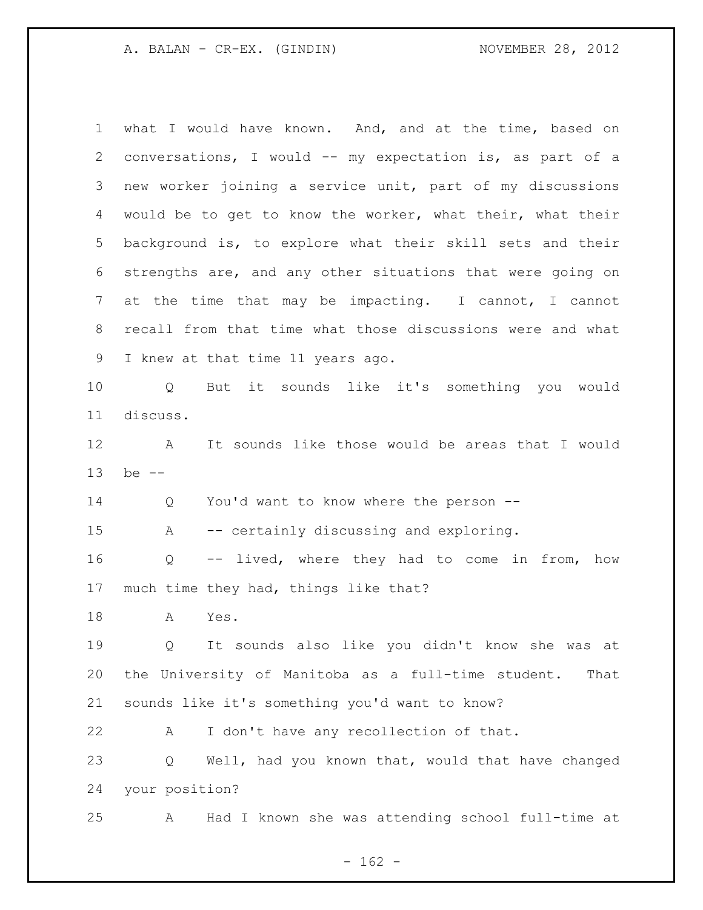what I would have known. And, and at the time, based on conversations, I would -- my expectation is, as part of a new worker joining a service unit, part of my discussions would be to get to know the worker, what their, what their background is, to explore what their skill sets and their strengths are, and any other situations that were going on at the time that may be impacting. I cannot, I cannot recall from that time what those discussions were and what I knew at that time 11 years ago.

Q But it sounds like it's something you would discuss.

A It sounds like those would be areas that I would be --

Q You'd want to know where the person --

A -- certainly discussing and exploring.

Q -- lived, where they had to come in from, how much time they had, things like that?

A Yes.

Q It sounds also like you didn't know she was at the University of Manitoba as a full-time student. That sounds like it's something you'd want to know?

A I don't have any recollection of that.

Q Well, had you known that, would that have changed your position?

A Had I known she was attending school full-time at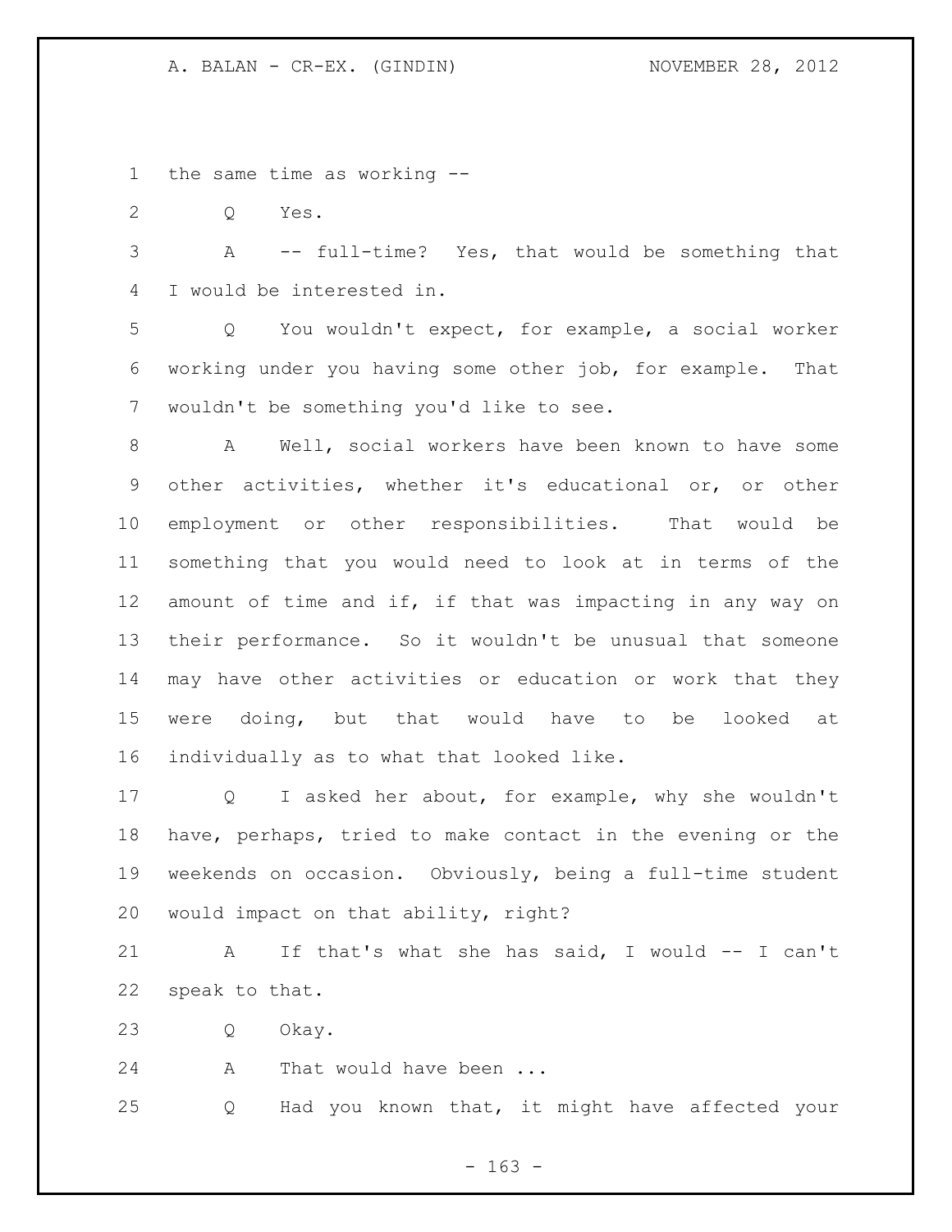the same time as working --

Q Yes.

A -- full-time? Yes, that would be something that I would be interested in.

Q You wouldn't expect, for example, a social worker working under you having some other job, for example. That wouldn't be something you'd like to see.

A Well, social workers have been known to have some other activities, whether it's educational or, or other employment or other responsibilities. That would be something that you would need to look at in terms of the amount of time and if, if that was impacting in any way on their performance. So it wouldn't be unusual that someone may have other activities or education or work that they were doing, but that would have to be looked at individually as to what that looked like.

Q I asked her about, for example, why she wouldn't have, perhaps, tried to make contact in the evening or the weekends on occasion. Obviously, being a full-time student would impact on that ability, right?

A If that's what she has said, I would -- I can't speak to that.

Q Okay.

A That would have been ...

Q Had you known that, it might have affected your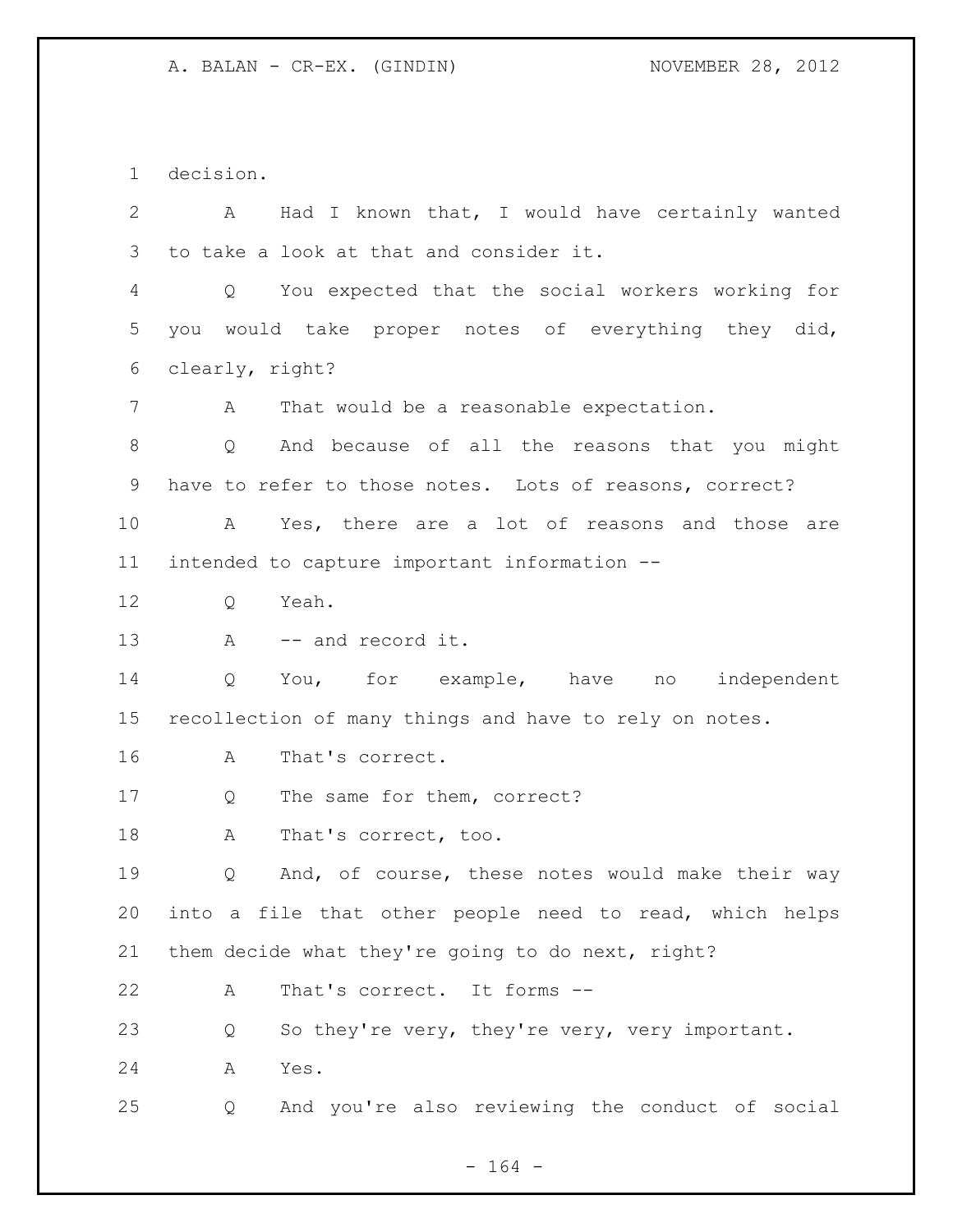decision.

A Had I known that, I would have certainly wanted to take a look at that and consider it.

Q You expected that the social workers working for you would take proper notes of everything they did, clearly, right?

A That would be a reasonable expectation.

Q And because of all the reasons that you might have to refer to those notes. Lots of reasons, correct?

A Yes, there are a lot of reasons and those are intended to capture important information --

Q Yeah.

A -- and record it.

Q You, for example, have no independent recollection of many things and have to rely on notes.

A That's correct.

Q The same for them, correct?

A That's correct, too.

Q And, of course, these notes would make their way into a file that other people need to read, which helps them decide what they're going to do next, right?

A That's correct. It forms --

Q So they're very, they're very, very important.

A Yes.

Q And you're also reviewing the conduct of social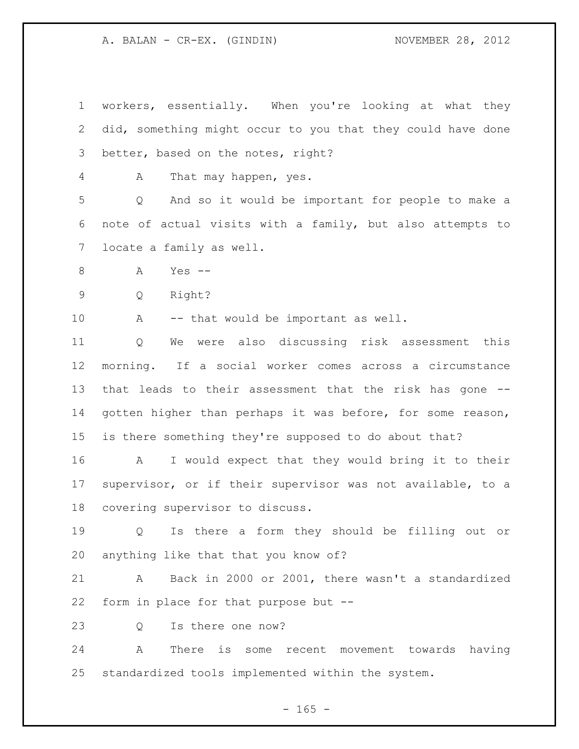workers, essentially. When you're looking at what they did, something might occur to you that they could have done better, based on the notes, right?

A That may happen, yes.

Q And so it would be important for people to make a note of actual visits with a family, but also attempts to locate a family as well.

A Yes --

Q Right?

A -- that would be important as well.

Q We were also discussing risk assessment this morning. If a social worker comes across a circumstance that leads to their assessment that the risk has gone -- gotten higher than perhaps it was before, for some reason, is there something they're supposed to do about that?

A I would expect that they would bring it to their supervisor, or if their supervisor was not available, to a covering supervisor to discuss.

Q Is there a form they should be filling out or anything like that that you know of?

A Back in 2000 or 2001, there wasn't a standardized form in place for that purpose but --

Q Is there one now?

A There is some recent movement towards having standardized tools implemented within the system.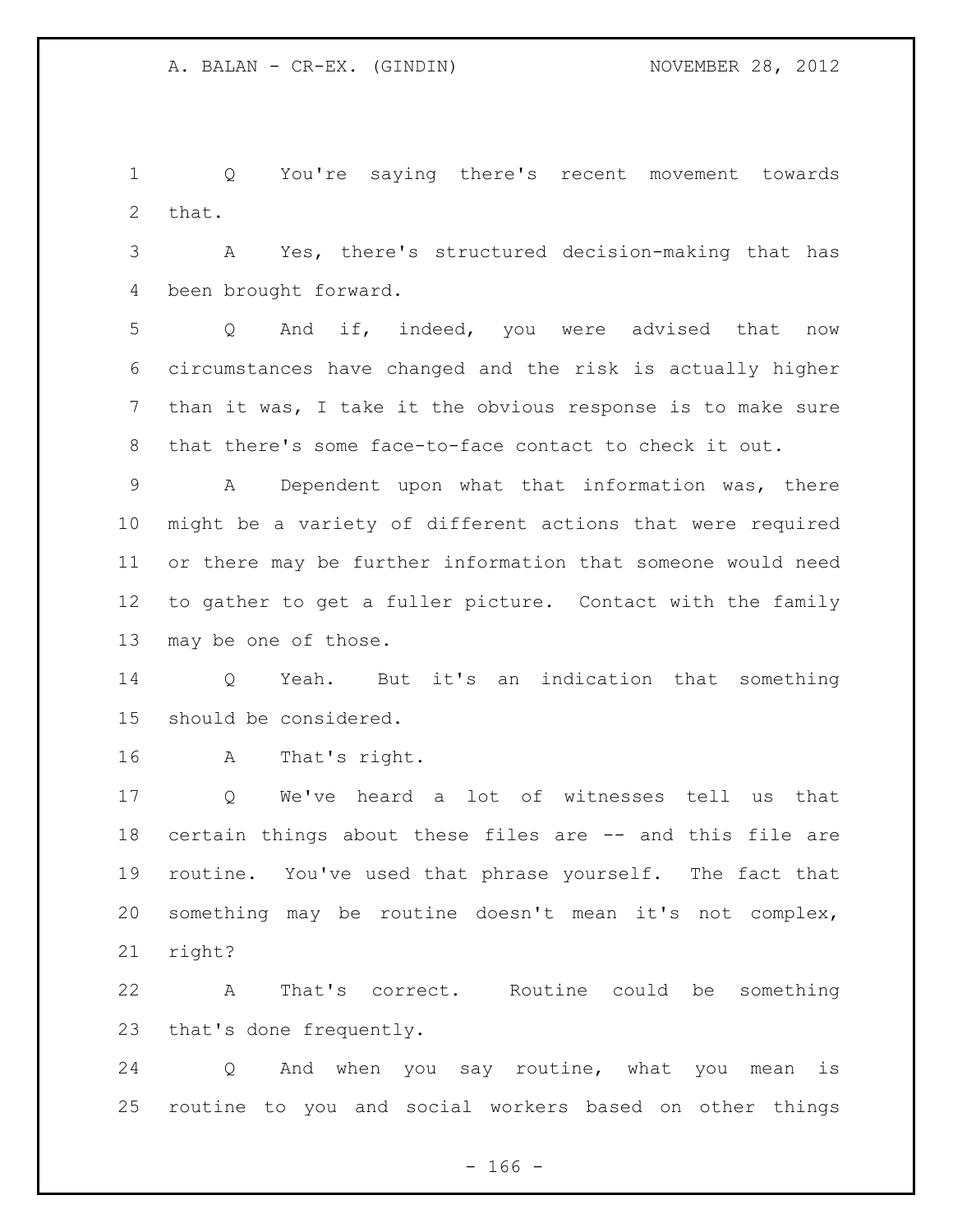Q You're saying there's recent movement towards that.

A Yes, there's structured decision-making that has been brought forward.

Q And if, indeed, you were advised that now circumstances have changed and the risk is actually higher than it was, I take it the obvious response is to make sure that there's some face-to-face contact to check it out.

A Dependent upon what that information was, there might be a variety of different actions that were required or there may be further information that someone would need to gather to get a fuller picture. Contact with the family may be one of those.

Q Yeah. But it's an indication that something should be considered.

A That's right.

Q We've heard a lot of witnesses tell us that certain things about these files are -- and this file are routine. You've used that phrase yourself. The fact that something may be routine doesn't mean it's not complex, right?

A That's correct. Routine could be something that's done frequently.

Q And when you say routine, what you mean is routine to you and social workers based on other things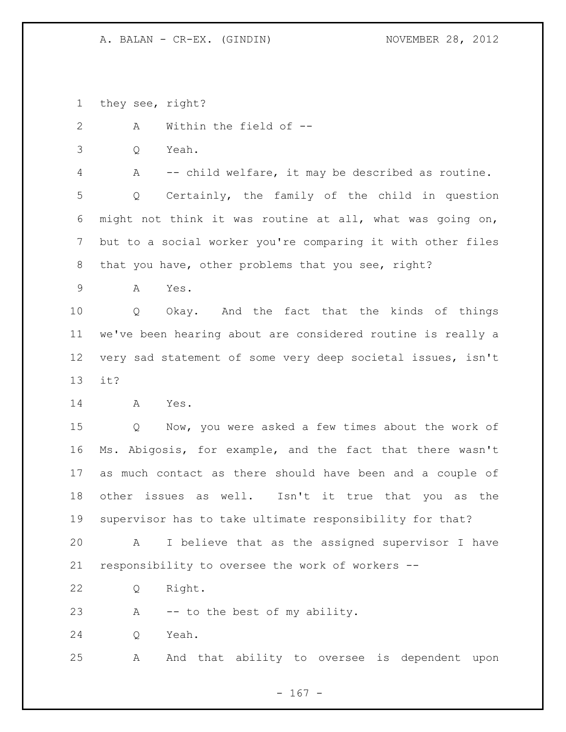they see, right?

A Within the field of --

Q Yeah.

A -- child welfare, it may be described as routine.

Q Certainly, the family of the child in question might not think it was routine at all, what was going on, but to a social worker you're comparing it with other files that you have, other problems that you see, right?

A Yes.

Q Okay. And the fact that the kinds of things we've been hearing about are considered routine is really a very sad statement of some very deep societal issues, isn't it?

A Yes.

Q Now, you were asked a few times about the work of Ms. Abigosis, for example, and the fact that there wasn't as much contact as there should have been and a couple of other issues as well. Isn't it true that you as the supervisor has to take ultimate responsibility for that?

A I believe that as the assigned supervisor I have responsibility to oversee the work of workers --

Q Right.

A -- to the best of my ability.

Q Yeah.

A And that ability to oversee is dependent upon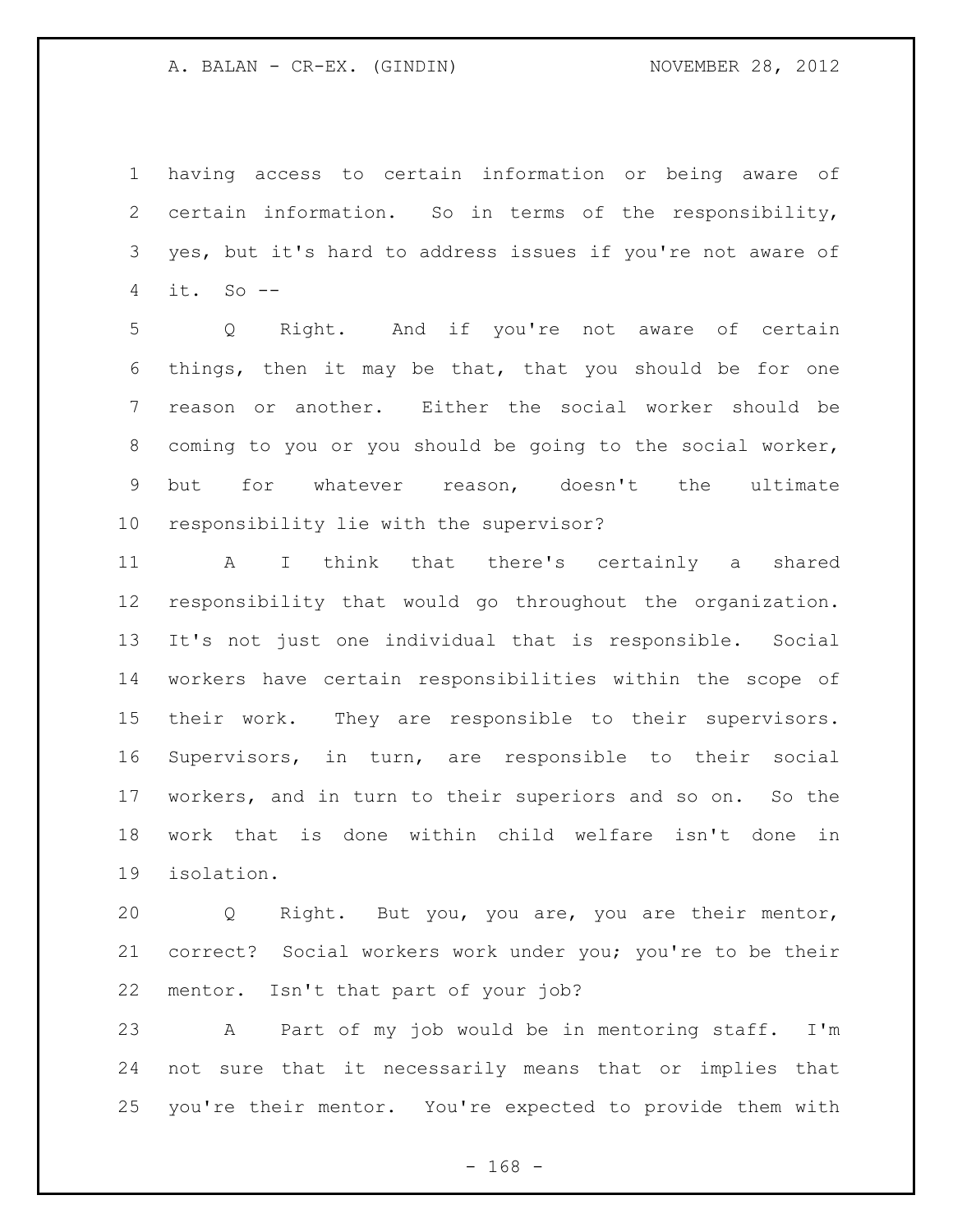having access to certain information or being aware of certain information. So in terms of the responsibility, yes, but it's hard to address issues if you're not aware of it. So --

Q Right. And if you're not aware of certain things, then it may be that, that you should be for one reason or another. Either the social worker should be coming to you or you should be going to the social worker, but for whatever reason, doesn't the ultimate responsibility lie with the supervisor?

A I think that there's certainly a shared responsibility that would go throughout the organization. It's not just one individual that is responsible. Social workers have certain responsibilities within the scope of their work. They are responsible to their supervisors. Supervisors, in turn, are responsible to their social workers, and in turn to their superiors and so on. So the work that is done within child welfare isn't done in isolation.

Q Right. But you, you are, you are their mentor, correct? Social workers work under you; you're to be their mentor. Isn't that part of your job?

A Part of my job would be in mentoring staff. I'm not sure that it necessarily means that or implies that you're their mentor. You're expected to provide them with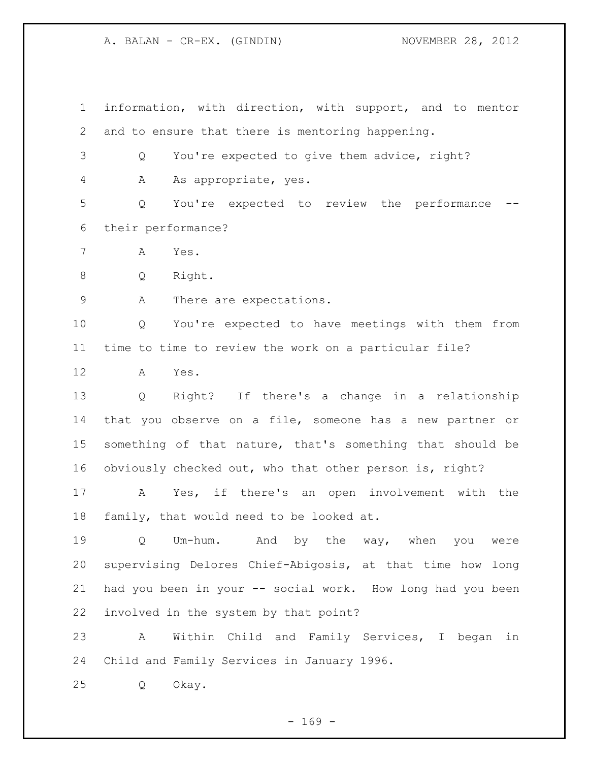information, with direction, with support, and to mentor and to ensure that there is mentoring happening.

Q You're expected to give them advice, right?

A As appropriate, yes.

Q You're expected to review the performance -- their performance?

A Yes.

Q Right.

A There are expectations.

Q You're expected to have meetings with them from time to time to review the work on a particular file?

A Yes.

Q Right? If there's a change in a relationship that you observe on a file, someone has a new partner or something of that nature, that's something that should be obviously checked out, who that other person is, right?

A Yes, if there's an open involvement with the family, that would need to be looked at.

Q Um-hum. And by the way, when you were supervising Delores Chief-Abigosis, at that time how long had you been in your -- social work. How long had you been involved in the system by that point?

A Within Child and Family Services, I began in Child and Family Services in January 1996.

Q Okay.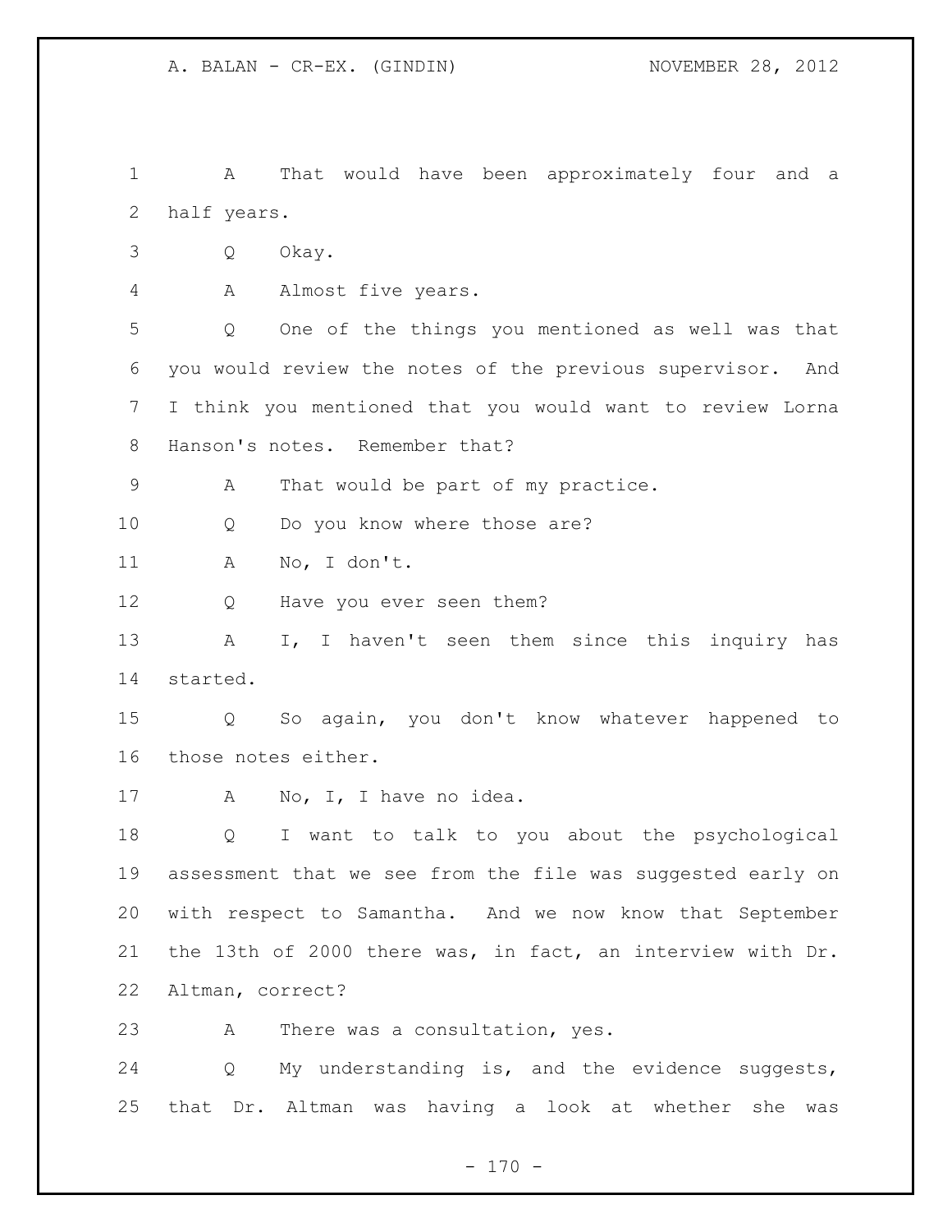A That would have been approximately four and a half years.

Q Okay.

A Almost five years.

Q One of the things you mentioned as well was that you would review the notes of the previous supervisor. And I think you mentioned that you would want to review Lorna Hanson's notes. Remember that?

A That would be part of my practice.

Q Do you know where those are?

A No, I don't.

Q Have you ever seen them?

A I, I haven't seen them since this inquiry has started.

Q So again, you don't know whatever happened to those notes either.

A No, I, I have no idea.

Q I want to talk to you about the psychological assessment that we see from the file was suggested early on with respect to Samantha. And we now know that September the 13th of 2000 there was, in fact, an interview with Dr. Altman, correct?

A There was a consultation, yes.

Q My understanding is, and the evidence suggests, that Dr. Altman was having a look at whether she was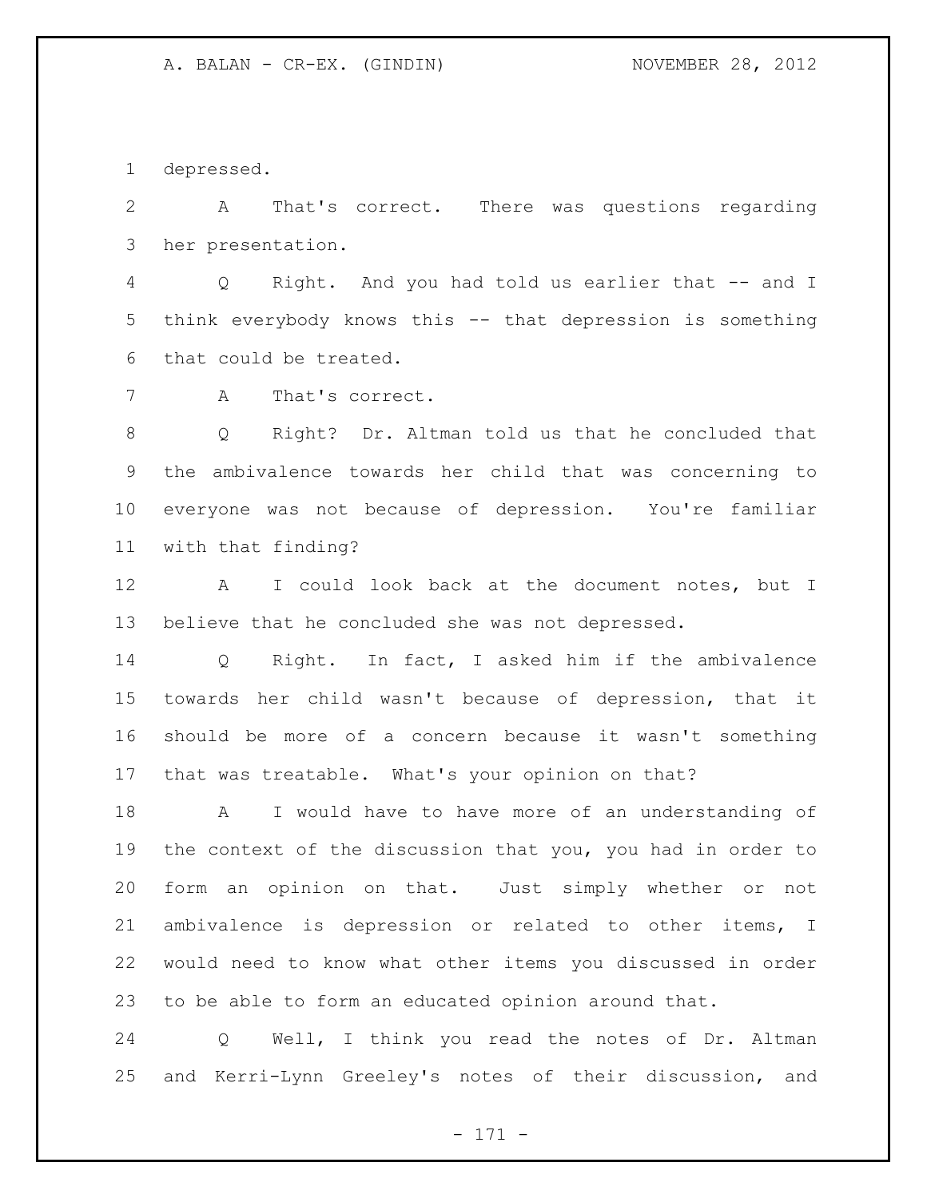depressed.

A That's correct. There was questions regarding her presentation.

Q Right. And you had told us earlier that -- and I think everybody knows this -- that depression is something that could be treated.

A That's correct.

Q Right? Dr. Altman told us that he concluded that the ambivalence towards her child that was concerning to everyone was not because of depression. You're familiar with that finding?

A I could look back at the document notes, but I believe that he concluded she was not depressed.

Q Right. In fact, I asked him if the ambivalence towards her child wasn't because of depression, that it should be more of a concern because it wasn't something that was treatable. What's your opinion on that?

A I would have to have more of an understanding of the context of the discussion that you, you had in order to form an opinion on that. Just simply whether or not ambivalence is depression or related to other items, I would need to know what other items you discussed in order to be able to form an educated opinion around that.

Q Well, I think you read the notes of Dr. Altman and Kerri-Lynn Greeley's notes of their discussion, and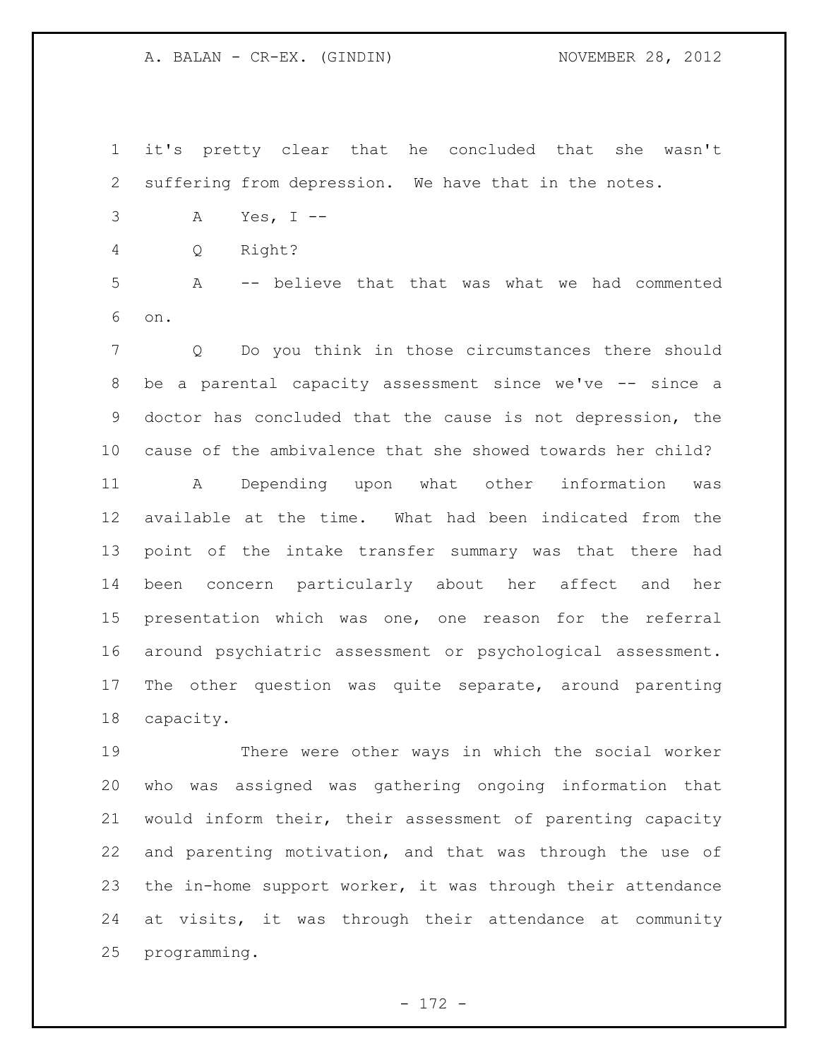it's pretty clear that he concluded that she wasn't suffering from depression. We have that in the notes.

A Yes, I --

Q Right?

A -- believe that that was what we had commented on.

Q Do you think in those circumstances there should be a parental capacity assessment since we've -- since a doctor has concluded that the cause is not depression, the cause of the ambivalence that she showed towards her child?

A Depending upon what other information was available at the time. What had been indicated from the point of the intake transfer summary was that there had been concern particularly about her affect and her presentation which was one, one reason for the referral around psychiatric assessment or psychological assessment. The other question was quite separate, around parenting capacity.

There were other ways in which the social worker who was assigned was gathering ongoing information that would inform their, their assessment of parenting capacity and parenting motivation, and that was through the use of the in-home support worker, it was through their attendance at visits, it was through their attendance at community programming.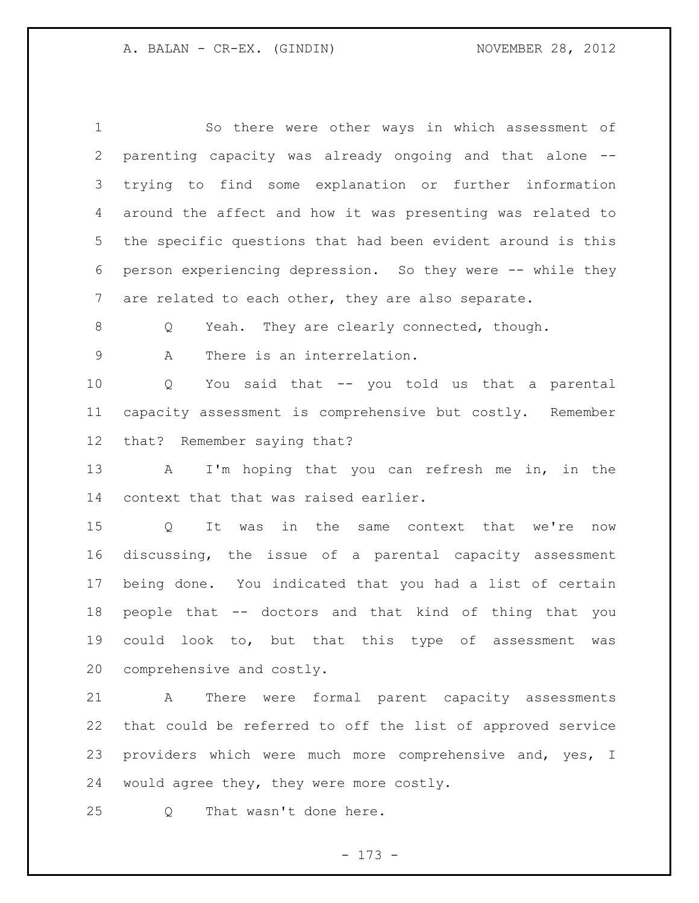So there were other ways in which assessment of parenting capacity was already ongoing and that alone -- trying to find some explanation or further information around the affect and how it was presenting was related to the specific questions that had been evident around is this person experiencing depression. So they were -- while they are related to each other, they are also separate.

Q Yeah. They are clearly connected, though.

A There is an interrelation.

Q You said that -- you told us that a parental capacity assessment is comprehensive but costly. Remember that? Remember saying that?

A I'm hoping that you can refresh me in, in the context that that was raised earlier.

Q It was in the same context that we're now discussing, the issue of a parental capacity assessment being done. You indicated that you had a list of certain people that -- doctors and that kind of thing that you could look to, but that this type of assessment was comprehensive and costly.

A There were formal parent capacity assessments that could be referred to off the list of approved service providers which were much more comprehensive and, yes, I would agree they, they were more costly.

Q That wasn't done here.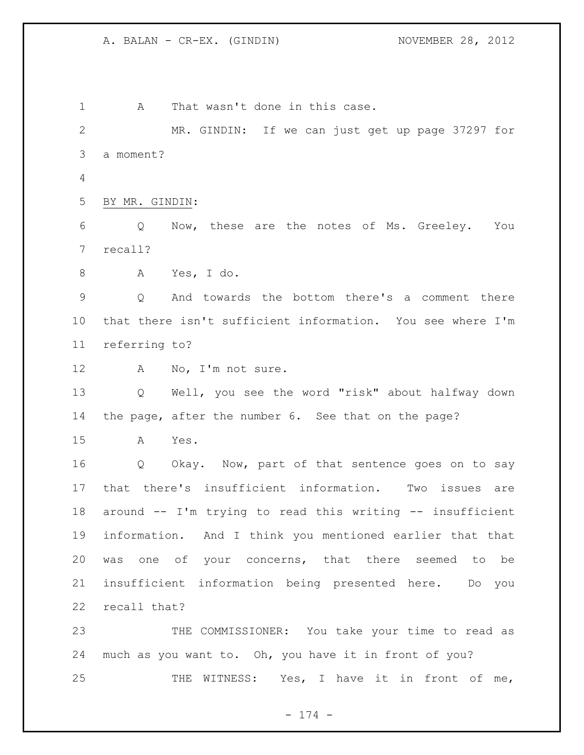A That wasn't done in this case.

MR. GINDIN: If we can just get up page 37297 for a moment?

BY MR. GINDIN:

Q Now, these are the notes of Ms. Greeley. You recall?

A Yes, I do.

Q And towards the bottom there's a comment there that there isn't sufficient information. You see where I'm referring to?

A No, I'm not sure.

Q Well, you see the word "risk" about halfway down the page, after the number 6. See that on the page?

A Yes.

Q Okay. Now, part of that sentence goes on to say that there's insufficient information. Two issues are around -- I'm trying to read this writing -- insufficient information. And I think you mentioned earlier that that was one of your concerns, that there seemed to be insufficient information being presented here. Do you recall that?

THE COMMISSIONER: You take your time to read as much as you want to. Oh, you have it in front of you?

THE WITNESS: Yes, I have it in front of me,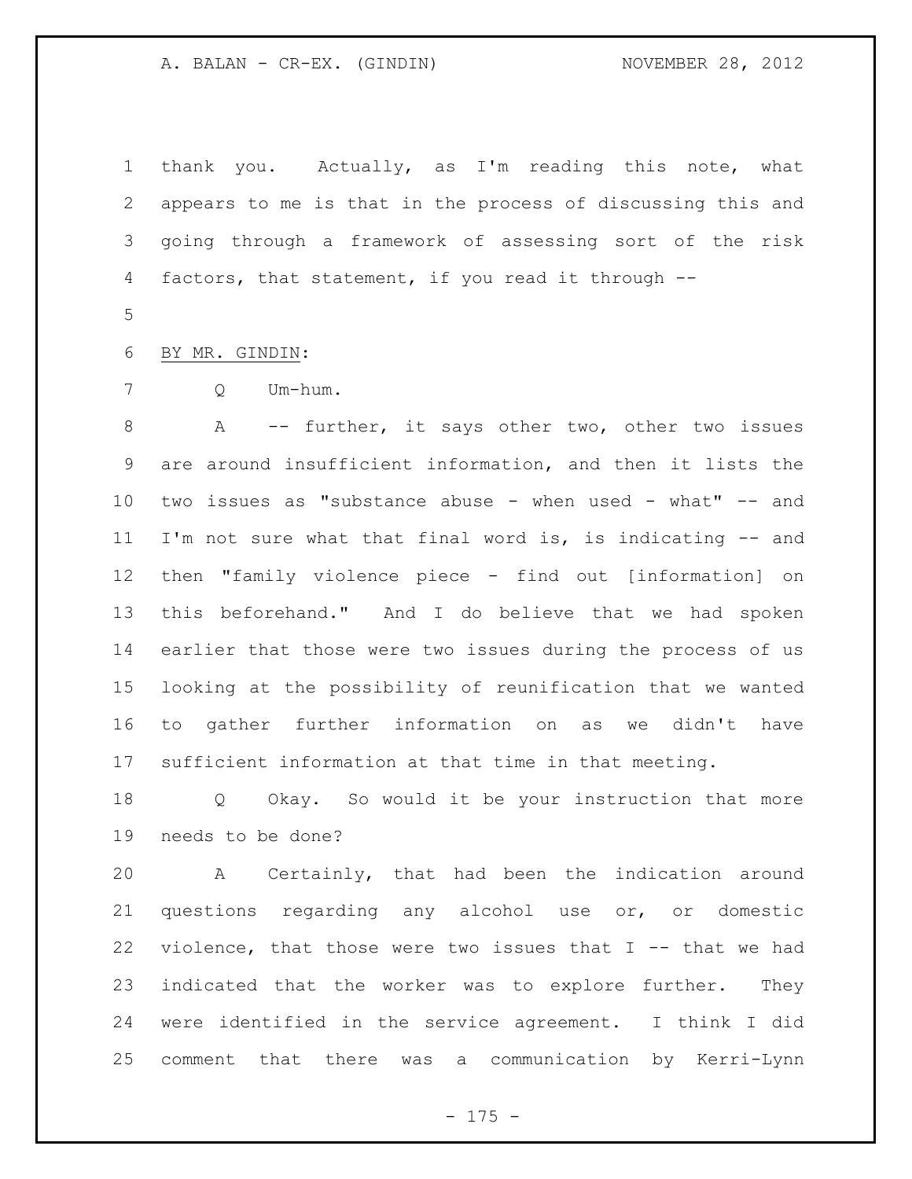thank you. Actually, as I'm reading this note, what appears to me is that in the process of discussing this and going through a framework of assessing sort of the risk factors, that statement, if you read it through --

BY MR. GINDIN:

Q Um-hum.

A -- further, it says other two, other two issues are around insufficient information, and then it lists the two issues as "substance abuse - when used - what" -- and I'm not sure what that final word is, is indicating -- and then "family violence piece - find out [information] on this beforehand." And I do believe that we had spoken earlier that those were two issues during the process of us looking at the possibility of reunification that we wanted to gather further information on as we didn't have sufficient information at that time in that meeting.

Q Okay. So would it be your instruction that more needs to be done?

A Certainly, that had been the indication around questions regarding any alcohol use or, or domestic violence, that those were two issues that I -- that we had indicated that the worker was to explore further. They were identified in the service agreement. I think I did comment that there was a communication by Kerri-Lynn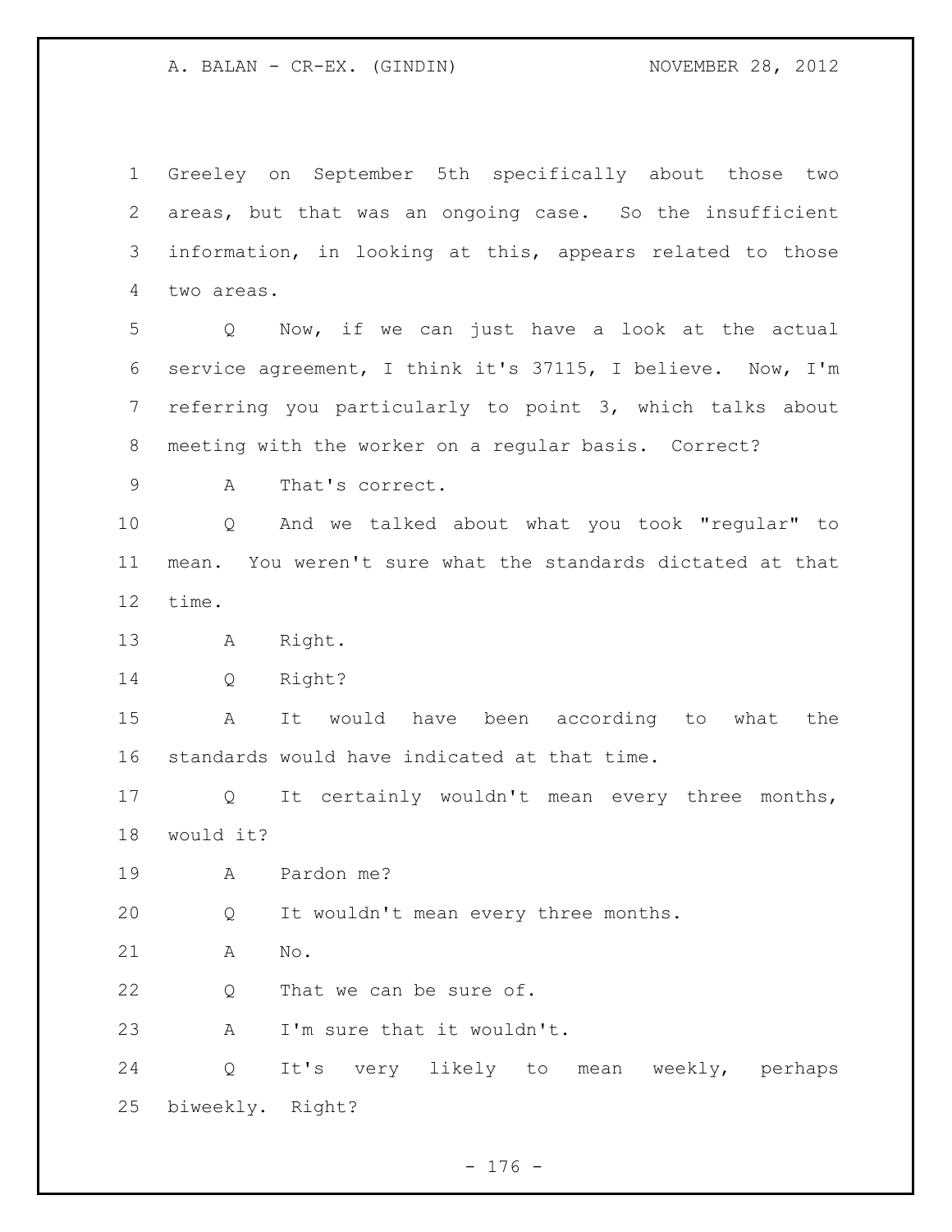Greeley on September 5th specifically about those two areas, but that was an ongoing case. So the insufficient information, in looking at this, appears related to those two areas.

Q Now, if we can just have a look at the actual service agreement, I think it's 37115, I believe. Now, I'm referring you particularly to point 3, which talks about meeting with the worker on a regular basis. Correct?

A That's correct.

Q And we talked about what you took "regular" to mean. You weren't sure what the standards dictated at that time.

A Right.

Q Right?

A It would have been according to what the standards would have indicated at that time.

Q It certainly wouldn't mean every three months, would it?

A Pardon me?

Q It wouldn't mean every three months.

A No.

Q That we can be sure of.

A I'm sure that it wouldn't.

Q It's very likely to mean weekly, perhaps biweekly. Right?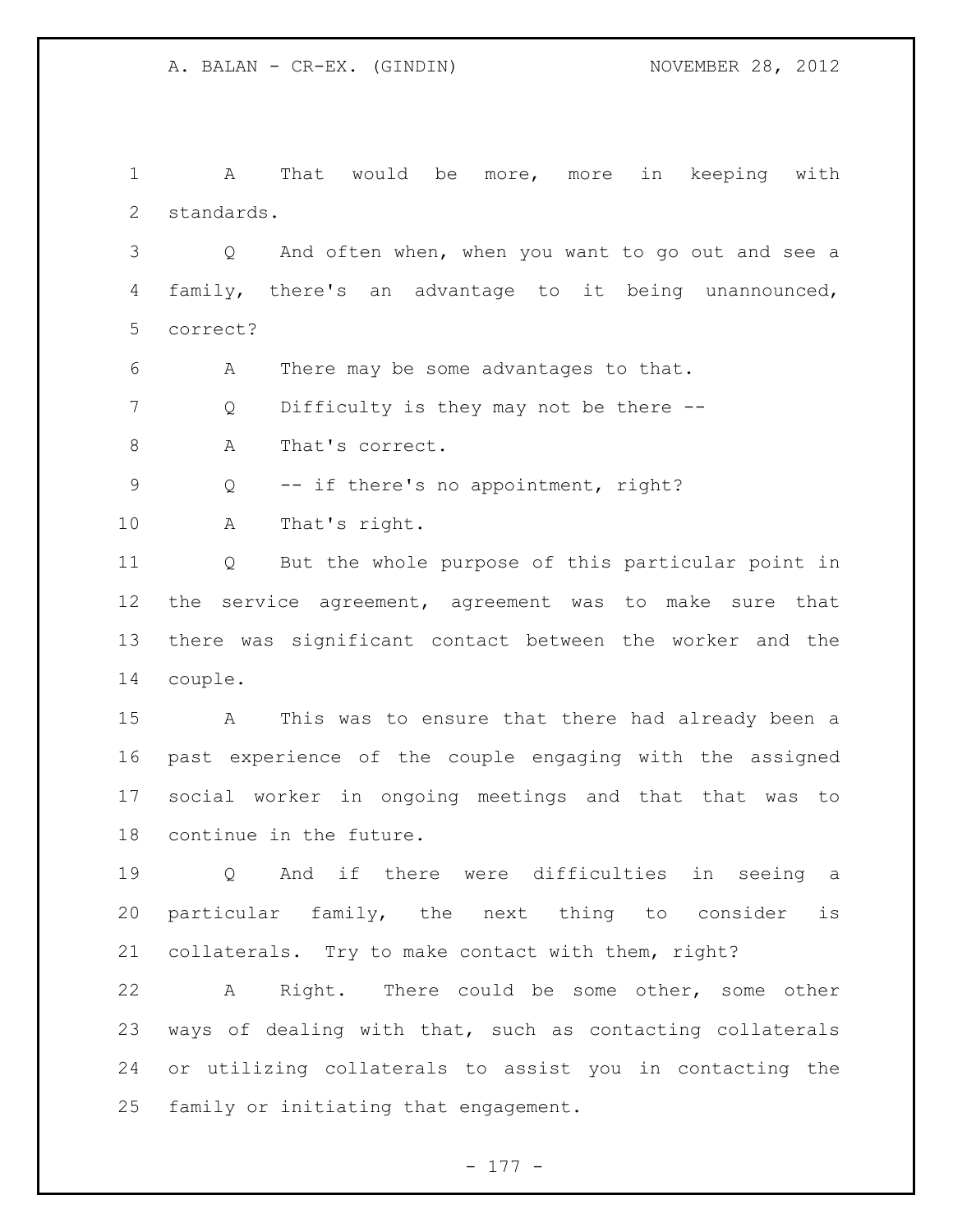A That would be more, more in keeping with standards.

Q And often when, when you want to go out and see a family, there's an advantage to it being unannounced, correct?

A There may be some advantages to that.

Q Difficulty is they may not be there --

A That's correct.

Q -- if there's no appointment, right?

A That's right.

Q But the whole purpose of this particular point in the service agreement, agreement was to make sure that there was significant contact between the worker and the couple.

A This was to ensure that there had already been a past experience of the couple engaging with the assigned social worker in ongoing meetings and that that was to continue in the future.

Q And if there were difficulties in seeing a particular family, the next thing to consider is collaterals. Try to make contact with them, right?

A Right. There could be some other, some other ways of dealing with that, such as contacting collaterals or utilizing collaterals to assist you in contacting the family or initiating that engagement.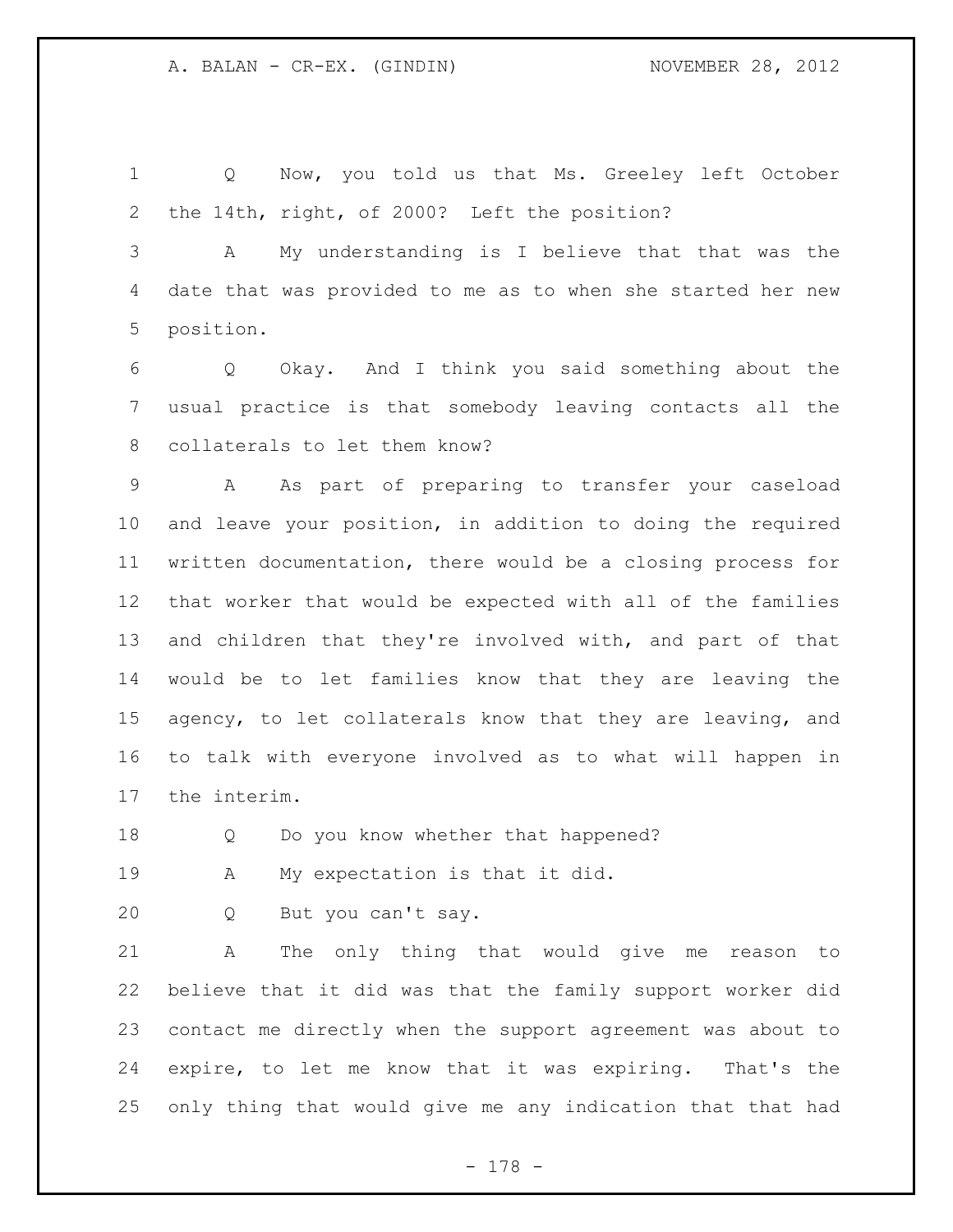Q Now, you told us that Ms. Greeley left October the 14th, right, of 2000? Left the position?

A My understanding is I believe that that was the date that was provided to me as to when she started her new position.

Q Okay. And I think you said something about the usual practice is that somebody leaving contacts all the collaterals to let them know?

A As part of preparing to transfer your caseload and leave your position, in addition to doing the required written documentation, there would be a closing process for that worker that would be expected with all of the families and children that they're involved with, and part of that would be to let families know that they are leaving the agency, to let collaterals know that they are leaving, and to talk with everyone involved as to what will happen in the interim.

Q Do you know whether that happened?

A My expectation is that it did.

Q But you can't say.

A The only thing that would give me reason to believe that it did was that the family support worker did contact me directly when the support agreement was about to expire, to let me know that it was expiring. That's the only thing that would give me any indication that that had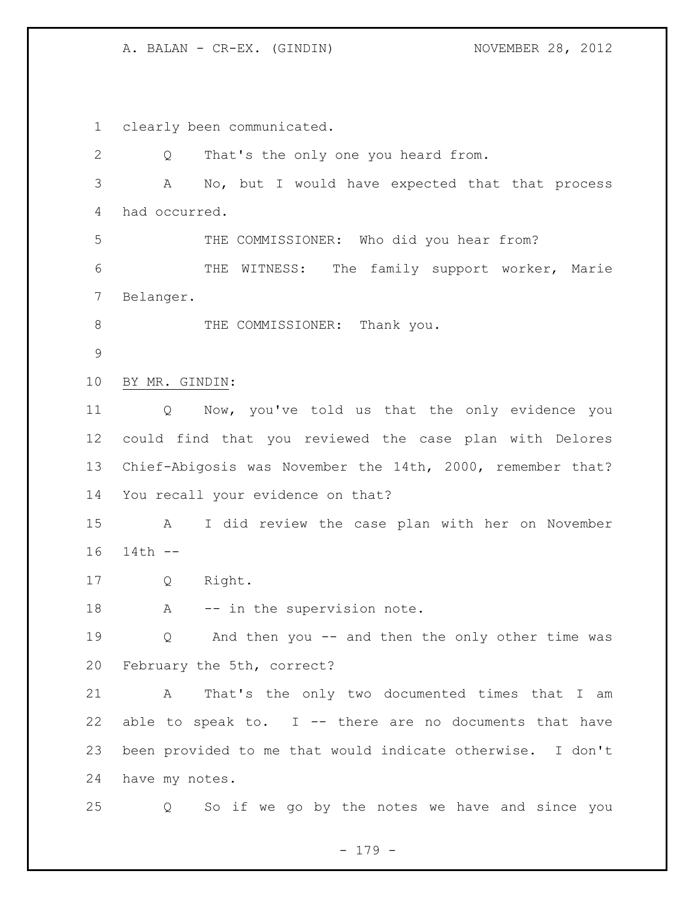clearly been communicated.

Q That's the only one you heard from.

A No, but I would have expected that that process had occurred.

THE COMMISSIONER: Who did you hear from?

THE WITNESS: The family support worker, Marie Belanger.

THE COMMISSIONER: Thank you.

BY MR. GINDIN:

Q Now, you've told us that the only evidence you could find that you reviewed the case plan with Delores Chief-Abigosis was November the 14th, 2000, remember that? You recall your evidence on that?

A I did review the case plan with her on November 14th --

Q Right.

A -- in the supervision note.

Q And then you -- and then the only other time was February the 5th, correct?

A That's the only two documented times that I am able to speak to. I -- there are no documents that have been provided to me that would indicate otherwise. I don't have my notes.

Q So if we go by the notes we have and since you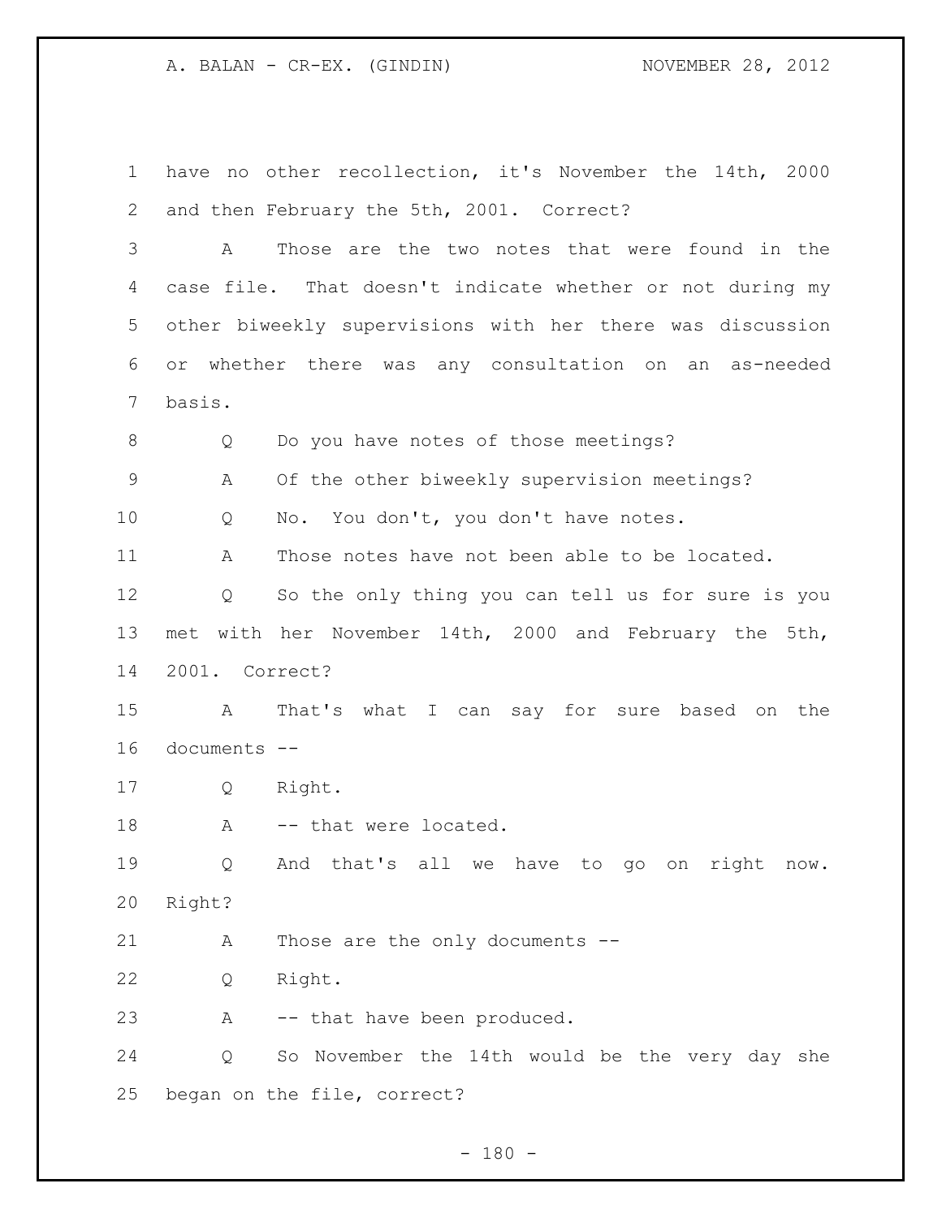have no other recollection, it's November the 14th, 2000 and then February the 5th, 2001. Correct?

A Those are the two notes that were found in the case file. That doesn't indicate whether or not during my other biweekly supervisions with her there was discussion or whether there was any consultation on an as-needed basis.

Q Do you have notes of those meetings?

A Of the other biweekly supervision meetings?

Q No. You don't, you don't have notes.

A Those notes have not been able to be located.

Q So the only thing you can tell us for sure is you met with her November 14th, 2000 and February the 5th, 2001. Correct?

A That's what I can say for sure based on the documents --

Q Right.

A -- that were located.

Q And that's all we have to go on right now. Right?

A Those are the only documents --

Q Right.

A -- that have been produced.

Q So November the 14th would be the very day she began on the file, correct?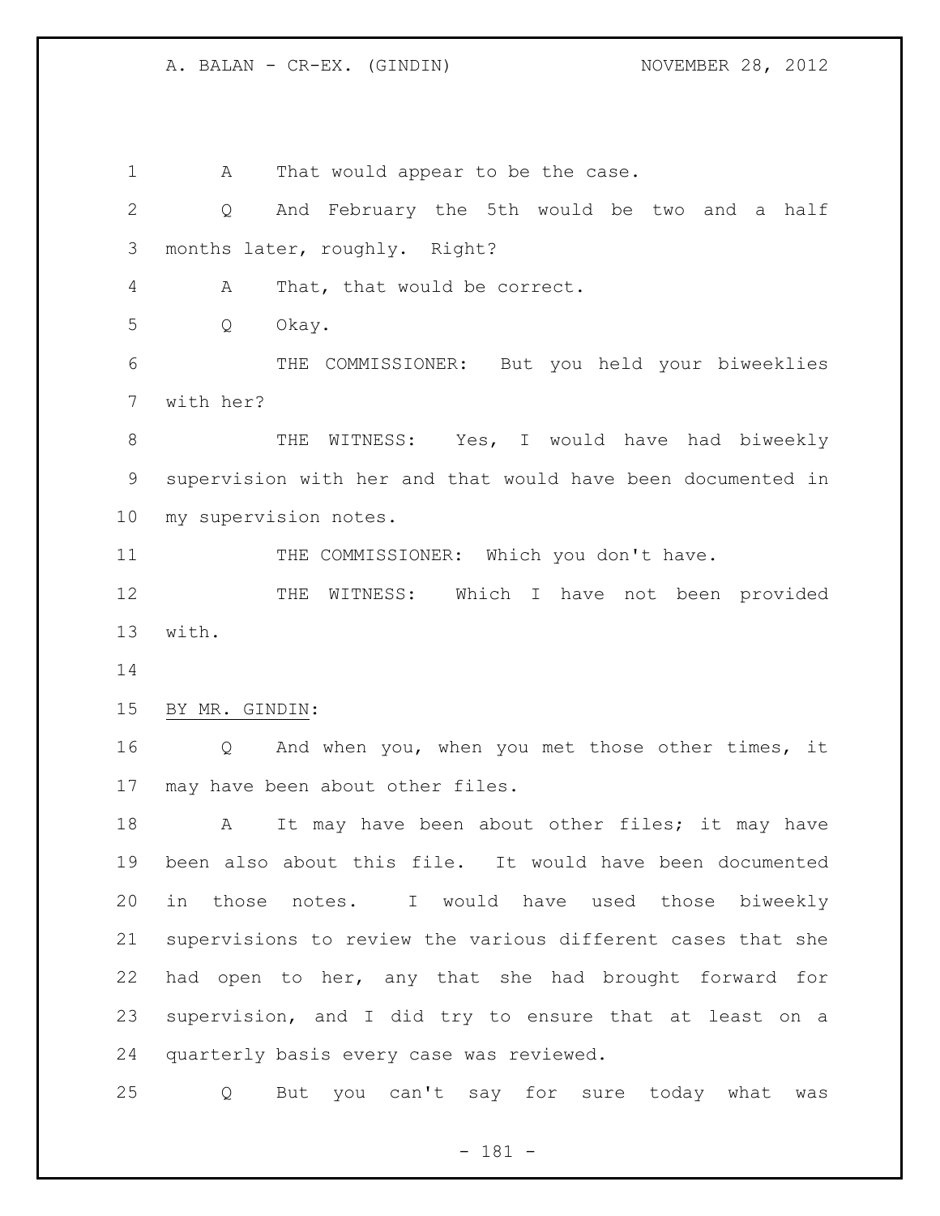A That would appear to be the case.

Q And February the 5th would be two and a half months later, roughly. Right?

A That, that would be correct.

Q Okay.

THE COMMISSIONER: But you held your biweeklies with her?

THE WITNESS: Yes, I would have had biweekly supervision with her and that would have been documented in my supervision notes.

THE COMMISSIONER: Which you don't have.

THE WITNESS: Which I have not been provided with.

BY MR. GINDIN:

Q And when you, when you met those other times, it may have been about other files.

A It may have been about other files; it may have been also about this file. It would have been documented in those notes. I would have used those biweekly supervisions to review the various different cases that she had open to her, any that she had brought forward for supervision, and I did try to ensure that at least on a quarterly basis every case was reviewed.

Q But you can't say for sure today what was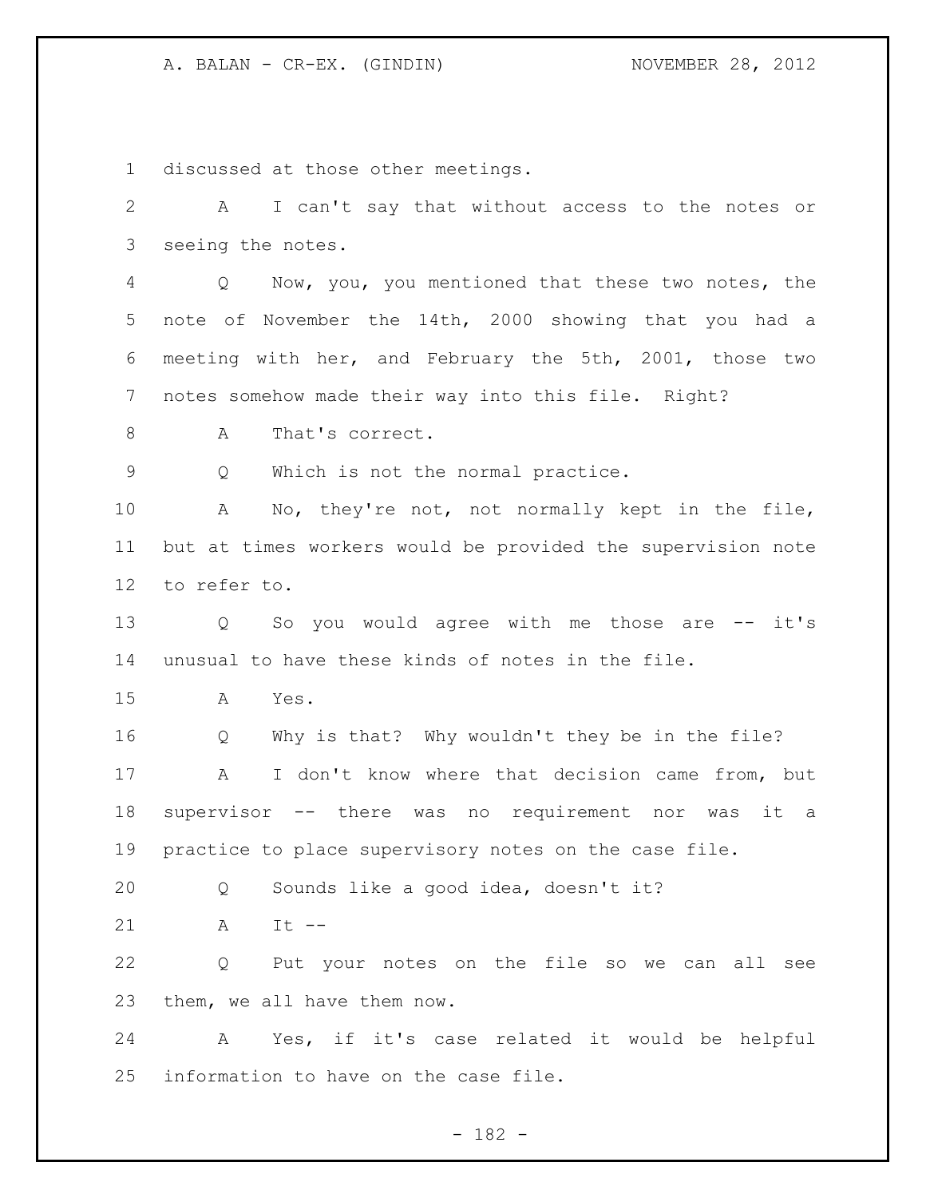discussed at those other meetings.

A I can't say that without access to the notes or seeing the notes.

Q Now, you, you mentioned that these two notes, the note of November the 14th, 2000 showing that you had a meeting with her, and February the 5th, 2001, those two notes somehow made their way into this file. Right?

A That's correct.

Q Which is not the normal practice.

A No, they're not, not normally kept in the file, but at times workers would be provided the supervision note to refer to.

Q So you would agree with me those are -- it's unusual to have these kinds of notes in the file.

A Yes.

Q Why is that? Why wouldn't they be in the file?

A I don't know where that decision came from, but supervisor -- there was no requirement nor was it a practice to place supervisory notes on the case file.

Q Sounds like a good idea, doesn't it?

A It --

Q Put your notes on the file so we can all see them, we all have them now.

A Yes, if it's case related it would be helpful information to have on the case file.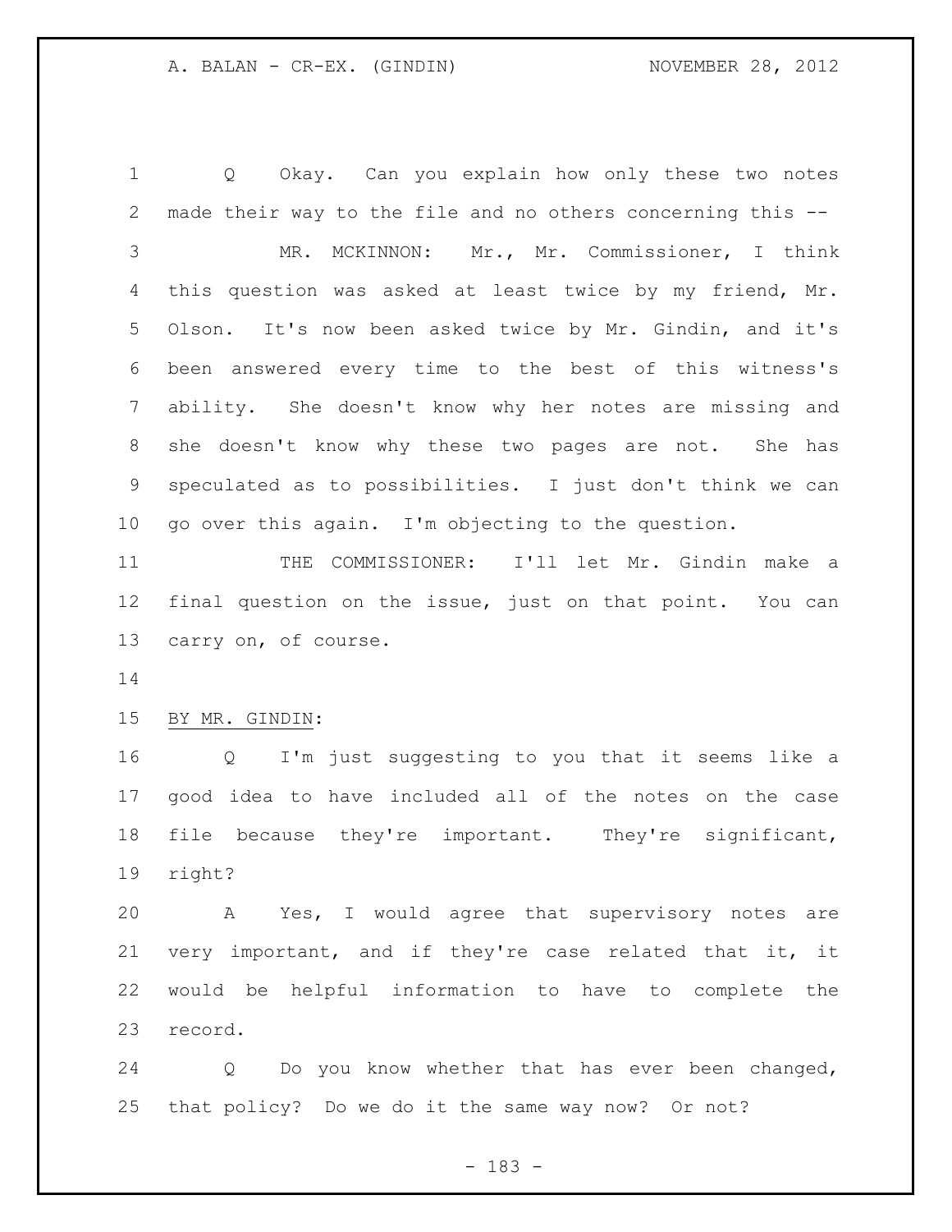Q Okay. Can you explain how only these two notes made their way to the file and no others concerning this --

MR. MCKINNON: Mr., Mr. Commissioner, I think this question was asked at least twice by my friend, Mr. Olson. It's now been asked twice by Mr. Gindin, and it's been answered every time to the best of this witness's ability. She doesn't know why her notes are missing and she doesn't know why these two pages are not. She has speculated as to possibilities. I just don't think we can go over this again. I'm objecting to the question.

THE COMMISSIONER: I'll let Mr. Gindin make a final question on the issue, just on that point. You can carry on, of course.

BY MR. GINDIN:

Q I'm just suggesting to you that it seems like a good idea to have included all of the notes on the case file because they're important. They're significant, right?

A Yes, I would agree that supervisory notes are very important, and if they're case related that it, it would be helpful information to have to complete the record.

Q Do you know whether that has ever been changed, that policy? Do we do it the same way now? Or not?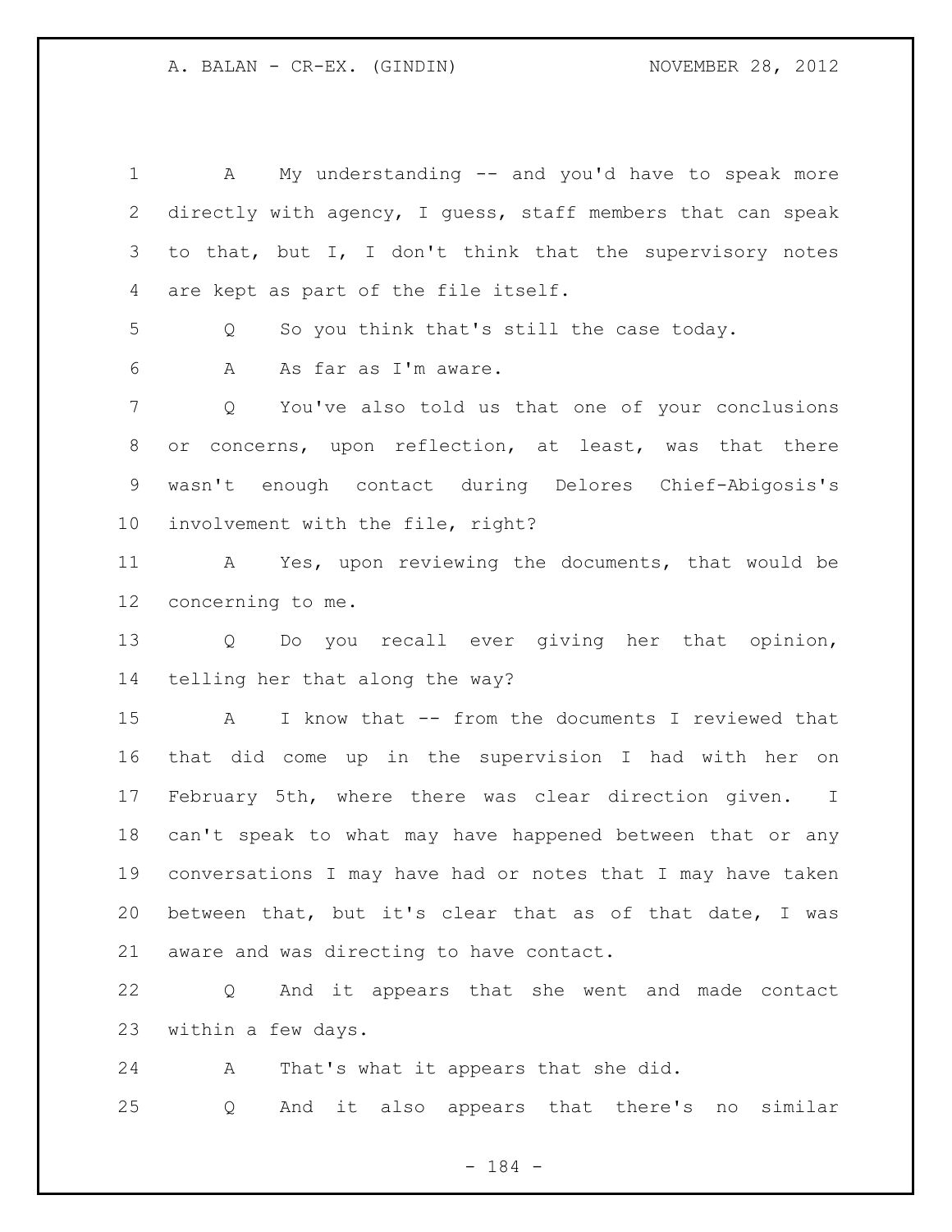A My understanding -- and you'd have to speak more directly with agency, I guess, staff members that can speak to that, but I, I don't think that the supervisory notes are kept as part of the file itself.

Q So you think that's still the case today.

A As far as I'm aware.

Q You've also told us that one of your conclusions or concerns, upon reflection, at least, was that there wasn't enough contact during Delores Chief-Abigosis's involvement with the file, right?

A Yes, upon reviewing the documents, that would be concerning to me.

Q Do you recall ever giving her that opinion, telling her that along the way?

A I know that -- from the documents I reviewed that that did come up in the supervision I had with her on February 5th, where there was clear direction given. I can't speak to what may have happened between that or any conversations I may have had or notes that I may have taken between that, but it's clear that as of that date, I was aware and was directing to have contact.

Q And it appears that she went and made contact within a few days.

A That's what it appears that she did.

Q And it also appears that there's no similar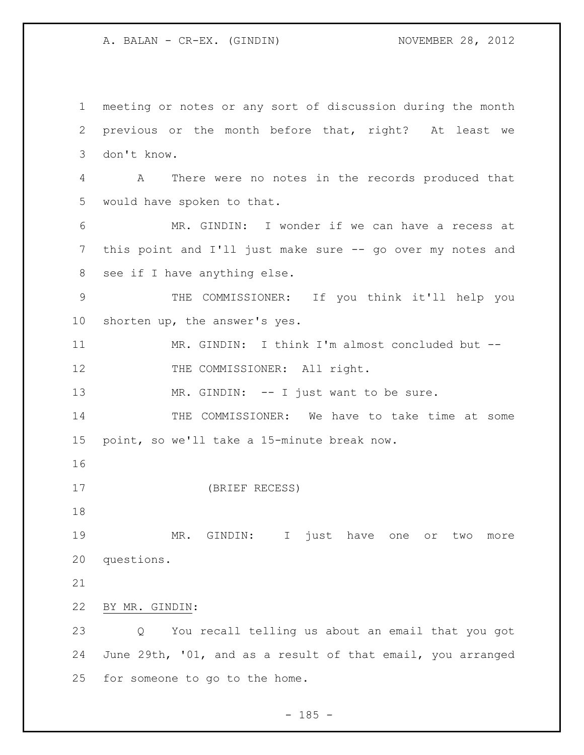meeting or notes or any sort of discussion during the month previous or the month before that, right? At least we don't know.

A There were no notes in the records produced that would have spoken to that.

MR. GINDIN: I wonder if we can have a recess at this point and I'll just make sure -- go over my notes and see if I have anything else.

THE COMMISSIONER: If you think it'll help you shorten up, the answer's yes.

MR. GINDIN: I think I'm almost concluded but --

THE COMMISSIONER: All right.

MR. GINDIN: -- I just want to be sure.

THE COMMISSIONER: We have to take time at some point, so we'll take a 15-minute break now.

(BRIEF RECESS)

MR. GINDIN: I just have one or two more questions.

BY MR. GINDIN:

Q You recall telling us about an email that you got June 29th, '01, and as a result of that email, you arranged for someone to go to the home.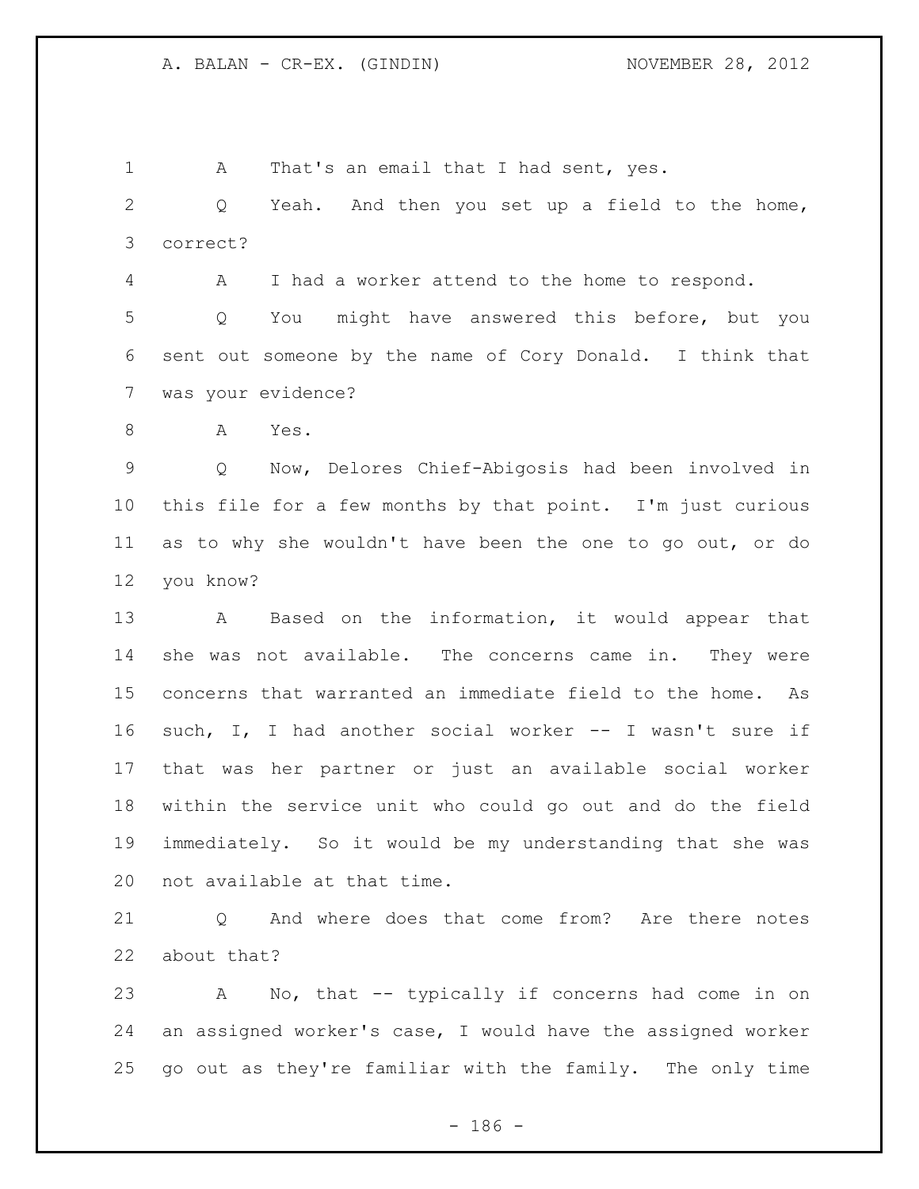A That's an email that I had sent, yes.

Q Yeah. And then you set up a field to the home, correct?

A I had a worker attend to the home to respond.

Q You might have answered this before, but you sent out someone by the name of Cory Donald. I think that was your evidence?

A Yes.

Q Now, Delores Chief-Abigosis had been involved in this file for a few months by that point. I'm just curious as to why she wouldn't have been the one to go out, or do you know?

A Based on the information, it would appear that she was not available. The concerns came in. They were concerns that warranted an immediate field to the home. As such, I, I had another social worker -- I wasn't sure if that was her partner or just an available social worker within the service unit who could go out and do the field immediately. So it would be my understanding that she was not available at that time.

Q And where does that come from? Are there notes about that?

A No, that -- typically if concerns had come in on an assigned worker's case, I would have the assigned worker go out as they're familiar with the family. The only time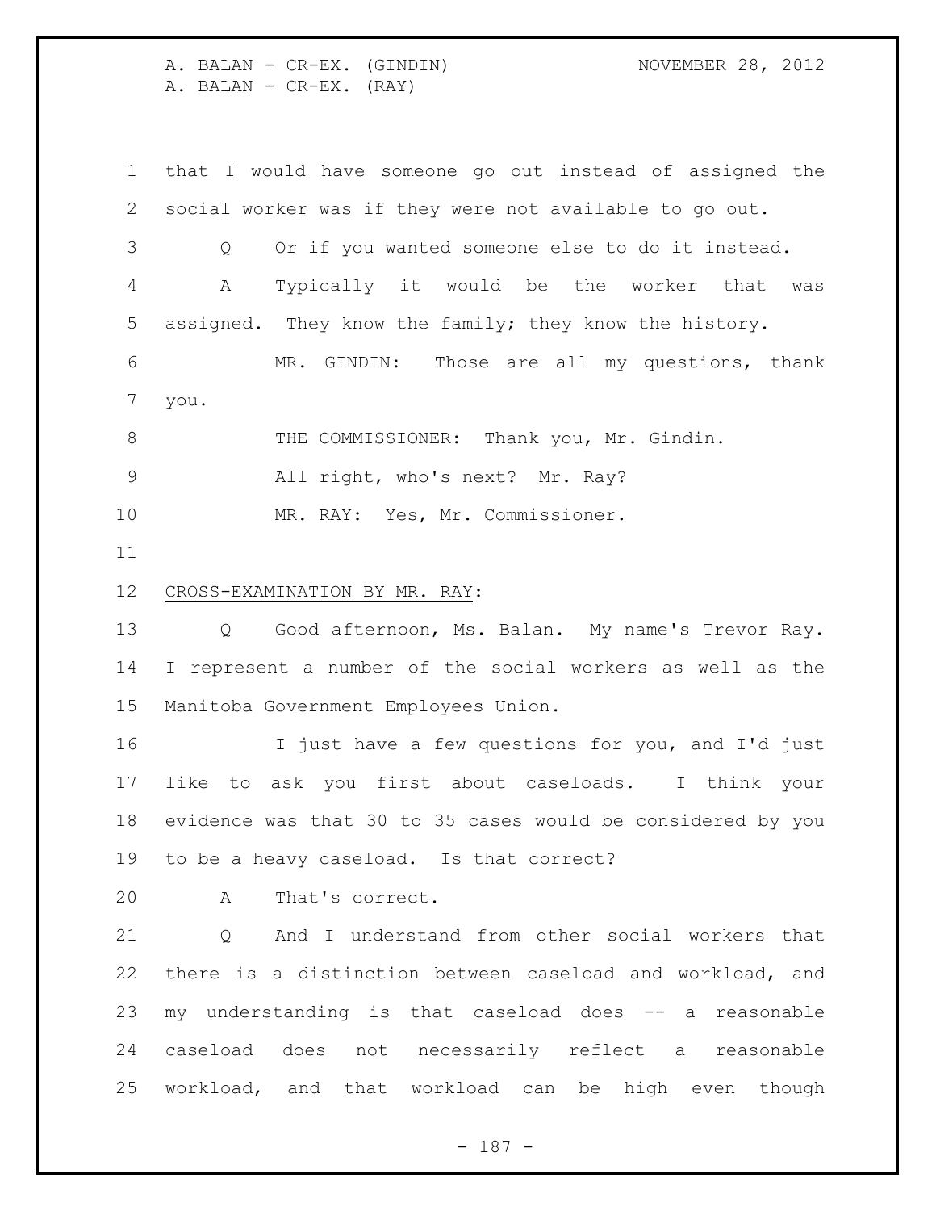that I would have someone go out instead of assigned the social worker was if they were not available to go out.

Q Or if you wanted someone else to do it instead.

A Typically it would be the worker that was assigned. They know the family; they know the history.

MR. GINDIN: Those are all my questions, thank you.

THE COMMISSIONER: Thank you, Mr. Gindin.

All right, who's next? Mr. Ray?

MR. RAY: Yes, Mr. Commissioner.

CROSS-EXAMINATION BY MR. RAY:

Q Good afternoon, Ms. Balan. My name's Trevor Ray. I represent a number of the social workers as well as the Manitoba Government Employees Union.

I just have a few questions for you, and I'd just like to ask you first about caseloads. I think your evidence was that 30 to 35 cases would be considered by you to be a heavy caseload. Is that correct?

A That's correct.

Q And I understand from other social workers that there is a distinction between caseload and workload, and my understanding is that caseload does -- a reasonable caseload does not necessarily reflect a reasonable workload, and that workload can be high even though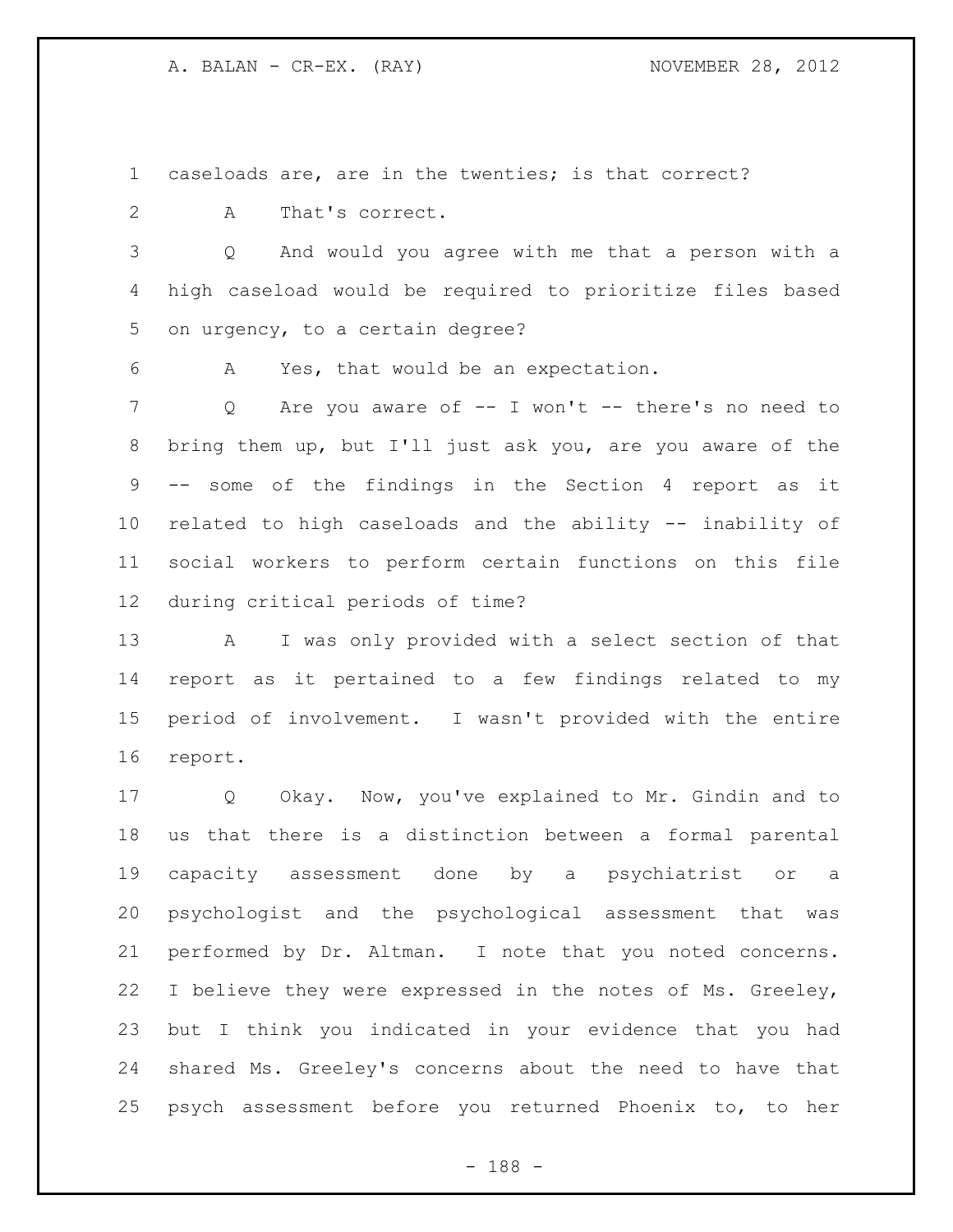caseloads are, are in the twenties; is that correct?

A That's correct.

Q And would you agree with me that a person with a high caseload would be required to prioritize files based on urgency, to a certain degree?

A Yes, that would be an expectation.

Q Are you aware of -- I won't -- there's no need to bring them up, but I'll just ask you, are you aware of the -- some of the findings in the Section 4 report as it related to high caseloads and the ability -- inability of social workers to perform certain functions on this file during critical periods of time?

A I was only provided with a select section of that report as it pertained to a few findings related to my period of involvement. I wasn't provided with the entire report.

Q Okay. Now, you've explained to Mr. Gindin and to us that there is a distinction between a formal parental capacity assessment done by a psychiatrist or a psychologist and the psychological assessment that was performed by Dr. Altman. I note that you noted concerns. I believe they were expressed in the notes of Ms. Greeley, but I think you indicated in your evidence that you had shared Ms. Greeley's concerns about the need to have that psych assessment before you returned Phoenix to, to her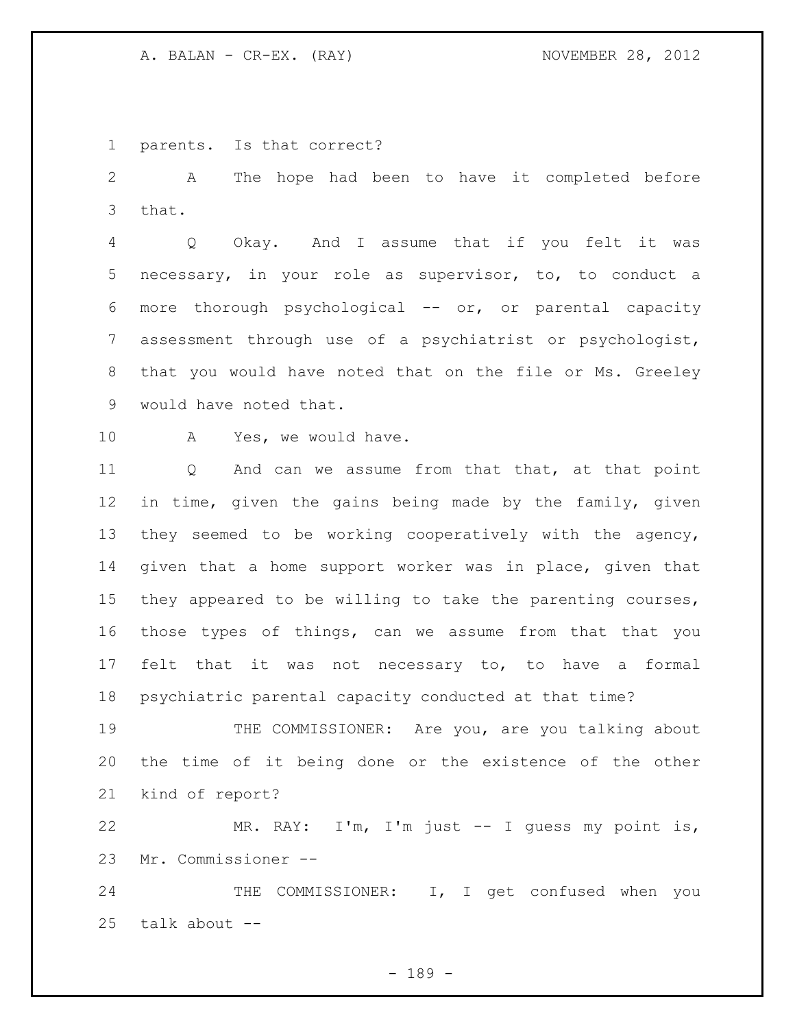parents. Is that correct?

A The hope had been to have it completed before that.

Q Okay. And I assume that if you felt it was necessary, in your role as supervisor, to, to conduct a more thorough psychological -- or, or parental capacity assessment through use of a psychiatrist or psychologist, that you would have noted that on the file or Ms. Greeley would have noted that.

A Yes, we would have.

Q And can we assume from that that, at that point in time, given the gains being made by the family, given they seemed to be working cooperatively with the agency, given that a home support worker was in place, given that they appeared to be willing to take the parenting courses, those types of things, can we assume from that that you felt that it was not necessary to, to have a formal psychiatric parental capacity conducted at that time?

THE COMMISSIONER: Are you, are you talking about the time of it being done or the existence of the other kind of report?

MR. RAY: I'm, I'm just -- I guess my point is, Mr. Commissioner --

THE COMMISSIONER: I, I get confused when you talk about --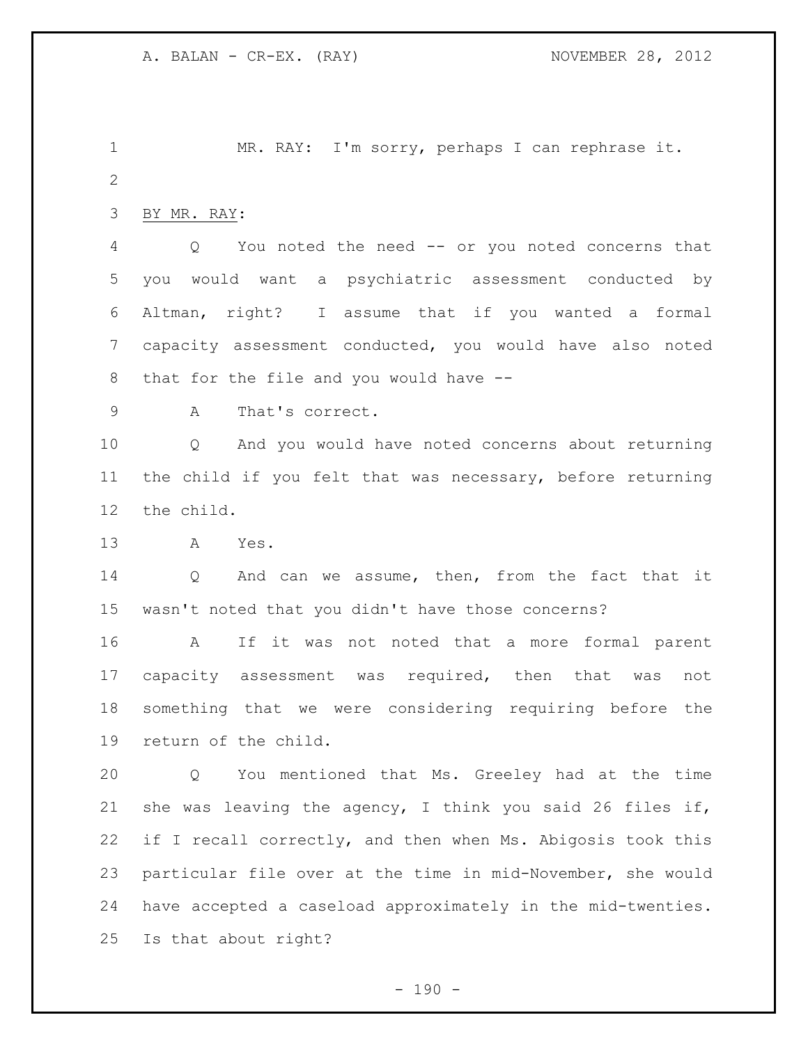MR. RAY: I'm sorry, perhaps I can rephrase it.

BY MR. RAY:

Q You noted the need -- or you noted concerns that you would want a psychiatric assessment conducted by Altman, right? I assume that if you wanted a formal capacity assessment conducted, you would have also noted that for the file and you would have --

A That's correct.

Q And you would have noted concerns about returning the child if you felt that was necessary, before returning the child.

A Yes.

Q And can we assume, then, from the fact that it wasn't noted that you didn't have those concerns?

A If it was not noted that a more formal parent capacity assessment was required, then that was not something that we were considering requiring before the return of the child.

Q You mentioned that Ms. Greeley had at the time she was leaving the agency, I think you said 26 files if, if I recall correctly, and then when Ms. Abigosis took this particular file over at the time in mid-November, she would have accepted a caseload approximately in the mid-twenties. Is that about right?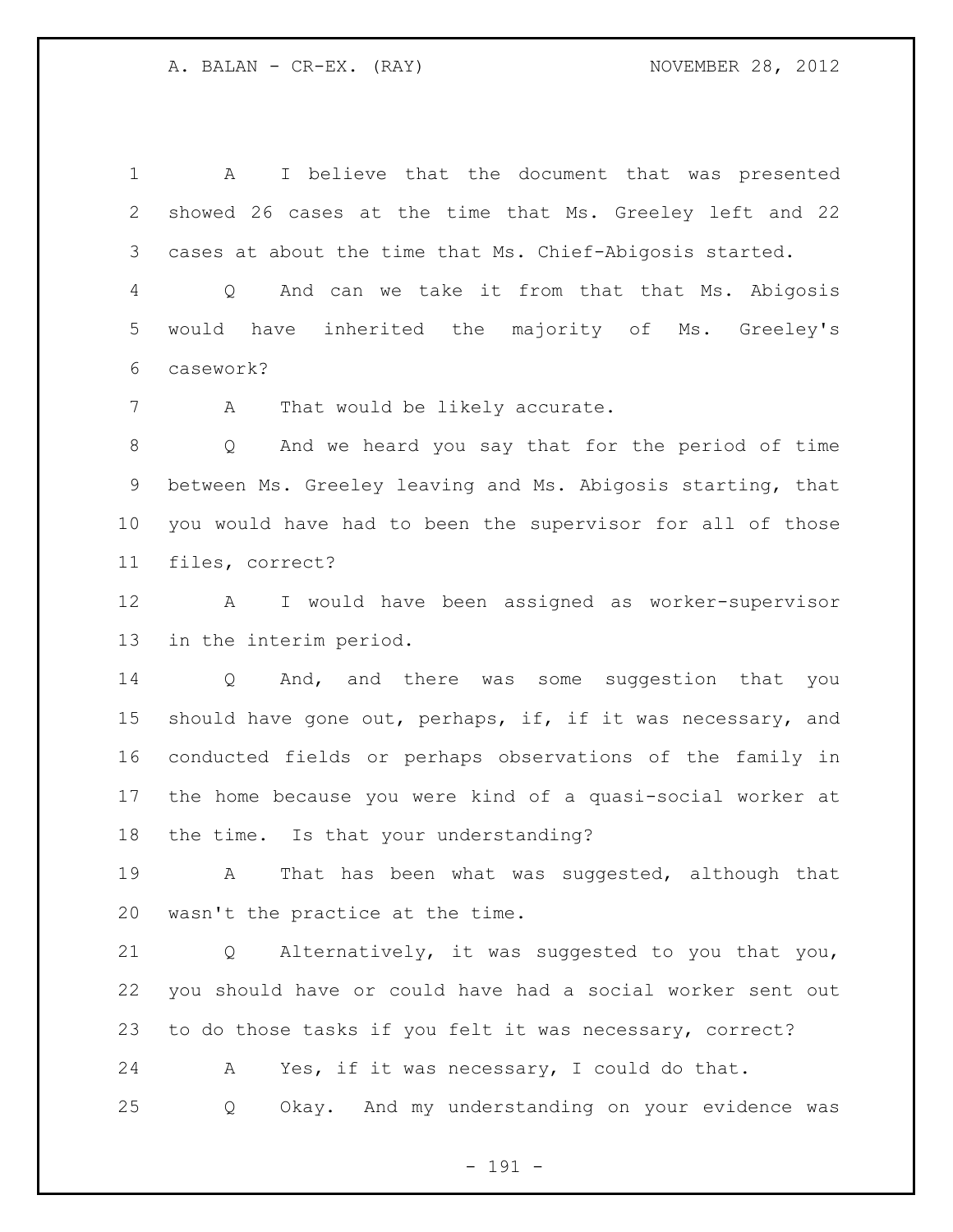A I believe that the document that was presented showed 26 cases at the time that Ms. Greeley left and 22 cases at about the time that Ms. Chief-Abigosis started.

Q And can we take it from that that Ms. Abigosis would have inherited the majority of Ms. Greeley's casework?

A That would be likely accurate.

Q And we heard you say that for the period of time between Ms. Greeley leaving and Ms. Abigosis starting, that you would have had to been the supervisor for all of those files, correct?

A I would have been assigned as worker-supervisor in the interim period.

Q And, and there was some suggestion that you should have gone out, perhaps, if, if it was necessary, and conducted fields or perhaps observations of the family in the home because you were kind of a quasi-social worker at the time. Is that your understanding?

A That has been what was suggested, although that wasn't the practice at the time.

Q Alternatively, it was suggested to you that you, you should have or could have had a social worker sent out to do those tasks if you felt it was necessary, correct?

A Yes, if it was necessary, I could do that.

Q Okay. And my understanding on your evidence was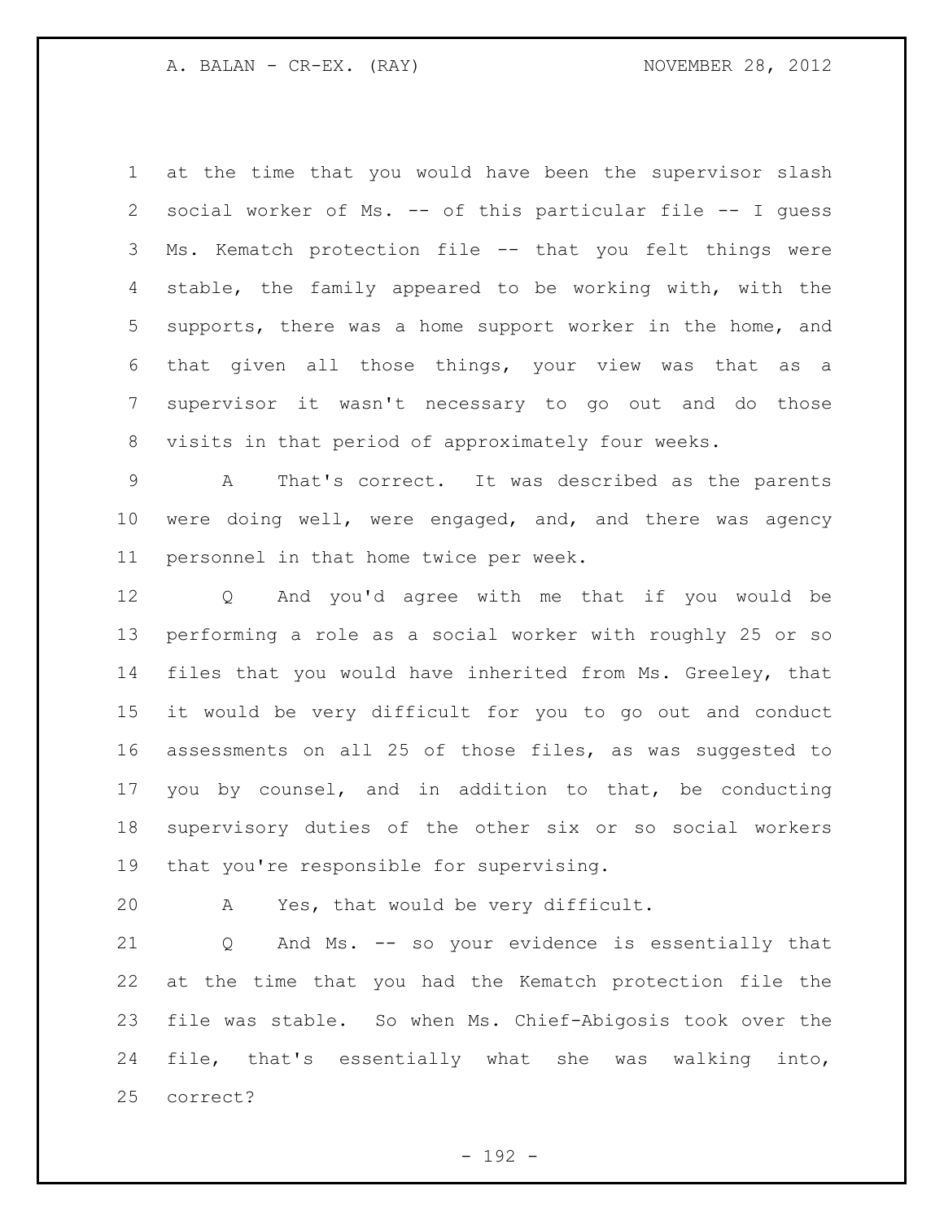at the time that you would have been the supervisor slash social worker of Ms. -- of this particular file -- I guess Ms. Kematch protection file -- that you felt things were stable, the family appeared to be working with, with the supports, there was a home support worker in the home, and that given all those things, your view was that as a supervisor it wasn't necessary to go out and do those visits in that period of approximately four weeks.

A That's correct. It was described as the parents were doing well, were engaged, and, and there was agency personnel in that home twice per week.

Q And you'd agree with me that if you would be performing a role as a social worker with roughly 25 or so files that you would have inherited from Ms. Greeley, that it would be very difficult for you to go out and conduct assessments on all 25 of those files, as was suggested to you by counsel, and in addition to that, be conducting supervisory duties of the other six or so social workers that you're responsible for supervising.

A Yes, that would be very difficult.

Q And Ms. -- so your evidence is essentially that at the time that you had the Kematch protection file the file was stable. So when Ms. Chief-Abigosis took over the file, that's essentially what she was walking into, correct?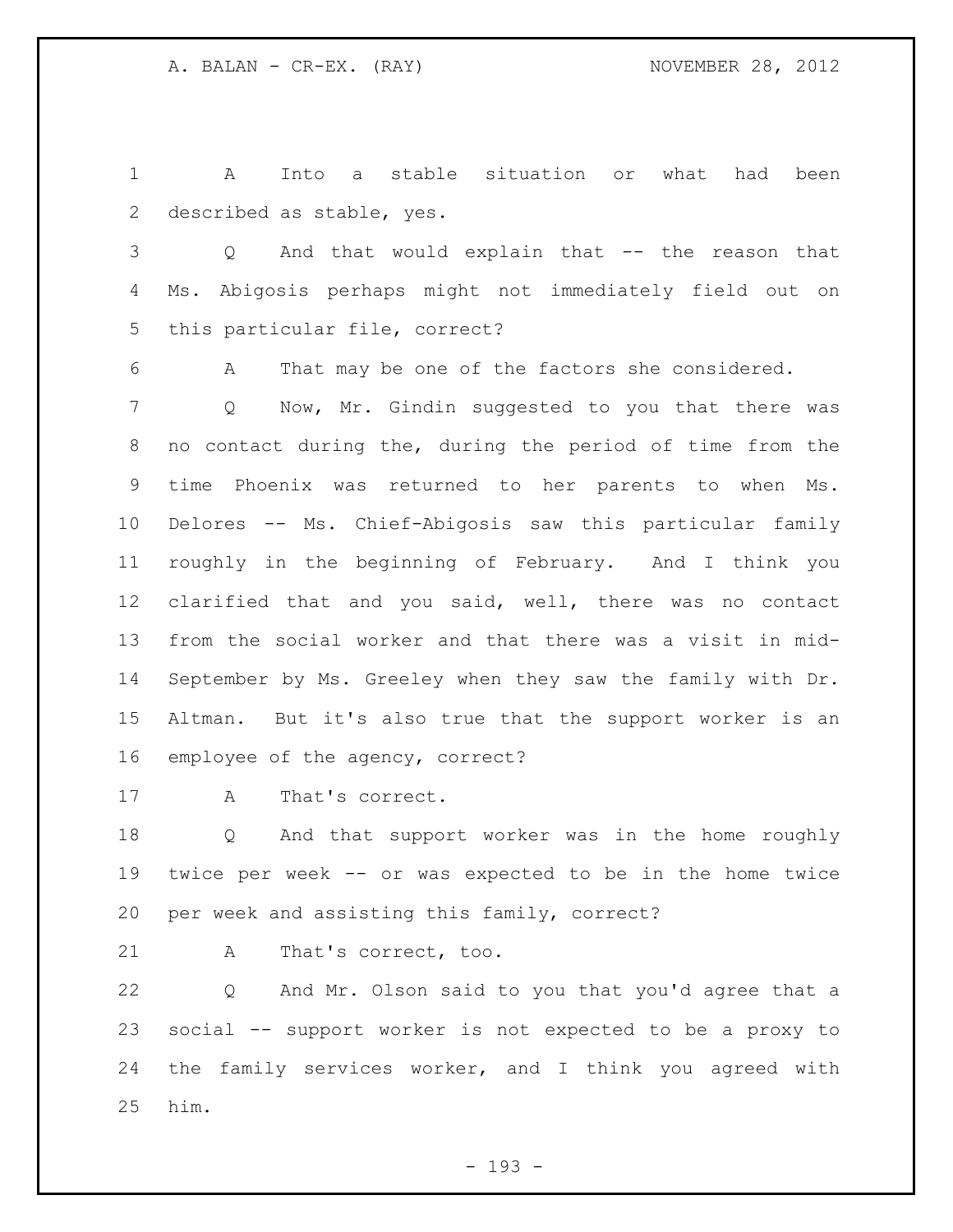A Into a stable situation or what had been described as stable, yes.

Q And that would explain that -- the reason that Ms. Abigosis perhaps might not immediately field out on this particular file, correct?

A That may be one of the factors she considered.

Q Now, Mr. Gindin suggested to you that there was no contact during the, during the period of time from the time Phoenix was returned to her parents to when Ms. Delores -- Ms. Chief-Abigosis saw this particular family roughly in the beginning of February. And I think you clarified that and you said, well, there was no contact from the social worker and that there was a visit in mid-September by Ms. Greeley when they saw the family with Dr. Altman. But it's also true that the support worker is an employee of the agency, correct?

A That's correct.

Q And that support worker was in the home roughly twice per week -- or was expected to be in the home twice per week and assisting this family, correct?

A That's correct, too.

Q And Mr. Olson said to you that you'd agree that a social -- support worker is not expected to be a proxy to the family services worker, and I think you agreed with him.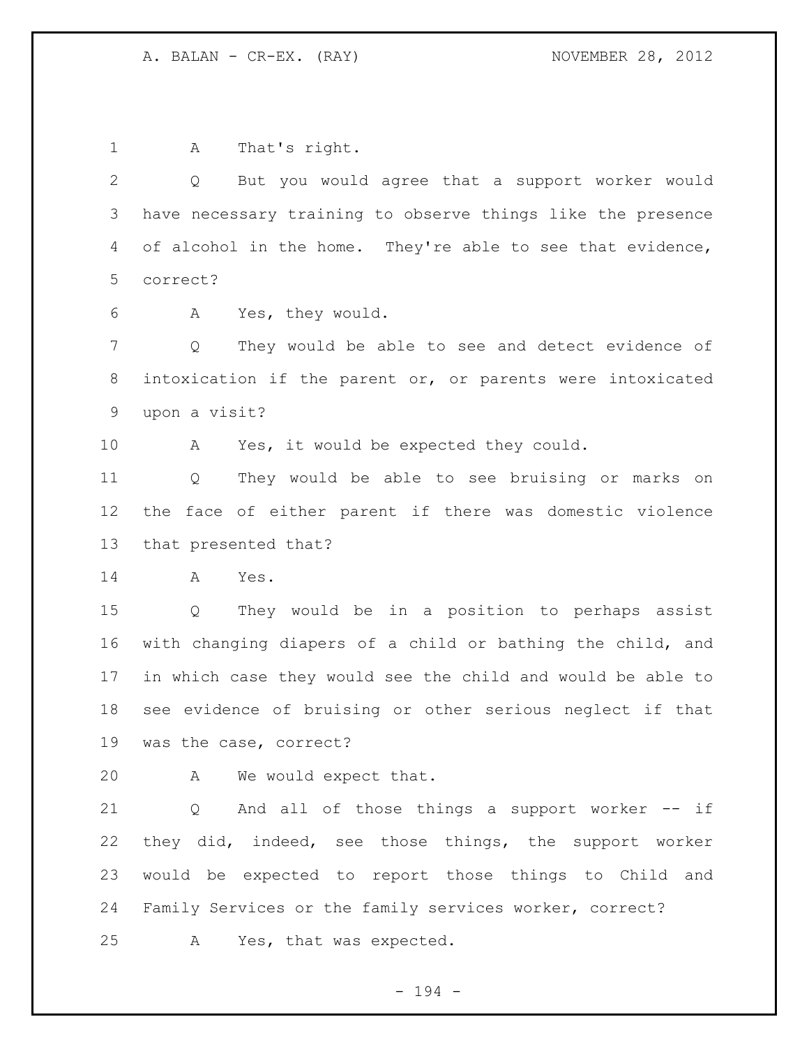1 A That's right.

2 Q But you would agree that a support worker would
3 have necessary training to observe things like the presence
4 of alcohol in the home. They're able to see that evidence,
5 correct?

6 A Yes, they would.

7 Q They would be able to see and detect evidence of
8 intoxication if the parent or, or parents were intoxicated
9 upon a visit?

10 A Yes, it would be expected they could.

11 Q They would be able to see bruising or marks on
12 the face of either parent if there was domestic violence
13 that presented that?

14 A Yes.

15 Q They would be in a position to perhaps assist
16 with changing diapers of a child or bathing the child, and
17 in which case they would see the child and would be able to
18 see evidence of bruising or other serious neglect if that
19 was the case, correct?

20 A We would expect that.

21 Q And all of those things a support worker -- if
22 they did, indeed, see those things, the support worker
23 would be expected to report those things to Child and
24 Family Services or the family services worker, correct?

25 A Yes, that was expected.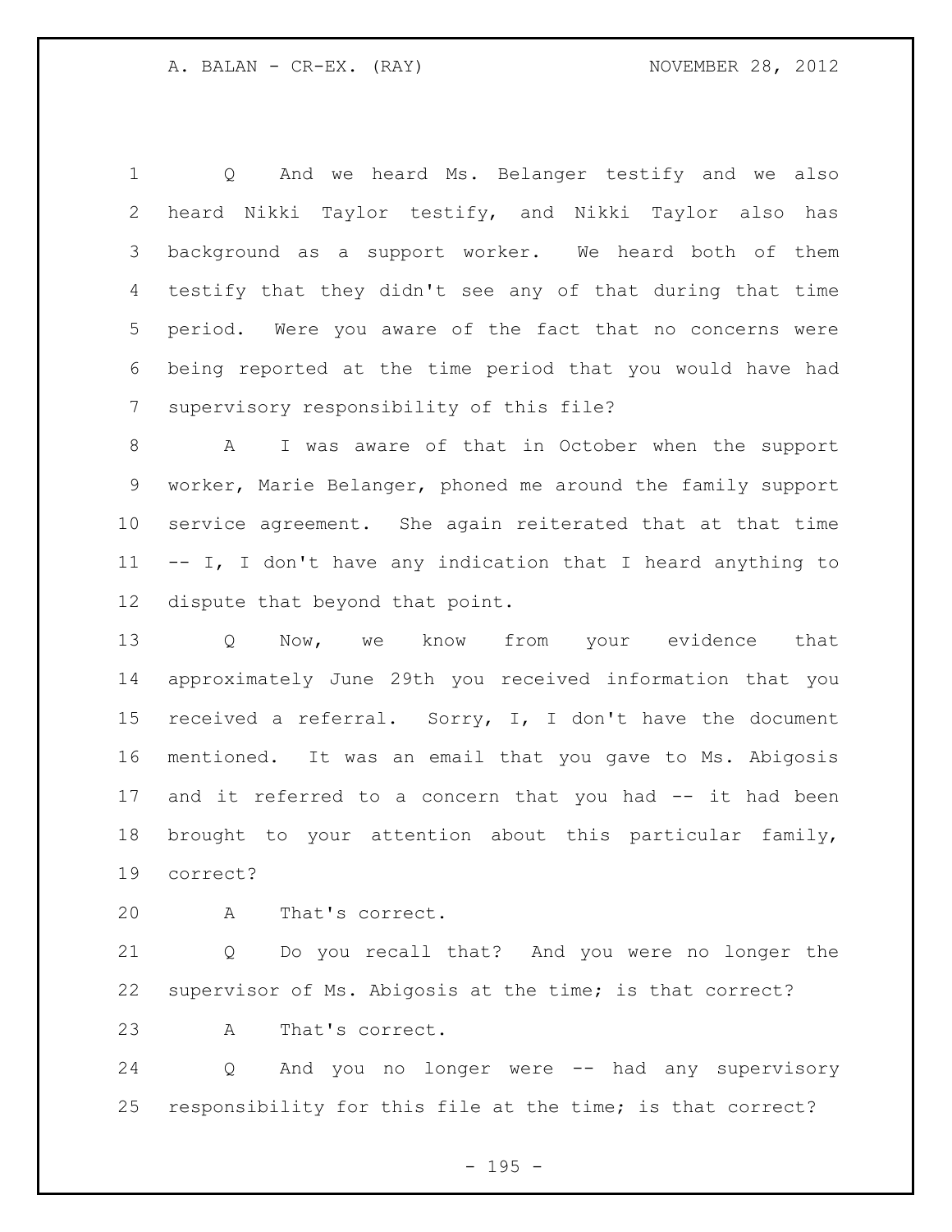Q And we heard Ms. Belanger testify and we also heard Nikki Taylor testify, and Nikki Taylor also has background as a support worker. We heard both of them testify that they didn't see any of that during that time period. Were you aware of the fact that no concerns were being reported at the time period that you would have had supervisory responsibility of this file?

A I was aware of that in October when the support worker, Marie Belanger, phoned me around the family support service agreement. She again reiterated that at that time -- I, I don't have any indication that I heard anything to dispute that beyond that point.

Q Now, we know from your evidence that approximately June 29th you received information that you received a referral. Sorry, I, I don't have the document mentioned. It was an email that you gave to Ms. Abigosis and it referred to a concern that you had -- it had been brought to your attention about this particular family, correct?

A That's correct.

Q Do you recall that? And you were no longer the supervisor of Ms. Abigosis at the time; is that correct?

A That's correct.

Q And you no longer were -- had any supervisory responsibility for this file at the time; is that correct?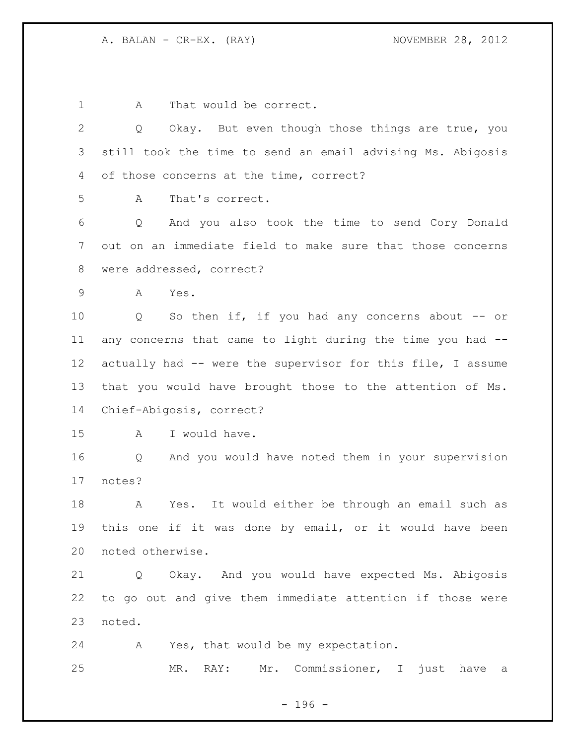A That would be correct.

Q Okay. But even though those things are true, you still took the time to send an email advising Ms. Abigosis of those concerns at the time, correct?

A That's correct.

Q And you also took the time to send Cory Donald out on an immediate field to make sure that those concerns were addressed, correct?

A Yes.

Q So then if, if you had any concerns about -- or any concerns that came to light during the time you had -- actually had -- were the supervisor for this file, I assume that you would have brought those to the attention of Ms. Chief-Abigosis, correct?

A I would have.

Q And you would have noted them in your supervision notes?

A Yes. It would either be through an email such as this one if it was done by email, or it would have been noted otherwise.

Q Okay. And you would have expected Ms. Abigosis to go out and give them immediate attention if those were noted.

A Yes, that would be my expectation.

MR. RAY: Mr. Commissioner, I just have a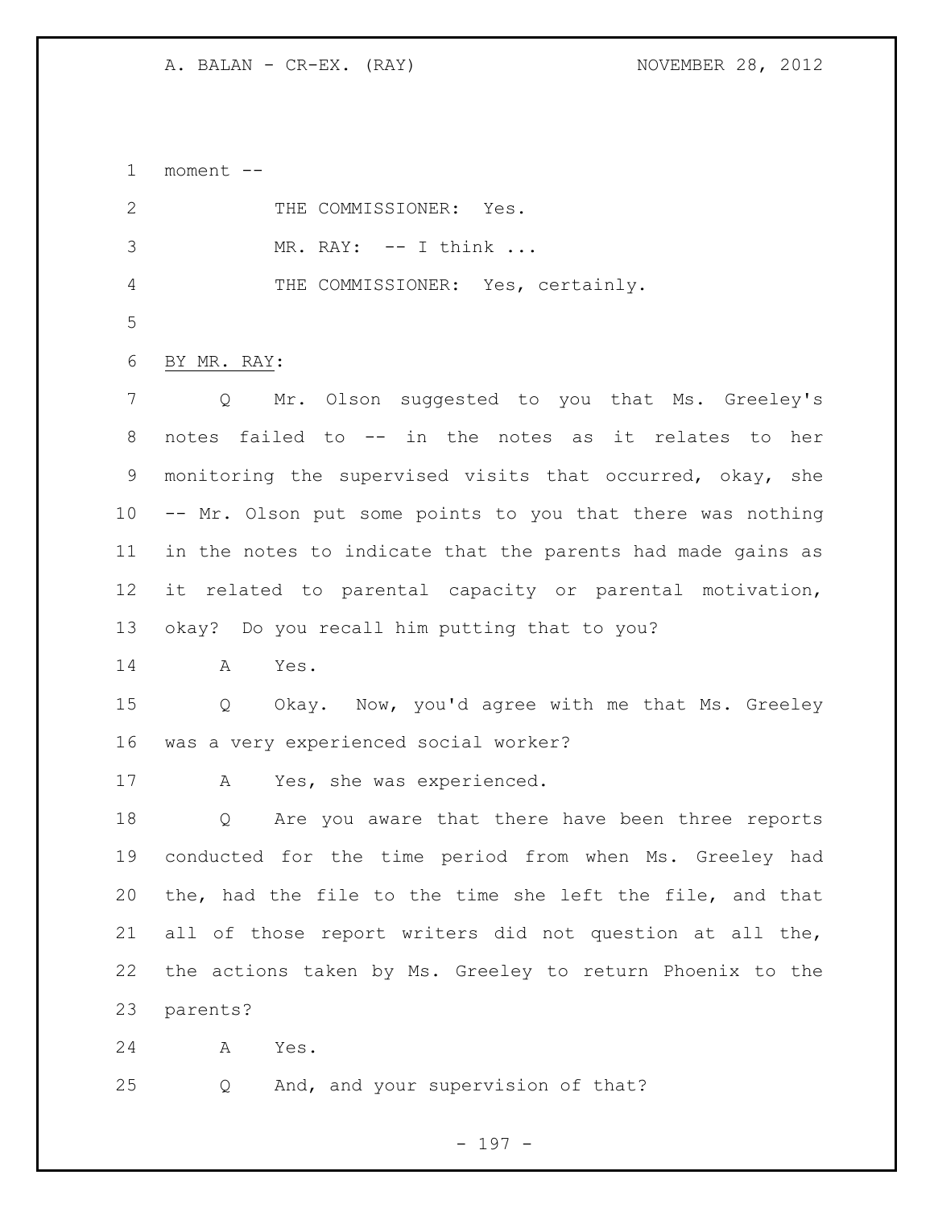moment --

THE COMMISSIONER: Yes.

MR. RAY: -- I think ...

THE COMMISSIONER: Yes, certainly.

BY MR. RAY:

Q Mr. Olson suggested to you that Ms. Greeley's notes failed to -- in the notes as it relates to her monitoring the supervised visits that occurred, okay, she -- Mr. Olson put some points to you that there was nothing in the notes to indicate that the parents had made gains as it related to parental capacity or parental motivation, okay? Do you recall him putting that to you?

A Yes.

Q Okay. Now, you'd agree with me that Ms. Greeley was a very experienced social worker?

A Yes, she was experienced.

Q Are you aware that there have been three reports conducted for the time period from when Ms. Greeley had the, had the file to the time she left the file, and that all of those report writers did not question at all the, the actions taken by Ms. Greeley to return Phoenix to the parents?

A Yes.

Q And, and your supervision of that?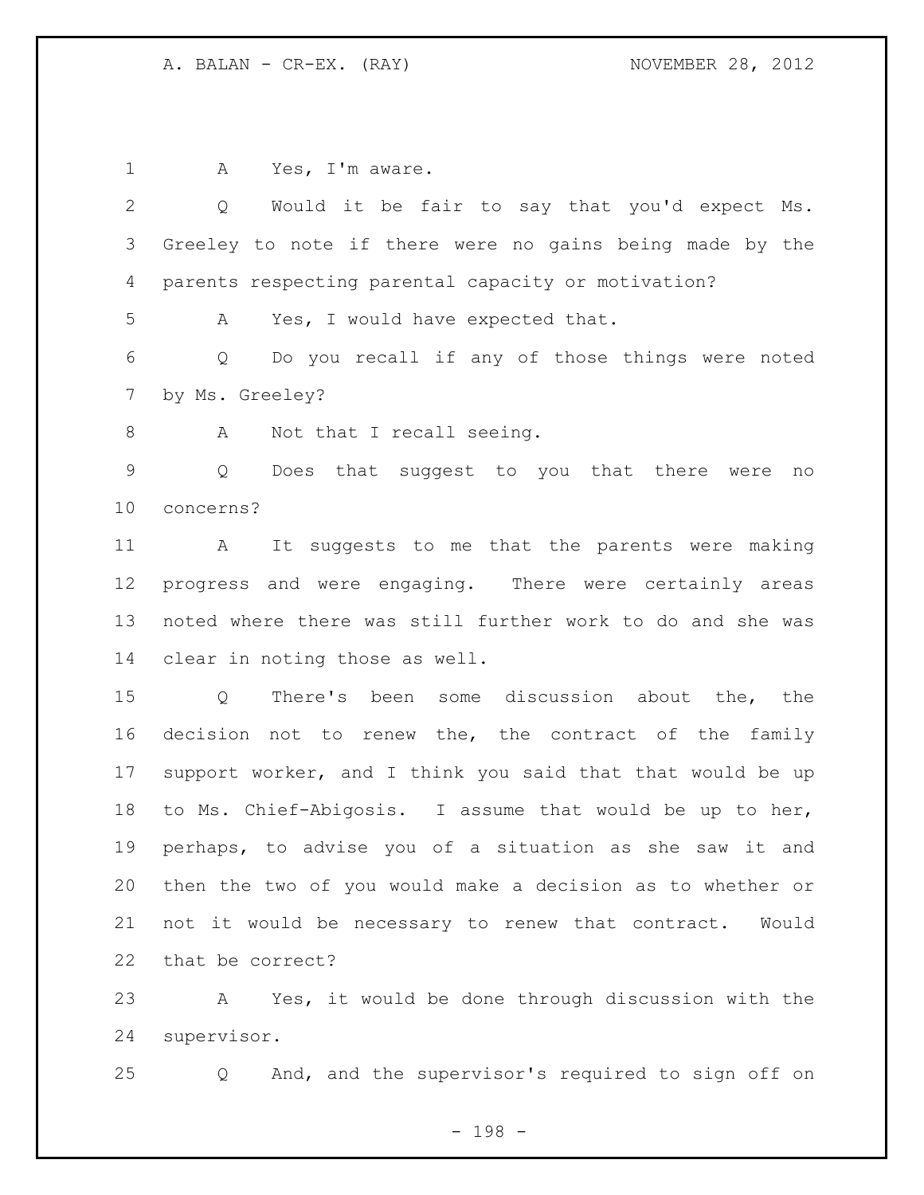A Yes, I'm aware.

Q Would it be fair to say that you'd expect Ms. Greeley to note if there were no gains being made by the parents respecting parental capacity or motivation?

A Yes, I would have expected that.

Q Do you recall if any of those things were noted by Ms. Greeley?

A Not that I recall seeing.

Q Does that suggest to you that there were no concerns?

A It suggests to me that the parents were making progress and were engaging. There were certainly areas noted where there was still further work to do and she was clear in noting those as well.

Q There's been some discussion about the, the decision not to renew the, the contract of the family support worker, and I think you said that that would be up to Ms. Chief-Abigosis. I assume that would be up to her, perhaps, to advise you of a situation as she saw it and then the two of you would make a decision as to whether or not it would be necessary to renew that contract. Would that be correct?

A Yes, it would be done through discussion with the supervisor.

Q And, and the supervisor's required to sign off on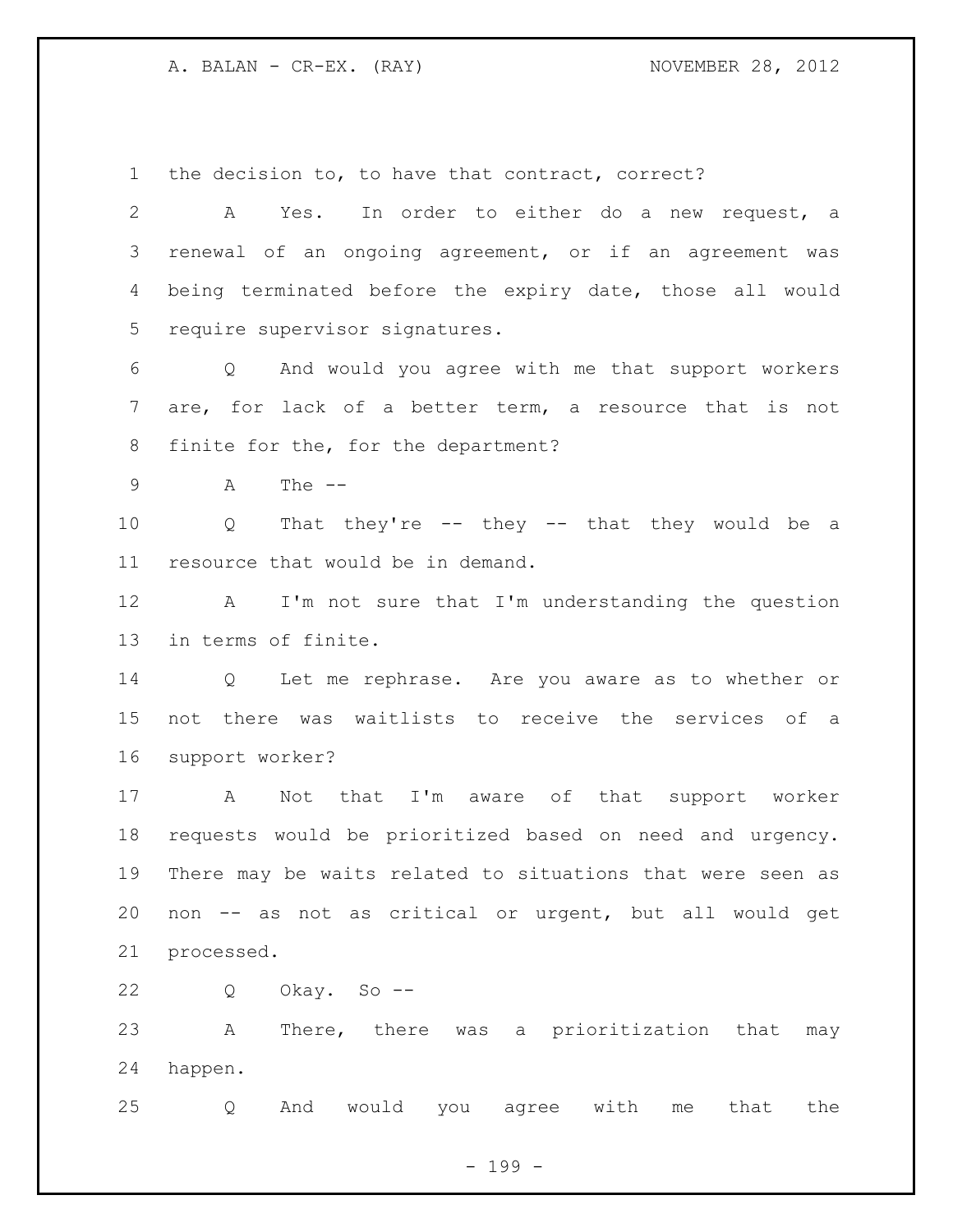the decision to, to have that contract, correct?

A Yes. In order to either do a new request, a renewal of an ongoing agreement, or if an agreement was being terminated before the expiry date, those all would require supervisor signatures.

Q And would you agree with me that support workers are, for lack of a better term, a resource that is not finite for the, for the department?

A The --

Q That they're -- they -- that they would be a resource that would be in demand.

A I'm not sure that I'm understanding the question in terms of finite.

Q Let me rephrase. Are you aware as to whether or not there was waitlists to receive the services of a support worker?

A Not that I'm aware of that support worker requests would be prioritized based on need and urgency. There may be waits related to situations that were seen as non -- as not as critical or urgent, but all would get processed.

Q Okay. So --

A There, there was a prioritization that may happen.

Q And would you agree with me that the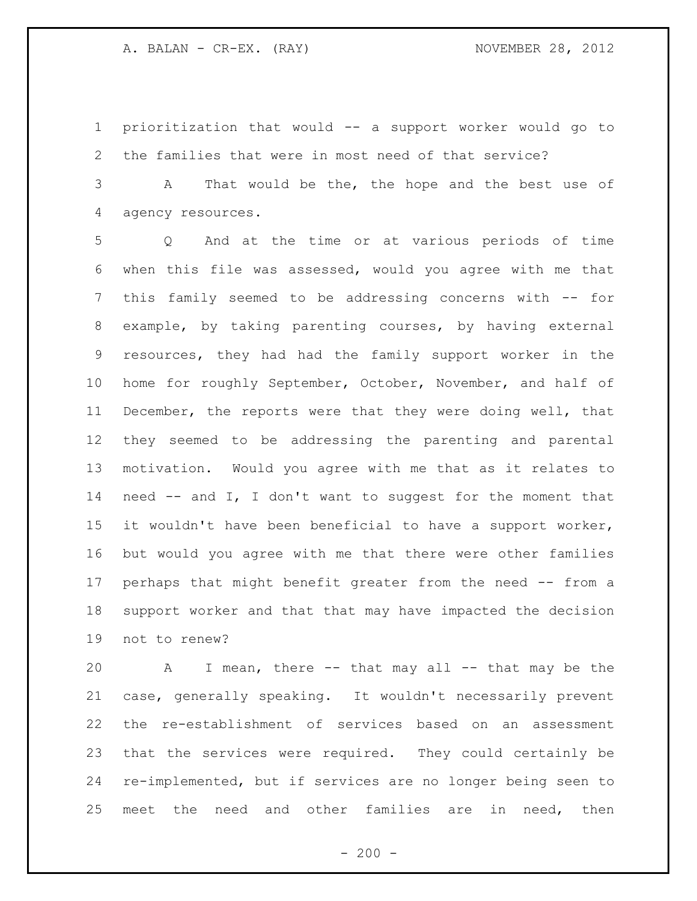prioritization that would -- a support worker would go to the families that were in most need of that service?

A That would be the, the hope and the best use of agency resources.

Q And at the time or at various periods of time when this file was assessed, would you agree with me that this family seemed to be addressing concerns with -- for example, by taking parenting courses, by having external resources, they had had the family support worker in the home for roughly September, October, November, and half of December, the reports were that they were doing well, that they seemed to be addressing the parenting and parental motivation. Would you agree with me that as it relates to need -- and I, I don't want to suggest for the moment that it wouldn't have been beneficial to have a support worker, but would you agree with me that there were other families perhaps that might benefit greater from the need -- from a support worker and that that may have impacted the decision not to renew?

A I mean, there -- that may all -- that may be the case, generally speaking. It wouldn't necessarily prevent the re-establishment of services based on an assessment that the services were required. They could certainly be re-implemented, but if services are no longer being seen to meet the need and other families are in need, then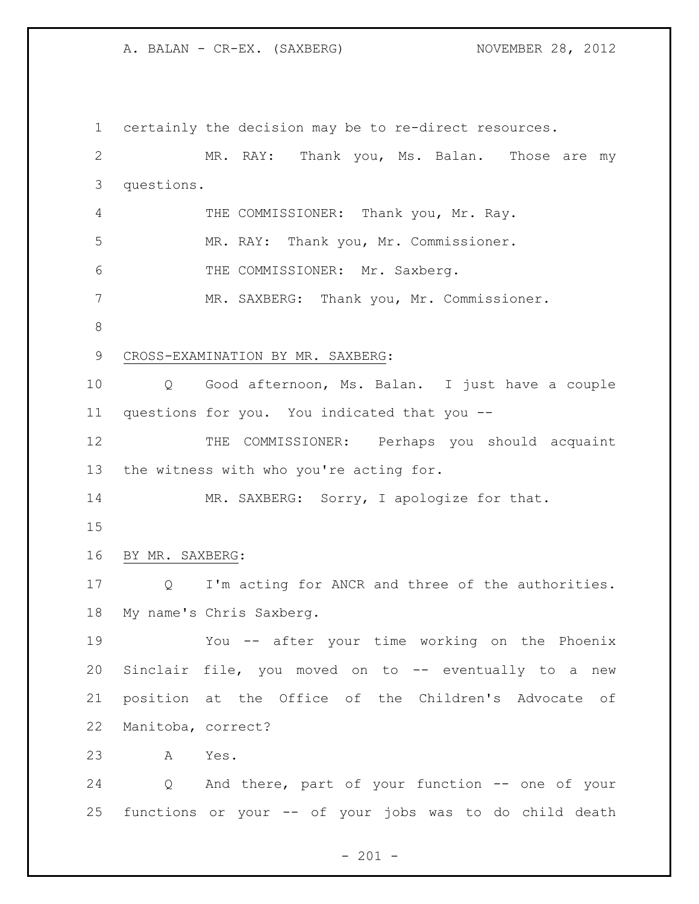certainly the decision may be to re-direct resources.

MR. RAY: Thank you, Ms. Balan. Those are my questions.

THE COMMISSIONER: Thank you, Mr. Ray.

MR. RAY: Thank you, Mr. Commissioner.

THE COMMISSIONER: Mr. Saxberg.

MR. SAXBERG: Thank you, Mr. Commissioner.

CROSS-EXAMINATION BY MR. SAXBERG:

Q Good afternoon, Ms. Balan. I just have a couple questions for you. You indicated that you --

THE COMMISSIONER: Perhaps you should acquaint the witness with who you're acting for.

MR. SAXBERG: Sorry, I apologize for that.

BY MR. SAXBERG:

Q I'm acting for ANCR and three of the authorities. My name's Chris Saxberg.

You -- after your time working on the Phoenix Sinclair file, you moved on to -- eventually to a new position at the Office of the Children's Advocate of Manitoba, correct?

A Yes.

Q And there, part of your function -- one of your functions or your -- of your jobs was to do child death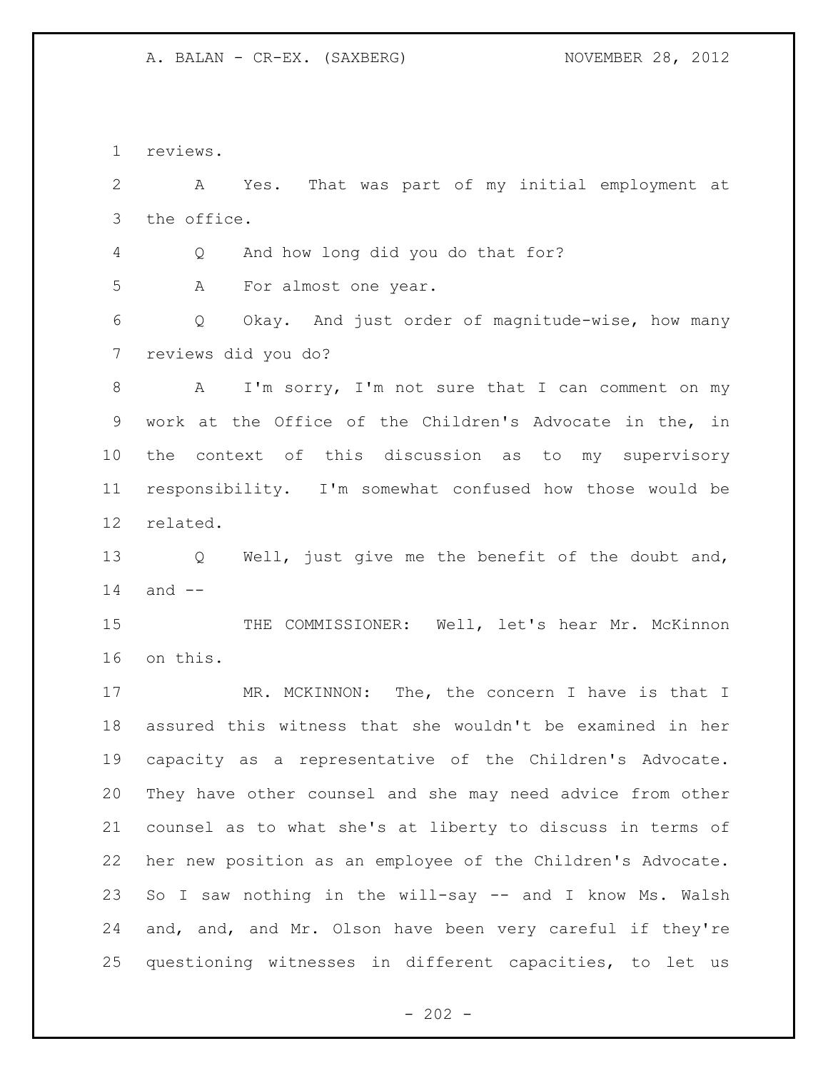reviews.

A Yes. That was part of my initial employment at the office.

Q And how long did you do that for?

A For almost one year.

Q Okay. And just order of magnitude-wise, how many reviews did you do?

A I'm sorry, I'm not sure that I can comment on my work at the Office of the Children's Advocate in the, in the context of this discussion as to my supervisory responsibility. I'm somewhat confused how those would be related.

Q Well, just give me the benefit of the doubt and, and --

THE COMMISSIONER: Well, let's hear Mr. McKinnon on this.

MR. MCKINNON: The, the concern I have is that I assured this witness that she wouldn't be examined in her capacity as a representative of the Children's Advocate. They have other counsel and she may need advice from other counsel as to what she's at liberty to discuss in terms of her new position as an employee of the Children's Advocate. So I saw nothing in the will-say -- and I know Ms. Walsh and, and, and Mr. Olson have been very careful if they're questioning witnesses in different capacities, to let us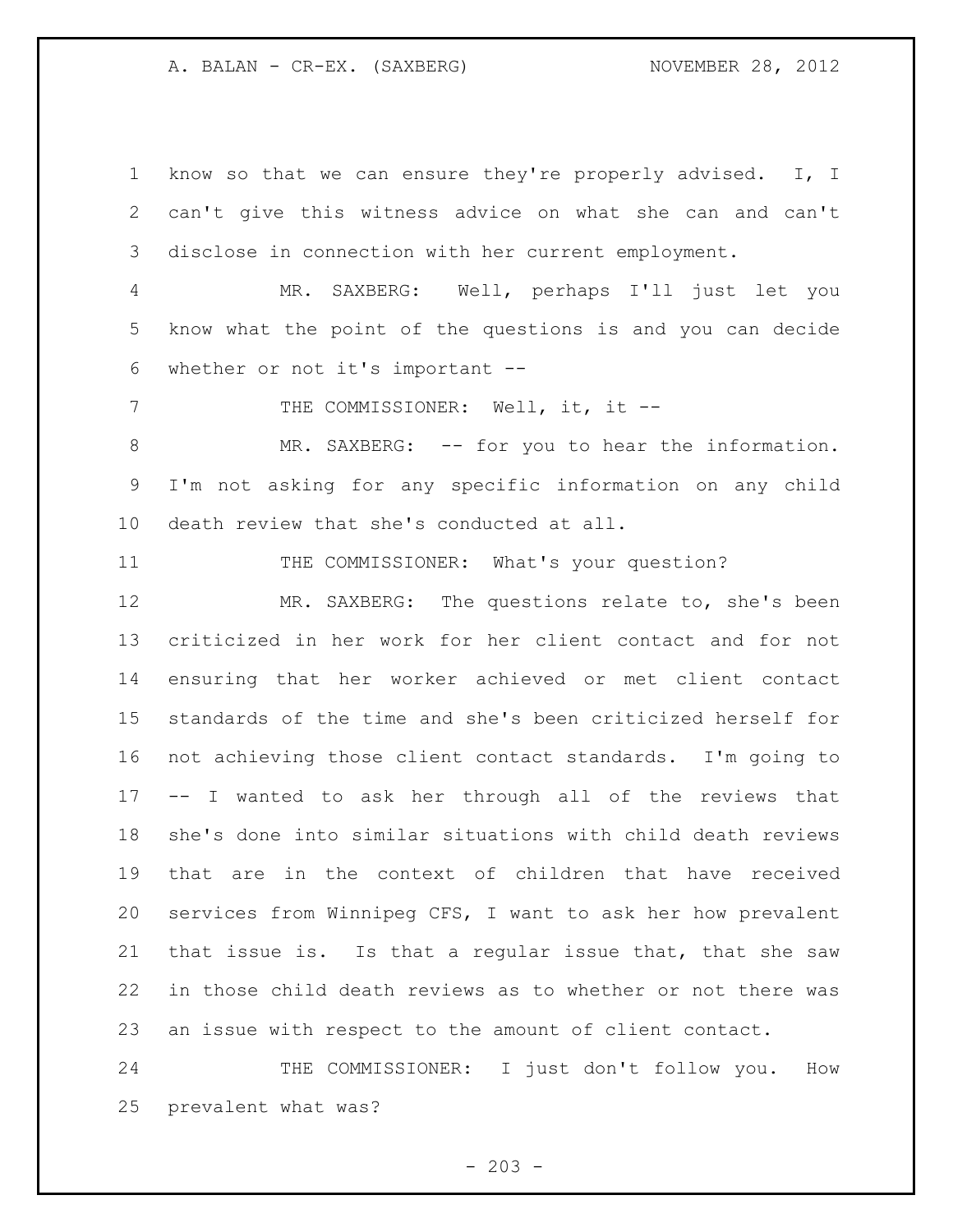know so that we can ensure they're properly advised. I, I can't give this witness advice on what she can and can't disclose in connection with her current employment.

MR. SAXBERG: Well, perhaps I'll just let you know what the point of the questions is and you can decide whether or not it's important --

THE COMMISSIONER: Well, it, it --

MR. SAXBERG: -- for you to hear the information. I'm not asking for any specific information on any child death review that she's conducted at all.

THE COMMISSIONER: What's your question?

MR. SAXBERG: The questions relate to, she's been criticized in her work for her client contact and for not ensuring that her worker achieved or met client contact standards of the time and she's been criticized herself for not achieving those client contact standards. I'm going to -- I wanted to ask her through all of the reviews that she's done into similar situations with child death reviews that are in the context of children that have received services from Winnipeg CFS, I want to ask her how prevalent that issue is. Is that a regular issue that, that she saw in those child death reviews as to whether or not there was an issue with respect to the amount of client contact.

THE COMMISSIONER: I just don't follow you. How prevalent what was?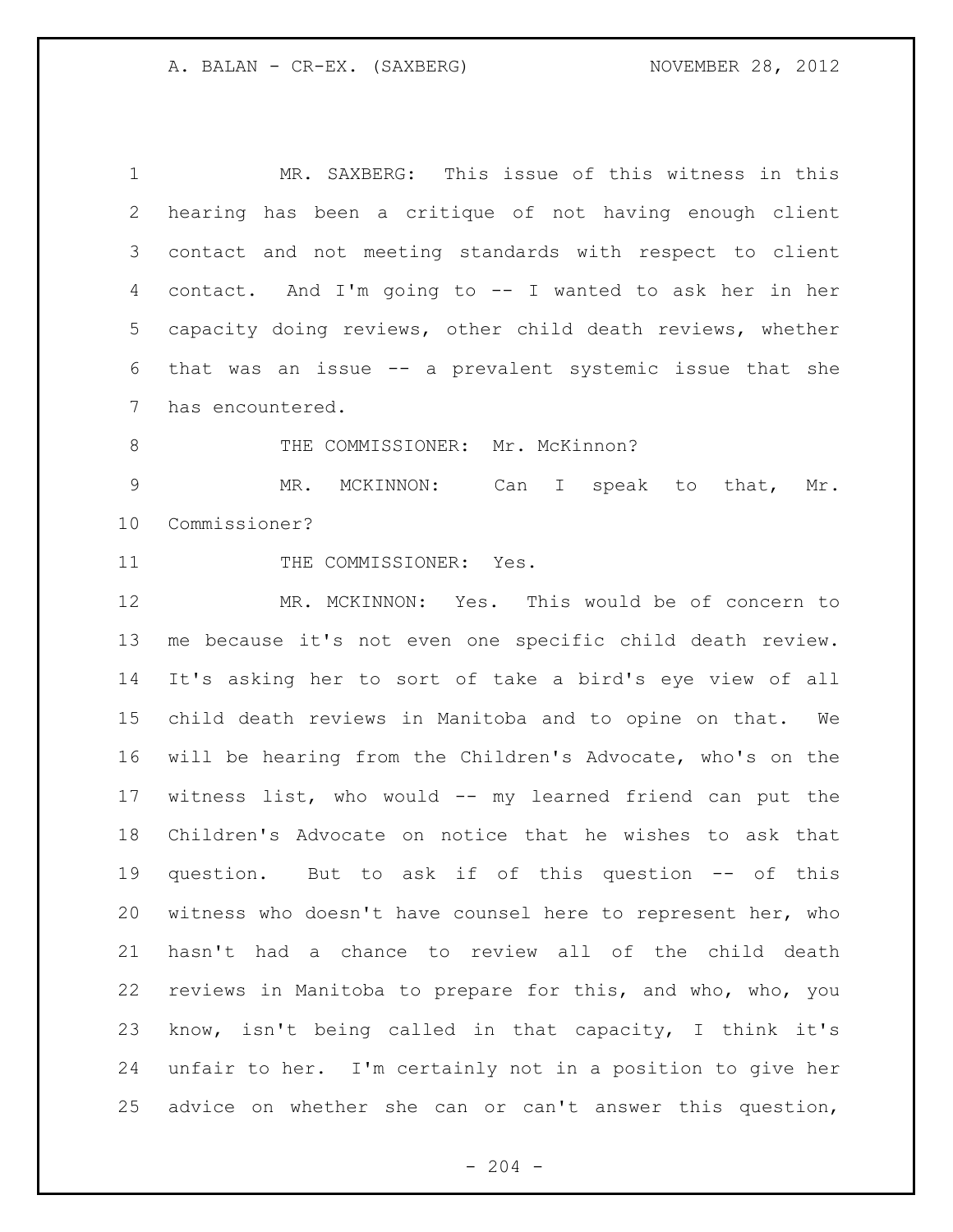MR. SAXBERG: This issue of this witness in this hearing has been a critique of not having enough client contact and not meeting standards with respect to client contact. And I'm going to -- I wanted to ask her in her capacity doing reviews, other child death reviews, whether that was an issue -- a prevalent systemic issue that she has encountered.

THE COMMISSIONER: Mr. McKinnon?

MR. MCKINNON: Can I speak to that, Mr. Commissioner?

THE COMMISSIONER: Yes.

MR. MCKINNON: Yes. This would be of concern to me because it's not even one specific child death review. It's asking her to sort of take a bird's eye view of all child death reviews in Manitoba and to opine on that. We will be hearing from the Children's Advocate, who's on the witness list, who would -- my learned friend can put the Children's Advocate on notice that he wishes to ask that question. But to ask if of this question -- of this witness who doesn't have counsel here to represent her, who hasn't had a chance to review all of the child death reviews in Manitoba to prepare for this, and who, who, you know, isn't being called in that capacity, I think it's unfair to her. I'm certainly not in a position to give her advice on whether she can or can't answer this question,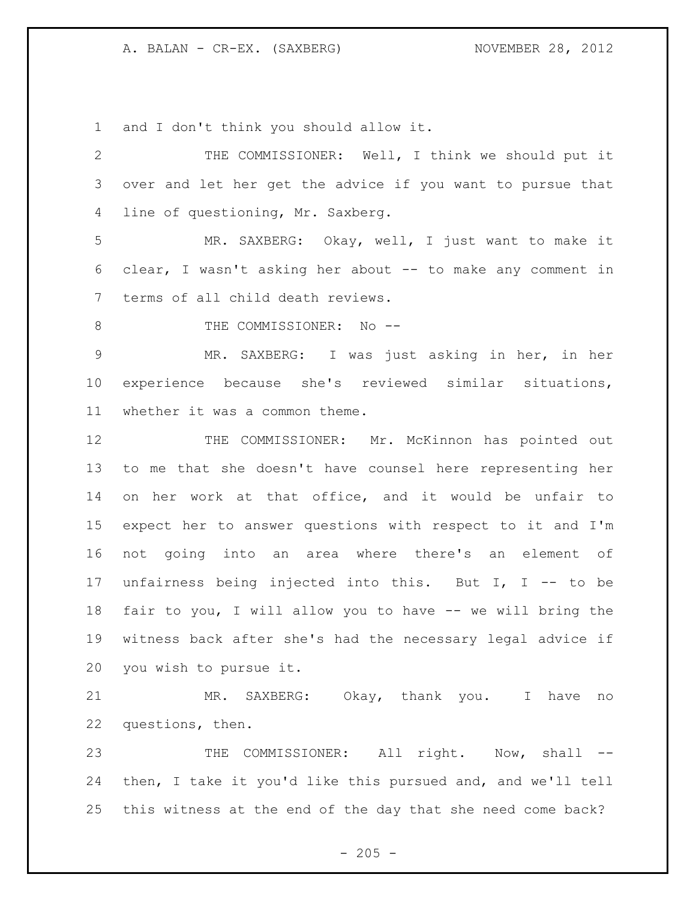and I don't think you should allow it.

THE COMMISSIONER: Well, I think we should put it over and let her get the advice if you want to pursue that line of questioning, Mr. Saxberg.

MR. SAXBERG: Okay, well, I just want to make it clear, I wasn't asking her about -- to make any comment in terms of all child death reviews.

THE COMMISSIONER: No --

MR. SAXBERG: I was just asking in her, in her experience because she's reviewed similar situations, whether it was a common theme.

THE COMMISSIONER: Mr. McKinnon has pointed out to me that she doesn't have counsel here representing her on her work at that office, and it would be unfair to expect her to answer questions with respect to it and I'm not going into an area where there's an element of unfairness being injected into this. But I, I -- to be fair to you, I will allow you to have -- we will bring the witness back after she's had the necessary legal advice if you wish to pursue it.

MR. SAXBERG: Okay, thank you. I have no questions, then.

THE COMMISSIONER: All right. Now, shall -- then, I take it you'd like this pursued and, and we'll tell this witness at the end of the day that she need come back?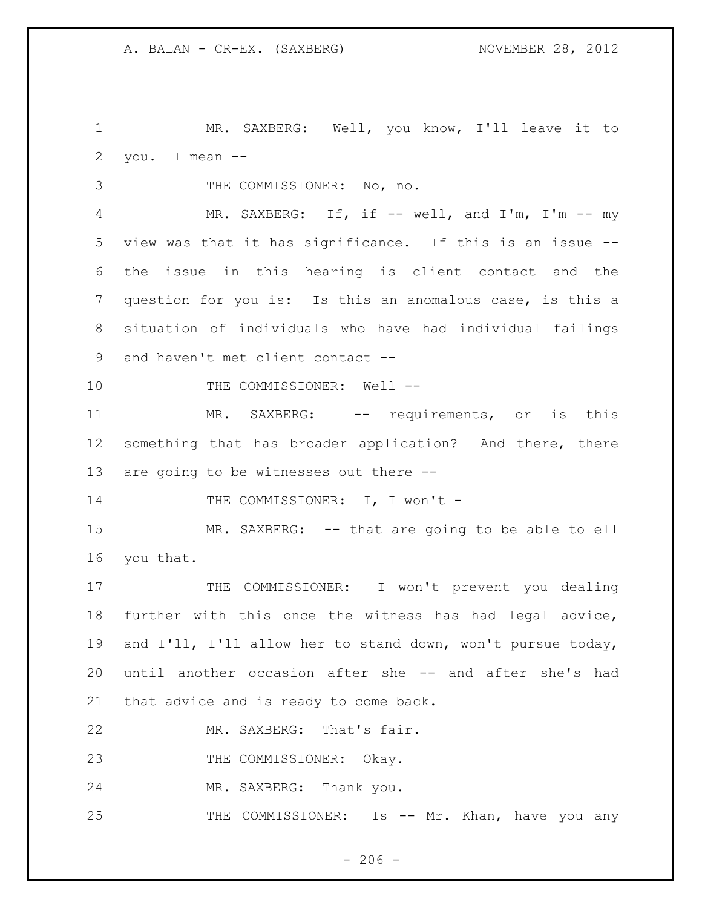MR. SAXBERG: Well, you know, I'll leave it to you. I mean --

THE COMMISSIONER: No, no.

MR. SAXBERG: If, if -- well, and I'm, I'm -- my view was that it has significance. If this is an issue -- the issue in this hearing is client contact and the question for you is: Is this an anomalous case, is this a situation of individuals who have had individual failings and haven't met client contact --

THE COMMISSIONER: Well --

MR. SAXBERG: -- requirements, or is this something that has broader application? And there, there are going to be witnesses out there --

THE COMMISSIONER: I, I won't -

MR. SAXBERG: -- that are going to be able to ell you that.

THE COMMISSIONER: I won't prevent you dealing further with this once the witness has had legal advice, and I'll, I'll allow her to stand down, won't pursue today, until another occasion after she -- and after she's had that advice and is ready to come back.

MR. SAXBERG: That's fair.

THE COMMISSIONER: Okay.

MR. SAXBERG: Thank you.

THE COMMISSIONER: Is -- Mr. Khan, have you any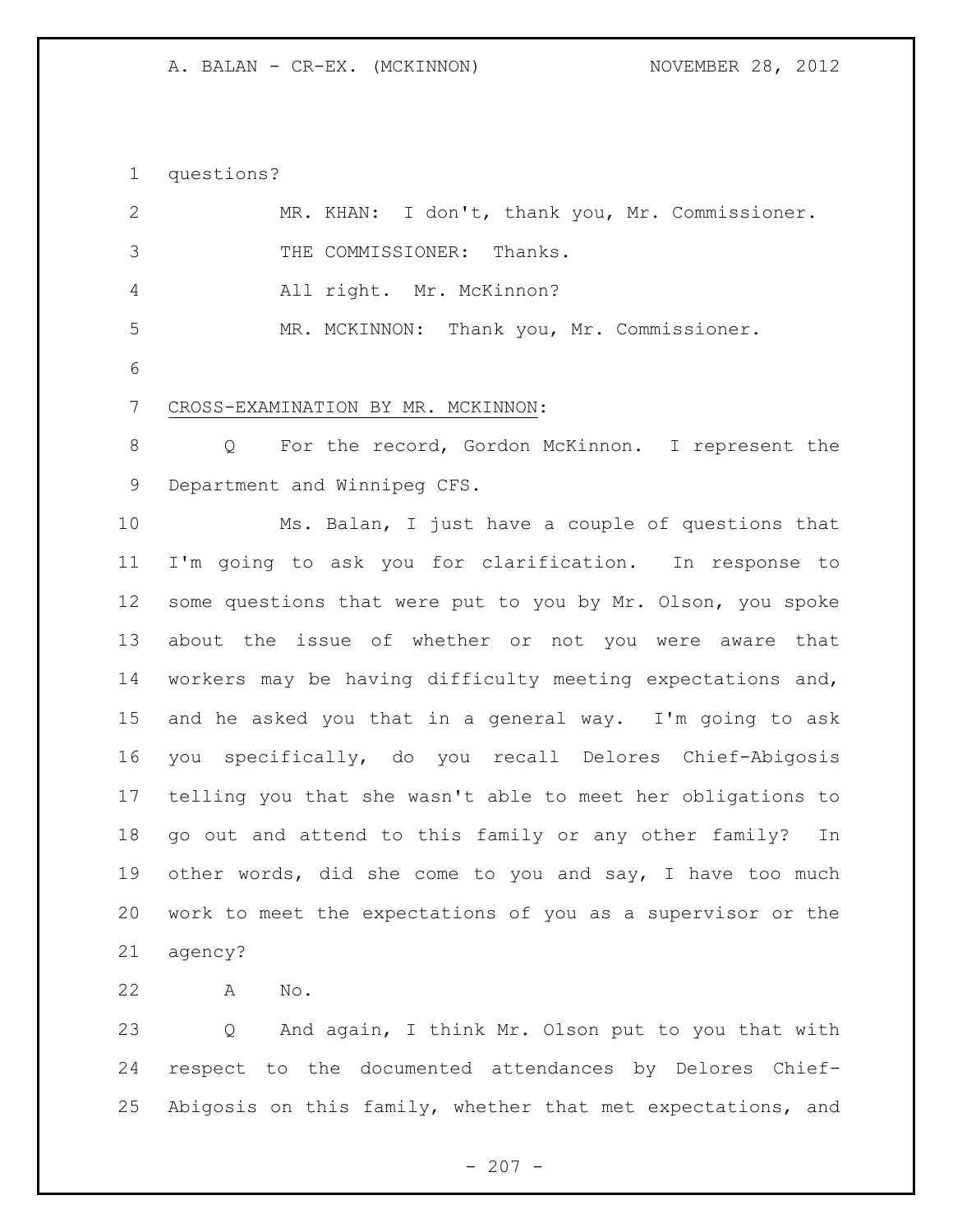questions?

MR. KHAN: I don't, thank you, Mr. Commissioner.

THE COMMISSIONER: Thanks.

All right. Mr. McKinnon?

MR. MCKINNON: Thank you, Mr. Commissioner.

CROSS-EXAMINATION BY MR. MCKINNON:

Q For the record, Gordon McKinnon. I represent the Department and Winnipeg CFS.

Ms. Balan, I just have a couple of questions that I'm going to ask you for clarification. In response to some questions that were put to you by Mr. Olson, you spoke about the issue of whether or not you were aware that workers may be having difficulty meeting expectations and, and he asked you that in a general way. I'm going to ask you specifically, do you recall Delores Chief-Abigosis telling you that she wasn't able to meet her obligations to go out and attend to this family or any other family? In other words, did she come to you and say, I have too much work to meet the expectations of you as a supervisor or the agency?

A No.

Q And again, I think Mr. Olson put to you that with respect to the documented attendances by Delores Chief-Abigosis on this family, whether that met expectations, and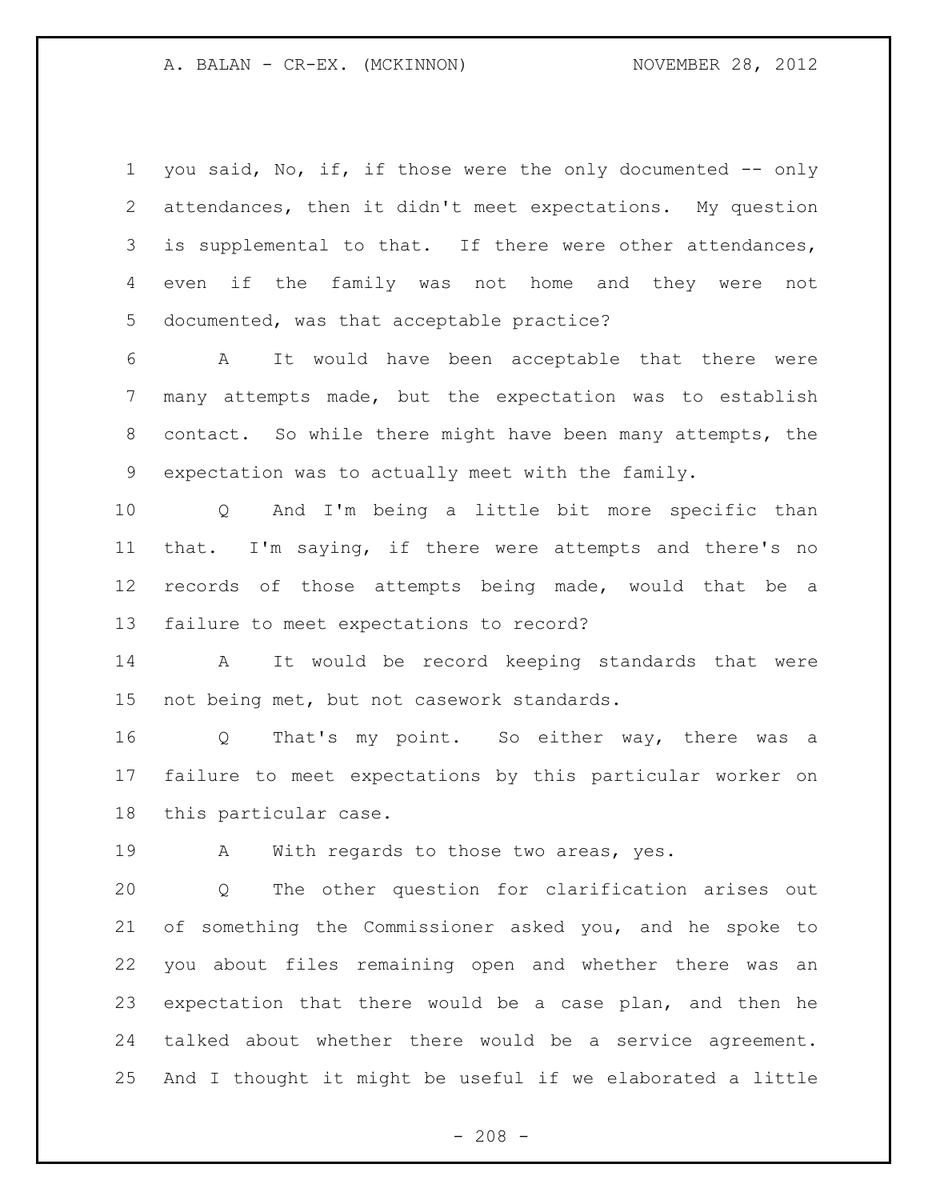you said, No, if, if those were the only documented -- only attendances, then it didn't meet expectations. My question is supplemental to that. If there were other attendances, even if the family was not home and they were not documented, was that acceptable practice?

A It would have been acceptable that there were many attempts made, but the expectation was to establish contact. So while there might have been many attempts, the expectation was to actually meet with the family.

Q And I'm being a little bit more specific than that. I'm saying, if there were attempts and there's no records of those attempts being made, would that be a failure to meet expectations to record?

A It would be record keeping standards that were not being met, but not casework standards.

Q That's my point. So either way, there was a failure to meet expectations by this particular worker on this particular case.

A With regards to those two areas, yes.

Q The other question for clarification arises out of something the Commissioner asked you, and he spoke to you about files remaining open and whether there was an expectation that there would be a case plan, and then he talked about whether there would be a service agreement. And I thought it might be useful if we elaborated a little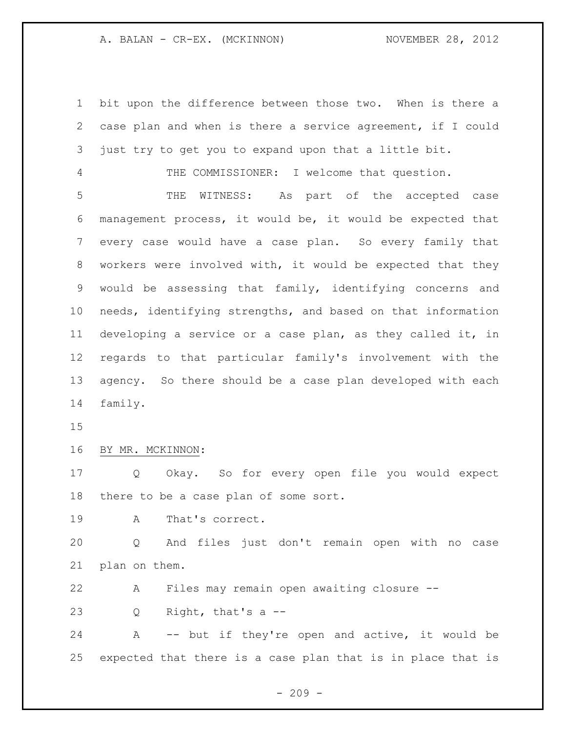bit upon the difference between those two. When is there a case plan and when is there a service agreement, if I could just try to get you to expand upon that a little bit.

THE COMMISSIONER: I welcome that question.

THE WITNESS: As part of the accepted case management process, it would be, it would be expected that every case would have a case plan. So every family that workers were involved with, it would be expected that they would be assessing that family, identifying concerns and needs, identifying strengths, and based on that information developing a service or a case plan, as they called it, in regards to that particular family's involvement with the agency. So there should be a case plan developed with each family.

BY MR. MCKINNON:

Q Okay. So for every open file you would expect there to be a case plan of some sort.

A That's correct.

Q And files just don't remain open with no case plan on them.

A Files may remain open awaiting closure --

Q Right, that's a --

A -- but if they're open and active, it would be expected that there is a case plan that is in place that is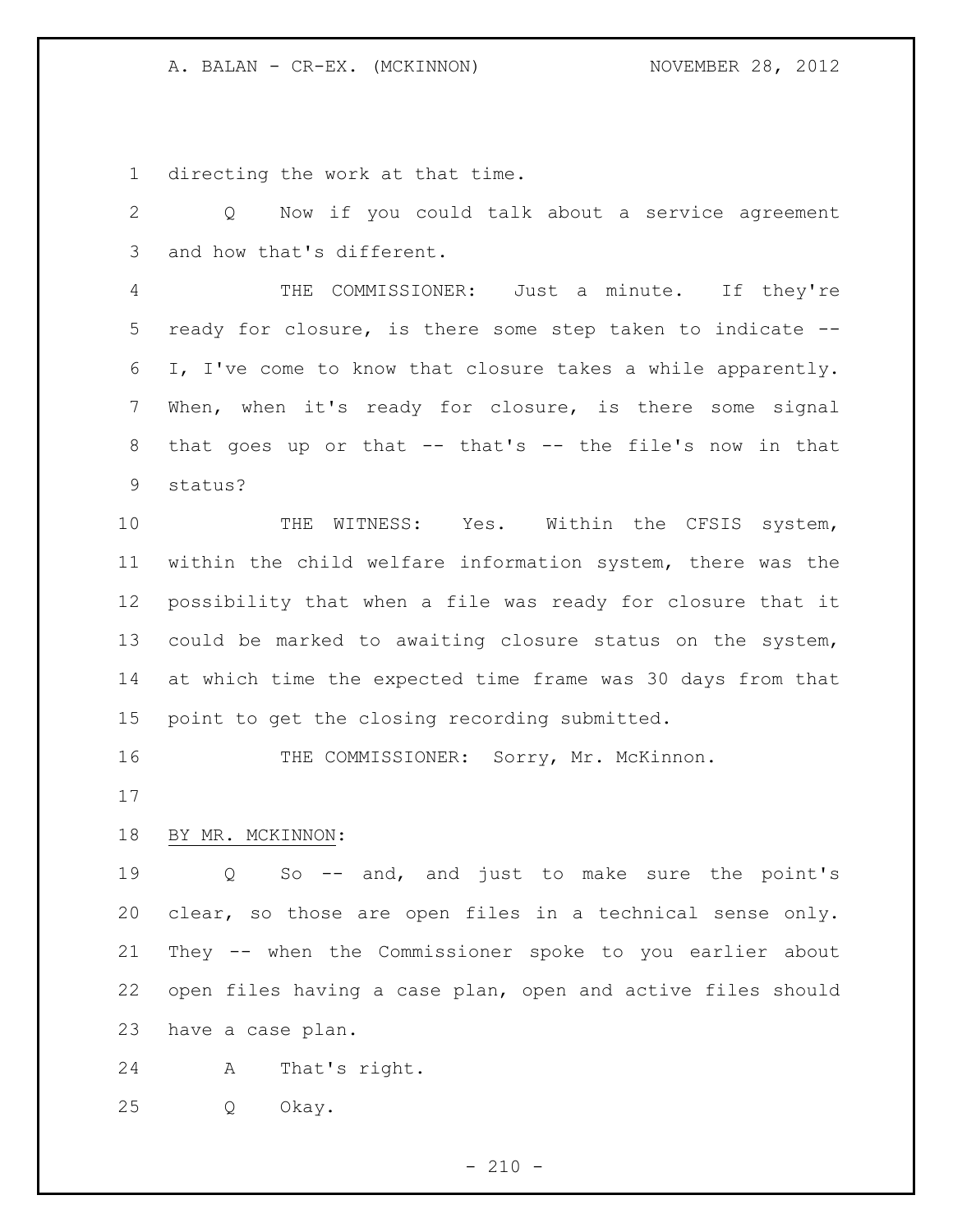directing the work at that time.

Q Now if you could talk about a service agreement and how that's different.

THE COMMISSIONER: Just a minute. If they're ready for closure, is there some step taken to indicate -- I, I've come to know that closure takes a while apparently. When, when it's ready for closure, is there some signal that goes up or that -- that's -- the file's now in that status?

THE WITNESS: Yes. Within the CFSIS system, within the child welfare information system, there was the possibility that when a file was ready for closure that it could be marked to awaiting closure status on the system, at which time the expected time frame was 30 days from that point to get the closing recording submitted.

THE COMMISSIONER: Sorry, Mr. McKinnon.

BY MR. MCKINNON:

Q So -- and, and just to make sure the point's clear, so those are open files in a technical sense only. They -- when the Commissioner spoke to you earlier about open files having a case plan, open and active files should have a case plan.

A That's right.

Q Okay.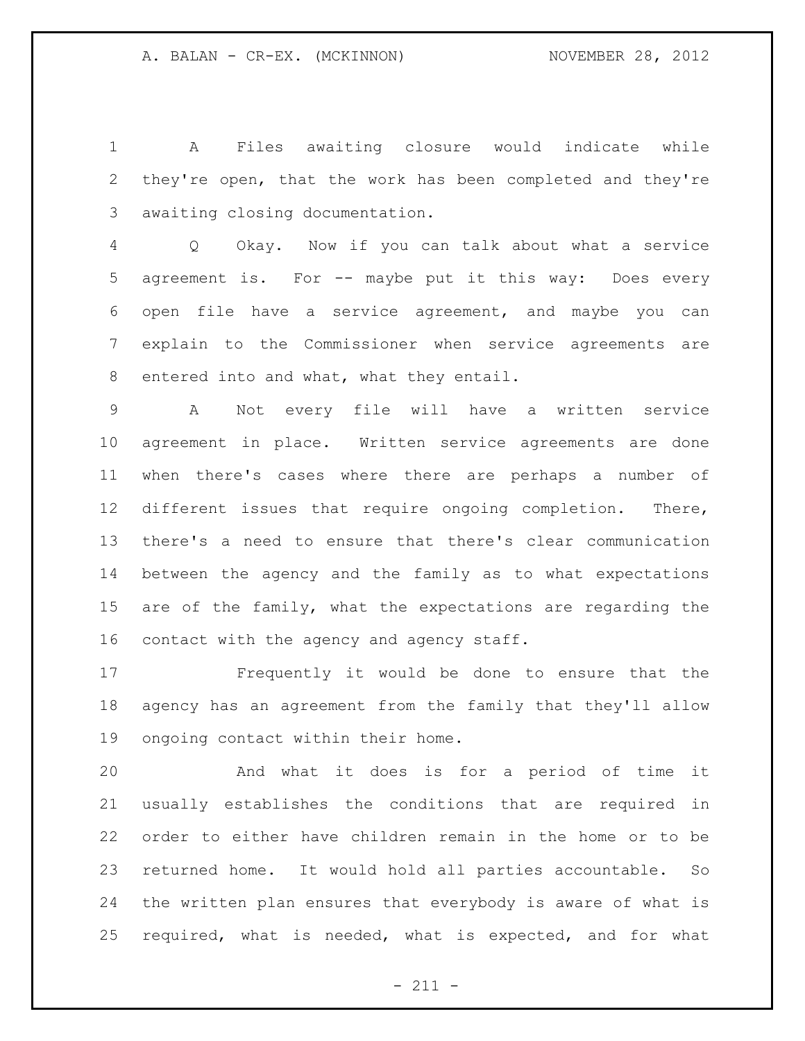A Files awaiting closure would indicate while they're open, that the work has been completed and they're awaiting closing documentation.

Q Okay. Now if you can talk about what a service agreement is. For -- maybe put it this way: Does every open file have a service agreement, and maybe you can explain to the Commissioner when service agreements are entered into and what, what they entail.

A Not every file will have a written service agreement in place. Written service agreements are done when there's cases where there are perhaps a number of different issues that require ongoing completion. There, there's a need to ensure that there's clear communication between the agency and the family as to what expectations are of the family, what the expectations are regarding the contact with the agency and agency staff.

Frequently it would be done to ensure that the agency has an agreement from the family that they'll allow ongoing contact within their home.

And what it does is for a period of time it usually establishes the conditions that are required in order to either have children remain in the home or to be returned home. It would hold all parties accountable. So the written plan ensures that everybody is aware of what is required, what is needed, what is expected, and for what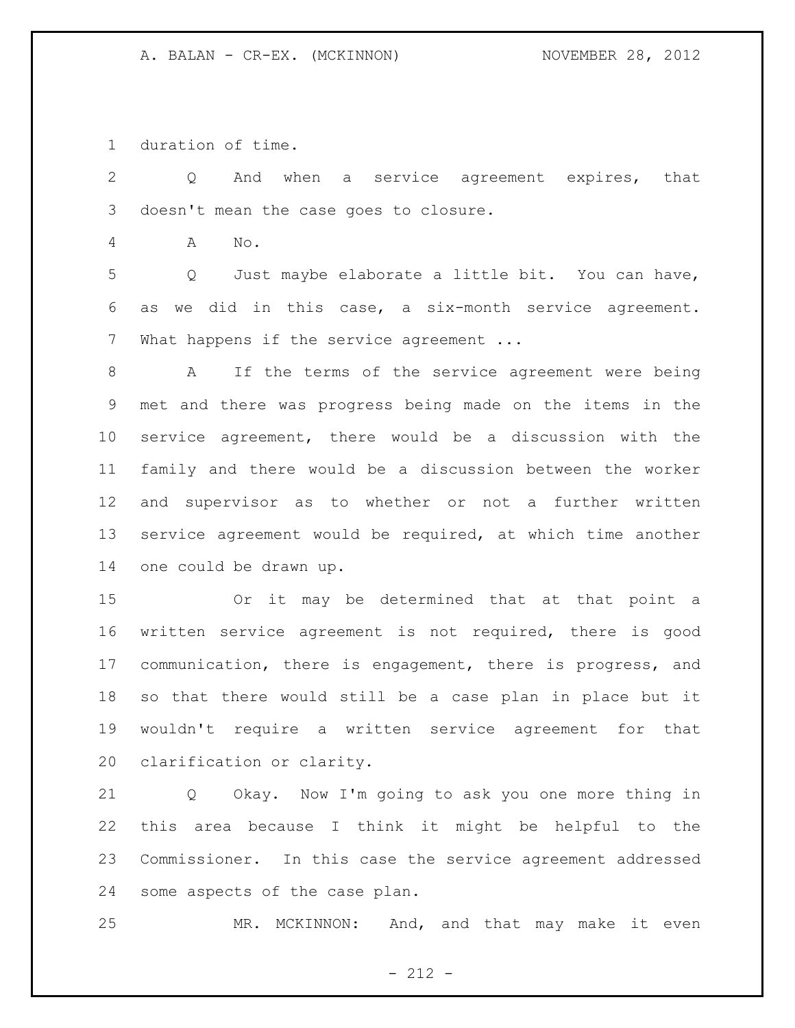duration of time.

Q And when a service agreement expires, that doesn't mean the case goes to closure.

A No.

Q Just maybe elaborate a little bit. You can have, as we did in this case, a six-month service agreement. What happens if the service agreement ...

A If the terms of the service agreement were being met and there was progress being made on the items in the service agreement, there would be a discussion with the family and there would be a discussion between the worker and supervisor as to whether or not a further written service agreement would be required, at which time another one could be drawn up.

Or it may be determined that at that point a written service agreement is not required, there is good communication, there is engagement, there is progress, and so that there would still be a case plan in place but it wouldn't require a written service agreement for that clarification or clarity.

Q Okay. Now I'm going to ask you one more thing in this area because I think it might be helpful to the Commissioner. In this case the service agreement addressed some aspects of the case plan.

MR. MCKINNON: And, and that may make it even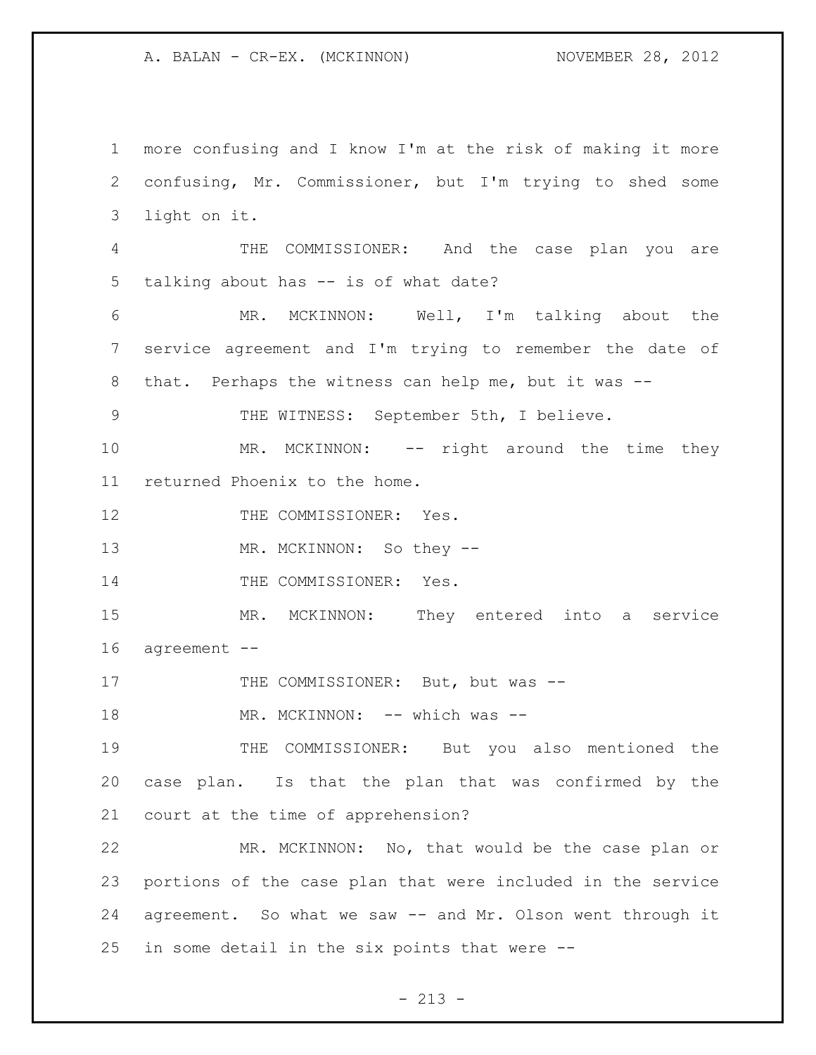more confusing and I know I'm at the risk of making it more confusing, Mr. Commissioner, but I'm trying to shed some light on it.

THE COMMISSIONER: And the case plan you are talking about has -- is of what date?

MR. MCKINNON: Well, I'm talking about the service agreement and I'm trying to remember the date of that. Perhaps the witness can help me, but it was --

THE WITNESS: September 5th, I believe.

MR. MCKINNON: -- right around the time they returned Phoenix to the home.

THE COMMISSIONER: Yes.

MR. MCKINNON: So they --

THE COMMISSIONER: Yes.

MR. MCKINNON: They entered into a service agreement --

THE COMMISSIONER: But, but was --

MR. MCKINNON: -- which was --

THE COMMISSIONER: But you also mentioned the case plan. Is that the plan that was confirmed by the court at the time of apprehension?

MR. MCKINNON: No, that would be the case plan or portions of the case plan that were included in the service agreement. So what we saw -- and Mr. Olson went through it in some detail in the six points that were --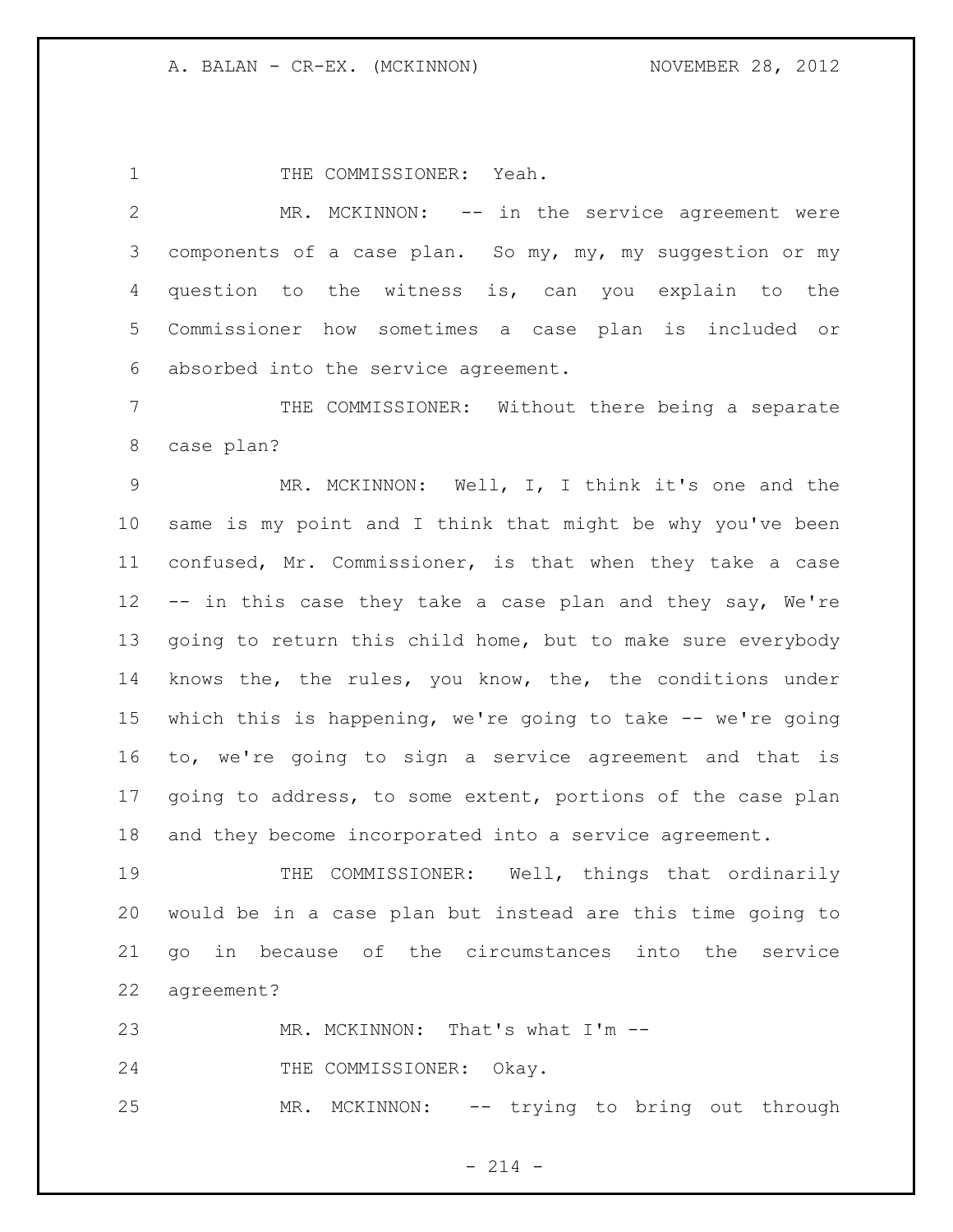THE COMMISSIONER: Yeah.

MR. MCKINNON: -- in the service agreement were components of a case plan. So my, my, my suggestion or my question to the witness is, can you explain to the Commissioner how sometimes a case plan is included or absorbed into the service agreement.

THE COMMISSIONER: Without there being a separate case plan?

MR. MCKINNON: Well, I, I think it's one and the same is my point and I think that might be why you've been confused, Mr. Commissioner, is that when they take a case -- in this case they take a case plan and they say, We're going to return this child home, but to make sure everybody knows the, the rules, you know, the, the conditions under which this is happening, we're going to take -- we're going to, we're going to sign a service agreement and that is going to address, to some extent, portions of the case plan and they become incorporated into a service agreement.

THE COMMISSIONER: Well, things that ordinarily would be in a case plan but instead are this time going to go in because of the circumstances into the service agreement?

MR. MCKINNON: That's what I'm --

THE COMMISSIONER: Okay.

MR. MCKINNON: -- trying to bring out through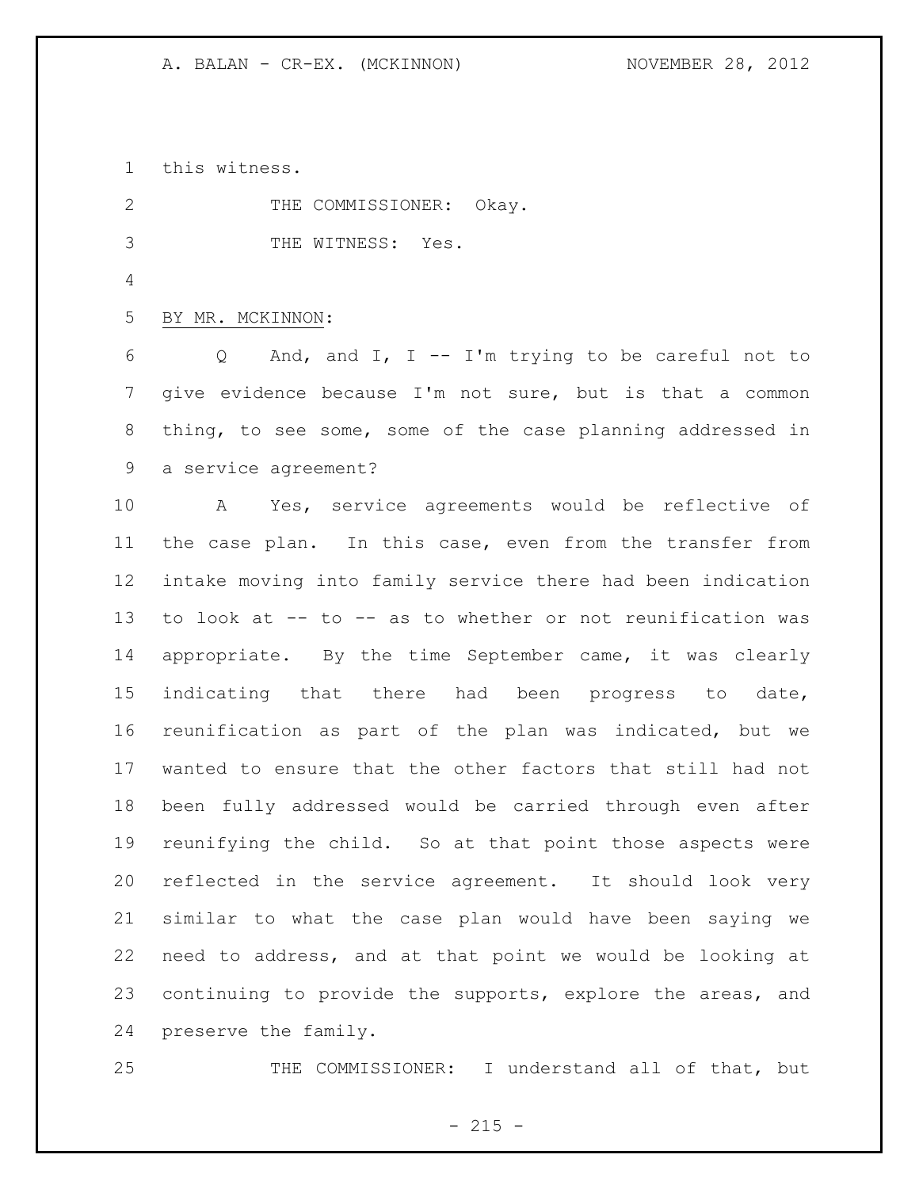this witness.

THE COMMISSIONER: Okay.

THE WITNESS: Yes.

BY MR. MCKINNON:

Q And, and I, I -- I'm trying to be careful not to give evidence because I'm not sure, but is that a common thing, to see some, some of the case planning addressed in a service agreement?

A Yes, service agreements would be reflective of the case plan. In this case, even from the transfer from intake moving into family service there had been indication to look at -- to -- as to whether or not reunification was appropriate. By the time September came, it was clearly indicating that there had been progress to date, reunification as part of the plan was indicated, but we wanted to ensure that the other factors that still had not been fully addressed would be carried through even after reunifying the child. So at that point those aspects were reflected in the service agreement. It should look very similar to what the case plan would have been saying we need to address, and at that point we would be looking at continuing to provide the supports, explore the areas, and preserve the family.

THE COMMISSIONER: I understand all of that, but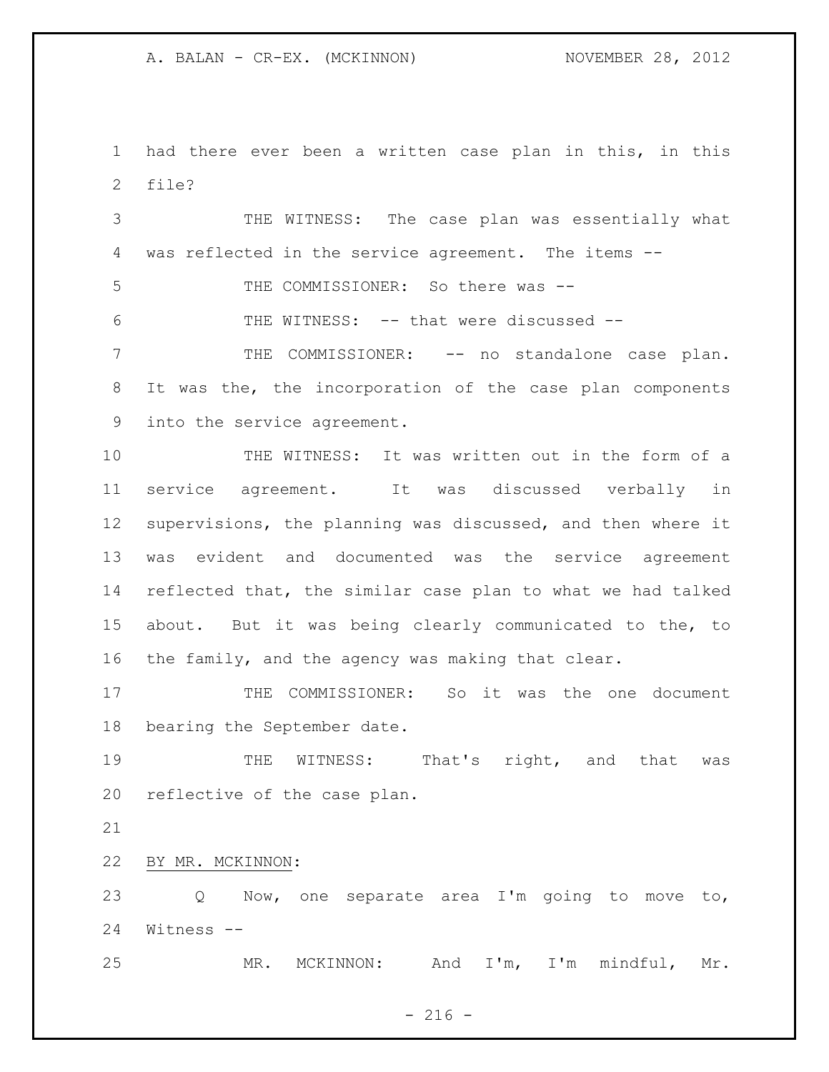had there ever been a written case plan in this, in this file?

THE WITNESS: The case plan was essentially what was reflected in the service agreement. The items --

THE COMMISSIONER: So there was --

THE WITNESS: -- that were discussed --

THE COMMISSIONER: -- no standalone case plan. It was the, the incorporation of the case plan components into the service agreement.

THE WITNESS: It was written out in the form of a service agreement. It was discussed verbally in supervisions, the planning was discussed, and then where it was evident and documented was the service agreement reflected that, the similar case plan to what we had talked about. But it was being clearly communicated to the, to the family, and the agency was making that clear.

THE COMMISSIONER: So it was the one document bearing the September date.

THE WITNESS: That's right, and that was reflective of the case plan.

BY MR. MCKINNON:

Q Now, one separate area I'm going to move to, Witness --

MR. MCKINNON: And I'm, I'm mindful, Mr.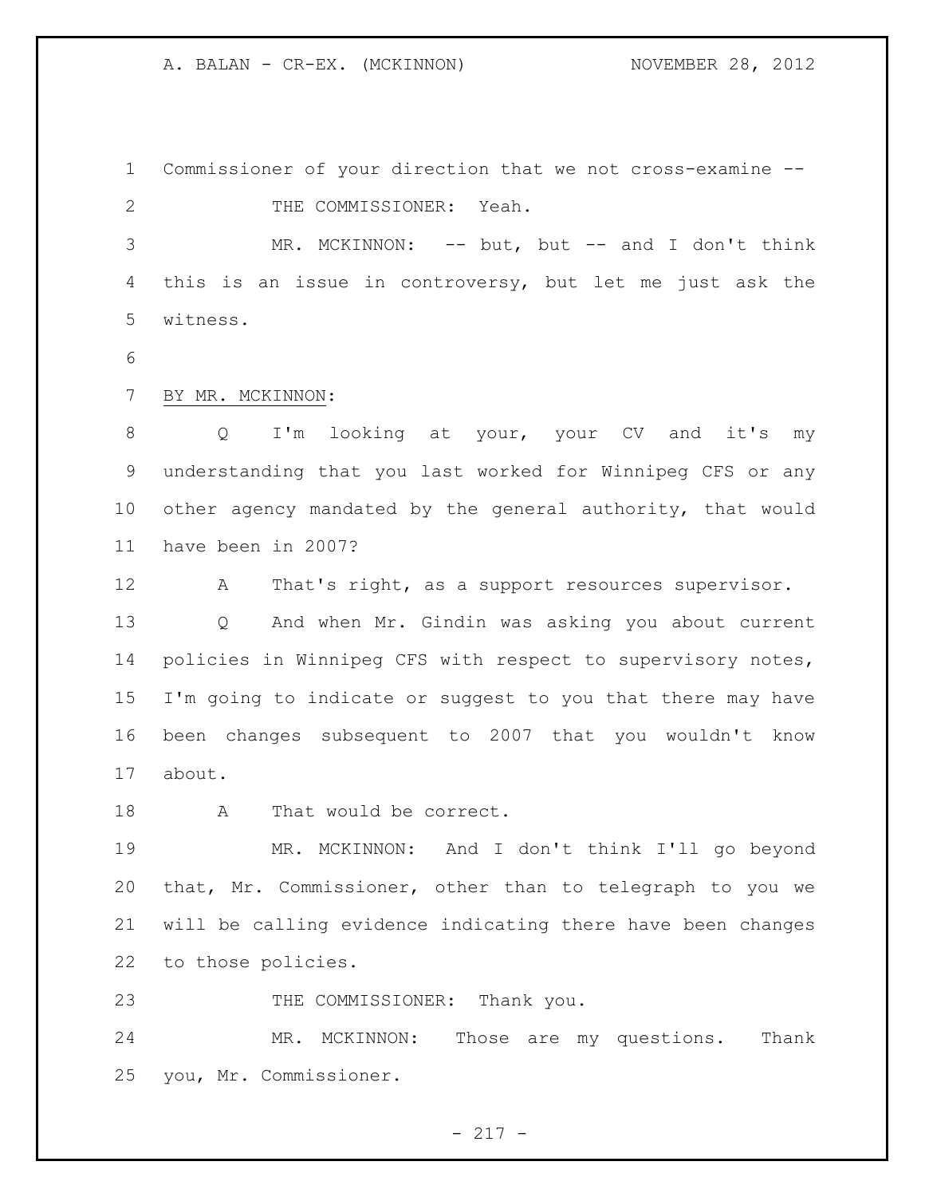Commissioner of your direction that we not cross-examine --

THE COMMISSIONER: Yeah.

MR. MCKINNON: -- but, but -- and I don't think this is an issue in controversy, but let me just ask the witness.

BY MR. MCKINNON:

Q I'm looking at your, your CV and it's my understanding that you last worked for Winnipeg CFS or any other agency mandated by the general authority, that would have been in 2007?

A That's right, as a support resources supervisor.

Q And when Mr. Gindin was asking you about current policies in Winnipeg CFS with respect to supervisory notes, I'm going to indicate or suggest to you that there may have been changes subsequent to 2007 that you wouldn't know about.

A That would be correct.

MR. MCKINNON: And I don't think I'll go beyond that, Mr. Commissioner, other than to telegraph to you we will be calling evidence indicating there have been changes to those policies.

THE COMMISSIONER: Thank you.

MR. MCKINNON: Those are my questions. Thank you, Mr. Commissioner.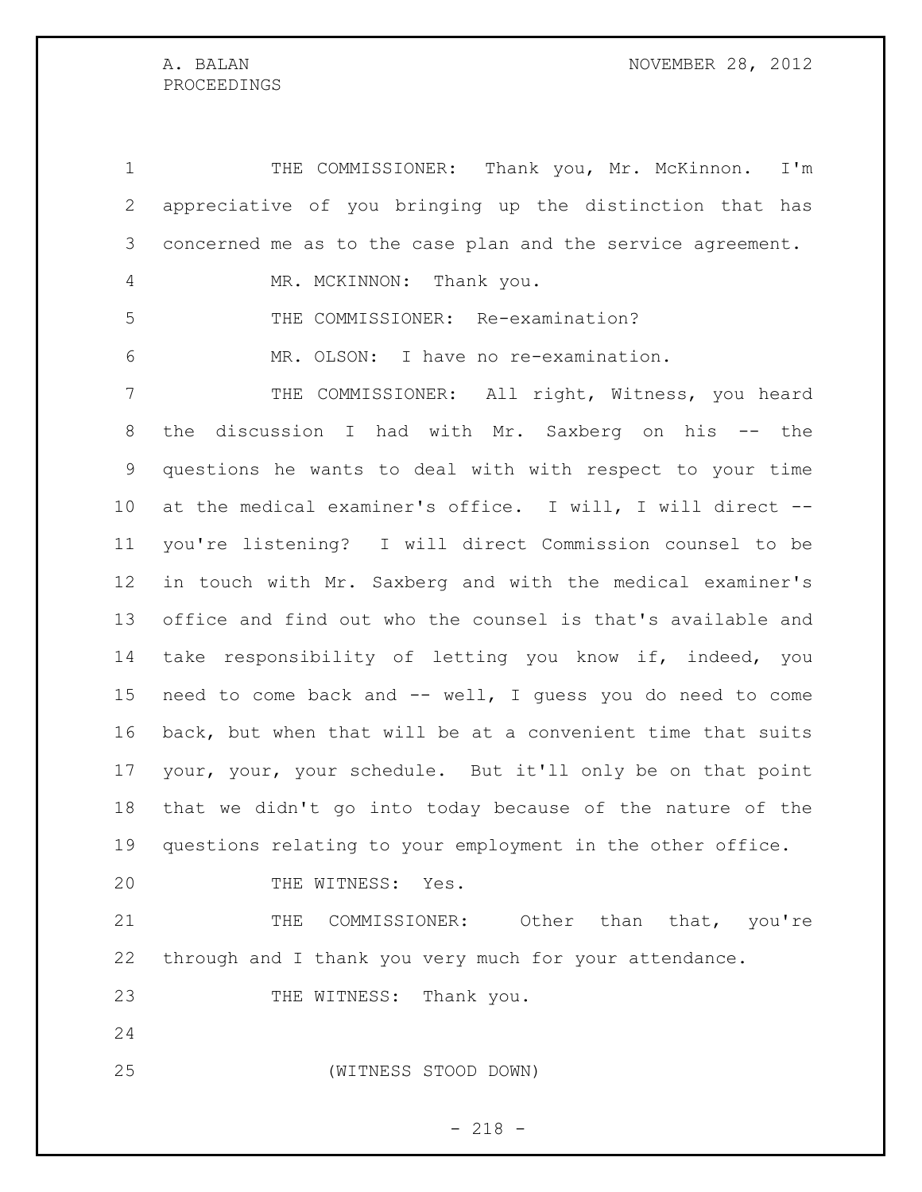THE COMMISSIONER: Thank you, Mr. McKinnon. I'm appreciative of you bringing up the distinction that has concerned me as to the case plan and the service agreement.

MR. MCKINNON: Thank you.

THE COMMISSIONER: Re-examination?

MR. OLSON: I have no re-examination.

THE COMMISSIONER: All right, Witness, you heard the discussion I had with Mr. Saxberg on his -- the questions he wants to deal with with respect to your time at the medical examiner's office. I will, I will direct -- you're listening? I will direct Commission counsel to be in touch with Mr. Saxberg and with the medical examiner's office and find out who the counsel is that's available and take responsibility of letting you know if, indeed, you need to come back and -- well, I guess you do need to come back, but when that will be at a convenient time that suits your, your, your schedule. But it'll only be on that point that we didn't go into today because of the nature of the questions relating to your employment in the other office.

THE WITNESS: Yes.

THE COMMISSIONER: Other than that, you're through and I thank you very much for your attendance.

THE WITNESS: Thank you.

(WITNESS STOOD DOWN)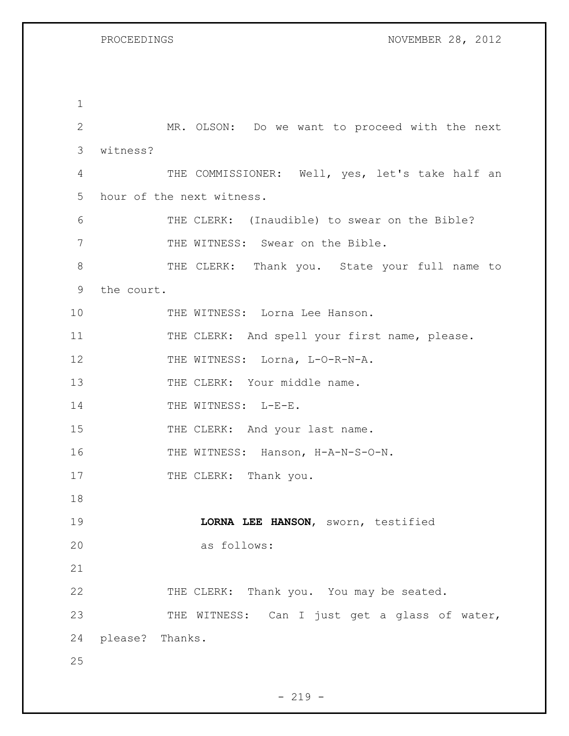MR. OLSON: Do we want to proceed with the next witness?

THE COMMISSIONER: Well, yes, let's take half an hour of the next witness.

THE CLERK: (Inaudible) to swear on the Bible?

THE WITNESS: Swear on the Bible.

THE CLERK: Thank you. State your full name to the court.

THE WITNESS: Lorna Lee Hanson.

THE CLERK: And spell your first name, please.

THE WITNESS: Lorna, L-O-R-N-A.

THE CLERK: Your middle name.

THE WITNESS: L-E-E.

THE CLERK: And your last name.

THE WITNESS: Hanson, H-A-N-S-O-N.

THE CLERK: Thank you.

**LORNA LEE HANSON**, sworn, testified as follows:

THE CLERK: Thank you. You may be seated.

THE WITNESS: Can I just get a glass of water, please? Thanks.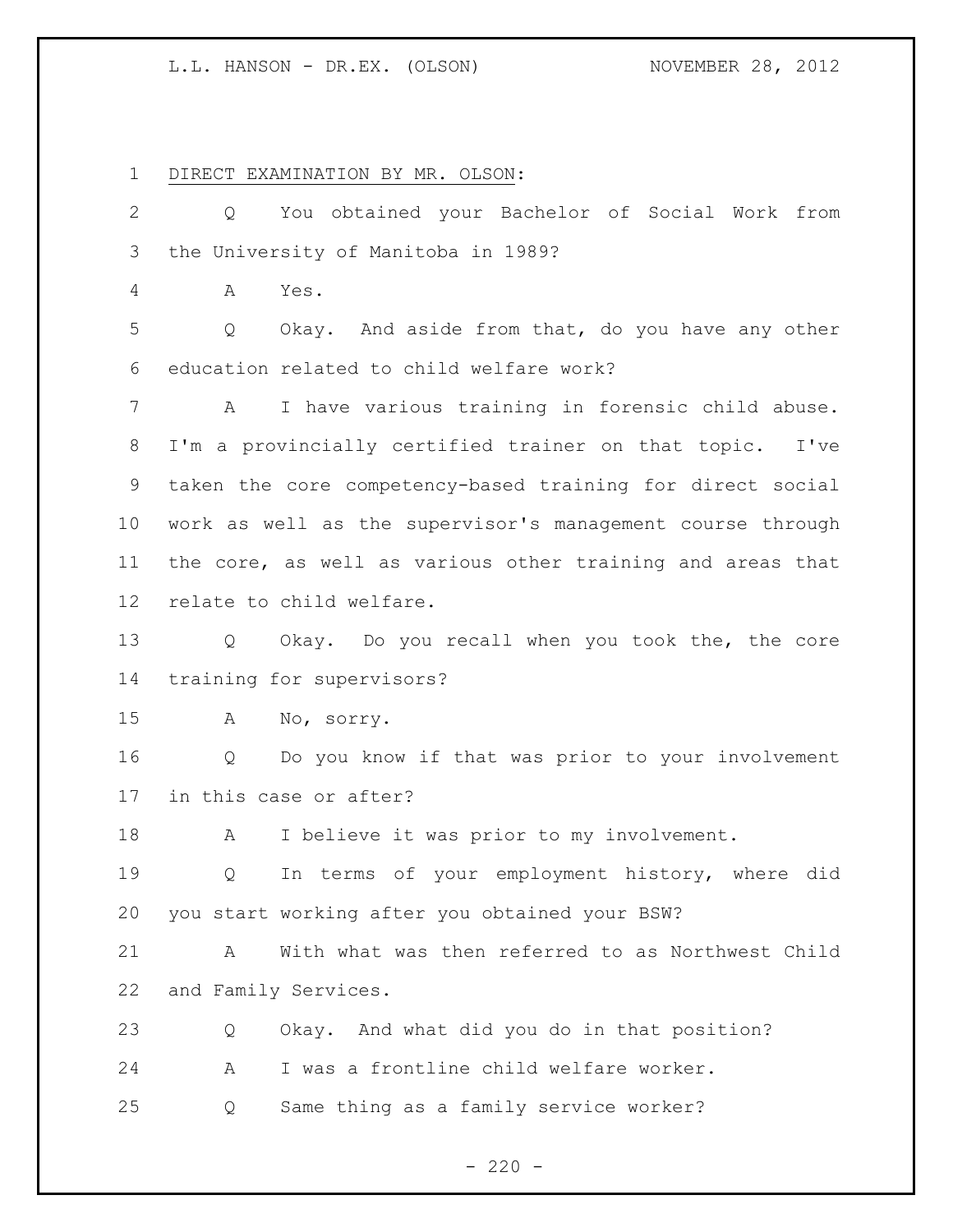DIRECT EXAMINATION BY MR. OLSON:

Q You obtained your Bachelor of Social Work from the University of Manitoba in 1989?

A Yes.

Q Okay. And aside from that, do you have any other education related to child welfare work?

A I have various training in forensic child abuse. I'm a provincially certified trainer on that topic. I've taken the core competency-based training for direct social work as well as the supervisor's management course through the core, as well as various other training and areas that relate to child welfare.

Q Okay. Do you recall when you took the, the core training for supervisors?

A No, sorry.

Q Do you know if that was prior to your involvement in this case or after?

A I believe it was prior to my involvement.

Q In terms of your employment history, where did you start working after you obtained your BSW?

A With what was then referred to as Northwest Child and Family Services.

Q Okay. And what did you do in that position?

A I was a frontline child welfare worker.

Q Same thing as a family service worker?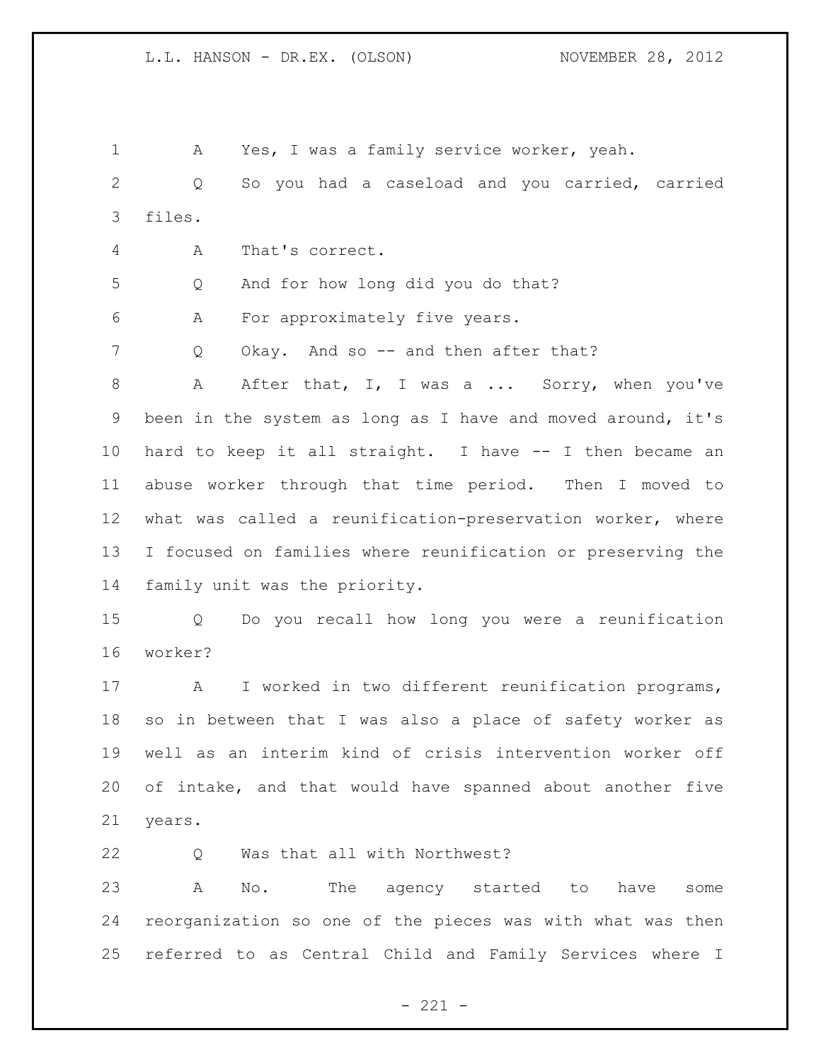A Yes, I was a family service worker, yeah.

Q So you had a caseload and you carried, carried files.

A That's correct.

Q And for how long did you do that?

A For approximately five years.

Q Okay. And so -- and then after that?

A After that, I, I was a ... Sorry, when you've been in the system as long as I have and moved around, it's hard to keep it all straight. I have -- I then became an abuse worker through that time period. Then I moved to what was called a reunification-preservation worker, where I focused on families where reunification or preserving the family unit was the priority.

Q Do you recall how long you were a reunification worker?

A I worked in two different reunification programs, so in between that I was also a place of safety worker as well as an interim kind of crisis intervention worker off of intake, and that would have spanned about another five years.

Q Was that all with Northwest?

A No. The agency started to have some reorganization so one of the pieces was with what was then referred to as Central Child and Family Services where I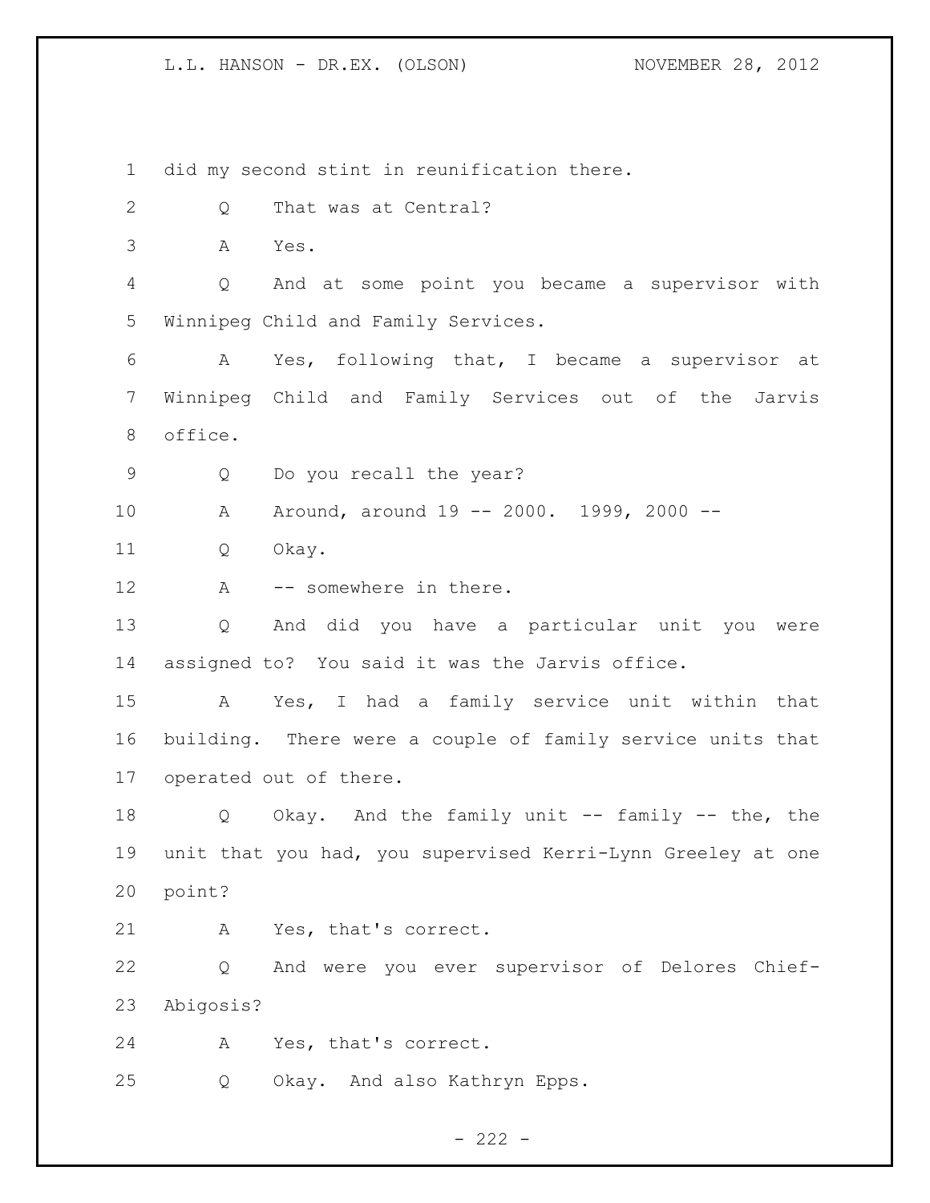did my second stint in reunification there.

Q That was at Central?

A Yes.

Q And at some point you became a supervisor with Winnipeg Child and Family Services.

A Yes, following that, I became a supervisor at Winnipeg Child and Family Services out of the Jarvis office.

Q Do you recall the year?

A Around, around 19 -- 2000. 1999, 2000 --

Q Okay.

A -- somewhere in there.

Q And did you have a particular unit you were assigned to? You said it was the Jarvis office.

A Yes, I had a family service unit within that building. There were a couple of family service units that operated out of there.

Q Okay. And the family unit -- family -- the, the unit that you had, you supervised Kerri-Lynn Greeley at one point?

A Yes, that's correct.

Q And were you ever supervisor of Delores Chief-Abigosis?

A Yes, that's correct.

Q Okay. And also Kathryn Epps.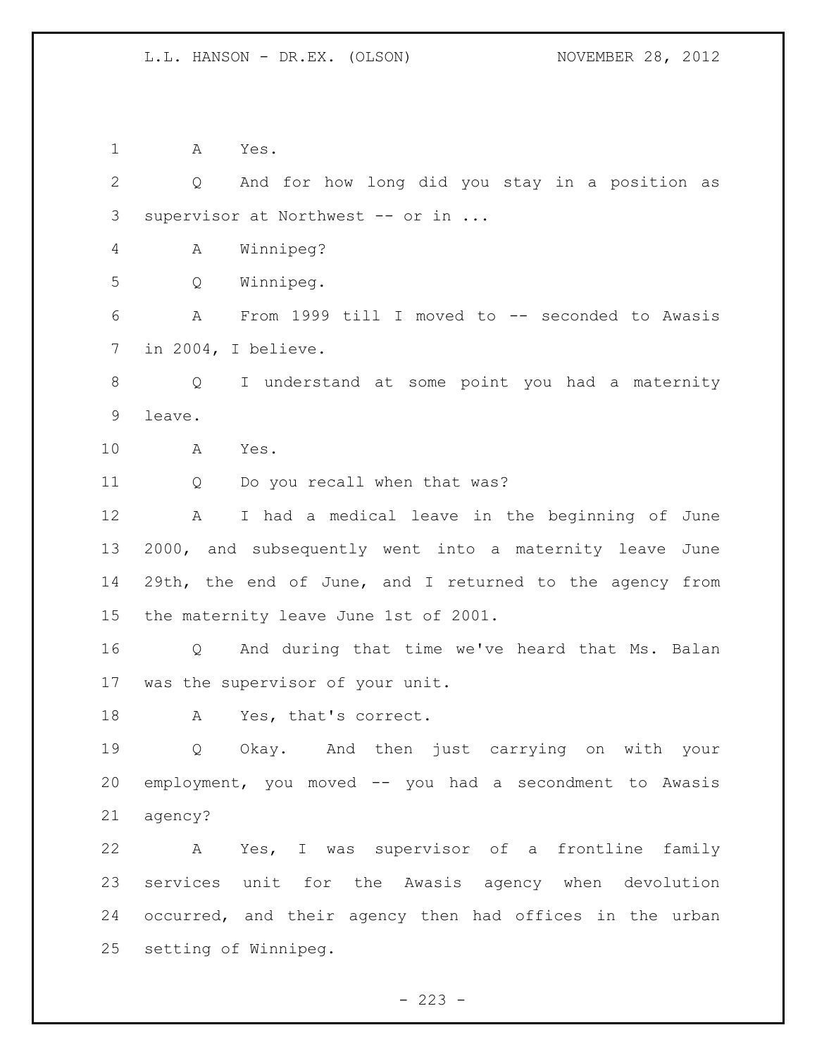A Yes.

Q And for how long did you stay in a position as supervisor at Northwest -- or in ...

A Winnipeg?

Q Winnipeg.

A From 1999 till I moved to -- seconded to Awasis in 2004, I believe.

Q I understand at some point you had a maternity leave.

A Yes.

Q Do you recall when that was?

A I had a medical leave in the beginning of June 2000, and subsequently went into a maternity leave June 29th, the end of June, and I returned to the agency from the maternity leave June 1st of 2001.

Q And during that time we've heard that Ms. Balan was the supervisor of your unit.

A Yes, that's correct.

Q Okay. And then just carrying on with your employment, you moved -- you had a secondment to Awasis agency?

A Yes, I was supervisor of a frontline family services unit for the Awasis agency when devolution occurred, and their agency then had offices in the urban setting of Winnipeg.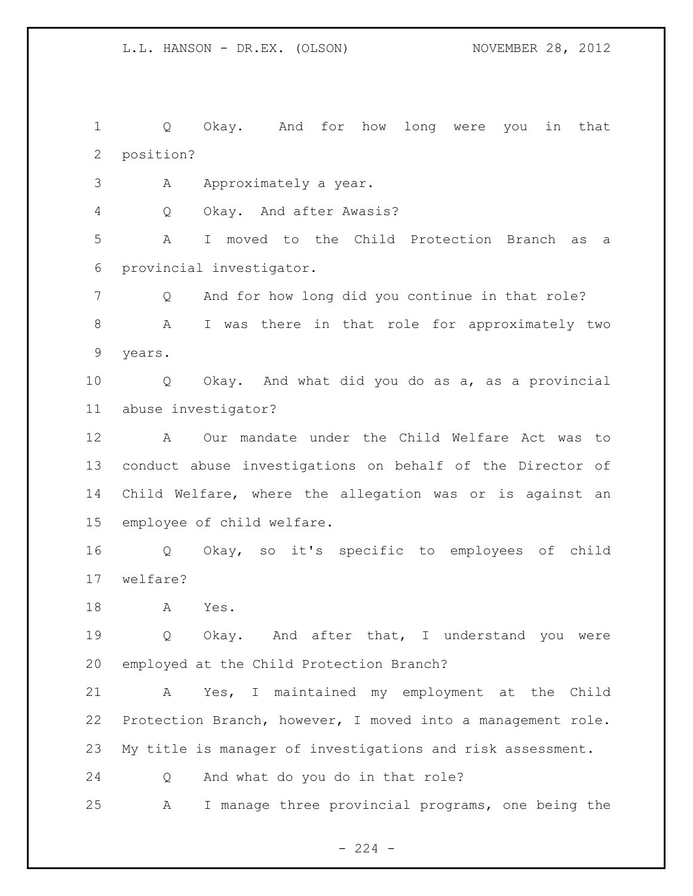1 Q Okay. And for how long were you in that position?

3 A Approximately a year.

4 Q Okay. And after Awasis?

5 A I moved to the Child Protection Branch as a provincial investigator.

7 Q And for how long did you continue in that role?

8 A I was there in that role for approximately two years.

10 Q Okay. And what did you do as a, as a provincial abuse investigator?

12 A Our mandate under the Child Welfare Act was to conduct abuse investigations on behalf of the Director of Child Welfare, where the allegation was or is against an employee of child welfare.

16 Q Okay, so it's specific to employees of child welfare?

18 A Yes.

19 Q Okay. And after that, I understand you were employed at the Child Protection Branch?

21 A Yes, I maintained my employment at the Child Protection Branch, however, I moved into a management role. My title is manager of investigations and risk assessment.

24 Q And what do you do in that role?

25 A I manage three provincial programs, one being the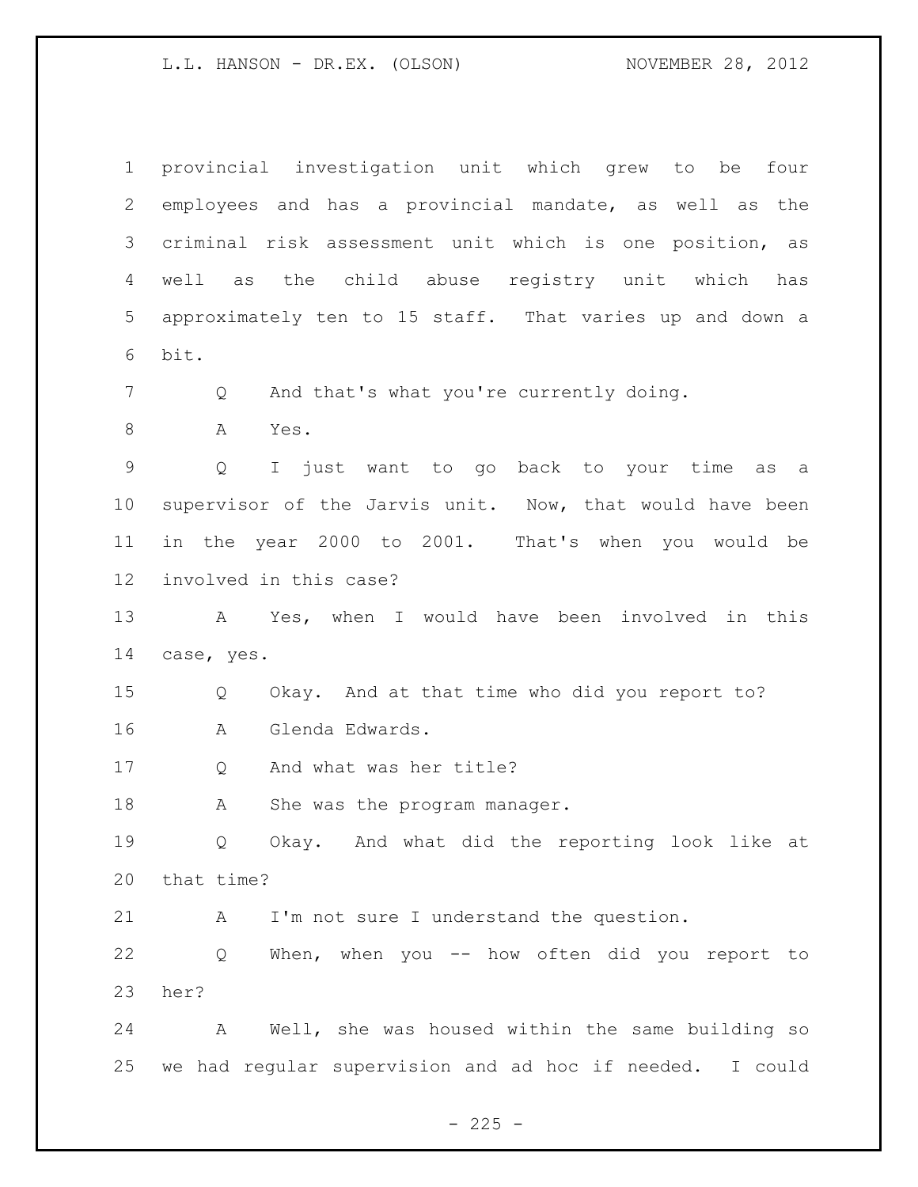provincial investigation unit which grew to be four employees and has a provincial mandate, as well as the criminal risk assessment unit which is one position, as well as the child abuse registry unit which has approximately ten to 15 staff. That varies up and down a bit.

Q And that's what you're currently doing.

A Yes.

Q I just want to go back to your time as a supervisor of the Jarvis unit. Now, that would have been in the year 2000 to 2001. That's when you would be involved in this case?

A Yes, when I would have been involved in this case, yes.

Q Okay. And at that time who did you report to?

A Glenda Edwards.

Q And what was her title?

A She was the program manager.

Q Okay. And what did the reporting look like at that time?

A I'm not sure I understand the question.

Q When, when you -- how often did you report to her?

A Well, she was housed within the same building so we had regular supervision and ad hoc if needed. I could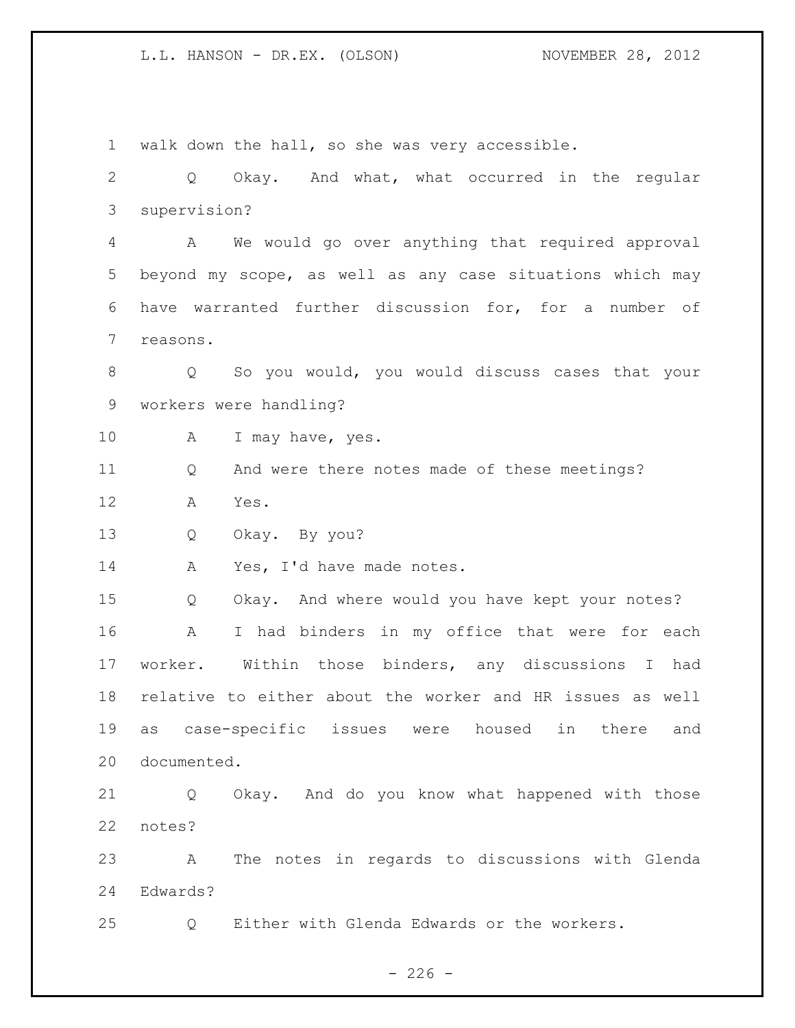walk down the hall, so she was very accessible.

Q Okay. And what, what occurred in the regular supervision?

A We would go over anything that required approval beyond my scope, as well as any case situations which may have warranted further discussion for, for a number of reasons.

Q So you would, you would discuss cases that your workers were handling?

A I may have, yes.

Q And were there notes made of these meetings?

A Yes.

Q Okay. By you?

A Yes, I'd have made notes.

Q Okay. And where would you have kept your notes?

A I had binders in my office that were for each worker. Within those binders, any discussions I had relative to either about the worker and HR issues as well as case-specific issues were housed in there and documented.

Q Okay. And do you know what happened with those notes?

A The notes in regards to discussions with Glenda Edwards?

Q Either with Glenda Edwards or the workers.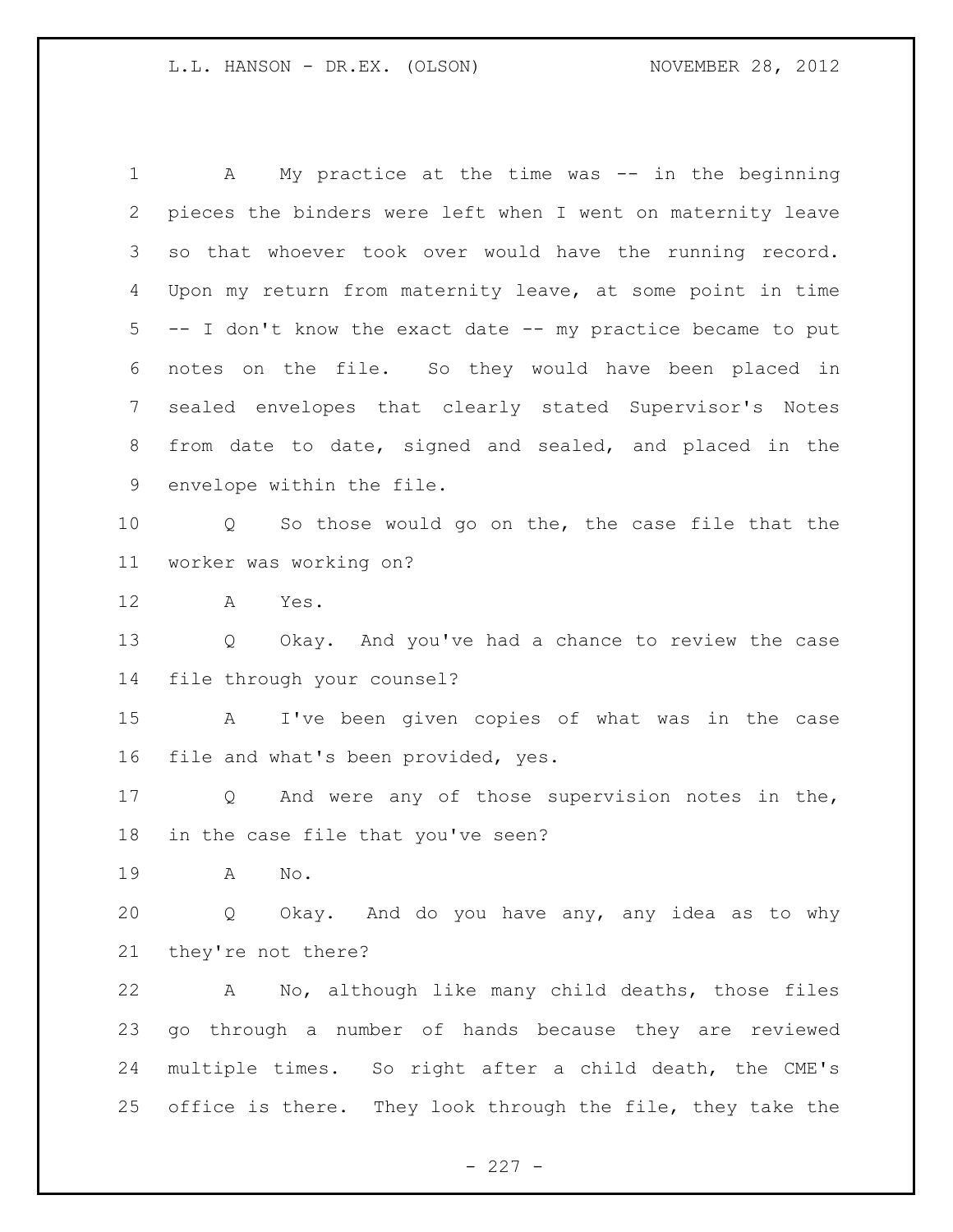A My practice at the time was -- in the beginning pieces the binders were left when I went on maternity leave so that whoever took over would have the running record. Upon my return from maternity leave, at some point in time -- I don't know the exact date -- my practice became to put notes on the file. So they would have been placed in sealed envelopes that clearly stated Supervisor's Notes from date to date, signed and sealed, and placed in the envelope within the file.

Q So those would go on the, the case file that the worker was working on?

A Yes.

Q Okay. And you've had a chance to review the case file through your counsel?

A I've been given copies of what was in the case file and what's been provided, yes.

Q And were any of those supervision notes in the, in the case file that you've seen?

A No.

Q Okay. And do you have any, any idea as to why they're not there?

A No, although like many child deaths, those files go through a number of hands because they are reviewed multiple times. So right after a child death, the CME's office is there. They look through the file, they take the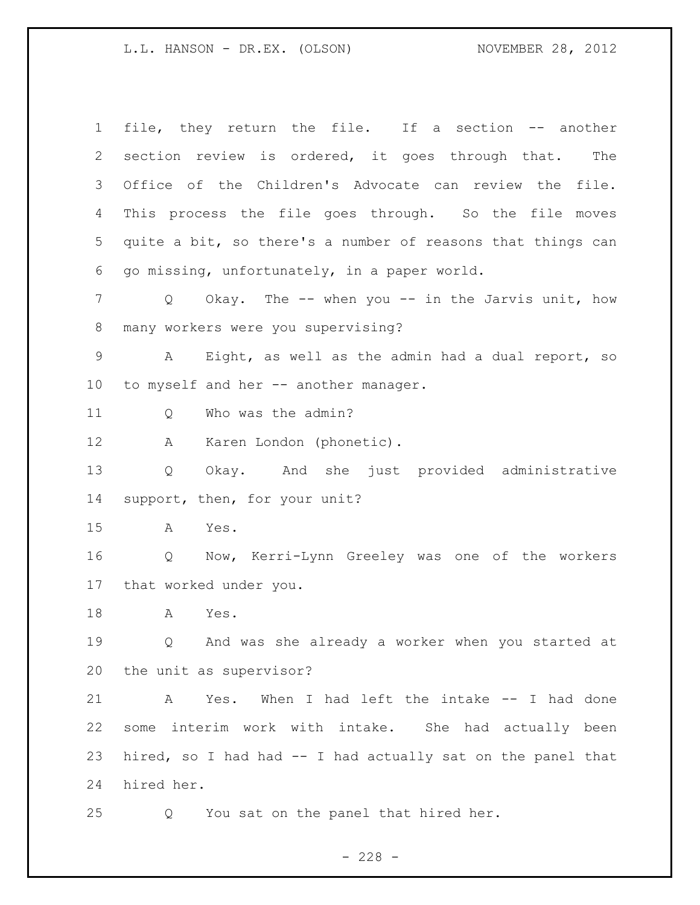file, they return the file. If a section -- another section review is ordered, it goes through that. The Office of the Children's Advocate can review the file. This process the file goes through. So the file moves quite a bit, so there's a number of reasons that things can go missing, unfortunately, in a paper world.

Q Okay. The -- when you -- in the Jarvis unit, how many workers were you supervising?

A Eight, as well as the admin had a dual report, so to myself and her -- another manager.

Q Who was the admin?

A Karen London (phonetic).

Q Okay. And she just provided administrative support, then, for your unit?

A Yes.

Q Now, Kerri-Lynn Greeley was one of the workers that worked under you.

A Yes.

Q And was she already a worker when you started at the unit as supervisor?

A Yes. When I had left the intake -- I had done some interim work with intake. She had actually been hired, so I had had -- I had actually sat on the panel that hired her.

Q You sat on the panel that hired her.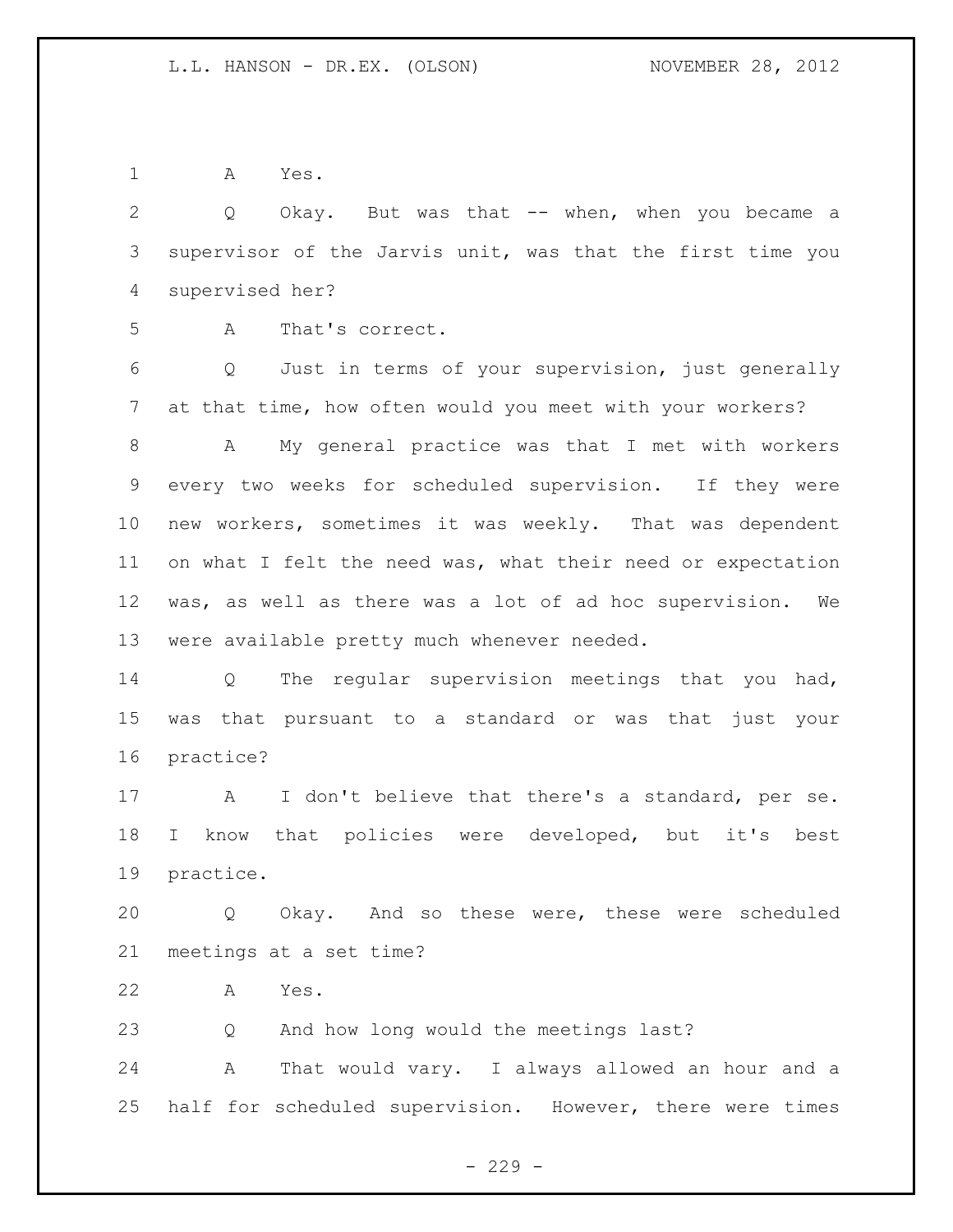A Yes.

Q Okay. But was that -- when, when you became a supervisor of the Jarvis unit, was that the first time you supervised her?

A That's correct.

Q Just in terms of your supervision, just generally at that time, how often would you meet with your workers?

A My general practice was that I met with workers every two weeks for scheduled supervision. If they were new workers, sometimes it was weekly. That was dependent on what I felt the need was, what their need or expectation was, as well as there was a lot of ad hoc supervision. We were available pretty much whenever needed.

Q The regular supervision meetings that you had, was that pursuant to a standard or was that just your practice?

A I don't believe that there's a standard, per se. I know that policies were developed, but it's best practice.

Q Okay. And so these were, these were scheduled meetings at a set time?

A Yes.

Q And how long would the meetings last?

A That would vary. I always allowed an hour and a half for scheduled supervision. However, there were times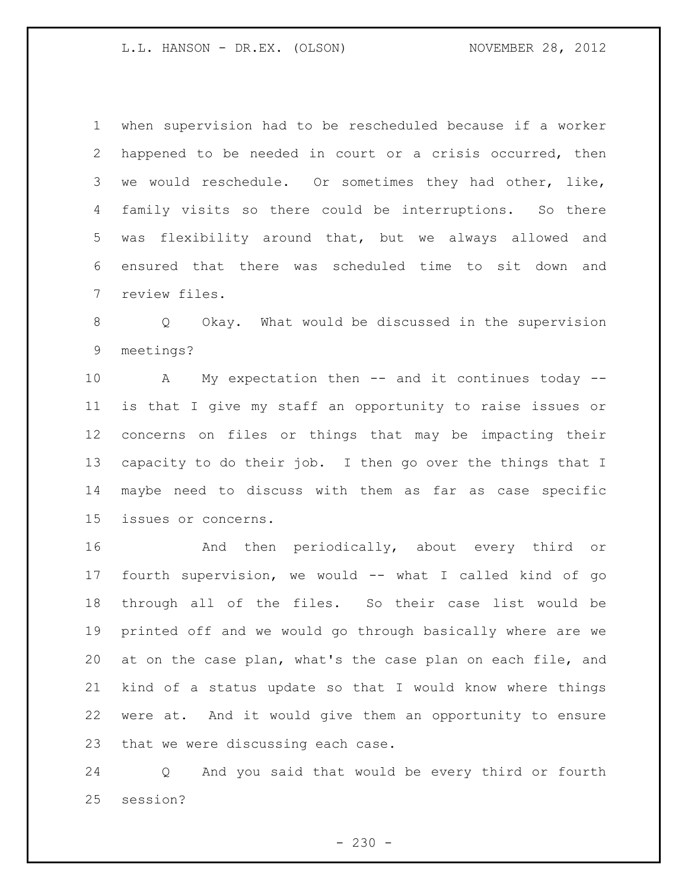when supervision had to be rescheduled because if a worker happened to be needed in court or a crisis occurred, then we would reschedule. Or sometimes they had other, like, family visits so there could be interruptions. So there was flexibility around that, but we always allowed and ensured that there was scheduled time to sit down and review files.

Q Okay. What would be discussed in the supervision meetings?

A My expectation then -- and it continues today -- is that I give my staff an opportunity to raise issues or concerns on files or things that may be impacting their capacity to do their job. I then go over the things that I maybe need to discuss with them as far as case specific issues or concerns.

And then periodically, about every third or fourth supervision, we would -- what I called kind of go through all of the files. So their case list would be printed off and we would go through basically where are we at on the case plan, what's the case plan on each file, and kind of a status update so that I would know where things were at. And it would give them an opportunity to ensure that we were discussing each case.

Q And you said that would be every third or fourth session?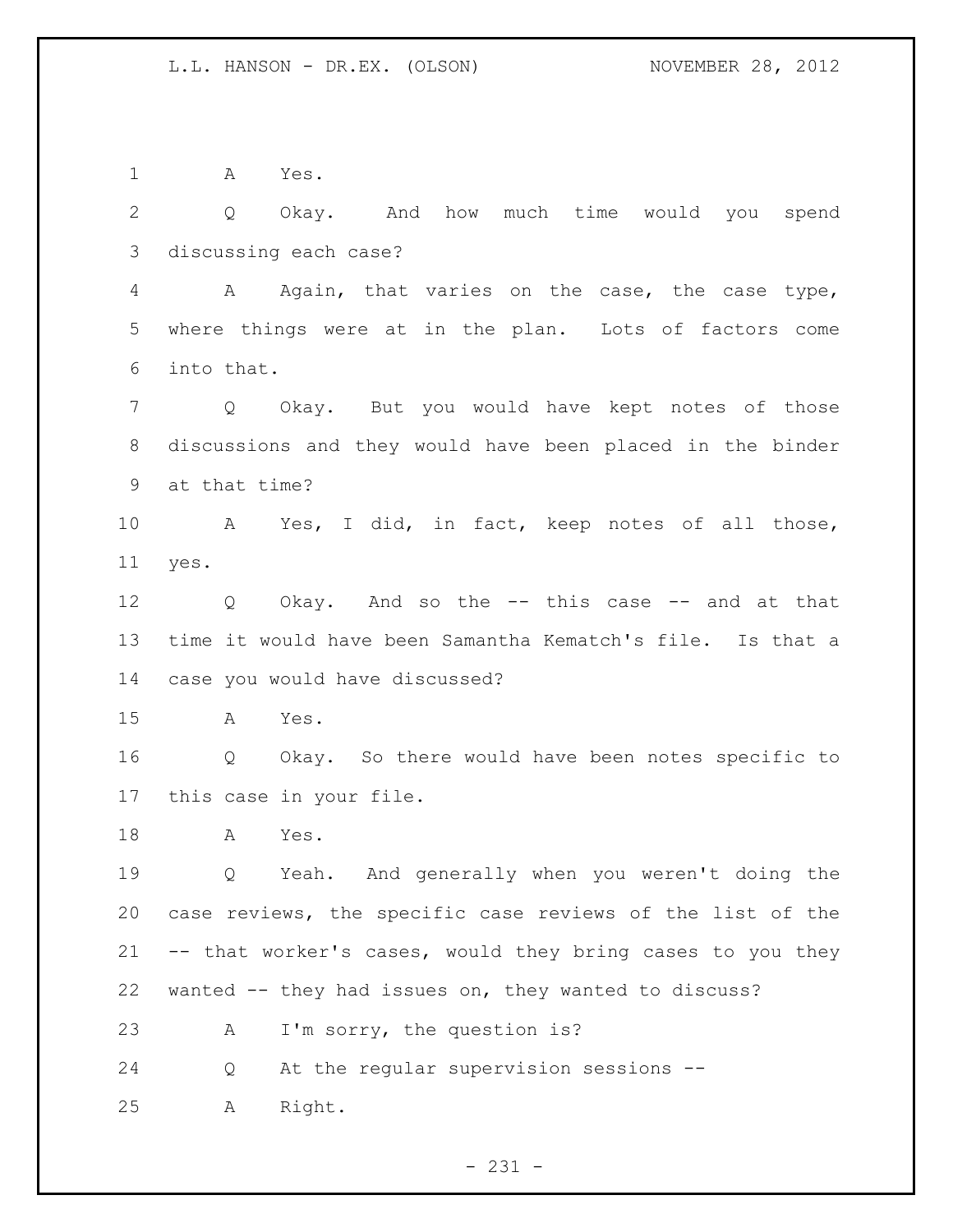A Yes.

Q Okay. And how much time would you spend discussing each case?

A Again, that varies on the case, the case type, where things were at in the plan. Lots of factors come into that.

Q Okay. But you would have kept notes of those discussions and they would have been placed in the binder at that time?

A Yes, I did, in fact, keep notes of all those, yes.

Q Okay. And so the -- this case -- and at that time it would have been Samantha Kematch's file. Is that a case you would have discussed?

A Yes.

Q Okay. So there would have been notes specific to this case in your file.

A Yes.

Q Yeah. And generally when you weren't doing the case reviews, the specific case reviews of the list of the -- that worker's cases, would they bring cases to you they wanted -- they had issues on, they wanted to discuss?

A I'm sorry, the question is?

Q At the regular supervision sessions --

A Right.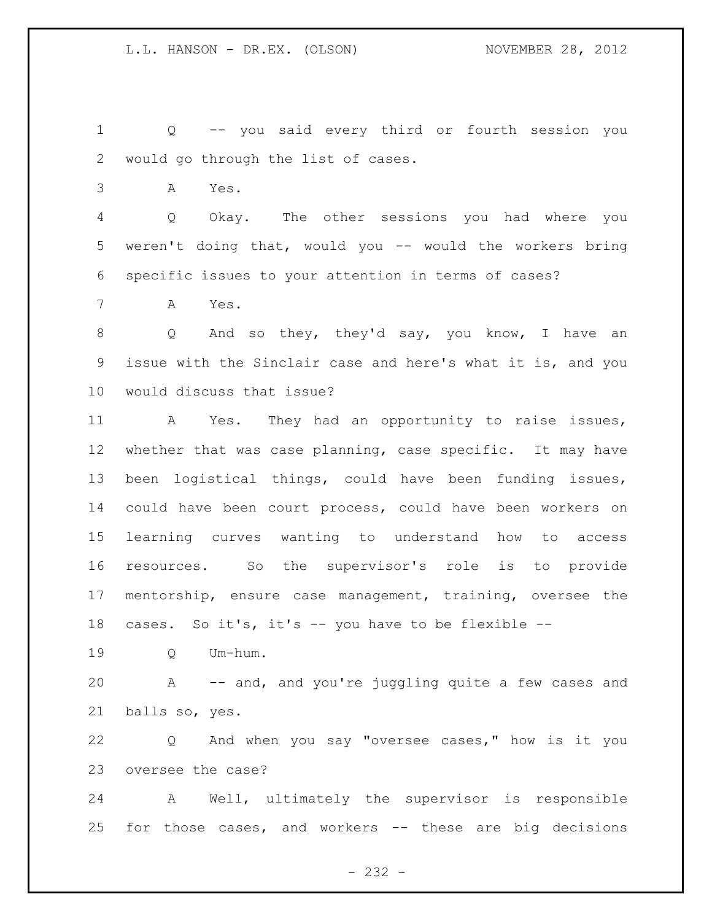Q -- you said every third or fourth session you would go through the list of cases.

A Yes.

Q Okay. The other sessions you had where you weren't doing that, would you -- would the workers bring specific issues to your attention in terms of cases?

A Yes.

Q And so they, they'd say, you know, I have an issue with the Sinclair case and here's what it is, and you would discuss that issue?

A Yes. They had an opportunity to raise issues, whether that was case planning, case specific. It may have been logistical things, could have been funding issues, could have been court process, could have been workers on learning curves wanting to understand how to access resources. So the supervisor's role is to provide mentorship, ensure case management, training, oversee the cases. So it's, it's -- you have to be flexible --

Q Um-hum.

A -- and, and you're juggling quite a few cases and balls so, yes.

Q And when you say "oversee cases," how is it you oversee the case?

A Well, ultimately the supervisor is responsible for those cases, and workers -- these are big decisions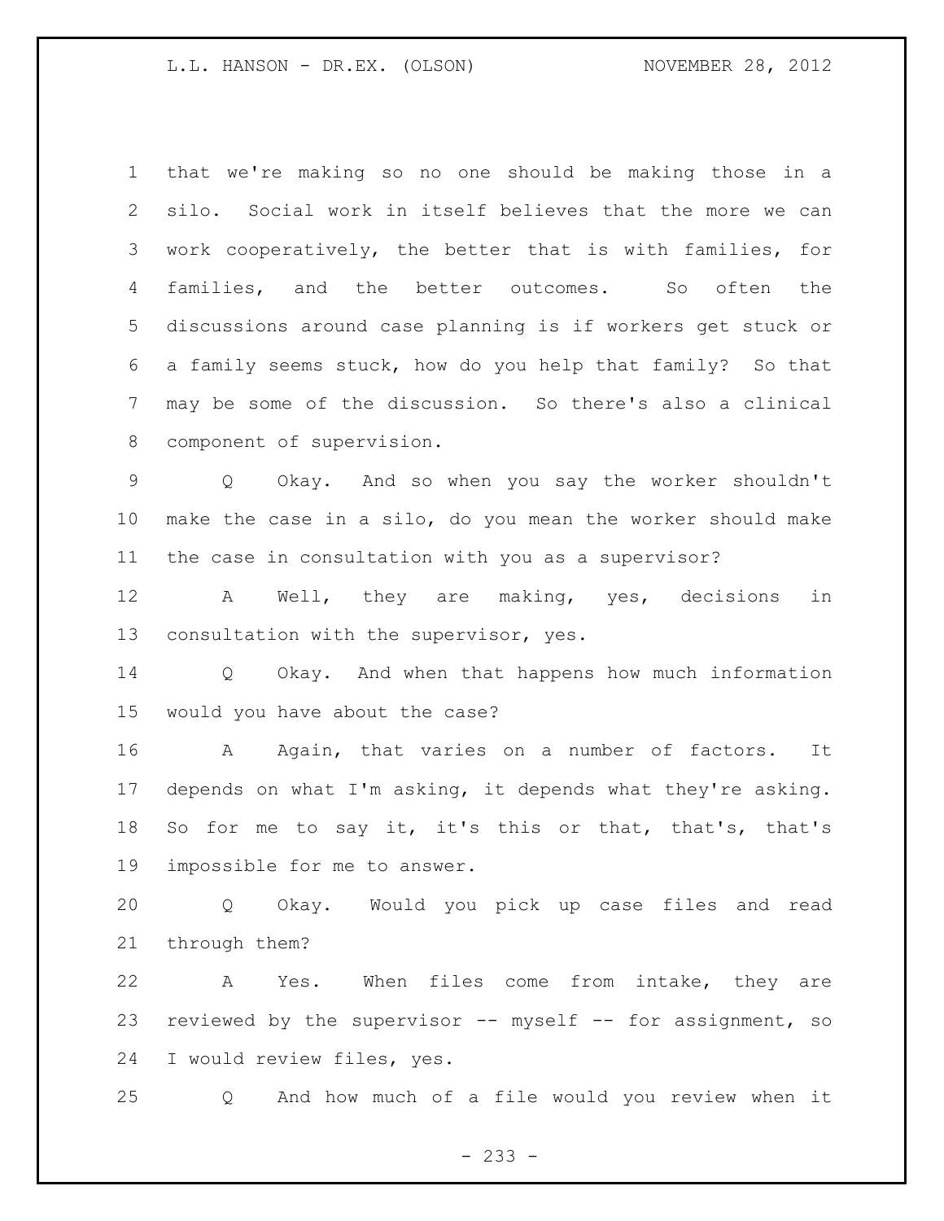that we're making so no one should be making those in a silo. Social work in itself believes that the more we can work cooperatively, the better that is with families, for families, and the better outcomes. So often the discussions around case planning is if workers get stuck or a family seems stuck, how do you help that family? So that may be some of the discussion. So there's also a clinical component of supervision.

Q Okay. And so when you say the worker shouldn't make the case in a silo, do you mean the worker should make the case in consultation with you as a supervisor?

A Well, they are making, yes, decisions in consultation with the supervisor, yes.

Q Okay. And when that happens how much information would you have about the case?

A Again, that varies on a number of factors. It depends on what I'm asking, it depends what they're asking. So for me to say it, it's this or that, that's, that's impossible for me to answer.

Q Okay. Would you pick up case files and read through them?

A Yes. When files come from intake, they are reviewed by the supervisor -- myself -- for assignment, so I would review files, yes.

Q And how much of a file would you review when it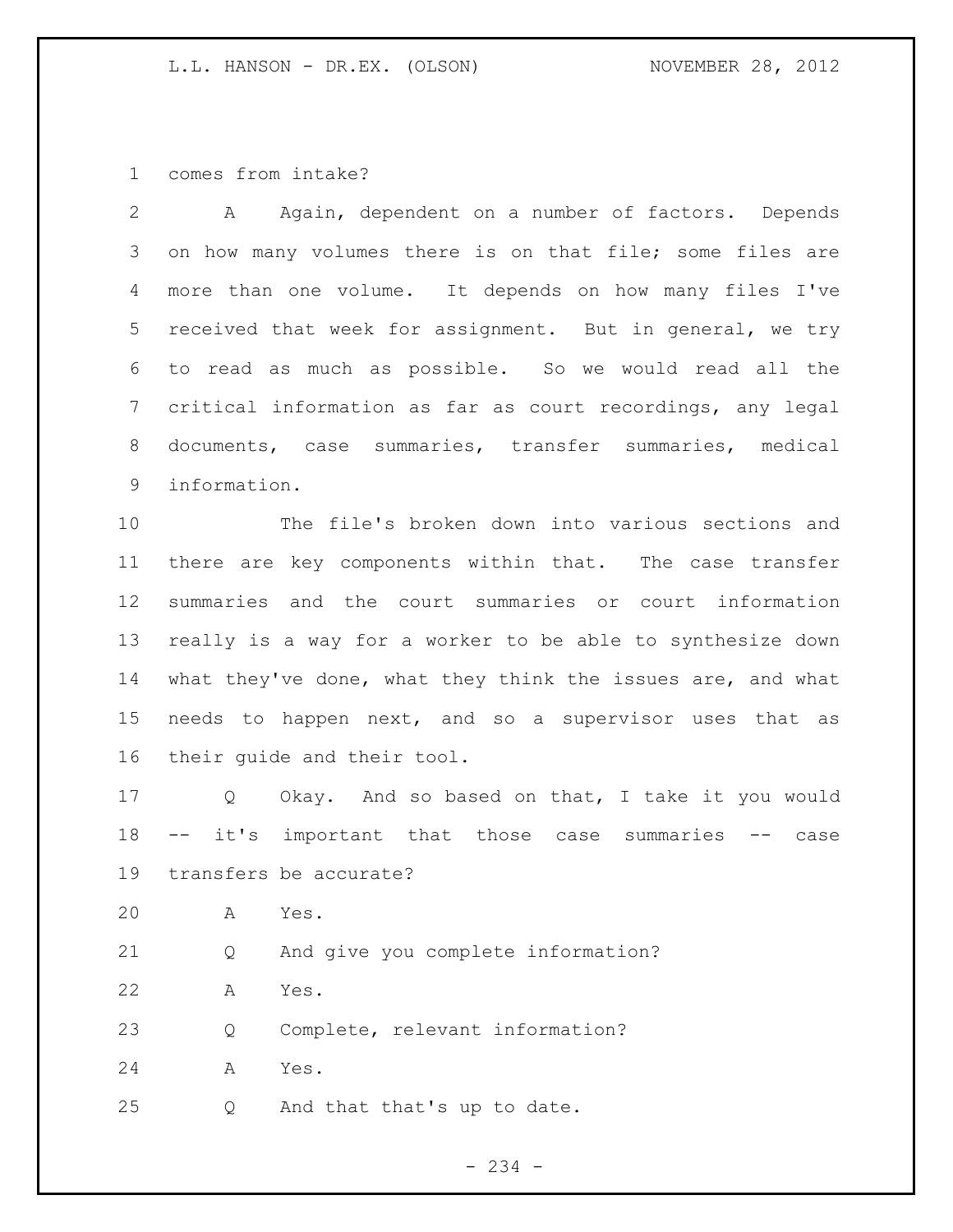comes from intake?

A Again, dependent on a number of factors. Depends on how many volumes there is on that file; some files are more than one volume. It depends on how many files I've received that week for assignment. But in general, we try to read as much as possible. So we would read all the critical information as far as court recordings, any legal documents, case summaries, transfer summaries, medical information.

The file's broken down into various sections and there are key components within that. The case transfer summaries and the court summaries or court information really is a way for a worker to be able to synthesize down what they've done, what they think the issues are, and what needs to happen next, and so a supervisor uses that as their guide and their tool.

Q Okay. And so based on that, I take it you would -- it's important that those case summaries -- case transfers be accurate?

A Yes.

Q And give you complete information?

A Yes.

Q Complete, relevant information?

A Yes.

Q And that that's up to date.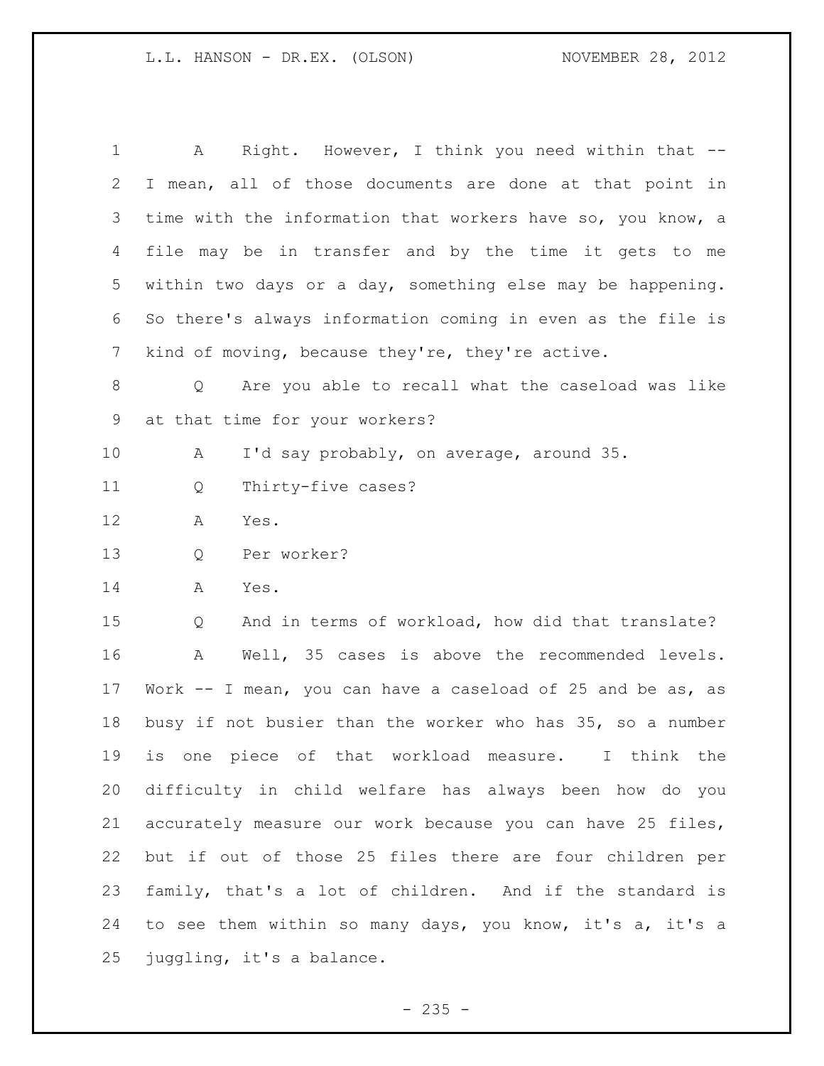A Right. However, I think you need within that -- I mean, all of those documents are done at that point in time with the information that workers have so, you know, a file may be in transfer and by the time it gets to me within two days or a day, something else may be happening. So there's always information coming in even as the file is kind of moving, because they're, they're active.

Q Are you able to recall what the caseload was like at that time for your workers?

A I'd say probably, on average, around 35.

Q Thirty-five cases?

A Yes.

Q Per worker?

A Yes.

Q And in terms of workload, how did that translate?

A Well, 35 cases is above the recommended levels. Work -- I mean, you can have a caseload of 25 and be as, as busy if not busier than the worker who has 35, so a number is one piece of that workload measure. I think the difficulty in child welfare has always been how do you accurately measure our work because you can have 25 files, but if out of those 25 files there are four children per family, that's a lot of children. And if the standard is to see them within so many days, you know, it's a, it's a juggling, it's a balance.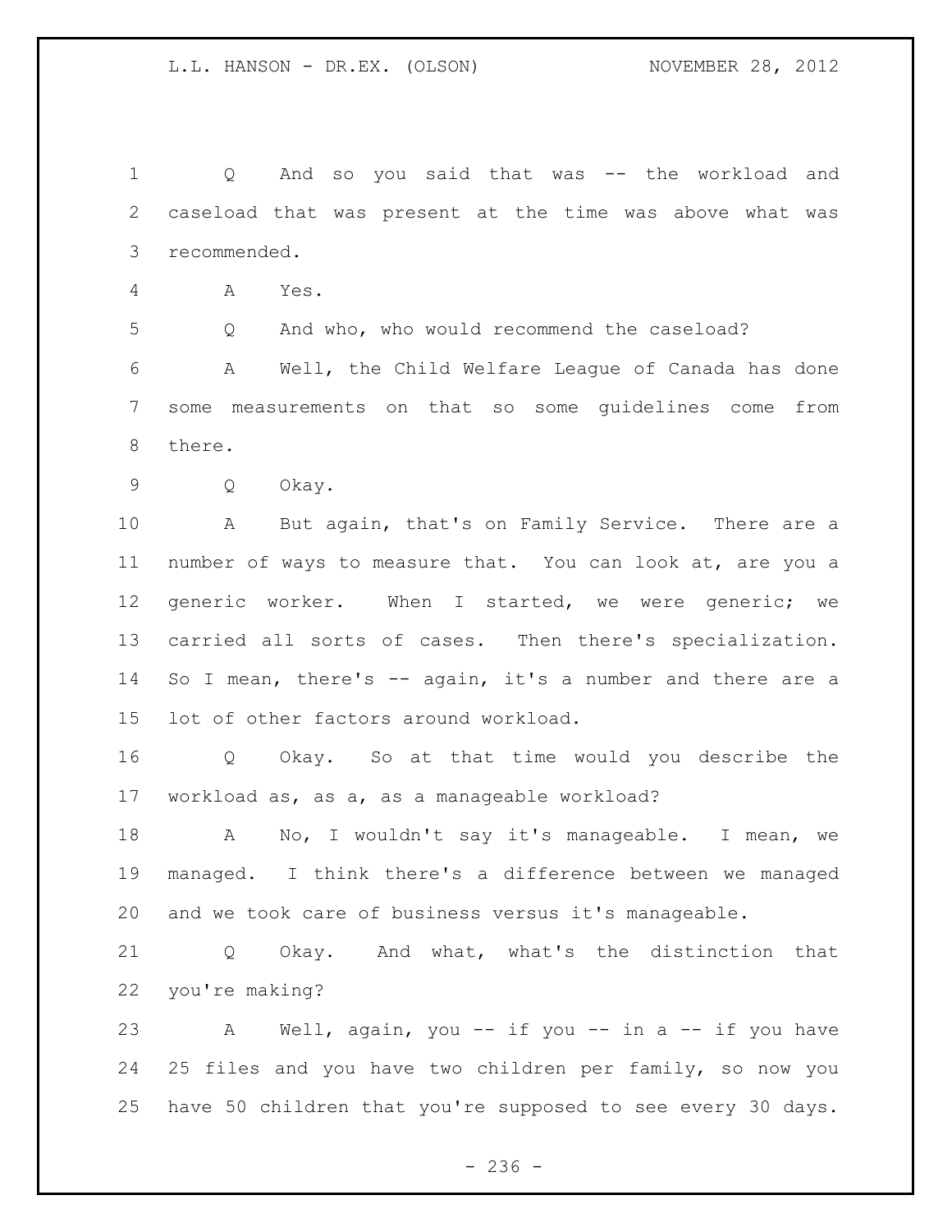Q And so you said that was -- the workload and caseload that was present at the time was above what was recommended.

A Yes.

Q And who, who would recommend the caseload?

A Well, the Child Welfare League of Canada has done some measurements on that so some guidelines come from there.

Q Okay.

A But again, that's on Family Service. There are a number of ways to measure that. You can look at, are you a generic worker. When I started, we were generic; we carried all sorts of cases. Then there's specialization. So I mean, there's -- again, it's a number and there are a lot of other factors around workload.

Q Okay. So at that time would you describe the workload as, as a, as a manageable workload?

A No, I wouldn't say it's manageable. I mean, we managed. I think there's a difference between we managed and we took care of business versus it's manageable.

Q Okay. And what, what's the distinction that you're making?

A Well, again, you -- if you -- in a -- if you have 25 files and you have two children per family, so now you have 50 children that you're supposed to see every 30 days.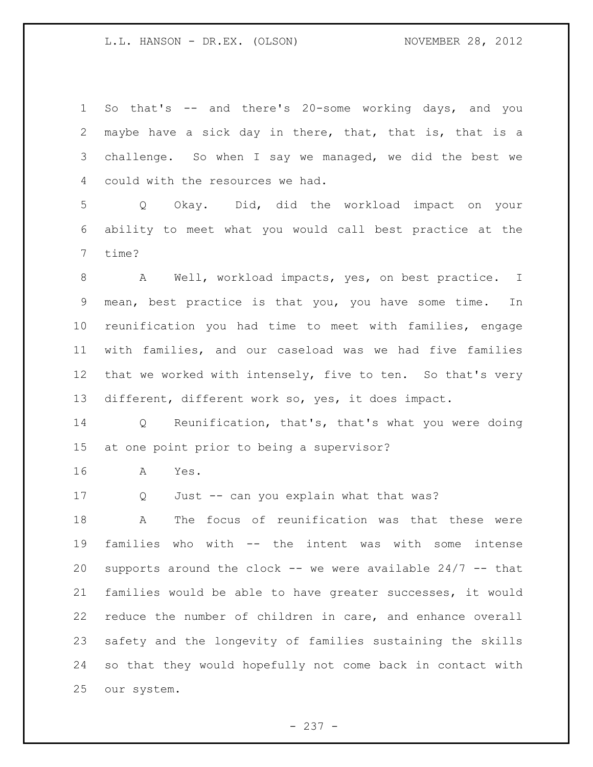So that's -- and there's 20-some working days, and you maybe have a sick day in there, that, that is, that is a challenge. So when I say we managed, we did the best we could with the resources we had.

Q Okay. Did, did the workload impact on your ability to meet what you would call best practice at the time?

A Well, workload impacts, yes, on best practice. I mean, best practice is that you, you have some time. In reunification you had time to meet with families, engage with families, and our caseload was we had five families that we worked with intensely, five to ten. So that's very different, different work so, yes, it does impact.

Q Reunification, that's, that's what you were doing at one point prior to being a supervisor?

A Yes.

Q Just -- can you explain what that was?

A The focus of reunification was that these were families who with -- the intent was with some intense supports around the clock -- we were available 24/7 -- that families would be able to have greater successes, it would reduce the number of children in care, and enhance overall safety and the longevity of families sustaining the skills so that they would hopefully not come back in contact with our system.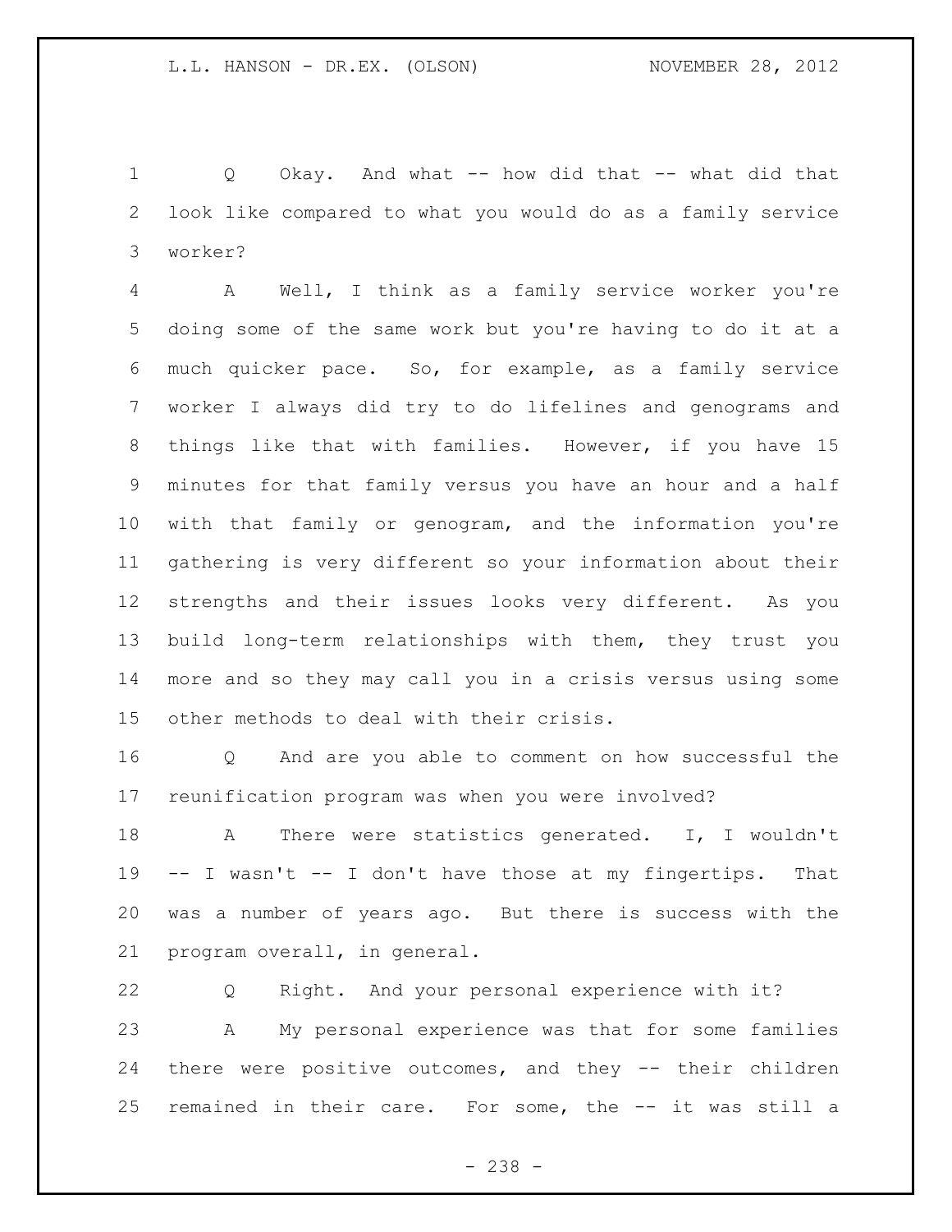Q Okay. And what -- how did that -- what did that look like compared to what you would do as a family service worker?

A Well, I think as a family service worker you're doing some of the same work but you're having to do it at a much quicker pace. So, for example, as a family service worker I always did try to do lifelines and genograms and things like that with families. However, if you have 15 minutes for that family versus you have an hour and a half with that family or genogram, and the information you're gathering is very different so your information about their strengths and their issues looks very different. As you build long-term relationships with them, they trust you more and so they may call you in a crisis versus using some other methods to deal with their crisis.

Q And are you able to comment on how successful the reunification program was when you were involved?

A There were statistics generated. I, I wouldn't -- I wasn't -- I don't have those at my fingertips. That was a number of years ago. But there is success with the program overall, in general.

Q Right. And your personal experience with it?

A My personal experience was that for some families there were positive outcomes, and they -- their children remained in their care. For some, the -- it was still a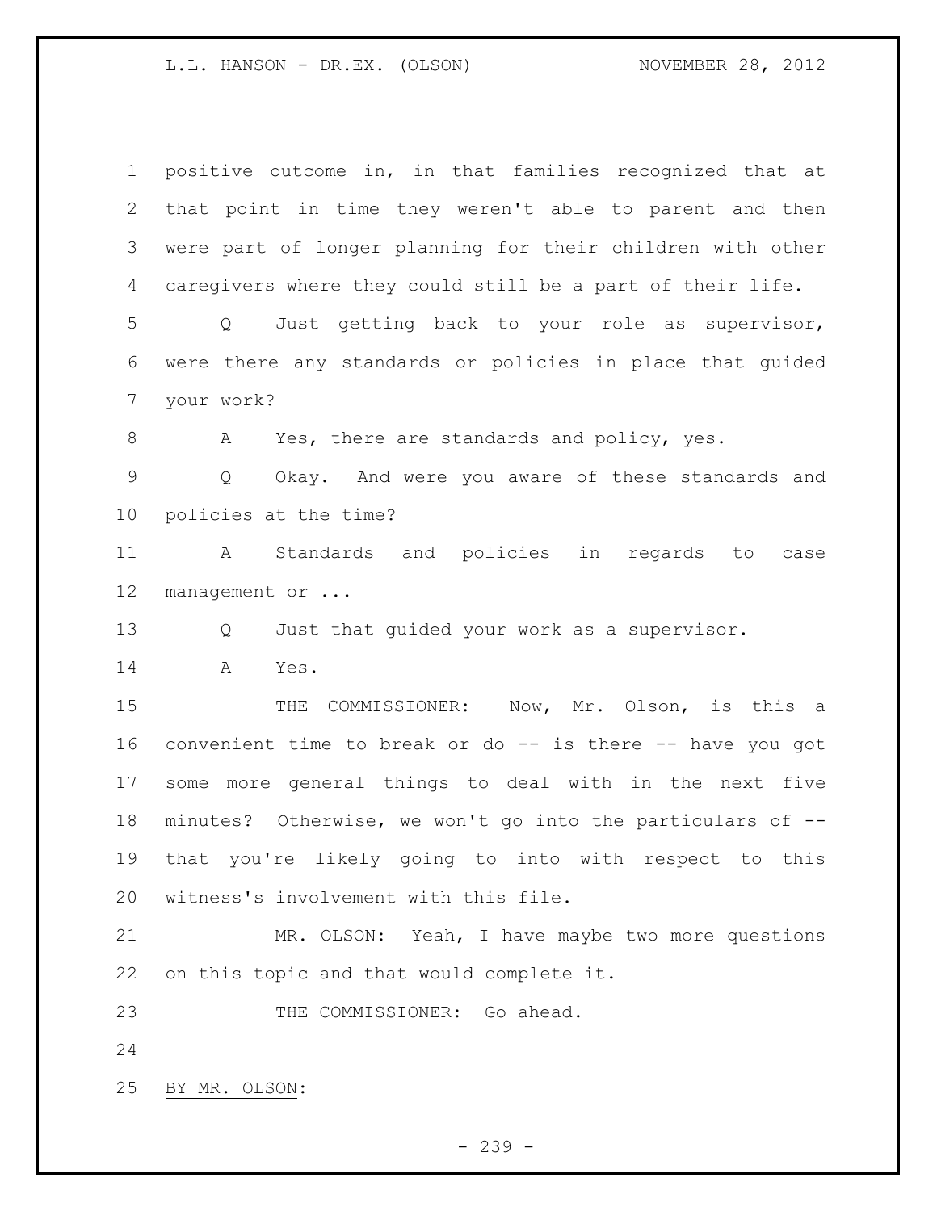positive outcome in, in that families recognized that at that point in time they weren't able to parent and then were part of longer planning for their children with other caregivers where they could still be a part of their life.

Q Just getting back to your role as supervisor, were there any standards or policies in place that guided your work?

A Yes, there are standards and policy, yes.

Q Okay. And were you aware of these standards and policies at the time?

A Standards and policies in regards to case management or ...

Q Just that guided your work as a supervisor.

A Yes.

THE COMMISSIONER: Now, Mr. Olson, is this a convenient time to break or do -- is there -- have you got some more general things to deal with in the next five minutes? Otherwise, we won't go into the particulars of -- that you're likely going to into with respect to this witness's involvement with this file.

MR. OLSON: Yeah, I have maybe two more questions on this topic and that would complete it.

THE COMMISSIONER: Go ahead.

BY MR. OLSON: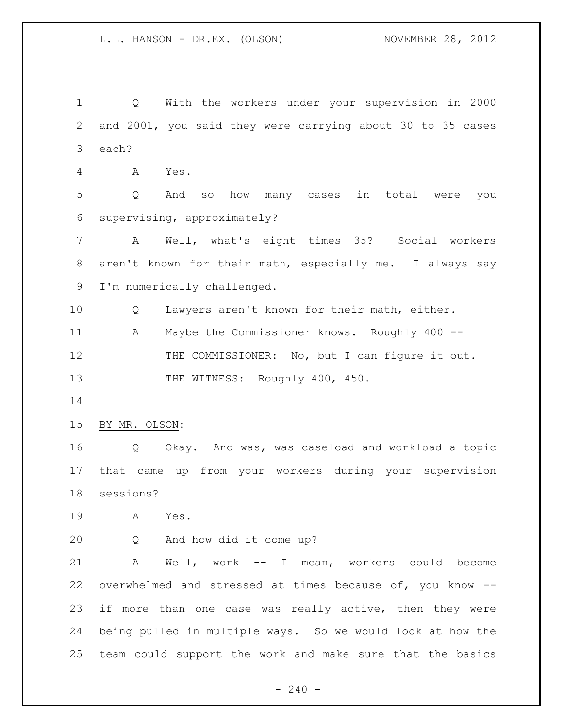Q With the workers under your supervision in 2000 and 2001, you said they were carrying about 30 to 35 cases each?

A Yes.

Q And so how many cases in total were you supervising, approximately?

A Well, what's eight times 35? Social workers aren't known for their math, especially me. I always say I'm numerically challenged.

Q Lawyers aren't known for their math, either.

A Maybe the Commissioner knows. Roughly 400 --

THE COMMISSIONER: No, but I can figure it out.

THE WITNESS: Roughly 400, 450.

BY MR. OLSON:

Q Okay. And was, was caseload and workload a topic that came up from your workers during your supervision sessions?

A Yes.

Q And how did it come up?

A Well, work -- I mean, workers could become overwhelmed and stressed at times because of, you know -- if more than one case was really active, then they were being pulled in multiple ways. So we would look at how the team could support the work and make sure that the basics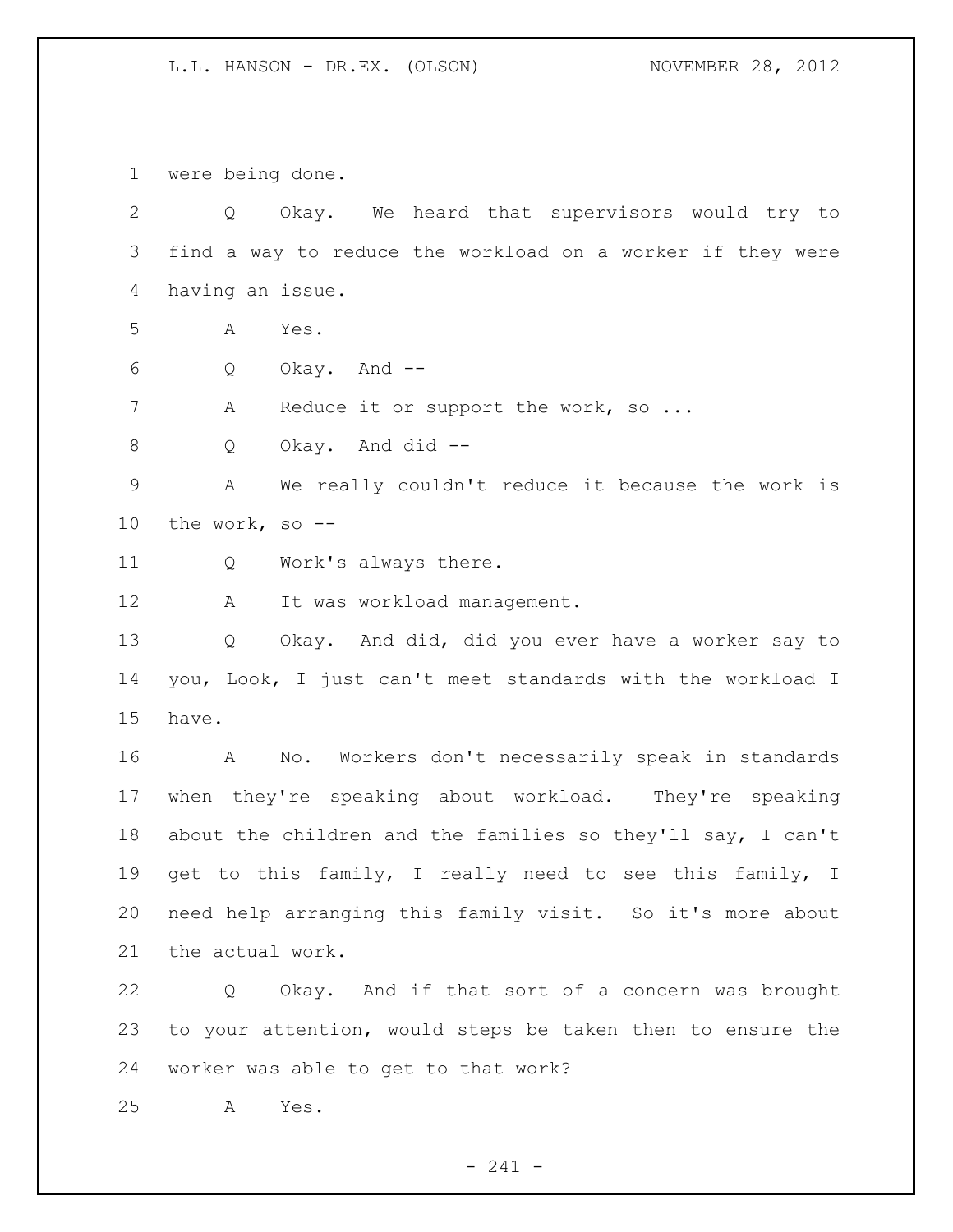were being done.

Q Okay. We heard that supervisors would try to find a way to reduce the workload on a worker if they were having an issue.

A Yes.

Q Okay. And --

A Reduce it or support the work, so ...

Q Okay. And did --

A We really couldn't reduce it because the work is the work, so --

Q Work's always there.

A It was workload management.

Q Okay. And did, did you ever have a worker say to you, Look, I just can't meet standards with the workload I have.

A No. Workers don't necessarily speak in standards when they're speaking about workload. They're speaking about the children and the families so they'll say, I can't get to this family, I really need to see this family, I need help arranging this family visit. So it's more about the actual work.

Q Okay. And if that sort of a concern was brought to your attention, would steps be taken then to ensure the worker was able to get to that work?

A Yes.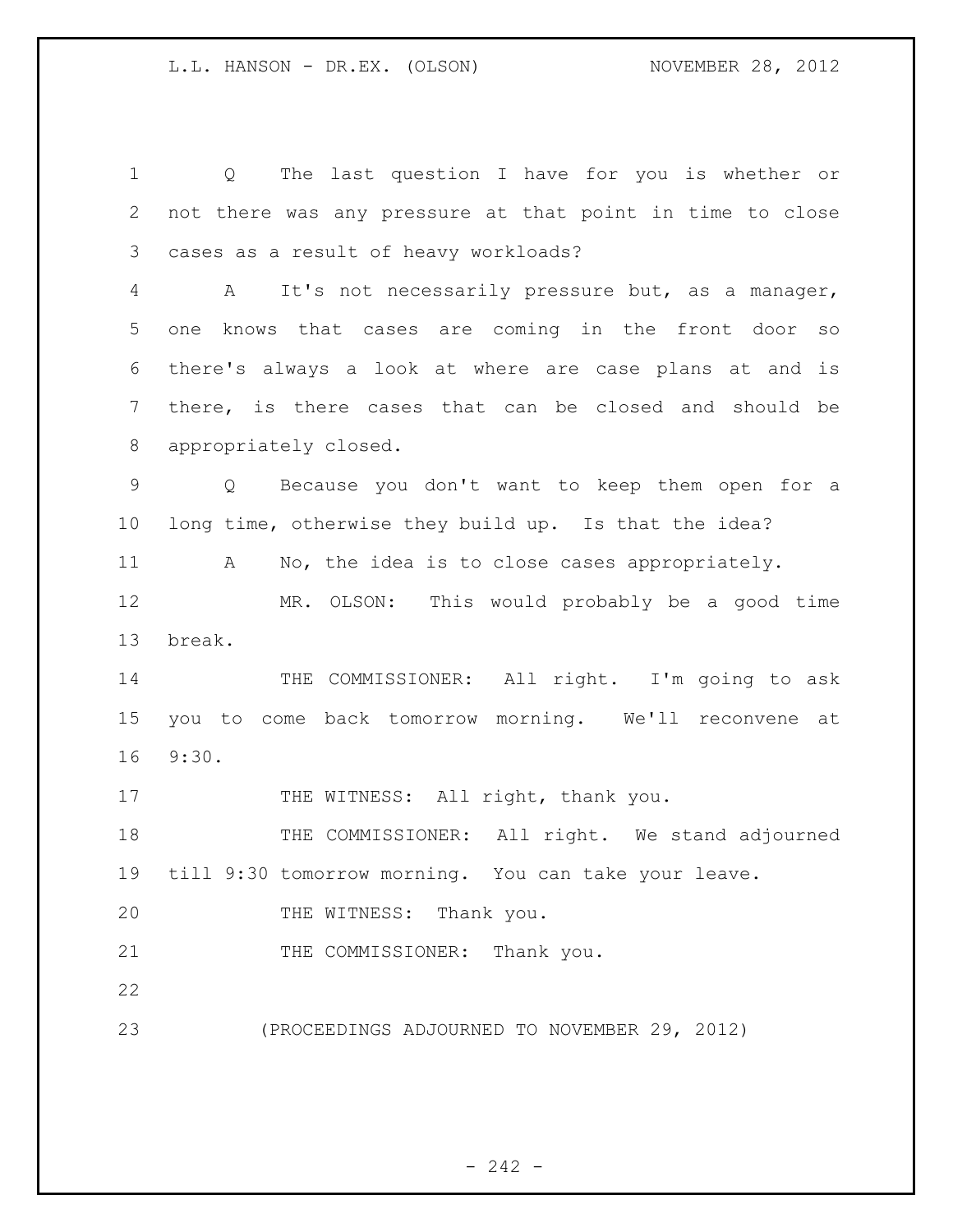Q The last question I have for you is whether or not there was any pressure at that point in time to close cases as a result of heavy workloads?

A It's not necessarily pressure but, as a manager, one knows that cases are coming in the front door so there's always a look at where are case plans at and is there, is there cases that can be closed and should be appropriately closed.

Q Because you don't want to keep them open for a long time, otherwise they build up. Is that the idea?

A No, the idea is to close cases appropriately.

MR. OLSON: This would probably be a good time break.

THE COMMISSIONER: All right. I'm going to ask you to come back tomorrow morning. We'll reconvene at 9:30.

THE WITNESS: All right, thank you.

THE COMMISSIONER: All right. We stand adjourned till 9:30 tomorrow morning. You can take your leave.

THE WITNESS: Thank you.

THE COMMISSIONER: Thank you.

(PROCEEDINGS ADJOURNED TO NOVEMBER 29, 2012)